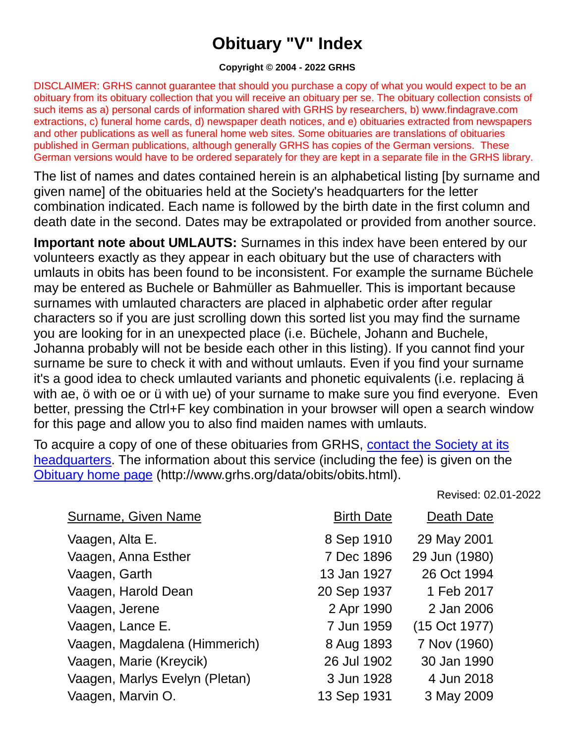# Obituary "V" Index

**Copyright © 2004 - 2022 GRHS**

DISCLAIMER: GRHS cannot guarantee that should you purchase a copy of what you would expect to be an obituary from its obituary collection that you will receive an obituary per se. The obituary collection consists of such items as a) personal cards of information shared with GRHS by researchers, b) www.findagrave.com extractions, c) funeral home cards, d) newspaper death notices, and e) obituaries extracted from newspapers and other publications as well as funeral home web sites. Some obituaries are translations of obituaries published in German publications, although generally GRHS has copies of the German versions. These German versions would have to be ordered separately for they are kept in a separate file in the GRHS library.

The list of names and dates contained herein is an alphabetical listing [by surname and given name] of the obituaries held at the Society's headquarters for the letter combination indicated. Each name is followed by the birth date in the first column and death date in the second. Dates may be extrapolated or provided from another source.

**Important note about UMLAUTS:** Surnames in this index have been entered by our volunteers exactly as they appear in each obituary but the use of characters with umlauts in obits has been found to be inconsistent. For example the surname Büchele may be entered as Buchele or Bahmüller as Bahmueller. This is important because surnames with umlauted characters are placed in alphabetic order after regular characters so if you are just scrolling down this sorted list you may find the surname you are looking for in an unexpected place (i.e. Büchele, Johann and Buchele, Johanna probably will not be beside each other in this listing). If you cannot find your surname be sure to check it with and without umlauts. Even if you find your surname it's a good idea to check umlauted variants and phonetic equivalents (i.e. replacing ä with ae, ö with oe or ü with ue) of your surname to make sure you find everyone. Even better, pressing the Ctrl+F key combination in your browser will open a search window for this page and allow you to also find maiden names with umlauts.

To acquire a copy of one of these obituaries from GRHS, contact the Society at its headquarters. The information about this service (including the fee) is given on the Obituary home page (http://www.grhs.org/data/obits/obits.html).

Revised: 02.01-2022

| Surname, Given Name | Birth Date | Death Date |
|---|---|---|
| Vaagen, Alta E. | 8 Sep 1910 | 29 May 2001 |
| Vaagen, Anna Esther | 7 Dec 1896 | 29 Jun (1980) |
| Vaagen, Garth | 13 Jan 1927 | 26 Oct 1994 |
| Vaagen, Harold Dean | 20 Sep 1937 | 1 Feb 2017 |
| Vaagen, Jerene | 2 Apr 1990 | 2 Jan 2006 |
| Vaagen, Lance E. | 7 Jun 1959 | (15 Oct 1977) |
| Vaagen, Magdalena (Himmerich) | 8 Aug 1893 | 7 Nov (1960) |
| Vaagen, Marie (Kreycik) | 26 Jul 1902 | 30 Jan 1990 |
| Vaagen, Marlys Evelyn (Pletan) | 3 Jun 1928 | 4 Jun 2018 |
| Vaagen, Marvin O. | 13 Sep 1931 | 3 May 2009 |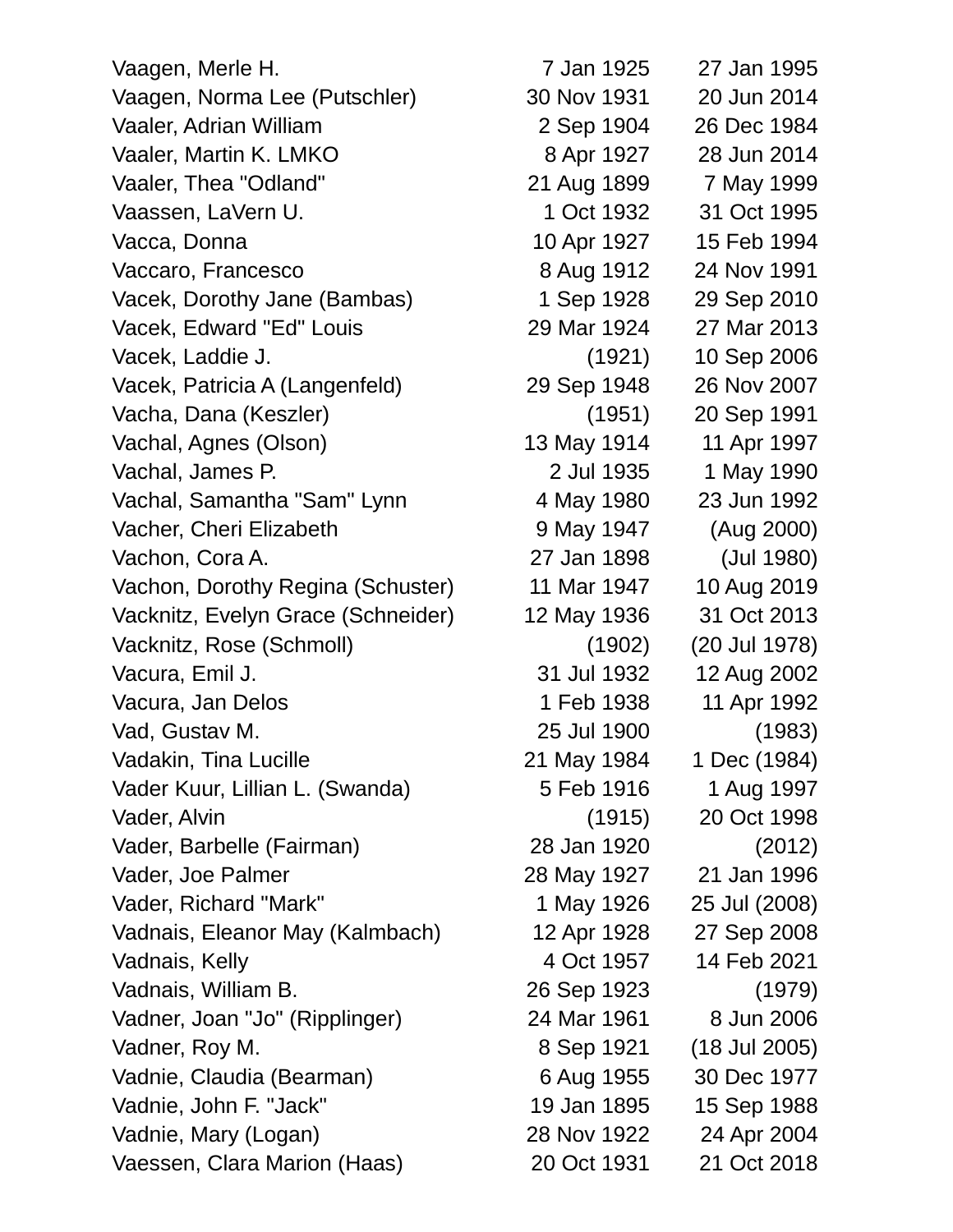| | | |
|---|---|---|
| Vaagen, Merle H. | 7 Jan 1925 | 27 Jan 1995 |
| Vaagen, Norma Lee (Putschler) | 30 Nov 1931 | 20 Jun 2014 |
| Vaaler, Adrian William | 2 Sep 1904 | 26 Dec 1984 |
| Vaaler, Martin K. LMKO | 8 Apr 1927 | 28 Jun 2014 |
| Vaaler, Thea "Odland" | 21 Aug 1899 | 7 May 1999 |
| Vaassen, LaVern U. | 1 Oct 1932 | 31 Oct 1995 |
| Vacca, Donna | 10 Apr 1927 | 15 Feb 1994 |
| Vaccaro, Francesco | 8 Aug 1912 | 24 Nov 1991 |
| Vacek, Dorothy Jane (Bambas) | 1 Sep 1928 | 29 Sep 2010 |
| Vacek, Edward "Ed" Louis | 29 Mar 1924 | 27 Mar 2013 |
| Vacek, Laddie J. | (1921) | 10 Sep 2006 |
| Vacek, Patricia A (Langenfeld) | 29 Sep 1948 | 26 Nov 2007 |
| Vacha, Dana (Keszler) | (1951) | 20 Sep 1991 |
| Vachal, Agnes (Olson) | 13 May 1914 | 11 Apr 1997 |
| Vachal, James P. | 2 Jul 1935 | 1 May 1990 |
| Vachal, Samantha "Sam" Lynn | 4 May 1980 | 23 Jun 1992 |
| Vacher, Cheri Elizabeth | 9 May 1947 | (Aug 2000) |
| Vachon, Cora A. | 27 Jan 1898 | (Jul 1980) |
| Vachon, Dorothy Regina (Schuster) | 11 Mar 1947 | 10 Aug 2019 |
| Vacknitz, Evelyn Grace (Schneider) | 12 May 1936 | 31 Oct 2013 |
| Vacknitz, Rose (Schmoll) | (1902) | (20 Jul 1978) |
| Vacura, Emil J. | 31 Jul 1932 | 12 Aug 2002 |
| Vacura, Jan Delos | 1 Feb 1938 | 11 Apr 1992 |
| Vad, Gustav M. | 25 Jul 1900 | (1983) |
| Vadakin, Tina Lucille | 21 May 1984 | 1 Dec (1984) |
| Vader Kuur, Lillian L. (Swanda) | 5 Feb 1916 | 1 Aug 1997 |
| Vader, Alvin | (1915) | 20 Oct 1998 |
| Vader, Barbelle (Fairman) | 28 Jan 1920 | (2012) |
| Vader, Joe Palmer | 28 May 1927 | 21 Jan 1996 |
| Vader, Richard "Mark" | 1 May 1926 | 25 Jul (2008) |
| Vadnais, Eleanor May (Kalmbach) | 12 Apr 1928 | 27 Sep 2008 |
| Vadnais, Kelly | 4 Oct 1957 | 14 Feb 2021 |
| Vadnais, William B. | 26 Sep 1923 | (1979) |
| Vadner, Joan "Jo" (Ripplinger) | 24 Mar 1961 | 8 Jun 2006 |
| Vadner, Roy M. | 8 Sep 1921 | (18 Jul 2005) |
| Vadnie, Claudia (Bearman) | 6 Aug 1955 | 30 Dec 1977 |
| Vadnie, John F. "Jack" | 19 Jan 1895 | 15 Sep 1988 |
| Vadnie, Mary (Logan) | 28 Nov 1922 | 24 Apr 2004 |
| Vaessen, Clara Marion (Haas) | 20 Oct 1931 | 21 Oct 2018 |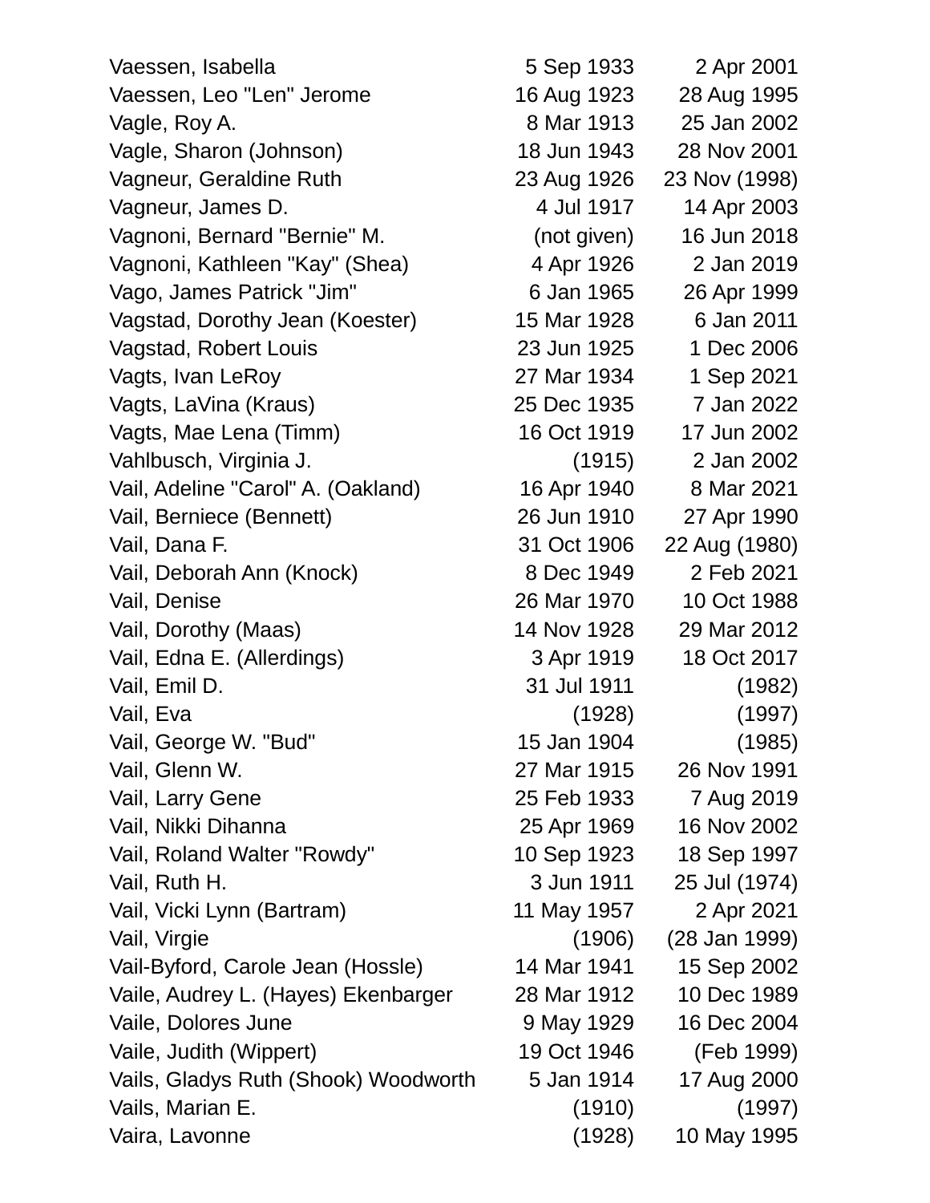| Name | Birth | Death |
|---|---|---|
| Vaessen, Isabella | 5 Sep 1933 | 2 Apr 2001 |
| Vaessen, Leo "Len" Jerome | 16 Aug 1923 | 28 Aug 1995 |
| Vagle, Roy A. | 8 Mar 1913 | 25 Jan 2002 |
| Vagle, Sharon (Johnson) | 18 Jun 1943 | 28 Nov 2001 |
| Vagneur, Geraldine Ruth | 23 Aug 1926 | 23 Nov (1998) |
| Vagneur, James D. | 4 Jul 1917 | 14 Apr 2003 |
| Vagnoni, Bernard "Bernie" M. | (not given) | 16 Jun 2018 |
| Vagnoni, Kathleen "Kay" (Shea) | 4 Apr 1926 | 2 Jan 2019 |
| Vago, James Patrick "Jim" | 6 Jan 1965 | 26 Apr 1999 |
| Vagstad, Dorothy Jean (Koester) | 15 Mar 1928 | 6 Jan 2011 |
| Vagstad, Robert Louis | 23 Jun 1925 | 1 Dec 2006 |
| Vagts, Ivan LeRoy | 27 Mar 1934 | 1 Sep 2021 |
| Vagts, LaVina (Kraus) | 25 Dec 1935 | 7 Jan 2022 |
| Vagts, Mae Lena (Timm) | 16 Oct 1919 | 17 Jun 2002 |
| Vahlbusch, Virginia J. | (1915) | 2 Jan 2002 |
| Vail, Adeline "Carol" A. (Oakland) | 16 Apr 1940 | 8 Mar 2021 |
| Vail, Berniece (Bennett) | 26 Jun 1910 | 27 Apr 1990 |
| Vail, Dana F. | 31 Oct 1906 | 22 Aug (1980) |
| Vail, Deborah Ann (Knock) | 8 Dec 1949 | 2 Feb 2021 |
| Vail, Denise | 26 Mar 1970 | 10 Oct 1988 |
| Vail, Dorothy (Maas) | 14 Nov 1928 | 29 Mar 2012 |
| Vail, Edna E. (Allerdings) | 3 Apr 1919 | 18 Oct 2017 |
| Vail, Emil D. | 31 Jul 1911 | (1982) |
| Vail, Eva | (1928) | (1997) |
| Vail, George W. "Bud" | 15 Jan 1904 | (1985) |
| Vail, Glenn W. | 27 Mar 1915 | 26 Nov 1991 |
| Vail, Larry Gene | 25 Feb 1933 | 7 Aug 2019 |
| Vail, Nikki Dihanna | 25 Apr 1969 | 16 Nov 2002 |
| Vail, Roland Walter "Rowdy" | 10 Sep 1923 | 18 Sep 1997 |
| Vail, Ruth H. | 3 Jun 1911 | 25 Jul (1974) |
| Vail, Vicki Lynn (Bartram) | 11 May 1957 | 2 Apr 2021 |
| Vail, Virgie | (1906) | (28 Jan 1999) |
| Vail-Byford, Carole Jean (Hossle) | 14 Mar 1941 | 15 Sep 2002 |
| Vaile, Audrey L. (Hayes) Ekenbarger | 28 Mar 1912 | 10 Dec 1989 |
| Vaile, Dolores June | 9 May 1929 | 16 Dec 2004 |
| Vaile, Judith (Wippert) | 19 Oct 1946 | (Feb 1999) |
| Vails, Gladys Ruth (Shook) Woodworth | 5 Jan 1914 | 17 Aug 2000 |
| Vails, Marian E. | (1910) | (1997) |
| Vaira, Lavonne | (1928) | 10 May 1995 |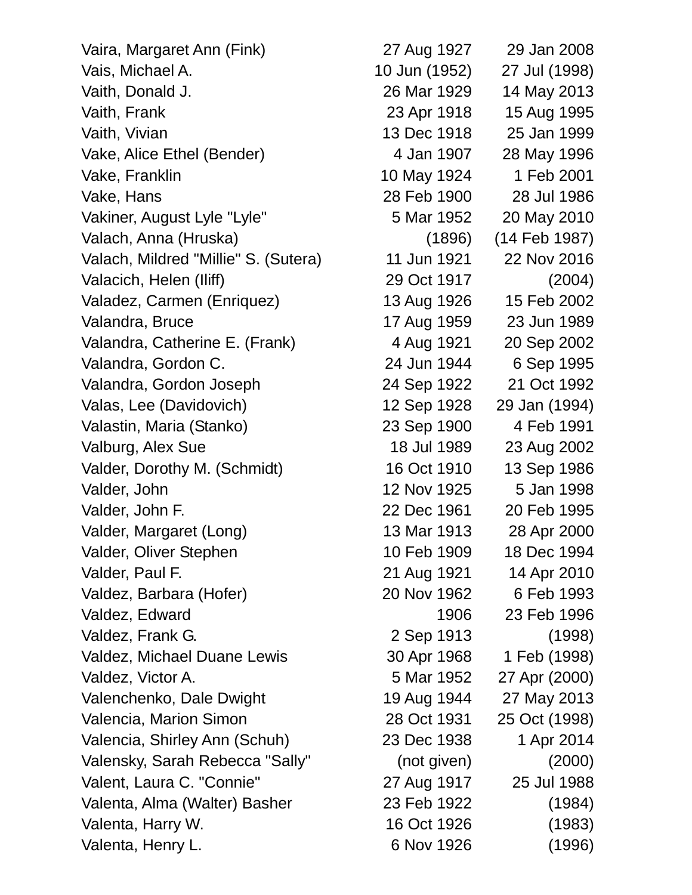| | | |
|---|---|---|
| Vaira, Margaret Ann (Fink) | 27 Aug 1927 | 29 Jan 2008 |
| Vais, Michael A. | 10 Jun (1952) | 27 Jul (1998) |
| Vaith, Donald J. | 26 Mar 1929 | 14 May 2013 |
| Vaith, Frank | 23 Apr 1918 | 15 Aug 1995 |
| Vaith, Vivian | 13 Dec 1918 | 25 Jan 1999 |
| Vake, Alice Ethel (Bender) | 4 Jan 1907 | 28 May 1996 |
| Vake, Franklin | 10 May 1924 | 1 Feb 2001 |
| Vake, Hans | 28 Feb 1900 | 28 Jul 1986 |
| Vakiner, August Lyle "Lyle" | 5 Mar 1952 | 20 May 2010 |
| Valach, Anna (Hruska) | (1896) | (14 Feb 1987) |
| Valach, Mildred "Millie" S. (Sutera) | 11 Jun 1921 | 22 Nov 2016 |
| Valacich, Helen (Iliff) | 29 Oct 1917 | (2004) |
| Valadez, Carmen (Enriquez) | 13 Aug 1926 | 15 Feb 2002 |
| Valandra, Bruce | 17 Aug 1959 | 23 Jun 1989 |
| Valandra, Catherine E. (Frank) | 4 Aug 1921 | 20 Sep 2002 |
| Valandra, Gordon C. | 24 Jun 1944 | 6 Sep 1995 |
| Valandra, Gordon Joseph | 24 Sep 1922 | 21 Oct 1992 |
| Valas, Lee (Davidovich) | 12 Sep 1928 | 29 Jan (1994) |
| Valastin, Maria (Stanko) | 23 Sep 1900 | 4 Feb 1991 |
| Valburg, Alex Sue | 18 Jul 1989 | 23 Aug 2002 |
| Valder, Dorothy M. (Schmidt) | 16 Oct 1910 | 13 Sep 1986 |
| Valder, John | 12 Nov 1925 | 5 Jan 1998 |
| Valder, John F. | 22 Dec 1961 | 20 Feb 1995 |
| Valder, Margaret (Long) | 13 Mar 1913 | 28 Apr 2000 |
| Valder, Oliver Stephen | 10 Feb 1909 | 18 Dec 1994 |
| Valder, Paul F. | 21 Aug 1921 | 14 Apr 2010 |
| Valdez, Barbara (Hofer) | 20 Nov 1962 | 6 Feb 1993 |
| Valdez, Edward | 1906 | 23 Feb 1996 |
| Valdez, Frank G. | 2 Sep 1913 | (1998) |
| Valdez, Michael Duane Lewis | 30 Apr 1968 | 1 Feb (1998) |
| Valdez, Victor A. | 5 Mar 1952 | 27 Apr (2000) |
| Valenchenko, Dale Dwight | 19 Aug 1944 | 27 May 2013 |
| Valencia, Marion Simon | 28 Oct 1931 | 25 Oct (1998) |
| Valencia, Shirley Ann (Schuh) | 23 Dec 1938 | 1 Apr 2014 |
| Valensky, Sarah Rebecca "Sally" | (not given) | (2000) |
| Valent, Laura C. "Connie" | 27 Aug 1917 | 25 Jul 1988 |
| Valenta, Alma (Walter) Basher | 23 Feb 1922 | (1984) |
| Valenta, Harry W. | 16 Oct 1926 | (1983) |
| Valenta, Henry L. | 6 Nov 1926 | (1996) |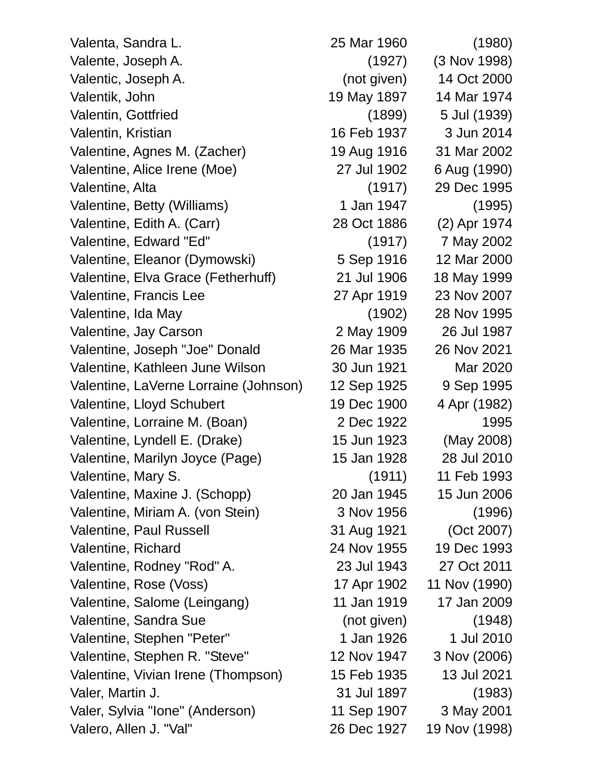| | | |
|---|---|---|
| Valenta, Sandra L. | 25 Mar 1960 | (1980) |
| Valente, Joseph A. | (1927) | (3 Nov 1998) |
| Valentic, Joseph A. | (not given) | 14 Oct 2000 |
| Valentik, John | 19 May 1897 | 14 Mar 1974 |
| Valentin, Gottfried | (1899) | 5 Jul (1939) |
| Valentin, Kristian | 16 Feb 1937 | 3 Jun 2014 |
| Valentine, Agnes M. (Zacher) | 19 Aug 1916 | 31 Mar 2002 |
| Valentine, Alice Irene (Moe) | 27 Jul 1902 | 6 Aug (1990) |
| Valentine, Alta | (1917) | 29 Dec 1995 |
| Valentine, Betty (Williams) | 1 Jan 1947 | (1995) |
| Valentine, Edith A. (Carr) | 28 Oct 1886 | (2) Apr 1974 |
| Valentine, Edward "Ed" | (1917) | 7 May 2002 |
| Valentine, Eleanor (Dymowski) | 5 Sep 1916 | 12 Mar 2000 |
| Valentine, Elva Grace (Fetherhuff) | 21 Jul 1906 | 18 May 1999 |
| Valentine, Francis Lee | 27 Apr 1919 | 23 Nov 2007 |
| Valentine, Ida May | (1902) | 28 Nov 1995 |
| Valentine, Jay Carson | 2 May 1909 | 26 Jul 1987 |
| Valentine, Joseph "Joe" Donald | 26 Mar 1935 | 26 Nov 2021 |
| Valentine, Kathleen June Wilson | 30 Jun 1921 | Mar 2020 |
| Valentine, LaVerne Lorraine (Johnson) | 12 Sep 1925 | 9 Sep 1995 |
| Valentine, Lloyd Schubert | 19 Dec 1900 | 4 Apr (1982) |
| Valentine, Lorraine M. (Boan) | 2 Dec 1922 | 1995 |
| Valentine, Lyndell E. (Drake) | 15 Jun 1923 | (May 2008) |
| Valentine, Marilyn Joyce (Page) | 15 Jan 1928 | 28 Jul 2010 |
| Valentine, Mary S. | (1911) | 11 Feb 1993 |
| Valentine, Maxine J. (Schopp) | 20 Jan 1945 | 15 Jun 2006 |
| Valentine, Miriam A. (von Stein) | 3 Nov 1956 | (1996) |
| Valentine, Paul Russell | 31 Aug 1921 | (Oct 2007) |
| Valentine, Richard | 24 Nov 1955 | 19 Dec 1993 |
| Valentine, Rodney "Rod" A. | 23 Jul 1943 | 27 Oct 2011 |
| Valentine, Rose (Voss) | 17 Apr 1902 | 11 Nov (1990) |
| Valentine, Salome (Leingang) | 11 Jan 1919 | 17 Jan 2009 |
| Valentine, Sandra Sue | (not given) | (1948) |
| Valentine, Stephen "Peter" | 1 Jan 1926 | 1 Jul 2010 |
| Valentine, Stephen R. "Steve" | 12 Nov 1947 | 3 Nov (2006) |
| Valentine, Vivian Irene (Thompson) | 15 Feb 1935 | 13 Jul 2021 |
| Valer, Martin J. | 31 Jul 1897 | (1983) |
| Valer, Sylvia "Ione" (Anderson) | 11 Sep 1907 | 3 May 2001 |
| Valero, Allen J. "Val" | 26 Dec 1927 | 19 Nov (1998) |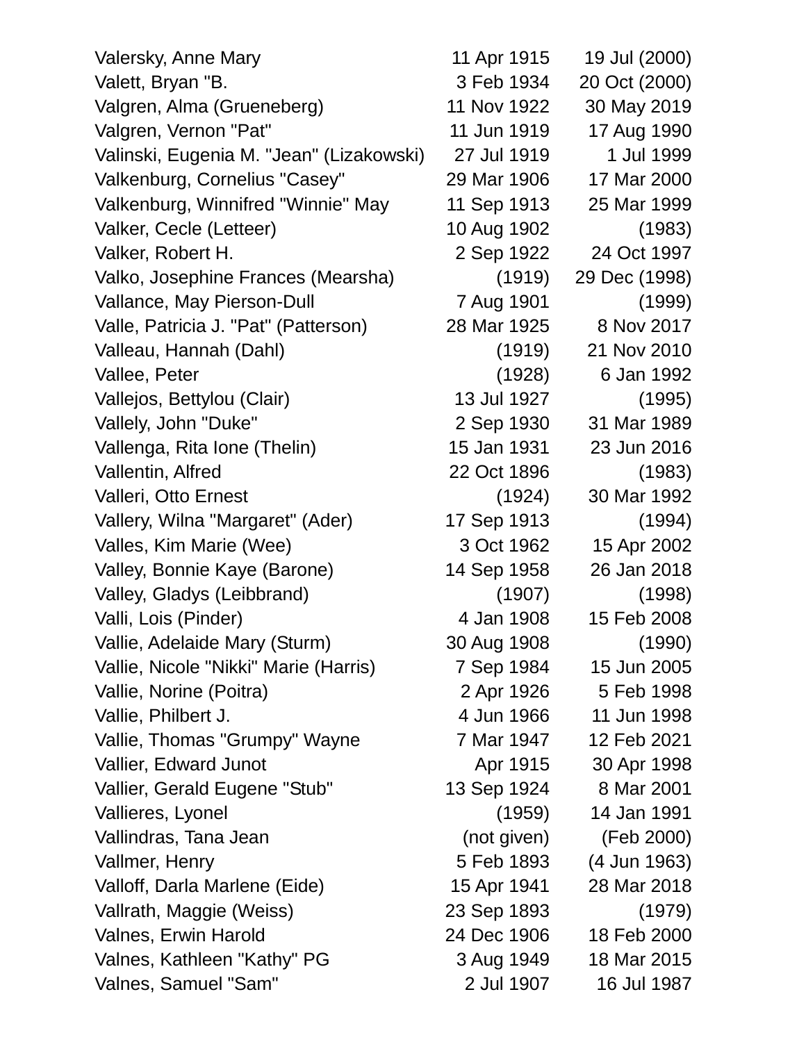| | | |
|---|---|---|
| Valersky, Anne Mary | 11 Apr 1915 | 19 Jul (2000) |
| Valett, Bryan "B. | 3 Feb 1934 | 20 Oct (2000) |
| Valgren, Alma (Grueneberg) | 11 Nov 1922 | 30 May 2019 |
| Valgren, Vernon "Pat" | 11 Jun 1919 | 17 Aug 1990 |
| Valinski, Eugenia M. "Jean" (Lizakowski) | 27 Jul 1919 | 1 Jul 1999 |
| Valkenburg, Cornelius "Casey" | 29 Mar 1906 | 17 Mar 2000 |
| Valkenburg, Winnifred "Winnie" May | 11 Sep 1913 | 25 Mar 1999 |
| Valker, Cecle (Letteer) | 10 Aug 1902 | (1983) |
| Valker, Robert H. | 2 Sep 1922 | 24 Oct 1997 |
| Valko, Josephine Frances (Mearsha) | (1919) | 29 Dec (1998) |
| Vallance, May Pierson-Dull | 7 Aug 1901 | (1999) |
| Valle, Patricia J. "Pat" (Patterson) | 28 Mar 1925 | 8 Nov 2017 |
| Valleau, Hannah (Dahl) | (1919) | 21 Nov 2010 |
| Vallee, Peter | (1928) | 6 Jan 1992 |
| Vallejos, Bettylou (Clair) | 13 Jul 1927 | (1995) |
| Vallely, John "Duke" | 2 Sep 1930 | 31 Mar 1989 |
| Vallenga, Rita Ione (Thelin) | 15 Jan 1931 | 23 Jun 2016 |
| Vallentin, Alfred | 22 Oct 1896 | (1983) |
| Valleri, Otto Ernest | (1924) | 30 Mar 1992 |
| Vallery, Wilna "Margaret" (Ader) | 17 Sep 1913 | (1994) |
| Valles, Kim Marie (Wee) | 3 Oct 1962 | 15 Apr 2002 |
| Valley, Bonnie Kaye (Barone) | 14 Sep 1958 | 26 Jan 2018 |
| Valley, Gladys (Leibbrand) | (1907) | (1998) |
| Valli, Lois (Pinder) | 4 Jan 1908 | 15 Feb 2008 |
| Vallie, Adelaide Mary (Sturm) | 30 Aug 1908 | (1990) |
| Vallie, Nicole "Nikki" Marie (Harris) | 7 Sep 1984 | 15 Jun 2005 |
| Vallie, Norine (Poitra) | 2 Apr 1926 | 5 Feb 1998 |
| Vallie, Philbert J. | 4 Jun 1966 | 11 Jun 1998 |
| Vallie, Thomas "Grumpy" Wayne | 7 Mar 1947 | 12 Feb 2021 |
| Vallier, Edward Junot | Apr 1915 | 30 Apr 1998 |
| Vallier, Gerald Eugene "Stub" | 13 Sep 1924 | 8 Mar 2001 |
| Vallieres, Lyonel | (1959) | 14 Jan 1991 |
| Vallindras, Tana Jean | (not given) | (Feb 2000) |
| Vallmer, Henry | 5 Feb 1893 | (4 Jun 1963) |
| Valloff, Darla Marlene (Eide) | 15 Apr 1941 | 28 Mar 2018 |
| Vallrath, Maggie (Weiss) | 23 Sep 1893 | (1979) |
| Valnes, Erwin Harold | 24 Dec 1906 | 18 Feb 2000 |
| Valnes, Kathleen "Kathy" PG | 3 Aug 1949 | 18 Mar 2015 |
| Valnes, Samuel "Sam" | 2 Jul 1907 | 16 Jul 1987 |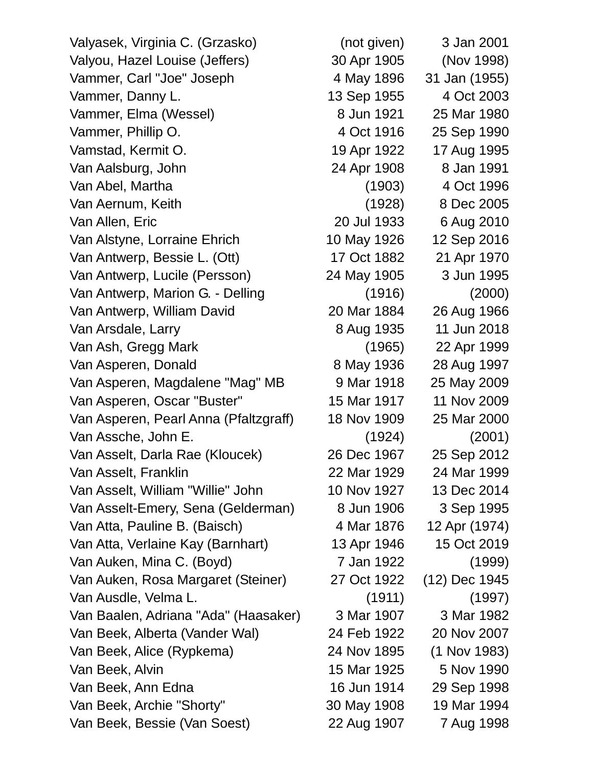| | | |
|---|---|---|
| Valyasek, Virginia C. (Grzasko) | (not given) | 3 Jan 2001 |
| Valyou, Hazel Louise (Jeffers) | 30 Apr 1905 | (Nov 1998) |
| Vammer, Carl "Joe" Joseph | 4 May 1896 | 31 Jan (1955) |
| Vammer, Danny L. | 13 Sep 1955 | 4 Oct 2003 |
| Vammer, Elma (Wessel) | 8 Jun 1921 | 25 Mar 1980 |
| Vammer, Phillip O. | 4 Oct 1916 | 25 Sep 1990 |
| Vamstad, Kermit O. | 19 Apr 1922 | 17 Aug 1995 |
| Van Aalsburg, John | 24 Apr 1908 | 8 Jan 1991 |
| Van Abel, Martha | (1903) | 4 Oct 1996 |
| Van Aernum, Keith | (1928) | 8 Dec 2005 |
| Van Allen, Eric | 20 Jul 1933 | 6 Aug 2010 |
| Van Alstyne, Lorraine Ehrich | 10 May 1926 | 12 Sep 2016 |
| Van Antwerp, Bessie L. (Ott) | 17 Oct 1882 | 21 Apr 1970 |
| Van Antwerp, Lucile (Persson) | 24 May 1905 | 3 Jun 1995 |
| Van Antwerp, Marion G. - Delling | (1916) | (2000) |
| Van Antwerp, William David | 20 Mar 1884 | 26 Aug 1966 |
| Van Arsdale, Larry | 8 Aug 1935 | 11 Jun 2018 |
| Van Ash, Gregg Mark | (1965) | 22 Apr 1999 |
| Van Asperen, Donald | 8 May 1936 | 28 Aug 1997 |
| Van Asperen, Magdalene "Mag" MB | 9 Mar 1918 | 25 May 2009 |
| Van Asperen, Oscar "Buster" | 15 Mar 1917 | 11 Nov 2009 |
| Van Asperen, Pearl Anna (Pfaltzgraff) | 18 Nov 1909 | 25 Mar 2000 |
| Van Assche, John E. | (1924) | (2001) |
| Van Asselt, Darla Rae (Kloucek) | 26 Dec 1967 | 25 Sep 2012 |
| Van Asselt, Franklin | 22 Mar 1929 | 24 Mar 1999 |
| Van Asselt, William "Willie" John | 10 Nov 1927 | 13 Dec 2014 |
| Van Asselt-Emery, Sena (Gelderman) | 8 Jun 1906 | 3 Sep 1995 |
| Van Atta, Pauline B. (Baisch) | 4 Mar 1876 | 12 Apr (1974) |
| Van Atta, Verlaine Kay (Barnhart) | 13 Apr 1946 | 15 Oct 2019 |
| Van Auken, Mina C. (Boyd) | 7 Jan 1922 | (1999) |
| Van Auken, Rosa Margaret (Steiner) | 27 Oct 1922 | (12) Dec 1945 |
| Van Ausdle, Velma L. | (1911) | (1997) |
| Van Baalen, Adriana "Ada" (Haasaker) | 3 Mar 1907 | 3 Mar 1982 |
| Van Beek, Alberta (Vander Wal) | 24 Feb 1922 | 20 Nov 2007 |
| Van Beek, Alice (Rypkema) | 24 Nov 1895 | (1 Nov 1983) |
| Van Beek, Alvin | 15 Mar 1925 | 5 Nov 1990 |
| Van Beek, Ann Edna | 16 Jun 1914 | 29 Sep 1998 |
| Van Beek, Archie "Shorty" | 30 May 1908 | 19 Mar 1994 |
| Van Beek, Bessie (Van Soest) | 22 Aug 1907 | 7 Aug 1998 |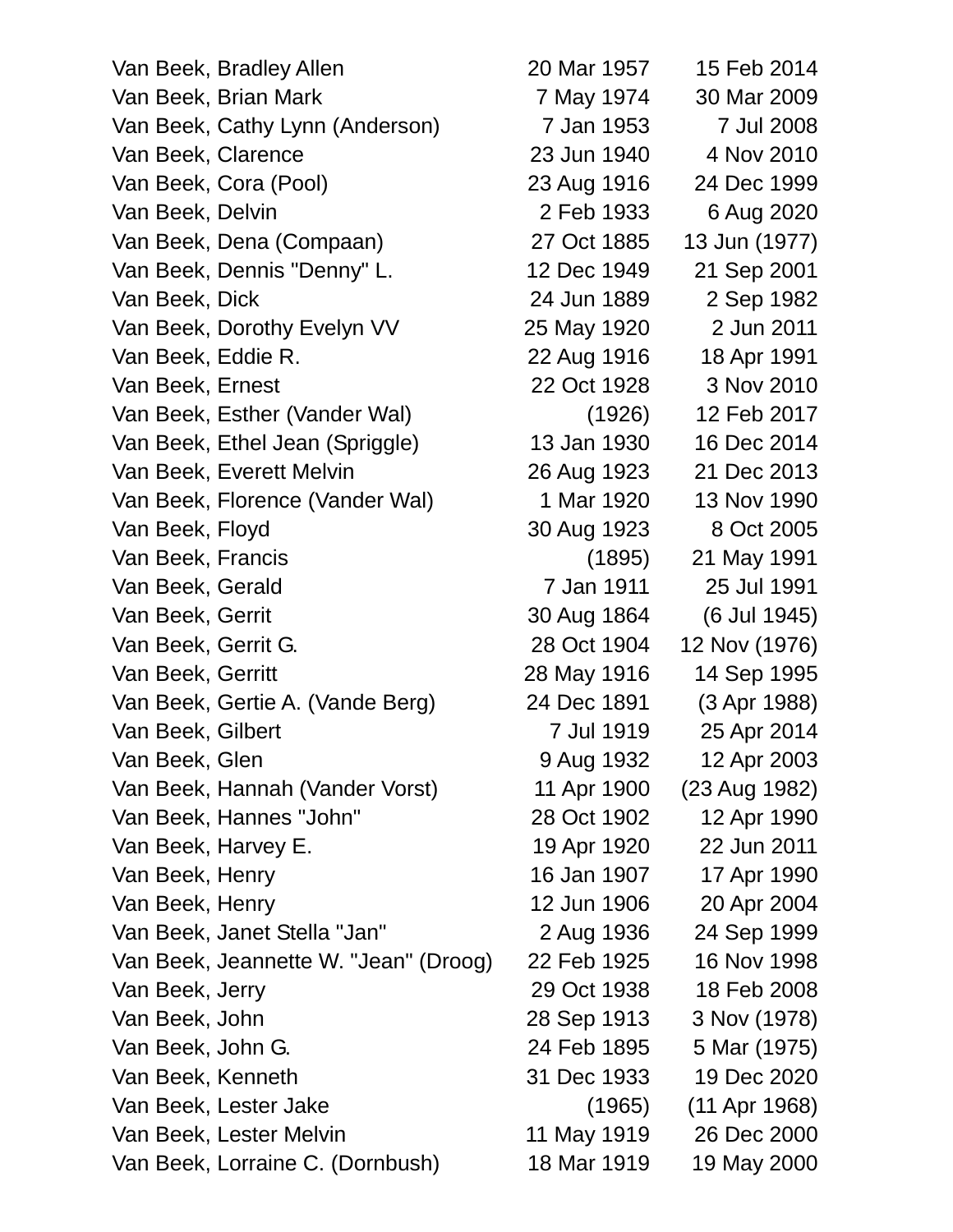| | | |
|---|---|---|
| Van Beek, Bradley Allen | 20 Mar 1957 | 15 Feb 2014 |
| Van Beek, Brian Mark | 7 May 1974 | 30 Mar 2009 |
| Van Beek, Cathy Lynn (Anderson) | 7 Jan 1953 | 7 Jul 2008 |
| Van Beek, Clarence | 23 Jun 1940 | 4 Nov 2010 |
| Van Beek, Cora (Pool) | 23 Aug 1916 | 24 Dec 1999 |
| Van Beek, Delvin | 2 Feb 1933 | 6 Aug 2020 |
| Van Beek, Dena (Compaan) | 27 Oct 1885 | 13 Jun (1977) |
| Van Beek, Dennis "Denny" L. | 12 Dec 1949 | 21 Sep 2001 |
| Van Beek, Dick | 24 Jun 1889 | 2 Sep 1982 |
| Van Beek, Dorothy Evelyn VV | 25 May 1920 | 2 Jun 2011 |
| Van Beek, Eddie R. | 22 Aug 1916 | 18 Apr 1991 |
| Van Beek, Ernest | 22 Oct 1928 | 3 Nov 2010 |
| Van Beek, Esther (Vander Wal) | (1926) | 12 Feb 2017 |
| Van Beek, Ethel Jean (Spriggle) | 13 Jan 1930 | 16 Dec 2014 |
| Van Beek, Everett Melvin | 26 Aug 1923 | 21 Dec 2013 |
| Van Beek, Florence (Vander Wal) | 1 Mar 1920 | 13 Nov 1990 |
| Van Beek, Floyd | 30 Aug 1923 | 8 Oct 2005 |
| Van Beek, Francis | (1895) | 21 May 1991 |
| Van Beek, Gerald | 7 Jan 1911 | 25 Jul 1991 |
| Van Beek, Gerrit | 30 Aug 1864 | (6 Jul 1945) |
| Van Beek, Gerrit G. | 28 Oct 1904 | 12 Nov (1976) |
| Van Beek, Gerritt | 28 May 1916 | 14 Sep 1995 |
| Van Beek, Gertie A. (Vande Berg) | 24 Dec 1891 | (3 Apr 1988) |
| Van Beek, Gilbert | 7 Jul 1919 | 25 Apr 2014 |
| Van Beek, Glen | 9 Aug 1932 | 12 Apr 2003 |
| Van Beek, Hannah (Vander Vorst) | 11 Apr 1900 | (23 Aug 1982) |
| Van Beek, Hannes "John" | 28 Oct 1902 | 12 Apr 1990 |
| Van Beek, Harvey E. | 19 Apr 1920 | 22 Jun 2011 |
| Van Beek, Henry | 16 Jan 1907 | 17 Apr 1990 |
| Van Beek, Henry | 12 Jun 1906 | 20 Apr 2004 |
| Van Beek, Janet Stella "Jan" | 2 Aug 1936 | 24 Sep 1999 |
| Van Beek, Jeannette W. "Jean" (Droog) | 22 Feb 1925 | 16 Nov 1998 |
| Van Beek, Jerry | 29 Oct 1938 | 18 Feb 2008 |
| Van Beek, John | 28 Sep 1913 | 3 Nov (1978) |
| Van Beek, John G. | 24 Feb 1895 | 5 Mar (1975) |
| Van Beek, Kenneth | 31 Dec 1933 | 19 Dec 2020 |
| Van Beek, Lester Jake | (1965) | (11 Apr 1968) |
| Van Beek, Lester Melvin | 11 May 1919 | 26 Dec 2000 |
| Van Beek, Lorraine C. (Dornbush) | 18 Mar 1919 | 19 May 2000 |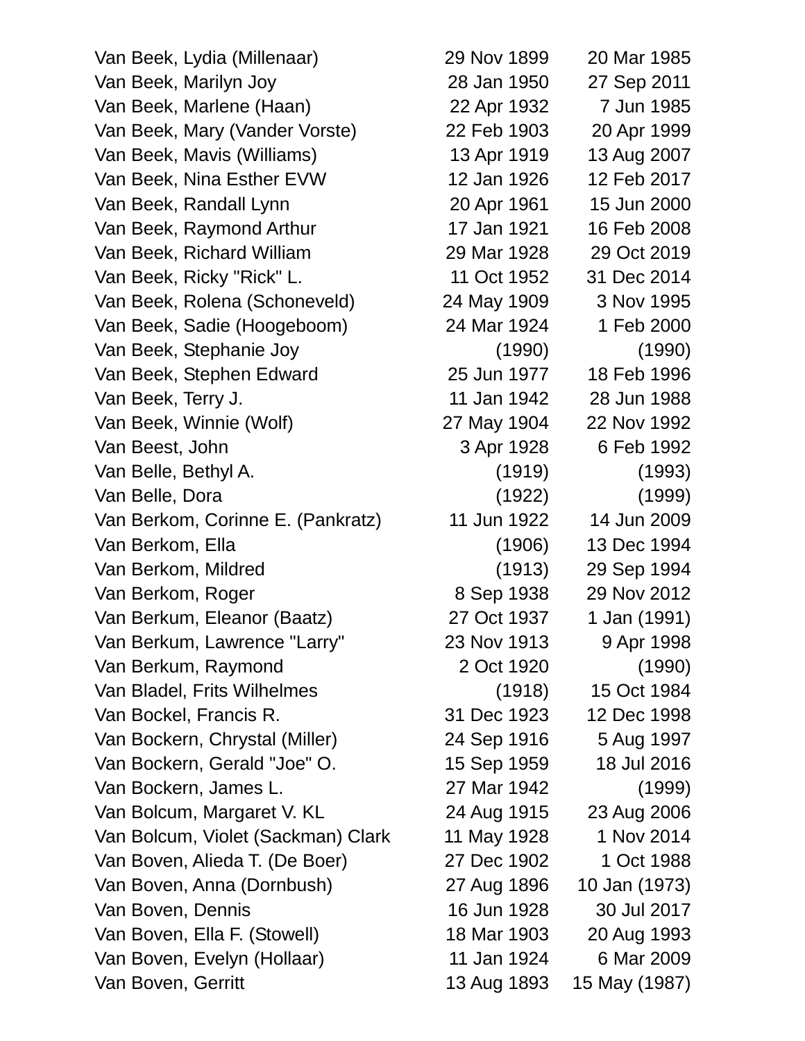| | | |
|---|---|---|
| Van Beek, Lydia (Millenaar) | 29 Nov 1899 | 20 Mar 1985 |
| Van Beek, Marilyn Joy | 28 Jan 1950 | 27 Sep 2011 |
| Van Beek, Marlene (Haan) | 22 Apr 1932 | 7 Jun 1985 |
| Van Beek, Mary (Vander Vorste) | 22 Feb 1903 | 20 Apr 1999 |
| Van Beek, Mavis (Williams) | 13 Apr 1919 | 13 Aug 2007 |
| Van Beek, Nina Esther EVW | 12 Jan 1926 | 12 Feb 2017 |
| Van Beek, Randall Lynn | 20 Apr 1961 | 15 Jun 2000 |
| Van Beek, Raymond Arthur | 17 Jan 1921 | 16 Feb 2008 |
| Van Beek, Richard William | 29 Mar 1928 | 29 Oct 2019 |
| Van Beek, Ricky "Rick" L. | 11 Oct 1952 | 31 Dec 2014 |
| Van Beek, Rolena (Schoneveld) | 24 May 1909 | 3 Nov 1995 |
| Van Beek, Sadie (Hoogeboom) | 24 Mar 1924 | 1 Feb 2000 |
| Van Beek, Stephanie Joy | (1990) | (1990) |
| Van Beek, Stephen Edward | 25 Jun 1977 | 18 Feb 1996 |
| Van Beek, Terry J. | 11 Jan 1942 | 28 Jun 1988 |
| Van Beek, Winnie (Wolf) | 27 May 1904 | 22 Nov 1992 |
| Van Beest, John | 3 Apr 1928 | 6 Feb 1992 |
| Van Belle, Bethyl A. | (1919) | (1993) |
| Van Belle, Dora | (1922) | (1999) |
| Van Berkom, Corinne E. (Pankratz) | 11 Jun 1922 | 14 Jun 2009 |
| Van Berkom, Ella | (1906) | 13 Dec 1994 |
| Van Berkom, Mildred | (1913) | 29 Sep 1994 |
| Van Berkom, Roger | 8 Sep 1938 | 29 Nov 2012 |
| Van Berkum, Eleanor (Baatz) | 27 Oct 1937 | 1 Jan (1991) |
| Van Berkum, Lawrence "Larry" | 23 Nov 1913 | 9 Apr 1998 |
| Van Berkum, Raymond | 2 Oct 1920 | (1990) |
| Van Bladel, Frits Wilhelmes | (1918) | 15 Oct 1984 |
| Van Bockel, Francis R. | 31 Dec 1923 | 12 Dec 1998 |
| Van Bockern, Chrystal (Miller) | 24 Sep 1916 | 5 Aug 1997 |
| Van Bockern, Gerald "Joe" O. | 15 Sep 1959 | 18 Jul 2016 |
| Van Bockern, James L. | 27 Mar 1942 | (1999) |
| Van Bolcum, Margaret V. KL | 24 Aug 1915 | 23 Aug 2006 |
| Van Bolcum, Violet (Sackman) Clark | 11 May 1928 | 1 Nov 2014 |
| Van Boven, Alieda T. (De Boer) | 27 Dec 1902 | 1 Oct 1988 |
| Van Boven, Anna (Dornbush) | 27 Aug 1896 | 10 Jan (1973) |
| Van Boven, Dennis | 16 Jun 1928 | 30 Jul 2017 |
| Van Boven, Ella F. (Stowell) | 18 Mar 1903 | 20 Aug 1993 |
| Van Boven, Evelyn (Hollaar) | 11 Jan 1924 | 6 Mar 2009 |
| Van Boven, Gerritt | 13 Aug 1893 | 15 May (1987) |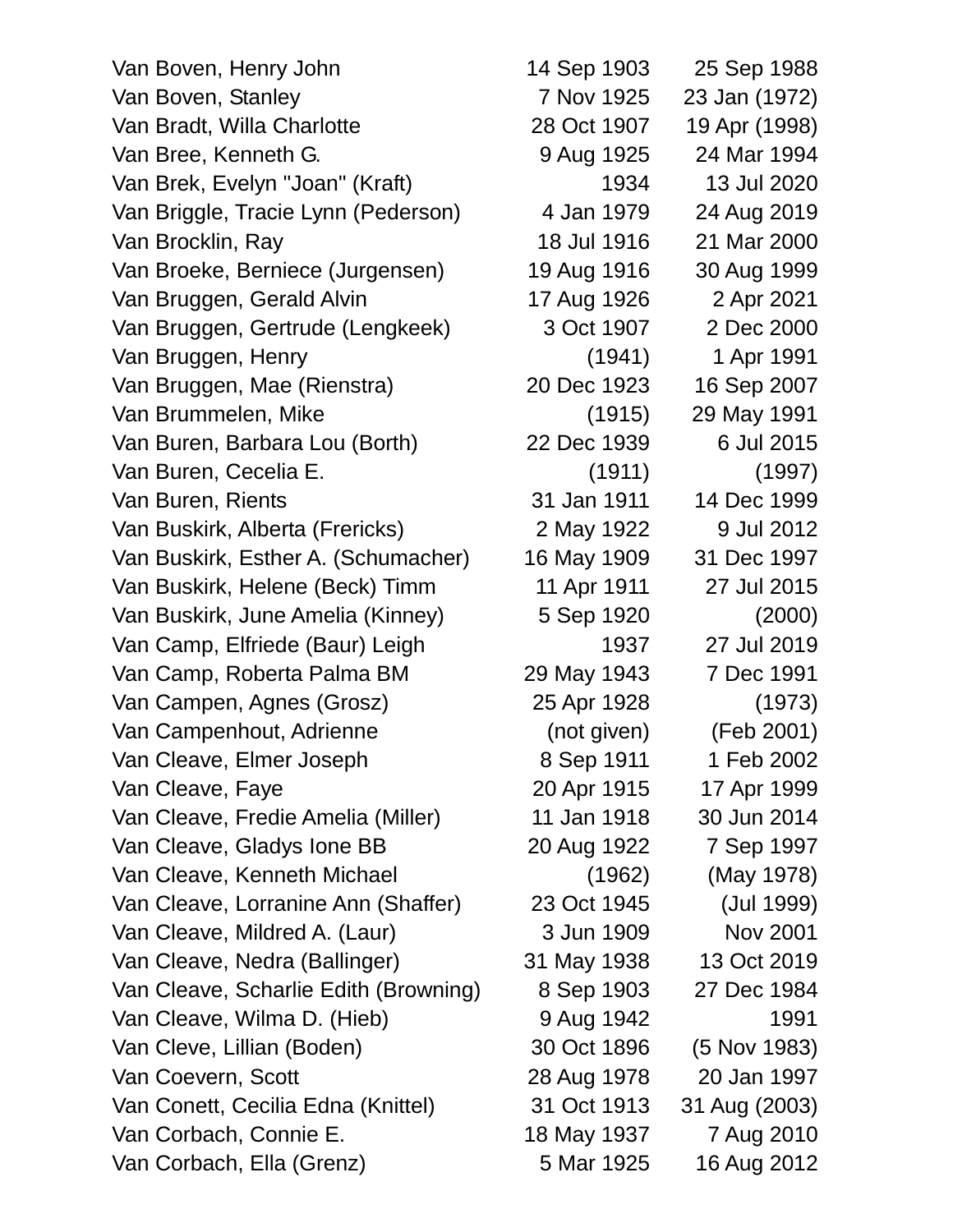| | | |
|---|---|---|
| Van Boven, Henry John | 14 Sep 1903 | 25 Sep 1988 |
| Van Boven, Stanley | 7 Nov 1925 | 23 Jan (1972) |
| Van Bradt, Willa Charlotte | 28 Oct 1907 | 19 Apr (1998) |
| Van Bree, Kenneth G. | 9 Aug 1925 | 24 Mar 1994 |
| Van Brek, Evelyn "Joan" (Kraft) | 1934 | 13 Jul 2020 |
| Van Briggle, Tracie Lynn (Pederson) | 4 Jan 1979 | 24 Aug 2019 |
| Van Brocklin, Ray | 18 Jul 1916 | 21 Mar 2000 |
| Van Broeke, Berniece (Jurgensen) | 19 Aug 1916 | 30 Aug 1999 |
| Van Bruggen, Gerald Alvin | 17 Aug 1926 | 2 Apr 2021 |
| Van Bruggen, Gertrude (Lengkeek) | 3 Oct 1907 | 2 Dec 2000 |
| Van Bruggen, Henry | (1941) | 1 Apr 1991 |
| Van Bruggen, Mae (Rienstra) | 20 Dec 1923 | 16 Sep 2007 |
| Van Brummelen, Mike | (1915) | 29 May 1991 |
| Van Buren, Barbara Lou (Borth) | 22 Dec 1939 | 6 Jul 2015 |
| Van Buren, Cecelia E. | (1911) | (1997) |
| Van Buren, Rients | 31 Jan 1911 | 14 Dec 1999 |
| Van Buskirk, Alberta (Frericks) | 2 May 1922 | 9 Jul 2012 |
| Van Buskirk, Esther A. (Schumacher) | 16 May 1909 | 31 Dec 1997 |
| Van Buskirk, Helene (Beck) Timm | 11 Apr 1911 | 27 Jul 2015 |
| Van Buskirk, June Amelia (Kinney) | 5 Sep 1920 | (2000) |
| Van Camp, Elfriede (Baur) Leigh | 1937 | 27 Jul 2019 |
| Van Camp, Roberta Palma BM | 29 May 1943 | 7 Dec 1991 |
| Van Campen, Agnes (Grosz) | 25 Apr 1928 | (1973) |
| Van Campenhout, Adrienne | (not given) | (Feb 2001) |
| Van Cleave, Elmer Joseph | 8 Sep 1911 | 1 Feb 2002 |
| Van Cleave, Faye | 20 Apr 1915 | 17 Apr 1999 |
| Van Cleave, Fredie Amelia (Miller) | 11 Jan 1918 | 30 Jun 2014 |
| Van Cleave, Gladys Ione BB | 20 Aug 1922 | 7 Sep 1997 |
| Van Cleave, Kenneth Michael | (1962) | (May 1978) |
| Van Cleave, Lorranine Ann (Shaffer) | 23 Oct 1945 | (Jul 1999) |
| Van Cleave, Mildred A. (Laur) | 3 Jun 1909 | Nov 2001 |
| Van Cleave, Nedra (Ballinger) | 31 May 1938 | 13 Oct 2019 |
| Van Cleave, Scharlie Edith (Browning) | 8 Sep 1903 | 27 Dec 1984 |
| Van Cleave, Wilma D. (Hieb) | 9 Aug 1942 | 1991 |
| Van Cleve, Lillian (Boden) | 30 Oct 1896 | (5 Nov 1983) |
| Van Coevern, Scott | 28 Aug 1978 | 20 Jan 1997 |
| Van Conett, Cecilia Edna (Knittel) | 31 Oct 1913 | 31 Aug (2003) |
| Van Corbach, Connie E. | 18 May 1937 | 7 Aug 2010 |
| Van Corbach, Ella (Grenz) | 5 Mar 1925 | 16 Aug 2012 |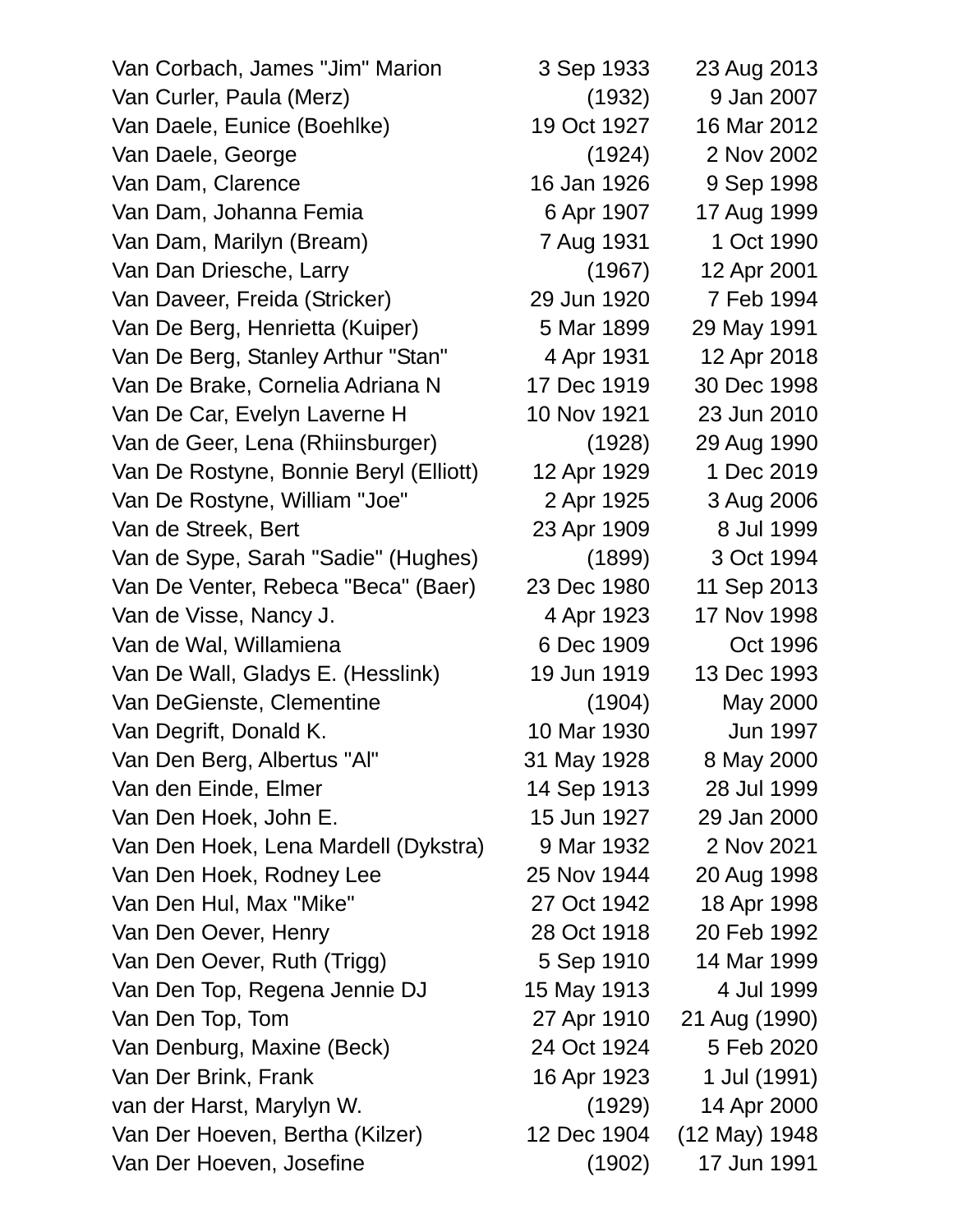| | | |
|---|---|---|
| Van Corbach, James "Jim" Marion | 3 Sep 1933 | 23 Aug 2013 |
| Van Curler, Paula (Merz) | (1932) | 9 Jan 2007 |
| Van Daele, Eunice (Boehlke) | 19 Oct 1927 | 16 Mar 2012 |
| Van Daele, George | (1924) | 2 Nov 2002 |
| Van Dam, Clarence | 16 Jan 1926 | 9 Sep 1998 |
| Van Dam, Johanna Femia | 6 Apr 1907 | 17 Aug 1999 |
| Van Dam, Marilyn (Bream) | 7 Aug 1931 | 1 Oct 1990 |
| Van Dan Driesche, Larry | (1967) | 12 Apr 2001 |
| Van Daveer, Freida (Stricker) | 29 Jun 1920 | 7 Feb 1994 |
| Van De Berg, Henrietta (Kuiper) | 5 Mar 1899 | 29 May 1991 |
| Van De Berg, Stanley Arthur "Stan" | 4 Apr 1931 | 12 Apr 2018 |
| Van De Brake, Cornelia Adriana N | 17 Dec 1919 | 30 Dec 1998 |
| Van De Car, Evelyn Laverne H | 10 Nov 1921 | 23 Jun 2010 |
| Van de Geer, Lena (Rhiinsburger) | (1928) | 29 Aug 1990 |
| Van De Rostyne, Bonnie Beryl (Elliott) | 12 Apr 1929 | 1 Dec 2019 |
| Van De Rostyne, William "Joe" | 2 Apr 1925 | 3 Aug 2006 |
| Van de Streek, Bert | 23 Apr 1909 | 8 Jul 1999 |
| Van de Sype, Sarah "Sadie" (Hughes) | (1899) | 3 Oct 1994 |
| Van De Venter, Rebeca "Beca" (Baer) | 23 Dec 1980 | 11 Sep 2013 |
| Van de Visse, Nancy J. | 4 Apr 1923 | 17 Nov 1998 |
| Van de Wal, Willamiena | 6 Dec 1909 | Oct 1996 |
| Van De Wall, Gladys E. (Hesslink) | 19 Jun 1919 | 13 Dec 1993 |
| Van DeGienste, Clementine | (1904) | May 2000 |
| Van Degrift, Donald K. | 10 Mar 1930 | Jun 1997 |
| Van Den Berg, Albertus "Al" | 31 May 1928 | 8 May 2000 |
| Van den Einde, Elmer | 14 Sep 1913 | 28 Jul 1999 |
| Van Den Hoek, John E. | 15 Jun 1927 | 29 Jan 2000 |
| Van Den Hoek, Lena Mardell (Dykstra) | 9 Mar 1932 | 2 Nov 2021 |
| Van Den Hoek, Rodney Lee | 25 Nov 1944 | 20 Aug 1998 |
| Van Den Hul, Max "Mike" | 27 Oct 1942 | 18 Apr 1998 |
| Van Den Oever, Henry | 28 Oct 1918 | 20 Feb 1992 |
| Van Den Oever, Ruth (Trigg) | 5 Sep 1910 | 14 Mar 1999 |
| Van Den Top, Regena Jennie DJ | 15 May 1913 | 4 Jul 1999 |
| Van Den Top, Tom | 27 Apr 1910 | 21 Aug (1990) |
| Van Denburg, Maxine (Beck) | 24 Oct 1924 | 5 Feb 2020 |
| Van Der Brink, Frank | 16 Apr 1923 | 1 Jul (1991) |
| van der Harst, Marylyn W. | (1929) | 14 Apr 2000 |
| Van Der Hoeven, Bertha (Kilzer) | 12 Dec 1904 | (12 May) 1948 |
| Van Der Hoeven, Josefine | (1902) | 17 Jun 1991 |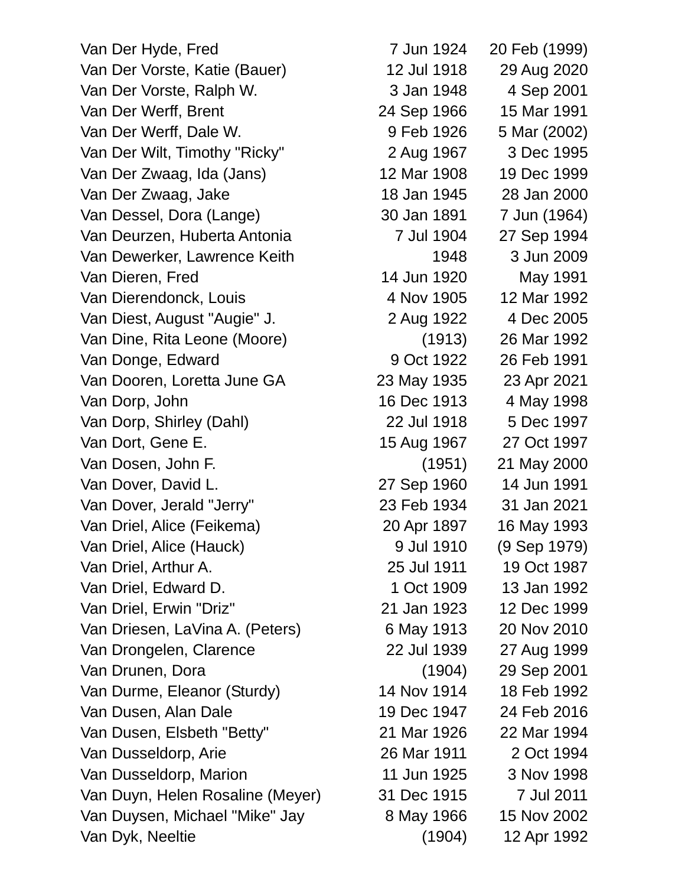| | | |
|---|---|---|
| Van Der Hyde, Fred | 7 Jun 1924 | 20 Feb (1999) |
| Van Der Vorste, Katie (Bauer) | 12 Jul 1918 | 29 Aug 2020 |
| Van Der Vorste, Ralph W. | 3 Jan 1948 | 4 Sep 2001 |
| Van Der Werff, Brent | 24 Sep 1966 | 15 Mar 1991 |
| Van Der Werff, Dale W. | 9 Feb 1926 | 5 Mar (2002) |
| Van Der Wilt, Timothy "Ricky" | 2 Aug 1967 | 3 Dec 1995 |
| Van Der Zwaag, Ida (Jans) | 12 Mar 1908 | 19 Dec 1999 |
| Van Der Zwaag, Jake | 18 Jan 1945 | 28 Jan 2000 |
| Van Dessel, Dora (Lange) | 30 Jan 1891 | 7 Jun (1964) |
| Van Deurzen, Huberta Antonia | 7 Jul 1904 | 27 Sep 1994 |
| Van Dewerker, Lawrence Keith | 1948 | 3 Jun 2009 |
| Van Dieren, Fred | 14 Jun 1920 | May 1991 |
| Van Dierendonck, Louis | 4 Nov 1905 | 12 Mar 1992 |
| Van Diest, August "Augie" J. | 2 Aug 1922 | 4 Dec 2005 |
| Van Dine, Rita Leone (Moore) | (1913) | 26 Mar 1992 |
| Van Donge, Edward | 9 Oct 1922 | 26 Feb 1991 |
| Van Dooren, Loretta June GA | 23 May 1935 | 23 Apr 2021 |
| Van Dorp, John | 16 Dec 1913 | 4 May 1998 |
| Van Dorp, Shirley (Dahl) | 22 Jul 1918 | 5 Dec 1997 |
| Van Dort, Gene E. | 15 Aug 1967 | 27 Oct 1997 |
| Van Dosen, John F. | (1951) | 21 May 2000 |
| Van Dover, David L. | 27 Sep 1960 | 14 Jun 1991 |
| Van Dover, Jerald "Jerry" | 23 Feb 1934 | 31 Jan 2021 |
| Van Driel, Alice (Feikema) | 20 Apr 1897 | 16 May 1993 |
| Van Driel, Alice (Hauck) | 9 Jul 1910 | (9 Sep 1979) |
| Van Driel, Arthur A. | 25 Jul 1911 | 19 Oct 1987 |
| Van Driel, Edward D. | 1 Oct 1909 | 13 Jan 1992 |
| Van Driel, Erwin "Driz" | 21 Jan 1923 | 12 Dec 1999 |
| Van Driesen, LaVina A. (Peters) | 6 May 1913 | 20 Nov 2010 |
| Van Drongelen, Clarence | 22 Jul 1939 | 27 Aug 1999 |
| Van Drunen, Dora | (1904) | 29 Sep 2001 |
| Van Durme, Eleanor (Sturdy) | 14 Nov 1914 | 18 Feb 1992 |
| Van Dusen, Alan Dale | 19 Dec 1947 | 24 Feb 2016 |
| Van Dusen, Elsbeth "Betty" | 21 Mar 1926 | 22 Mar 1994 |
| Van Dusseldorp, Arie | 26 Mar 1911 | 2 Oct 1994 |
| Van Dusseldorp, Marion | 11 Jun 1925 | 3 Nov 1998 |
| Van Duyn, Helen Rosaline (Meyer) | 31 Dec 1915 | 7 Jul 2011 |
| Van Duysen, Michael "Mike" Jay | 8 May 1966 | 15 Nov 2002 |
| Van Dyk, Neeltie | (1904) | 12 Apr 1992 |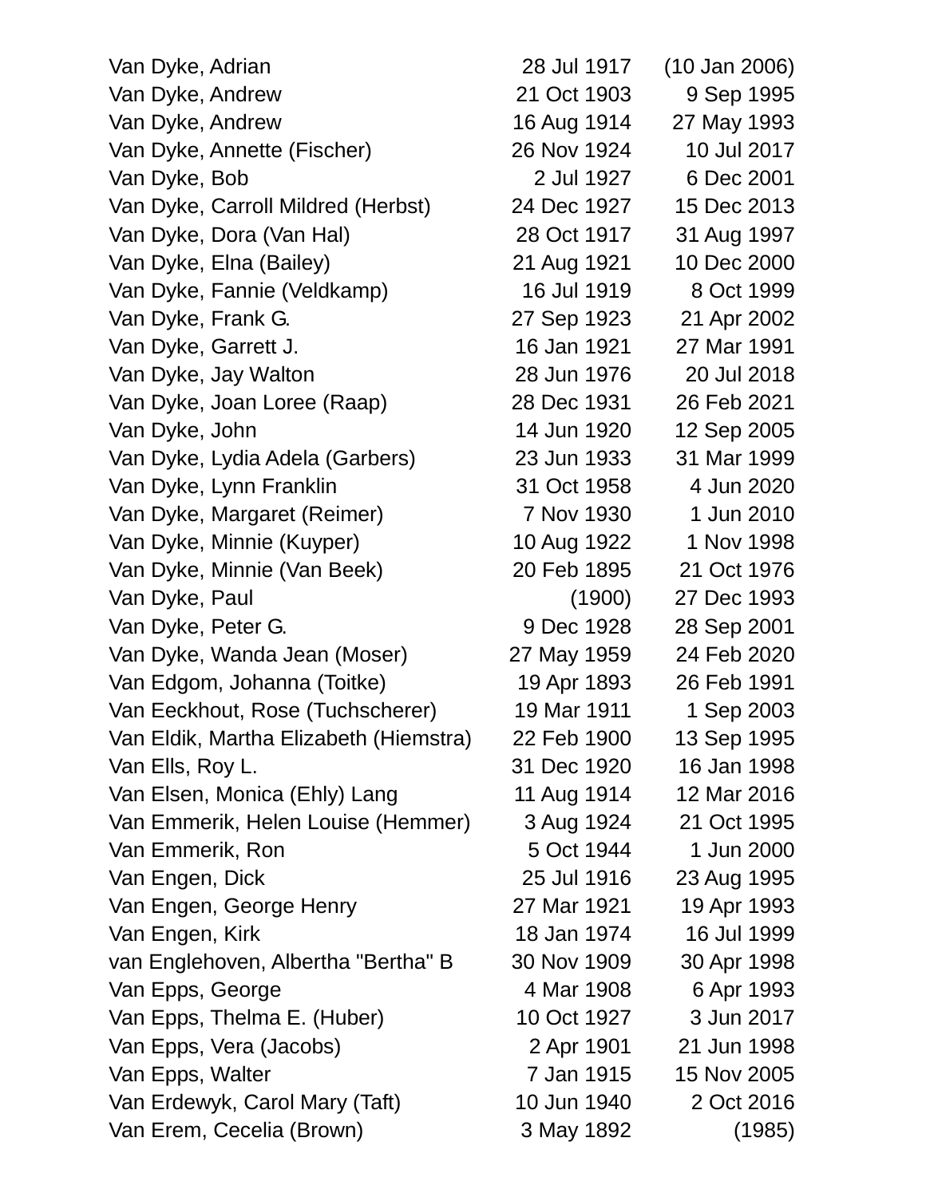| | | |
|---|---|---|
| Van Dyke, Adrian | 28 Jul 1917 | (10 Jan 2006) |
| Van Dyke, Andrew | 21 Oct 1903 | 9 Sep 1995 |
| Van Dyke, Andrew | 16 Aug 1914 | 27 May 1993 |
| Van Dyke, Annette (Fischer) | 26 Nov 1924 | 10 Jul 2017 |
| Van Dyke, Bob | 2 Jul 1927 | 6 Dec 2001 |
| Van Dyke, Carroll Mildred (Herbst) | 24 Dec 1927 | 15 Dec 2013 |
| Van Dyke, Dora (Van Hal) | 28 Oct 1917 | 31 Aug 1997 |
| Van Dyke, Elna (Bailey) | 21 Aug 1921 | 10 Dec 2000 |
| Van Dyke, Fannie (Veldkamp) | 16 Jul 1919 | 8 Oct 1999 |
| Van Dyke, Frank G. | 27 Sep 1923 | 21 Apr 2002 |
| Van Dyke, Garrett J. | 16 Jan 1921 | 27 Mar 1991 |
| Van Dyke, Jay Walton | 28 Jun 1976 | 20 Jul 2018 |
| Van Dyke, Joan Loree (Raap) | 28 Dec 1931 | 26 Feb 2021 |
| Van Dyke, John | 14 Jun 1920 | 12 Sep 2005 |
| Van Dyke, Lydia Adela (Garbers) | 23 Jun 1933 | 31 Mar 1999 |
| Van Dyke, Lynn Franklin | 31 Oct 1958 | 4 Jun 2020 |
| Van Dyke, Margaret (Reimer) | 7 Nov 1930 | 1 Jun 2010 |
| Van Dyke, Minnie (Kuyper) | 10 Aug 1922 | 1 Nov 1998 |
| Van Dyke, Minnie (Van Beek) | 20 Feb 1895 | 21 Oct 1976 |
| Van Dyke, Paul | (1900) | 27 Dec 1993 |
| Van Dyke, Peter G. | 9 Dec 1928 | 28 Sep 2001 |
| Van Dyke, Wanda Jean (Moser) | 27 May 1959 | 24 Feb 2020 |
| Van Edgom, Johanna (Toitke) | 19 Apr 1893 | 26 Feb 1991 |
| Van Eeckhout, Rose (Tuchscherer) | 19 Mar 1911 | 1 Sep 2003 |
| Van Eldik, Martha Elizabeth (Hiemstra) | 22 Feb 1900 | 13 Sep 1995 |
| Van Ells, Roy L. | 31 Dec 1920 | 16 Jan 1998 |
| Van Elsen, Monica (Ehly) Lang | 11 Aug 1914 | 12 Mar 2016 |
| Van Emmerik, Helen Louise (Hemmer) | 3 Aug 1924 | 21 Oct 1995 |
| Van Emmerik, Ron | 5 Oct 1944 | 1 Jun 2000 |
| Van Engen, Dick | 25 Jul 1916 | 23 Aug 1995 |
| Van Engen, George Henry | 27 Mar 1921 | 19 Apr 1993 |
| Van Engen, Kirk | 18 Jan 1974 | 16 Jul 1999 |
| van Englehoven, Albertha "Bertha" B | 30 Nov 1909 | 30 Apr 1998 |
| Van Epps, George | 4 Mar 1908 | 6 Apr 1993 |
| Van Epps, Thelma E. (Huber) | 10 Oct 1927 | 3 Jun 2017 |
| Van Epps, Vera (Jacobs) | 2 Apr 1901 | 21 Jun 1998 |
| Van Epps, Walter | 7 Jan 1915 | 15 Nov 2005 |
| Van Erdewyk, Carol Mary (Taft) | 10 Jun 1940 | 2 Oct 2016 |
| Van Erem, Cecelia (Brown) | 3 May 1892 | (1985) |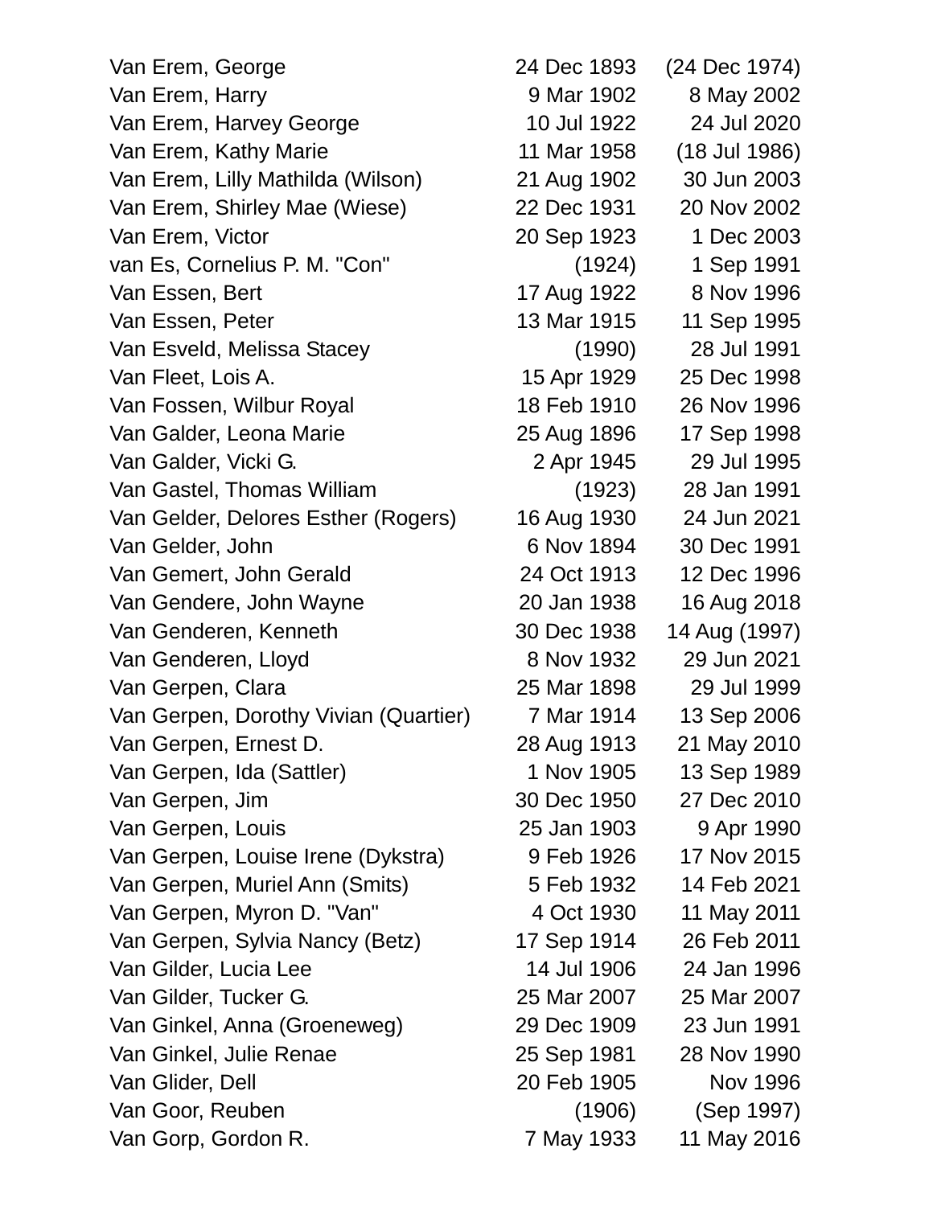| | | |
|---|---|---|
| Van Erem, George | 24 Dec 1893 | (24 Dec 1974) |
| Van Erem, Harry | 9 Mar 1902 | 8 May 2002 |
| Van Erem, Harvey George | 10 Jul 1922 | 24 Jul 2020 |
| Van Erem, Kathy Marie | 11 Mar 1958 | (18 Jul 1986) |
| Van Erem, Lilly Mathilda (Wilson) | 21 Aug 1902 | 30 Jun 2003 |
| Van Erem, Shirley Mae (Wiese) | 22 Dec 1931 | 20 Nov 2002 |
| Van Erem, Victor | 20 Sep 1923 | 1 Dec 2003 |
| van Es, Cornelius P. M. "Con" | (1924) | 1 Sep 1991 |
| Van Essen, Bert | 17 Aug 1922 | 8 Nov 1996 |
| Van Essen, Peter | 13 Mar 1915 | 11 Sep 1995 |
| Van Esveld, Melissa Stacey | (1990) | 28 Jul 1991 |
| Van Fleet, Lois A. | 15 Apr 1929 | 25 Dec 1998 |
| Van Fossen, Wilbur Royal | 18 Feb 1910 | 26 Nov 1996 |
| Van Galder, Leona Marie | 25 Aug 1896 | 17 Sep 1998 |
| Van Galder, Vicki G. | 2 Apr 1945 | 29 Jul 1995 |
| Van Gastel, Thomas William | (1923) | 28 Jan 1991 |
| Van Gelder, Delores Esther (Rogers) | 16 Aug 1930 | 24 Jun 2021 |
| Van Gelder, John | 6 Nov 1894 | 30 Dec 1991 |
| Van Gemert, John Gerald | 24 Oct 1913 | 12 Dec 1996 |
| Van Gendere, John Wayne | 20 Jan 1938 | 16 Aug 2018 |
| Van Genderen, Kenneth | 30 Dec 1938 | 14 Aug (1997) |
| Van Genderen, Lloyd | 8 Nov 1932 | 29 Jun 2021 |
| Van Gerpen, Clara | 25 Mar 1898 | 29 Jul 1999 |
| Van Gerpen, Dorothy Vivian (Quartier) | 7 Mar 1914 | 13 Sep 2006 |
| Van Gerpen, Ernest D. | 28 Aug 1913 | 21 May 2010 |
| Van Gerpen, Ida (Sattler) | 1 Nov 1905 | 13 Sep 1989 |
| Van Gerpen, Jim | 30 Dec 1950 | 27 Dec 2010 |
| Van Gerpen, Louis | 25 Jan 1903 | 9 Apr 1990 |
| Van Gerpen, Louise Irene (Dykstra) | 9 Feb 1926 | 17 Nov 2015 |
| Van Gerpen, Muriel Ann (Smits) | 5 Feb 1932 | 14 Feb 2021 |
| Van Gerpen, Myron D. "Van" | 4 Oct 1930 | 11 May 2011 |
| Van Gerpen, Sylvia Nancy (Betz) | 17 Sep 1914 | 26 Feb 2011 |
| Van Gilder, Lucia Lee | 14 Jul 1906 | 24 Jan 1996 |
| Van Gilder, Tucker G. | 25 Mar 2007 | 25 Mar 2007 |
| Van Ginkel, Anna (Groeneweg) | 29 Dec 1909 | 23 Jun 1991 |
| Van Ginkel, Julie Renae | 25 Sep 1981 | 28 Nov 1990 |
| Van Glider, Dell | 20 Feb 1905 | Nov 1996 |
| Van Goor, Reuben | (1906) | (Sep 1997) |
| Van Gorp, Gordon R. | 7 May 1933 | 11 May 2016 |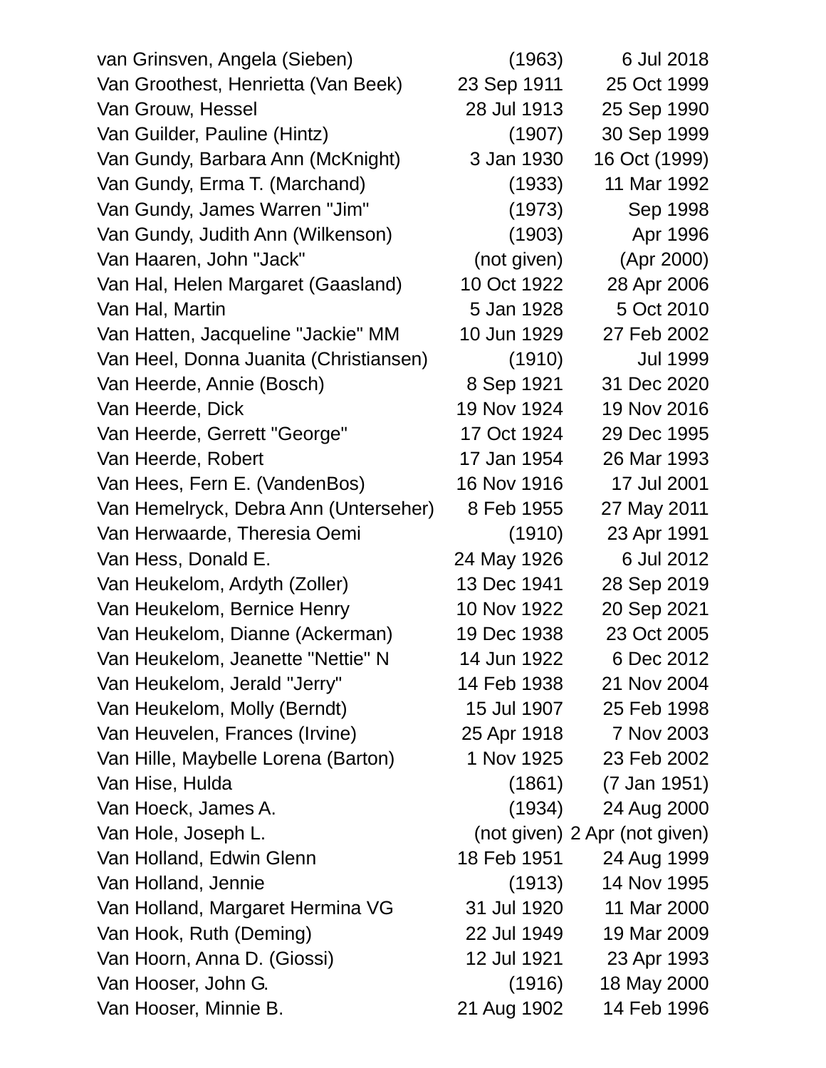| | | |
|---|---|---|
| van Grinsven, Angela (Sieben) | (1963) | 6 Jul 2018 |
| Van Groothest, Henrietta (Van Beek) | 23 Sep 1911 | 25 Oct 1999 |
| Van Grouw, Hessel | 28 Jul 1913 | 25 Sep 1990 |
| Van Guilder, Pauline (Hintz) | (1907) | 30 Sep 1999 |
| Van Gundy, Barbara Ann (McKnight) | 3 Jan 1930 | 16 Oct (1999) |
| Van Gundy, Erma T. (Marchand) | (1933) | 11 Mar 1992 |
| Van Gundy, James Warren "Jim" | (1973) | Sep 1998 |
| Van Gundy, Judith Ann (Wilkenson) | (1903) | Apr 1996 |
| Van Haaren, John "Jack" | (not given) | (Apr 2000) |
| Van Hal, Helen Margaret (Gaasland) | 10 Oct 1922 | 28 Apr 2006 |
| Van Hal, Martin | 5 Jan 1928 | 5 Oct 2010 |
| Van Hatten, Jacqueline "Jackie" MM | 10 Jun 1929 | 27 Feb 2002 |
| Van Heel, Donna Juanita (Christiansen) | (1910) | Jul 1999 |
| Van Heerde, Annie (Bosch) | 8 Sep 1921 | 31 Dec 2020 |
| Van Heerde, Dick | 19 Nov 1924 | 19 Nov 2016 |
| Van Heerde, Gerrett "George" | 17 Oct 1924 | 29 Dec 1995 |
| Van Heerde, Robert | 17 Jan 1954 | 26 Mar 1993 |
| Van Hees, Fern E. (VandenBos) | 16 Nov 1916 | 17 Jul 2001 |
| Van Hemelryck, Debra Ann (Unterseher) | 8 Feb 1955 | 27 May 2011 |
| Van Herwaarde, Theresia Oemi | (1910) | 23 Apr 1991 |
| Van Hess, Donald E. | 24 May 1926 | 6 Jul 2012 |
| Van Heukelom, Ardyth (Zoller) | 13 Dec 1941 | 28 Sep 2019 |
| Van Heukelom, Bernice Henry | 10 Nov 1922 | 20 Sep 2021 |
| Van Heukelom, Dianne (Ackerman) | 19 Dec 1938 | 23 Oct 2005 |
| Van Heukelom, Jeanette "Nettie" N | 14 Jun 1922 | 6 Dec 2012 |
| Van Heukelom, Jerald "Jerry" | 14 Feb 1938 | 21 Nov 2004 |
| Van Heukelom, Molly (Berndt) | 15 Jul 1907 | 25 Feb 1998 |
| Van Heuvelen, Frances (Irvine) | 25 Apr 1918 | 7 Nov 2003 |
| Van Hille, Maybelle Lorena (Barton) | 1 Nov 1925 | 23 Feb 2002 |
| Van Hise, Hulda | (1861) | (7 Jan 1951) |
| Van Hoeck, James A. | (1934) | 24 Aug 2000 |
| Van Hole, Joseph L. | (not given) | 2 Apr (not given) |
| Van Holland, Edwin Glenn | 18 Feb 1951 | 24 Aug 1999 |
| Van Holland, Jennie | (1913) | 14 Nov 1995 |
| Van Holland, Margaret Hermina VG | 31 Jul 1920 | 11 Mar 2000 |
| Van Hook, Ruth (Deming) | 22 Jul 1949 | 19 Mar 2009 |
| Van Hoorn, Anna D. (Giossi) | 12 Jul 1921 | 23 Apr 1993 |
| Van Hooser, John G. | (1916) | 18 May 2000 |
| Van Hooser, Minnie B. | 21 Aug 1902 | 14 Feb 1996 |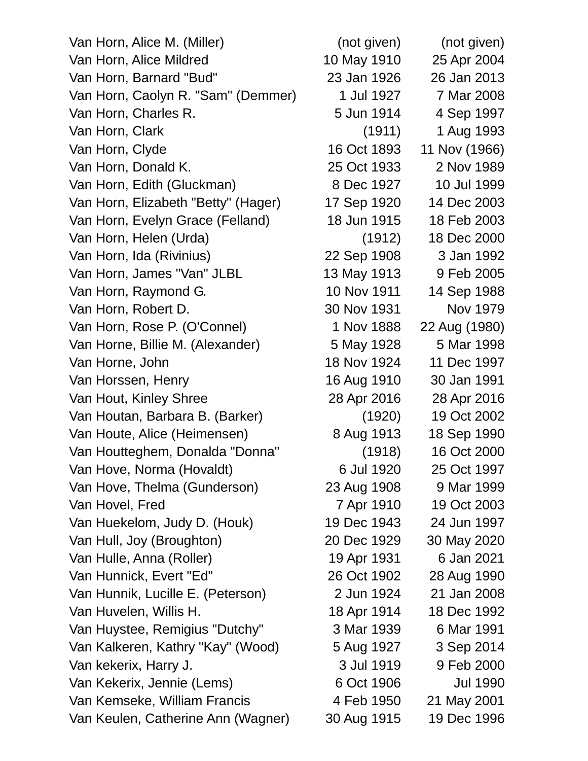| | | |
|---|---|---|
| Van Horn, Alice M. (Miller) | (not given) | (not given) |
| Van Horn, Alice Mildred | 10 May 1910 | 25 Apr 2004 |
| Van Horn, Barnard "Bud" | 23 Jan 1926 | 26 Jan 2013 |
| Van Horn, Caolyn R. "Sam" (Demmer) | 1 Jul 1927 | 7 Mar 2008 |
| Van Horn, Charles R. | 5 Jun 1914 | 4 Sep 1997 |
| Van Horn, Clark | (1911) | 1 Aug 1993 |
| Van Horn, Clyde | 16 Oct 1893 | 11 Nov (1966) |
| Van Horn, Donald K. | 25 Oct 1933 | 2 Nov 1989 |
| Van Horn, Edith (Gluckman) | 8 Dec 1927 | 10 Jul 1999 |
| Van Horn, Elizabeth "Betty" (Hager) | 17 Sep 1920 | 14 Dec 2003 |
| Van Horn, Evelyn Grace (Felland) | 18 Jun 1915 | 18 Feb 2003 |
| Van Horn, Helen (Urda) | (1912) | 18 Dec 2000 |
| Van Horn, Ida (Rivinius) | 22 Sep 1908 | 3 Jan 1992 |
| Van Horn, James "Van" JLBL | 13 May 1913 | 9 Feb 2005 |
| Van Horn, Raymond G. | 10 Nov 1911 | 14 Sep 1988 |
| Van Horn, Robert D. | 30 Nov 1931 | Nov 1979 |
| Van Horn, Rose P. (O'Connel) | 1 Nov 1888 | 22 Aug (1980) |
| Van Horne, Billie M. (Alexander) | 5 May 1928 | 5 Mar 1998 |
| Van Horne, John | 18 Nov 1924 | 11 Dec 1997 |
| Van Horssen, Henry | 16 Aug 1910 | 30 Jan 1991 |
| Van Hout, Kinley Shree | 28 Apr 2016 | 28 Apr 2016 |
| Van Houtan, Barbara B. (Barker) | (1920) | 19 Oct 2002 |
| Van Houte, Alice (Heimensen) | 8 Aug 1913 | 18 Sep 1990 |
| Van Houtteghem, Donalda "Donna" | (1918) | 16 Oct 2000 |
| Van Hove, Norma (Hovaldt) | 6 Jul 1920 | 25 Oct 1997 |
| Van Hove, Thelma (Gunderson) | 23 Aug 1908 | 9 Mar 1999 |
| Van Hovel, Fred | 7 Apr 1910 | 19 Oct 2003 |
| Van Huekelom, Judy D. (Houk) | 19 Dec 1943 | 24 Jun 1997 |
| Van Hull, Joy (Broughton) | 20 Dec 1929 | 30 May 2020 |
| Van Hulle, Anna (Roller) | 19 Apr 1931 | 6 Jan 2021 |
| Van Hunnick, Evert "Ed" | 26 Oct 1902 | 28 Aug 1990 |
| Van Hunnik, Lucille E. (Peterson) | 2 Jun 1924 | 21 Jan 2008 |
| Van Huvelen, Willis H. | 18 Apr 1914 | 18 Dec 1992 |
| Van Huystee, Remigius "Dutchy" | 3 Mar 1939 | 6 Mar 1991 |
| Van Kalkeren, Kathry "Kay" (Wood) | 5 Aug 1927 | 3 Sep 2014 |
| Van kekerix, Harry J. | 3 Jul 1919 | 9 Feb 2000 |
| Van Kekerix, Jennie (Lems) | 6 Oct 1906 | Jul 1990 |
| Van Kemseke, William Francis | 4 Feb 1950 | 21 May 2001 |
| Van Keulen, Catherine Ann (Wagner) | 30 Aug 1915 | 19 Dec 1996 |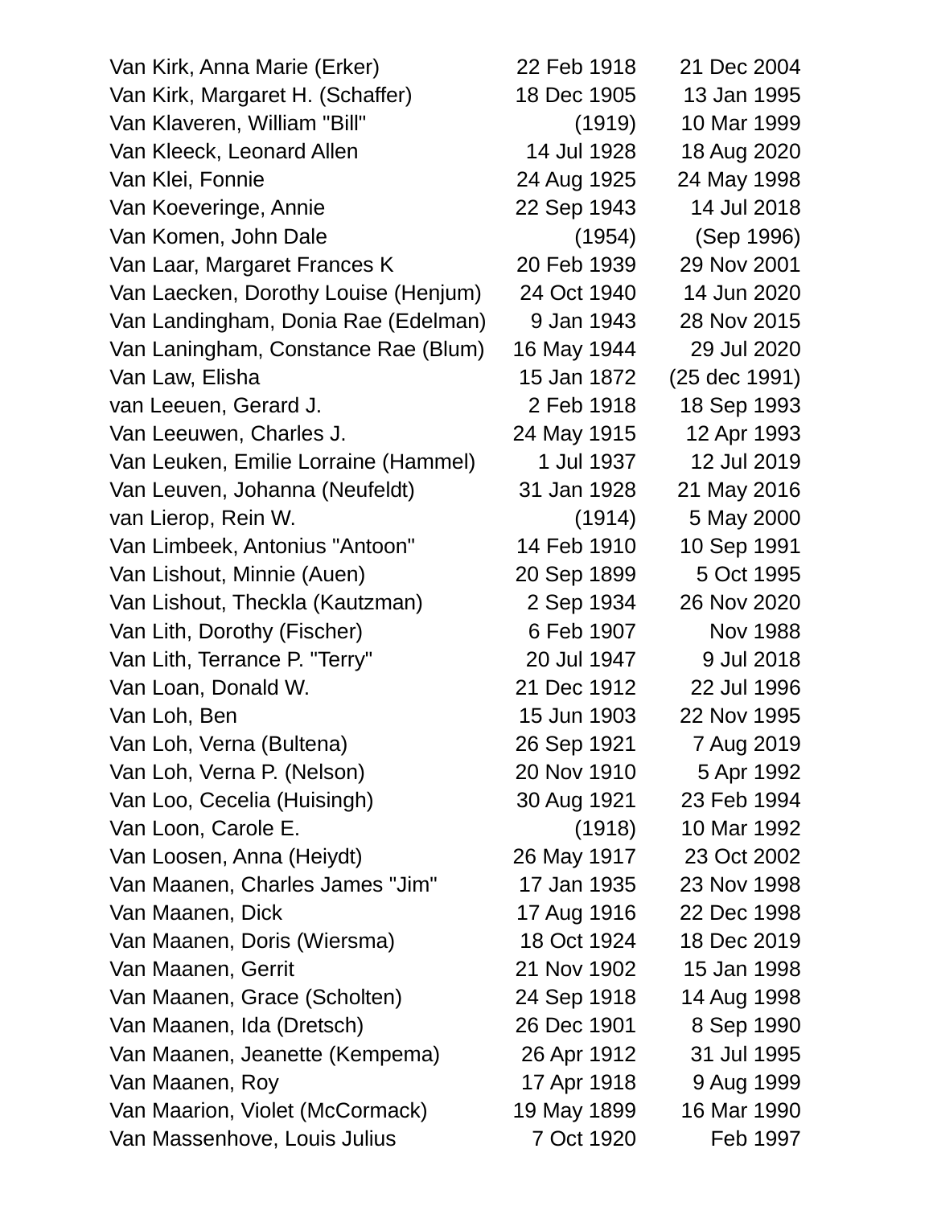| | | |
|---|---|---|
| Van Kirk, Anna Marie (Erker) | 22 Feb 1918 | 21 Dec 2004 |
| Van Kirk, Margaret H. (Schaffer) | 18 Dec 1905 | 13 Jan 1995 |
| Van Klaveren, William "Bill" | (1919) | 10 Mar 1999 |
| Van Kleeck, Leonard Allen | 14 Jul 1928 | 18 Aug 2020 |
| Van Klei, Fonnie | 24 Aug 1925 | 24 May 1998 |
| Van Koeveringe, Annie | 22 Sep 1943 | 14 Jul 2018 |
| Van Komen, John Dale | (1954) | (Sep 1996) |
| Van Laar, Margaret Frances K | 20 Feb 1939 | 29 Nov 2001 |
| Van Laecken, Dorothy Louise (Henjum) | 24 Oct 1940 | 14 Jun 2020 |
| Van Landingham, Donia Rae (Edelman) | 9 Jan 1943 | 28 Nov 2015 |
| Van Laningham, Constance Rae (Blum) | 16 May 1944 | 29 Jul 2020 |
| Van Law, Elisha | 15 Jan 1872 | (25 dec 1991) |
| van Leeuen, Gerard J. | 2 Feb 1918 | 18 Sep 1993 |
| Van Leeuwen, Charles J. | 24 May 1915 | 12 Apr 1993 |
| Van Leuken, Emilie Lorraine (Hammel) | 1 Jul 1937 | 12 Jul 2019 |
| Van Leuven, Johanna (Neufeldt) | 31 Jan 1928 | 21 May 2016 |
| van Lierop, Rein W. | (1914) | 5 May 2000 |
| Van Limbeek, Antonius "Antoon" | 14 Feb 1910 | 10 Sep 1991 |
| Van Lishout, Minnie (Auen) | 20 Sep 1899 | 5 Oct 1995 |
| Van Lishout, Theckla (Kautzman) | 2 Sep 1934 | 26 Nov 2020 |
| Van Lith, Dorothy (Fischer) | 6 Feb 1907 | Nov 1988 |
| Van Lith, Terrance P. "Terry" | 20 Jul 1947 | 9 Jul 2018 |
| Van Loan, Donald W. | 21 Dec 1912 | 22 Jul 1996 |
| Van Loh, Ben | 15 Jun 1903 | 22 Nov 1995 |
| Van Loh, Verna (Bultena) | 26 Sep 1921 | 7 Aug 2019 |
| Van Loh, Verna P. (Nelson) | 20 Nov 1910 | 5 Apr 1992 |
| Van Loo, Cecelia (Huisingh) | 30 Aug 1921 | 23 Feb 1994 |
| Van Loon, Carole E. | (1918) | 10 Mar 1992 |
| Van Loosen, Anna (Heiydt) | 26 May 1917 | 23 Oct 2002 |
| Van Maanen, Charles James "Jim" | 17 Jan 1935 | 23 Nov 1998 |
| Van Maanen, Dick | 17 Aug 1916 | 22 Dec 1998 |
| Van Maanen, Doris (Wiersma) | 18 Oct 1924 | 18 Dec 2019 |
| Van Maanen, Gerrit | 21 Nov 1902 | 15 Jan 1998 |
| Van Maanen, Grace (Scholten) | 24 Sep 1918 | 14 Aug 1998 |
| Van Maanen, Ida (Dretsch) | 26 Dec 1901 | 8 Sep 1990 |
| Van Maanen, Jeanette (Kempema) | 26 Apr 1912 | 31 Jul 1995 |
| Van Maanen, Roy | 17 Apr 1918 | 9 Aug 1999 |
| Van Maarion, Violet (McCormack) | 19 May 1899 | 16 Mar 1990 |
| Van Massenhove, Louis Julius | 7 Oct 1920 | Feb 1997 |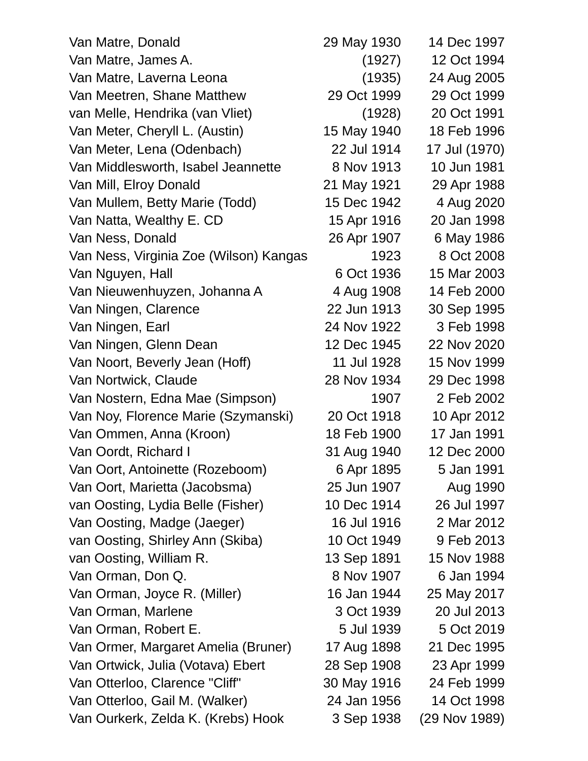| | | |
|---|---|---|
| Van Matre, Donald | 29 May 1930 | 14 Dec 1997 |
| Van Matre, James A. | (1927) | 12 Oct 1994 |
| Van Matre, Laverna Leona | (1935) | 24 Aug 2005 |
| Van Meetren, Shane Matthew | 29 Oct 1999 | 29 Oct 1999 |
| van Melle, Hendrika (van Vliet) | (1928) | 20 Oct 1991 |
| Van Meter, Cheryll L. (Austin) | 15 May 1940 | 18 Feb 1996 |
| Van Meter, Lena (Odenbach) | 22 Jul 1914 | 17 Jul (1970) |
| Van Middlesworth, Isabel Jeannette | 8 Nov 1913 | 10 Jun 1981 |
| Van Mill, Elroy Donald | 21 May 1921 | 29 Apr 1988 |
| Van Mullem, Betty Marie (Todd) | 15 Dec 1942 | 4 Aug 2020 |
| Van Natta, Wealthy E. CD | 15 Apr 1916 | 20 Jan 1998 |
| Van Ness, Donald | 26 Apr 1907 | 6 May 1986 |
| Van Ness, Virginia Zoe (Wilson) Kangas | 1923 | 8 Oct 2008 |
| Van Nguyen, Hall | 6 Oct 1936 | 15 Mar 2003 |
| Van Nieuwenhuyzen, Johanna A | 4 Aug 1908 | 14 Feb 2000 |
| Van Ningen, Clarence | 22 Jun 1913 | 30 Sep 1995 |
| Van Ningen, Earl | 24 Nov 1922 | 3 Feb 1998 |
| Van Ningen, Glenn Dean | 12 Dec 1945 | 22 Nov 2020 |
| Van Noort, Beverly Jean (Hoff) | 11 Jul 1928 | 15 Nov 1999 |
| Van Nortwick, Claude | 28 Nov 1934 | 29 Dec 1998 |
| Van Nostern, Edna Mae (Simpson) | 1907 | 2 Feb 2002 |
| Van Noy, Florence Marie (Szymanski) | 20 Oct 1918 | 10 Apr 2012 |
| Van Ommen, Anna (Kroon) | 18 Feb 1900 | 17 Jan 1991 |
| Van Oordt, Richard I | 31 Aug 1940 | 12 Dec 2000 |
| Van Oort, Antoinette (Rozeboom) | 6 Apr 1895 | 5 Jan 1991 |
| Van Oort, Marietta (Jacobsma) | 25 Jun 1907 | Aug 1990 |
| van Oosting, Lydia Belle (Fisher) | 10 Dec 1914 | 26 Jul 1997 |
| Van Oosting, Madge (Jaeger) | 16 Jul 1916 | 2 Mar 2012 |
| van Oosting, Shirley Ann (Skiba) | 10 Oct 1949 | 9 Feb 2013 |
| van Oosting, William R. | 13 Sep 1891 | 15 Nov 1988 |
| Van Orman, Don Q. | 8 Nov 1907 | 6 Jan 1994 |
| Van Orman, Joyce R. (Miller) | 16 Jan 1944 | 25 May 2017 |
| Van Orman, Marlene | 3 Oct 1939 | 20 Jul 2013 |
| Van Orman, Robert E. | 5 Jul 1939 | 5 Oct 2019 |
| Van Ormer, Margaret Amelia (Bruner) | 17 Aug 1898 | 21 Dec 1995 |
| Van Ortwick, Julia (Votava) Ebert | 28 Sep 1908 | 23 Apr 1999 |
| Van Otterloo, Clarence "Cliff" | 30 May 1916 | 24 Feb 1999 |
| Van Otterloo, Gail M. (Walker) | 24 Jan 1956 | 14 Oct 1998 |
| Van Ourkerk, Zelda K. (Krebs) Hook | 3 Sep 1938 | (29 Nov 1989) |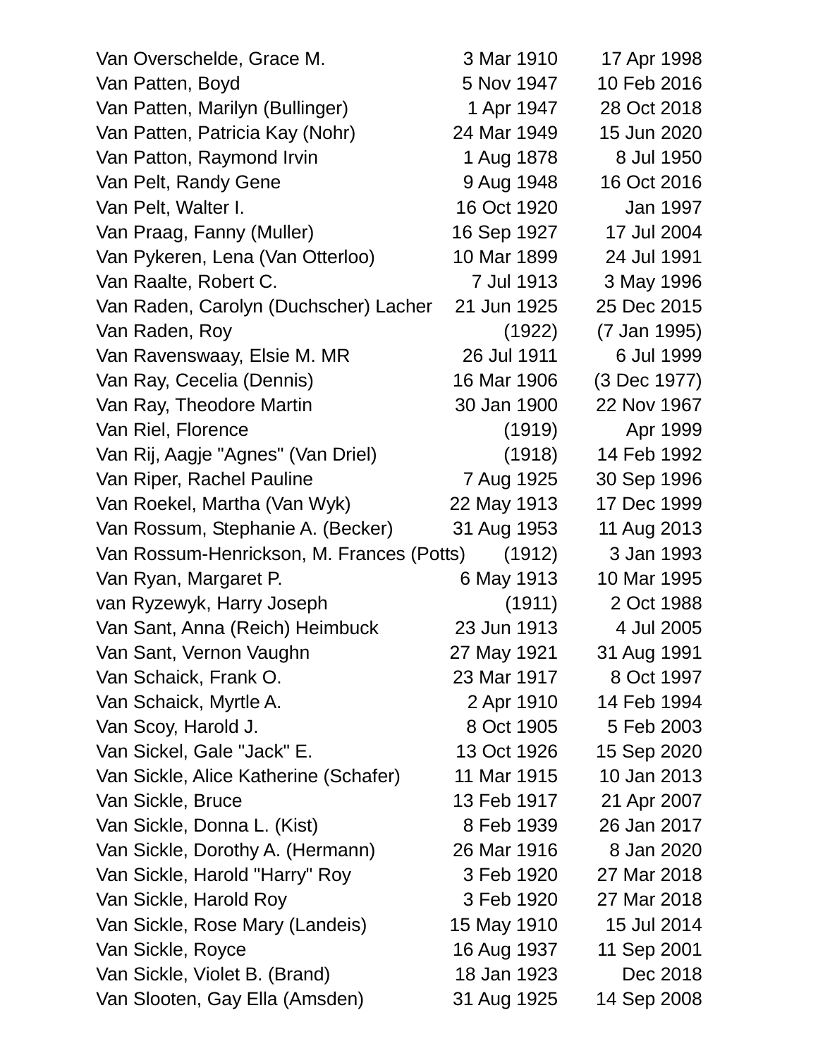| Name | Born | Died |
|---|---|---|
| Van Overschelde, Grace M. | 3 Mar 1910 | 17 Apr 1998 |
| Van Patten, Boyd | 5 Nov 1947 | 10 Feb 2016 |
| Van Patten, Marilyn (Bullinger) | 1 Apr 1947 | 28 Oct 2018 |
| Van Patten, Patricia Kay (Nohr) | 24 Mar 1949 | 15 Jun 2020 |
| Van Patton, Raymond Irvin | 1 Aug 1878 | 8 Jul 1950 |
| Van Pelt, Randy Gene | 9 Aug 1948 | 16 Oct 2016 |
| Van Pelt, Walter I. | 16 Oct 1920 | Jan 1997 |
| Van Praag, Fanny (Muller) | 16 Sep 1927 | 17 Jul 2004 |
| Van Pykeren, Lena (Van Otterloo) | 10 Mar 1899 | 24 Jul 1991 |
| Van Raalte, Robert C. | 7 Jul 1913 | 3 May 1996 |
| Van Raden, Carolyn (Duchscher) Lacher | 21 Jun 1925 | 25 Dec 2015 |
| Van Raden, Roy | (1922) | (7 Jan 1995) |
| Van Ravenswaay, Elsie M. MR | 26 Jul 1911 | 6 Jul 1999 |
| Van Ray, Cecelia (Dennis) | 16 Mar 1906 | (3 Dec 1977) |
| Van Ray, Theodore Martin | 30 Jan 1900 | 22 Nov 1967 |
| Van Riel, Florence | (1919) | Apr 1999 |
| Van Rij, Aagje "Agnes" (Van Driel) | (1918) | 14 Feb 1992 |
| Van Riper, Rachel Pauline | 7 Aug 1925 | 30 Sep 1996 |
| Van Roekel, Martha (Van Wyk) | 22 May 1913 | 17 Dec 1999 |
| Van Rossum, Stephanie A. (Becker) | 31 Aug 1953 | 11 Aug 2013 |
| Van Rossum-Henrickson, M. Frances (Potts) | (1912) | 3 Jan 1993 |
| Van Ryan, Margaret P. | 6 May 1913 | 10 Mar 1995 |
| van Ryzewyk, Harry Joseph | (1911) | 2 Oct 1988 |
| Van Sant, Anna (Reich) Heimbuck | 23 Jun 1913 | 4 Jul 2005 |
| Van Sant, Vernon Vaughn | 27 May 1921 | 31 Aug 1991 |
| Van Schaick, Frank O. | 23 Mar 1917 | 8 Oct 1997 |
| Van Schaick, Myrtle A. | 2 Apr 1910 | 14 Feb 1994 |
| Van Scoy, Harold J. | 8 Oct 1905 | 5 Feb 2003 |
| Van Sickel, Gale "Jack" E. | 13 Oct 1926 | 15 Sep 2020 |
| Van Sickle, Alice Katherine (Schafer) | 11 Mar 1915 | 10 Jan 2013 |
| Van Sickle, Bruce | 13 Feb 1917 | 21 Apr 2007 |
| Van Sickle, Donna L. (Kist) | 8 Feb 1939 | 26 Jan 2017 |
| Van Sickle, Dorothy A. (Hermann) | 26 Mar 1916 | 8 Jan 2020 |
| Van Sickle, Harold "Harry" Roy | 3 Feb 1920 | 27 Mar 2018 |
| Van Sickle, Harold Roy | 3 Feb 1920 | 27 Mar 2018 |
| Van Sickle, Rose Mary (Landeis) | 15 May 1910 | 15 Jul 2014 |
| Van Sickle, Royce | 16 Aug 1937 | 11 Sep 2001 |
| Van Sickle, Violet B. (Brand) | 18 Jan 1923 | Dec 2018 |
| Van Slooten, Gay Ella (Amsden) | 31 Aug 1925 | 14 Sep 2008 |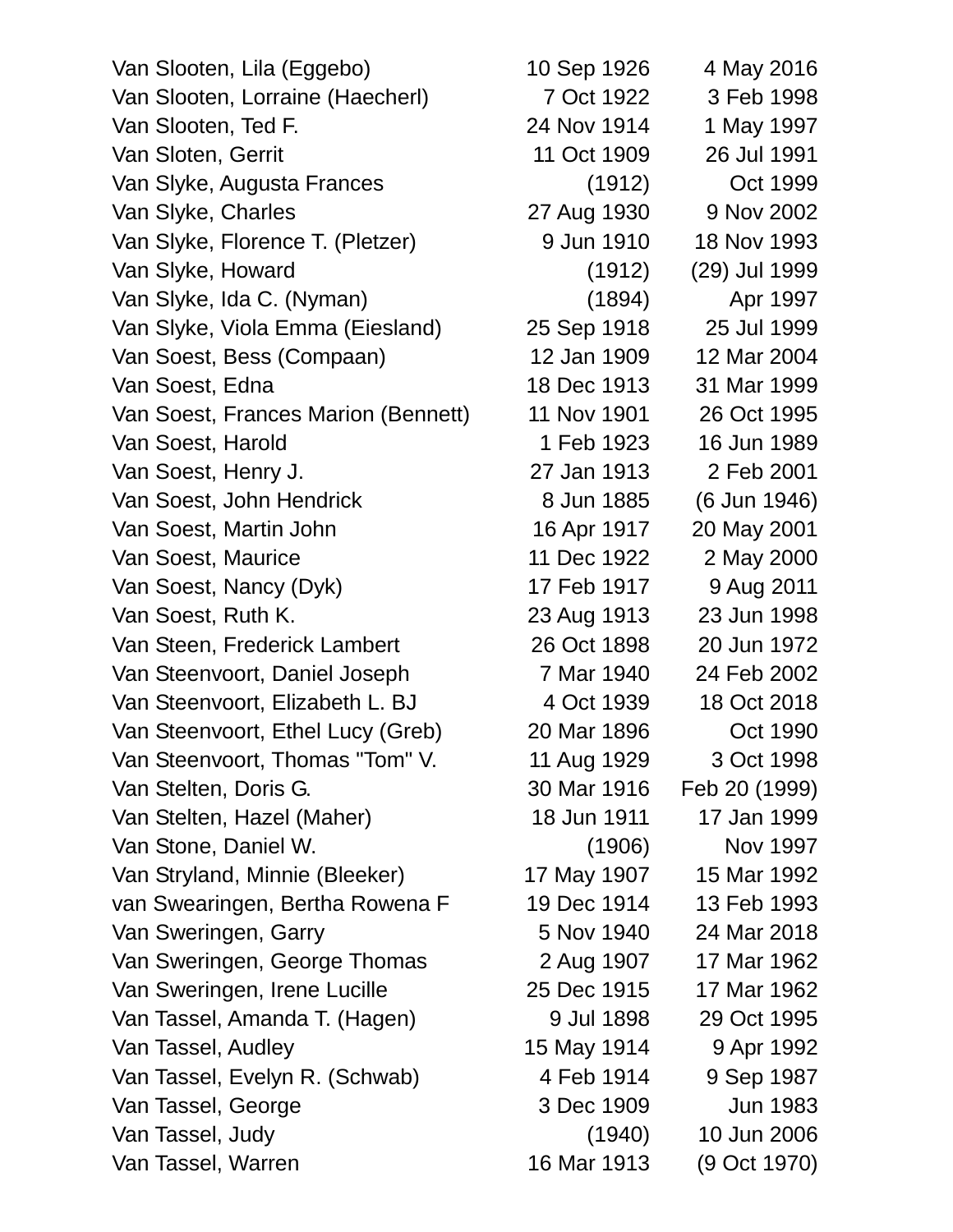| | | |
|---|---|---|
| Van Slooten, Lila (Eggebo) | 10 Sep 1926 | 4 May 2016 |
| Van Slooten, Lorraine (Haecherl) | 7 Oct 1922 | 3 Feb 1998 |
| Van Slooten, Ted F. | 24 Nov 1914 | 1 May 1997 |
| Van Sloten, Gerrit | 11 Oct 1909 | 26 Jul 1991 |
| Van Slyke, Augusta Frances | (1912) | Oct 1999 |
| Van Slyke, Charles | 27 Aug 1930 | 9 Nov 2002 |
| Van Slyke, Florence T. (Pletzer) | 9 Jun 1910 | 18 Nov 1993 |
| Van Slyke, Howard | (1912) | (29) Jul 1999 |
| Van Slyke, Ida C. (Nyman) | (1894) | Apr 1997 |
| Van Slyke, Viola Emma (Eiesland) | 25 Sep 1918 | 25 Jul 1999 |
| Van Soest, Bess (Compaan) | 12 Jan 1909 | 12 Mar 2004 |
| Van Soest, Edna | 18 Dec 1913 | 31 Mar 1999 |
| Van Soest, Frances Marion (Bennett) | 11 Nov 1901 | 26 Oct 1995 |
| Van Soest, Harold | 1 Feb 1923 | 16 Jun 1989 |
| Van Soest, Henry J. | 27 Jan 1913 | 2 Feb 2001 |
| Van Soest, John Hendrick | 8 Jun 1885 | (6 Jun 1946) |
| Van Soest, Martin John | 16 Apr 1917 | 20 May 2001 |
| Van Soest, Maurice | 11 Dec 1922 | 2 May 2000 |
| Van Soest, Nancy (Dyk) | 17 Feb 1917 | 9 Aug 2011 |
| Van Soest, Ruth K. | 23 Aug 1913 | 23 Jun 1998 |
| Van Steen, Frederick Lambert | 26 Oct 1898 | 20 Jun 1972 |
| Van Steenvoort, Daniel Joseph | 7 Mar 1940 | 24 Feb 2002 |
| Van Steenvoort, Elizabeth L. BJ | 4 Oct 1939 | 18 Oct 2018 |
| Van Steenvoort, Ethel Lucy (Greb) | 20 Mar 1896 | Oct 1990 |
| Van Steenvoort, Thomas "Tom" V. | 11 Aug 1929 | 3 Oct 1998 |
| Van Stelten, Doris G. | 30 Mar 1916 | Feb 20 (1999) |
| Van Stelten, Hazel (Maher) | 18 Jun 1911 | 17 Jan 1999 |
| Van Stone, Daniel W. | (1906) | Nov 1997 |
| Van Stryland, Minnie (Bleeker) | 17 May 1907 | 15 Mar 1992 |
| van Swearingen, Bertha Rowena F | 19 Dec 1914 | 13 Feb 1993 |
| Van Sweringen, Garry | 5 Nov 1940 | 24 Mar 2018 |
| Van Sweringen, George Thomas | 2 Aug 1907 | 17 Mar 1962 |
| Van Sweringen, Irene Lucille | 25 Dec 1915 | 17 Mar 1962 |
| Van Tassel, Amanda T. (Hagen) | 9 Jul 1898 | 29 Oct 1995 |
| Van Tassel, Audley | 15 May 1914 | 9 Apr 1992 |
| Van Tassel, Evelyn R. (Schwab) | 4 Feb 1914 | 9 Sep 1987 |
| Van Tassel, George | 3 Dec 1909 | Jun 1983 |
| Van Tassel, Judy | (1940) | 10 Jun 2006 |
| Van Tassel, Warren | 16 Mar 1913 | (9 Oct 1970) |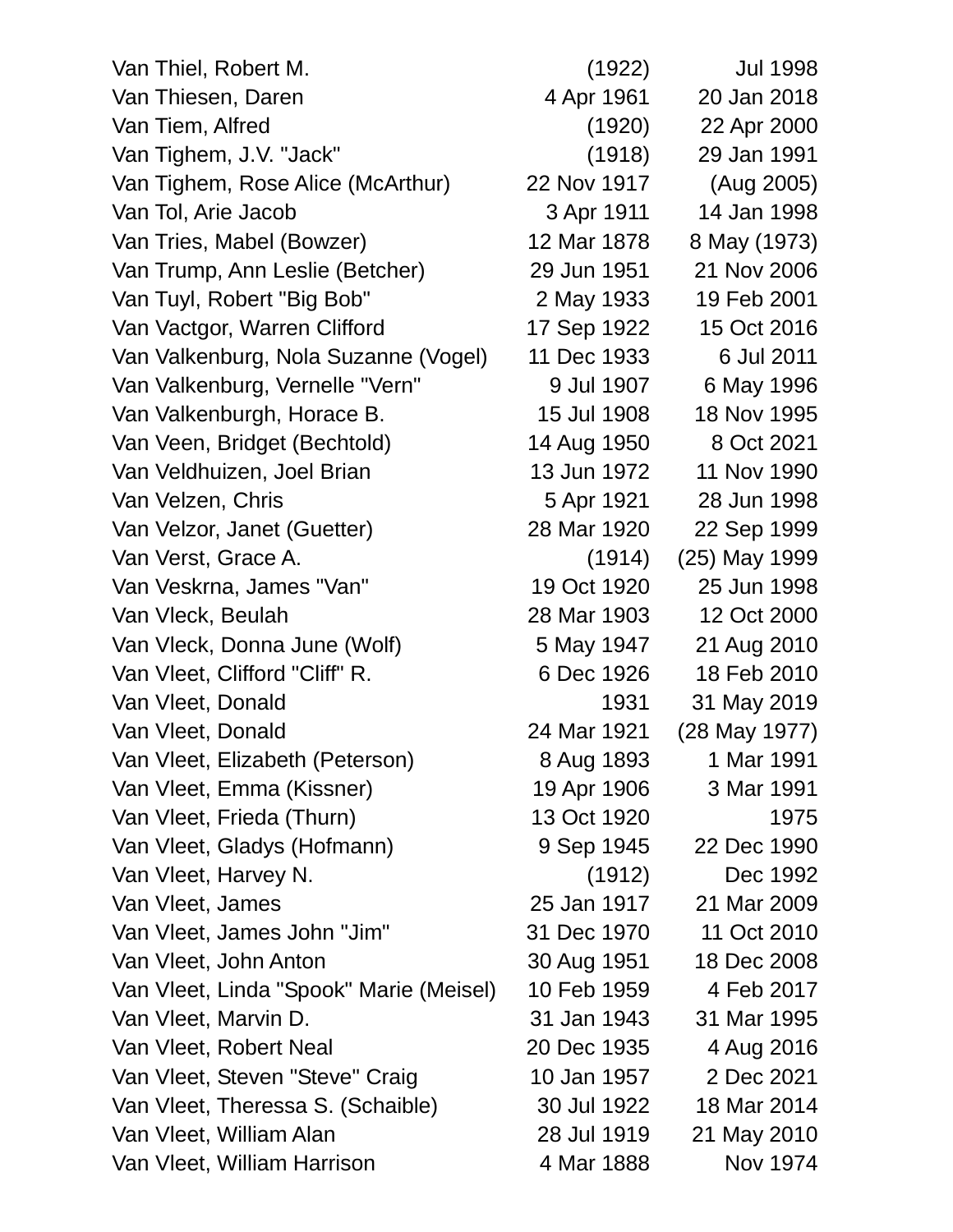| | | |
|---|---|---|
| Van Thiel, Robert M. | (1922) | Jul 1998 |
| Van Thiesen, Daren | 4 Apr 1961 | 20 Jan 2018 |
| Van Tiem, Alfred | (1920) | 22 Apr 2000 |
| Van Tighem, J.V. "Jack" | (1918) | 29 Jan 1991 |
| Van Tighem, Rose Alice (McArthur) | 22 Nov 1917 | (Aug 2005) |
| Van Tol, Arie Jacob | 3 Apr 1911 | 14 Jan 1998 |
| Van Tries, Mabel (Bowzer) | 12 Mar 1878 | 8 May (1973) |
| Van Trump, Ann Leslie (Betcher) | 29 Jun 1951 | 21 Nov 2006 |
| Van Tuyl, Robert "Big Bob" | 2 May 1933 | 19 Feb 2001 |
| Van Vactgor, Warren Clifford | 17 Sep 1922 | 15 Oct 2016 |
| Van Valkenburg, Nola Suzanne (Vogel) | 11 Dec 1933 | 6 Jul 2011 |
| Van Valkenburg, Vernelle "Vern" | 9 Jul 1907 | 6 May 1996 |
| Van Valkenburgh, Horace B. | 15 Jul 1908 | 18 Nov 1995 |
| Van Veen, Bridget (Bechtold) | 14 Aug 1950 | 8 Oct 2021 |
| Van Veldhuizen, Joel Brian | 13 Jun 1972 | 11 Nov 1990 |
| Van Velzen, Chris | 5 Apr 1921 | 28 Jun 1998 |
| Van Velzor, Janet (Guetter) | 28 Mar 1920 | 22 Sep 1999 |
| Van Verst, Grace A. | (1914) | (25) May 1999 |
| Van Veskrna, James "Van" | 19 Oct 1920 | 25 Jun 1998 |
| Van Vleck, Beulah | 28 Mar 1903 | 12 Oct 2000 |
| Van Vleck, Donna June (Wolf) | 5 May 1947 | 21 Aug 2010 |
| Van Vleet, Clifford "Cliff" R. | 6 Dec 1926 | 18 Feb 2010 |
| Van Vleet, Donald | 1931 | 31 May 2019 |
| Van Vleet, Donald | 24 Mar 1921 | (28 May 1977) |
| Van Vleet, Elizabeth (Peterson) | 8 Aug 1893 | 1 Mar 1991 |
| Van Vleet, Emma (Kissner) | 19 Apr 1906 | 3 Mar 1991 |
| Van Vleet, Frieda (Thurn) | 13 Oct 1920 | 1975 |
| Van Vleet, Gladys (Hofmann) | 9 Sep 1945 | 22 Dec 1990 |
| Van Vleet, Harvey N. | (1912) | Dec 1992 |
| Van Vleet, James | 25 Jan 1917 | 21 Mar 2009 |
| Van Vleet, James John "Jim" | 31 Dec 1970 | 11 Oct 2010 |
| Van Vleet, John Anton | 30 Aug 1951 | 18 Dec 2008 |
| Van Vleet, Linda "Spook" Marie (Meisel) | 10 Feb 1959 | 4 Feb 2017 |
| Van Vleet, Marvin D. | 31 Jan 1943 | 31 Mar 1995 |
| Van Vleet, Robert Neal | 20 Dec 1935 | 4 Aug 2016 |
| Van Vleet, Steven "Steve" Craig | 10 Jan 1957 | 2 Dec 2021 |
| Van Vleet, Theressa S. (Schaible) | 30 Jul 1922 | 18 Mar 2014 |
| Van Vleet, William Alan | 28 Jul 1919 | 21 May 2010 |
| Van Vleet, William Harrison | 4 Mar 1888 | Nov 1974 |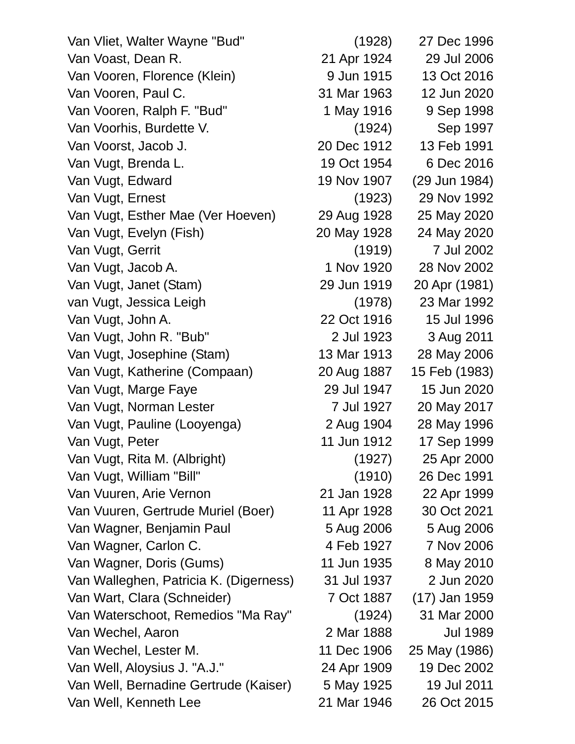| | | |
|---|---|---|
| Van Vliet, Walter Wayne "Bud" | (1928) | 27 Dec 1996 |
| Van Voast, Dean R. | 21 Apr 1924 | 29 Jul 2006 |
| Van Vooren, Florence (Klein) | 9 Jun 1915 | 13 Oct 2016 |
| Van Vooren, Paul C. | 31 Mar 1963 | 12 Jun 2020 |
| Van Vooren, Ralph F. "Bud" | 1 May 1916 | 9 Sep 1998 |
| Van Voorhis, Burdette V. | (1924) | Sep 1997 |
| Van Voorst, Jacob J. | 20 Dec 1912 | 13 Feb 1991 |
| Van Vugt, Brenda L. | 19 Oct 1954 | 6 Dec 2016 |
| Van Vugt, Edward | 19 Nov 1907 | (29 Jun 1984) |
| Van Vugt, Ernest | (1923) | 29 Nov 1992 |
| Van Vugt, Esther Mae (Ver Hoeven) | 29 Aug 1928 | 25 May 2020 |
| Van Vugt, Evelyn (Fish) | 20 May 1928 | 24 May 2020 |
| Van Vugt, Gerrit | (1919) | 7 Jul 2002 |
| Van Vugt, Jacob A. | 1 Nov 1920 | 28 Nov 2002 |
| Van Vugt, Janet (Stam) | 29 Jun 1919 | 20 Apr (1981) |
| van Vugt, Jessica Leigh | (1978) | 23 Mar 1992 |
| Van Vugt, John A. | 22 Oct 1916 | 15 Jul 1996 |
| Van Vugt, John R. "Bub" | 2 Jul 1923 | 3 Aug 2011 |
| Van Vugt, Josephine (Stam) | 13 Mar 1913 | 28 May 2006 |
| Van Vugt, Katherine (Compaan) | 20 Aug 1887 | 15 Feb (1983) |
| Van Vugt, Marge Faye | 29 Jul 1947 | 15 Jun 2020 |
| Van Vugt, Norman Lester | 7 Jul 1927 | 20 May 2017 |
| Van Vugt, Pauline (Looyenga) | 2 Aug 1904 | 28 May 1996 |
| Van Vugt, Peter | 11 Jun 1912 | 17 Sep 1999 |
| Van Vugt, Rita M. (Albright) | (1927) | 25 Apr 2000 |
| Van Vugt, William "Bill" | (1910) | 26 Dec 1991 |
| Van Vuuren, Arie Vernon | 21 Jan 1928 | 22 Apr 1999 |
| Van Vuuren, Gertrude Muriel (Boer) | 11 Apr 1928 | 30 Oct 2021 |
| Van Wagner, Benjamin Paul | 5 Aug 2006 | 5 Aug 2006 |
| Van Wagner, Carlon C. | 4 Feb 1927 | 7 Nov 2006 |
| Van Wagner, Doris (Gums) | 11 Jun 1935 | 8 May 2010 |
| Van Walleghen, Patricia K. (Digerness) | 31 Jul 1937 | 2 Jun 2020 |
| Van Wart, Clara (Schneider) | 7 Oct 1887 | (17) Jan 1959 |
| Van Waterschoot, Remedios "Ma Ray" | (1924) | 31 Mar 2000 |
| Van Wechel, Aaron | 2 Mar 1888 | Jul 1989 |
| Van Wechel, Lester M. | 11 Dec 1906 | 25 May (1986) |
| Van Well, Aloysius J. "A.J." | 24 Apr 1909 | 19 Dec 2002 |
| Van Well, Bernadine Gertrude (Kaiser) | 5 May 1925 | 19 Jul 2011 |
| Van Well, Kenneth Lee | 21 Mar 1946 | 26 Oct 2015 |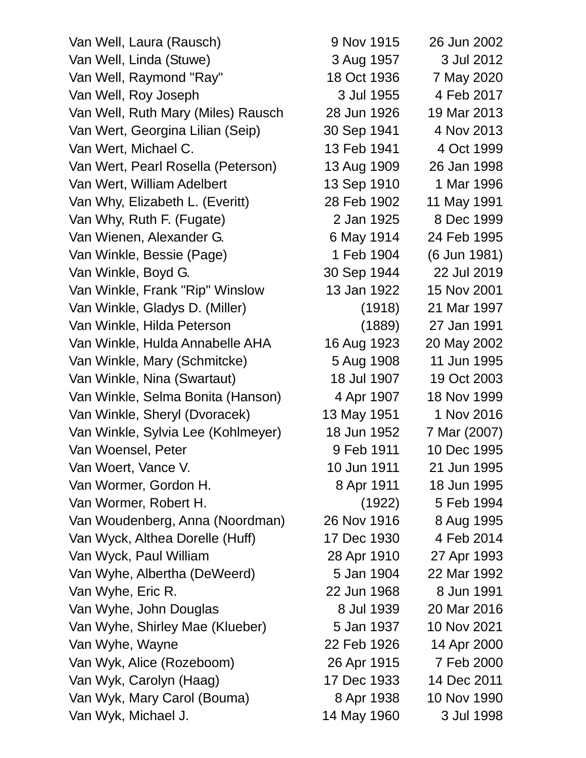| | | |
|---|---|---|
| Van Well, Laura (Rausch) | 9 Nov 1915 | 26 Jun 2002 |
| Van Well, Linda (Stuwe) | 3 Aug 1957 | 3 Jul 2012 |
| Van Well, Raymond "Ray" | 18 Oct 1936 | 7 May 2020 |
| Van Well, Roy Joseph | 3 Jul 1955 | 4 Feb 2017 |
| Van Well, Ruth Mary (Miles) Rausch | 28 Jun 1926 | 19 Mar 2013 |
| Van Wert, Georgina Lilian (Seip) | 30 Sep 1941 | 4 Nov 2013 |
| Van Wert, Michael C. | 13 Feb 1941 | 4 Oct 1999 |
| Van Wert, Pearl Rosella (Peterson) | 13 Aug 1909 | 26 Jan 1998 |
| Van Wert, William Adelbert | 13 Sep 1910 | 1 Mar 1996 |
| Van Why, Elizabeth L. (Everitt) | 28 Feb 1902 | 11 May 1991 |
| Van Why, Ruth F. (Fugate) | 2 Jan 1925 | 8 Dec 1999 |
| Van Wienen, Alexander G. | 6 May 1914 | 24 Feb 1995 |
| Van Winkle, Bessie (Page) | 1 Feb 1904 | (6 Jun 1981) |
| Van Winkle, Boyd G. | 30 Sep 1944 | 22 Jul 2019 |
| Van Winkle, Frank "Rip" Winslow | 13 Jan 1922 | 15 Nov 2001 |
| Van Winkle, Gladys D. (Miller) | (1918) | 21 Mar 1997 |
| Van Winkle, Hilda Peterson | (1889) | 27 Jan 1991 |
| Van Winkle, Hulda Annabelle AHA | 16 Aug 1923 | 20 May 2002 |
| Van Winkle, Mary (Schmitcke) | 5 Aug 1908 | 11 Jun 1995 |
| Van Winkle, Nina (Swartaut) | 18 Jul 1907 | 19 Oct 2003 |
| Van Winkle, Selma Bonita (Hanson) | 4 Apr 1907 | 18 Nov 1999 |
| Van Winkle, Sheryl (Dvoracek) | 13 May 1951 | 1 Nov 2016 |
| Van Winkle, Sylvia Lee (Kohlmeyer) | 18 Jun 1952 | 7 Mar (2007) |
| Van Woensel, Peter | 9 Feb 1911 | 10 Dec 1995 |
| Van Woert, Vance V. | 10 Jun 1911 | 21 Jun 1995 |
| Van Wormer, Gordon H. | 8 Apr 1911 | 18 Jun 1995 |
| Van Wormer, Robert H. | (1922) | 5 Feb 1994 |
| Van Woudenberg, Anna (Noordman) | 26 Nov 1916 | 8 Aug 1995 |
| Van Wyck, Althea Dorelle (Huff) | 17 Dec 1930 | 4 Feb 2014 |
| Van Wyck, Paul William | 28 Apr 1910 | 27 Apr 1993 |
| Van Wyhe, Albertha (DeWeerd) | 5 Jan 1904 | 22 Mar 1992 |
| Van Wyhe, Eric R. | 22 Jun 1968 | 8 Jun 1991 |
| Van Wyhe, John Douglas | 8 Jul 1939 | 20 Mar 2016 |
| Van Wyhe, Shirley Mae (Klueber) | 5 Jan 1937 | 10 Nov 2021 |
| Van Wyhe, Wayne | 22 Feb 1926 | 14 Apr 2000 |
| Van Wyk, Alice (Rozeboom) | 26 Apr 1915 | 7 Feb 2000 |
| Van Wyk, Carolyn (Haag) | 17 Dec 1933 | 14 Dec 2011 |
| Van Wyk, Mary Carol (Bouma) | 8 Apr 1938 | 10 Nov 1990 |
| Van Wyk, Michael J. | 14 May 1960 | 3 Jul 1998 |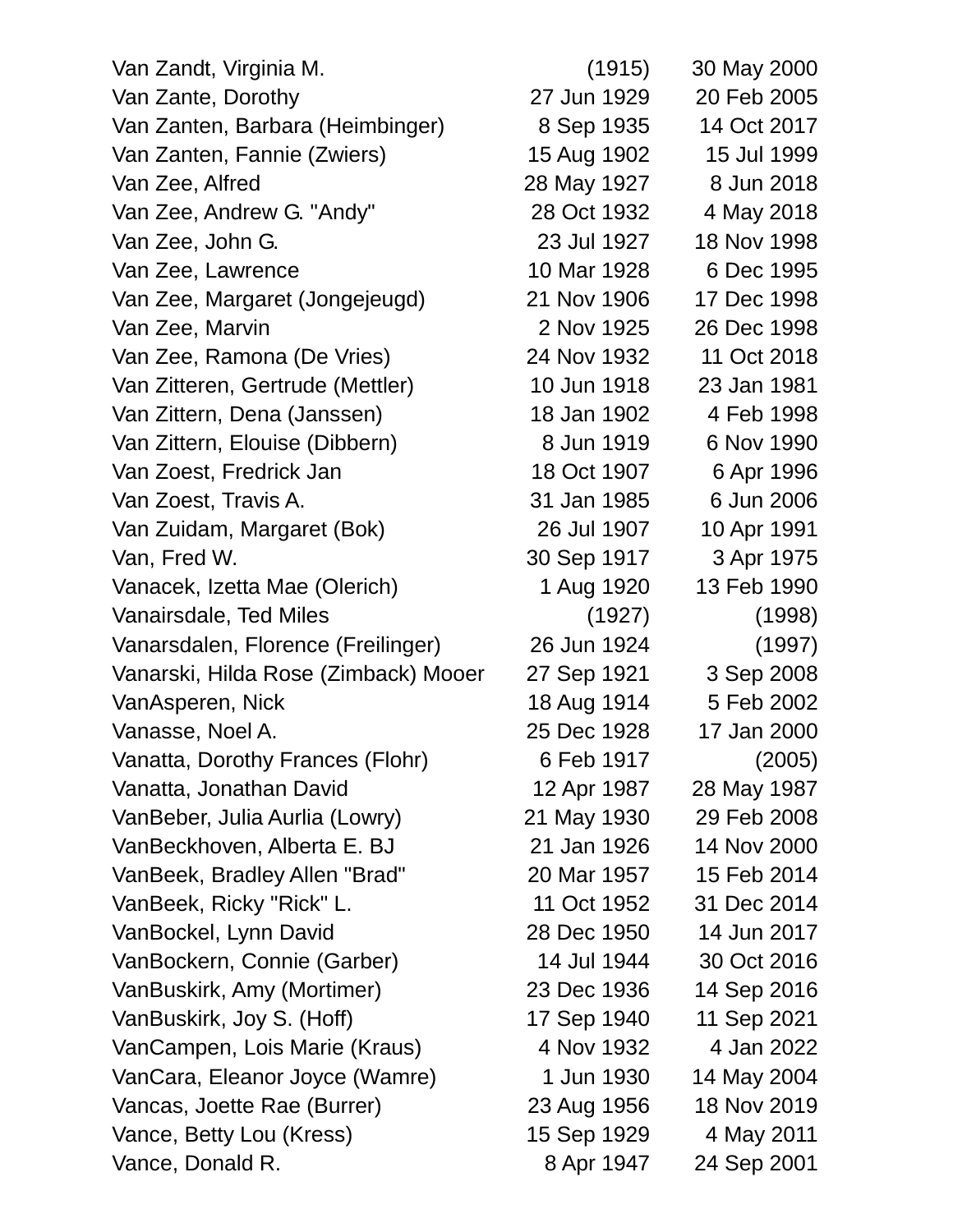| | | |
|---|---|---|
| Van Zandt, Virginia M. | (1915) | 30 May 2000 |
| Van Zante, Dorothy | 27 Jun 1929 | 20 Feb 2005 |
| Van Zanten, Barbara (Heimbinger) | 8 Sep 1935 | 14 Oct 2017 |
| Van Zanten, Fannie (Zwiers) | 15 Aug 1902 | 15 Jul 1999 |
| Van Zee, Alfred | 28 May 1927 | 8 Jun 2018 |
| Van Zee, Andrew G. "Andy" | 28 Oct 1932 | 4 May 2018 |
| Van Zee, John G. | 23 Jul 1927 | 18 Nov 1998 |
| Van Zee, Lawrence | 10 Mar 1928 | 6 Dec 1995 |
| Van Zee, Margaret (Jongejeugd) | 21 Nov 1906 | 17 Dec 1998 |
| Van Zee, Marvin | 2 Nov 1925 | 26 Dec 1998 |
| Van Zee, Ramona (De Vries) | 24 Nov 1932 | 11 Oct 2018 |
| Van Zitteren, Gertrude (Mettler) | 10 Jun 1918 | 23 Jan 1981 |
| Van Zittern, Dena (Janssen) | 18 Jan 1902 | 4 Feb 1998 |
| Van Zittern, Elouise (Dibbern) | 8 Jun 1919 | 6 Nov 1990 |
| Van Zoest, Fredrick Jan | 18 Oct 1907 | 6 Apr 1996 |
| Van Zoest, Travis A. | 31 Jan 1985 | 6 Jun 2006 |
| Van Zuidam, Margaret (Bok) | 26 Jul 1907 | 10 Apr 1991 |
| Van, Fred W. | 30 Sep 1917 | 3 Apr 1975 |
| Vanacek, Izetta Mae (Olerich) | 1 Aug 1920 | 13 Feb 1990 |
| Vanairsdale, Ted Miles | (1927) | (1998) |
| Vanarsdalen, Florence (Freilinger) | 26 Jun 1924 | (1997) |
| Vanarski, Hilda Rose (Zimback) Mooer | 27 Sep 1921 | 3 Sep 2008 |
| VanAsperen, Nick | 18 Aug 1914 | 5 Feb 2002 |
| Vanasse, Noel A. | 25 Dec 1928 | 17 Jan 2000 |
| Vanatta, Dorothy Frances (Flohr) | 6 Feb 1917 | (2005) |
| Vanatta, Jonathan David | 12 Apr 1987 | 28 May 1987 |
| VanBeber, Julia Aurlia (Lowry) | 21 May 1930 | 29 Feb 2008 |
| VanBeckhoven, Alberta E. BJ | 21 Jan 1926 | 14 Nov 2000 |
| VanBeek, Bradley Allen "Brad" | 20 Mar 1957 | 15 Feb 2014 |
| VanBeek, Ricky "Rick" L. | 11 Oct 1952 | 31 Dec 2014 |
| VanBockel, Lynn David | 28 Dec 1950 | 14 Jun 2017 |
| VanBockern, Connie (Garber) | 14 Jul 1944 | 30 Oct 2016 |
| VanBuskirk, Amy (Mortimer) | 23 Dec 1936 | 14 Sep 2016 |
| VanBuskirk, Joy S. (Hoff) | 17 Sep 1940 | 11 Sep 2021 |
| VanCampen, Lois Marie (Kraus) | 4 Nov 1932 | 4 Jan 2022 |
| VanCara, Eleanor Joyce (Wamre) | 1 Jun 1930 | 14 May 2004 |
| Vancas, Joette Rae (Burrer) | 23 Aug 1956 | 18 Nov 2019 |
| Vance, Betty Lou (Kress) | 15 Sep 1929 | 4 May 2011 |
| Vance, Donald R. | 8 Apr 1947 | 24 Sep 2001 |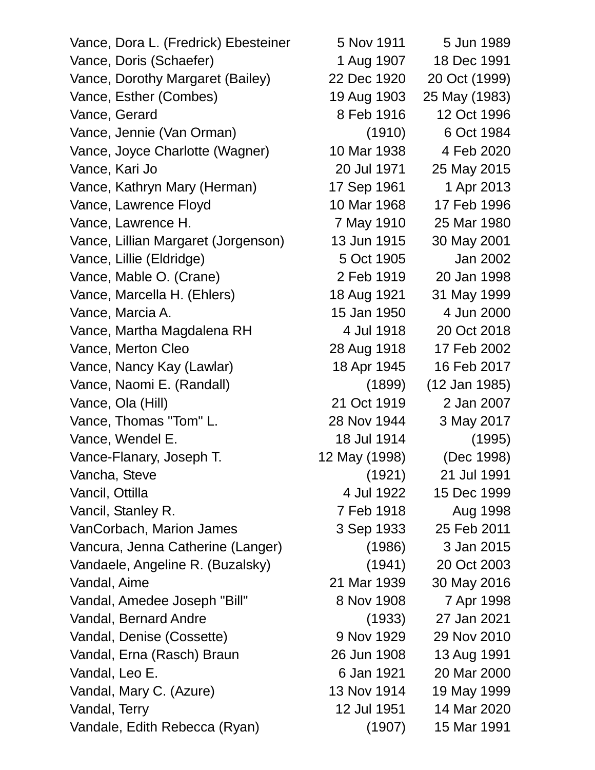| | | |
|---|---|---|
| Vance, Dora L. (Fredrick) Ebesteiner | 5 Nov 1911 | 5 Jun 1989 |
| Vance, Doris (Schaefer) | 1 Aug 1907 | 18 Dec 1991 |
| Vance, Dorothy Margaret (Bailey) | 22 Dec 1920 | 20 Oct (1999) |
| Vance, Esther (Combes) | 19 Aug 1903 | 25 May (1983) |
| Vance, Gerard | 8 Feb 1916 | 12 Oct 1996 |
| Vance, Jennie (Van Orman) | (1910) | 6 Oct 1984 |
| Vance, Joyce Charlotte (Wagner) | 10 Mar 1938 | 4 Feb 2020 |
| Vance, Kari Jo | 20 Jul 1971 | 25 May 2015 |
| Vance, Kathryn Mary (Herman) | 17 Sep 1961 | 1 Apr 2013 |
| Vance, Lawrence Floyd | 10 Mar 1968 | 17 Feb 1996 |
| Vance, Lawrence H. | 7 May 1910 | 25 Mar 1980 |
| Vance, Lillian Margaret (Jorgenson) | 13 Jun 1915 | 30 May 2001 |
| Vance, Lillie (Eldridge) | 5 Oct 1905 | Jan 2002 |
| Vance, Mable O. (Crane) | 2 Feb 1919 | 20 Jan 1998 |
| Vance, Marcella H. (Ehlers) | 18 Aug 1921 | 31 May 1999 |
| Vance, Marcia A. | 15 Jan 1950 | 4 Jun 2000 |
| Vance, Martha Magdalena RH | 4 Jul 1918 | 20 Oct 2018 |
| Vance, Merton Cleo | 28 Aug 1918 | 17 Feb 2002 |
| Vance, Nancy Kay (Lawlar) | 18 Apr 1945 | 16 Feb 2017 |
| Vance, Naomi E. (Randall) | (1899) | (12 Jan 1985) |
| Vance, Ola (Hill) | 21 Oct 1919 | 2 Jan 2007 |
| Vance, Thomas "Tom" L. | 28 Nov 1944 | 3 May 2017 |
| Vance, Wendel E. | 18 Jul 1914 | (1995) |
| Vance-Flanary, Joseph T. | 12 May (1998) | (Dec 1998) |
| Vancha, Steve | (1921) | 21 Jul 1991 |
| Vancil, Ottilla | 4 Jul 1922 | 15 Dec 1999 |
| Vancil, Stanley R. | 7 Feb 1918 | Aug 1998 |
| VanCorbach, Marion James | 3 Sep 1933 | 25 Feb 2011 |
| Vancura, Jenna Catherine (Langer) | (1986) | 3 Jan 2015 |
| Vandaele, Angeline R. (Buzalsky) | (1941) | 20 Oct 2003 |
| Vandal, Aime | 21 Mar 1939 | 30 May 2016 |
| Vandal, Amedee Joseph "Bill" | 8 Nov 1908 | 7 Apr 1998 |
| Vandal, Bernard Andre | (1933) | 27 Jan 2021 |
| Vandal, Denise (Cossette) | 9 Nov 1929 | 29 Nov 2010 |
| Vandal, Erna (Rasch) Braun | 26 Jun 1908 | 13 Aug 1991 |
| Vandal, Leo E. | 6 Jan 1921 | 20 Mar 2000 |
| Vandal, Mary C. (Azure) | 13 Nov 1914 | 19 May 1999 |
| Vandal, Terry | 12 Jul 1951 | 14 Mar 2020 |
| Vandale, Edith Rebecca (Ryan) | (1907) | 15 Mar 1991 |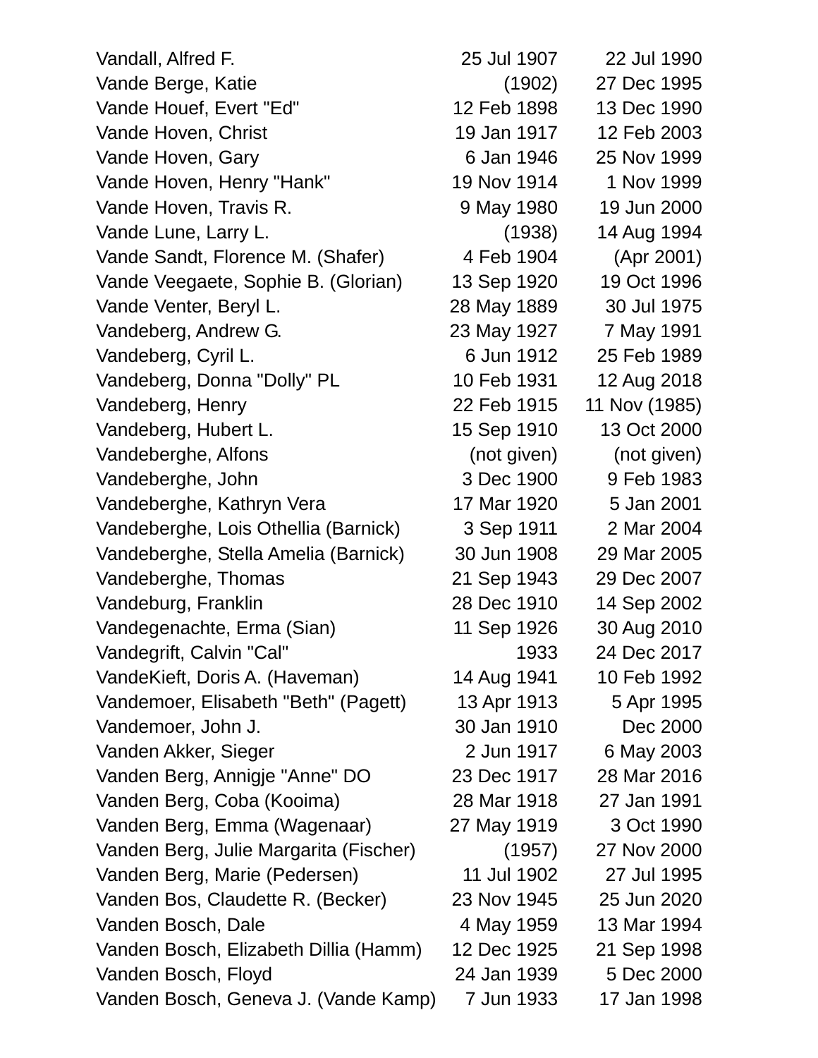| | | |
|---|---|---|
| Vandall, Alfred F. | 25 Jul 1907 | 22 Jul 1990 |
| Vande Berge, Katie | (1902) | 27 Dec 1995 |
| Vande Houef, Evert "Ed" | 12 Feb 1898 | 13 Dec 1990 |
| Vande Hoven, Christ | 19 Jan 1917 | 12 Feb 2003 |
| Vande Hoven, Gary | 6 Jan 1946 | 25 Nov 1999 |
| Vande Hoven, Henry "Hank" | 19 Nov 1914 | 1 Nov 1999 |
| Vande Hoven, Travis R. | 9 May 1980 | 19 Jun 2000 |
| Vande Lune, Larry L. | (1938) | 14 Aug 1994 |
| Vande Sandt, Florence M. (Shafer) | 4 Feb 1904 | (Apr 2001) |
| Vande Veegaete, Sophie B. (Glorian) | 13 Sep 1920 | 19 Oct 1996 |
| Vande Venter, Beryl L. | 28 May 1889 | 30 Jul 1975 |
| Vandeberg, Andrew G. | 23 May 1927 | 7 May 1991 |
| Vandeberg, Cyril L. | 6 Jun 1912 | 25 Feb 1989 |
| Vandeberg, Donna "Dolly" PL | 10 Feb 1931 | 12 Aug 2018 |
| Vandeberg, Henry | 22 Feb 1915 | 11 Nov (1985) |
| Vandeberg, Hubert L. | 15 Sep 1910 | 13 Oct 2000 |
| Vandeberghe, Alfons | (not given) | (not given) |
| Vandeberghe, John | 3 Dec 1900 | 9 Feb 1983 |
| Vandeberghe, Kathryn Vera | 17 Mar 1920 | 5 Jan 2001 |
| Vandeberghe, Lois Othellia (Barnick) | 3 Sep 1911 | 2 Mar 2004 |
| Vandeberghe, Stella Amelia (Barnick) | 30 Jun 1908 | 29 Mar 2005 |
| Vandeberghe, Thomas | 21 Sep 1943 | 29 Dec 2007 |
| Vandeburg, Franklin | 28 Dec 1910 | 14 Sep 2002 |
| Vandegenachte, Erma (Sian) | 11 Sep 1926 | 30 Aug 2010 |
| Vandegrift, Calvin "Cal" | 1933 | 24 Dec 2017 |
| VandeKieft, Doris A. (Haveman) | 14 Aug 1941 | 10 Feb 1992 |
| Vandemoer, Elisabeth "Beth" (Pagett) | 13 Apr 1913 | 5 Apr 1995 |
| Vandemoer, John J. | 30 Jan 1910 | Dec 2000 |
| Vanden Akker, Sieger | 2 Jun 1917 | 6 May 2003 |
| Vanden Berg, Annigje "Anne" DO | 23 Dec 1917 | 28 Mar 2016 |
| Vanden Berg, Coba (Kooima) | 28 Mar 1918 | 27 Jan 1991 |
| Vanden Berg, Emma (Wagenaar) | 27 May 1919 | 3 Oct 1990 |
| Vanden Berg, Julie Margarita (Fischer) | (1957) | 27 Nov 2000 |
| Vanden Berg, Marie (Pedersen) | 11 Jul 1902 | 27 Jul 1995 |
| Vanden Bos, Claudette R. (Becker) | 23 Nov 1945 | 25 Jun 2020 |
| Vanden Bosch, Dale | 4 May 1959 | 13 Mar 1994 |
| Vanden Bosch, Elizabeth Dillia (Hamm) | 12 Dec 1925 | 21 Sep 1998 |
| Vanden Bosch, Floyd | 24 Jan 1939 | 5 Dec 2000 |
| Vanden Bosch, Geneva J. (Vande Kamp) | 7 Jun 1933 | 17 Jan 1998 |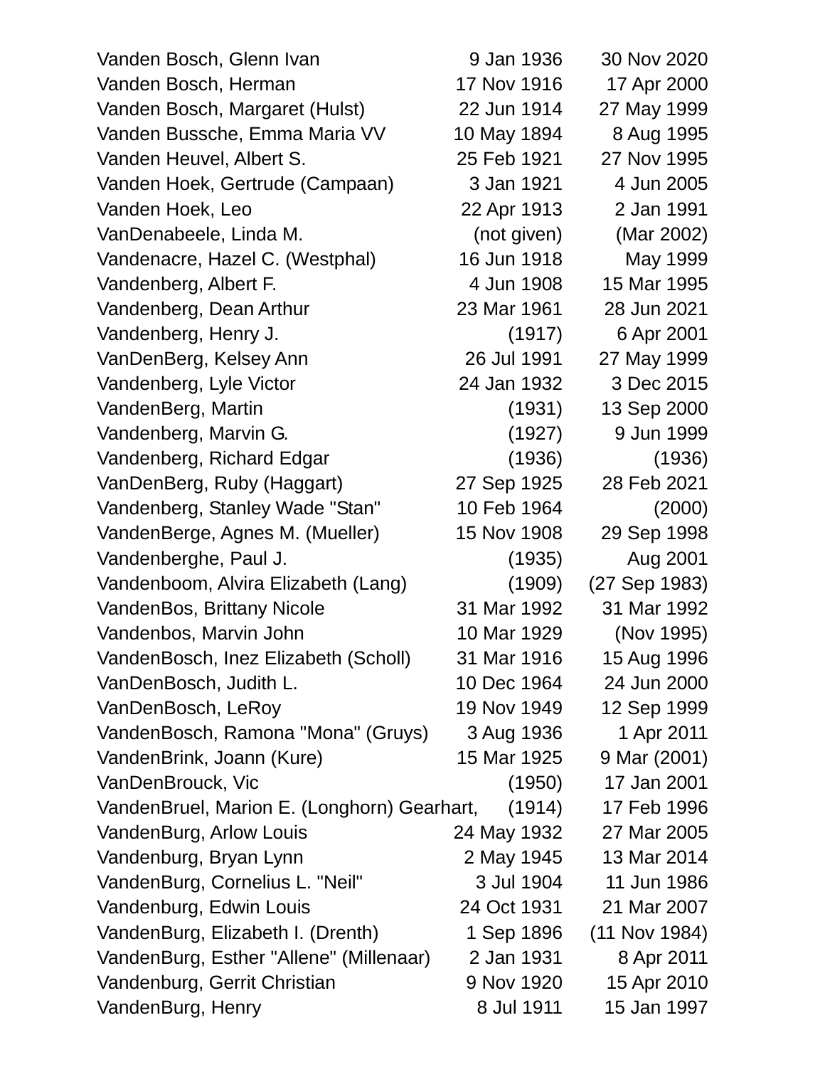| | | |
|---|---|---|
| Vanden Bosch, Glenn Ivan | 9 Jan 1936 | 30 Nov 2020 |
| Vanden Bosch, Herman | 17 Nov 1916 | 17 Apr 2000 |
| Vanden Bosch, Margaret (Hulst) | 22 Jun 1914 | 27 May 1999 |
| Vanden Bussche, Emma Maria VV | 10 May 1894 | 8 Aug 1995 |
| Vanden Heuvel, Albert S. | 25 Feb 1921 | 27 Nov 1995 |
| Vanden Hoek, Gertrude (Campaan) | 3 Jan 1921 | 4 Jun 2005 |
| Vanden Hoek, Leo | 22 Apr 1913 | 2 Jan 1991 |
| VanDenabeele, Linda M. | (not given) | (Mar 2002) |
| Vandenacre, Hazel C. (Westphal) | 16 Jun 1918 | May 1999 |
| Vandenberg, Albert F. | 4 Jun 1908 | 15 Mar 1995 |
| Vandenberg, Dean Arthur | 23 Mar 1961 | 28 Jun 2021 |
| Vandenberg, Henry J. | (1917) | 6 Apr 2001 |
| VanDenBerg, Kelsey Ann | 26 Jul 1991 | 27 May 1999 |
| Vandenberg, Lyle Victor | 24 Jan 1932 | 3 Dec 2015 |
| VandenBerg, Martin | (1931) | 13 Sep 2000 |
| Vandenberg, Marvin G. | (1927) | 9 Jun 1999 |
| Vandenberg, Richard Edgar | (1936) | (1936) |
| VanDenBerg, Ruby (Haggart) | 27 Sep 1925 | 28 Feb 2021 |
| Vandenberg, Stanley Wade "Stan" | 10 Feb 1964 | (2000) |
| VandenBerge, Agnes M. (Mueller) | 15 Nov 1908 | 29 Sep 1998 |
| Vandenberghe, Paul J. | (1935) | Aug 2001 |
| Vandenboom, Alvira Elizabeth (Lang) | (1909) | (27 Sep 1983) |
| VandenBos, Brittany Nicole | 31 Mar 1992 | 31 Mar 1992 |
| Vandenbos, Marvin John | 10 Mar 1929 | (Nov 1995) |
| VandenBosch, Inez Elizabeth (Scholl) | 31 Mar 1916 | 15 Aug 1996 |
| VanDenBosch, Judith L. | 10 Dec 1964 | 24 Jun 2000 |
| VanDenBosch, LeRoy | 19 Nov 1949 | 12 Sep 1999 |
| VandenBosch, Ramona "Mona" (Gruys) | 3 Aug 1936 | 1 Apr 2011 |
| VandenBrink, Joann (Kure) | 15 Mar 1925 | 9 Mar (2001) |
| VanDenBrouck, Vic | (1950) | 17 Jan 2001 |
| VandenBruel, Marion E. (Longhorn) Gearhart, | (1914) | 17 Feb 1996 |
| VandenBurg, Arlow Louis | 24 May 1932 | 27 Mar 2005 |
| Vandenburg, Bryan Lynn | 2 May 1945 | 13 Mar 2014 |
| VandenBurg, Cornelius L. "Neil" | 3 Jul 1904 | 11 Jun 1986 |
| Vandenburg, Edwin Louis | 24 Oct 1931 | 21 Mar 2007 |
| VandenBurg, Elizabeth I. (Drenth) | 1 Sep 1896 | (11 Nov 1984) |
| VandenBurg, Esther "Allene" (Millenaar) | 2 Jan 1931 | 8 Apr 2011 |
| Vandenburg, Gerrit Christian | 9 Nov 1920 | 15 Apr 2010 |
| VandenBurg, Henry | 8 Jul 1911 | 15 Jan 1997 |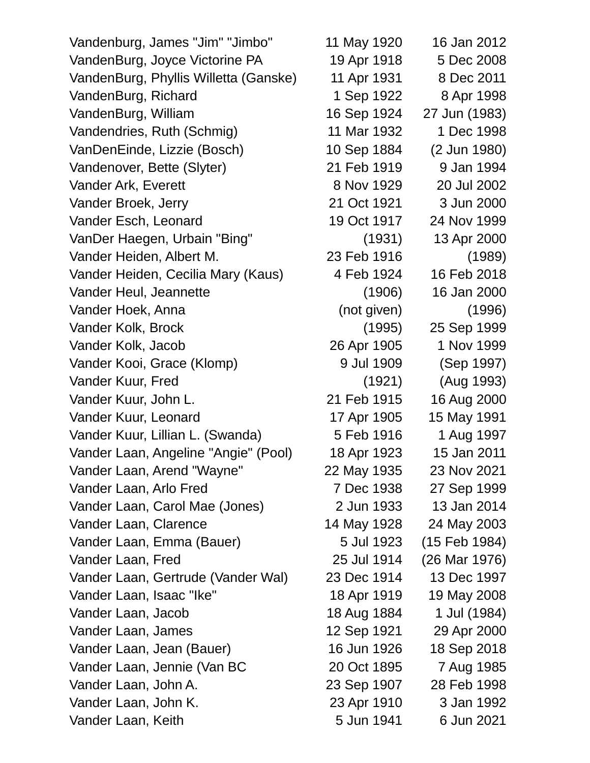| | | |
|---|---|---|
| Vandenburg, James "Jim" "Jimbo" | 11 May 1920 | 16 Jan 2012 |
| VandenBurg, Joyce Victorine PA | 19 Apr 1918 | 5 Dec 2008 |
| VandenBurg, Phyllis Willetta (Ganske) | 11 Apr 1931 | 8 Dec 2011 |
| VandenBurg, Richard | 1 Sep 1922 | 8 Apr 1998 |
| VandenBurg, William | 16 Sep 1924 | 27 Jun (1983) |
| Vandendries, Ruth (Schmig) | 11 Mar 1932 | 1 Dec 1998 |
| VanDenEinde, Lizzie (Bosch) | 10 Sep 1884 | (2 Jun 1980) |
| Vandenover, Bette (Slyter) | 21 Feb 1919 | 9 Jan 1994 |
| Vander Ark, Everett | 8 Nov 1929 | 20 Jul 2002 |
| Vander Broek, Jerry | 21 Oct 1921 | 3 Jun 2000 |
| Vander Esch, Leonard | 19 Oct 1917 | 24 Nov 1999 |
| VanDer Haegen, Urbain "Bing" | (1931) | 13 Apr 2000 |
| Vander Heiden, Albert M. | 23 Feb 1916 | (1989) |
| Vander Heiden, Cecilia Mary (Kaus) | 4 Feb 1924 | 16 Feb 2018 |
| Vander Heul, Jeannette | (1906) | 16 Jan 2000 |
| Vander Hoek, Anna | (not given) | (1996) |
| Vander Kolk, Brock | (1995) | 25 Sep 1999 |
| Vander Kolk, Jacob | 26 Apr 1905 | 1 Nov 1999 |
| Vander Kooi, Grace (Klomp) | 9 Jul 1909 | (Sep 1997) |
| Vander Kuur, Fred | (1921) | (Aug 1993) |
| Vander Kuur, John L. | 21 Feb 1915 | 16 Aug 2000 |
| Vander Kuur, Leonard | 17 Apr 1905 | 15 May 1991 |
| Vander Kuur, Lillian L. (Swanda) | 5 Feb 1916 | 1 Aug 1997 |
| Vander Laan, Angeline "Angie" (Pool) | 18 Apr 1923 | 15 Jan 2011 |
| Vander Laan, Arend "Wayne" | 22 May 1935 | 23 Nov 2021 |
| Vander Laan, Arlo Fred | 7 Dec 1938 | 27 Sep 1999 |
| Vander Laan, Carol Mae (Jones) | 2 Jun 1933 | 13 Jan 2014 |
| Vander Laan, Clarence | 14 May 1928 | 24 May 2003 |
| Vander Laan, Emma (Bauer) | 5 Jul 1923 | (15 Feb 1984) |
| Vander Laan, Fred | 25 Jul 1914 | (26 Mar 1976) |
| Vander Laan, Gertrude (Vander Wal) | 23 Dec 1914 | 13 Dec 1997 |
| Vander Laan, Isaac "Ike" | 18 Apr 1919 | 19 May 2008 |
| Vander Laan, Jacob | 18 Aug 1884 | 1 Jul (1984) |
| Vander Laan, James | 12 Sep 1921 | 29 Apr 2000 |
| Vander Laan, Jean (Bauer) | 16 Jun 1926 | 18 Sep 2018 |
| Vander Laan, Jennie (Van BC | 20 Oct 1895 | 7 Aug 1985 |
| Vander Laan, John A. | 23 Sep 1907 | 28 Feb 1998 |
| Vander Laan, John K. | 23 Apr 1910 | 3 Jan 1992 |
| Vander Laan, Keith | 5 Jun 1941 | 6 Jun 2021 |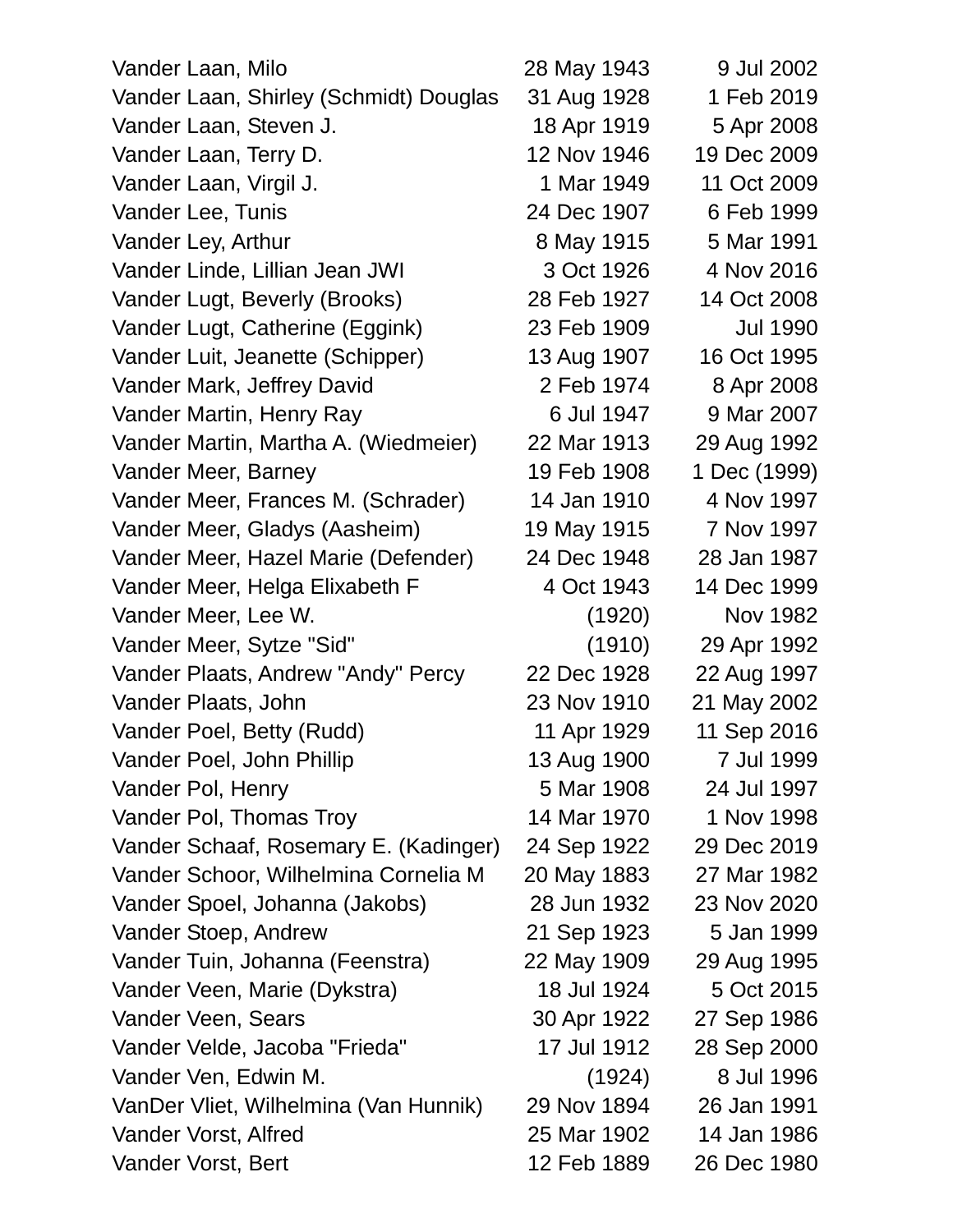| | | |
|---|---|---|
| Vander Laan, Milo | 28 May 1943 | 9 Jul 2002 |
| Vander Laan, Shirley (Schmidt) Douglas | 31 Aug 1928 | 1 Feb 2019 |
| Vander Laan, Steven J. | 18 Apr 1919 | 5 Apr 2008 |
| Vander Laan, Terry D. | 12 Nov 1946 | 19 Dec 2009 |
| Vander Laan, Virgil J. | 1 Mar 1949 | 11 Oct 2009 |
| Vander Lee, Tunis | 24 Dec 1907 | 6 Feb 1999 |
| Vander Ley, Arthur | 8 May 1915 | 5 Mar 1991 |
| Vander Linde, Lillian Jean JWI | 3 Oct 1926 | 4 Nov 2016 |
| Vander Lugt, Beverly (Brooks) | 28 Feb 1927 | 14 Oct 2008 |
| Vander Lugt, Catherine (Eggink) | 23 Feb 1909 | Jul 1990 |
| Vander Luit, Jeanette (Schipper) | 13 Aug 1907 | 16 Oct 1995 |
| Vander Mark, Jeffrey David | 2 Feb 1974 | 8 Apr 2008 |
| Vander Martin, Henry Ray | 6 Jul 1947 | 9 Mar 2007 |
| Vander Martin, Martha A. (Wiedmeier) | 22 Mar 1913 | 29 Aug 1992 |
| Vander Meer, Barney | 19 Feb 1908 | 1 Dec (1999) |
| Vander Meer, Frances M. (Schrader) | 14 Jan 1910 | 4 Nov 1997 |
| Vander Meer, Gladys (Aasheim) | 19 May 1915 | 7 Nov 1997 |
| Vander Meer, Hazel Marie (Defender) | 24 Dec 1948 | 28 Jan 1987 |
| Vander Meer, Helga Elixabeth F | 4 Oct 1943 | 14 Dec 1999 |
| Vander Meer, Lee W. | (1920) | Nov 1982 |
| Vander Meer, Sytze "Sid" | (1910) | 29 Apr 1992 |
| Vander Plaats, Andrew "Andy" Percy | 22 Dec 1928 | 22 Aug 1997 |
| Vander Plaats, John | 23 Nov 1910 | 21 May 2002 |
| Vander Poel, Betty (Rudd) | 11 Apr 1929 | 11 Sep 2016 |
| Vander Poel, John Phillip | 13 Aug 1900 | 7 Jul 1999 |
| Vander Pol, Henry | 5 Mar 1908 | 24 Jul 1997 |
| Vander Pol, Thomas Troy | 14 Mar 1970 | 1 Nov 1998 |
| Vander Schaaf, Rosemary E. (Kadinger) | 24 Sep 1922 | 29 Dec 2019 |
| Vander Schoor, Wilhelmina Cornelia M | 20 May 1883 | 27 Mar 1982 |
| Vander Spoel, Johanna (Jakobs) | 28 Jun 1932 | 23 Nov 2020 |
| Vander Stoep, Andrew | 21 Sep 1923 | 5 Jan 1999 |
| Vander Tuin, Johanna (Feenstra) | 22 May 1909 | 29 Aug 1995 |
| Vander Veen, Marie (Dykstra) | 18 Jul 1924 | 5 Oct 2015 |
| Vander Veen, Sears | 30 Apr 1922 | 27 Sep 1986 |
| Vander Velde, Jacoba "Frieda" | 17 Jul 1912 | 28 Sep 2000 |
| Vander Ven, Edwin M. | (1924) | 8 Jul 1996 |
| VanDer Vliet, Wilhelmina (Van Hunnik) | 29 Nov 1894 | 26 Jan 1991 |
| Vander Vorst, Alfred | 25 Mar 1902 | 14 Jan 1986 |
| Vander Vorst, Bert | 12 Feb 1889 | 26 Dec 1980 |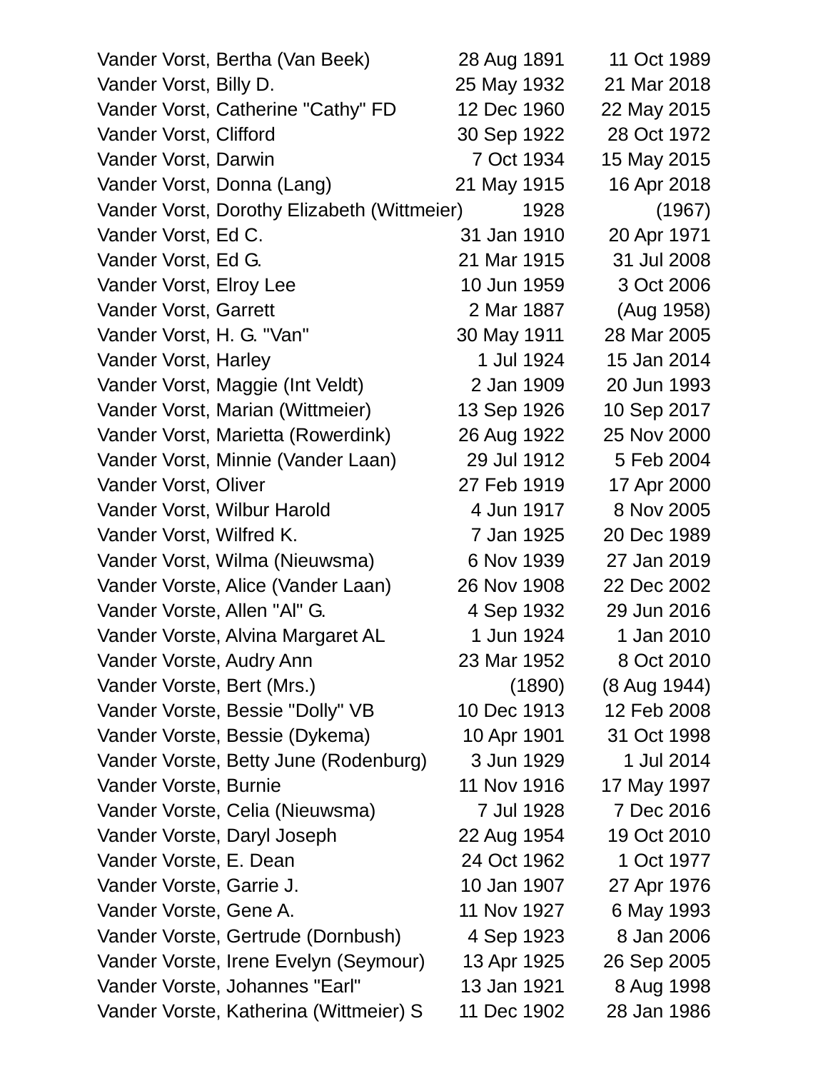| | | |
|---|---|---|
| Vander Vorst, Bertha (Van Beek) | 28 Aug 1891 | 11 Oct 1989 |
| Vander Vorst, Billy D. | 25 May 1932 | 21 Mar 2018 |
| Vander Vorst, Catherine "Cathy" FD | 12 Dec 1960 | 22 May 2015 |
| Vander Vorst, Clifford | 30 Sep 1922 | 28 Oct 1972 |
| Vander Vorst, Darwin | 7 Oct 1934 | 15 May 2015 |
| Vander Vorst, Donna (Lang) | 21 May 1915 | 16 Apr 2018 |
| Vander Vorst, Dorothy Elizabeth (Wittmeier) | 1928 | (1967) |
| Vander Vorst, Ed C. | 31 Jan 1910 | 20 Apr 1971 |
| Vander Vorst, Ed G. | 21 Mar 1915 | 31 Jul 2008 |
| Vander Vorst, Elroy Lee | 10 Jun 1959 | 3 Oct 2006 |
| Vander Vorst, Garrett | 2 Mar 1887 | (Aug 1958) |
| Vander Vorst, H. G. "Van" | 30 May 1911 | 28 Mar 2005 |
| Vander Vorst, Harley | 1 Jul 1924 | 15 Jan 2014 |
| Vander Vorst, Maggie (Int Veldt) | 2 Jan 1909 | 20 Jun 1993 |
| Vander Vorst, Marian (Wittmeier) | 13 Sep 1926 | 10 Sep 2017 |
| Vander Vorst, Marietta (Rowerdink) | 26 Aug 1922 | 25 Nov 2000 |
| Vander Vorst, Minnie (Vander Laan) | 29 Jul 1912 | 5 Feb 2004 |
| Vander Vorst, Oliver | 27 Feb 1919 | 17 Apr 2000 |
| Vander Vorst, Wilbur Harold | 4 Jun 1917 | 8 Nov 2005 |
| Vander Vorst, Wilfred K. | 7 Jan 1925 | 20 Dec 1989 |
| Vander Vorst, Wilma (Nieuwsma) | 6 Nov 1939 | 27 Jan 2019 |
| Vander Vorste, Alice (Vander Laan) | 26 Nov 1908 | 22 Dec 2002 |
| Vander Vorste, Allen "Al" G. | 4 Sep 1932 | 29 Jun 2016 |
| Vander Vorste, Alvina Margaret AL | 1 Jun 1924 | 1 Jan 2010 |
| Vander Vorste, Audry Ann | 23 Mar 1952 | 8 Oct 2010 |
| Vander Vorste, Bert (Mrs.) | (1890) | (8 Aug 1944) |
| Vander Vorste, Bessie "Dolly" VB | 10 Dec 1913 | 12 Feb 2008 |
| Vander Vorste, Bessie (Dykema) | 10 Apr 1901 | 31 Oct 1998 |
| Vander Vorste, Betty June (Rodenburg) | 3 Jun 1929 | 1 Jul 2014 |
| Vander Vorste, Burnie | 11 Nov 1916 | 17 May 1997 |
| Vander Vorste, Celia (Nieuwsma) | 7 Jul 1928 | 7 Dec 2016 |
| Vander Vorste, Daryl Joseph | 22 Aug 1954 | 19 Oct 2010 |
| Vander Vorste, E. Dean | 24 Oct 1962 | 1 Oct 1977 |
| Vander Vorste, Garrie J. | 10 Jan 1907 | 27 Apr 1976 |
| Vander Vorste, Gene A. | 11 Nov 1927 | 6 May 1993 |
| Vander Vorste, Gertrude (Dornbush) | 4 Sep 1923 | 8 Jan 2006 |
| Vander Vorste, Irene Evelyn (Seymour) | 13 Apr 1925 | 26 Sep 2005 |
| Vander Vorste, Johannes "Earl" | 13 Jan 1921 | 8 Aug 1998 |
| Vander Vorste, Katherina (Wittmeier) S | 11 Dec 1902 | 28 Jan 1986 |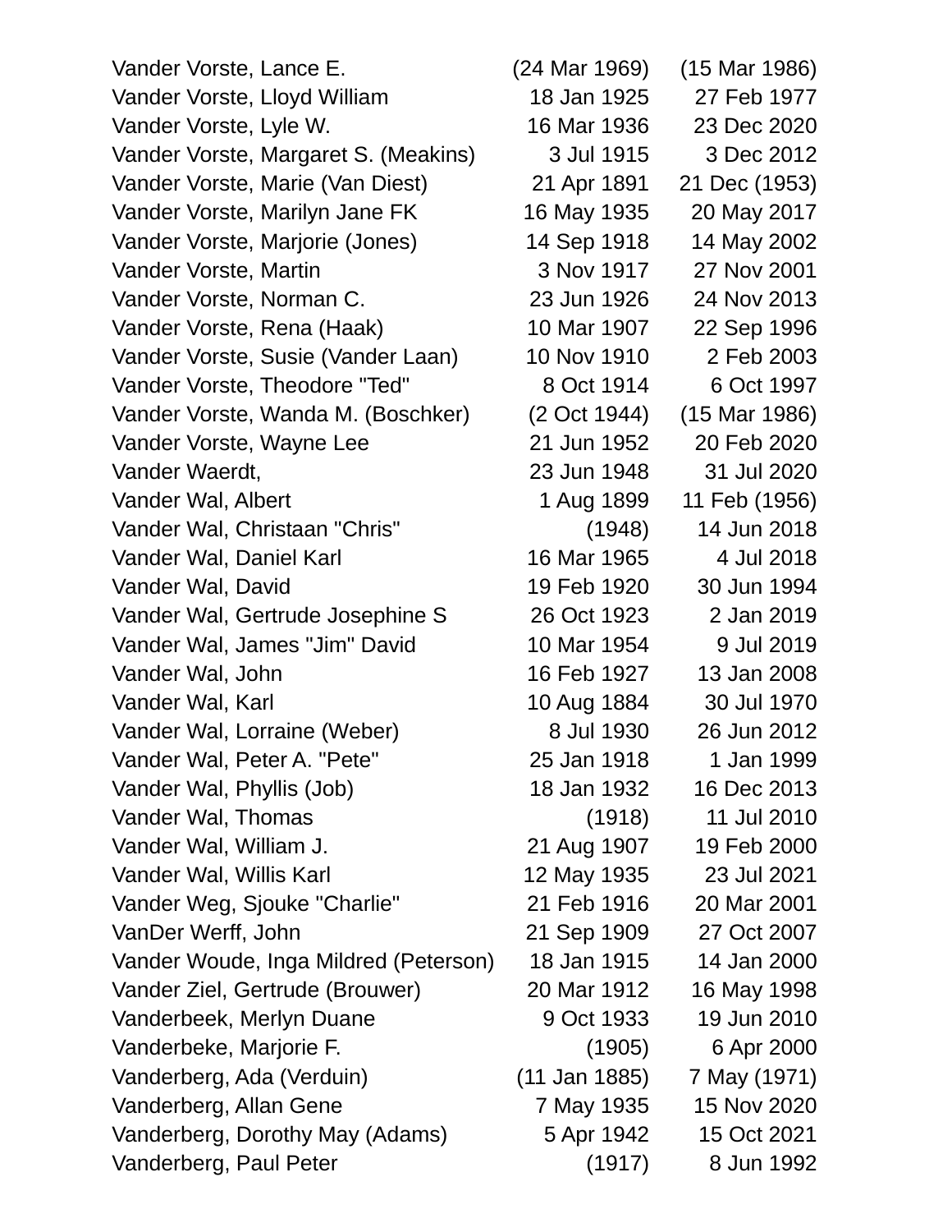| | | |
|---|---|---|
| Vander Vorste, Lance E. | (24 Mar 1969) | (15 Mar 1986) |
| Vander Vorste, Lloyd William | 18 Jan 1925 | 27 Feb 1977 |
| Vander Vorste, Lyle W. | 16 Mar 1936 | 23 Dec 2020 |
| Vander Vorste, Margaret S. (Meakins) | 3 Jul 1915 | 3 Dec 2012 |
| Vander Vorste, Marie (Van Diest) | 21 Apr 1891 | 21 Dec (1953) |
| Vander Vorste, Marilyn Jane FK | 16 May 1935 | 20 May 2017 |
| Vander Vorste, Marjorie (Jones) | 14 Sep 1918 | 14 May 2002 |
| Vander Vorste, Martin | 3 Nov 1917 | 27 Nov 2001 |
| Vander Vorste, Norman C. | 23 Jun 1926 | 24 Nov 2013 |
| Vander Vorste, Rena (Haak) | 10 Mar 1907 | 22 Sep 1996 |
| Vander Vorste, Susie (Vander Laan) | 10 Nov 1910 | 2 Feb 2003 |
| Vander Vorste, Theodore "Ted" | 8 Oct 1914 | 6 Oct 1997 |
| Vander Vorste, Wanda M. (Boschker) | (2 Oct 1944) | (15 Mar 1986) |
| Vander Vorste, Wayne Lee | 21 Jun 1952 | 20 Feb 2020 |
| Vander Waerdt, | 23 Jun 1948 | 31 Jul 2020 |
| Vander Wal, Albert | 1 Aug 1899 | 11 Feb (1956) |
| Vander Wal, Christaan "Chris" | (1948) | 14 Jun 2018 |
| Vander Wal, Daniel Karl | 16 Mar 1965 | 4 Jul 2018 |
| Vander Wal, David | 19 Feb 1920 | 30 Jun 1994 |
| Vander Wal, Gertrude Josephine S | 26 Oct 1923 | 2 Jan 2019 |
| Vander Wal, James "Jim" David | 10 Mar 1954 | 9 Jul 2019 |
| Vander Wal, John | 16 Feb 1927 | 13 Jan 2008 |
| Vander Wal, Karl | 10 Aug 1884 | 30 Jul 1970 |
| Vander Wal, Lorraine (Weber) | 8 Jul 1930 | 26 Jun 2012 |
| Vander Wal, Peter A. "Pete" | 25 Jan 1918 | 1 Jan 1999 |
| Vander Wal, Phyllis (Job) | 18 Jan 1932 | 16 Dec 2013 |
| Vander Wal, Thomas | (1918) | 11 Jul 2010 |
| Vander Wal, William J. | 21 Aug 1907 | 19 Feb 2000 |
| Vander Wal, Willis Karl | 12 May 1935 | 23 Jul 2021 |
| Vander Weg, Sjouke "Charlie" | 21 Feb 1916 | 20 Mar 2001 |
| VanDer Werff, John | 21 Sep 1909 | 27 Oct 2007 |
| Vander Woude, Inga Mildred (Peterson) | 18 Jan 1915 | 14 Jan 2000 |
| Vander Ziel, Gertrude (Brouwer) | 20 Mar 1912 | 16 May 1998 |
| Vanderbeek, Merlyn Duane | 9 Oct 1933 | 19 Jun 2010 |
| Vanderbeke, Marjorie F. | (1905) | 6 Apr 2000 |
| Vanderberg, Ada (Verduin) | (11 Jan 1885) | 7 May (1971) |
| Vanderberg, Allan Gene | 7 May 1935 | 15 Nov 2020 |
| Vanderberg, Dorothy May (Adams) | 5 Apr 1942 | 15 Oct 2021 |
| Vanderberg, Paul Peter | (1917) | 8 Jun 1992 |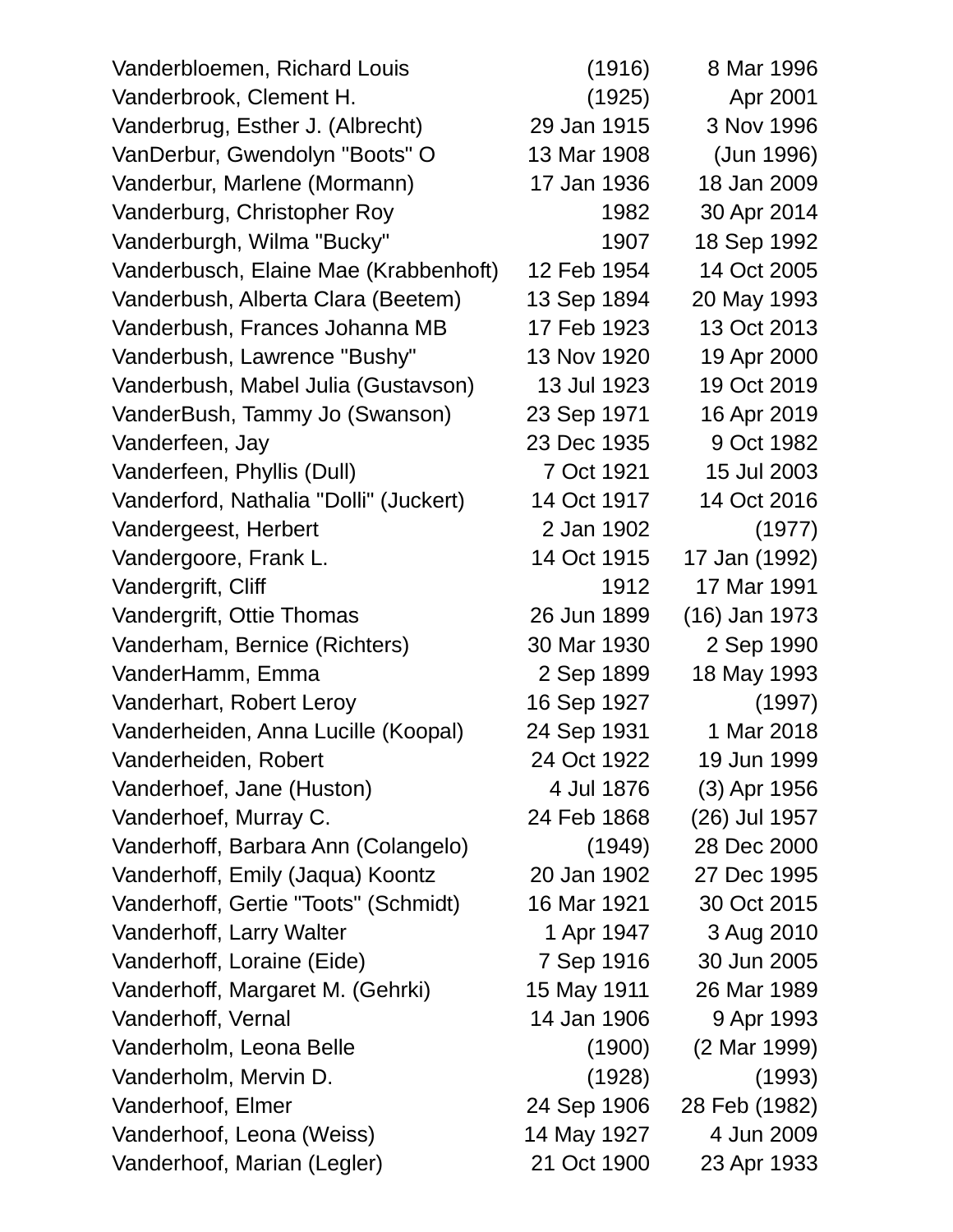| | | |
|---|---|---|
| Vanderbloemen, Richard Louis | (1916) | 8 Mar 1996 |
| Vanderbrook, Clement H. | (1925) | Apr 2001 |
| Vanderbrug, Esther J. (Albrecht) | 29 Jan 1915 | 3 Nov 1996 |
| VanDerbur, Gwendolyn "Boots" O | 13 Mar 1908 | (Jun 1996) |
| Vanderbur, Marlene (Mormann) | 17 Jan 1936 | 18 Jan 2009 |
| Vanderburg, Christopher Roy | 1982 | 30 Apr 2014 |
| Vanderburgh, Wilma "Bucky" | 1907 | 18 Sep 1992 |
| Vanderbusch, Elaine Mae (Krabbenhoft) | 12 Feb 1954 | 14 Oct 2005 |
| Vanderbush, Alberta Clara (Beetem) | 13 Sep 1894 | 20 May 1993 |
| Vanderbush, Frances Johanna MB | 17 Feb 1923 | 13 Oct 2013 |
| Vanderbush, Lawrence "Bushy" | 13 Nov 1920 | 19 Apr 2000 |
| Vanderbush, Mabel Julia (Gustavson) | 13 Jul 1923 | 19 Oct 2019 |
| VanderBush, Tammy Jo (Swanson) | 23 Sep 1971 | 16 Apr 2019 |
| Vanderfeen, Jay | 23 Dec 1935 | 9 Oct 1982 |
| Vanderfeen, Phyllis (Dull) | 7 Oct 1921 | 15 Jul 2003 |
| Vanderford, Nathalia "Dolli" (Juckert) | 14 Oct 1917 | 14 Oct 2016 |
| Vandergeest, Herbert | 2 Jan 1902 | (1977) |
| Vandergoore, Frank L. | 14 Oct 1915 | 17 Jan (1992) |
| Vandergrift, Cliff | 1912 | 17 Mar 1991 |
| Vandergrift, Ottie Thomas | 26 Jun 1899 | (16) Jan 1973 |
| Vanderham, Bernice (Richters) | 30 Mar 1930 | 2 Sep 1990 |
| VanderHamm, Emma | 2 Sep 1899 | 18 May 1993 |
| Vanderhart, Robert Leroy | 16 Sep 1927 | (1997) |
| Vanderheiden, Anna Lucille (Koopal) | 24 Sep 1931 | 1 Mar 2018 |
| Vanderheiden, Robert | 24 Oct 1922 | 19 Jun 1999 |
| Vanderhoef, Jane (Huston) | 4 Jul 1876 | (3) Apr 1956 |
| Vanderhoef, Murray C. | 24 Feb 1868 | (26) Jul 1957 |
| Vanderhoff, Barbara Ann (Colangelo) | (1949) | 28 Dec 2000 |
| Vanderhoff, Emily (Jaqua) Koontz | 20 Jan 1902 | 27 Dec 1995 |
| Vanderhoff, Gertie "Toots" (Schmidt) | 16 Mar 1921 | 30 Oct 2015 |
| Vanderhoff, Larry Walter | 1 Apr 1947 | 3 Aug 2010 |
| Vanderhoff, Loraine (Eide) | 7 Sep 1916 | 30 Jun 2005 |
| Vanderhoff, Margaret M. (Gehrki) | 15 May 1911 | 26 Mar 1989 |
| Vanderhoff, Vernal | 14 Jan 1906 | 9 Apr 1993 |
| Vanderholm, Leona Belle | (1900) | (2 Mar 1999) |
| Vanderholm, Mervin D. | (1928) | (1993) |
| Vanderhoof, Elmer | 24 Sep 1906 | 28 Feb (1982) |
| Vanderhoof, Leona (Weiss) | 14 May 1927 | 4 Jun 2009 |
| Vanderhoof, Marian (Legler) | 21 Oct 1900 | 23 Apr 1933 |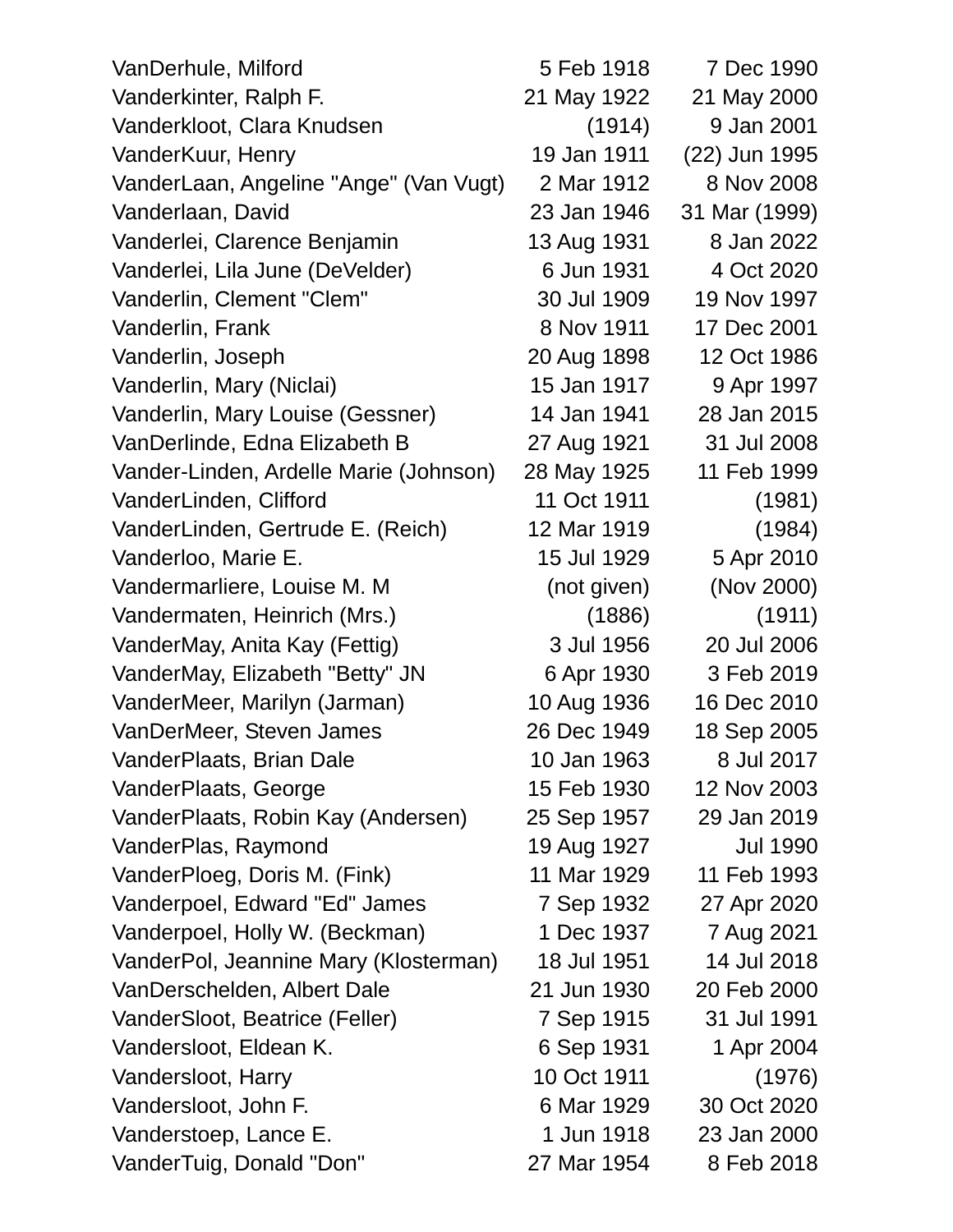| | | |
|---|---|---|
| VanDerhule, Milford | 5 Feb 1918 | 7 Dec 1990 |
| Vanderkinter, Ralph F. | 21 May 1922 | 21 May 2000 |
| Vanderkloot, Clara Knudsen | (1914) | 9 Jan 2001 |
| VanderKuur, Henry | 19 Jan 1911 | (22) Jun 1995 |
| VanderLaan, Angeline "Ange" (Van Vugt) | 2 Mar 1912 | 8 Nov 2008 |
| Vanderlaan, David | 23 Jan 1946 | 31 Mar (1999) |
| Vanderlei, Clarence Benjamin | 13 Aug 1931 | 8 Jan 2022 |
| Vanderlei, Lila June (DeVelder) | 6 Jun 1931 | 4 Oct 2020 |
| Vanderlin, Clement "Clem" | 30 Jul 1909 | 19 Nov 1997 |
| Vanderlin, Frank | 8 Nov 1911 | 17 Dec 2001 |
| Vanderlin, Joseph | 20 Aug 1898 | 12 Oct 1986 |
| Vanderlin, Mary (Niclai) | 15 Jan 1917 | 9 Apr 1997 |
| Vanderlin, Mary Louise (Gessner) | 14 Jan 1941 | 28 Jan 2015 |
| VanDerlinde, Edna Elizabeth B | 27 Aug 1921 | 31 Jul 2008 |
| Vander-Linden, Ardelle Marie (Johnson) | 28 May 1925 | 11 Feb 1999 |
| VanderLinden, Clifford | 11 Oct 1911 | (1981) |
| VanderLinden, Gertrude E. (Reich) | 12 Mar 1919 | (1984) |
| Vanderloo, Marie E. | 15 Jul 1929 | 5 Apr 2010 |
| Vandermarliere, Louise M. M | (not given) | (Nov 2000) |
| Vandermaten, Heinrich (Mrs.) | (1886) | (1911) |
| VanderMay, Anita Kay (Fettig) | 3 Jul 1956 | 20 Jul 2006 |
| VanderMay, Elizabeth "Betty" JN | 6 Apr 1930 | 3 Feb 2019 |
| VanderMeer, Marilyn (Jarman) | 10 Aug 1936 | 16 Dec 2010 |
| VanDerMeer, Steven James | 26 Dec 1949 | 18 Sep 2005 |
| VanderPlaats, Brian Dale | 10 Jan 1963 | 8 Jul 2017 |
| VanderPlaats, George | 15 Feb 1930 | 12 Nov 2003 |
| VanderPlaats, Robin Kay (Andersen) | 25 Sep 1957 | 29 Jan 2019 |
| VanderPlas, Raymond | 19 Aug 1927 | Jul 1990 |
| VanderPloeg, Doris M. (Fink) | 11 Mar 1929 | 11 Feb 1993 |
| Vanderpoel, Edward "Ed" James | 7 Sep 1932 | 27 Apr 2020 |
| Vanderpoel, Holly W. (Beckman) | 1 Dec 1937 | 7 Aug 2021 |
| VanderPol, Jeannine Mary (Klosterman) | 18 Jul 1951 | 14 Jul 2018 |
| VanDerschelden, Albert Dale | 21 Jun 1930 | 20 Feb 2000 |
| VanderSloot, Beatrice (Feller) | 7 Sep 1915 | 31 Jul 1991 |
| Vandersloot, Eldean K. | 6 Sep 1931 | 1 Apr 2004 |
| Vandersloot, Harry | 10 Oct 1911 | (1976) |
| Vandersloot, John F. | 6 Mar 1929 | 30 Oct 2020 |
| Vanderstoep, Lance E. | 1 Jun 1918 | 23 Jan 2000 |
| VanderTuig, Donald "Don" | 27 Mar 1954 | 8 Feb 2018 |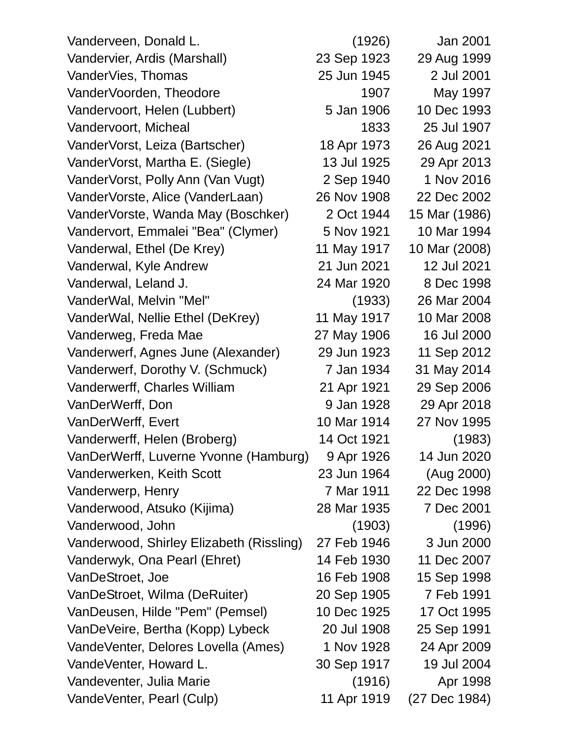| | | |
|---|---|---|
| Vanderveen, Donald L. | (1926) | Jan 2001 |
| Vandervier, Ardis (Marshall) | 23 Sep 1923 | 29 Aug 1999 |
| VanderVies, Thomas | 25 Jun 1945 | 2 Jul 2001 |
| VanderVoorden, Theodore | 1907 | May 1997 |
| Vandervoort, Helen (Lubbert) | 5 Jan 1906 | 10 Dec 1993 |
| Vandervoort, Micheal | 1833 | 25 Jul 1907 |
| VanderVorst, Leiza (Bartscher) | 18 Apr 1973 | 26 Aug 2021 |
| VanderVorst, Martha E. (Siegle) | 13 Jul 1925 | 29 Apr 2013 |
| VanderVorst, Polly Ann (Van Vugt) | 2 Sep 1940 | 1 Nov 2016 |
| VanderVorste, Alice (VanderLaan) | 26 Nov 1908 | 22 Dec 2002 |
| VanderVorste, Wanda May (Boschker) | 2 Oct 1944 | 15 Mar (1986) |
| Vandervort, Emmalei "Bea" (Clymer) | 5 Nov 1921 | 10 Mar 1994 |
| Vanderwal, Ethel (De Krey) | 11 May 1917 | 10 Mar (2008) |
| Vanderwal, Kyle Andrew | 21 Jun 2021 | 12 Jul 2021 |
| Vanderwal, Leland J. | 24 Mar 1920 | 8 Dec 1998 |
| VanderWal, Melvin "Mel" | (1933) | 26 Mar 2004 |
| VanderWal, Nellie Ethel (DeKrey) | 11 May 1917 | 10 Mar 2008 |
| Vanderweg, Freda Mae | 27 May 1906 | 16 Jul 2000 |
| Vanderwerf, Agnes June (Alexander) | 29 Jun 1923 | 11 Sep 2012 |
| Vanderwerf, Dorothy V. (Schmuck) | 7 Jan 1934 | 31 May 2014 |
| Vanderwerff, Charles William | 21 Apr 1921 | 29 Sep 2006 |
| VanDerWerff, Don | 9 Jan 1928 | 29 Apr 2018 |
| VanDerWerff, Evert | 10 Mar 1914 | 27 Nov 1995 |
| Vanderwerff, Helen (Broberg) | 14 Oct 1921 | (1983) |
| VanDerWerff, Luverne Yvonne (Hamburg) | 9 Apr 1926 | 14 Jun 2020 |
| Vanderwerken, Keith Scott | 23 Jun 1964 | (Aug 2000) |
| Vanderwerp, Henry | 7 Mar 1911 | 22 Dec 1998 |
| Vanderwood, Atsuko (Kijima) | 28 Mar 1935 | 7 Dec 2001 |
| Vanderwood, John | (1903) | (1996) |
| Vanderwood, Shirley Elizabeth (Rissling) | 27 Feb 1946 | 3 Jun 2000 |
| Vanderwyk, Ona Pearl (Ehret) | 14 Feb 1930 | 11 Dec 2007 |
| VanDeStroet, Joe | 16 Feb 1908 | 15 Sep 1998 |
| VanDeStroet, Wilma (DeRuiter) | 20 Sep 1905 | 7 Feb 1991 |
| VanDeusen, Hilde "Pem" (Pemsel) | 10 Dec 1925 | 17 Oct 1995 |
| VanDeVeire, Bertha (Kopp) Lybeck | 20 Jul 1908 | 25 Sep 1991 |
| VandeVenter, Delores Lovella (Ames) | 1 Nov 1928 | 24 Apr 2009 |
| VandeVenter, Howard L. | 30 Sep 1917 | 19 Jul 2004 |
| Vandeventer, Julia Marie | (1916) | Apr 1998 |
| VandeVenter, Pearl (Culp) | 11 Apr 1919 | (27 Dec 1984) |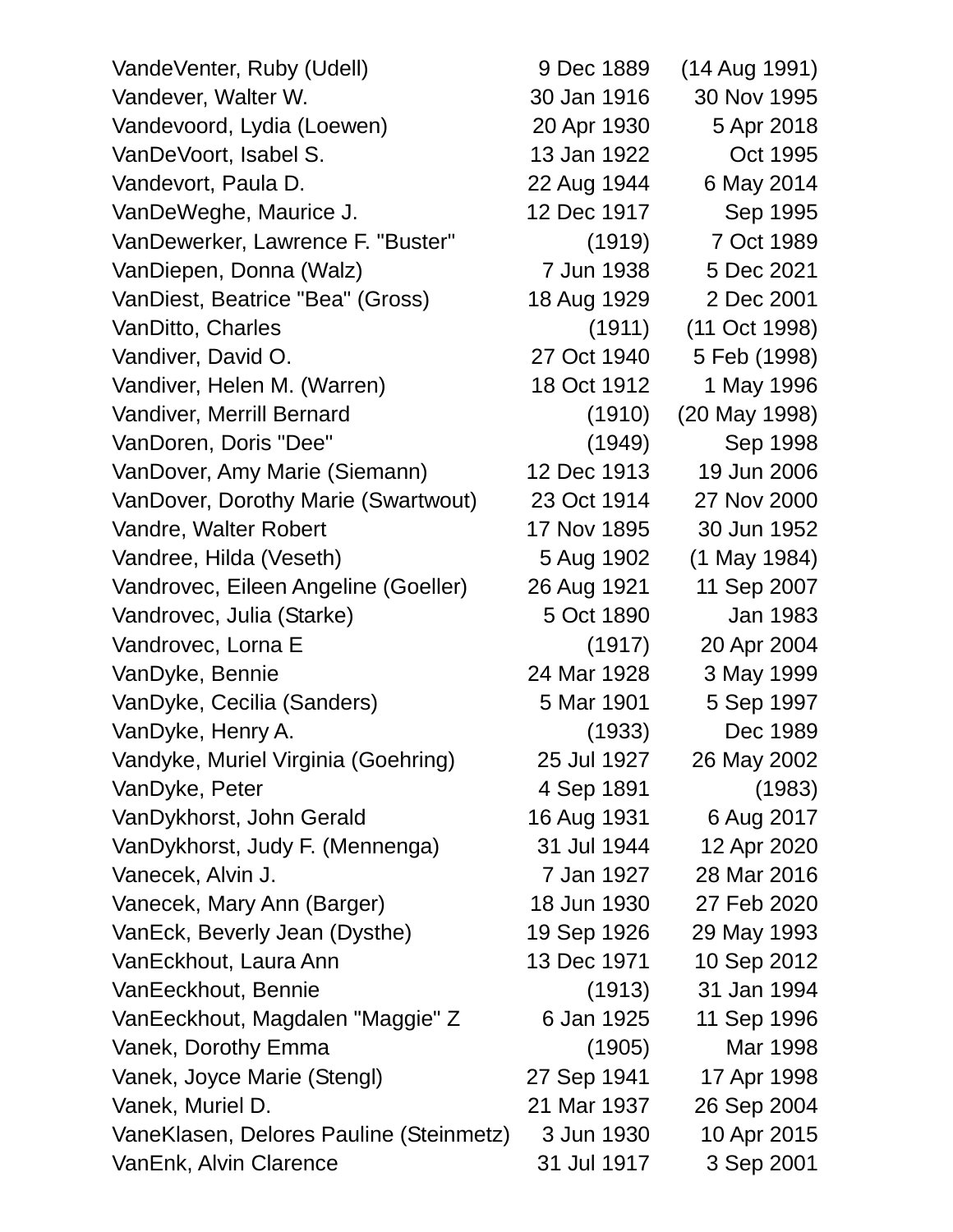| | | |
|---|---|---|
| VandeVenter, Ruby (Udell) | 9 Dec 1889 | (14 Aug 1991) |
| Vandever, Walter W. | 30 Jan 1916 | 30 Nov 1995 |
| Vandevoord, Lydia (Loewen) | 20 Apr 1930 | 5 Apr 2018 |
| VanDeVoort, Isabel S. | 13 Jan 1922 | Oct 1995 |
| Vandevort, Paula D. | 22 Aug 1944 | 6 May 2014 |
| VanDeWeghe, Maurice J. | 12 Dec 1917 | Sep 1995 |
| VanDewerker, Lawrence F. "Buster" | (1919) | 7 Oct 1989 |
| VanDiepen, Donna (Walz) | 7 Jun 1938 | 5 Dec 2021 |
| VanDiest, Beatrice "Bea" (Gross) | 18 Aug 1929 | 2 Dec 2001 |
| VanDitto, Charles | (1911) | (11 Oct 1998) |
| Vandiver, David O. | 27 Oct 1940 | 5 Feb (1998) |
| Vandiver, Helen M. (Warren) | 18 Oct 1912 | 1 May 1996 |
| Vandiver, Merrill Bernard | (1910) | (20 May 1998) |
| VanDoren, Doris "Dee" | (1949) | Sep 1998 |
| VanDover, Amy Marie (Siemann) | 12 Dec 1913 | 19 Jun 2006 |
| VanDover, Dorothy Marie (Swartwout) | 23 Oct 1914 | 27 Nov 2000 |
| Vandre, Walter Robert | 17 Nov 1895 | 30 Jun 1952 |
| Vandree, Hilda (Veseth) | 5 Aug 1902 | (1 May 1984) |
| Vandrovec, Eileen Angeline (Goeller) | 26 Aug 1921 | 11 Sep 2007 |
| Vandrovec, Julia (Starke) | 5 Oct 1890 | Jan 1983 |
| Vandrovec, Lorna E | (1917) | 20 Apr 2004 |
| VanDyke, Bennie | 24 Mar 1928 | 3 May 1999 |
| VanDyke, Cecilia (Sanders) | 5 Mar 1901 | 5 Sep 1997 |
| VanDyke, Henry A. | (1933) | Dec 1989 |
| Vandyke, Muriel Virginia (Goehring) | 25 Jul 1927 | 26 May 2002 |
| VanDyke, Peter | 4 Sep 1891 | (1983) |
| VanDykhorst, John Gerald | 16 Aug 1931 | 6 Aug 2017 |
| VanDykhorst, Judy F. (Mennenga) | 31 Jul 1944 | 12 Apr 2020 |
| Vanecek, Alvin J. | 7 Jan 1927 | 28 Mar 2016 |
| Vanecek, Mary Ann (Barger) | 18 Jun 1930 | 27 Feb 2020 |
| VanEck, Beverly Jean (Dysthe) | 19 Sep 1926 | 29 May 1993 |
| VanEckhout, Laura Ann | 13 Dec 1971 | 10 Sep 2012 |
| VanEeckhout, Bennie | (1913) | 31 Jan 1994 |
| VanEeckhout, Magdalen "Maggie" Z | 6 Jan 1925 | 11 Sep 1996 |
| Vanek, Dorothy Emma | (1905) | Mar 1998 |
| Vanek, Joyce Marie (Stengl) | 27 Sep 1941 | 17 Apr 1998 |
| Vanek, Muriel D. | 21 Mar 1937 | 26 Sep 2004 |
| VaneKlasen, Delores Pauline (Steinmetz) | 3 Jun 1930 | 10 Apr 2015 |
| VanEnk, Alvin Clarence | 31 Jul 1917 | 3 Sep 2001 |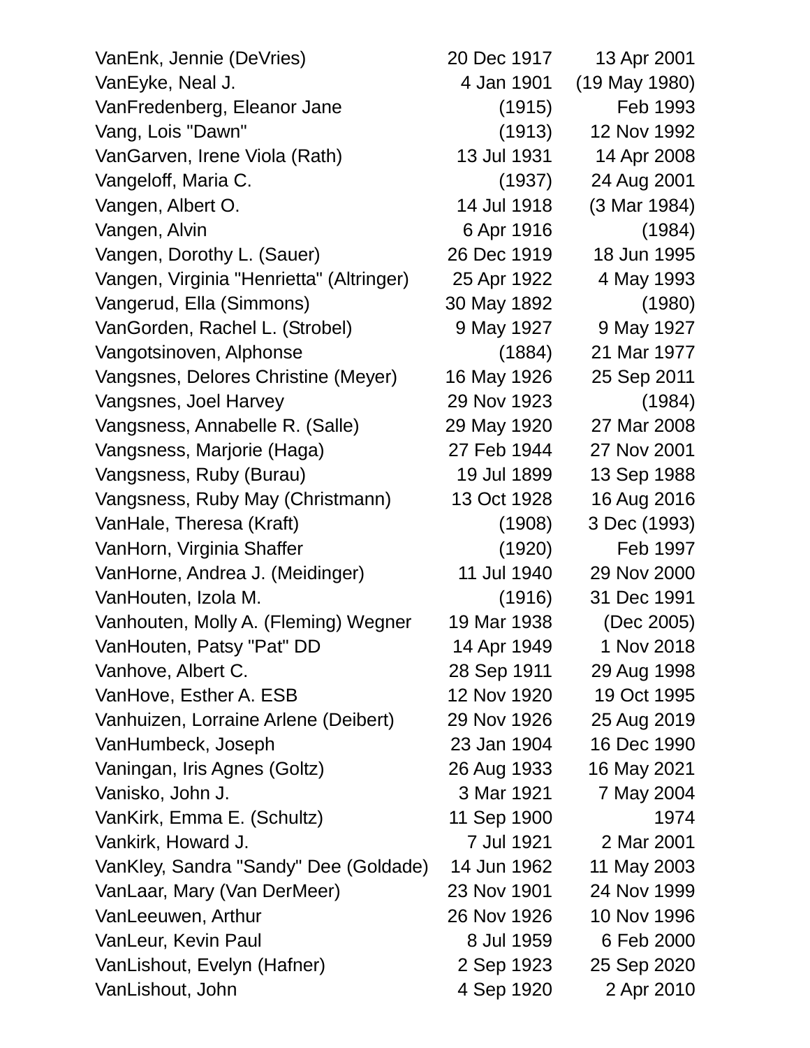| | | |
|---|---|---|
| VanEnk, Jennie (DeVries) | 20 Dec 1917 | 13 Apr 2001 |
| VanEyke, Neal J. | 4 Jan 1901 | (19 May 1980) |
| VanFredenberg, Eleanor Jane | (1915) | Feb 1993 |
| Vang, Lois "Dawn" | (1913) | 12 Nov 1992 |
| VanGarven, Irene Viola (Rath) | 13 Jul 1931 | 14 Apr 2008 |
| Vangeloff, Maria C. | (1937) | 24 Aug 2001 |
| Vangen, Albert O. | 14 Jul 1918 | (3 Mar 1984) |
| Vangen, Alvin | 6 Apr 1916 | (1984) |
| Vangen, Dorothy L. (Sauer) | 26 Dec 1919 | 18 Jun 1995 |
| Vangen, Virginia "Henrietta" (Altringer) | 25 Apr 1922 | 4 May 1993 |
| Vangerud, Ella (Simmons) | 30 May 1892 | (1980) |
| VanGorden, Rachel L. (Strobel) | 9 May 1927 | 9 May 1927 |
| Vangotsinoven, Alphonse | (1884) | 21 Mar 1977 |
| Vangsnes, Delores Christine (Meyer) | 16 May 1926 | 25 Sep 2011 |
| Vangsnes, Joel Harvey | 29 Nov 1923 | (1984) |
| Vangsness, Annabelle R. (Salle) | 29 May 1920 | 27 Mar 2008 |
| Vangsness, Marjorie (Haga) | 27 Feb 1944 | 27 Nov 2001 |
| Vangsness, Ruby (Burau) | 19 Jul 1899 | 13 Sep 1988 |
| Vangsness, Ruby May (Christmann) | 13 Oct 1928 | 16 Aug 2016 |
| VanHale, Theresa (Kraft) | (1908) | 3 Dec (1993) |
| VanHorn, Virginia Shaffer | (1920) | Feb 1997 |
| VanHorne, Andrea J. (Meidinger) | 11 Jul 1940 | 29 Nov 2000 |
| VanHouten, Izola M. | (1916) | 31 Dec 1991 |
| Vanhouten, Molly A. (Fleming) Wegner | 19 Mar 1938 | (Dec 2005) |
| VanHouten, Patsy "Pat" DD | 14 Apr 1949 | 1 Nov 2018 |
| Vanhove, Albert C. | 28 Sep 1911 | 29 Aug 1998 |
| VanHove, Esther A. ESB | 12 Nov 1920 | 19 Oct 1995 |
| Vanhuizen, Lorraine Arlene (Deibert) | 29 Nov 1926 | 25 Aug 2019 |
| VanHumbeck, Joseph | 23 Jan 1904 | 16 Dec 1990 |
| Vaningan, Iris Agnes (Goltz) | 26 Aug 1933 | 16 May 2021 |
| Vanisko, John J. | 3 Mar 1921 | 7 May 2004 |
| VanKirk, Emma E. (Schultz) | 11 Sep 1900 | 1974 |
| Vankirk, Howard J. | 7 Jul 1921 | 2 Mar 2001 |
| VanKley, Sandra "Sandy" Dee (Goldade) | 14 Jun 1962 | 11 May 2003 |
| VanLaar, Mary (Van DerMeer) | 23 Nov 1901 | 24 Nov 1999 |
| VanLeeuwen, Arthur | 26 Nov 1926 | 10 Nov 1996 |
| VanLeur, Kevin Paul | 8 Jul 1959 | 6 Feb 2000 |
| VanLishout, Evelyn (Hafner) | 2 Sep 1923 | 25 Sep 2020 |
| VanLishout, John | 4 Sep 1920 | 2 Apr 2010 |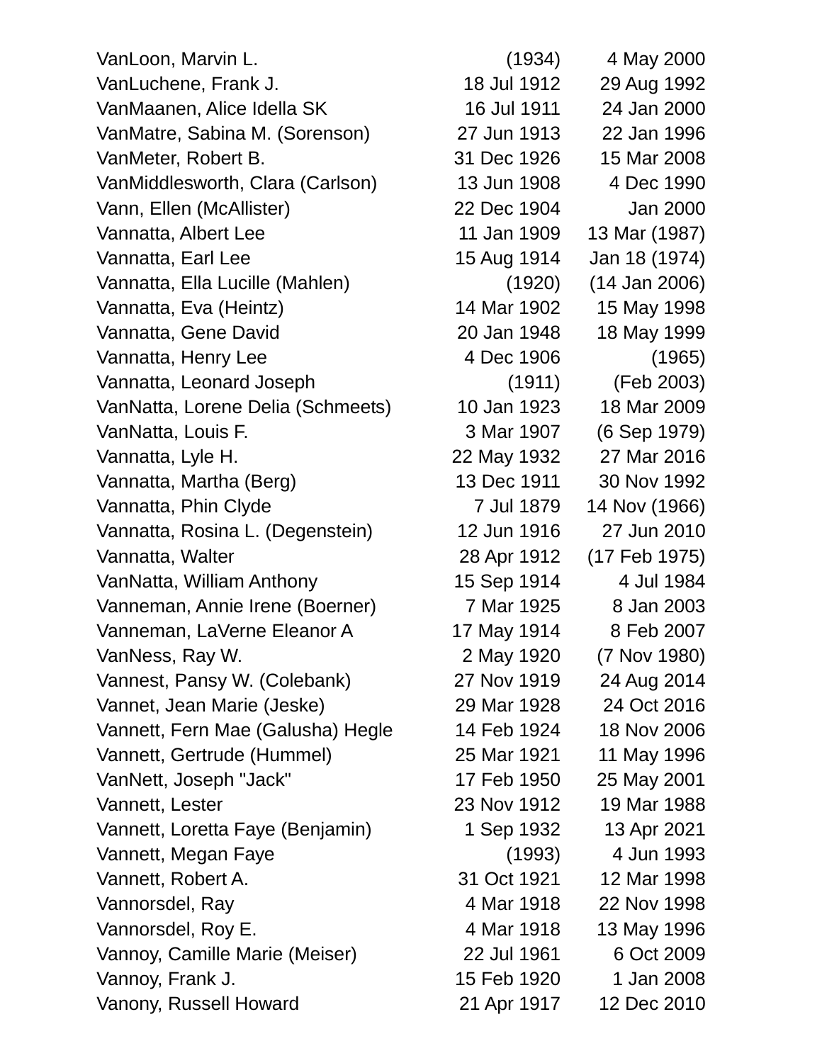| | | |
|---|---|---|
| VanLoon, Marvin L. | (1934) | 4 May 2000 |
| VanLuchene, Frank J. | 18 Jul 1912 | 29 Aug 1992 |
| VanMaanen, Alice Idella SK | 16 Jul 1911 | 24 Jan 2000 |
| VanMatre, Sabina M. (Sorenson) | 27 Jun 1913 | 22 Jan 1996 |
| VanMeter, Robert B. | 31 Dec 1926 | 15 Mar 2008 |
| VanMiddlesworth, Clara (Carlson) | 13 Jun 1908 | 4 Dec 1990 |
| Vann, Ellen (McAllister) | 22 Dec 1904 | Jan 2000 |
| Vannatta, Albert Lee | 11 Jan 1909 | 13 Mar (1987) |
| Vannatta, Earl Lee | 15 Aug 1914 | Jan 18 (1974) |
| Vannatta, Ella Lucille (Mahlen) | (1920) | (14 Jan 2006) |
| Vannatta, Eva (Heintz) | 14 Mar 1902 | 15 May 1998 |
| Vannatta, Gene David | 20 Jan 1948 | 18 May 1999 |
| Vannatta, Henry Lee | 4 Dec 1906 | (1965) |
| Vannatta, Leonard Joseph | (1911) | (Feb 2003) |
| VanNatta, Lorene Delia (Schmeets) | 10 Jan 1923 | 18 Mar 2009 |
| VanNatta, Louis F. | 3 Mar 1907 | (6 Sep 1979) |
| Vannatta, Lyle H. | 22 May 1932 | 27 Mar 2016 |
| Vannatta, Martha (Berg) | 13 Dec 1911 | 30 Nov 1992 |
| Vannatta, Phin Clyde | 7 Jul 1879 | 14 Nov (1966) |
| Vannatta, Rosina L. (Degenstein) | 12 Jun 1916 | 27 Jun 2010 |
| Vannatta, Walter | 28 Apr 1912 | (17 Feb 1975) |
| VanNatta, William Anthony | 15 Sep 1914 | 4 Jul 1984 |
| Vanneman, Annie Irene (Boerner) | 7 Mar 1925 | 8 Jan 2003 |
| Vanneman, LaVerne Eleanor A | 17 May 1914 | 8 Feb 2007 |
| VanNess, Ray W. | 2 May 1920 | (7 Nov 1980) |
| Vannest, Pansy W. (Colebank) | 27 Nov 1919 | 24 Aug 2014 |
| Vannet, Jean Marie (Jeske) | 29 Mar 1928 | 24 Oct 2016 |
| Vannett, Fern Mae (Galusha) Hegle | 14 Feb 1924 | 18 Nov 2006 |
| Vannett, Gertrude (Hummel) | 25 Mar 1921 | 11 May 1996 |
| VanNett, Joseph "Jack" | 17 Feb 1950 | 25 May 2001 |
| Vannett, Lester | 23 Nov 1912 | 19 Mar 1988 |
| Vannett, Loretta Faye (Benjamin) | 1 Sep 1932 | 13 Apr 2021 |
| Vannett, Megan Faye | (1993) | 4 Jun 1993 |
| Vannett, Robert A. | 31 Oct 1921 | 12 Mar 1998 |
| Vannorsdel, Ray | 4 Mar 1918 | 22 Nov 1998 |
| Vannorsdel, Roy E. | 4 Mar 1918 | 13 May 1996 |
| Vannoy, Camille Marie (Meiser) | 22 Jul 1961 | 6 Oct 2009 |
| Vannoy, Frank J. | 15 Feb 1920 | 1 Jan 2008 |
| Vanony, Russell Howard | 21 Apr 1917 | 12 Dec 2010 |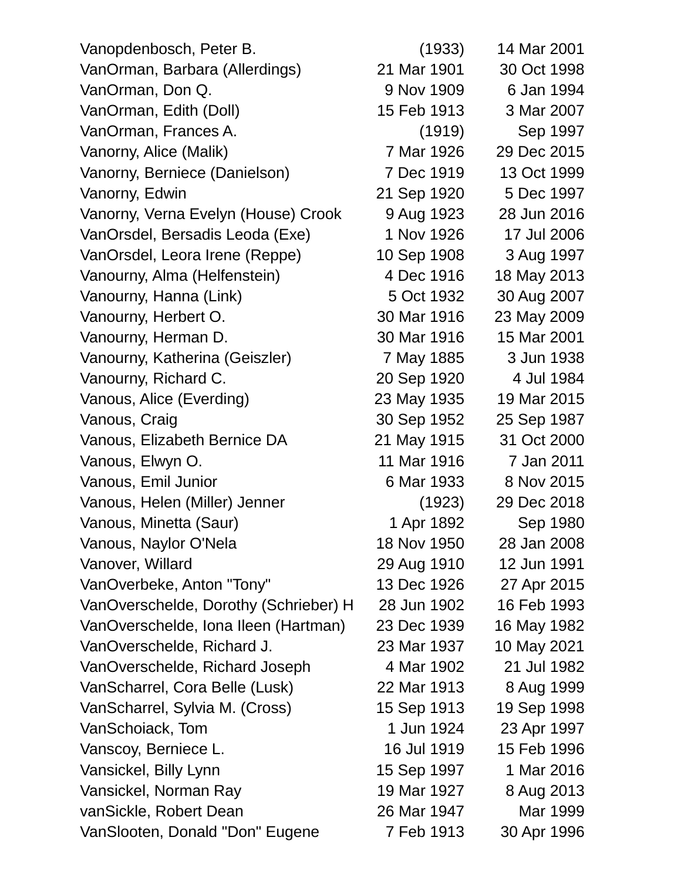| | | |
|---|---|---|
| Vanopdenbosch, Peter B. | (1933) | 14 Mar 2001 |
| VanOrman, Barbara (Allerdings) | 21 Mar 1901 | 30 Oct 1998 |
| VanOrman, Don Q. | 9 Nov 1909 | 6 Jan 1994 |
| VanOrman, Edith (Doll) | 15 Feb 1913 | 3 Mar 2007 |
| VanOrman, Frances A. | (1919) | Sep 1997 |
| Vanorny, Alice (Malik) | 7 Mar 1926 | 29 Dec 2015 |
| Vanorny, Berniece (Danielson) | 7 Dec 1919 | 13 Oct 1999 |
| Vanorny, Edwin | 21 Sep 1920 | 5 Dec 1997 |
| Vanorny, Verna Evelyn (House) Crook | 9 Aug 1923 | 28 Jun 2016 |
| VanOrsdel, Bersadis Leoda (Exe) | 1 Nov 1926 | 17 Jul 2006 |
| VanOrsdel, Leora Irene (Reppe) | 10 Sep 1908 | 3 Aug 1997 |
| Vanourny, Alma (Helfenstein) | 4 Dec 1916 | 18 May 2013 |
| Vanourny, Hanna (Link) | 5 Oct 1932 | 30 Aug 2007 |
| Vanourny, Herbert O. | 30 Mar 1916 | 23 May 2009 |
| Vanourny, Herman D. | 30 Mar 1916 | 15 Mar 2001 |
| Vanourny, Katherina (Geiszler) | 7 May 1885 | 3 Jun 1938 |
| Vanourny, Richard C. | 20 Sep 1920 | 4 Jul 1984 |
| Vanous, Alice (Everding) | 23 May 1935 | 19 Mar 2015 |
| Vanous, Craig | 30 Sep 1952 | 25 Sep 1987 |
| Vanous, Elizabeth Bernice DA | 21 May 1915 | 31 Oct 2000 |
| Vanous, Elwyn O. | 11 Mar 1916 | 7 Jan 2011 |
| Vanous, Emil Junior | 6 Mar 1933 | 8 Nov 2015 |
| Vanous, Helen (Miller) Jenner | (1923) | 29 Dec 2018 |
| Vanous, Minetta (Saur) | 1 Apr 1892 | Sep 1980 |
| Vanous, Naylor O'Nela | 18 Nov 1950 | 28 Jan 2008 |
| Vanover, Willard | 29 Aug 1910 | 12 Jun 1991 |
| VanOverbeke, Anton "Tony" | 13 Dec 1926 | 27 Apr 2015 |
| VanOverschelde, Dorothy (Schrieber) H | 28 Jun 1902 | 16 Feb 1993 |
| VanOverschelde, Iona Ileen (Hartman) | 23 Dec 1939 | 16 May 1982 |
| VanOverschelde, Richard J. | 23 Mar 1937 | 10 May 2021 |
| VanOverschelde, Richard Joseph | 4 Mar 1902 | 21 Jul 1982 |
| VanScharrel, Cora Belle (Lusk) | 22 Mar 1913 | 8 Aug 1999 |
| VanScharrel, Sylvia M. (Cross) | 15 Sep 1913 | 19 Sep 1998 |
| VanSchoiack, Tom | 1 Jun 1924 | 23 Apr 1997 |
| Vanscoy, Berniece L. | 16 Jul 1919 | 15 Feb 1996 |
| Vansickel, Billy Lynn | 15 Sep 1997 | 1 Mar 2016 |
| Vansickel, Norman Ray | 19 Mar 1927 | 8 Aug 2013 |
| vanSickle, Robert Dean | 26 Mar 1947 | Mar 1999 |
| VanSlooten, Donald "Don" Eugene | 7 Feb 1913 | 30 Apr 1996 |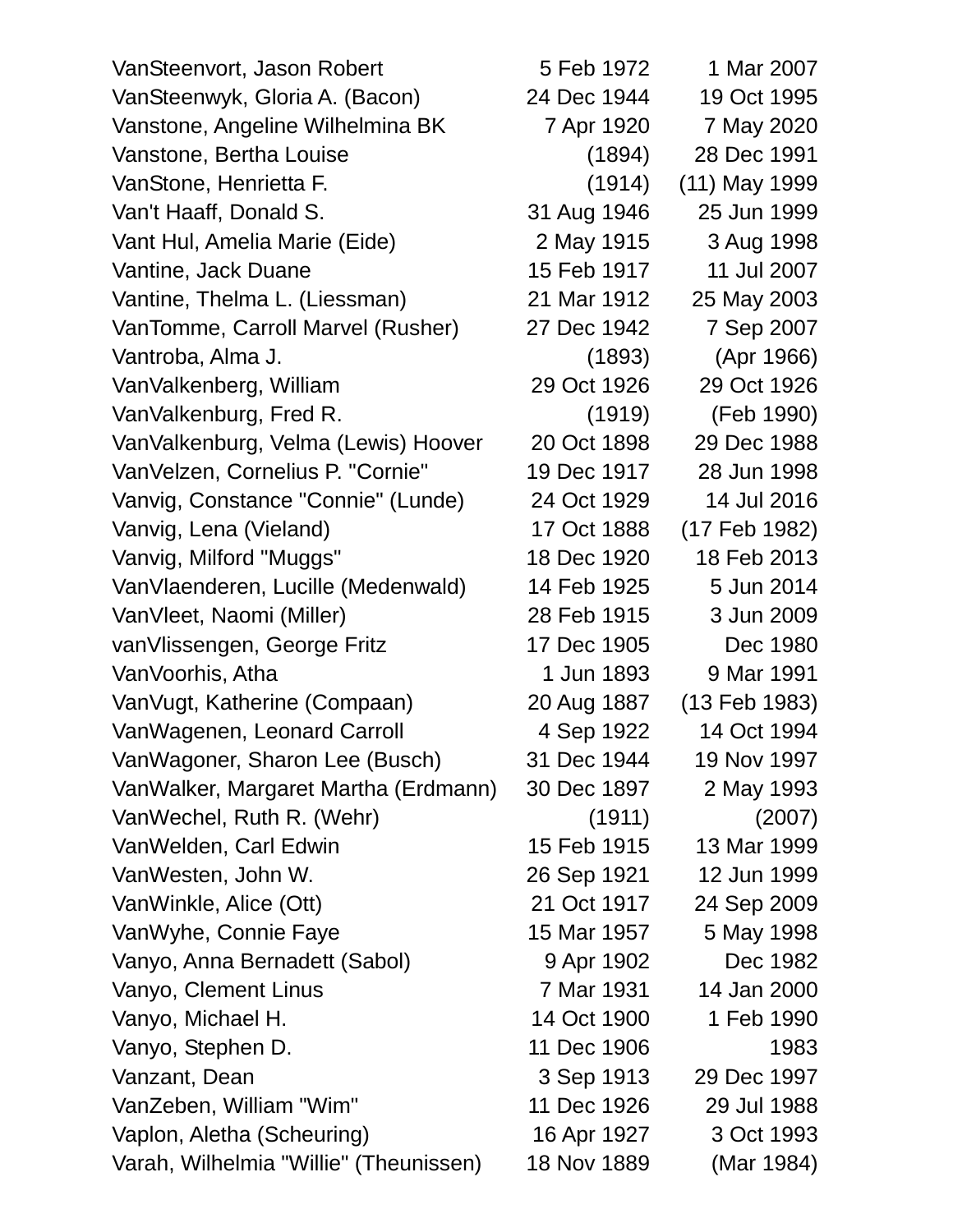| Name | Born | Died |
|---|---|---|
| VanSteenvort, Jason Robert | 5 Feb 1972 | 1 Mar 2007 |
| VanSteenwyk, Gloria A. (Bacon) | 24 Dec 1944 | 19 Oct 1995 |
| Vanstone, Angeline Wilhelmina BK | 7 Apr 1920 | 7 May 2020 |
| Vanstone, Bertha Louise | (1894) | 28 Dec 1991 |
| VanStone, Henrietta F. | (1914) | (11) May 1999 |
| Van't Haaff, Donald S. | 31 Aug 1946 | 25 Jun 1999 |
| Vant Hul, Amelia Marie (Eide) | 2 May 1915 | 3 Aug 1998 |
| Vantine, Jack Duane | 15 Feb 1917 | 11 Jul 2007 |
| Vantine, Thelma L. (Liessman) | 21 Mar 1912 | 25 May 2003 |
| VanTomme, Carroll Marvel (Rusher) | 27 Dec 1942 | 7 Sep 2007 |
| Vantroba, Alma J. | (1893) | (Apr 1966) |
| VanValkenberg, William | 29 Oct 1926 | 29 Oct 1926 |
| VanValkenburg, Fred R. | (1919) | (Feb 1990) |
| VanValkenburg, Velma (Lewis) Hoover | 20 Oct 1898 | 29 Dec 1988 |
| VanVelzen, Cornelius P. "Cornie" | 19 Dec 1917 | 28 Jun 1998 |
| Vanvig, Constance "Connie" (Lunde) | 24 Oct 1929 | 14 Jul 2016 |
| Vanvig, Lena (Vieland) | 17 Oct 1888 | (17 Feb 1982) |
| Vanvig, Milford "Muggs" | 18 Dec 1920 | 18 Feb 2013 |
| VanVlaenderen, Lucille (Medenwald) | 14 Feb 1925 | 5 Jun 2014 |
| VanVleet, Naomi (Miller) | 28 Feb 1915 | 3 Jun 2009 |
| vanVlissengen, George Fritz | 17 Dec 1905 | Dec 1980 |
| VanVoorhis, Atha | 1 Jun 1893 | 9 Mar 1991 |
| VanVugt, Katherine (Compaan) | 20 Aug 1887 | (13 Feb 1983) |
| VanWagenen, Leonard Carroll | 4 Sep 1922 | 14 Oct 1994 |
| VanWagoner, Sharon Lee (Busch) | 31 Dec 1944 | 19 Nov 1997 |
| VanWalker, Margaret Martha (Erdmann) | 30 Dec 1897 | 2 May 1993 |
| VanWechel, Ruth R. (Wehr) | (1911) | (2007) |
| VanWelden, Carl Edwin | 15 Feb 1915 | 13 Mar 1999 |
| VanWesten, John W. | 26 Sep 1921 | 12 Jun 1999 |
| VanWinkle, Alice (Ott) | 21 Oct 1917 | 24 Sep 2009 |
| VanWyhe, Connie Faye | 15 Mar 1957 | 5 May 1998 |
| Vanyo, Anna Bernadett (Sabol) | 9 Apr 1902 | Dec 1982 |
| Vanyo, Clement Linus | 7 Mar 1931 | 14 Jan 2000 |
| Vanyo, Michael H. | 14 Oct 1900 | 1 Feb 1990 |
| Vanyo, Stephen D. | 11 Dec 1906 | 1983 |
| Vanzant, Dean | 3 Sep 1913 | 29 Dec 1997 |
| VanZeben, William "Wim" | 11 Dec 1926 | 29 Jul 1988 |
| Vaplon, Aletha (Scheuring) | 16 Apr 1927 | 3 Oct 1993 |
| Varah, Wilhelmia "Willie" (Theunissen) | 18 Nov 1889 | (Mar 1984) |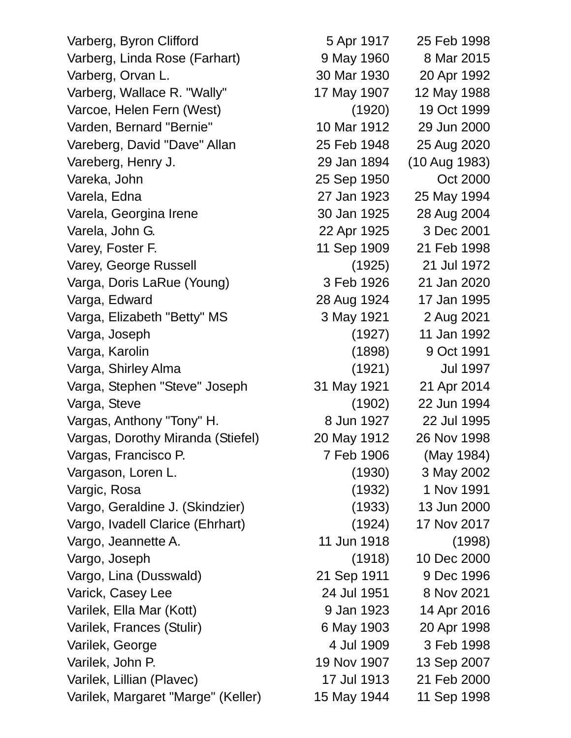| | | |
|---|---|---|
| Varberg, Byron Clifford | 5 Apr 1917 | 25 Feb 1998 |
| Varberg, Linda Rose (Farhart) | 9 May 1960 | 8 Mar 2015 |
| Varberg, Orvan L. | 30 Mar 1930 | 20 Apr 1992 |
| Varberg, Wallace R. "Wally" | 17 May 1907 | 12 May 1988 |
| Varcoe, Helen Fern (West) | (1920) | 19 Oct 1999 |
| Varden, Bernard "Bernie" | 10 Mar 1912 | 29 Jun 2000 |
| Vareberg, David "Dave" Allan | 25 Feb 1948 | 25 Aug 2020 |
| Vareberg, Henry J. | 29 Jan 1894 | (10 Aug 1983) |
| Vareka, John | 25 Sep 1950 | Oct 2000 |
| Varela, Edna | 27 Jan 1923 | 25 May 1994 |
| Varela, Georgina Irene | 30 Jan 1925 | 28 Aug 2004 |
| Varela, John G. | 22 Apr 1925 | 3 Dec 2001 |
| Varey, Foster F. | 11 Sep 1909 | 21 Feb 1998 |
| Varey, George Russell | (1925) | 21 Jul 1972 |
| Varga, Doris LaRue (Young) | 3 Feb 1926 | 21 Jan 2020 |
| Varga, Edward | 28 Aug 1924 | 17 Jan 1995 |
| Varga, Elizabeth "Betty" MS | 3 May 1921 | 2 Aug 2021 |
| Varga, Joseph | (1927) | 11 Jan 1992 |
| Varga, Karolin | (1898) | 9 Oct 1991 |
| Varga, Shirley Alma | (1921) | Jul 1997 |
| Varga, Stephen "Steve" Joseph | 31 May 1921 | 21 Apr 2014 |
| Varga, Steve | (1902) | 22 Jun 1994 |
| Vargas, Anthony "Tony" H. | 8 Jun 1927 | 22 Jul 1995 |
| Vargas, Dorothy Miranda (Stiefel) | 20 May 1912 | 26 Nov 1998 |
| Vargas, Francisco P. | 7 Feb 1906 | (May 1984) |
| Vargason, Loren L. | (1930) | 3 May 2002 |
| Vargic, Rosa | (1932) | 1 Nov 1991 |
| Vargo, Geraldine J. (Skindzier) | (1933) | 13 Jun 2000 |
| Vargo, Ivadell Clarice (Ehrhart) | (1924) | 17 Nov 2017 |
| Vargo, Jeannette A. | 11 Jun 1918 | (1998) |
| Vargo, Joseph | (1918) | 10 Dec 2000 |
| Vargo, Lina (Dusswald) | 21 Sep 1911 | 9 Dec 1996 |
| Varick, Casey Lee | 24 Jul 1951 | 8 Nov 2021 |
| Varilek, Ella Mar (Kott) | 9 Jan 1923 | 14 Apr 2016 |
| Varilek, Frances (Stulir) | 6 May 1903 | 20 Apr 1998 |
| Varilek, George | 4 Jul 1909 | 3 Feb 1998 |
| Varilek, John P. | 19 Nov 1907 | 13 Sep 2007 |
| Varilek, Lillian (Plavec) | 17 Jul 1913 | 21 Feb 2000 |
| Varilek, Margaret "Marge" (Keller) | 15 May 1944 | 11 Sep 1998 |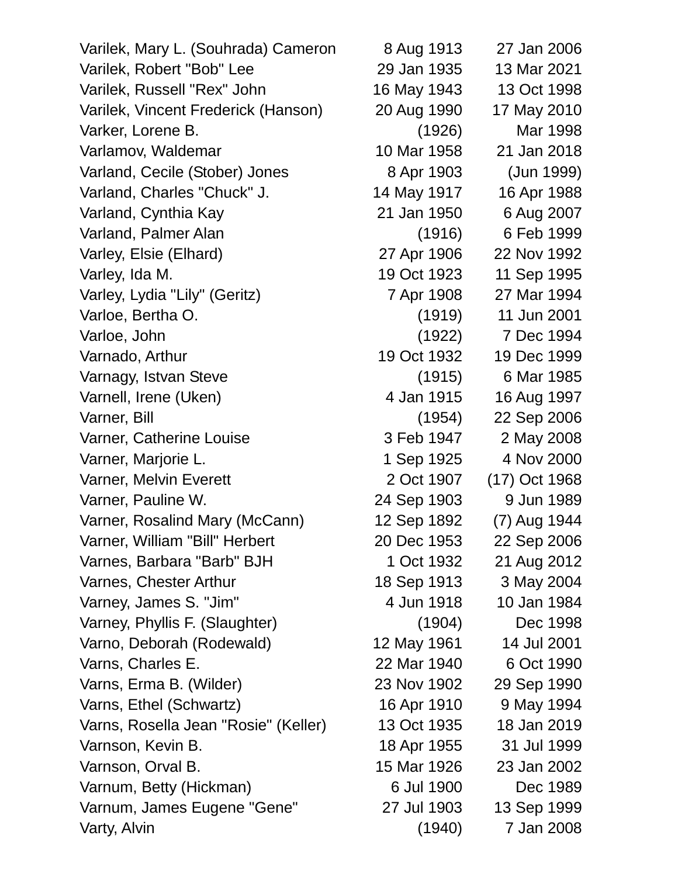| | | |
|---|---|---|
| Varilek, Mary L. (Souhrada) Cameron | 8 Aug 1913 | 27 Jan 2006 |
| Varilek, Robert "Bob" Lee | 29 Jan 1935 | 13 Mar 2021 |
| Varilek, Russell "Rex" John | 16 May 1943 | 13 Oct 1998 |
| Varilek, Vincent Frederick (Hanson) | 20 Aug 1990 | 17 May 2010 |
| Varker, Lorene B. | (1926) | Mar 1998 |
| Varlamov, Waldemar | 10 Mar 1958 | 21 Jan 2018 |
| Varland, Cecile (Stober) Jones | 8 Apr 1903 | (Jun 1999) |
| Varland, Charles "Chuck" J. | 14 May 1917 | 16 Apr 1988 |
| Varland, Cynthia Kay | 21 Jan 1950 | 6 Aug 2007 |
| Varland, Palmer Alan | (1916) | 6 Feb 1999 |
| Varley, Elsie (Elhard) | 27 Apr 1906 | 22 Nov 1992 |
| Varley, Ida M. | 19 Oct 1923 | 11 Sep 1995 |
| Varley, Lydia "Lily" (Geritz) | 7 Apr 1908 | 27 Mar 1994 |
| Varloe, Bertha O. | (1919) | 11 Jun 2001 |
| Varloe, John | (1922) | 7 Dec 1994 |
| Varnado, Arthur | 19 Oct 1932 | 19 Dec 1999 |
| Varnagy, Istvan Steve | (1915) | 6 Mar 1985 |
| Varnell, Irene (Uken) | 4 Jan 1915 | 16 Aug 1997 |
| Varner, Bill | (1954) | 22 Sep 2006 |
| Varner, Catherine Louise | 3 Feb 1947 | 2 May 2008 |
| Varner, Marjorie L. | 1 Sep 1925 | 4 Nov 2000 |
| Varner, Melvin Everett | 2 Oct 1907 | (17) Oct 1968 |
| Varner, Pauline W. | 24 Sep 1903 | 9 Jun 1989 |
| Varner, Rosalind Mary (McCann) | 12 Sep 1892 | (7) Aug 1944 |
| Varner, William "Bill" Herbert | 20 Dec 1953 | 22 Sep 2006 |
| Varnes, Barbara "Barb" BJH | 1 Oct 1932 | 21 Aug 2012 |
| Varnes, Chester Arthur | 18 Sep 1913 | 3 May 2004 |
| Varney, James S. "Jim" | 4 Jun 1918 | 10 Jan 1984 |
| Varney, Phyllis F. (Slaughter) | (1904) | Dec 1998 |
| Varno, Deborah (Rodewald) | 12 May 1961 | 14 Jul 2001 |
| Varns, Charles E. | 22 Mar 1940 | 6 Oct 1990 |
| Varns, Erma B. (Wilder) | 23 Nov 1902 | 29 Sep 1990 |
| Varns, Ethel (Schwartz) | 16 Apr 1910 | 9 May 1994 |
| Varns, Rosella Jean "Rosie" (Keller) | 13 Oct 1935 | 18 Jan 2019 |
| Varnson, Kevin B. | 18 Apr 1955 | 31 Jul 1999 |
| Varnson, Orval B. | 15 Mar 1926 | 23 Jan 2002 |
| Varnum, Betty (Hickman) | 6 Jul 1900 | Dec 1989 |
| Varnum, James Eugene "Gene" | 27 Jul 1903 | 13 Sep 1999 |
| Varty, Alvin | (1940) | 7 Jan 2008 |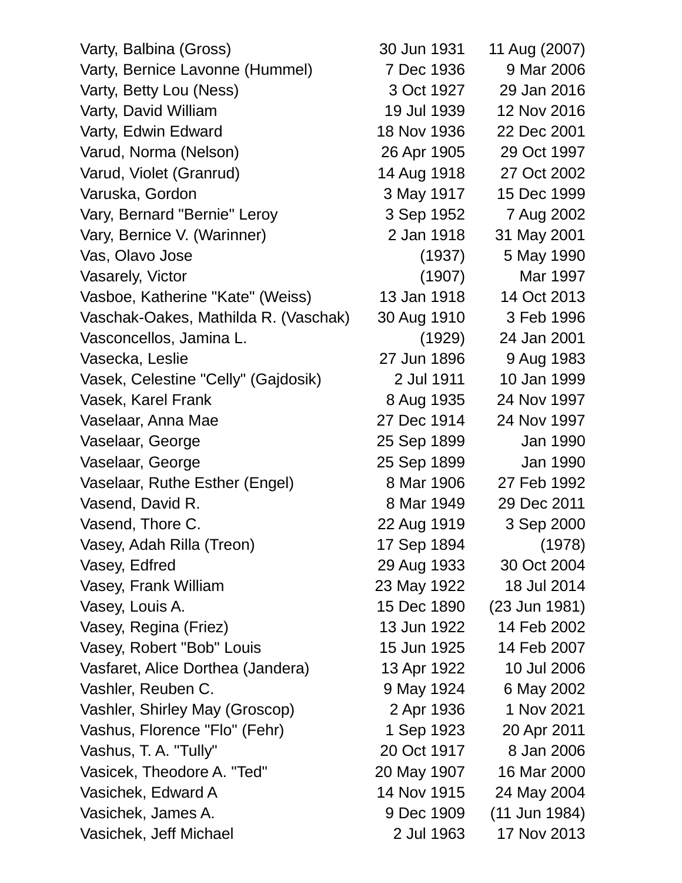| | | |
|---|---|---|
| Varty, Balbina (Gross) | 30 Jun 1931 | 11 Aug (2007) |
| Varty, Bernice Lavonne (Hummel) | 7 Dec 1936 | 9 Mar 2006 |
| Varty, Betty Lou (Ness) | 3 Oct 1927 | 29 Jan 2016 |
| Varty, David William | 19 Jul 1939 | 12 Nov 2016 |
| Varty, Edwin Edward | 18 Nov 1936 | 22 Dec 2001 |
| Varud, Norma (Nelson) | 26 Apr 1905 | 29 Oct 1997 |
| Varud, Violet (Granrud) | 14 Aug 1918 | 27 Oct 2002 |
| Varuska, Gordon | 3 May 1917 | 15 Dec 1999 |
| Vary, Bernard "Bernie" Leroy | 3 Sep 1952 | 7 Aug 2002 |
| Vary, Bernice V. (Warinner) | 2 Jan 1918 | 31 May 2001 |
| Vas, Olavo Jose | (1937) | 5 May 1990 |
| Vasarely, Victor | (1907) | Mar 1997 |
| Vasboe, Katherine "Kate" (Weiss) | 13 Jan 1918 | 14 Oct 2013 |
| Vaschak-Oakes, Mathilda R. (Vaschak) | 30 Aug 1910 | 3 Feb 1996 |
| Vasconcellos, Jamina L. | (1929) | 24 Jan 2001 |
| Vasecka, Leslie | 27 Jun 1896 | 9 Aug 1983 |
| Vasek, Celestine "Celly" (Gajdosik) | 2 Jul 1911 | 10 Jan 1999 |
| Vasek, Karel Frank | 8 Aug 1935 | 24 Nov 1997 |
| Vaselaar, Anna Mae | 27 Dec 1914 | 24 Nov 1997 |
| Vaselaar, George | 25 Sep 1899 | Jan 1990 |
| Vaselaar, George | 25 Sep 1899 | Jan 1990 |
| Vaselaar, Ruthe Esther (Engel) | 8 Mar 1906 | 27 Feb 1992 |
| Vasend, David R. | 8 Mar 1949 | 29 Dec 2011 |
| Vasend, Thore C. | 22 Aug 1919 | 3 Sep 2000 |
| Vasey, Adah Rilla (Treon) | 17 Sep 1894 | (1978) |
| Vasey, Edfred | 29 Aug 1933 | 30 Oct 2004 |
| Vasey, Frank William | 23 May 1922 | 18 Jul 2014 |
| Vasey, Louis A. | 15 Dec 1890 | (23 Jun 1981) |
| Vasey, Regina (Friez) | 13 Jun 1922 | 14 Feb 2002 |
| Vasey, Robert "Bob" Louis | 15 Jun 1925 | 14 Feb 2007 |
| Vasfaret, Alice Dorthea (Jandera) | 13 Apr 1922 | 10 Jul 2006 |
| Vashler, Reuben C. | 9 May 1924 | 6 May 2002 |
| Vashler, Shirley May (Groscop) | 2 Apr 1936 | 1 Nov 2021 |
| Vashus, Florence "Flo" (Fehr) | 1 Sep 1923 | 20 Apr 2011 |
| Vashus, T. A. "Tully" | 20 Oct 1917 | 8 Jan 2006 |
| Vasicek, Theodore A. "Ted" | 20 May 1907 | 16 Mar 2000 |
| Vasichek, Edward A | 14 Nov 1915 | 24 May 2004 |
| Vasichek, James A. | 9 Dec 1909 | (11 Jun 1984) |
| Vasichek, Jeff Michael | 2 Jul 1963 | 17 Nov 2013 |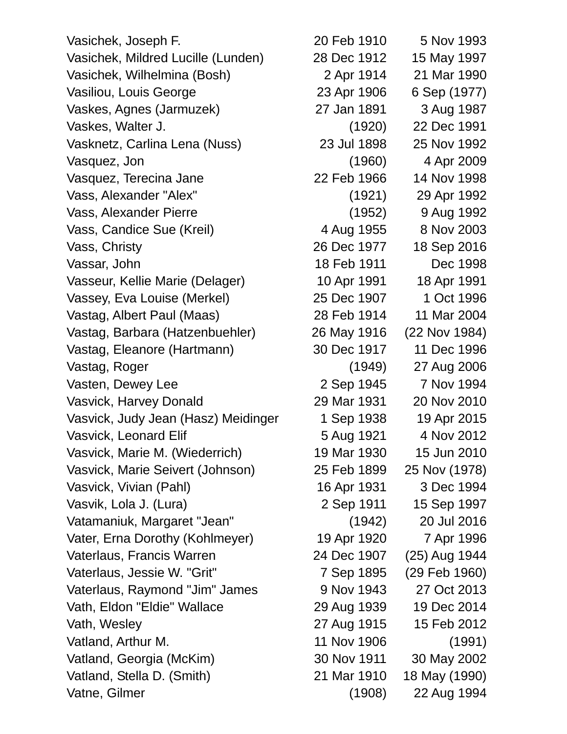| | | |
|---|---|---|
| Vasichek, Joseph F. | 20 Feb 1910 | 5 Nov 1993 |
| Vasichek, Mildred Lucille (Lunden) | 28 Dec 1912 | 15 May 1997 |
| Vasichek, Wilhelmina (Bosh) | 2 Apr 1914 | 21 Mar 1990 |
| Vasiliou, Louis George | 23 Apr 1906 | 6 Sep (1977) |
| Vaskes, Agnes (Jarmuzek) | 27 Jan 1891 | 3 Aug 1987 |
| Vaskes, Walter J. | (1920) | 22 Dec 1991 |
| Vasknetz, Carlina Lena (Nuss) | 23 Jul 1898 | 25 Nov 1992 |
| Vasquez, Jon | (1960) | 4 Apr 2009 |
| Vasquez, Terecina Jane | 22 Feb 1966 | 14 Nov 1998 |
| Vass, Alexander "Alex" | (1921) | 29 Apr 1992 |
| Vass, Alexander Pierre | (1952) | 9 Aug 1992 |
| Vass, Candice Sue (Kreil) | 4 Aug 1955 | 8 Nov 2003 |
| Vass, Christy | 26 Dec 1977 | 18 Sep 2016 |
| Vassar, John | 18 Feb 1911 | Dec 1998 |
| Vasseur, Kellie Marie (Delager) | 10 Apr 1991 | 18 Apr 1991 |
| Vassey, Eva Louise (Merkel) | 25 Dec 1907 | 1 Oct 1996 |
| Vastag, Albert Paul (Maas) | 28 Feb 1914 | 11 Mar 2004 |
| Vastag, Barbara (Hatzenbuehler) | 26 May 1916 | (22 Nov 1984) |
| Vastag, Eleanore (Hartmann) | 30 Dec 1917 | 11 Dec 1996 |
| Vastag, Roger | (1949) | 27 Aug 2006 |
| Vasten, Dewey Lee | 2 Sep 1945 | 7 Nov 1994 |
| Vasvick, Harvey Donald | 29 Mar 1931 | 20 Nov 2010 |
| Vasvick, Judy Jean (Hasz) Meidinger | 1 Sep 1938 | 19 Apr 2015 |
| Vasvick, Leonard Elif | 5 Aug 1921 | 4 Nov 2012 |
| Vasvick, Marie M. (Wiederrich) | 19 Mar 1930 | 15 Jun 2010 |
| Vasvick, Marie Seivert (Johnson) | 25 Feb 1899 | 25 Nov (1978) |
| Vasvick, Vivian (Pahl) | 16 Apr 1931 | 3 Dec 1994 |
| Vasvik, Lola J. (Lura) | 2 Sep 1911 | 15 Sep 1997 |
| Vatamaniuk, Margaret "Jean" | (1942) | 20 Jul 2016 |
| Vater, Erna Dorothy (Kohlmeyer) | 19 Apr 1920 | 7 Apr 1996 |
| Vaterlaus, Francis Warren | 24 Dec 1907 | (25) Aug 1944 |
| Vaterlaus, Jessie W. "Grit" | 7 Sep 1895 | (29 Feb 1960) |
| Vaterlaus, Raymond "Jim" James | 9 Nov 1943 | 27 Oct 2013 |
| Vath, Eldon "Eldie" Wallace | 29 Aug 1939 | 19 Dec 2014 |
| Vath, Wesley | 27 Aug 1915 | 15 Feb 2012 |
| Vatland, Arthur M. | 11 Nov 1906 | (1991) |
| Vatland, Georgia (McKim) | 30 Nov 1911 | 30 May 2002 |
| Vatland, Stella D. (Smith) | 21 Mar 1910 | 18 May (1990) |
| Vatne, Gilmer | (1908) | 22 Aug 1994 |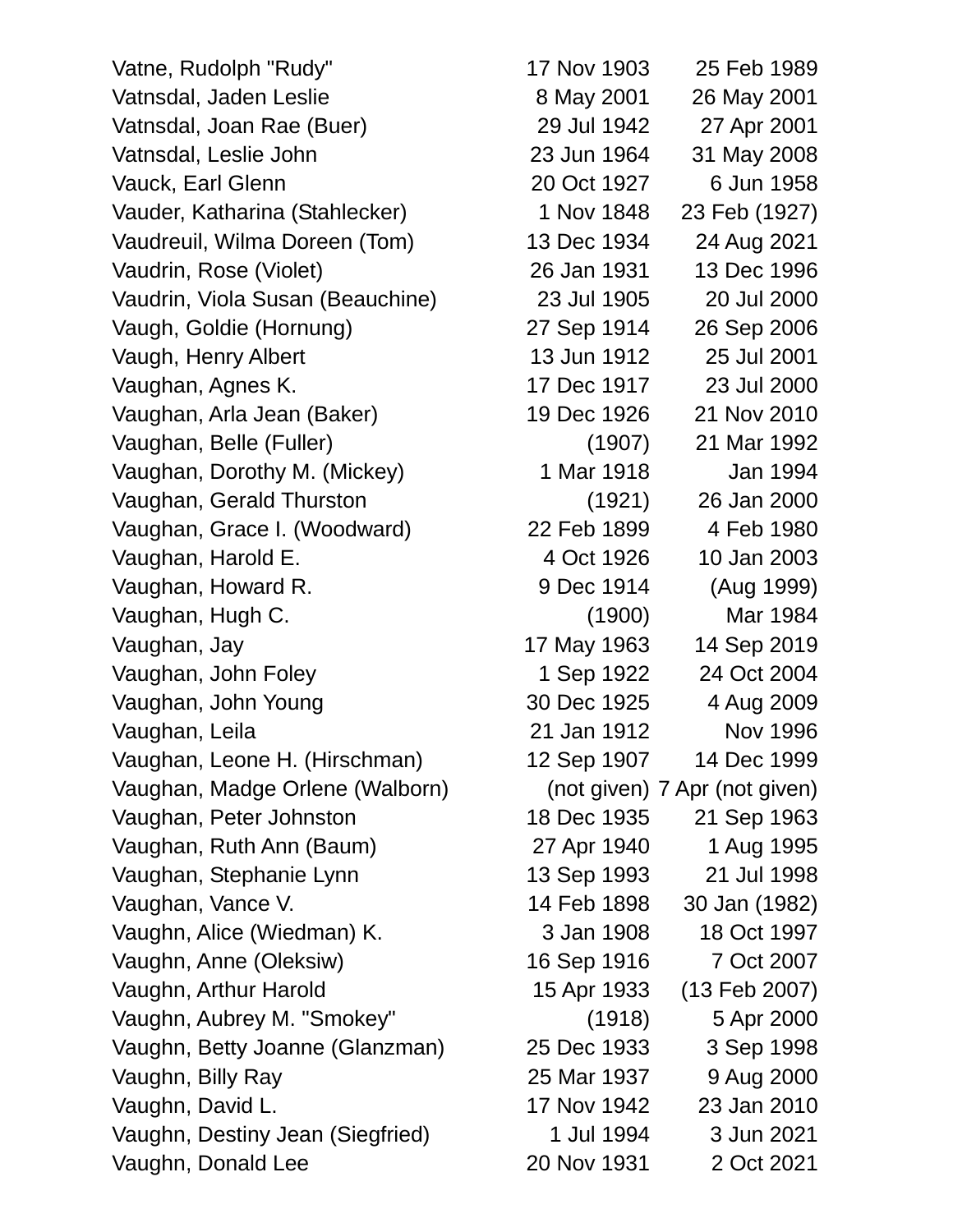| Name | Birth | Death |
|---|---|---|
| Vatne, Rudolph "Rudy" | 17 Nov 1903 | 25 Feb 1989 |
| Vatnsdal, Jaden Leslie | 8 May 2001 | 26 May 2001 |
| Vatnsdal, Joan Rae (Buer) | 29 Jul 1942 | 27 Apr 2001 |
| Vatnsdal, Leslie John | 23 Jun 1964 | 31 May 2008 |
| Vauck, Earl Glenn | 20 Oct 1927 | 6 Jun 1958 |
| Vauder, Katharina (Stahlecker) | 1 Nov 1848 | 23 Feb (1927) |
| Vaudreuil, Wilma Doreen (Tom) | 13 Dec 1934 | 24 Aug 2021 |
| Vaudrin, Rose (Violet) | 26 Jan 1931 | 13 Dec 1996 |
| Vaudrin, Viola Susan (Beauchine) | 23 Jul 1905 | 20 Jul 2000 |
| Vaugh, Goldie (Hornung) | 27 Sep 1914 | 26 Sep 2006 |
| Vaugh, Henry Albert | 13 Jun 1912 | 25 Jul 2001 |
| Vaughan, Agnes K. | 17 Dec 1917 | 23 Jul 2000 |
| Vaughan, Arla Jean (Baker) | 19 Dec 1926 | 21 Nov 2010 |
| Vaughan, Belle (Fuller) | (1907) | 21 Mar 1992 |
| Vaughan, Dorothy M. (Mickey) | 1 Mar 1918 | Jan 1994 |
| Vaughan, Gerald Thurston | (1921) | 26 Jan 2000 |
| Vaughan, Grace I. (Woodward) | 22 Feb 1899 | 4 Feb 1980 |
| Vaughan, Harold E. | 4 Oct 1926 | 10 Jan 2003 |
| Vaughan, Howard R. | 9 Dec 1914 | (Aug 1999) |
| Vaughan, Hugh C. | (1900) | Mar 1984 |
| Vaughan, Jay | 17 May 1963 | 14 Sep 2019 |
| Vaughan, John Foley | 1 Sep 1922 | 24 Oct 2004 |
| Vaughan, John Young | 30 Dec 1925 | 4 Aug 2009 |
| Vaughan, Leila | 21 Jan 1912 | Nov 1996 |
| Vaughan, Leone H. (Hirschman) | 12 Sep 1907 | 14 Dec 1999 |
| Vaughan, Madge Orlene (Walborn) | (not given) | 7 Apr (not given) |
| Vaughan, Peter Johnston | 18 Dec 1935 | 21 Sep 1963 |
| Vaughan, Ruth Ann (Baum) | 27 Apr 1940 | 1 Aug 1995 |
| Vaughan, Stephanie Lynn | 13 Sep 1993 | 21 Jul 1998 |
| Vaughan, Vance V. | 14 Feb 1898 | 30 Jan (1982) |
| Vaughn, Alice (Wiedman) K. | 3 Jan 1908 | 18 Oct 1997 |
| Vaughn, Anne (Oleksiw) | 16 Sep 1916 | 7 Oct 2007 |
| Vaughn, Arthur Harold | 15 Apr 1933 | (13 Feb 2007) |
| Vaughn, Aubrey M. "Smokey" | (1918) | 5 Apr 2000 |
| Vaughn, Betty Joanne (Glanzman) | 25 Dec 1933 | 3 Sep 1998 |
| Vaughn, Billy Ray | 25 Mar 1937 | 9 Aug 2000 |
| Vaughn, David L. | 17 Nov 1942 | 23 Jan 2010 |
| Vaughn, Destiny Jean (Siegfried) | 1 Jul 1994 | 3 Jun 2021 |
| Vaughn, Donald Lee | 20 Nov 1931 | 2 Oct 2021 |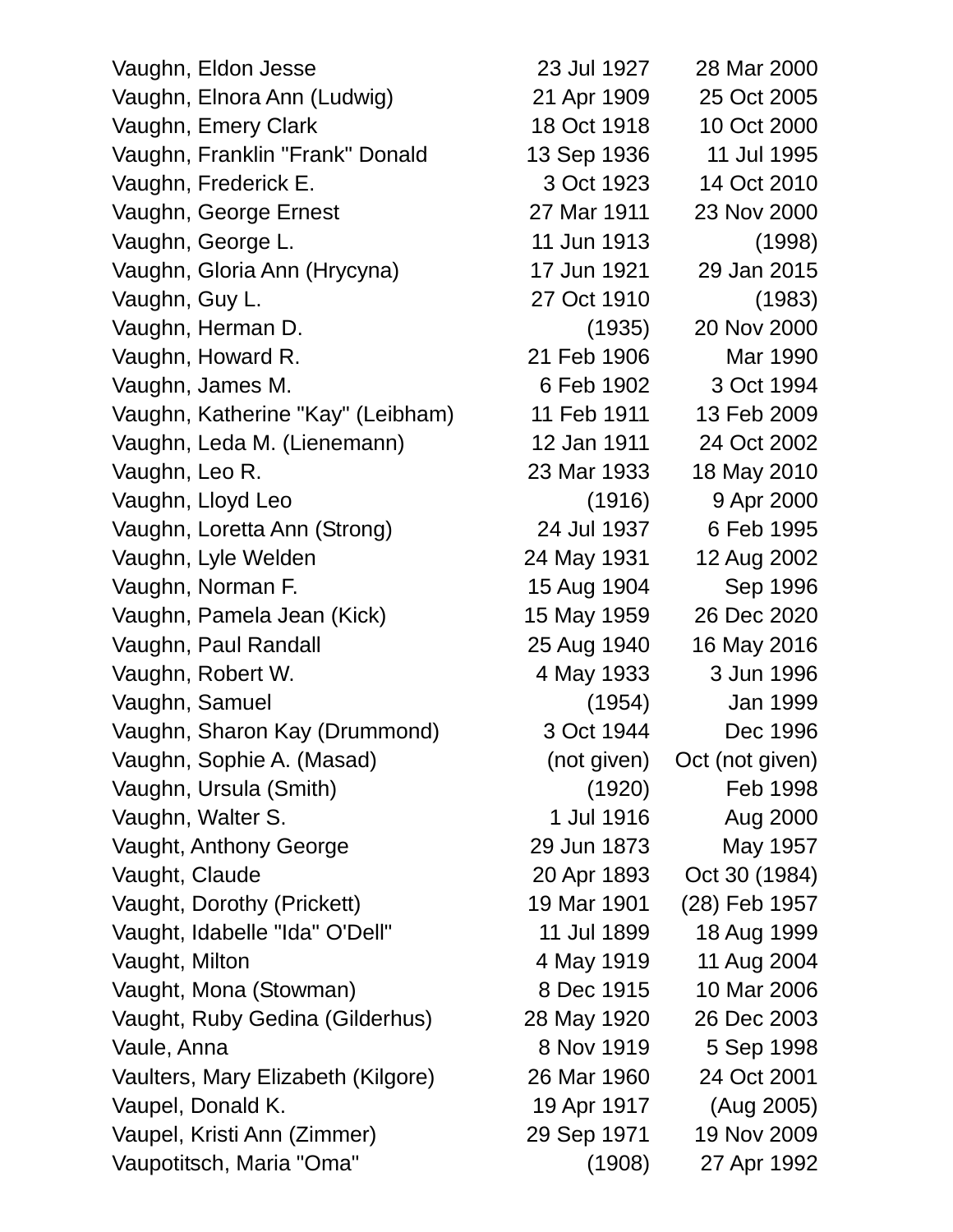| | | |
|---|---|---|
| Vaughn, Eldon Jesse | 23 Jul 1927 | 28 Mar 2000 |
| Vaughn, Elnora Ann (Ludwig) | 21 Apr 1909 | 25 Oct 2005 |
| Vaughn, Emery Clark | 18 Oct 1918 | 10 Oct 2000 |
| Vaughn, Franklin "Frank" Donald | 13 Sep 1936 | 11 Jul 1995 |
| Vaughn, Frederick E. | 3 Oct 1923 | 14 Oct 2010 |
| Vaughn, George Ernest | 27 Mar 1911 | 23 Nov 2000 |
| Vaughn, George L. | 11 Jun 1913 | (1998) |
| Vaughn, Gloria Ann (Hrycyna) | 17 Jun 1921 | 29 Jan 2015 |
| Vaughn, Guy L. | 27 Oct 1910 | (1983) |
| Vaughn, Herman D. | (1935) | 20 Nov 2000 |
| Vaughn, Howard R. | 21 Feb 1906 | Mar 1990 |
| Vaughn, James M. | 6 Feb 1902 | 3 Oct 1994 |
| Vaughn, Katherine "Kay" (Leibham) | 11 Feb 1911 | 13 Feb 2009 |
| Vaughn, Leda M. (Lienemann) | 12 Jan 1911 | 24 Oct 2002 |
| Vaughn, Leo R. | 23 Mar 1933 | 18 May 2010 |
| Vaughn, Lloyd Leo | (1916) | 9 Apr 2000 |
| Vaughn, Loretta Ann (Strong) | 24 Jul 1937 | 6 Feb 1995 |
| Vaughn, Lyle Welden | 24 May 1931 | 12 Aug 2002 |
| Vaughn, Norman F. | 15 Aug 1904 | Sep 1996 |
| Vaughn, Pamela Jean (Kick) | 15 May 1959 | 26 Dec 2020 |
| Vaughn, Paul Randall | 25 Aug 1940 | 16 May 2016 |
| Vaughn, Robert W. | 4 May 1933 | 3 Jun 1996 |
| Vaughn, Samuel | (1954) | Jan 1999 |
| Vaughn, Sharon Kay (Drummond) | 3 Oct 1944 | Dec 1996 |
| Vaughn, Sophie A. (Masad) | (not given) | Oct (not given) |
| Vaughn, Ursula (Smith) | (1920) | Feb 1998 |
| Vaughn, Walter S. | 1 Jul 1916 | Aug 2000 |
| Vaught, Anthony George | 29 Jun 1873 | May 1957 |
| Vaught, Claude | 20 Apr 1893 | Oct 30 (1984) |
| Vaught, Dorothy (Prickett) | 19 Mar 1901 | (28) Feb 1957 |
| Vaught, Idabelle "Ida" O'Dell" | 11 Jul 1899 | 18 Aug 1999 |
| Vaught, Milton | 4 May 1919 | 11 Aug 2004 |
| Vaught, Mona (Stowman) | 8 Dec 1915 | 10 Mar 2006 |
| Vaught, Ruby Gedina (Gilderhus) | 28 May 1920 | 26 Dec 2003 |
| Vaule, Anna | 8 Nov 1919 | 5 Sep 1998 |
| Vaulters, Mary Elizabeth (Kilgore) | 26 Mar 1960 | 24 Oct 2001 |
| Vaupel, Donald K. | 19 Apr 1917 | (Aug 2005) |
| Vaupel, Kristi Ann (Zimmer) | 29 Sep 1971 | 19 Nov 2009 |
| Vaupotitsch, Maria "Oma" | (1908) | 27 Apr 1992 |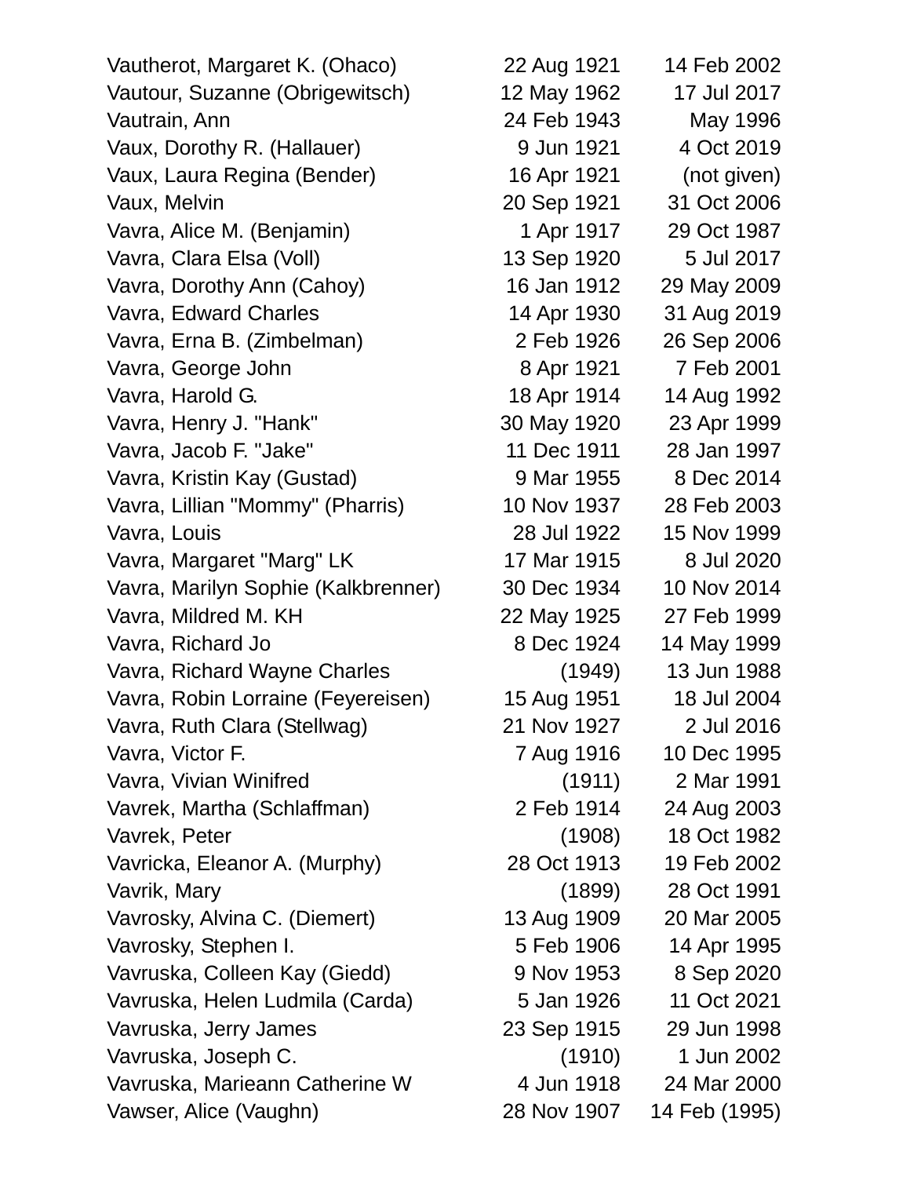| | | |
|---|---|---|
| Vautherot, Margaret K. (Ohaco) | 22 Aug 1921 | 14 Feb 2002 |
| Vautour, Suzanne (Obrigewitsch) | 12 May 1962 | 17 Jul 2017 |
| Vautrain, Ann | 24 Feb 1943 | May 1996 |
| Vaux, Dorothy R. (Hallauer) | 9 Jun 1921 | 4 Oct 2019 |
| Vaux, Laura Regina (Bender) | 16 Apr 1921 | (not given) |
| Vaux, Melvin | 20 Sep 1921 | 31 Oct 2006 |
| Vavra, Alice M. (Benjamin) | 1 Apr 1917 | 29 Oct 1987 |
| Vavra, Clara Elsa (Voll) | 13 Sep 1920 | 5 Jul 2017 |
| Vavra, Dorothy Ann (Cahoy) | 16 Jan 1912 | 29 May 2009 |
| Vavra, Edward Charles | 14 Apr 1930 | 31 Aug 2019 |
| Vavra, Erna B. (Zimbelman) | 2 Feb 1926 | 26 Sep 2006 |
| Vavra, George John | 8 Apr 1921 | 7 Feb 2001 |
| Vavra, Harold G. | 18 Apr 1914 | 14 Aug 1992 |
| Vavra, Henry J. "Hank" | 30 May 1920 | 23 Apr 1999 |
| Vavra, Jacob F. "Jake" | 11 Dec 1911 | 28 Jan 1997 |
| Vavra, Kristin Kay (Gustad) | 9 Mar 1955 | 8 Dec 2014 |
| Vavra, Lillian "Mommy" (Pharris) | 10 Nov 1937 | 28 Feb 2003 |
| Vavra, Louis | 28 Jul 1922 | 15 Nov 1999 |
| Vavra, Margaret "Marg" LK | 17 Mar 1915 | 8 Jul 2020 |
| Vavra, Marilyn Sophie (Kalkbrenner) | 30 Dec 1934 | 10 Nov 2014 |
| Vavra, Mildred M. KH | 22 May 1925 | 27 Feb 1999 |
| Vavra, Richard Jo | 8 Dec 1924 | 14 May 1999 |
| Vavra, Richard Wayne Charles | (1949) | 13 Jun 1988 |
| Vavra, Robin Lorraine (Feyereisen) | 15 Aug 1951 | 18 Jul 2004 |
| Vavra, Ruth Clara (Stellwag) | 21 Nov 1927 | 2 Jul 2016 |
| Vavra, Victor F. | 7 Aug 1916 | 10 Dec 1995 |
| Vavra, Vivian Winifred | (1911) | 2 Mar 1991 |
| Vavrek, Martha (Schlaffman) | 2 Feb 1914 | 24 Aug 2003 |
| Vavrek, Peter | (1908) | 18 Oct 1982 |
| Vavricka, Eleanor A. (Murphy) | 28 Oct 1913 | 19 Feb 2002 |
| Vavrik, Mary | (1899) | 28 Oct 1991 |
| Vavrosky, Alvina C. (Diemert) | 13 Aug 1909 | 20 Mar 2005 |
| Vavrosky, Stephen I. | 5 Feb 1906 | 14 Apr 1995 |
| Vavruska, Colleen Kay (Giedd) | 9 Nov 1953 | 8 Sep 2020 |
| Vavruska, Helen Ludmila (Carda) | 5 Jan 1926 | 11 Oct 2021 |
| Vavruska, Jerry James | 23 Sep 1915 | 29 Jun 1998 |
| Vavruska, Joseph C. | (1910) | 1 Jun 2002 |
| Vavruska, Marieann Catherine W | 4 Jun 1918 | 24 Mar 2000 |
| Vawser, Alice (Vaughn) | 28 Nov 1907 | 14 Feb (1995) |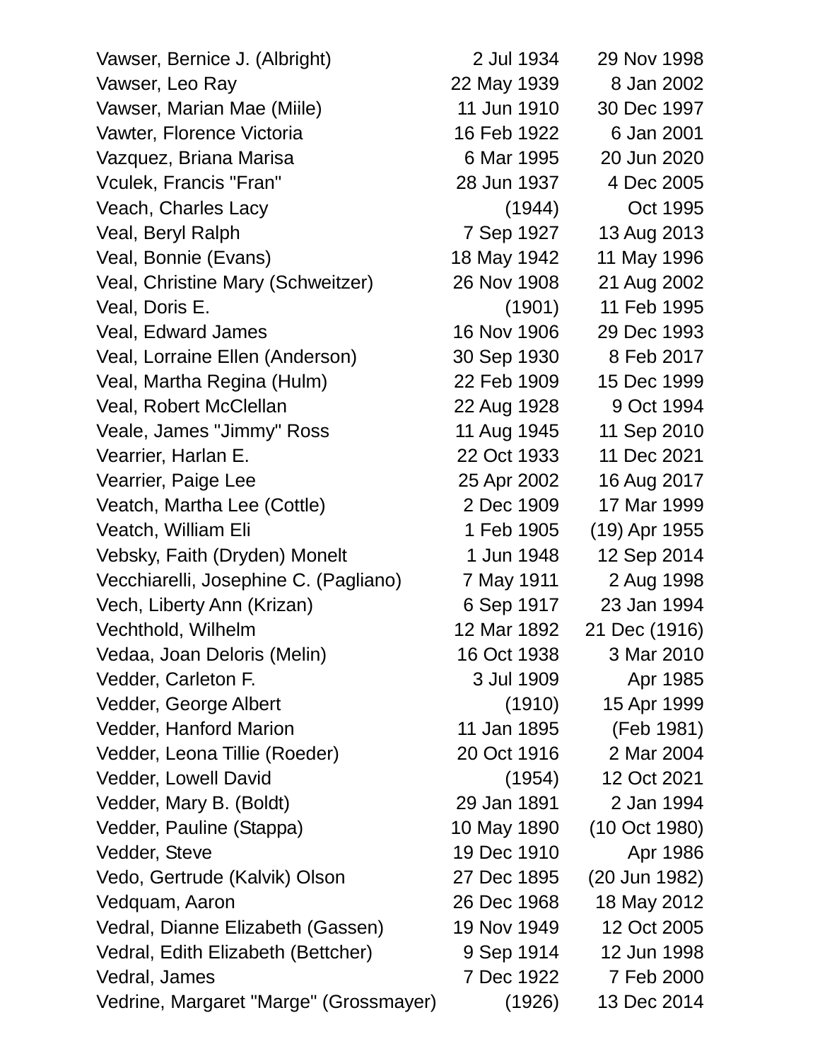| | | |
|---|---|---|
| Vawser, Bernice J. (Albright) | 2 Jul 1934 | 29 Nov 1998 |
| Vawser, Leo Ray | 22 May 1939 | 8 Jan 2002 |
| Vawser, Marian Mae (Miile) | 11 Jun 1910 | 30 Dec 1997 |
| Vawter, Florence Victoria | 16 Feb 1922 | 6 Jan 2001 |
| Vazquez, Briana Marisa | 6 Mar 1995 | 20 Jun 2020 |
| Vculek, Francis "Fran" | 28 Jun 1937 | 4 Dec 2005 |
| Veach, Charles Lacy | (1944) | Oct 1995 |
| Veal, Beryl Ralph | 7 Sep 1927 | 13 Aug 2013 |
| Veal, Bonnie (Evans) | 18 May 1942 | 11 May 1996 |
| Veal, Christine Mary (Schweitzer) | 26 Nov 1908 | 21 Aug 2002 |
| Veal, Doris E. | (1901) | 11 Feb 1995 |
| Veal, Edward James | 16 Nov 1906 | 29 Dec 1993 |
| Veal, Lorraine Ellen (Anderson) | 30 Sep 1930 | 8 Feb 2017 |
| Veal, Martha Regina (Hulm) | 22 Feb 1909 | 15 Dec 1999 |
| Veal, Robert McClellan | 22 Aug 1928 | 9 Oct 1994 |
| Veale, James "Jimmy" Ross | 11 Aug 1945 | 11 Sep 2010 |
| Vearrier, Harlan E. | 22 Oct 1933 | 11 Dec 2021 |
| Vearrier, Paige Lee | 25 Apr 2002 | 16 Aug 2017 |
| Veatch, Martha Lee (Cottle) | 2 Dec 1909 | 17 Mar 1999 |
| Veatch, William Eli | 1 Feb 1905 | (19) Apr 1955 |
| Vebsky, Faith (Dryden) Monelt | 1 Jun 1948 | 12 Sep 2014 |
| Vecchiarelli, Josephine C. (Pagliano) | 7 May 1911 | 2 Aug 1998 |
| Vech, Liberty Ann (Krizan) | 6 Sep 1917 | 23 Jan 1994 |
| Vechthold, Wilhelm | 12 Mar 1892 | 21 Dec (1916) |
| Vedaa, Joan Deloris (Melin) | 16 Oct 1938 | 3 Mar 2010 |
| Vedder, Carleton F. | 3 Jul 1909 | Apr 1985 |
| Vedder, George Albert | (1910) | 15 Apr 1999 |
| Vedder, Hanford Marion | 11 Jan 1895 | (Feb 1981) |
| Vedder, Leona Tillie (Roeder) | 20 Oct 1916 | 2 Mar 2004 |
| Vedder, Lowell David | (1954) | 12 Oct 2021 |
| Vedder, Mary B. (Boldt) | 29 Jan 1891 | 2 Jan 1994 |
| Vedder, Pauline (Stappa) | 10 May 1890 | (10 Oct 1980) |
| Vedder, Steve | 19 Dec 1910 | Apr 1986 |
| Vedo, Gertrude (Kalvik) Olson | 27 Dec 1895 | (20 Jun 1982) |
| Vedquam, Aaron | 26 Dec 1968 | 18 May 2012 |
| Vedral, Dianne Elizabeth (Gassen) | 19 Nov 1949 | 12 Oct 2005 |
| Vedral, Edith Elizabeth (Bettcher) | 9 Sep 1914 | 12 Jun 1998 |
| Vedral, James | 7 Dec 1922 | 7 Feb 2000 |
| Vedrine, Margaret "Marge" (Grossmayer) | (1926) | 13 Dec 2014 |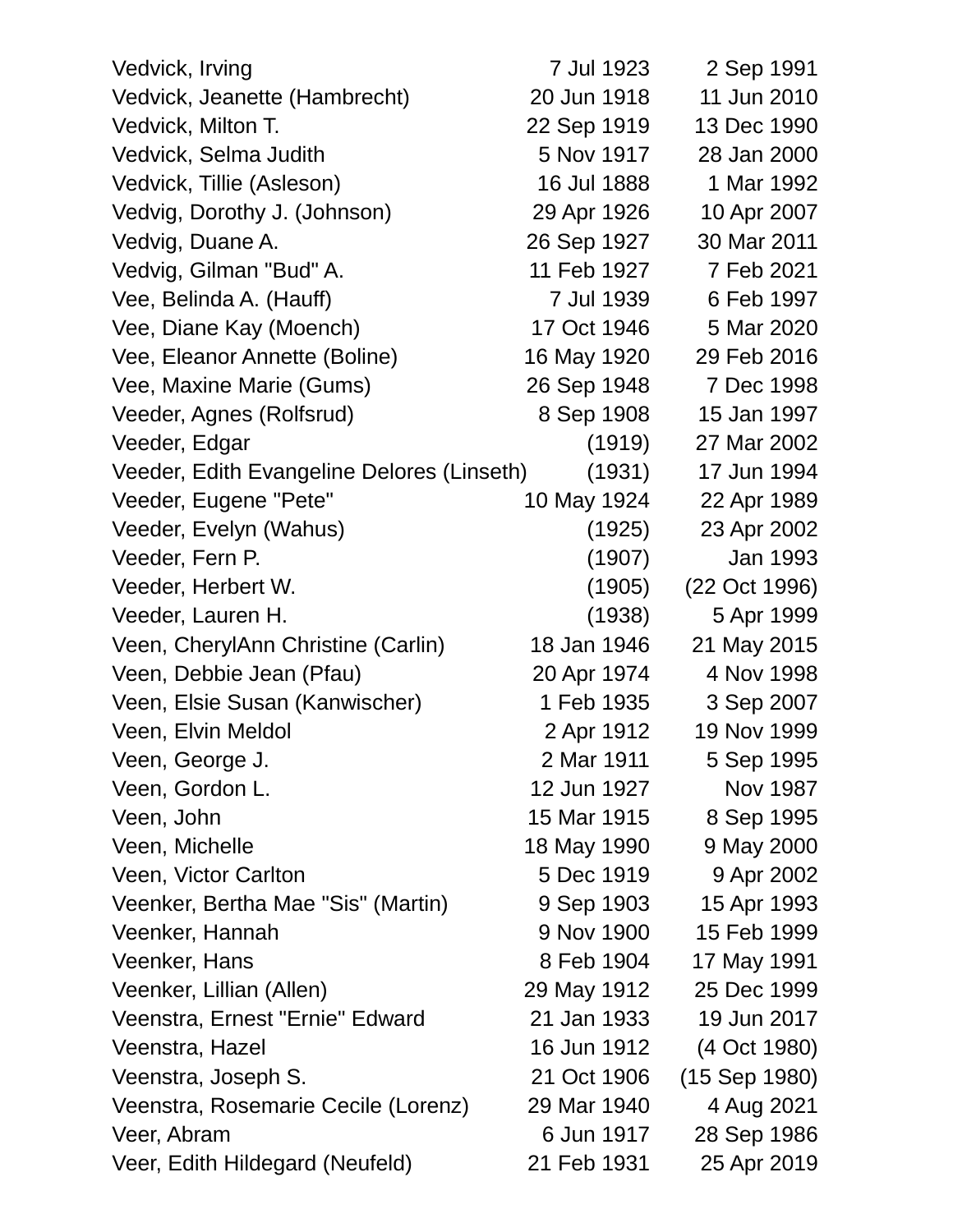| | | |
|---|---|---|
| Vedvick, Irving | 7 Jul 1923 | 2 Sep 1991 |
| Vedvick, Jeanette (Hambrecht) | 20 Jun 1918 | 11 Jun 2010 |
| Vedvick, Milton T. | 22 Sep 1919 | 13 Dec 1990 |
| Vedvick, Selma Judith | 5 Nov 1917 | 28 Jan 2000 |
| Vedvick, Tillie (Asleson) | 16 Jul 1888 | 1 Mar 1992 |
| Vedvig, Dorothy J. (Johnson) | 29 Apr 1926 | 10 Apr 2007 |
| Vedvig, Duane A. | 26 Sep 1927 | 30 Mar 2011 |
| Vedvig, Gilman "Bud" A. | 11 Feb 1927 | 7 Feb 2021 |
| Vee, Belinda A. (Hauff) | 7 Jul 1939 | 6 Feb 1997 |
| Vee, Diane Kay (Moench) | 17 Oct 1946 | 5 Mar 2020 |
| Vee, Eleanor Annette (Boline) | 16 May 1920 | 29 Feb 2016 |
| Vee, Maxine Marie (Gums) | 26 Sep 1948 | 7 Dec 1998 |
| Veeder, Agnes (Rolfsrud) | 8 Sep 1908 | 15 Jan 1997 |
| Veeder, Edgar | (1919) | 27 Mar 2002 |
| Veeder, Edith Evangeline Delores (Linseth) | (1931) | 17 Jun 1994 |
| Veeder, Eugene "Pete" | 10 May 1924 | 22 Apr 1989 |
| Veeder, Evelyn (Wahus) | (1925) | 23 Apr 2002 |
| Veeder, Fern P. | (1907) | Jan 1993 |
| Veeder, Herbert W. | (1905) | (22 Oct 1996) |
| Veeder, Lauren H. | (1938) | 5 Apr 1999 |
| Veen, CherylAnn Christine (Carlin) | 18 Jan 1946 | 21 May 2015 |
| Veen, Debbie Jean (Pfau) | 20 Apr 1974 | 4 Nov 1998 |
| Veen, Elsie Susan (Kanwischer) | 1 Feb 1935 | 3 Sep 2007 |
| Veen, Elvin Meldol | 2 Apr 1912 | 19 Nov 1999 |
| Veen, George J. | 2 Mar 1911 | 5 Sep 1995 |
| Veen, Gordon L. | 12 Jun 1927 | Nov 1987 |
| Veen, John | 15 Mar 1915 | 8 Sep 1995 |
| Veen, Michelle | 18 May 1990 | 9 May 2000 |
| Veen, Victor Carlton | 5 Dec 1919 | 9 Apr 2002 |
| Veenker, Bertha Mae "Sis" (Martin) | 9 Sep 1903 | 15 Apr 1993 |
| Veenker, Hannah | 9 Nov 1900 | 15 Feb 1999 |
| Veenker, Hans | 8 Feb 1904 | 17 May 1991 |
| Veenker, Lillian (Allen) | 29 May 1912 | 25 Dec 1999 |
| Veenstra, Ernest "Ernie" Edward | 21 Jan 1933 | 19 Jun 2017 |
| Veenstra, Hazel | 16 Jun 1912 | (4 Oct 1980) |
| Veenstra, Joseph S. | 21 Oct 1906 | (15 Sep 1980) |
| Veenstra, Rosemarie Cecile (Lorenz) | 29 Mar 1940 | 4 Aug 2021 |
| Veer, Abram | 6 Jun 1917 | 28 Sep 1986 |
| Veer, Edith Hildegard (Neufeld) | 21 Feb 1931 | 25 Apr 2019 |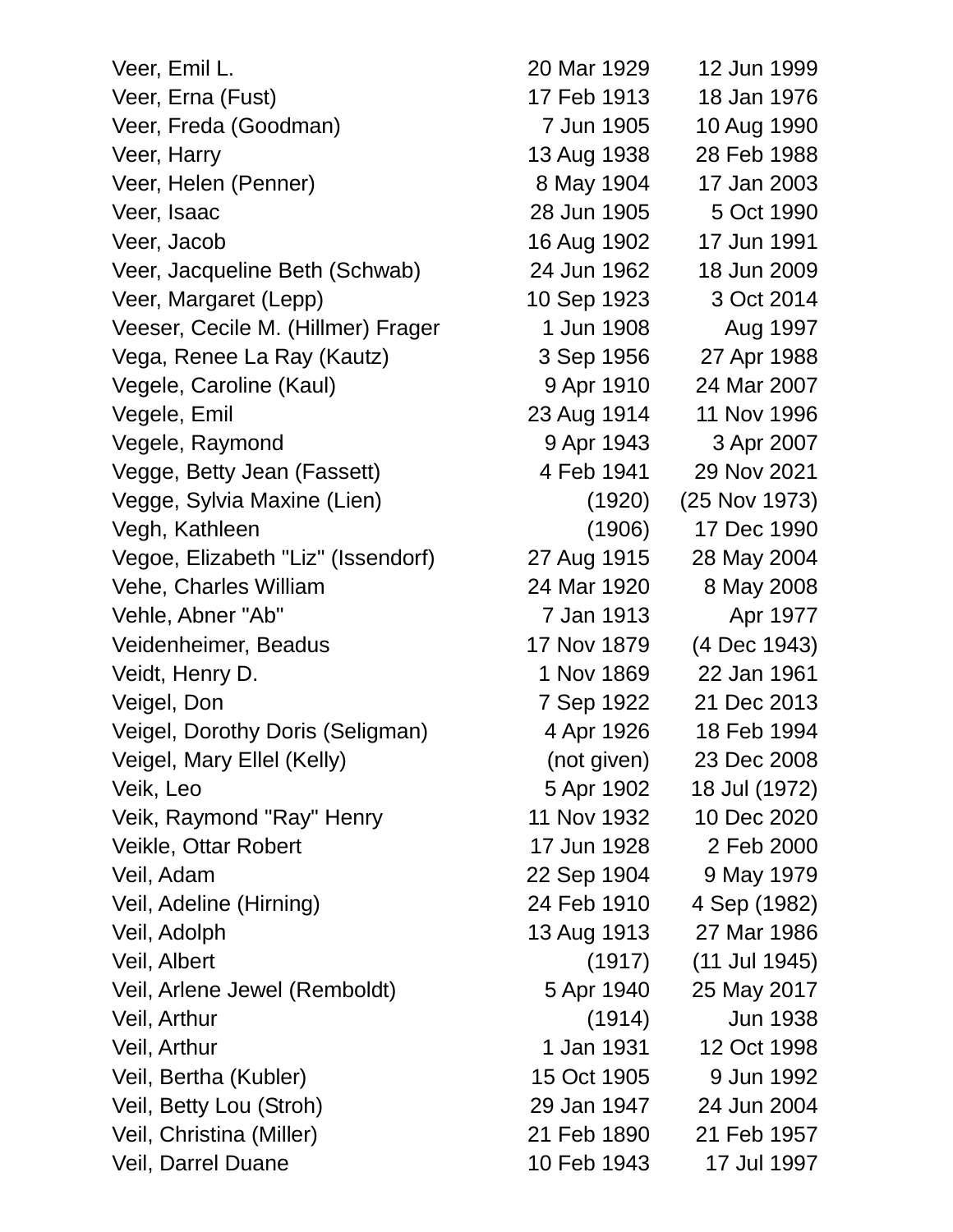| | | |
|---|---|---|
| Veer, Emil L. | 20 Mar 1929 | 12 Jun 1999 |
| Veer, Erna (Fust) | 17 Feb 1913 | 18 Jan 1976 |
| Veer, Freda (Goodman) | 7 Jun 1905 | 10 Aug 1990 |
| Veer, Harry | 13 Aug 1938 | 28 Feb 1988 |
| Veer, Helen (Penner) | 8 May 1904 | 17 Jan 2003 |
| Veer, Isaac | 28 Jun 1905 | 5 Oct 1990 |
| Veer, Jacob | 16 Aug 1902 | 17 Jun 1991 |
| Veer, Jacqueline Beth (Schwab) | 24 Jun 1962 | 18 Jun 2009 |
| Veer, Margaret (Lepp) | 10 Sep 1923 | 3 Oct 2014 |
| Veeser, Cecile M. (Hillmer) Frager | 1 Jun 1908 | Aug 1997 |
| Vega, Renee La Ray (Kautz) | 3 Sep 1956 | 27 Apr 1988 |
| Vegele, Caroline (Kaul) | 9 Apr 1910 | 24 Mar 2007 |
| Vegele, Emil | 23 Aug 1914 | 11 Nov 1996 |
| Vegele, Raymond | 9 Apr 1943 | 3 Apr 2007 |
| Vegge, Betty Jean (Fassett) | 4 Feb 1941 | 29 Nov 2021 |
| Vegge, Sylvia Maxine (Lien) | (1920) | (25 Nov 1973) |
| Vegh, Kathleen | (1906) | 17 Dec 1990 |
| Vegoe, Elizabeth "Liz" (Issendorf) | 27 Aug 1915 | 28 May 2004 |
| Vehe, Charles William | 24 Mar 1920 | 8 May 2008 |
| Vehle, Abner "Ab" | 7 Jan 1913 | Apr 1977 |
| Veidenheimer, Beadus | 17 Nov 1879 | (4 Dec 1943) |
| Veidt, Henry D. | 1 Nov 1869 | 22 Jan 1961 |
| Veigel, Don | 7 Sep 1922 | 21 Dec 2013 |
| Veigel, Dorothy Doris (Seligman) | 4 Apr 1926 | 18 Feb 1994 |
| Veigel, Mary Ellel (Kelly) | (not given) | 23 Dec 2008 |
| Veik, Leo | 5 Apr 1902 | 18 Jul (1972) |
| Veik, Raymond "Ray" Henry | 11 Nov 1932 | 10 Dec 2020 |
| Veikle, Ottar Robert | 17 Jun 1928 | 2 Feb 2000 |
| Veil, Adam | 22 Sep 1904 | 9 May 1979 |
| Veil, Adeline (Hirning) | 24 Feb 1910 | 4 Sep (1982) |
| Veil, Adolph | 13 Aug 1913 | 27 Mar 1986 |
| Veil, Albert | (1917) | (11 Jul 1945) |
| Veil, Arlene Jewel (Remboldt) | 5 Apr 1940 | 25 May 2017 |
| Veil, Arthur | (1914) | Jun 1938 |
| Veil, Arthur | 1 Jan 1931 | 12 Oct 1998 |
| Veil, Bertha (Kubler) | 15 Oct 1905 | 9 Jun 1992 |
| Veil, Betty Lou (Stroh) | 29 Jan 1947 | 24 Jun 2004 |
| Veil, Christina (Miller) | 21 Feb 1890 | 21 Feb 1957 |
| Veil, Darrel Duane | 10 Feb 1943 | 17 Jul 1997 |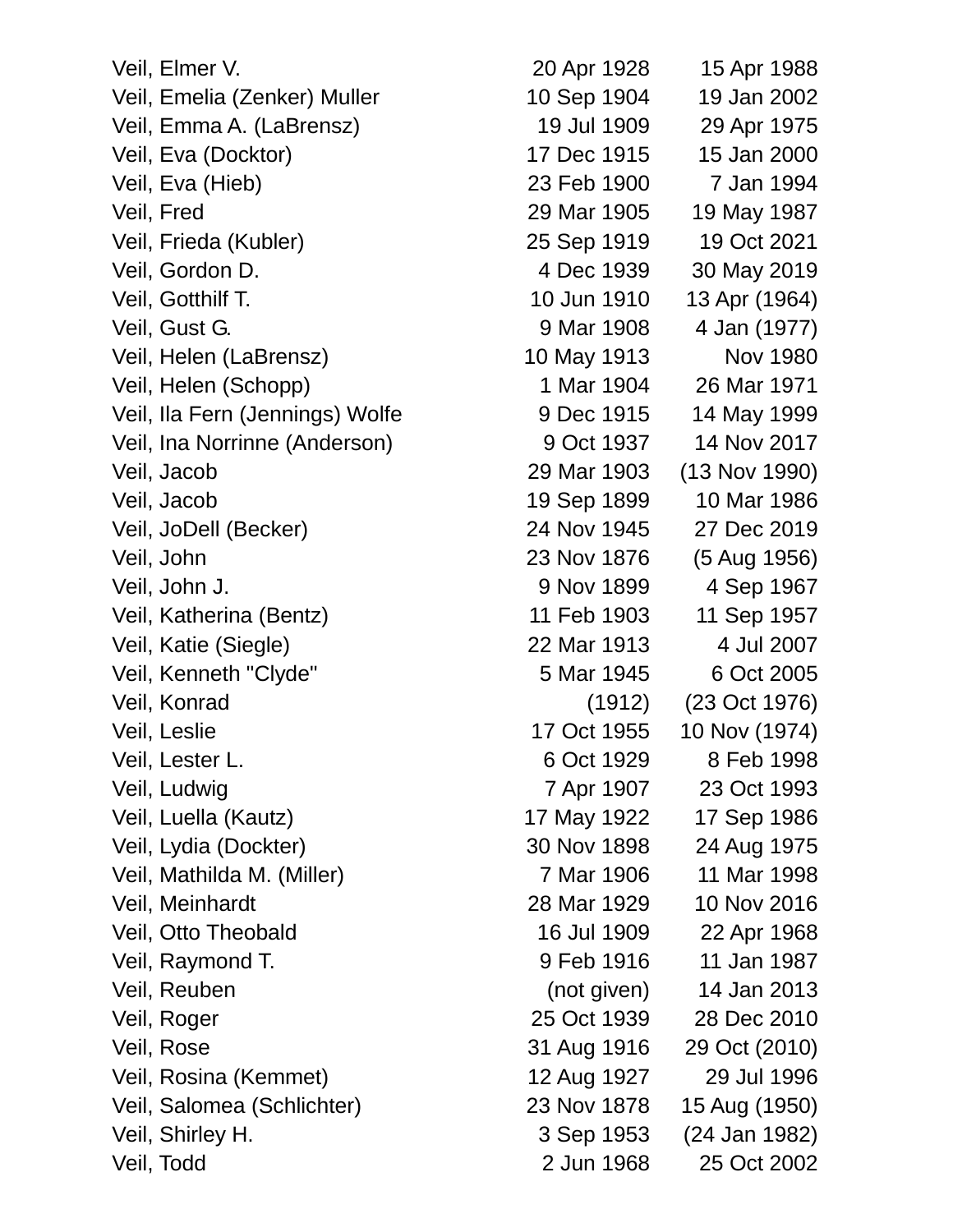| Name | Birth | Death |
|---|---|---|
| Veil, Elmer V. | 20 Apr 1928 | 15 Apr 1988 |
| Veil, Emelia (Zenker) Muller | 10 Sep 1904 | 19 Jan 2002 |
| Veil, Emma A. (LaBrensz) | 19 Jul 1909 | 29 Apr 1975 |
| Veil, Eva (Docktor) | 17 Dec 1915 | 15 Jan 2000 |
| Veil, Eva (Hieb) | 23 Feb 1900 | 7 Jan 1994 |
| Veil, Fred | 29 Mar 1905 | 19 May 1987 |
| Veil, Frieda (Kubler) | 25 Sep 1919 | 19 Oct 2021 |
| Veil, Gordon D. | 4 Dec 1939 | 30 May 2019 |
| Veil, Gotthilf T. | 10 Jun 1910 | 13 Apr (1964) |
| Veil, Gust G. | 9 Mar 1908 | 4 Jan (1977) |
| Veil, Helen (LaBrensz) | 10 May 1913 | Nov 1980 |
| Veil, Helen (Schopp) | 1 Mar 1904 | 26 Mar 1971 |
| Veil, Ila Fern (Jennings) Wolfe | 9 Dec 1915 | 14 May 1999 |
| Veil, Ina Norrinne (Anderson) | 9 Oct 1937 | 14 Nov 2017 |
| Veil, Jacob | 29 Mar 1903 | (13 Nov 1990) |
| Veil, Jacob | 19 Sep 1899 | 10 Mar 1986 |
| Veil, JoDell (Becker) | 24 Nov 1945 | 27 Dec 2019 |
| Veil, John | 23 Nov 1876 | (5 Aug 1956) |
| Veil, John J. | 9 Nov 1899 | 4 Sep 1967 |
| Veil, Katherina (Bentz) | 11 Feb 1903 | 11 Sep 1957 |
| Veil, Katie (Siegle) | 22 Mar 1913 | 4 Jul 2007 |
| Veil, Kenneth "Clyde" | 5 Mar 1945 | 6 Oct 2005 |
| Veil, Konrad | (1912) | (23 Oct 1976) |
| Veil, Leslie | 17 Oct 1955 | 10 Nov (1974) |
| Veil, Lester L. | 6 Oct 1929 | 8 Feb 1998 |
| Veil, Ludwig | 7 Apr 1907 | 23 Oct 1993 |
| Veil, Luella (Kautz) | 17 May 1922 | 17 Sep 1986 |
| Veil, Lydia (Dockter) | 30 Nov 1898 | 24 Aug 1975 |
| Veil, Mathilda M. (Miller) | 7 Mar 1906 | 11 Mar 1998 |
| Veil, Meinhardt | 28 Mar 1929 | 10 Nov 2016 |
| Veil, Otto Theobald | 16 Jul 1909 | 22 Apr 1968 |
| Veil, Raymond T. | 9 Feb 1916 | 11 Jan 1987 |
| Veil, Reuben | (not given) | 14 Jan 2013 |
| Veil, Roger | 25 Oct 1939 | 28 Dec 2010 |
| Veil, Rose | 31 Aug 1916 | 29 Oct (2010) |
| Veil, Rosina (Kemmet) | 12 Aug 1927 | 29 Jul 1996 |
| Veil, Salomea (Schlichter) | 23 Nov 1878 | 15 Aug (1950) |
| Veil, Shirley H. | 3 Sep 1953 | (24 Jan 1982) |
| Veil, Todd | 2 Jun 1968 | 25 Oct 2002 |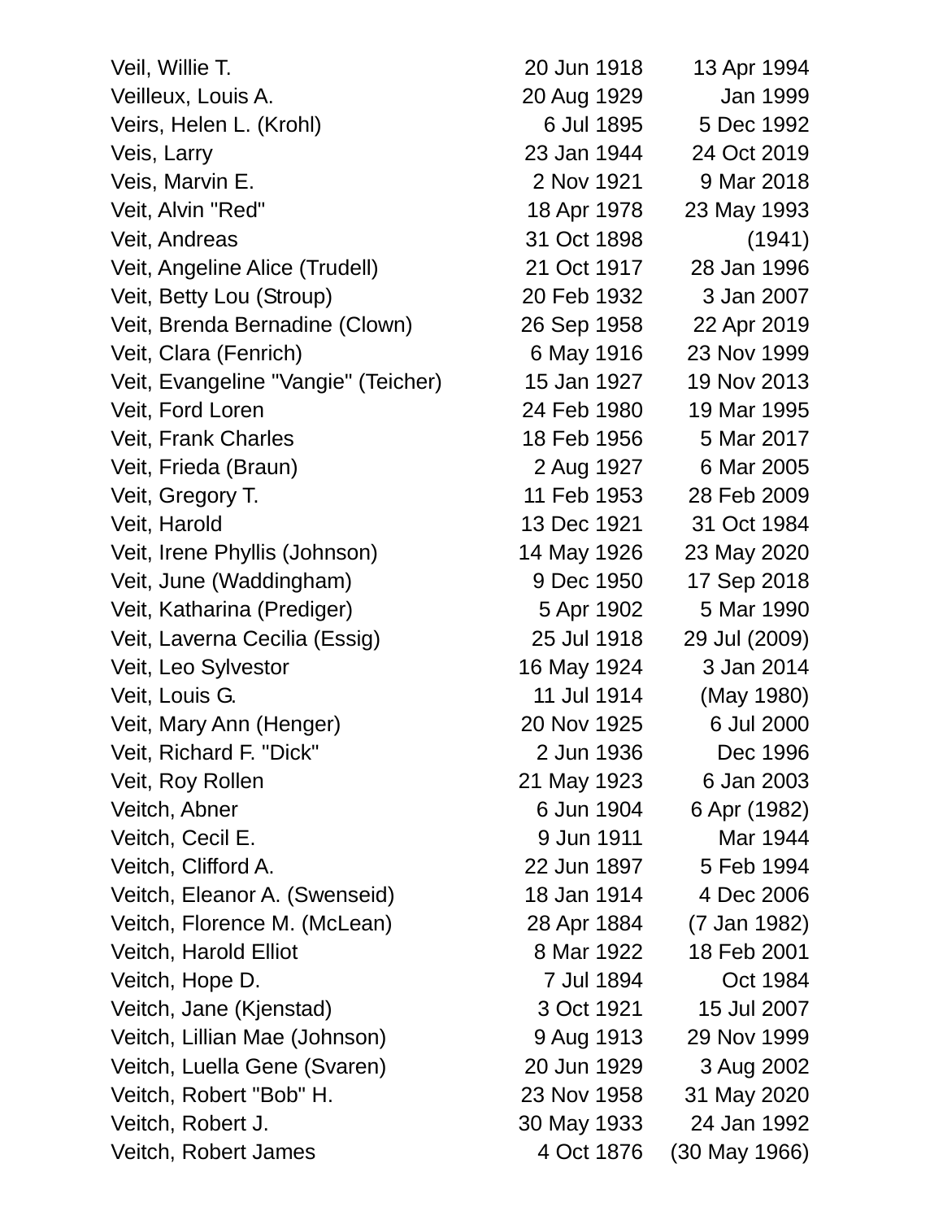| | | |
|---|---|---|
| Veil, Willie T. | 20 Jun 1918 | 13 Apr 1994 |
| Veilleux, Louis A. | 20 Aug 1929 | Jan 1999 |
| Veirs, Helen L. (Krohl) | 6 Jul 1895 | 5 Dec 1992 |
| Veis, Larry | 23 Jan 1944 | 24 Oct 2019 |
| Veis, Marvin E. | 2 Nov 1921 | 9 Mar 2018 |
| Veit, Alvin "Red" | 18 Apr 1978 | 23 May 1993 |
| Veit, Andreas | 31 Oct 1898 | (1941) |
| Veit, Angeline Alice (Trudell) | 21 Oct 1917 | 28 Jan 1996 |
| Veit, Betty Lou (Stroup) | 20 Feb 1932 | 3 Jan 2007 |
| Veit, Brenda Bernadine (Clown) | 26 Sep 1958 | 22 Apr 2019 |
| Veit, Clara (Fenrich) | 6 May 1916 | 23 Nov 1999 |
| Veit, Evangeline "Vangie" (Teicher) | 15 Jan 1927 | 19 Nov 2013 |
| Veit, Ford Loren | 24 Feb 1980 | 19 Mar 1995 |
| Veit, Frank Charles | 18 Feb 1956 | 5 Mar 2017 |
| Veit, Frieda (Braun) | 2 Aug 1927 | 6 Mar 2005 |
| Veit, Gregory T. | 11 Feb 1953 | 28 Feb 2009 |
| Veit, Harold | 13 Dec 1921 | 31 Oct 1984 |
| Veit, Irene Phyllis (Johnson) | 14 May 1926 | 23 May 2020 |
| Veit, June (Waddingham) | 9 Dec 1950 | 17 Sep 2018 |
| Veit, Katharina (Prediger) | 5 Apr 1902 | 5 Mar 1990 |
| Veit, Laverna Cecilia (Essig) | 25 Jul 1918 | 29 Jul (2009) |
| Veit, Leo Sylvestor | 16 May 1924 | 3 Jan 2014 |
| Veit, Louis G. | 11 Jul 1914 | (May 1980) |
| Veit, Mary Ann (Henger) | 20 Nov 1925 | 6 Jul 2000 |
| Veit, Richard F. "Dick" | 2 Jun 1936 | Dec 1996 |
| Veit, Roy Rollen | 21 May 1923 | 6 Jan 2003 |
| Veitch, Abner | 6 Jun 1904 | 6 Apr (1982) |
| Veitch, Cecil E. | 9 Jun 1911 | Mar 1944 |
| Veitch, Clifford A. | 22 Jun 1897 | 5 Feb 1994 |
| Veitch, Eleanor A. (Swenseid) | 18 Jan 1914 | 4 Dec 2006 |
| Veitch, Florence M. (McLean) | 28 Apr 1884 | (7 Jan 1982) |
| Veitch, Harold Elliot | 8 Mar 1922 | 18 Feb 2001 |
| Veitch, Hope D. | 7 Jul 1894 | Oct 1984 |
| Veitch, Jane (Kjenstad) | 3 Oct 1921 | 15 Jul 2007 |
| Veitch, Lillian Mae (Johnson) | 9 Aug 1913 | 29 Nov 1999 |
| Veitch, Luella Gene (Svaren) | 20 Jun 1929 | 3 Aug 2002 |
| Veitch, Robert "Bob" H. | 23 Nov 1958 | 31 May 2020 |
| Veitch, Robert J. | 30 May 1933 | 24 Jan 1992 |
| Veitch, Robert James | 4 Oct 1876 | (30 May 1966) |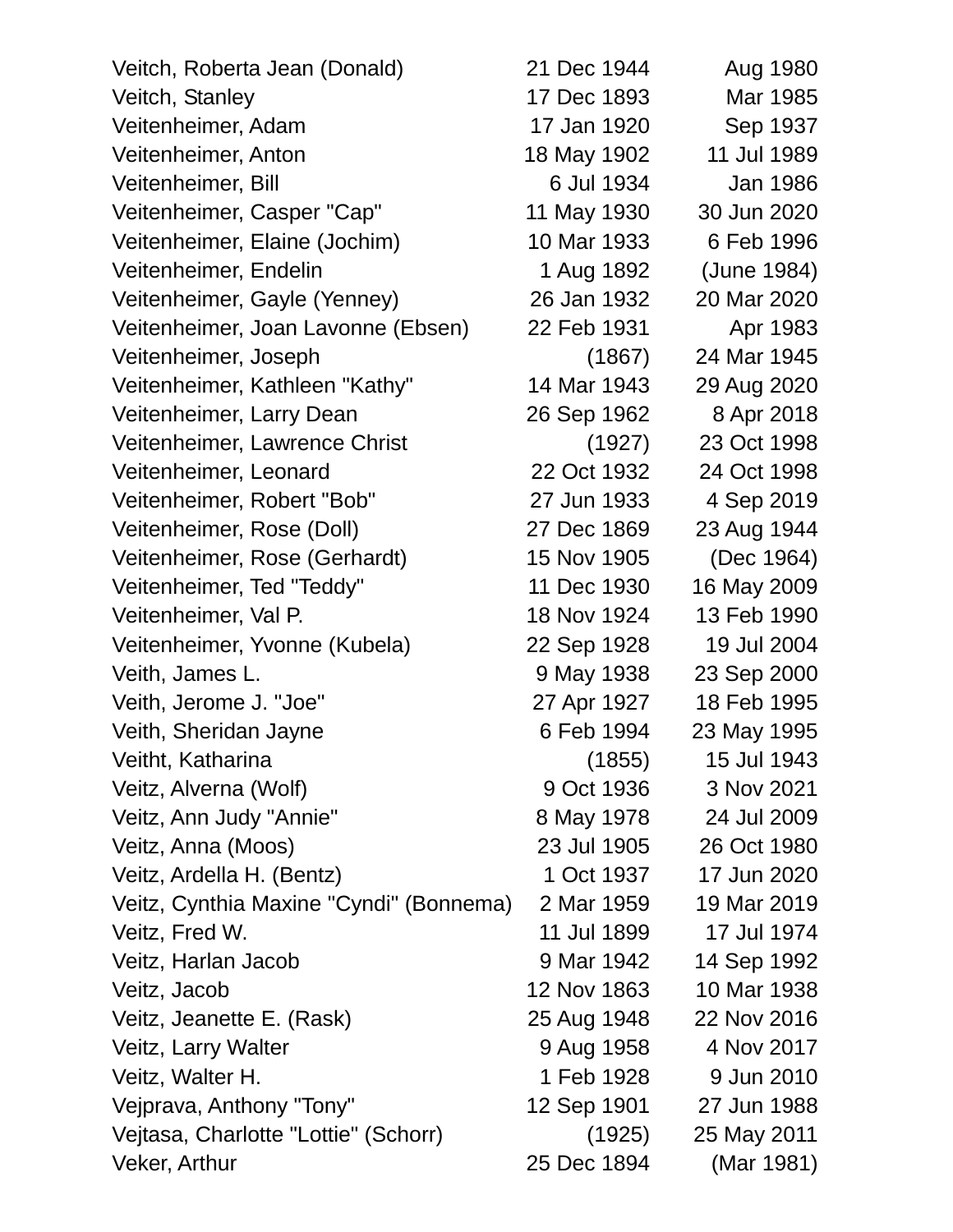| | | |
|---|---|---|
| Veitch, Roberta Jean (Donald) | 21 Dec 1944 | Aug 1980 |
| Veitch, Stanley | 17 Dec 1893 | Mar 1985 |
| Veitenheimer, Adam | 17 Jan 1920 | Sep 1937 |
| Veitenheimer, Anton | 18 May 1902 | 11 Jul 1989 |
| Veitenheimer, Bill | 6 Jul 1934 | Jan 1986 |
| Veitenheimer, Casper "Cap" | 11 May 1930 | 30 Jun 2020 |
| Veitenheimer, Elaine (Jochim) | 10 Mar 1933 | 6 Feb 1996 |
| Veitenheimer, Endelin | 1 Aug 1892 | (June 1984) |
| Veitenheimer, Gayle (Yenney) | 26 Jan 1932 | 20 Mar 2020 |
| Veitenheimer, Joan Lavonne (Ebsen) | 22 Feb 1931 | Apr 1983 |
| Veitenheimer, Joseph | (1867) | 24 Mar 1945 |
| Veitenheimer, Kathleen "Kathy" | 14 Mar 1943 | 29 Aug 2020 |
| Veitenheimer, Larry Dean | 26 Sep 1962 | 8 Apr 2018 |
| Veitenheimer, Lawrence Christ | (1927) | 23 Oct 1998 |
| Veitenheimer, Leonard | 22 Oct 1932 | 24 Oct 1998 |
| Veitenheimer, Robert "Bob" | 27 Jun 1933 | 4 Sep 2019 |
| Veitenheimer, Rose (Doll) | 27 Dec 1869 | 23 Aug 1944 |
| Veitenheimer, Rose (Gerhardt) | 15 Nov 1905 | (Dec 1964) |
| Veitenheimer, Ted "Teddy" | 11 Dec 1930 | 16 May 2009 |
| Veitenheimer, Val P. | 18 Nov 1924 | 13 Feb 1990 |
| Veitenheimer, Yvonne (Kubela) | 22 Sep 1928 | 19 Jul 2004 |
| Veith, James L. | 9 May 1938 | 23 Sep 2000 |
| Veith, Jerome J. "Joe" | 27 Apr 1927 | 18 Feb 1995 |
| Veith, Sheridan Jayne | 6 Feb 1994 | 23 May 1995 |
| Veitht, Katharina | (1855) | 15 Jul 1943 |
| Veitz, Alverna (Wolf) | 9 Oct 1936 | 3 Nov 2021 |
| Veitz, Ann Judy "Annie" | 8 May 1978 | 24 Jul 2009 |
| Veitz, Anna (Moos) | 23 Jul 1905 | 26 Oct 1980 |
| Veitz, Ardella H. (Bentz) | 1 Oct 1937 | 17 Jun 2020 |
| Veitz, Cynthia Maxine "Cyndi" (Bonnema) | 2 Mar 1959 | 19 Mar 2019 |
| Veitz, Fred W. | 11 Jul 1899 | 17 Jul 1974 |
| Veitz, Harlan Jacob | 9 Mar 1942 | 14 Sep 1992 |
| Veitz, Jacob | 12 Nov 1863 | 10 Mar 1938 |
| Veitz, Jeanette E. (Rask) | 25 Aug 1948 | 22 Nov 2016 |
| Veitz, Larry Walter | 9 Aug 1958 | 4 Nov 2017 |
| Veitz, Walter H. | 1 Feb 1928 | 9 Jun 2010 |
| Vejprava, Anthony "Tony" | 12 Sep 1901 | 27 Jun 1988 |
| Vejtasa, Charlotte "Lottie" (Schorr) | (1925) | 25 May 2011 |
| Veker, Arthur | 25 Dec 1894 | (Mar 1981) |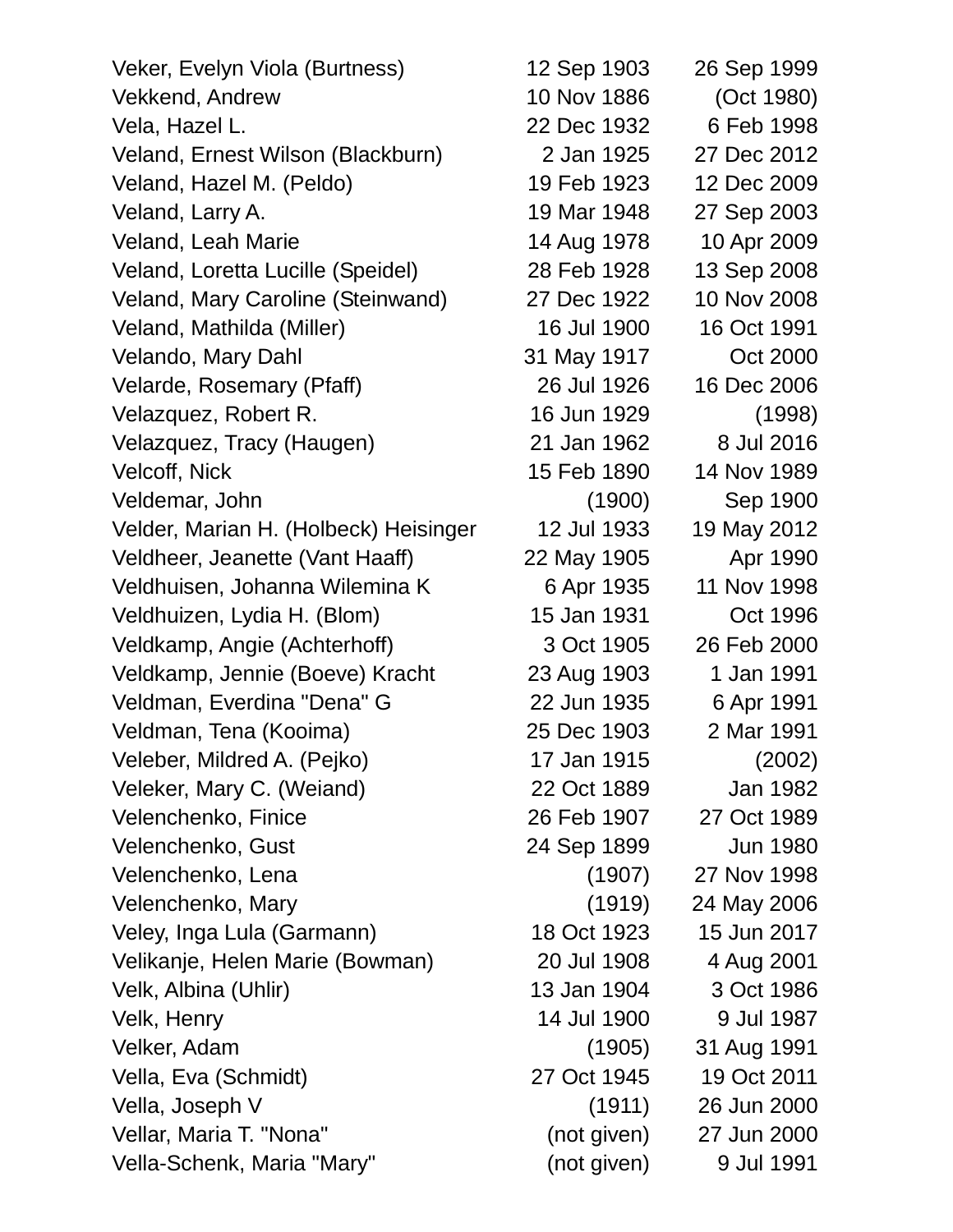| | | |
|---|---|---|
| Veker, Evelyn Viola (Burtness) | 12 Sep 1903 | 26 Sep 1999 |
| Vekkend, Andrew | 10 Nov 1886 | (Oct 1980) |
| Vela, Hazel L. | 22 Dec 1932 | 6 Feb 1998 |
| Veland, Ernest Wilson (Blackburn) | 2 Jan 1925 | 27 Dec 2012 |
| Veland, Hazel M. (Peldo) | 19 Feb 1923 | 12 Dec 2009 |
| Veland, Larry A. | 19 Mar 1948 | 27 Sep 2003 |
| Veland, Leah Marie | 14 Aug 1978 | 10 Apr 2009 |
| Veland, Loretta Lucille (Speidel) | 28 Feb 1928 | 13 Sep 2008 |
| Veland, Mary Caroline (Steinwand) | 27 Dec 1922 | 10 Nov 2008 |
| Veland, Mathilda (Miller) | 16 Jul 1900 | 16 Oct 1991 |
| Velando, Mary Dahl | 31 May 1917 | Oct 2000 |
| Velarde, Rosemary (Pfaff) | 26 Jul 1926 | 16 Dec 2006 |
| Velazquez, Robert R. | 16 Jun 1929 | (1998) |
| Velazquez, Tracy (Haugen) | 21 Jan 1962 | 8 Jul 2016 |
| Velcoff, Nick | 15 Feb 1890 | 14 Nov 1989 |
| Veldemar, John | (1900) | Sep 1900 |
| Velder, Marian H. (Holbeck) Heisinger | 12 Jul 1933 | 19 May 2012 |
| Veldheer, Jeanette (Vant Haaff) | 22 May 1905 | Apr 1990 |
| Veldhuisen, Johanna Wilemina K | 6 Apr 1935 | 11 Nov 1998 |
| Veldhuizen, Lydia H. (Blom) | 15 Jan 1931 | Oct 1996 |
| Veldkamp, Angie (Achterhoff) | 3 Oct 1905 | 26 Feb 2000 |
| Veldkamp, Jennie (Boeve) Kracht | 23 Aug 1903 | 1 Jan 1991 |
| Veldman, Everdina "Dena" G | 22 Jun 1935 | 6 Apr 1991 |
| Veldman, Tena (Kooima) | 25 Dec 1903 | 2 Mar 1991 |
| Veleber, Mildred A. (Pejko) | 17 Jan 1915 | (2002) |
| Veleker, Mary C. (Weiand) | 22 Oct 1889 | Jan 1982 |
| Velenchenko, Finice | 26 Feb 1907 | 27 Oct 1989 |
| Velenchenko, Gust | 24 Sep 1899 | Jun 1980 |
| Velenchenko, Lena | (1907) | 27 Nov 1998 |
| Velenchenko, Mary | (1919) | 24 May 2006 |
| Veley, Inga Lula (Garmann) | 18 Oct 1923 | 15 Jun 2017 |
| Velikanje, Helen Marie (Bowman) | 20 Jul 1908 | 4 Aug 2001 |
| Velk, Albina (Uhlir) | 13 Jan 1904 | 3 Oct 1986 |
| Velk, Henry | 14 Jul 1900 | 9 Jul 1987 |
| Velker, Adam | (1905) | 31 Aug 1991 |
| Vella, Eva (Schmidt) | 27 Oct 1945 | 19 Oct 2011 |
| Vella, Joseph V | (1911) | 26 Jun 2000 |
| Vellar, Maria T. "Nona" | (not given) | 27 Jun 2000 |
| Vella-Schenk, Maria "Mary" | (not given) | 9 Jul 1991 |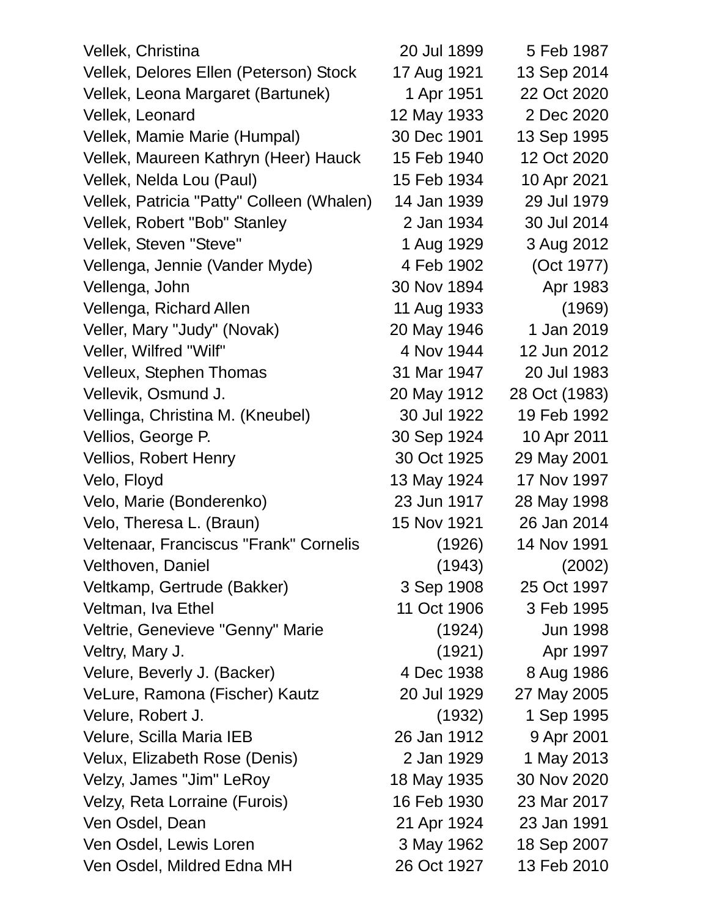| | | |
|---|---|---|
| Vellek, Christina | 20 Jul 1899 | 5 Feb 1987 |
| Vellek, Delores Ellen (Peterson) Stock | 17 Aug 1921 | 13 Sep 2014 |
| Vellek, Leona Margaret (Bartunek) | 1 Apr 1951 | 22 Oct 2020 |
| Vellek, Leonard | 12 May 1933 | 2 Dec 2020 |
| Vellek, Mamie Marie (Humpal) | 30 Dec 1901 | 13 Sep 1995 |
| Vellek, Maureen Kathryn (Heer) Hauck | 15 Feb 1940 | 12 Oct 2020 |
| Vellek, Nelda Lou (Paul) | 15 Feb 1934 | 10 Apr 2021 |
| Vellek, Patricia "Patty" Colleen (Whalen) | 14 Jan 1939 | 29 Jul 1979 |
| Vellek, Robert "Bob" Stanley | 2 Jan 1934 | 30 Jul 2014 |
| Vellek, Steven "Steve" | 1 Aug 1929 | 3 Aug 2012 |
| Vellenga, Jennie (Vander Myde) | 4 Feb 1902 | (Oct 1977) |
| Vellenga, John | 30 Nov 1894 | Apr 1983 |
| Vellenga, Richard Allen | 11 Aug 1933 | (1969) |
| Veller, Mary "Judy" (Novak) | 20 May 1946 | 1 Jan 2019 |
| Veller, Wilfred "Wilf" | 4 Nov 1944 | 12 Jun 2012 |
| Velleux, Stephen Thomas | 31 Mar 1947 | 20 Jul 1983 |
| Vellevik, Osmund J. | 20 May 1912 | 28 Oct (1983) |
| Vellinga, Christina M. (Kneubel) | 30 Jul 1922 | 19 Feb 1992 |
| Vellios, George P. | 30 Sep 1924 | 10 Apr 2011 |
| Vellios, Robert Henry | 30 Oct 1925 | 29 May 2001 |
| Velo, Floyd | 13 May 1924 | 17 Nov 1997 |
| Velo, Marie (Bonderenko) | 23 Jun 1917 | 28 May 1998 |
| Velo, Theresa L. (Braun) | 15 Nov 1921 | 26 Jan 2014 |
| Veltenaar, Franciscus "Frank" Cornelis | (1926) | 14 Nov 1991 |
| Velthoven, Daniel | (1943) | (2002) |
| Veltkamp, Gertrude (Bakker) | 3 Sep 1908 | 25 Oct 1997 |
| Veltman, Iva Ethel | 11 Oct 1906 | 3 Feb 1995 |
| Veltrie, Genevieve "Genny" Marie | (1924) | Jun 1998 |
| Veltry, Mary J. | (1921) | Apr 1997 |
| Velure, Beverly J. (Backer) | 4 Dec 1938 | 8 Aug 1986 |
| VeLure, Ramona (Fischer) Kautz | 20 Jul 1929 | 27 May 2005 |
| Velure, Robert J. | (1932) | 1 Sep 1995 |
| Velure, Scilla Maria IEB | 26 Jan 1912 | 9 Apr 2001 |
| Velux, Elizabeth Rose (Denis) | 2 Jan 1929 | 1 May 2013 |
| Velzy, James "Jim" LeRoy | 18 May 1935 | 30 Nov 2020 |
| Velzy, Reta Lorraine (Furois) | 16 Feb 1930 | 23 Mar 2017 |
| Ven Osdel, Dean | 21 Apr 1924 | 23 Jan 1991 |
| Ven Osdel, Lewis Loren | 3 May 1962 | 18 Sep 2007 |
| Ven Osdel, Mildred Edna MH | 26 Oct 1927 | 13 Feb 2010 |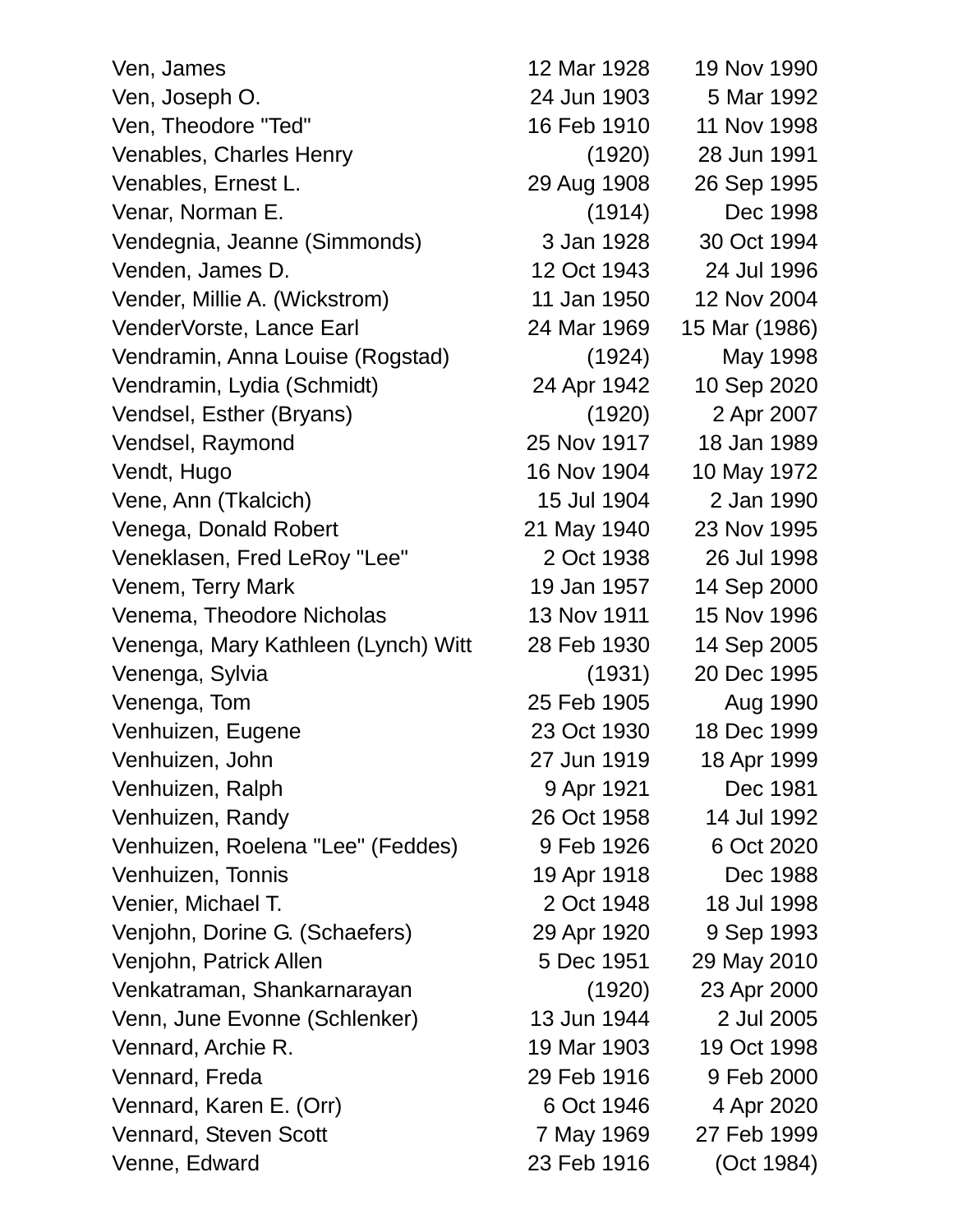| | | |
|---|---|---|
| Ven, James | 12 Mar 1928 | 19 Nov 1990 |
| Ven, Joseph O. | 24 Jun 1903 | 5 Mar 1992 |
| Ven, Theodore "Ted" | 16 Feb 1910 | 11 Nov 1998 |
| Venables, Charles Henry | (1920) | 28 Jun 1991 |
| Venables, Ernest L. | 29 Aug 1908 | 26 Sep 1995 |
| Venar, Norman E. | (1914) | Dec 1998 |
| Vendegnia, Jeanne (Simmonds) | 3 Jan 1928 | 30 Oct 1994 |
| Venden, James D. | 12 Oct 1943 | 24 Jul 1996 |
| Vender, Millie A. (Wickstrom) | 11 Jan 1950 | 12 Nov 2004 |
| VenderVorste, Lance Earl | 24 Mar 1969 | 15 Mar (1986) |
| Vendramin, Anna Louise (Rogstad) | (1924) | May 1998 |
| Vendramin, Lydia (Schmidt) | 24 Apr 1942 | 10 Sep 2020 |
| Vendsel, Esther (Bryans) | (1920) | 2 Apr 2007 |
| Vendsel, Raymond | 25 Nov 1917 | 18 Jan 1989 |
| Vendt, Hugo | 16 Nov 1904 | 10 May 1972 |
| Vene, Ann (Tkalcich) | 15 Jul 1904 | 2 Jan 1990 |
| Venega, Donald Robert | 21 May 1940 | 23 Nov 1995 |
| Veneklasen, Fred LeRoy "Lee" | 2 Oct 1938 | 26 Jul 1998 |
| Venem, Terry Mark | 19 Jan 1957 | 14 Sep 2000 |
| Venema, Theodore Nicholas | 13 Nov 1911 | 15 Nov 1996 |
| Venenga, Mary Kathleen (Lynch) Witt | 28 Feb 1930 | 14 Sep 2005 |
| Venenga, Sylvia | (1931) | 20 Dec 1995 |
| Venenga, Tom | 25 Feb 1905 | Aug 1990 |
| Venhuizen, Eugene | 23 Oct 1930 | 18 Dec 1999 |
| Venhuizen, John | 27 Jun 1919 | 18 Apr 1999 |
| Venhuizen, Ralph | 9 Apr 1921 | Dec 1981 |
| Venhuizen, Randy | 26 Oct 1958 | 14 Jul 1992 |
| Venhuizen, Roelena "Lee" (Feddes) | 9 Feb 1926 | 6 Oct 2020 |
| Venhuizen, Tonnis | 19 Apr 1918 | Dec 1988 |
| Venier, Michael T. | 2 Oct 1948 | 18 Jul 1998 |
| Venjohn, Dorine G. (Schaefers) | 29 Apr 1920 | 9 Sep 1993 |
| Venjohn, Patrick Allen | 5 Dec 1951 | 29 May 2010 |
| Venkatraman, Shankarnarayan | (1920) | 23 Apr 2000 |
| Venn, June Evonne (Schlenker) | 13 Jun 1944 | 2 Jul 2005 |
| Vennard, Archie R. | 19 Mar 1903 | 19 Oct 1998 |
| Vennard, Freda | 29 Feb 1916 | 9 Feb 2000 |
| Vennard, Karen E. (Orr) | 6 Oct 1946 | 4 Apr 2020 |
| Vennard, Steven Scott | 7 May 1969 | 27 Feb 1999 |
| Venne, Edward | 23 Feb 1916 | (Oct 1984) |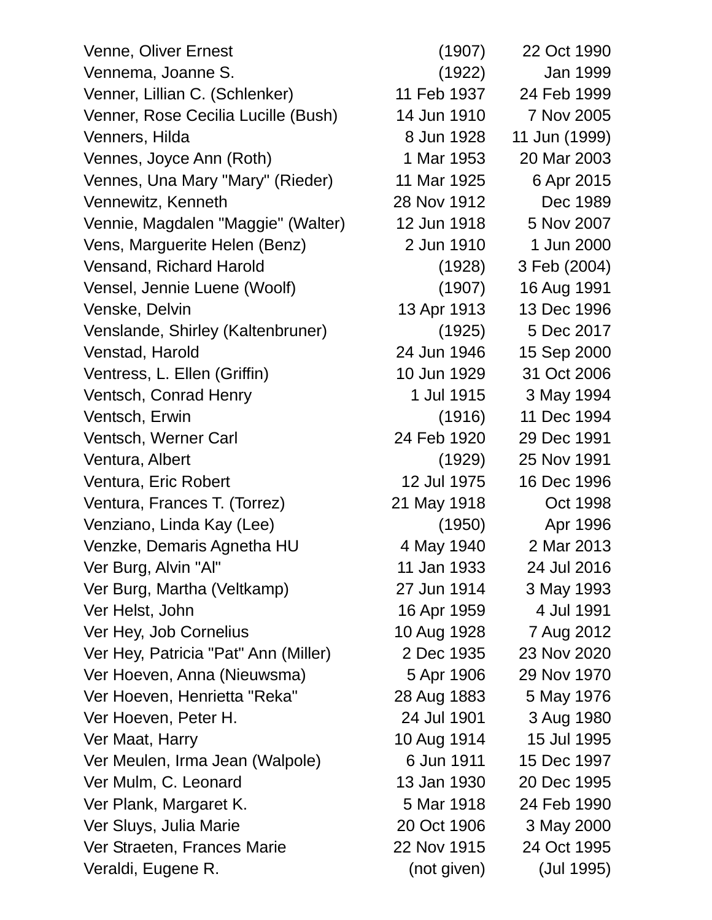| | | |
|---|---|---|
| Venne, Oliver Ernest | (1907) | 22 Oct 1990 |
| Vennema, Joanne S. | (1922) | Jan 1999 |
| Venner, Lillian C. (Schlenker) | 11 Feb 1937 | 24 Feb 1999 |
| Venner, Rose Cecilia Lucille (Bush) | 14 Jun 1910 | 7 Nov 2005 |
| Venners, Hilda | 8 Jun 1928 | 11 Jun (1999) |
| Vennes, Joyce Ann (Roth) | 1 Mar 1953 | 20 Mar 2003 |
| Vennes, Una Mary "Mary" (Rieder) | 11 Mar 1925 | 6 Apr 2015 |
| Vennewitz, Kenneth | 28 Nov 1912 | Dec 1989 |
| Vennie, Magdalen "Maggie" (Walter) | 12 Jun 1918 | 5 Nov 2007 |
| Vens, Marguerite Helen (Benz) | 2 Jun 1910 | 1 Jun 2000 |
| Vensand, Richard Harold | (1928) | 3 Feb (2004) |
| Vensel, Jennie Luene (Woolf) | (1907) | 16 Aug 1991 |
| Venske, Delvin | 13 Apr 1913 | 13 Dec 1996 |
| Venslande, Shirley (Kaltenbruner) | (1925) | 5 Dec 2017 |
| Venstad, Harold | 24 Jun 1946 | 15 Sep 2000 |
| Ventress, L. Ellen (Griffin) | 10 Jun 1929 | 31 Oct 2006 |
| Ventsch, Conrad Henry | 1 Jul 1915 | 3 May 1994 |
| Ventsch, Erwin | (1916) | 11 Dec 1994 |
| Ventsch, Werner Carl | 24 Feb 1920 | 29 Dec 1991 |
| Ventura, Albert | (1929) | 25 Nov 1991 |
| Ventura, Eric Robert | 12 Jul 1975 | 16 Dec 1996 |
| Ventura, Frances T. (Torrez) | 21 May 1918 | Oct 1998 |
| Venziano, Linda Kay (Lee) | (1950) | Apr 1996 |
| Venzke, Demaris Agnetha HU | 4 May 1940 | 2 Mar 2013 |
| Ver Burg, Alvin "Al" | 11 Jan 1933 | 24 Jul 2016 |
| Ver Burg, Martha (Veltkamp) | 27 Jun 1914 | 3 May 1993 |
| Ver Helst, John | 16 Apr 1959 | 4 Jul 1991 |
| Ver Hey, Job Cornelius | 10 Aug 1928 | 7 Aug 2012 |
| Ver Hey, Patricia "Pat" Ann (Miller) | 2 Dec 1935 | 23 Nov 2020 |
| Ver Hoeven, Anna (Nieuwsma) | 5 Apr 1906 | 29 Nov 1970 |
| Ver Hoeven, Henrietta "Reka" | 28 Aug 1883 | 5 May 1976 |
| Ver Hoeven, Peter H. | 24 Jul 1901 | 3 Aug 1980 |
| Ver Maat, Harry | 10 Aug 1914 | 15 Jul 1995 |
| Ver Meulen, Irma Jean (Walpole) | 6 Jun 1911 | 15 Dec 1997 |
| Ver Mulm, C. Leonard | 13 Jan 1930 | 20 Dec 1995 |
| Ver Plank, Margaret K. | 5 Mar 1918 | 24 Feb 1990 |
| Ver Sluys, Julia Marie | 20 Oct 1906 | 3 May 2000 |
| Ver Straeten, Frances Marie | 22 Nov 1915 | 24 Oct 1995 |
| Veraldi, Eugene R. | (not given) | (Jul 1995) |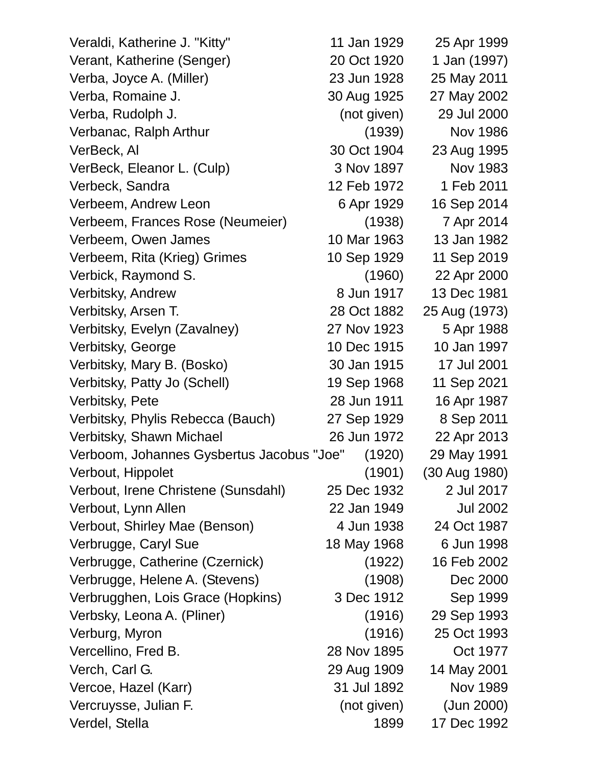| | | |
|---|---|---|
| Veraldi, Katherine J. "Kitty" | 11 Jan 1929 | 25 Apr 1999 |
| Verant, Katherine (Senger) | 20 Oct 1920 | 1 Jan (1997) |
| Verba, Joyce A. (Miller) | 23 Jun 1928 | 25 May 2011 |
| Verba, Romaine J. | 30 Aug 1925 | 27 May 2002 |
| Verba, Rudolph J. | (not given) | 29 Jul 2000 |
| Verbanac, Ralph Arthur | (1939) | Nov 1986 |
| VerBeck, Al | 30 Oct 1904 | 23 Aug 1995 |
| VerBeck, Eleanor L. (Culp) | 3 Nov 1897 | Nov 1983 |
| Verbeck, Sandra | 12 Feb 1972 | 1 Feb 2011 |
| Verbeem, Andrew Leon | 6 Apr 1929 | 16 Sep 2014 |
| Verbeem, Frances Rose (Neumeier) | (1938) | 7 Apr 2014 |
| Verbeem, Owen James | 10 Mar 1963 | 13 Jan 1982 |
| Verbeem, Rita (Krieg) Grimes | 10 Sep 1929 | 11 Sep 2019 |
| Verbick, Raymond S. | (1960) | 22 Apr 2000 |
| Verbitsky, Andrew | 8 Jun 1917 | 13 Dec 1981 |
| Verbitsky, Arsen T. | 28 Oct 1882 | 25 Aug (1973) |
| Verbitsky, Evelyn (Zavalney) | 27 Nov 1923 | 5 Apr 1988 |
| Verbitsky, George | 10 Dec 1915 | 10 Jan 1997 |
| Verbitsky, Mary B. (Bosko) | 30 Jan 1915 | 17 Jul 2001 |
| Verbitsky, Patty Jo (Schell) | 19 Sep 1968 | 11 Sep 2021 |
| Verbitsky, Pete | 28 Jun 1911 | 16 Apr 1987 |
| Verbitsky, Phylis Rebecca (Bauch) | 27 Sep 1929 | 8 Sep 2011 |
| Verbitsky, Shawn Michael | 26 Jun 1972 | 22 Apr 2013 |
| Verboom, Johannes Gysbertus Jacobus "Joe" | (1920) | 29 May 1991 |
| Verbout, Hippolet | (1901) | (30 Aug 1980) |
| Verbout, Irene Christene (Sunsdahl) | 25 Dec 1932 | 2 Jul 2017 |
| Verbout, Lynn Allen | 22 Jan 1949 | Jul 2002 |
| Verbout, Shirley Mae (Benson) | 4 Jun 1938 | 24 Oct 1987 |
| Verbrugge, Caryl Sue | 18 May 1968 | 6 Jun 1998 |
| Verbrugge, Catherine (Czernick) | (1922) | 16 Feb 2002 |
| Verbrugge, Helene A. (Stevens) | (1908) | Dec 2000 |
| Verbrugghen, Lois Grace (Hopkins) | 3 Dec 1912 | Sep 1999 |
| Verbsky, Leona A. (Pliner) | (1916) | 29 Sep 1993 |
| Verburg, Myron | (1916) | 25 Oct 1993 |
| Vercellino, Fred B. | 28 Nov 1895 | Oct 1977 |
| Verch, Carl G. | 29 Aug 1909 | 14 May 2001 |
| Vercoe, Hazel (Karr) | 31 Jul 1892 | Nov 1989 |
| Vercruysse, Julian F. | (not given) | (Jun 2000) |
| Verdel, Stella | 1899 | 17 Dec 1992 |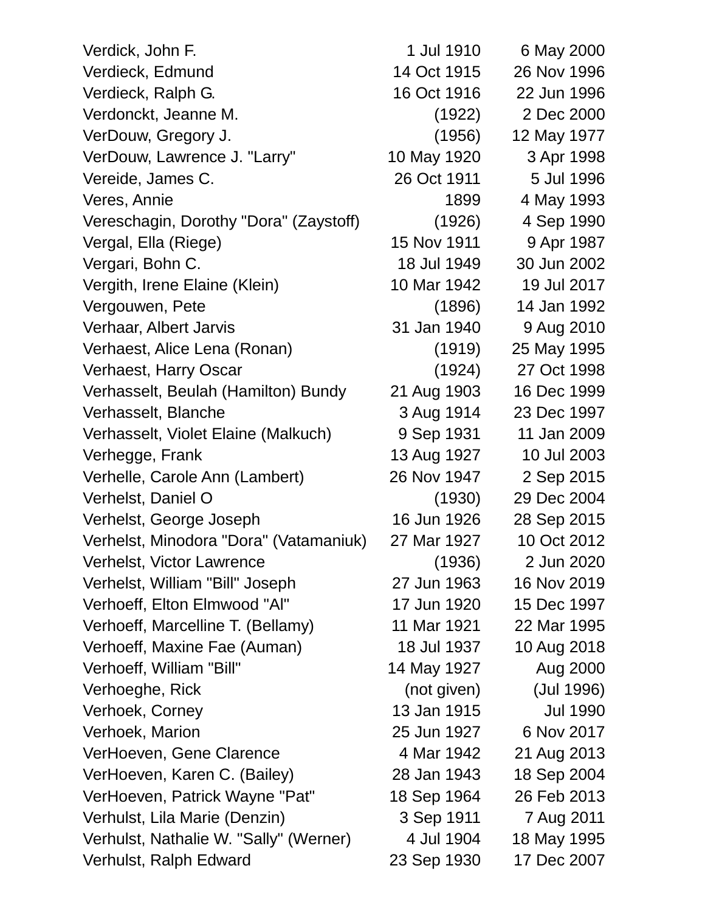| | | |
|---|---|---|
| Verdick, John F. | 1 Jul 1910 | 6 May 2000 |
| Verdieck, Edmund | 14 Oct 1915 | 26 Nov 1996 |
| Verdieck, Ralph G. | 16 Oct 1916 | 22 Jun 1996 |
| Verdonckt, Jeanne M. | (1922) | 2 Dec 2000 |
| VerDouw, Gregory J. | (1956) | 12 May 1977 |
| VerDouw, Lawrence J. "Larry" | 10 May 1920 | 3 Apr 1998 |
| Vereide, James C. | 26 Oct 1911 | 5 Jul 1996 |
| Veres, Annie | 1899 | 4 May 1993 |
| Vereschagin, Dorothy "Dora" (Zaystoff) | (1926) | 4 Sep 1990 |
| Vergal, Ella (Riege) | 15 Nov 1911 | 9 Apr 1987 |
| Vergari, Bohn C. | 18 Jul 1949 | 30 Jun 2002 |
| Vergith, Irene Elaine (Klein) | 10 Mar 1942 | 19 Jul 2017 |
| Vergouwen, Pete | (1896) | 14 Jan 1992 |
| Verhaar, Albert Jarvis | 31 Jan 1940 | 9 Aug 2010 |
| Verhaest, Alice Lena (Ronan) | (1919) | 25 May 1995 |
| Verhaest, Harry Oscar | (1924) | 27 Oct 1998 |
| Verhasselt, Beulah (Hamilton) Bundy | 21 Aug 1903 | 16 Dec 1999 |
| Verhasselt, Blanche | 3 Aug 1914 | 23 Dec 1997 |
| Verhasselt, Violet Elaine (Malkuch) | 9 Sep 1931 | 11 Jan 2009 |
| Verhegge, Frank | 13 Aug 1927 | 10 Jul 2003 |
| Verhelle, Carole Ann (Lambert) | 26 Nov 1947 | 2 Sep 2015 |
| Verhelst, Daniel O | (1930) | 29 Dec 2004 |
| Verhelst, George Joseph | 16 Jun 1926 | 28 Sep 2015 |
| Verhelst, Minodora "Dora" (Vatamaniuk) | 27 Mar 1927 | 10 Oct 2012 |
| Verhelst, Victor Lawrence | (1936) | 2 Jun 2020 |
| Verhelst, William "Bill" Joseph | 27 Jun 1963 | 16 Nov 2019 |
| Verhoeff, Elton Elmwood "Al" | 17 Jun 1920 | 15 Dec 1997 |
| Verhoeff, Marcelline T. (Bellamy) | 11 Mar 1921 | 22 Mar 1995 |
| Verhoeff, Maxine Fae (Auman) | 18 Jul 1937 | 10 Aug 2018 |
| Verhoeff, William "Bill" | 14 May 1927 | Aug 2000 |
| Verhoeghe, Rick | (not given) | (Jul 1996) |
| Verhoek, Corney | 13 Jan 1915 | Jul 1990 |
| Verhoek, Marion | 25 Jun 1927 | 6 Nov 2017 |
| VerHoeven, Gene Clarence | 4 Mar 1942 | 21 Aug 2013 |
| VerHoeven, Karen C. (Bailey) | 28 Jan 1943 | 18 Sep 2004 |
| VerHoeven, Patrick Wayne "Pat" | 18 Sep 1964 | 26 Feb 2013 |
| Verhulst, Lila Marie (Denzin) | 3 Sep 1911 | 7 Aug 2011 |
| Verhulst, Nathalie W. "Sally" (Werner) | 4 Jul 1904 | 18 May 1995 |
| Verhulst, Ralph Edward | 23 Sep 1930 | 17 Dec 2007 |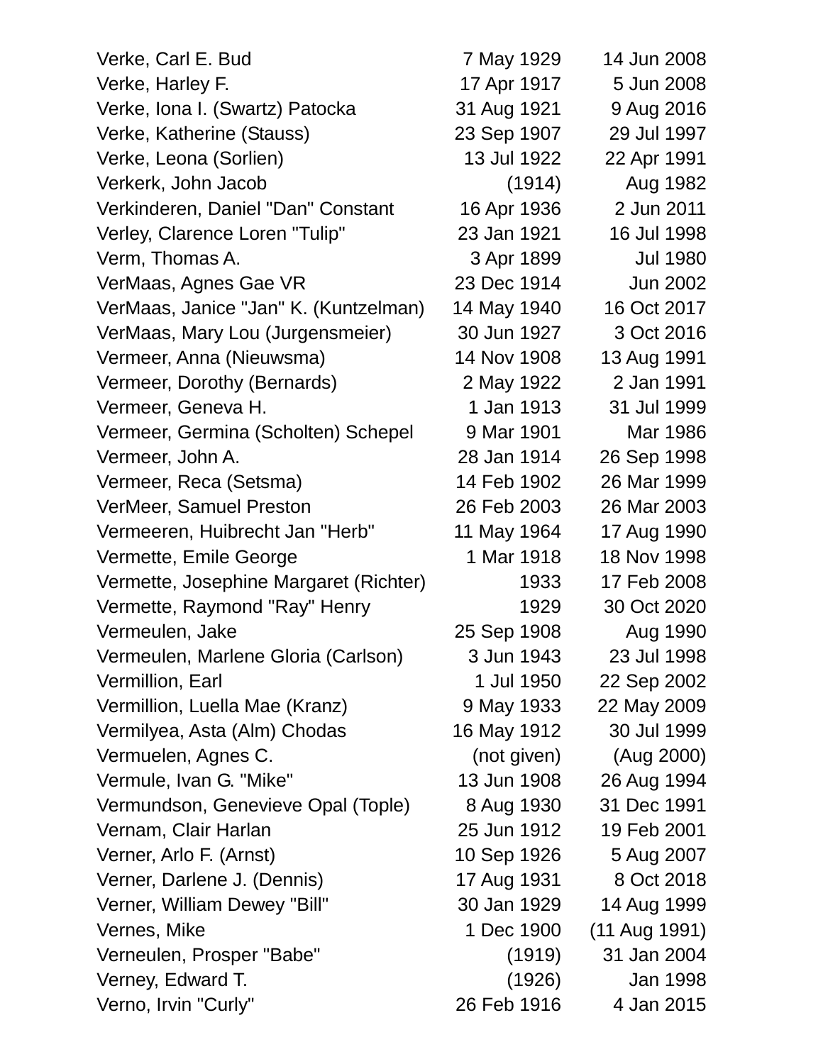| | | |
|---|---|---|
| Verke, Carl E. Bud | 7 May 1929 | 14 Jun 2008 |
| Verke, Harley F. | 17 Apr 1917 | 5 Jun 2008 |
| Verke, Iona I. (Swartz) Patocka | 31 Aug 1921 | 9 Aug 2016 |
| Verke, Katherine (Stauss) | 23 Sep 1907 | 29 Jul 1997 |
| Verke, Leona (Sorlien) | 13 Jul 1922 | 22 Apr 1991 |
| Verkerk, John Jacob | (1914) | Aug 1982 |
| Verkinderen, Daniel "Dan" Constant | 16 Apr 1936 | 2 Jun 2011 |
| Verley, Clarence Loren "Tulip" | 23 Jan 1921 | 16 Jul 1998 |
| Verm, Thomas A. | 3 Apr 1899 | Jul 1980 |
| VerMaas, Agnes Gae VR | 23 Dec 1914 | Jun 2002 |
| VerMaas, Janice "Jan" K. (Kuntzelman) | 14 May 1940 | 16 Oct 2017 |
| VerMaas, Mary Lou (Jurgensmeier) | 30 Jun 1927 | 3 Oct 2016 |
| Vermeer, Anna (Nieuwsma) | 14 Nov 1908 | 13 Aug 1991 |
| Vermeer, Dorothy (Bernards) | 2 May 1922 | 2 Jan 1991 |
| Vermeer, Geneva H. | 1 Jan 1913 | 31 Jul 1999 |
| Vermeer, Germina (Scholten) Schepel | 9 Mar 1901 | Mar 1986 |
| Vermeer, John A. | 28 Jan 1914 | 26 Sep 1998 |
| Vermeer, Reca (Setsma) | 14 Feb 1902 | 26 Mar 1999 |
| VerMeer, Samuel Preston | 26 Feb 2003 | 26 Mar 2003 |
| Vermeeren, Huibrecht Jan "Herb" | 11 May 1964 | 17 Aug 1990 |
| Vermette, Emile George | 1 Mar 1918 | 18 Nov 1998 |
| Vermette, Josephine Margaret (Richter) | 1933 | 17 Feb 2008 |
| Vermette, Raymond "Ray" Henry | 1929 | 30 Oct 2020 |
| Vermeulen, Jake | 25 Sep 1908 | Aug 1990 |
| Vermeulen, Marlene Gloria (Carlson) | 3 Jun 1943 | 23 Jul 1998 |
| Vermillion, Earl | 1 Jul 1950 | 22 Sep 2002 |
| Vermillion, Luella Mae (Kranz) | 9 May 1933 | 22 May 2009 |
| Vermilyea, Asta (Alm) Chodas | 16 May 1912 | 30 Jul 1999 |
| Vermuelen, Agnes C. | (not given) | (Aug 2000) |
| Vermule, Ivan G. "Mike" | 13 Jun 1908 | 26 Aug 1994 |
| Vermundson, Genevieve Opal (Tople) | 8 Aug 1930 | 31 Dec 1991 |
| Vernam, Clair Harlan | 25 Jun 1912 | 19 Feb 2001 |
| Verner, Arlo F. (Arnst) | 10 Sep 1926 | 5 Aug 2007 |
| Verner, Darlene J. (Dennis) | 17 Aug 1931 | 8 Oct 2018 |
| Verner, William Dewey "Bill" | 30 Jan 1929 | 14 Aug 1999 |
| Vernes, Mike | 1 Dec 1900 | (11 Aug 1991) |
| Verneulen, Prosper "Babe" | (1919) | 31 Jan 2004 |
| Verney, Edward T. | (1926) | Jan 1998 |
| Verno, Irvin "Curly" | 26 Feb 1916 | 4 Jan 2015 |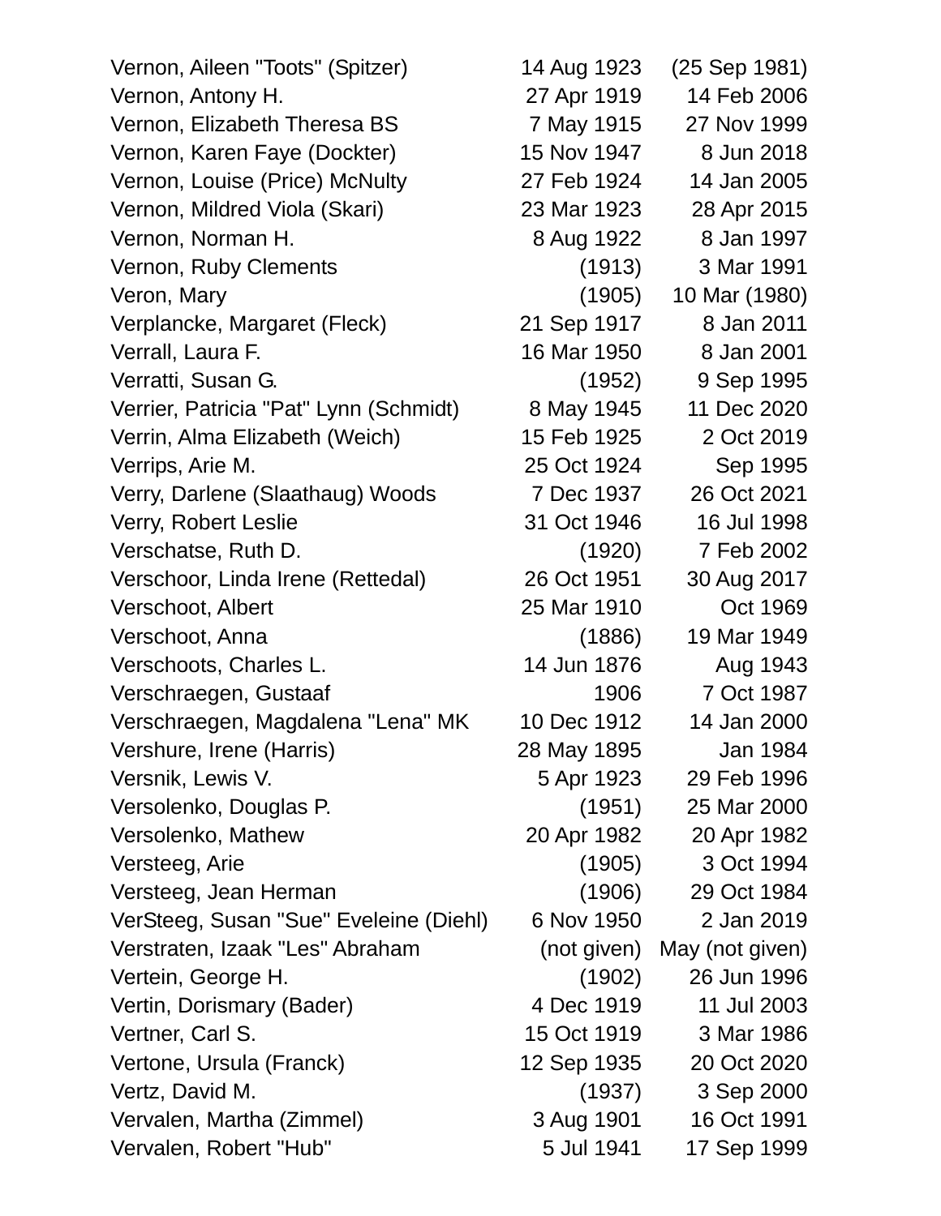| | | |
|---|---|---|
| Vernon, Aileen "Toots" (Spitzer) | 14 Aug 1923 | (25 Sep 1981) |
| Vernon, Antony H. | 27 Apr 1919 | 14 Feb 2006 |
| Vernon, Elizabeth Theresa BS | 7 May 1915 | 27 Nov 1999 |
| Vernon, Karen Faye (Dockter) | 15 Nov 1947 | 8 Jun 2018 |
| Vernon, Louise (Price) McNulty | 27 Feb 1924 | 14 Jan 2005 |
| Vernon, Mildred Viola (Skari) | 23 Mar 1923 | 28 Apr 2015 |
| Vernon, Norman H. | 8 Aug 1922 | 8 Jan 1997 |
| Vernon, Ruby Clements | (1913) | 3 Mar 1991 |
| Veron, Mary | (1905) | 10 Mar (1980) |
| Verplancke, Margaret (Fleck) | 21 Sep 1917 | 8 Jan 2011 |
| Verrall, Laura F. | 16 Mar 1950 | 8 Jan 2001 |
| Verratti, Susan G. | (1952) | 9 Sep 1995 |
| Verrier, Patricia "Pat" Lynn (Schmidt) | 8 May 1945 | 11 Dec 2020 |
| Verrin, Alma Elizabeth (Weich) | 15 Feb 1925 | 2 Oct 2019 |
| Verrips, Arie M. | 25 Oct 1924 | Sep 1995 |
| Verry, Darlene (Slaathaug) Woods | 7 Dec 1937 | 26 Oct 2021 |
| Verry, Robert Leslie | 31 Oct 1946 | 16 Jul 1998 |
| Verschatse, Ruth D. | (1920) | 7 Feb 2002 |
| Verschoor, Linda Irene (Rettedal) | 26 Oct 1951 | 30 Aug 2017 |
| Verschoot, Albert | 25 Mar 1910 | Oct 1969 |
| Verschoot, Anna | (1886) | 19 Mar 1949 |
| Verschoots, Charles L. | 14 Jun 1876 | Aug 1943 |
| Verschraegen, Gustaaf | 1906 | 7 Oct 1987 |
| Verschraegen, Magdalena "Lena" MK | 10 Dec 1912 | 14 Jan 2000 |
| Vershure, Irene (Harris) | 28 May 1895 | Jan 1984 |
| Versnik, Lewis V. | 5 Apr 1923 | 29 Feb 1996 |
| Versolenko, Douglas P. | (1951) | 25 Mar 2000 |
| Versolenko, Mathew | 20 Apr 1982 | 20 Apr 1982 |
| Versteeg, Arie | (1905) | 3 Oct 1994 |
| Versteeg, Jean Herman | (1906) | 29 Oct 1984 |
| VerSteeg, Susan "Sue" Eveleine (Diehl) | 6 Nov 1950 | 2 Jan 2019 |
| Verstraten, Izaak "Les" Abraham | (not given) | May (not given) |
| Vertein, George H. | (1902) | 26 Jun 1996 |
| Vertin, Dorismary (Bader) | 4 Dec 1919 | 11 Jul 2003 |
| Vertner, Carl S. | 15 Oct 1919 | 3 Mar 1986 |
| Vertone, Ursula (Franck) | 12 Sep 1935 | 20 Oct 2020 |
| Vertz, David M. | (1937) | 3 Sep 2000 |
| Vervalen, Martha (Zimmel) | 3 Aug 1901 | 16 Oct 1991 |
| Vervalen, Robert "Hub" | 5 Jul 1941 | 17 Sep 1999 |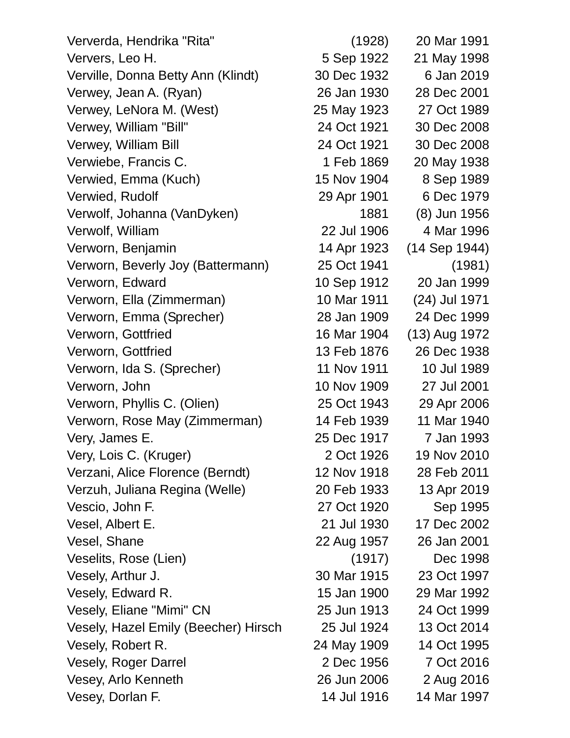| | | |
|---|---|---|
| Ververda, Hendrika "Rita" | (1928) | 20 Mar 1991 |
| Ververs, Leo H. | 5 Sep 1922 | 21 May 1998 |
| Verville, Donna Betty Ann (Klindt) | 30 Dec 1932 | 6 Jan 2019 |
| Verwey, Jean A. (Ryan) | 26 Jan 1930 | 28 Dec 2001 |
| Verwey, LeNora M. (West) | 25 May 1923 | 27 Oct 1989 |
| Verwey, William "Bill" | 24 Oct 1921 | 30 Dec 2008 |
| Verwey, William Bill | 24 Oct 1921 | 30 Dec 2008 |
| Verwiebe, Francis C. | 1 Feb 1869 | 20 May 1938 |
| Verwied, Emma (Kuch) | 15 Nov 1904 | 8 Sep 1989 |
| Verwied, Rudolf | 29 Apr 1901 | 6 Dec 1979 |
| Verwolf, Johanna (VanDyken) | 1881 | (8) Jun 1956 |
| Verwolf, William | 22 Jul 1906 | 4 Mar 1996 |
| Verworn, Benjamin | 14 Apr 1923 | (14 Sep 1944) |
| Verworn, Beverly Joy (Battermann) | 25 Oct 1941 | (1981) |
| Verworn, Edward | 10 Sep 1912 | 20 Jan 1999 |
| Verworn, Ella (Zimmerman) | 10 Mar 1911 | (24) Jul 1971 |
| Verworn, Emma (Sprecher) | 28 Jan 1909 | 24 Dec 1999 |
| Verworn, Gottfried | 16 Mar 1904 | (13) Aug 1972 |
| Verworn, Gottfried | 13 Feb 1876 | 26 Dec 1938 |
| Verworn, Ida S. (Sprecher) | 11 Nov 1911 | 10 Jul 1989 |
| Verworn, John | 10 Nov 1909 | 27 Jul 2001 |
| Verworn, Phyllis C. (Olien) | 25 Oct 1943 | 29 Apr 2006 |
| Verworn, Rose May (Zimmerman) | 14 Feb 1939 | 11 Mar 1940 |
| Very, James E. | 25 Dec 1917 | 7 Jan 1993 |
| Very, Lois C. (Kruger) | 2 Oct 1926 | 19 Nov 2010 |
| Verzani, Alice Florence (Berndt) | 12 Nov 1918 | 28 Feb 2011 |
| Verzuh, Juliana Regina (Welle) | 20 Feb 1933 | 13 Apr 2019 |
| Vescio, John F. | 27 Oct 1920 | Sep 1995 |
| Vesel, Albert E. | 21 Jul 1930 | 17 Dec 2002 |
| Vesel, Shane | 22 Aug 1957 | 26 Jan 2001 |
| Veselits, Rose (Lien) | (1917) | Dec 1998 |
| Vesely, Arthur J. | 30 Mar 1915 | 23 Oct 1997 |
| Vesely, Edward R. | 15 Jan 1900 | 29 Mar 1992 |
| Vesely, Eliane "Mimi" CN | 25 Jun 1913 | 24 Oct 1999 |
| Vesely, Hazel Emily (Beecher) Hirsch | 25 Jul 1924 | 13 Oct 2014 |
| Vesely, Robert R. | 24 May 1909 | 14 Oct 1995 |
| Vesely, Roger Darrel | 2 Dec 1956 | 7 Oct 2016 |
| Vesey, Arlo Kenneth | 26 Jun 2006 | 2 Aug 2016 |
| Vesey, Dorlan F. | 14 Jul 1916 | 14 Mar 1997 |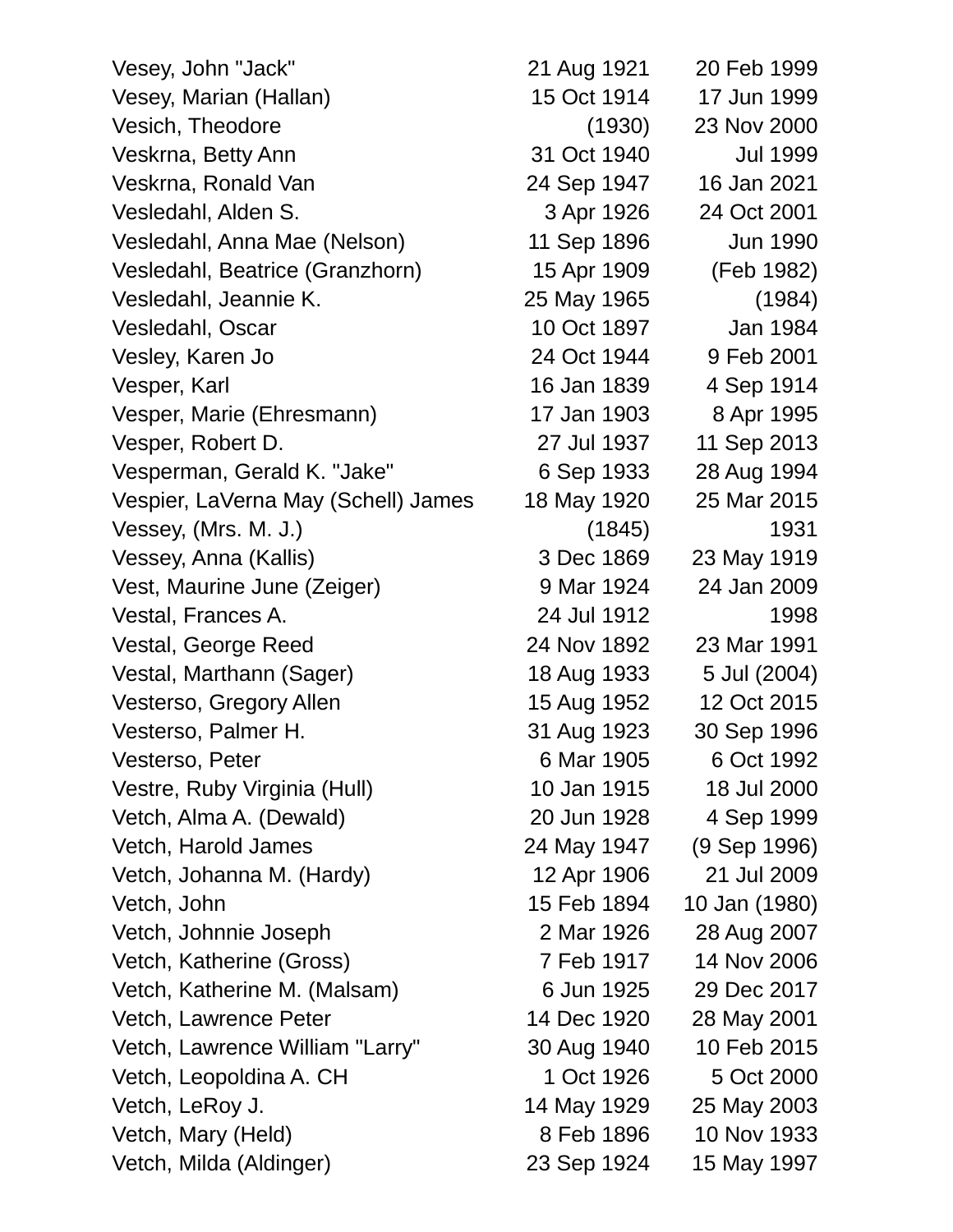| | | |
|---|---|---|
| Vesey, John "Jack" | 21 Aug 1921 | 20 Feb 1999 |
| Vesey, Marian (Hallan) | 15 Oct 1914 | 17 Jun 1999 |
| Vesich, Theodore | (1930) | 23 Nov 2000 |
| Veskrna, Betty Ann | 31 Oct 1940 | Jul 1999 |
| Veskrna, Ronald Van | 24 Sep 1947 | 16 Jan 2021 |
| Vesledahl, Alden S. | 3 Apr 1926 | 24 Oct 2001 |
| Vesledahl, Anna Mae (Nelson) | 11 Sep 1896 | Jun 1990 |
| Vesledahl, Beatrice (Granzhorn) | 15 Apr 1909 | (Feb 1982) |
| Vesledahl, Jeannie K. | 25 May 1965 | (1984) |
| Vesledahl, Oscar | 10 Oct 1897 | Jan 1984 |
| Vesley, Karen Jo | 24 Oct 1944 | 9 Feb 2001 |
| Vesper, Karl | 16 Jan 1839 | 4 Sep 1914 |
| Vesper, Marie (Ehresmann) | 17 Jan 1903 | 8 Apr 1995 |
| Vesper, Robert D. | 27 Jul 1937 | 11 Sep 2013 |
| Vesperman, Gerald K. "Jake" | 6 Sep 1933 | 28 Aug 1994 |
| Vespier, LaVerna May (Schell) James | 18 May 1920 | 25 Mar 2015 |
| Vessey, (Mrs. M. J.) | (1845) | 1931 |
| Vessey, Anna (Kallis) | 3 Dec 1869 | 23 May 1919 |
| Vest, Maurine June (Zeiger) | 9 Mar 1924 | 24 Jan 2009 |
| Vestal, Frances A. | 24 Jul 1912 | 1998 |
| Vestal, George Reed | 24 Nov 1892 | 23 Mar 1991 |
| Vestal, Marthann (Sager) | 18 Aug 1933 | 5 Jul (2004) |
| Vesterso, Gregory Allen | 15 Aug 1952 | 12 Oct 2015 |
| Vesterso, Palmer H. | 31 Aug 1923 | 30 Sep 1996 |
| Vesterso, Peter | 6 Mar 1905 | 6 Oct 1992 |
| Vestre, Ruby Virginia (Hull) | 10 Jan 1915 | 18 Jul 2000 |
| Vetch, Alma A. (Dewald) | 20 Jun 1928 | 4 Sep 1999 |
| Vetch, Harold James | 24 May 1947 | (9 Sep 1996) |
| Vetch, Johanna M. (Hardy) | 12 Apr 1906 | 21 Jul 2009 |
| Vetch, John | 15 Feb 1894 | 10 Jan (1980) |
| Vetch, Johnnie Joseph | 2 Mar 1926 | 28 Aug 2007 |
| Vetch, Katherine (Gross) | 7 Feb 1917 | 14 Nov 2006 |
| Vetch, Katherine M. (Malsam) | 6 Jun 1925 | 29 Dec 2017 |
| Vetch, Lawrence Peter | 14 Dec 1920 | 28 May 2001 |
| Vetch, Lawrence William "Larry" | 30 Aug 1940 | 10 Feb 2015 |
| Vetch, Leopoldina A. CH | 1 Oct 1926 | 5 Oct 2000 |
| Vetch, LeRoy J. | 14 May 1929 | 25 May 2003 |
| Vetch, Mary (Held) | 8 Feb 1896 | 10 Nov 1933 |
| Vetch, Milda (Aldinger) | 23 Sep 1924 | 15 May 1997 |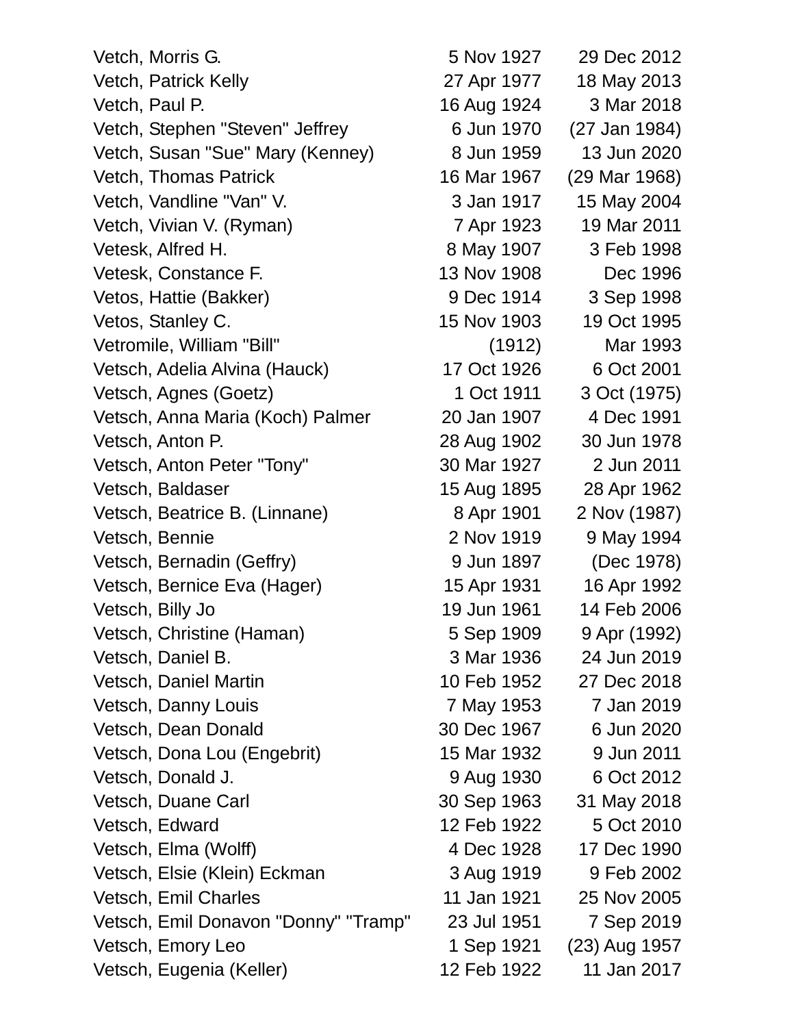| | | |
|---|---|---|
| Vetch, Morris G. | 5 Nov 1927 | 29 Dec 2012 |
| Vetch, Patrick Kelly | 27 Apr 1977 | 18 May 2013 |
| Vetch, Paul P. | 16 Aug 1924 | 3 Mar 2018 |
| Vetch, Stephen "Steven" Jeffrey | 6 Jun 1970 | (27 Jan 1984) |
| Vetch, Susan "Sue" Mary (Kenney) | 8 Jun 1959 | 13 Jun 2020 |
| Vetch, Thomas Patrick | 16 Mar 1967 | (29 Mar 1968) |
| Vetch, Vandline "Van" V. | 3 Jan 1917 | 15 May 2004 |
| Vetch, Vivian V. (Ryman) | 7 Apr 1923 | 19 Mar 2011 |
| Vetesk, Alfred H. | 8 May 1907 | 3 Feb 1998 |
| Vetesk, Constance F. | 13 Nov 1908 | Dec 1996 |
| Vetos, Hattie (Bakker) | 9 Dec 1914 | 3 Sep 1998 |
| Vetos, Stanley C. | 15 Nov 1903 | 19 Oct 1995 |
| Vetromile, William "Bill" | (1912) | Mar 1993 |
| Vetsch, Adelia Alvina (Hauck) | 17 Oct 1926 | 6 Oct 2001 |
| Vetsch, Agnes (Goetz) | 1 Oct 1911 | 3 Oct (1975) |
| Vetsch, Anna Maria (Koch) Palmer | 20 Jan 1907 | 4 Dec 1991 |
| Vetsch, Anton P. | 28 Aug 1902 | 30 Jun 1978 |
| Vetsch, Anton Peter "Tony" | 30 Mar 1927 | 2 Jun 2011 |
| Vetsch, Baldaser | 15 Aug 1895 | 28 Apr 1962 |
| Vetsch, Beatrice B. (Linnane) | 8 Apr 1901 | 2 Nov (1987) |
| Vetsch, Bennie | 2 Nov 1919 | 9 May 1994 |
| Vetsch, Bernadin (Geffry) | 9 Jun 1897 | (Dec 1978) |
| Vetsch, Bernice Eva (Hager) | 15 Apr 1931 | 16 Apr 1992 |
| Vetsch, Billy Jo | 19 Jun 1961 | 14 Feb 2006 |
| Vetsch, Christine (Haman) | 5 Sep 1909 | 9 Apr (1992) |
| Vetsch, Daniel B. | 3 Mar 1936 | 24 Jun 2019 |
| Vetsch, Daniel Martin | 10 Feb 1952 | 27 Dec 2018 |
| Vetsch, Danny Louis | 7 May 1953 | 7 Jan 2019 |
| Vetsch, Dean Donald | 30 Dec 1967 | 6 Jun 2020 |
| Vetsch, Dona Lou (Engebrit) | 15 Mar 1932 | 9 Jun 2011 |
| Vetsch, Donald J. | 9 Aug 1930 | 6 Oct 2012 |
| Vetsch, Duane Carl | 30 Sep 1963 | 31 May 2018 |
| Vetsch, Edward | 12 Feb 1922 | 5 Oct 2010 |
| Vetsch, Elma (Wolff) | 4 Dec 1928 | 17 Dec 1990 |
| Vetsch, Elsie (Klein) Eckman | 3 Aug 1919 | 9 Feb 2002 |
| Vetsch, Emil Charles | 11 Jan 1921 | 25 Nov 2005 |
| Vetsch, Emil Donavon "Donny" "Tramp" | 23 Jul 1951 | 7 Sep 2019 |
| Vetsch, Emory Leo | 1 Sep 1921 | (23) Aug 1957 |
| Vetsch, Eugenia (Keller) | 12 Feb 1922 | 11 Jan 2017 |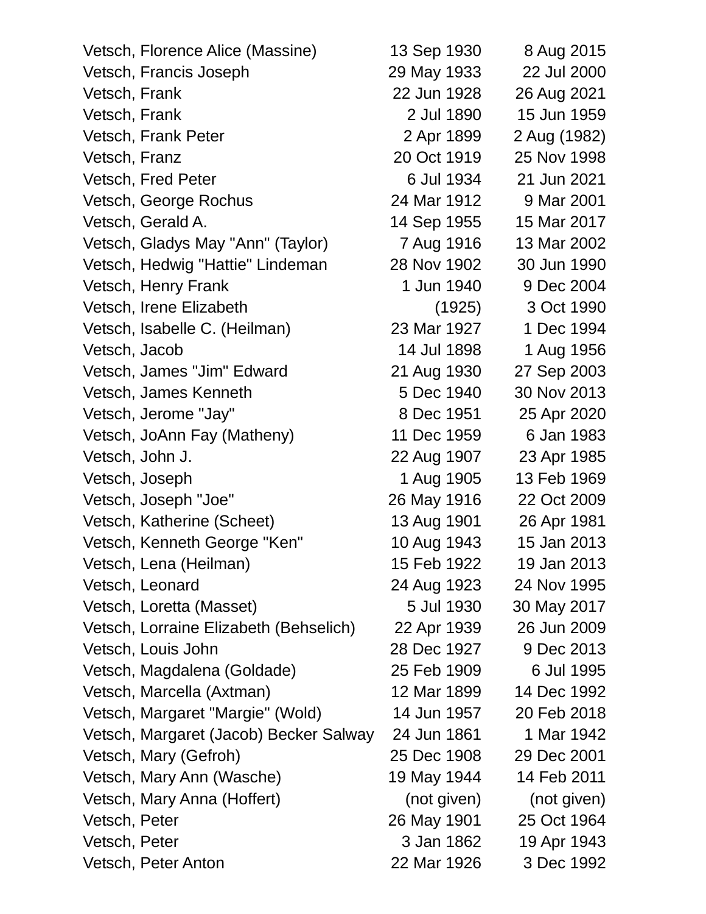| | | |
|---|---|---|
| Vetsch, Florence Alice (Massine) | 13 Sep 1930 | 8 Aug 2015 |
| Vetsch, Francis Joseph | 29 May 1933 | 22 Jul 2000 |
| Vetsch, Frank | 22 Jun 1928 | 26 Aug 2021 |
| Vetsch, Frank | 2 Jul 1890 | 15 Jun 1959 |
| Vetsch, Frank Peter | 2 Apr 1899 | 2 Aug (1982) |
| Vetsch, Franz | 20 Oct 1919 | 25 Nov 1998 |
| Vetsch, Fred Peter | 6 Jul 1934 | 21 Jun 2021 |
| Vetsch, George Rochus | 24 Mar 1912 | 9 Mar 2001 |
| Vetsch, Gerald A. | 14 Sep 1955 | 15 Mar 2017 |
| Vetsch, Gladys May "Ann" (Taylor) | 7 Aug 1916 | 13 Mar 2002 |
| Vetsch, Hedwig "Hattie" Lindeman | 28 Nov 1902 | 30 Jun 1990 |
| Vetsch, Henry Frank | 1 Jun 1940 | 9 Dec 2004 |
| Vetsch, Irene Elizabeth | (1925) | 3 Oct 1990 |
| Vetsch, Isabelle C. (Heilman) | 23 Mar 1927 | 1 Dec 1994 |
| Vetsch, Jacob | 14 Jul 1898 | 1 Aug 1956 |
| Vetsch, James "Jim" Edward | 21 Aug 1930 | 27 Sep 2003 |
| Vetsch, James Kenneth | 5 Dec 1940 | 30 Nov 2013 |
| Vetsch, Jerome "Jay" | 8 Dec 1951 | 25 Apr 2020 |
| Vetsch, JoAnn Fay (Matheny) | 11 Dec 1959 | 6 Jan 1983 |
| Vetsch, John J. | 22 Aug 1907 | 23 Apr 1985 |
| Vetsch, Joseph | 1 Aug 1905 | 13 Feb 1969 |
| Vetsch, Joseph "Joe" | 26 May 1916 | 22 Oct 2009 |
| Vetsch, Katherine (Scheet) | 13 Aug 1901 | 26 Apr 1981 |
| Vetsch, Kenneth George "Ken" | 10 Aug 1943 | 15 Jan 2013 |
| Vetsch, Lena (Heilman) | 15 Feb 1922 | 19 Jan 2013 |
| Vetsch, Leonard | 24 Aug 1923 | 24 Nov 1995 |
| Vetsch, Loretta (Masset) | 5 Jul 1930 | 30 May 2017 |
| Vetsch, Lorraine Elizabeth (Behselich) | 22 Apr 1939 | 26 Jun 2009 |
| Vetsch, Louis John | 28 Dec 1927 | 9 Dec 2013 |
| Vetsch, Magdalena (Goldade) | 25 Feb 1909 | 6 Jul 1995 |
| Vetsch, Marcella (Axtman) | 12 Mar 1899 | 14 Dec 1992 |
| Vetsch, Margaret "Margie" (Wold) | 14 Jun 1957 | 20 Feb 2018 |
| Vetsch, Margaret (Jacob) Becker Salway | 24 Jun 1861 | 1 Mar 1942 |
| Vetsch, Mary (Gefroh) | 25 Dec 1908 | 29 Dec 2001 |
| Vetsch, Mary Ann (Wasche) | 19 May 1944 | 14 Feb 2011 |
| Vetsch, Mary Anna (Hoffert) | (not given) | (not given) |
| Vetsch, Peter | 26 May 1901 | 25 Oct 1964 |
| Vetsch, Peter | 3 Jan 1862 | 19 Apr 1943 |
| Vetsch, Peter Anton | 22 Mar 1926 | 3 Dec 1992 |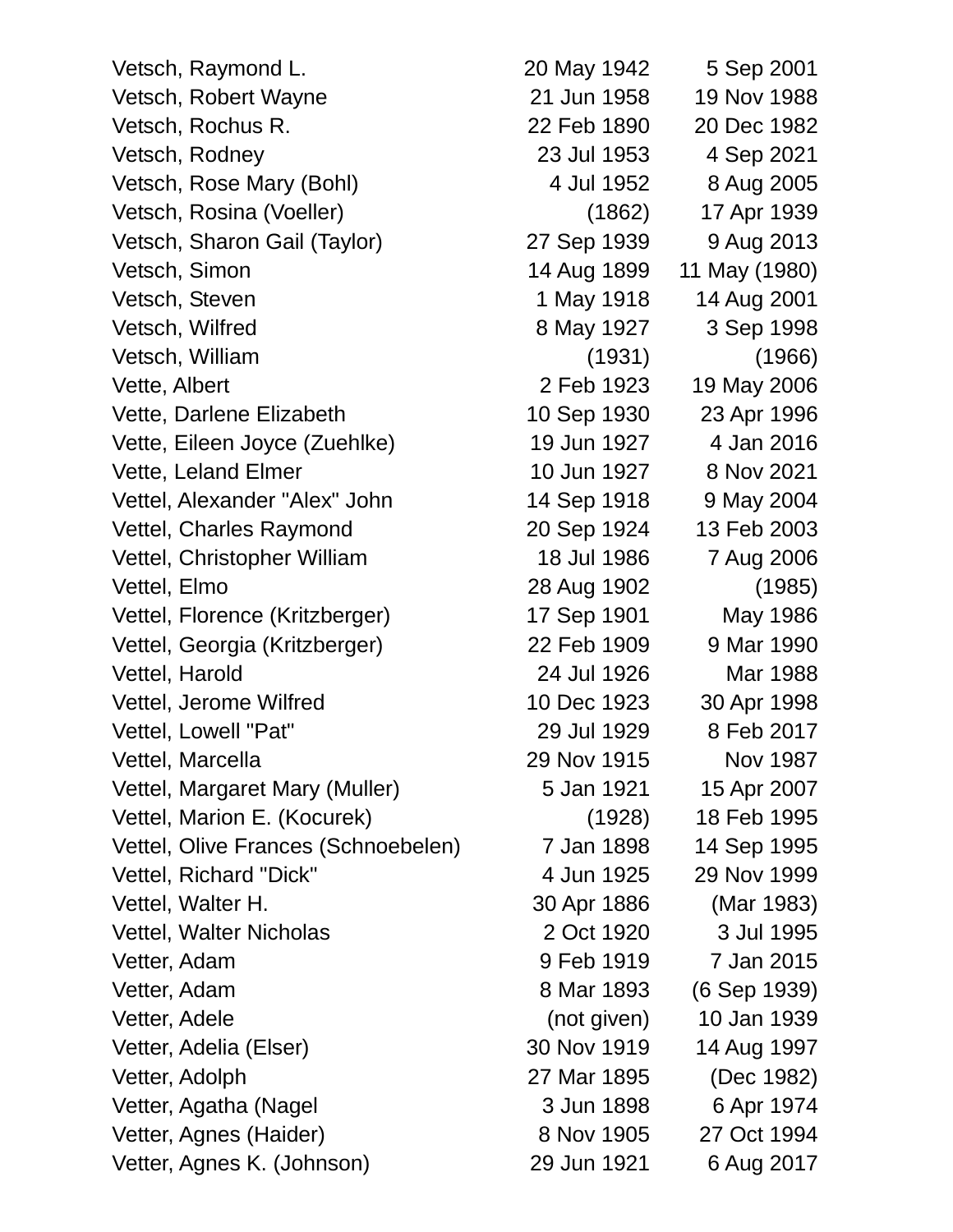| | | |
|---|---|---|
| Vetsch, Raymond L. | 20 May 1942 | 5 Sep 2001 |
| Vetsch, Robert Wayne | 21 Jun 1958 | 19 Nov 1988 |
| Vetsch, Rochus R. | 22 Feb 1890 | 20 Dec 1982 |
| Vetsch, Rodney | 23 Jul 1953 | 4 Sep 2021 |
| Vetsch, Rose Mary (Bohl) | 4 Jul 1952 | 8 Aug 2005 |
| Vetsch, Rosina (Voeller) | (1862) | 17 Apr 1939 |
| Vetsch, Sharon Gail (Taylor) | 27 Sep 1939 | 9 Aug 2013 |
| Vetsch, Simon | 14 Aug 1899 | 11 May (1980) |
| Vetsch, Steven | 1 May 1918 | 14 Aug 2001 |
| Vetsch, Wilfred | 8 May 1927 | 3 Sep 1998 |
| Vetsch, William | (1931) | (1966) |
| Vette, Albert | 2 Feb 1923 | 19 May 2006 |
| Vette, Darlene Elizabeth | 10 Sep 1930 | 23 Apr 1996 |
| Vette, Eileen Joyce (Zuehlke) | 19 Jun 1927 | 4 Jan 2016 |
| Vette, Leland Elmer | 10 Jun 1927 | 8 Nov 2021 |
| Vettel, Alexander "Alex" John | 14 Sep 1918 | 9 May 2004 |
| Vettel, Charles Raymond | 20 Sep 1924 | 13 Feb 2003 |
| Vettel, Christopher William | 18 Jul 1986 | 7 Aug 2006 |
| Vettel, Elmo | 28 Aug 1902 | (1985) |
| Vettel, Florence (Kritzberger) | 17 Sep 1901 | May 1986 |
| Vettel, Georgia (Kritzberger) | 22 Feb 1909 | 9 Mar 1990 |
| Vettel, Harold | 24 Jul 1926 | Mar 1988 |
| Vettel, Jerome Wilfred | 10 Dec 1923 | 30 Apr 1998 |
| Vettel, Lowell "Pat" | 29 Jul 1929 | 8 Feb 2017 |
| Vettel, Marcella | 29 Nov 1915 | Nov 1987 |
| Vettel, Margaret Mary (Muller) | 5 Jan 1921 | 15 Apr 2007 |
| Vettel, Marion E. (Kocurek) | (1928) | 18 Feb 1995 |
| Vettel, Olive Frances (Schnoebelen) | 7 Jan 1898 | 14 Sep 1995 |
| Vettel, Richard "Dick" | 4 Jun 1925 | 29 Nov 1999 |
| Vettel, Walter H. | 30 Apr 1886 | (Mar 1983) |
| Vettel, Walter Nicholas | 2 Oct 1920 | 3 Jul 1995 |
| Vetter, Adam | 9 Feb 1919 | 7 Jan 2015 |
| Vetter, Adam | 8 Mar 1893 | (6 Sep 1939) |
| Vetter, Adele | (not given) | 10 Jan 1939 |
| Vetter, Adelia (Elser) | 30 Nov 1919 | 14 Aug 1997 |
| Vetter, Adolph | 27 Mar 1895 | (Dec 1982) |
| Vetter, Agatha (Nagel | 3 Jun 1898 | 6 Apr 1974 |
| Vetter, Agnes (Haider) | 8 Nov 1905 | 27 Oct 1994 |
| Vetter, Agnes K. (Johnson) | 29 Jun 1921 | 6 Aug 2017 |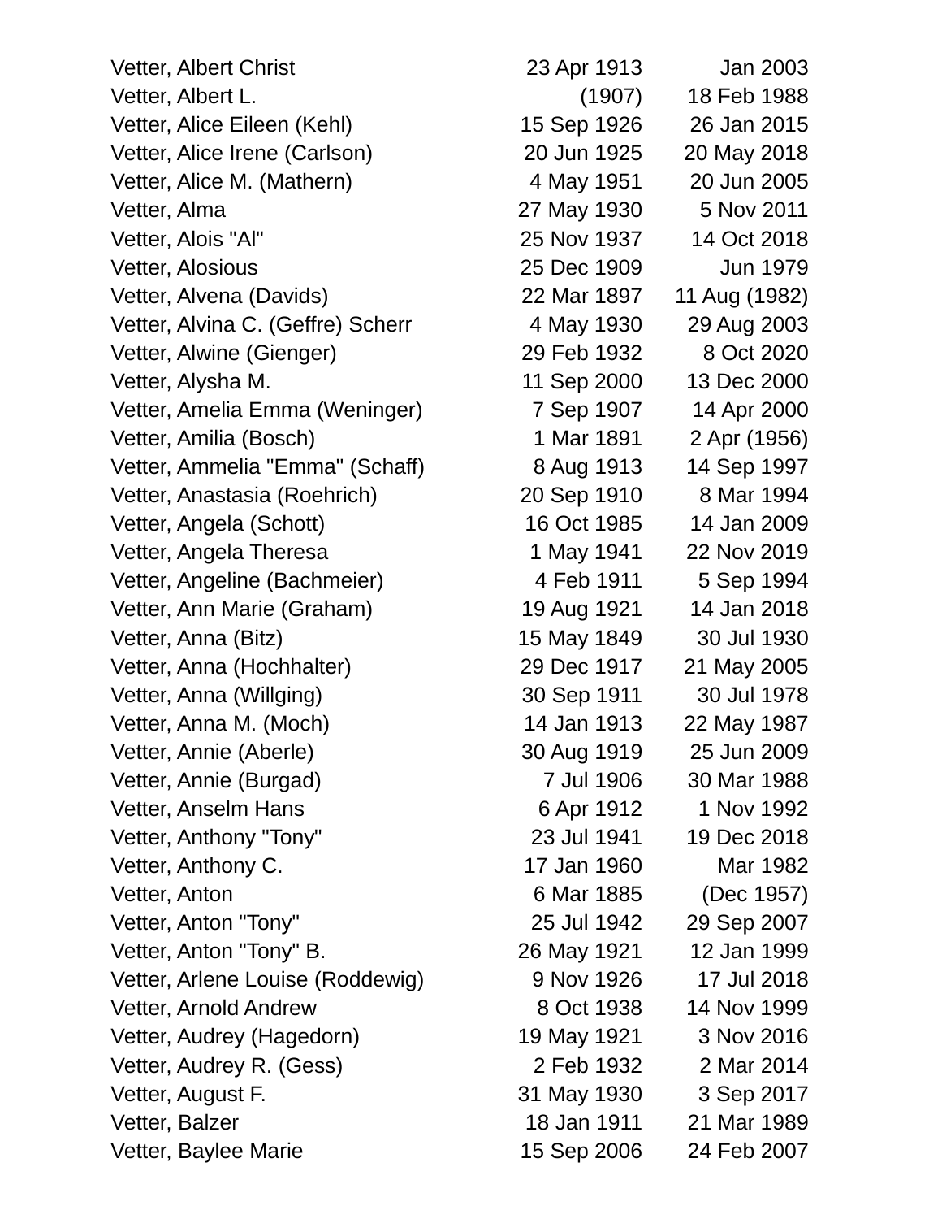| | | |
|---|---|---|
| Vetter, Albert Christ | 23 Apr 1913 | Jan 2003 |
| Vetter, Albert L. | (1907) | 18 Feb 1988 |
| Vetter, Alice Eileen (Kehl) | 15 Sep 1926 | 26 Jan 2015 |
| Vetter, Alice Irene (Carlson) | 20 Jun 1925 | 20 May 2018 |
| Vetter, Alice M. (Mathern) | 4 May 1951 | 20 Jun 2005 |
| Vetter, Alma | 27 May 1930 | 5 Nov 2011 |
| Vetter, Alois "Al" | 25 Nov 1937 | 14 Oct 2018 |
| Vetter, Alosious | 25 Dec 1909 | Jun 1979 |
| Vetter, Alvena (Davids) | 22 Mar 1897 | 11 Aug (1982) |
| Vetter, Alvina C. (Geffre) Scherr | 4 May 1930 | 29 Aug 2003 |
| Vetter, Alwine (Gienger) | 29 Feb 1932 | 8 Oct 2020 |
| Vetter, Alysha M. | 11 Sep 2000 | 13 Dec 2000 |
| Vetter, Amelia Emma (Weninger) | 7 Sep 1907 | 14 Apr 2000 |
| Vetter, Amilia (Bosch) | 1 Mar 1891 | 2 Apr (1956) |
| Vetter, Ammelia "Emma" (Schaff) | 8 Aug 1913 | 14 Sep 1997 |
| Vetter, Anastasia (Roehrich) | 20 Sep 1910 | 8 Mar 1994 |
| Vetter, Angela (Schott) | 16 Oct 1985 | 14 Jan 2009 |
| Vetter, Angela Theresa | 1 May 1941 | 22 Nov 2019 |
| Vetter, Angeline (Bachmeier) | 4 Feb 1911 | 5 Sep 1994 |
| Vetter, Ann Marie (Graham) | 19 Aug 1921 | 14 Jan 2018 |
| Vetter, Anna (Bitz) | 15 May 1849 | 30 Jul 1930 |
| Vetter, Anna (Hochhalter) | 29 Dec 1917 | 21 May 2005 |
| Vetter, Anna (Willging) | 30 Sep 1911 | 30 Jul 1978 |
| Vetter, Anna M. (Moch) | 14 Jan 1913 | 22 May 1987 |
| Vetter, Annie (Aberle) | 30 Aug 1919 | 25 Jun 2009 |
| Vetter, Annie (Burgad) | 7 Jul 1906 | 30 Mar 1988 |
| Vetter, Anselm Hans | 6 Apr 1912 | 1 Nov 1992 |
| Vetter, Anthony "Tony" | 23 Jul 1941 | 19 Dec 2018 |
| Vetter, Anthony C. | 17 Jan 1960 | Mar 1982 |
| Vetter, Anton | 6 Mar 1885 | (Dec 1957) |
| Vetter, Anton "Tony" | 25 Jul 1942 | 29 Sep 2007 |
| Vetter, Anton "Tony" B. | 26 May 1921 | 12 Jan 1999 |
| Vetter, Arlene Louise (Roddewig) | 9 Nov 1926 | 17 Jul 2018 |
| Vetter, Arnold Andrew | 8 Oct 1938 | 14 Nov 1999 |
| Vetter, Audrey (Hagedorn) | 19 May 1921 | 3 Nov 2016 |
| Vetter, Audrey R. (Gess) | 2 Feb 1932 | 2 Mar 2014 |
| Vetter, August F. | 31 May 1930 | 3 Sep 2017 |
| Vetter, Balzer | 18 Jan 1911 | 21 Mar 1989 |
| Vetter, Baylee Marie | 15 Sep 2006 | 24 Feb 2007 |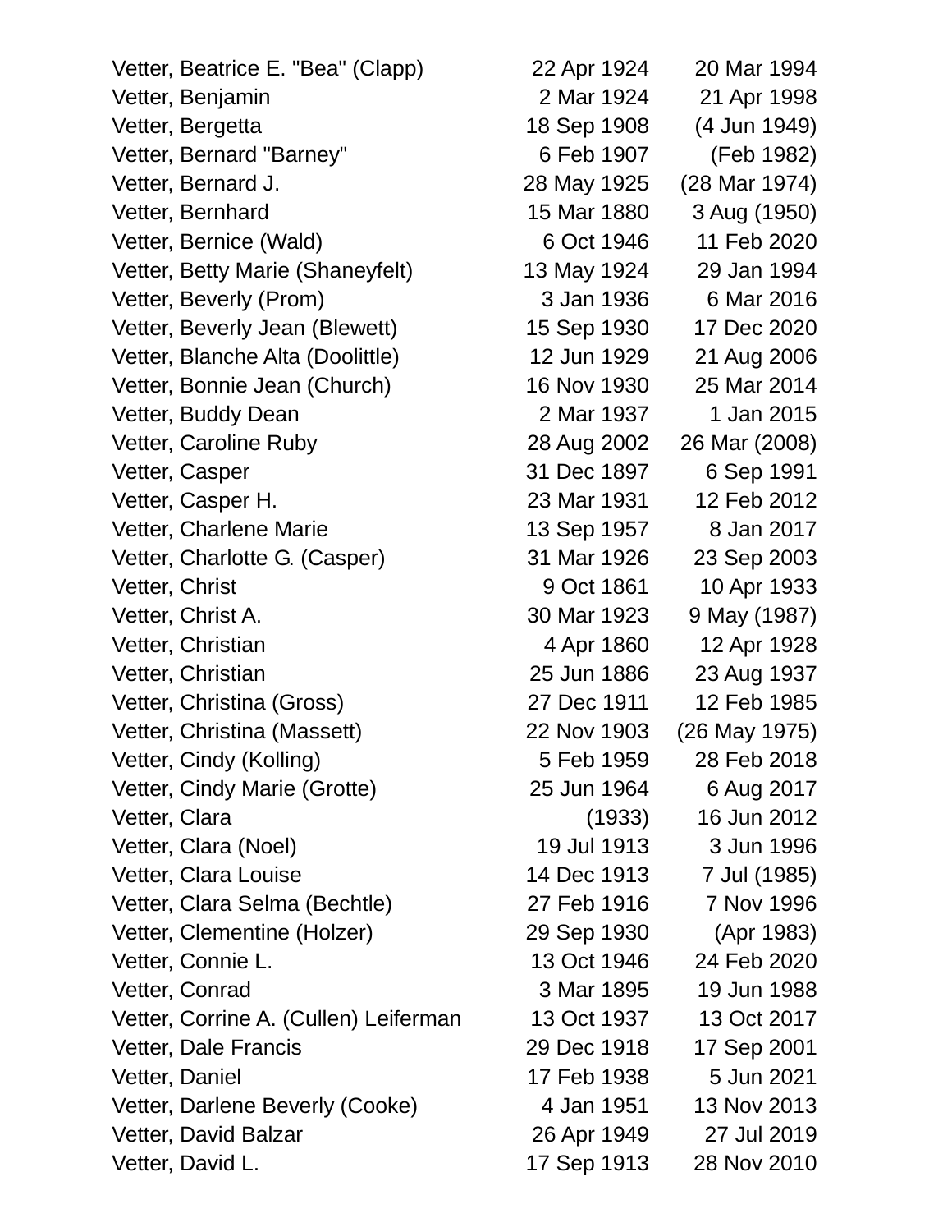| | | |
|---|---|---|
| Vetter, Beatrice E. "Bea" (Clapp) | 22 Apr 1924 | 20 Mar 1994 |
| Vetter, Benjamin | 2 Mar 1924 | 21 Apr 1998 |
| Vetter, Bergetta | 18 Sep 1908 | (4 Jun 1949) |
| Vetter, Bernard "Barney" | 6 Feb 1907 | (Feb 1982) |
| Vetter, Bernard J. | 28 May 1925 | (28 Mar 1974) |
| Vetter, Bernhard | 15 Mar 1880 | 3 Aug (1950) |
| Vetter, Bernice (Wald) | 6 Oct 1946 | 11 Feb 2020 |
| Vetter, Betty Marie (Shaneyfelt) | 13 May 1924 | 29 Jan 1994 |
| Vetter, Beverly (Prom) | 3 Jan 1936 | 6 Mar 2016 |
| Vetter, Beverly Jean (Blewett) | 15 Sep 1930 | 17 Dec 2020 |
| Vetter, Blanche Alta (Doolittle) | 12 Jun 1929 | 21 Aug 2006 |
| Vetter, Bonnie Jean (Church) | 16 Nov 1930 | 25 Mar 2014 |
| Vetter, Buddy Dean | 2 Mar 1937 | 1 Jan 2015 |
| Vetter, Caroline Ruby | 28 Aug 2002 | 26 Mar (2008) |
| Vetter, Casper | 31 Dec 1897 | 6 Sep 1991 |
| Vetter, Casper H. | 23 Mar 1931 | 12 Feb 2012 |
| Vetter, Charlene Marie | 13 Sep 1957 | 8 Jan 2017 |
| Vetter, Charlotte G. (Casper) | 31 Mar 1926 | 23 Sep 2003 |
| Vetter, Christ | 9 Oct 1861 | 10 Apr 1933 |
| Vetter, Christ A. | 30 Mar 1923 | 9 May (1987) |
| Vetter, Christian | 4 Apr 1860 | 12 Apr 1928 |
| Vetter, Christian | 25 Jun 1886 | 23 Aug 1937 |
| Vetter, Christina (Gross) | 27 Dec 1911 | 12 Feb 1985 |
| Vetter, Christina (Massett) | 22 Nov 1903 | (26 May 1975) |
| Vetter, Cindy (Kolling) | 5 Feb 1959 | 28 Feb 2018 |
| Vetter, Cindy Marie (Grotte) | 25 Jun 1964 | 6 Aug 2017 |
| Vetter, Clara | (1933) | 16 Jun 2012 |
| Vetter, Clara (Noel) | 19 Jul 1913 | 3 Jun 1996 |
| Vetter, Clara Louise | 14 Dec 1913 | 7 Jul (1985) |
| Vetter, Clara Selma (Bechtle) | 27 Feb 1916 | 7 Nov 1996 |
| Vetter, Clementine (Holzer) | 29 Sep 1930 | (Apr 1983) |
| Vetter, Connie L. | 13 Oct 1946 | 24 Feb 2020 |
| Vetter, Conrad | 3 Mar 1895 | 19 Jun 1988 |
| Vetter, Corrine A. (Cullen) Leiferman | 13 Oct 1937 | 13 Oct 2017 |
| Vetter, Dale Francis | 29 Dec 1918 | 17 Sep 2001 |
| Vetter, Daniel | 17 Feb 1938 | 5 Jun 2021 |
| Vetter, Darlene Beverly (Cooke) | 4 Jan 1951 | 13 Nov 2013 |
| Vetter, David Balzar | 26 Apr 1949 | 27 Jul 2019 |
| Vetter, David L. | 17 Sep 1913 | 28 Nov 2010 |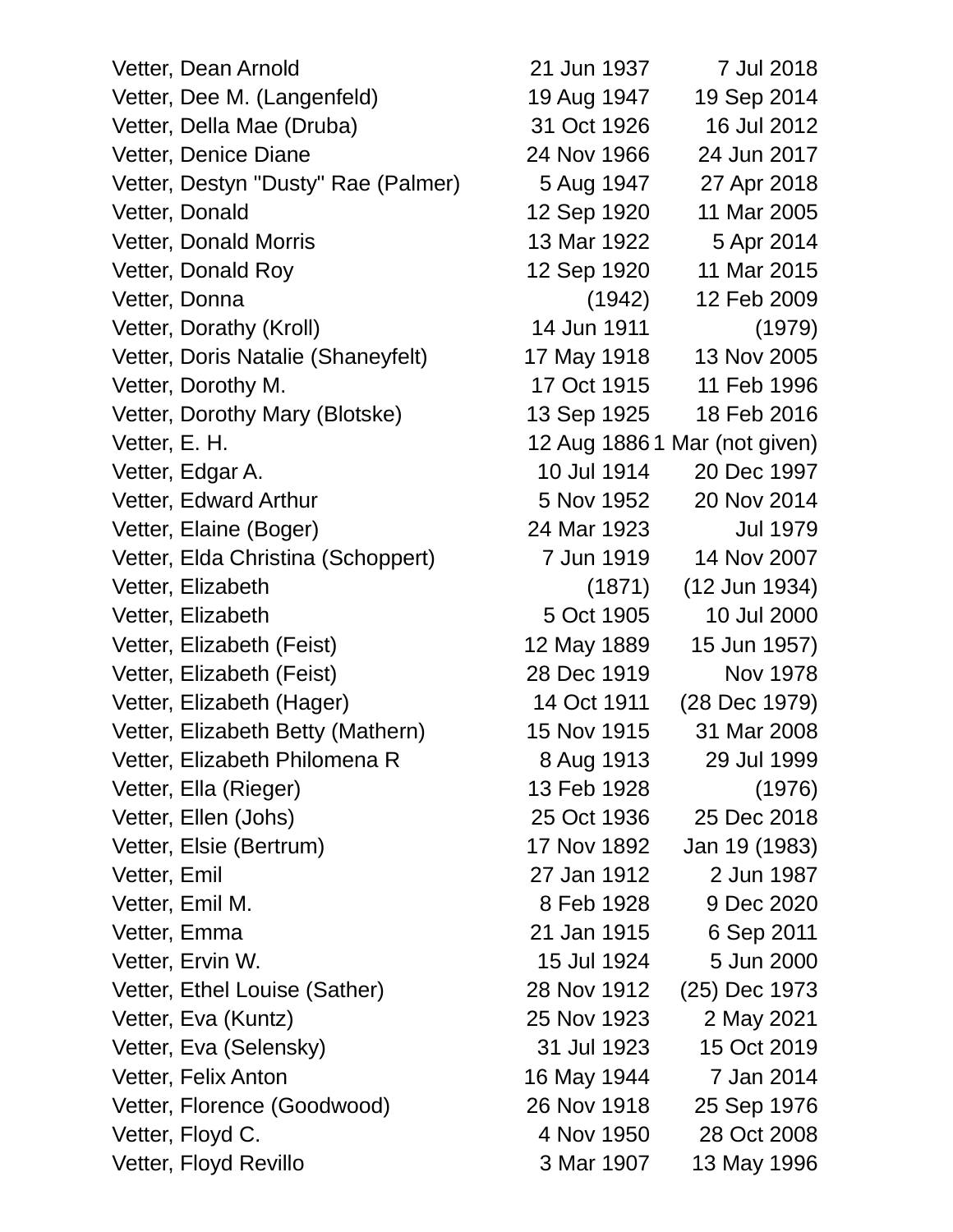| | | |
|---|---|---|
| Vetter, Dean Arnold | 21 Jun 1937 | 7 Jul 2018 |
| Vetter, Dee M. (Langenfeld) | 19 Aug 1947 | 19 Sep 2014 |
| Vetter, Della Mae (Druba) | 31 Oct 1926 | 16 Jul 2012 |
| Vetter, Denice Diane | 24 Nov 1966 | 24 Jun 2017 |
| Vetter, Destyn "Dusty" Rae (Palmer) | 5 Aug 1947 | 27 Apr 2018 |
| Vetter, Donald | 12 Sep 1920 | 11 Mar 2005 |
| Vetter, Donald Morris | 13 Mar 1922 | 5 Apr 2014 |
| Vetter, Donald Roy | 12 Sep 1920 | 11 Mar 2015 |
| Vetter, Donna | (1942) | 12 Feb 2009 |
| Vetter, Dorathy (Kroll) | 14 Jun 1911 | (1979) |
| Vetter, Doris Natalie (Shaneyfelt) | 17 May 1918 | 13 Nov 2005 |
| Vetter, Dorothy M. | 17 Oct 1915 | 11 Feb 1996 |
| Vetter, Dorothy Mary (Blotske) | 13 Sep 1925 | 18 Feb 2016 |
| Vetter, E. H. | 12 Aug 1886 | 1 Mar (not given) |
| Vetter, Edgar A. | 10 Jul 1914 | 20 Dec 1997 |
| Vetter, Edward Arthur | 5 Nov 1952 | 20 Nov 2014 |
| Vetter, Elaine (Boger) | 24 Mar 1923 | Jul 1979 |
| Vetter, Elda Christina (Schoppert) | 7 Jun 1919 | 14 Nov 2007 |
| Vetter, Elizabeth | (1871) | (12 Jun 1934) |
| Vetter, Elizabeth | 5 Oct 1905 | 10 Jul 2000 |
| Vetter, Elizabeth (Feist) | 12 May 1889 | 15 Jun 1957) |
| Vetter, Elizabeth (Feist) | 28 Dec 1919 | Nov 1978 |
| Vetter, Elizabeth (Hager) | 14 Oct 1911 | (28 Dec 1979) |
| Vetter, Elizabeth Betty (Mathern) | 15 Nov 1915 | 31 Mar 2008 |
| Vetter, Elizabeth Philomena R | 8 Aug 1913 | 29 Jul 1999 |
| Vetter, Ella (Rieger) | 13 Feb 1928 | (1976) |
| Vetter, Ellen (Johs) | 25 Oct 1936 | 25 Dec 2018 |
| Vetter, Elsie (Bertrum) | 17 Nov 1892 | Jan 19 (1983) |
| Vetter, Emil | 27 Jan 1912 | 2 Jun 1987 |
| Vetter, Emil M. | 8 Feb 1928 | 9 Dec 2020 |
| Vetter, Emma | 21 Jan 1915 | 6 Sep 2011 |
| Vetter, Ervin W. | 15 Jul 1924 | 5 Jun 2000 |
| Vetter, Ethel Louise (Sather) | 28 Nov 1912 | (25) Dec 1973 |
| Vetter, Eva (Kuntz) | 25 Nov 1923 | 2 May 2021 |
| Vetter, Eva (Selensky) | 31 Jul 1923 | 15 Oct 2019 |
| Vetter, Felix Anton | 16 May 1944 | 7 Jan 2014 |
| Vetter, Florence (Goodwood) | 26 Nov 1918 | 25 Sep 1976 |
| Vetter, Floyd C. | 4 Nov 1950 | 28 Oct 2008 |
| Vetter, Floyd Revillo | 3 Mar 1907 | 13 May 1996 |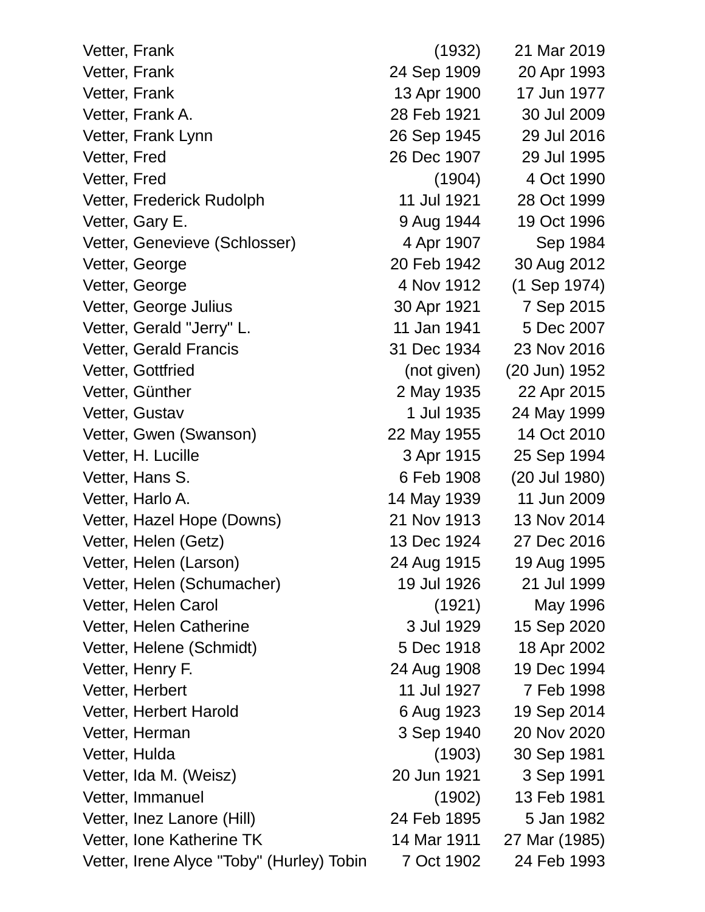| | | |
|---|---|---|
| Vetter, Frank | (1932) | 21 Mar 2019 |
| Vetter, Frank | 24 Sep 1909 | 20 Apr 1993 |
| Vetter, Frank | 13 Apr 1900 | 17 Jun 1977 |
| Vetter, Frank A. | 28 Feb 1921 | 30 Jul 2009 |
| Vetter, Frank Lynn | 26 Sep 1945 | 29 Jul 2016 |
| Vetter, Fred | 26 Dec 1907 | 29 Jul 1995 |
| Vetter, Fred | (1904) | 4 Oct 1990 |
| Vetter, Frederick Rudolph | 11 Jul 1921 | 28 Oct 1999 |
| Vetter, Gary E. | 9 Aug 1944 | 19 Oct 1996 |
| Vetter, Genevieve (Schlosser) | 4 Apr 1907 | Sep 1984 |
| Vetter, George | 20 Feb 1942 | 30 Aug 2012 |
| Vetter, George | 4 Nov 1912 | (1 Sep 1974) |
| Vetter, George Julius | 30 Apr 1921 | 7 Sep 2015 |
| Vetter, Gerald "Jerry" L. | 11 Jan 1941 | 5 Dec 2007 |
| Vetter, Gerald Francis | 31 Dec 1934 | 23 Nov 2016 |
| Vetter, Gottfried | (not given) | (20 Jun) 1952 |
| Vetter, Günther | 2 May 1935 | 22 Apr 2015 |
| Vetter, Gustav | 1 Jul 1935 | 24 May 1999 |
| Vetter, Gwen (Swanson) | 22 May 1955 | 14 Oct 2010 |
| Vetter, H. Lucille | 3 Apr 1915 | 25 Sep 1994 |
| Vetter, Hans S. | 6 Feb 1908 | (20 Jul 1980) |
| Vetter, Harlo A. | 14 May 1939 | 11 Jun 2009 |
| Vetter, Hazel Hope (Downs) | 21 Nov 1913 | 13 Nov 2014 |
| Vetter, Helen (Getz) | 13 Dec 1924 | 27 Dec 2016 |
| Vetter, Helen (Larson) | 24 Aug 1915 | 19 Aug 1995 |
| Vetter, Helen (Schumacher) | 19 Jul 1926 | 21 Jul 1999 |
| Vetter, Helen Carol | (1921) | May 1996 |
| Vetter, Helen Catherine | 3 Jul 1929 | 15 Sep 2020 |
| Vetter, Helene (Schmidt) | 5 Dec 1918 | 18 Apr 2002 |
| Vetter, Henry F. | 24 Aug 1908 | 19 Dec 1994 |
| Vetter, Herbert | 11 Jul 1927 | 7 Feb 1998 |
| Vetter, Herbert Harold | 6 Aug 1923 | 19 Sep 2014 |
| Vetter, Herman | 3 Sep 1940 | 20 Nov 2020 |
| Vetter, Hulda | (1903) | 30 Sep 1981 |
| Vetter, Ida M. (Weisz) | 20 Jun 1921 | 3 Sep 1991 |
| Vetter, Immanuel | (1902) | 13 Feb 1981 |
| Vetter, Inez Lanore (Hill) | 24 Feb 1895 | 5 Jan 1982 |
| Vetter, Ione Katherine TK | 14 Mar 1911 | 27 Mar (1985) |
| Vetter, Irene Alyce "Toby" (Hurley) Tobin | 7 Oct 1902 | 24 Feb 1993 |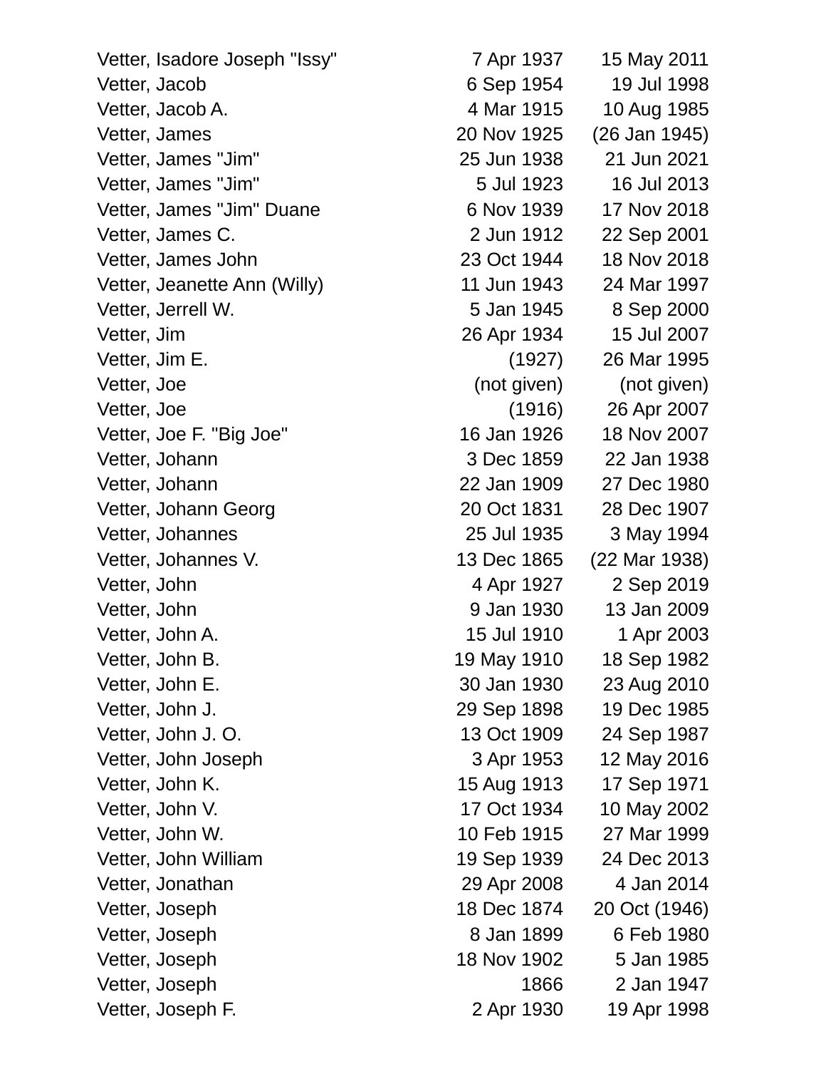| | | |
|---|---|---|
| Vetter, Isadore Joseph "Issy" | 7 Apr 1937 | 15 May 2011 |
| Vetter, Jacob | 6 Sep 1954 | 19 Jul 1998 |
| Vetter, Jacob A. | 4 Mar 1915 | 10 Aug 1985 |
| Vetter, James | 20 Nov 1925 | (26 Jan 1945) |
| Vetter, James "Jim" | 25 Jun 1938 | 21 Jun 2021 |
| Vetter, James "Jim" | 5 Jul 1923 | 16 Jul 2013 |
| Vetter, James "Jim" Duane | 6 Nov 1939 | 17 Nov 2018 |
| Vetter, James C. | 2 Jun 1912 | 22 Sep 2001 |
| Vetter, James John | 23 Oct 1944 | 18 Nov 2018 |
| Vetter, Jeanette Ann (Willy) | 11 Jun 1943 | 24 Mar 1997 |
| Vetter, Jerrell W. | 5 Jan 1945 | 8 Sep 2000 |
| Vetter, Jim | 26 Apr 1934 | 15 Jul 2007 |
| Vetter, Jim E. | (1927) | 26 Mar 1995 |
| Vetter, Joe | (not given) | (not given) |
| Vetter, Joe | (1916) | 26 Apr 2007 |
| Vetter, Joe F. "Big Joe" | 16 Jan 1926 | 18 Nov 2007 |
| Vetter, Johann | 3 Dec 1859 | 22 Jan 1938 |
| Vetter, Johann | 22 Jan 1909 | 27 Dec 1980 |
| Vetter, Johann Georg | 20 Oct 1831 | 28 Dec 1907 |
| Vetter, Johannes | 25 Jul 1935 | 3 May 1994 |
| Vetter, Johannes V. | 13 Dec 1865 | (22 Mar 1938) |
| Vetter, John | 4 Apr 1927 | 2 Sep 2019 |
| Vetter, John | 9 Jan 1930 | 13 Jan 2009 |
| Vetter, John A. | 15 Jul 1910 | 1 Apr 2003 |
| Vetter, John B. | 19 May 1910 | 18 Sep 1982 |
| Vetter, John E. | 30 Jan 1930 | 23 Aug 2010 |
| Vetter, John J. | 29 Sep 1898 | 19 Dec 1985 |
| Vetter, John J. O. | 13 Oct 1909 | 24 Sep 1987 |
| Vetter, John Joseph | 3 Apr 1953 | 12 May 2016 |
| Vetter, John K. | 15 Aug 1913 | 17 Sep 1971 |
| Vetter, John V. | 17 Oct 1934 | 10 May 2002 |
| Vetter, John W. | 10 Feb 1915 | 27 Mar 1999 |
| Vetter, John William | 19 Sep 1939 | 24 Dec 2013 |
| Vetter, Jonathan | 29 Apr 2008 | 4 Jan 2014 |
| Vetter, Joseph | 18 Dec 1874 | 20 Oct (1946) |
| Vetter, Joseph | 8 Jan 1899 | 6 Feb 1980 |
| Vetter, Joseph | 18 Nov 1902 | 5 Jan 1985 |
| Vetter, Joseph | 1866 | 2 Jan 1947 |
| Vetter, Joseph F. | 2 Apr 1930 | 19 Apr 1998 |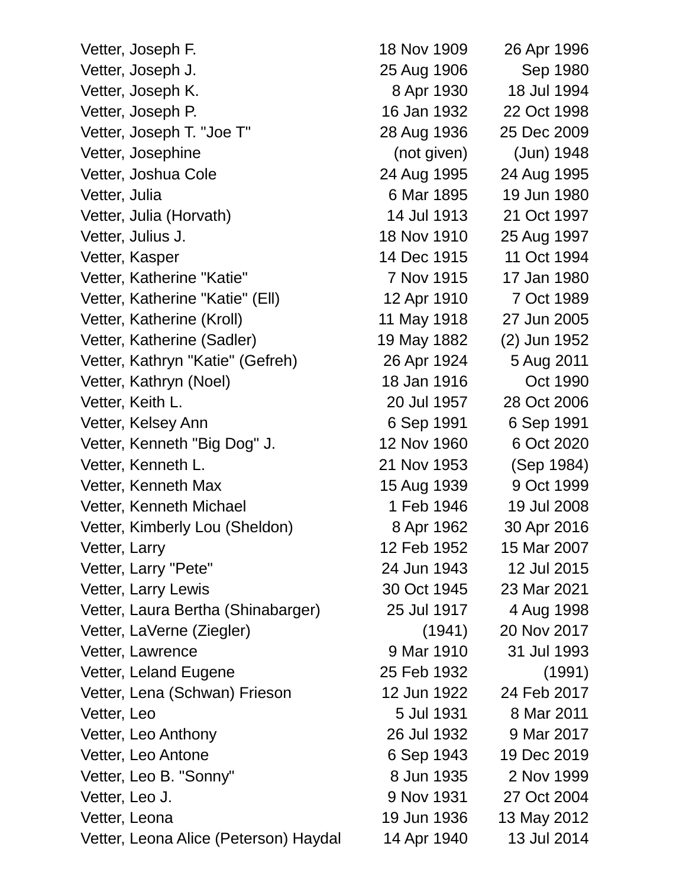| | | |
|---|---|---|
| Vetter, Joseph F. | 18 Nov 1909 | 26 Apr 1996 |
| Vetter, Joseph J. | 25 Aug 1906 | Sep 1980 |
| Vetter, Joseph K. | 8 Apr 1930 | 18 Jul 1994 |
| Vetter, Joseph P. | 16 Jan 1932 | 22 Oct 1998 |
| Vetter, Joseph T. "Joe T" | 28 Aug 1936 | 25 Dec 2009 |
| Vetter, Josephine | (not given) | (Jun) 1948 |
| Vetter, Joshua Cole | 24 Aug 1995 | 24 Aug 1995 |
| Vetter, Julia | 6 Mar 1895 | 19 Jun 1980 |
| Vetter, Julia (Horvath) | 14 Jul 1913 | 21 Oct 1997 |
| Vetter, Julius J. | 18 Nov 1910 | 25 Aug 1997 |
| Vetter, Kasper | 14 Dec 1915 | 11 Oct 1994 |
| Vetter, Katherine "Katie" | 7 Nov 1915 | 17 Jan 1980 |
| Vetter, Katherine "Katie" (Ell) | 12 Apr 1910 | 7 Oct 1989 |
| Vetter, Katherine (Kroll) | 11 May 1918 | 27 Jun 2005 |
| Vetter, Katherine (Sadler) | 19 May 1882 | (2) Jun 1952 |
| Vetter, Kathryn "Katie" (Gefreh) | 26 Apr 1924 | 5 Aug 2011 |
| Vetter, Kathryn (Noel) | 18 Jan 1916 | Oct 1990 |
| Vetter, Keith L. | 20 Jul 1957 | 28 Oct 2006 |
| Vetter, Kelsey Ann | 6 Sep 1991 | 6 Sep 1991 |
| Vetter, Kenneth "Big Dog" J. | 12 Nov 1960 | 6 Oct 2020 |
| Vetter, Kenneth L. | 21 Nov 1953 | (Sep 1984) |
| Vetter, Kenneth Max | 15 Aug 1939 | 9 Oct 1999 |
| Vetter, Kenneth Michael | 1 Feb 1946 | 19 Jul 2008 |
| Vetter, Kimberly Lou (Sheldon) | 8 Apr 1962 | 30 Apr 2016 |
| Vetter, Larry | 12 Feb 1952 | 15 Mar 2007 |
| Vetter, Larry "Pete" | 24 Jun 1943 | 12 Jul 2015 |
| Vetter, Larry Lewis | 30 Oct 1945 | 23 Mar 2021 |
| Vetter, Laura Bertha (Shinabarger) | 25 Jul 1917 | 4 Aug 1998 |
| Vetter, LaVerne (Ziegler) | (1941) | 20 Nov 2017 |
| Vetter, Lawrence | 9 Mar 1910 | 31 Jul 1993 |
| Vetter, Leland Eugene | 25 Feb 1932 | (1991) |
| Vetter, Lena (Schwan) Frieson | 12 Jun 1922 | 24 Feb 2017 |
| Vetter, Leo | 5 Jul 1931 | 8 Mar 2011 |
| Vetter, Leo Anthony | 26 Jul 1932 | 9 Mar 2017 |
| Vetter, Leo Antone | 6 Sep 1943 | 19 Dec 2019 |
| Vetter, Leo B. "Sonny" | 8 Jun 1935 | 2 Nov 1999 |
| Vetter, Leo J. | 9 Nov 1931 | 27 Oct 2004 |
| Vetter, Leona | 19 Jun 1936 | 13 May 2012 |
| Vetter, Leona Alice (Peterson) Haydal | 14 Apr 1940 | 13 Jul 2014 |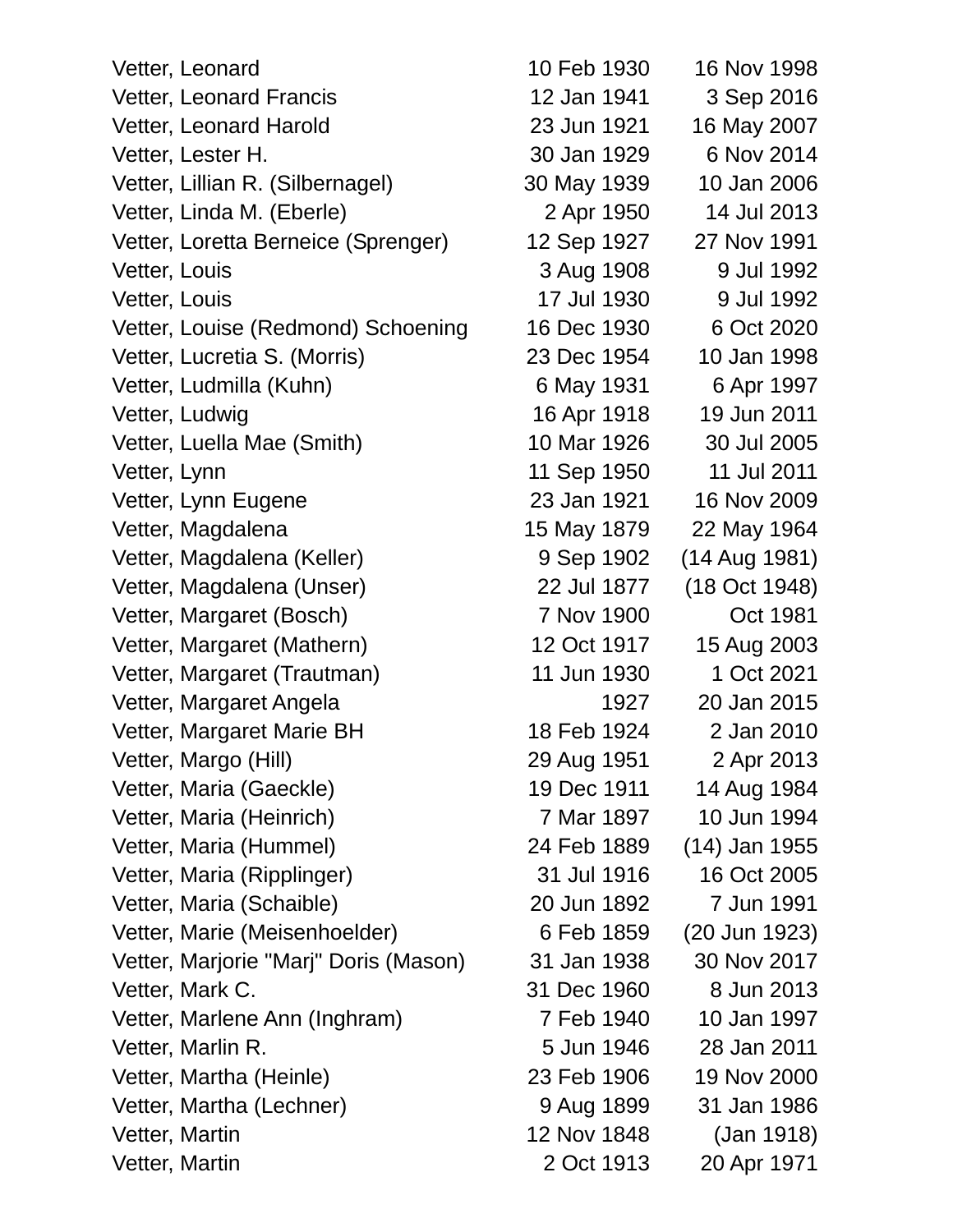| | | |
|---|---|---|
| Vetter, Leonard | 10 Feb 1930 | 16 Nov 1998 |
| Vetter, Leonard Francis | 12 Jan 1941 | 3 Sep 2016 |
| Vetter, Leonard Harold | 23 Jun 1921 | 16 May 2007 |
| Vetter, Lester H. | 30 Jan 1929 | 6 Nov 2014 |
| Vetter, Lillian R. (Silbernagel) | 30 May 1939 | 10 Jan 2006 |
| Vetter, Linda M. (Eberle) | 2 Apr 1950 | 14 Jul 2013 |
| Vetter, Loretta Berneice (Sprenger) | 12 Sep 1927 | 27 Nov 1991 |
| Vetter, Louis | 3 Aug 1908 | 9 Jul 1992 |
| Vetter, Louis | 17 Jul 1930 | 9 Jul 1992 |
| Vetter, Louise (Redmond) Schoening | 16 Dec 1930 | 6 Oct 2020 |
| Vetter, Lucretia S. (Morris) | 23 Dec 1954 | 10 Jan 1998 |
| Vetter, Ludmilla (Kuhn) | 6 May 1931 | 6 Apr 1997 |
| Vetter, Ludwig | 16 Apr 1918 | 19 Jun 2011 |
| Vetter, Luella Mae (Smith) | 10 Mar 1926 | 30 Jul 2005 |
| Vetter, Lynn | 11 Sep 1950 | 11 Jul 2011 |
| Vetter, Lynn Eugene | 23 Jan 1921 | 16 Nov 2009 |
| Vetter, Magdalena | 15 May 1879 | 22 May 1964 |
| Vetter, Magdalena (Keller) | 9 Sep 1902 | (14 Aug 1981) |
| Vetter, Magdalena (Unser) | 22 Jul 1877 | (18 Oct 1948) |
| Vetter, Margaret (Bosch) | 7 Nov 1900 | Oct 1981 |
| Vetter, Margaret (Mathern) | 12 Oct 1917 | 15 Aug 2003 |
| Vetter, Margaret (Trautman) | 11 Jun 1930 | 1 Oct 2021 |
| Vetter, Margaret Angela | 1927 | 20 Jan 2015 |
| Vetter, Margaret Marie BH | 18 Feb 1924 | 2 Jan 2010 |
| Vetter, Margo (Hill) | 29 Aug 1951 | 2 Apr 2013 |
| Vetter, Maria (Gaeckle) | 19 Dec 1911 | 14 Aug 1984 |
| Vetter, Maria (Heinrich) | 7 Mar 1897 | 10 Jun 1994 |
| Vetter, Maria (Hummel) | 24 Feb 1889 | (14) Jan 1955 |
| Vetter, Maria (Ripplinger) | 31 Jul 1916 | 16 Oct 2005 |
| Vetter, Maria (Schaible) | 20 Jun 1892 | 7 Jun 1991 |
| Vetter, Marie (Meisenhoelder) | 6 Feb 1859 | (20 Jun 1923) |
| Vetter, Marjorie "Marj" Doris (Mason) | 31 Jan 1938 | 30 Nov 2017 |
| Vetter, Mark C. | 31 Dec 1960 | 8 Jun 2013 |
| Vetter, Marlene Ann (Inghram) | 7 Feb 1940 | 10 Jan 1997 |
| Vetter, Marlin R. | 5 Jun 1946 | 28 Jan 2011 |
| Vetter, Martha (Heinle) | 23 Feb 1906 | 19 Nov 2000 |
| Vetter, Martha (Lechner) | 9 Aug 1899 | 31 Jan 1986 |
| Vetter, Martin | 12 Nov 1848 | (Jan 1918) |
| Vetter, Martin | 2 Oct 1913 | 20 Apr 1971 |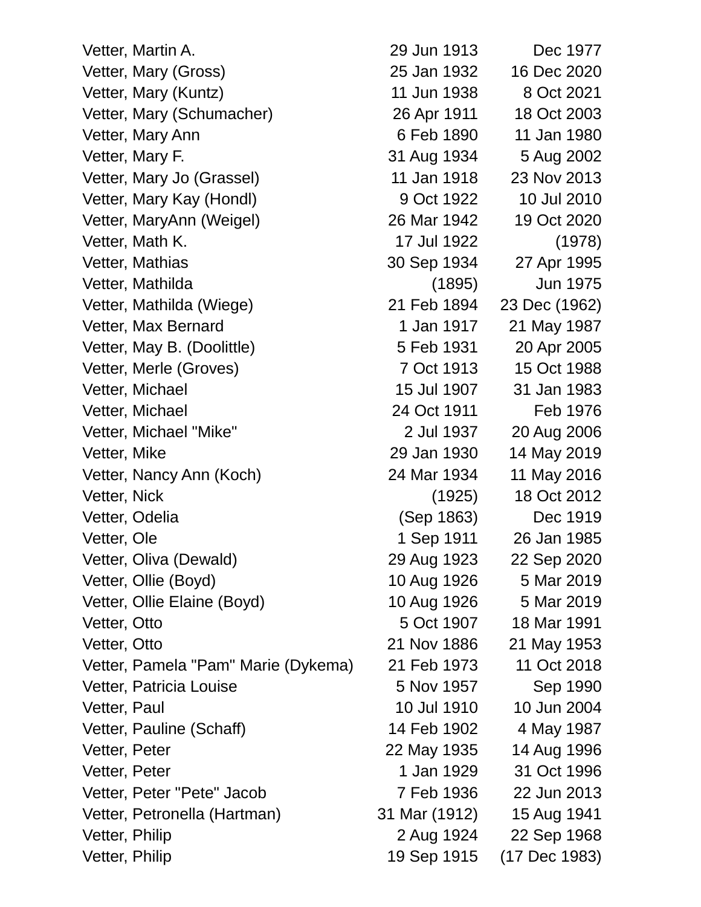| | | |
|---|---|---|
| Vetter, Martin A. | 29 Jun 1913 | Dec 1977 |
| Vetter, Mary (Gross) | 25 Jan 1932 | 16 Dec 2020 |
| Vetter, Mary (Kuntz) | 11 Jun 1938 | 8 Oct 2021 |
| Vetter, Mary (Schumacher) | 26 Apr 1911 | 18 Oct 2003 |
| Vetter, Mary Ann | 6 Feb 1890 | 11 Jan 1980 |
| Vetter, Mary F. | 31 Aug 1934 | 5 Aug 2002 |
| Vetter, Mary Jo (Grassel) | 11 Jan 1918 | 23 Nov 2013 |
| Vetter, Mary Kay (Hondl) | 9 Oct 1922 | 10 Jul 2010 |
| Vetter, MaryAnn (Weigel) | 26 Mar 1942 | 19 Oct 2020 |
| Vetter, Math K. | 17 Jul 1922 | (1978) |
| Vetter, Mathias | 30 Sep 1934 | 27 Apr 1995 |
| Vetter, Mathilda | (1895) | Jun 1975 |
| Vetter, Mathilda (Wiege) | 21 Feb 1894 | 23 Dec (1962) |
| Vetter, Max Bernard | 1 Jan 1917 | 21 May 1987 |
| Vetter, May B. (Doolittle) | 5 Feb 1931 | 20 Apr 2005 |
| Vetter, Merle (Groves) | 7 Oct 1913 | 15 Oct 1988 |
| Vetter, Michael | 15 Jul 1907 | 31 Jan 1983 |
| Vetter, Michael | 24 Oct 1911 | Feb 1976 |
| Vetter, Michael "Mike" | 2 Jul 1937 | 20 Aug 2006 |
| Vetter, Mike | 29 Jan 1930 | 14 May 2019 |
| Vetter, Nancy Ann (Koch) | 24 Mar 1934 | 11 May 2016 |
| Vetter, Nick | (1925) | 18 Oct 2012 |
| Vetter, Odelia | (Sep 1863) | Dec 1919 |
| Vetter, Ole | 1 Sep 1911 | 26 Jan 1985 |
| Vetter, Oliva (Dewald) | 29 Aug 1923 | 22 Sep 2020 |
| Vetter, Ollie (Boyd) | 10 Aug 1926 | 5 Mar 2019 |
| Vetter, Ollie Elaine (Boyd) | 10 Aug 1926 | 5 Mar 2019 |
| Vetter, Otto | 5 Oct 1907 | 18 Mar 1991 |
| Vetter, Otto | 21 Nov 1886 | 21 May 1953 |
| Vetter, Pamela "Pam" Marie (Dykema) | 21 Feb 1973 | 11 Oct 2018 |
| Vetter, Patricia Louise | 5 Nov 1957 | Sep 1990 |
| Vetter, Paul | 10 Jul 1910 | 10 Jun 2004 |
| Vetter, Pauline (Schaff) | 14 Feb 1902 | 4 May 1987 |
| Vetter, Peter | 22 May 1935 | 14 Aug 1996 |
| Vetter, Peter | 1 Jan 1929 | 31 Oct 1996 |
| Vetter, Peter "Pete" Jacob | 7 Feb 1936 | 22 Jun 2013 |
| Vetter, Petronella (Hartman) | 31 Mar (1912) | 15 Aug 1941 |
| Vetter, Philip | 2 Aug 1924 | 22 Sep 1968 |
| Vetter, Philip | 19 Sep 1915 | (17 Dec 1983) |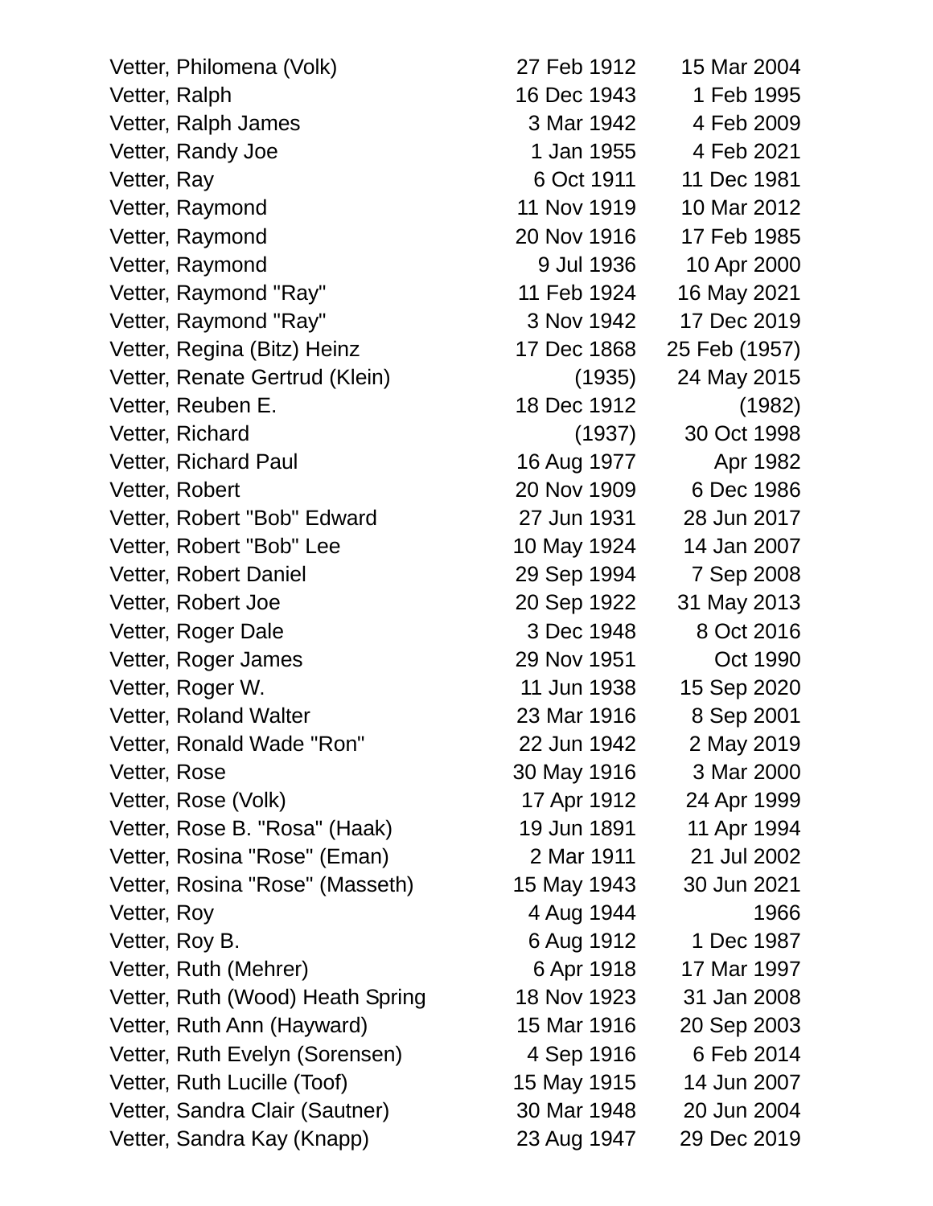| | | |
|---|---|---|
| Vetter, Philomena (Volk) | 27 Feb 1912 | 15 Mar 2004 |
| Vetter, Ralph | 16 Dec 1943 | 1 Feb 1995 |
| Vetter, Ralph James | 3 Mar 1942 | 4 Feb 2009 |
| Vetter, Randy Joe | 1 Jan 1955 | 4 Feb 2021 |
| Vetter, Ray | 6 Oct 1911 | 11 Dec 1981 |
| Vetter, Raymond | 11 Nov 1919 | 10 Mar 2012 |
| Vetter, Raymond | 20 Nov 1916 | 17 Feb 1985 |
| Vetter, Raymond | 9 Jul 1936 | 10 Apr 2000 |
| Vetter, Raymond "Ray" | 11 Feb 1924 | 16 May 2021 |
| Vetter, Raymond "Ray" | 3 Nov 1942 | 17 Dec 2019 |
| Vetter, Regina (Bitz) Heinz | 17 Dec 1868 | 25 Feb (1957) |
| Vetter, Renate Gertrud (Klein) | (1935) | 24 May 2015 |
| Vetter, Reuben E. | 18 Dec 1912 | (1982) |
| Vetter, Richard | (1937) | 30 Oct 1998 |
| Vetter, Richard Paul | 16 Aug 1977 | Apr 1982 |
| Vetter, Robert | 20 Nov 1909 | 6 Dec 1986 |
| Vetter, Robert "Bob" Edward | 27 Jun 1931 | 28 Jun 2017 |
| Vetter, Robert "Bob" Lee | 10 May 1924 | 14 Jan 2007 |
| Vetter, Robert Daniel | 29 Sep 1994 | 7 Sep 2008 |
| Vetter, Robert Joe | 20 Sep 1922 | 31 May 2013 |
| Vetter, Roger Dale | 3 Dec 1948 | 8 Oct 2016 |
| Vetter, Roger James | 29 Nov 1951 | Oct 1990 |
| Vetter, Roger W. | 11 Jun 1938 | 15 Sep 2020 |
| Vetter, Roland Walter | 23 Mar 1916 | 8 Sep 2001 |
| Vetter, Ronald Wade "Ron" | 22 Jun 1942 | 2 May 2019 |
| Vetter, Rose | 30 May 1916 | 3 Mar 2000 |
| Vetter, Rose (Volk) | 17 Apr 1912 | 24 Apr 1999 |
| Vetter, Rose B. "Rosa" (Haak) | 19 Jun 1891 | 11 Apr 1994 |
| Vetter, Rosina "Rose" (Eman) | 2 Mar 1911 | 21 Jul 2002 |
| Vetter, Rosina "Rose" (Masseth) | 15 May 1943 | 30 Jun 2021 |
| Vetter, Roy | 4 Aug 1944 | 1966 |
| Vetter, Roy B. | 6 Aug 1912 | 1 Dec 1987 |
| Vetter, Ruth (Mehrer) | 6 Apr 1918 | 17 Mar 1997 |
| Vetter, Ruth (Wood) Heath Spring | 18 Nov 1923 | 31 Jan 2008 |
| Vetter, Ruth Ann (Hayward) | 15 Mar 1916 | 20 Sep 2003 |
| Vetter, Ruth Evelyn (Sorensen) | 4 Sep 1916 | 6 Feb 2014 |
| Vetter, Ruth Lucille (Toof) | 15 May 1915 | 14 Jun 2007 |
| Vetter, Sandra Clair (Sautner) | 30 Mar 1948 | 20 Jun 2004 |
| Vetter, Sandra Kay (Knapp) | 23 Aug 1947 | 29 Dec 2019 |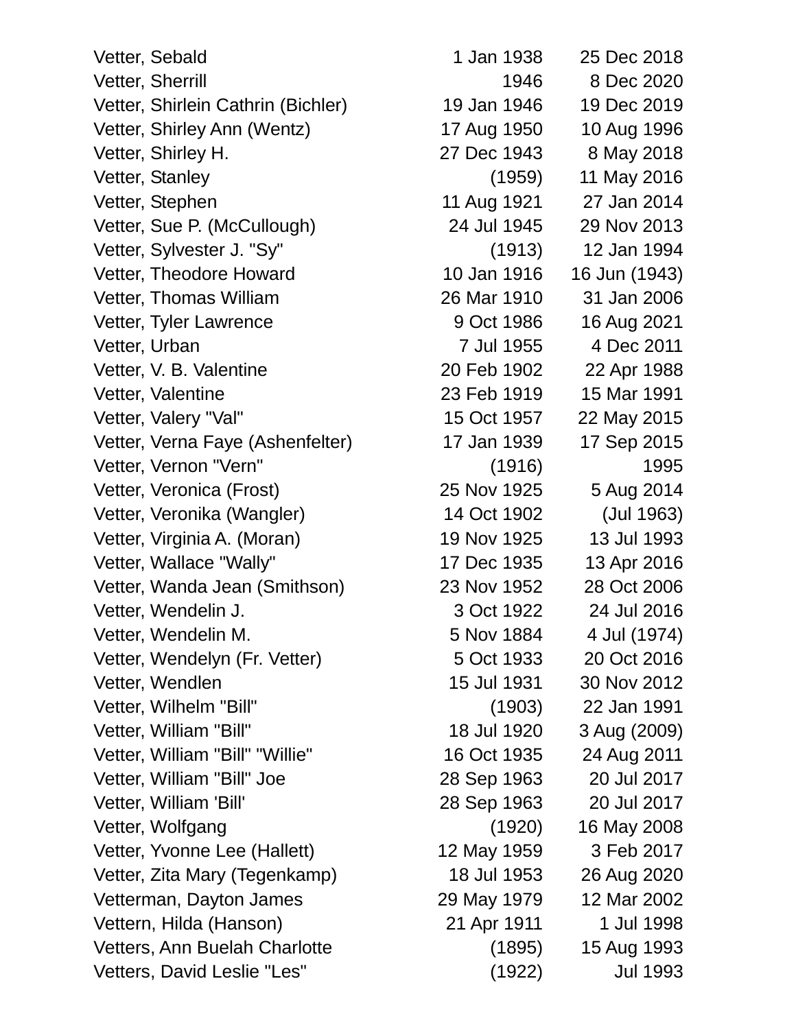| | | |
|---|---|---|
| Vetter, Sebald | 1 Jan 1938 | 25 Dec 2018 |
| Vetter, Sherrill | 1946 | 8 Dec 2020 |
| Vetter, Shirlein Cathrin (Bichler) | 19 Jan 1946 | 19 Dec 2019 |
| Vetter, Shirley Ann (Wentz) | 17 Aug 1950 | 10 Aug 1996 |
| Vetter, Shirley H. | 27 Dec 1943 | 8 May 2018 |
| Vetter, Stanley | (1959) | 11 May 2016 |
| Vetter, Stephen | 11 Aug 1921 | 27 Jan 2014 |
| Vetter, Sue P. (McCullough) | 24 Jul 1945 | 29 Nov 2013 |
| Vetter, Sylvester J. "Sy" | (1913) | 12 Jan 1994 |
| Vetter, Theodore Howard | 10 Jan 1916 | 16 Jun (1943) |
| Vetter, Thomas William | 26 Mar 1910 | 31 Jan 2006 |
| Vetter, Tyler Lawrence | 9 Oct 1986 | 16 Aug 2021 |
| Vetter, Urban | 7 Jul 1955 | 4 Dec 2011 |
| Vetter, V. B. Valentine | 20 Feb 1902 | 22 Apr 1988 |
| Vetter, Valentine | 23 Feb 1919 | 15 Mar 1991 |
| Vetter, Valery "Val" | 15 Oct 1957 | 22 May 2015 |
| Vetter, Verna Faye (Ashenfelter) | 17 Jan 1939 | 17 Sep 2015 |
| Vetter, Vernon "Vern" | (1916) | 1995 |
| Vetter, Veronica (Frost) | 25 Nov 1925 | 5 Aug 2014 |
| Vetter, Veronika (Wangler) | 14 Oct 1902 | (Jul 1963) |
| Vetter, Virginia A. (Moran) | 19 Nov 1925 | 13 Jul 1993 |
| Vetter, Wallace "Wally" | 17 Dec 1935 | 13 Apr 2016 |
| Vetter, Wanda Jean (Smithson) | 23 Nov 1952 | 28 Oct 2006 |
| Vetter, Wendelin J. | 3 Oct 1922 | 24 Jul 2016 |
| Vetter, Wendelin M. | 5 Nov 1884 | 4 Jul (1974) |
| Vetter, Wendelyn (Fr. Vetter) | 5 Oct 1933 | 20 Oct 2016 |
| Vetter, Wendlen | 15 Jul 1931 | 30 Nov 2012 |
| Vetter, Wilhelm "Bill" | (1903) | 22 Jan 1991 |
| Vetter, William "Bill" | 18 Jul 1920 | 3 Aug (2009) |
| Vetter, William "Bill" "Willie" | 16 Oct 1935 | 24 Aug 2011 |
| Vetter, William "Bill" Joe | 28 Sep 1963 | 20 Jul 2017 |
| Vetter, William 'Bill' | 28 Sep 1963 | 20 Jul 2017 |
| Vetter, Wolfgang | (1920) | 16 May 2008 |
| Vetter, Yvonne Lee (Hallett) | 12 May 1959 | 3 Feb 2017 |
| Vetter, Zita Mary (Tegenkamp) | 18 Jul 1953 | 26 Aug 2020 |
| Vetterman, Dayton James | 29 May 1979 | 12 Mar 2002 |
| Vettern, Hilda (Hanson) | 21 Apr 1911 | 1 Jul 1998 |
| Vetters, Ann Buelah Charlotte | (1895) | 15 Aug 1993 |
| Vetters, David Leslie "Les" | (1922) | Jul 1993 |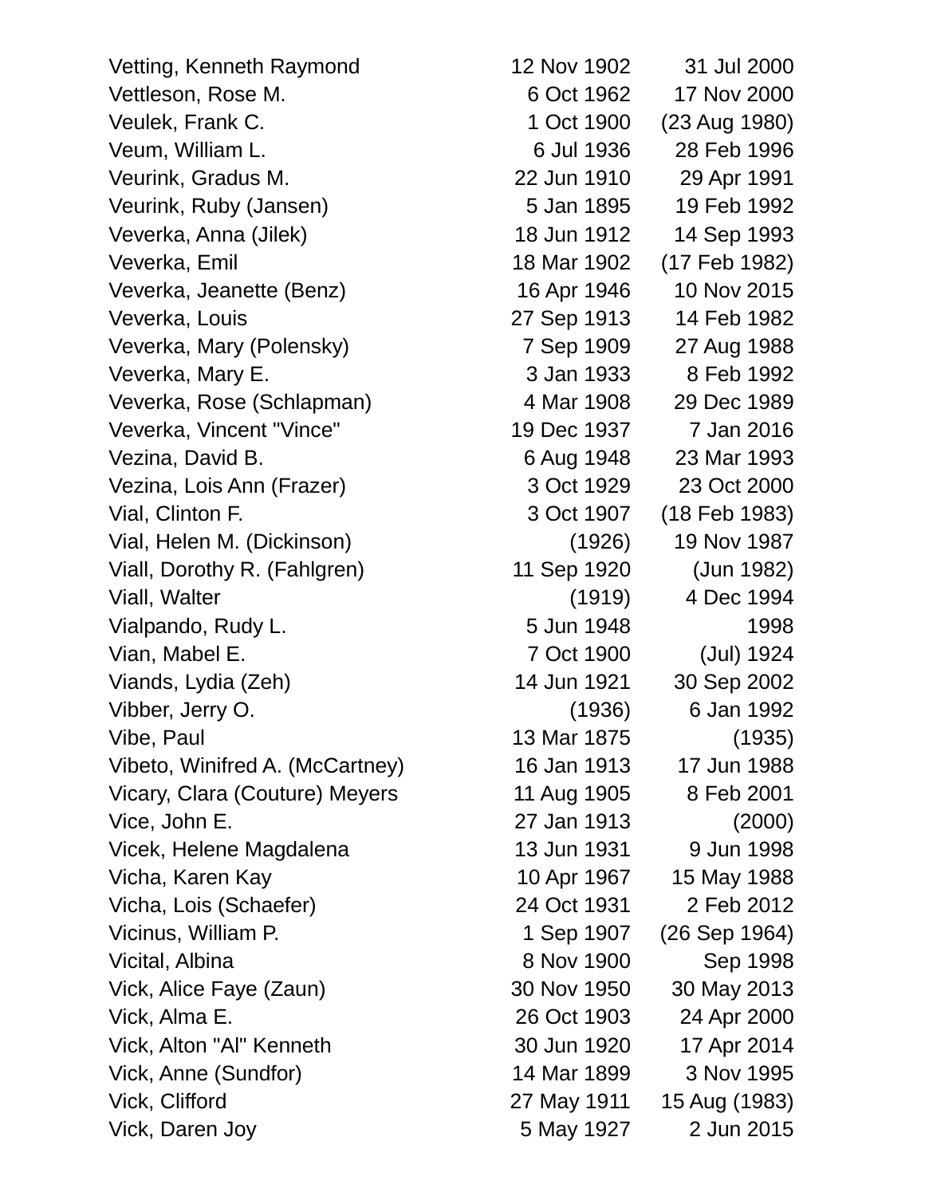| | | |
|---|---|---|
| Vetting, Kenneth Raymond | 12 Nov 1902 | 31 Jul 2000 |
| Vettleson, Rose M. | 6 Oct 1962 | 17 Nov 2000 |
| Veulek, Frank C. | 1 Oct 1900 | (23 Aug 1980) |
| Veum, William L. | 6 Jul 1936 | 28 Feb 1996 |
| Veurink, Gradus M. | 22 Jun 1910 | 29 Apr 1991 |
| Veurink, Ruby (Jansen) | 5 Jan 1895 | 19 Feb 1992 |
| Veverka, Anna (Jilek) | 18 Jun 1912 | 14 Sep 1993 |
| Veverka, Emil | 18 Mar 1902 | (17 Feb 1982) |
| Veverka, Jeanette (Benz) | 16 Apr 1946 | 10 Nov 2015 |
| Veverka, Louis | 27 Sep 1913 | 14 Feb 1982 |
| Veverka, Mary (Polensky) | 7 Sep 1909 | 27 Aug 1988 |
| Veverka, Mary E. | 3 Jan 1933 | 8 Feb 1992 |
| Veverka, Rose (Schlapman) | 4 Mar 1908 | 29 Dec 1989 |
| Veverka, Vincent "Vince" | 19 Dec 1937 | 7 Jan 2016 |
| Vezina, David B. | 6 Aug 1948 | 23 Mar 1993 |
| Vezina, Lois Ann (Frazer) | 3 Oct 1929 | 23 Oct 2000 |
| Vial, Clinton F. | 3 Oct 1907 | (18 Feb 1983) |
| Vial, Helen M. (Dickinson) | (1926) | 19 Nov 1987 |
| Viall, Dorothy R. (Fahlgren) | 11 Sep 1920 | (Jun 1982) |
| Viall, Walter | (1919) | 4 Dec 1994 |
| Vialpando, Rudy L. | 5 Jun 1948 | 1998 |
| Vian, Mabel E. | 7 Oct 1900 | (Jul) 1924 |
| Viands, Lydia (Zeh) | 14 Jun 1921 | 30 Sep 2002 |
| Vibber, Jerry O. | (1936) | 6 Jan 1992 |
| Vibe, Paul | 13 Mar 1875 | (1935) |
| Vibeto, Winifred A. (McCartney) | 16 Jan 1913 | 17 Jun 1988 |
| Vicary, Clara (Couture) Meyers | 11 Aug 1905 | 8 Feb 2001 |
| Vice, John E. | 27 Jan 1913 | (2000) |
| Vicek, Helene Magdalena | 13 Jun 1931 | 9 Jun 1998 |
| Vicha, Karen Kay | 10 Apr 1967 | 15 May 1988 |
| Vicha, Lois (Schaefer) | 24 Oct 1931 | 2 Feb 2012 |
| Vicinus, William P. | 1 Sep 1907 | (26 Sep 1964) |
| Vicital, Albina | 8 Nov 1900 | Sep 1998 |
| Vick, Alice Faye (Zaun) | 30 Nov 1950 | 30 May 2013 |
| Vick, Alma E. | 26 Oct 1903 | 24 Apr 2000 |
| Vick, Alton "Al" Kenneth | 30 Jun 1920 | 17 Apr 2014 |
| Vick, Anne (Sundfor) | 14 Mar 1899 | 3 Nov 1995 |
| Vick, Clifford | 27 May 1911 | 15 Aug (1983) |
| Vick, Daren Joy | 5 May 1927 | 2 Jun 2015 |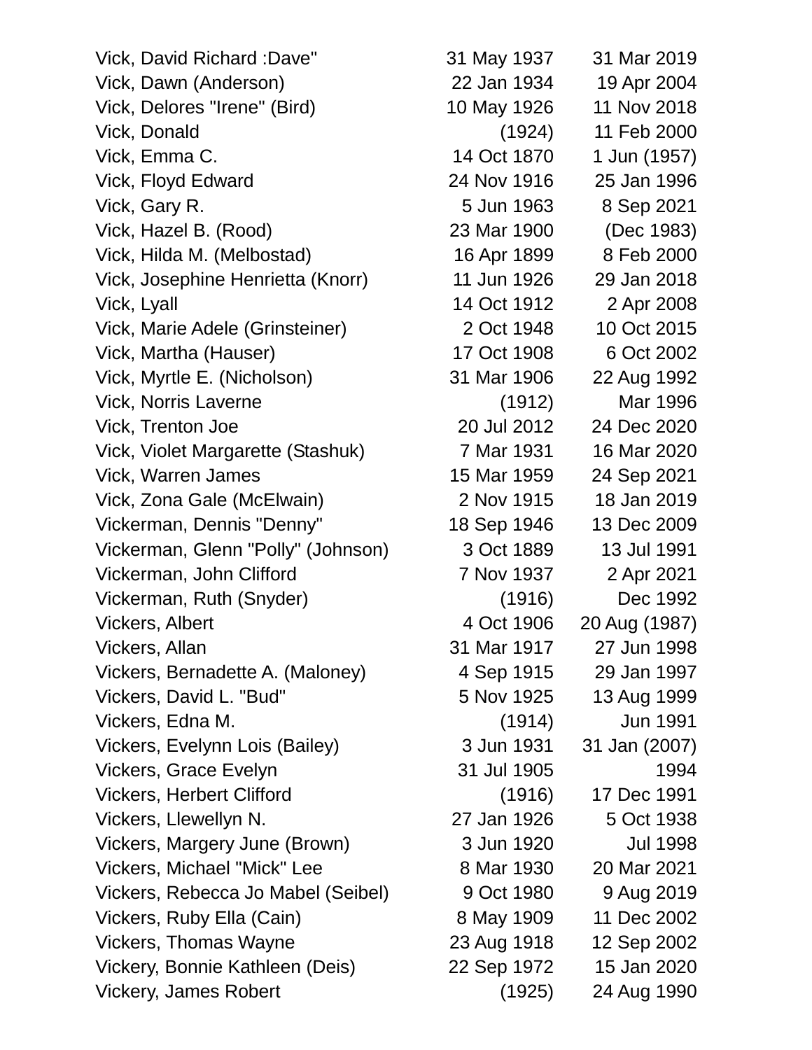| | | |
|---|---|---|
| Vick, David Richard :Dave" | 31 May 1937 | 31 Mar 2019 |
| Vick, Dawn (Anderson) | 22 Jan 1934 | 19 Apr 2004 |
| Vick, Delores "Irene" (Bird) | 10 May 1926 | 11 Nov 2018 |
| Vick, Donald | (1924) | 11 Feb 2000 |
| Vick, Emma C. | 14 Oct 1870 | 1 Jun (1957) |
| Vick, Floyd Edward | 24 Nov 1916 | 25 Jan 1996 |
| Vick, Gary R. | 5 Jun 1963 | 8 Sep 2021 |
| Vick, Hazel B. (Rood) | 23 Mar 1900 | (Dec 1983) |
| Vick, Hilda M. (Melbostad) | 16 Apr 1899 | 8 Feb 2000 |
| Vick, Josephine Henrietta (Knorr) | 11 Jun 1926 | 29 Jan 2018 |
| Vick, Lyall | 14 Oct 1912 | 2 Apr 2008 |
| Vick, Marie Adele (Grinsteiner) | 2 Oct 1948 | 10 Oct 2015 |
| Vick, Martha (Hauser) | 17 Oct 1908 | 6 Oct 2002 |
| Vick, Myrtle E. (Nicholson) | 31 Mar 1906 | 22 Aug 1992 |
| Vick, Norris Laverne | (1912) | Mar 1996 |
| Vick, Trenton Joe | 20 Jul 2012 | 24 Dec 2020 |
| Vick, Violet Margarette (Stashuk) | 7 Mar 1931 | 16 Mar 2020 |
| Vick, Warren James | 15 Mar 1959 | 24 Sep 2021 |
| Vick, Zona Gale (McElwain) | 2 Nov 1915 | 18 Jan 2019 |
| Vickerman, Dennis "Denny" | 18 Sep 1946 | 13 Dec 2009 |
| Vickerman, Glenn "Polly" (Johnson) | 3 Oct 1889 | 13 Jul 1991 |
| Vickerman, John Clifford | 7 Nov 1937 | 2 Apr 2021 |
| Vickerman, Ruth (Snyder) | (1916) | Dec 1992 |
| Vickers, Albert | 4 Oct 1906 | 20 Aug (1987) |
| Vickers, Allan | 31 Mar 1917 | 27 Jun 1998 |
| Vickers, Bernadette A. (Maloney) | 4 Sep 1915 | 29 Jan 1997 |
| Vickers, David L. "Bud" | 5 Nov 1925 | 13 Aug 1999 |
| Vickers, Edna M. | (1914) | Jun 1991 |
| Vickers, Evelynn Lois (Bailey) | 3 Jun 1931 | 31 Jan (2007) |
| Vickers, Grace Evelyn | 31 Jul 1905 | 1994 |
| Vickers, Herbert Clifford | (1916) | 17 Dec 1991 |
| Vickers, Llewellyn N. | 27 Jan 1926 | 5 Oct 1938 |
| Vickers, Margery June (Brown) | 3 Jun 1920 | Jul 1998 |
| Vickers, Michael "Mick" Lee | 8 Mar 1930 | 20 Mar 2021 |
| Vickers, Rebecca Jo Mabel (Seibel) | 9 Oct 1980 | 9 Aug 2019 |
| Vickers, Ruby Ella (Cain) | 8 May 1909 | 11 Dec 2002 |
| Vickers, Thomas Wayne | 23 Aug 1918 | 12 Sep 2002 |
| Vickery, Bonnie Kathleen (Deis) | 22 Sep 1972 | 15 Jan 2020 |
| Vickery, James Robert | (1925) | 24 Aug 1990 |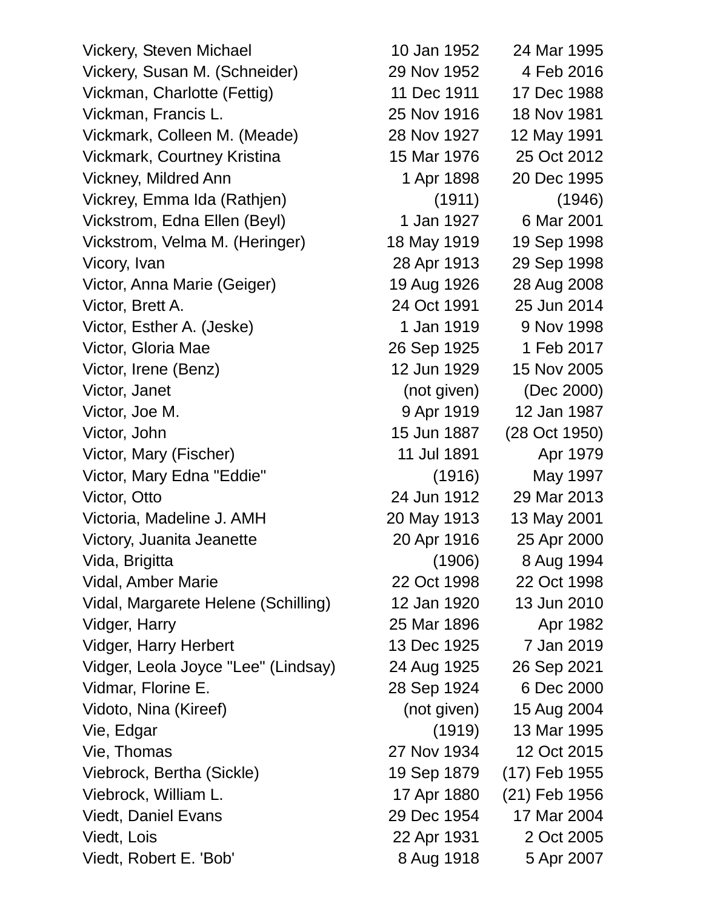| | | |
|---|---|---|
| Vickery, Steven Michael | 10 Jan 1952 | 24 Mar 1995 |
| Vickery, Susan M. (Schneider) | 29 Nov 1952 | 4 Feb 2016 |
| Vickman, Charlotte (Fettig) | 11 Dec 1911 | 17 Dec 1988 |
| Vickman, Francis L. | 25 Nov 1916 | 18 Nov 1981 |
| Vickmark, Colleen M. (Meade) | 28 Nov 1927 | 12 May 1991 |
| Vickmark, Courtney Kristina | 15 Mar 1976 | 25 Oct 2012 |
| Vickney, Mildred Ann | 1 Apr 1898 | 20 Dec 1995 |
| Vickrey, Emma Ida (Rathjen) | (1911) | (1946) |
| Vickstrom, Edna Ellen (Beyl) | 1 Jan 1927 | 6 Mar 2001 |
| Vickstrom, Velma M. (Heringer) | 18 May 1919 | 19 Sep 1998 |
| Vicory, Ivan | 28 Apr 1913 | 29 Sep 1998 |
| Victor, Anna Marie (Geiger) | 19 Aug 1926 | 28 Aug 2008 |
| Victor, Brett A. | 24 Oct 1991 | 25 Jun 2014 |
| Victor, Esther A. (Jeske) | 1 Jan 1919 | 9 Nov 1998 |
| Victor, Gloria Mae | 26 Sep 1925 | 1 Feb 2017 |
| Victor, Irene (Benz) | 12 Jun 1929 | 15 Nov 2005 |
| Victor, Janet | (not given) | (Dec 2000) |
| Victor, Joe M. | 9 Apr 1919 | 12 Jan 1987 |
| Victor, John | 15 Jun 1887 | (28 Oct 1950) |
| Victor, Mary (Fischer) | 11 Jul 1891 | Apr 1979 |
| Victor, Mary Edna "Eddie" | (1916) | May 1997 |
| Victor, Otto | 24 Jun 1912 | 29 Mar 2013 |
| Victoria, Madeline J. AMH | 20 May 1913 | 13 May 2001 |
| Victory, Juanita Jeanette | 20 Apr 1916 | 25 Apr 2000 |
| Vida, Brigitta | (1906) | 8 Aug 1994 |
| Vidal, Amber Marie | 22 Oct 1998 | 22 Oct 1998 |
| Vidal, Margarete Helene (Schilling) | 12 Jan 1920 | 13 Jun 2010 |
| Vidger, Harry | 25 Mar 1896 | Apr 1982 |
| Vidger, Harry Herbert | 13 Dec 1925 | 7 Jan 2019 |
| Vidger, Leola Joyce "Lee" (Lindsay) | 24 Aug 1925 | 26 Sep 2021 |
| Vidmar, Florine E. | 28 Sep 1924 | 6 Dec 2000 |
| Vidoto, Nina (Kireef) | (not given) | 15 Aug 2004 |
| Vie, Edgar | (1919) | 13 Mar 1995 |
| Vie, Thomas | 27 Nov 1934 | 12 Oct 2015 |
| Viebrock, Bertha (Sickle) | 19 Sep 1879 | (17) Feb 1955 |
| Viebrock, William L. | 17 Apr 1880 | (21) Feb 1956 |
| Viedt, Daniel Evans | 29 Dec 1954 | 17 Mar 2004 |
| Viedt, Lois | 22 Apr 1931 | 2 Oct 2005 |
| Viedt, Robert E. 'Bob' | 8 Aug 1918 | 5 Apr 2007 |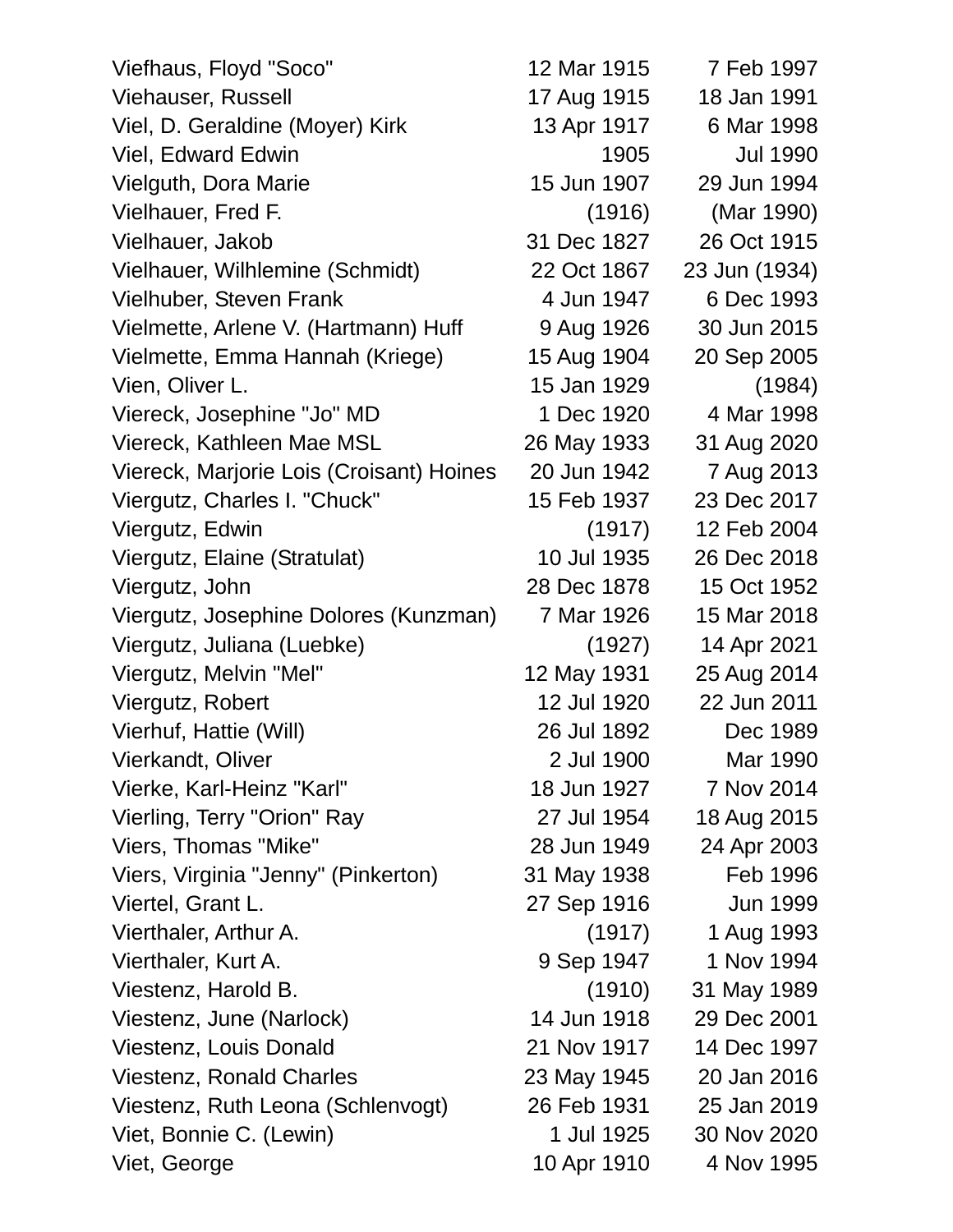| | | |
|---|---|---|
| Viefhaus, Floyd "Soco" | 12 Mar 1915 | 7 Feb 1997 |
| Viehauser, Russell | 17 Aug 1915 | 18 Jan 1991 |
| Viel, D. Geraldine (Moyer) Kirk | 13 Apr 1917 | 6 Mar 1998 |
| Viel, Edward Edwin | 1905 | Jul 1990 |
| Vielguth, Dora Marie | 15 Jun 1907 | 29 Jun 1994 |
| Vielhauer, Fred F. | (1916) | (Mar 1990) |
| Vielhauer, Jakob | 31 Dec 1827 | 26 Oct 1915 |
| Vielhauer, Wilhlemine (Schmidt) | 22 Oct 1867 | 23 Jun (1934) |
| Vielhuber, Steven Frank | 4 Jun 1947 | 6 Dec 1993 |
| Vielmette, Arlene V. (Hartmann) Huff | 9 Aug 1926 | 30 Jun 2015 |
| Vielmette, Emma Hannah (Kriege) | 15 Aug 1904 | 20 Sep 2005 |
| Vien, Oliver L. | 15 Jan 1929 | (1984) |
| Viereck, Josephine "Jo" MD | 1 Dec 1920 | 4 Mar 1998 |
| Viereck, Kathleen Mae MSL | 26 May 1933 | 31 Aug 2020 |
| Viereck, Marjorie Lois (Croisant) Hoines | 20 Jun 1942 | 7 Aug 2013 |
| Viergutz, Charles I. "Chuck" | 15 Feb 1937 | 23 Dec 2017 |
| Viergutz, Edwin | (1917) | 12 Feb 2004 |
| Viergutz, Elaine (Stratulat) | 10 Jul 1935 | 26 Dec 2018 |
| Viergutz, John | 28 Dec 1878 | 15 Oct 1952 |
| Viergutz, Josephine Dolores (Kunzman) | 7 Mar 1926 | 15 Mar 2018 |
| Viergutz, Juliana (Luebke) | (1927) | 14 Apr 2021 |
| Viergutz, Melvin "Mel" | 12 May 1931 | 25 Aug 2014 |
| Viergutz, Robert | 12 Jul 1920 | 22 Jun 2011 |
| Vierhuf, Hattie (Will) | 26 Jul 1892 | Dec 1989 |
| Vierkandt, Oliver | 2 Jul 1900 | Mar 1990 |
| Vierke, Karl-Heinz "Karl" | 18 Jun 1927 | 7 Nov 2014 |
| Vierling, Terry "Orion" Ray | 27 Jul 1954 | 18 Aug 2015 |
| Viers, Thomas "Mike" | 28 Jun 1949 | 24 Apr 2003 |
| Viers, Virginia "Jenny" (Pinkerton) | 31 May 1938 | Feb 1996 |
| Viertel, Grant L. | 27 Sep 1916 | Jun 1999 |
| Vierthaler, Arthur A. | (1917) | 1 Aug 1993 |
| Vierthaler, Kurt A. | 9 Sep 1947 | 1 Nov 1994 |
| Viestenz, Harold B. | (1910) | 31 May 1989 |
| Viestenz, June (Narlock) | 14 Jun 1918 | 29 Dec 2001 |
| Viestenz, Louis Donald | 21 Nov 1917 | 14 Dec 1997 |
| Viestenz, Ronald Charles | 23 May 1945 | 20 Jan 2016 |
| Viestenz, Ruth Leona (Schlenvogt) | 26 Feb 1931 | 25 Jan 2019 |
| Viet, Bonnie C. (Lewin) | 1 Jul 1925 | 30 Nov 2020 |
| Viet, George | 10 Apr 1910 | 4 Nov 1995 |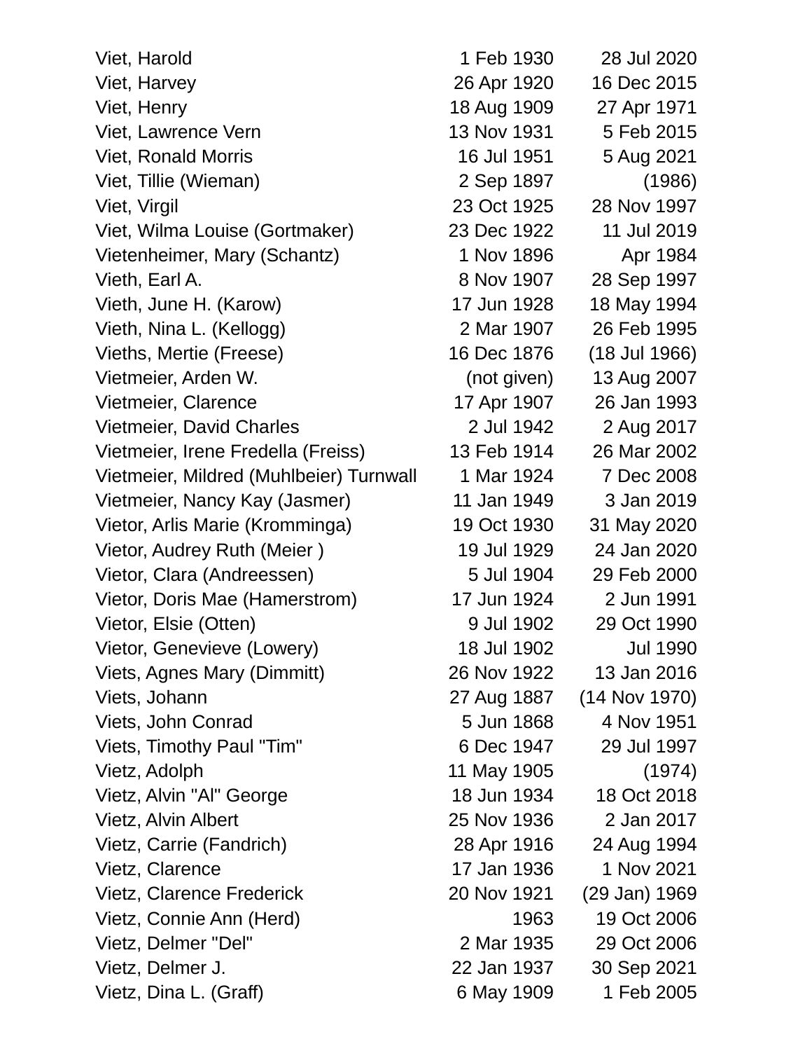| | | |
|---|---|---|
| Viet, Harold | 1 Feb 1930 | 28 Jul 2020 |
| Viet, Harvey | 26 Apr 1920 | 16 Dec 2015 |
| Viet, Henry | 18 Aug 1909 | 27 Apr 1971 |
| Viet, Lawrence Vern | 13 Nov 1931 | 5 Feb 2015 |
| Viet, Ronald Morris | 16 Jul 1951 | 5 Aug 2021 |
| Viet, Tillie (Wieman) | 2 Sep 1897 | (1986) |
| Viet, Virgil | 23 Oct 1925 | 28 Nov 1997 |
| Viet, Wilma Louise (Gortmaker) | 23 Dec 1922 | 11 Jul 2019 |
| Vietenheimer, Mary (Schantz) | 1 Nov 1896 | Apr 1984 |
| Vieth, Earl A. | 8 Nov 1907 | 28 Sep 1997 |
| Vieth, June H. (Karow) | 17 Jun 1928 | 18 May 1994 |
| Vieth, Nina L. (Kellogg) | 2 Mar 1907 | 26 Feb 1995 |
| Vieths, Mertie (Freese) | 16 Dec 1876 | (18 Jul 1966) |
| Vietmeier, Arden W. | (not given) | 13 Aug 2007 |
| Vietmeier, Clarence | 17 Apr 1907 | 26 Jan 1993 |
| Vietmeier, David Charles | 2 Jul 1942 | 2 Aug 2017 |
| Vietmeier, Irene Fredella (Freiss) | 13 Feb 1914 | 26 Mar 2002 |
| Vietmeier, Mildred (Muhlbeier) Turnwall | 1 Mar 1924 | 7 Dec 2008 |
| Vietmeier, Nancy Kay (Jasmer) | 11 Jan 1949 | 3 Jan 2019 |
| Vietor, Arlis Marie (Kromminga) | 19 Oct 1930 | 31 May 2020 |
| Vietor, Audrey Ruth (Meier ) | 19 Jul 1929 | 24 Jan 2020 |
| Vietor, Clara (Andreessen) | 5 Jul 1904 | 29 Feb 2000 |
| Vietor, Doris Mae (Hamerstrom) | 17 Jun 1924 | 2 Jun 1991 |
| Vietor, Elsie (Otten) | 9 Jul 1902 | 29 Oct 1990 |
| Vietor, Genevieve (Lowery) | 18 Jul 1902 | Jul 1990 |
| Viets, Agnes Mary (Dimmitt) | 26 Nov 1922 | 13 Jan 2016 |
| Viets, Johann | 27 Aug 1887 | (14 Nov 1970) |
| Viets, John Conrad | 5 Jun 1868 | 4 Nov 1951 |
| Viets, Timothy Paul "Tim" | 6 Dec 1947 | 29 Jul 1997 |
| Vietz, Adolph | 11 May 1905 | (1974) |
| Vietz, Alvin "Al" George | 18 Jun 1934 | 18 Oct 2018 |
| Vietz, Alvin Albert | 25 Nov 1936 | 2 Jan 2017 |
| Vietz, Carrie (Fandrich) | 28 Apr 1916 | 24 Aug 1994 |
| Vietz, Clarence | 17 Jan 1936 | 1 Nov 2021 |
| Vietz, Clarence Frederick | 20 Nov 1921 | (29 Jan) 1969 |
| Vietz, Connie Ann (Herd) | 1963 | 19 Oct 2006 |
| Vietz, Delmer "Del" | 2 Mar 1935 | 29 Oct 2006 |
| Vietz, Delmer J. | 22 Jan 1937 | 30 Sep 2021 |
| Vietz, Dina L. (Graff) | 6 May 1909 | 1 Feb 2005 |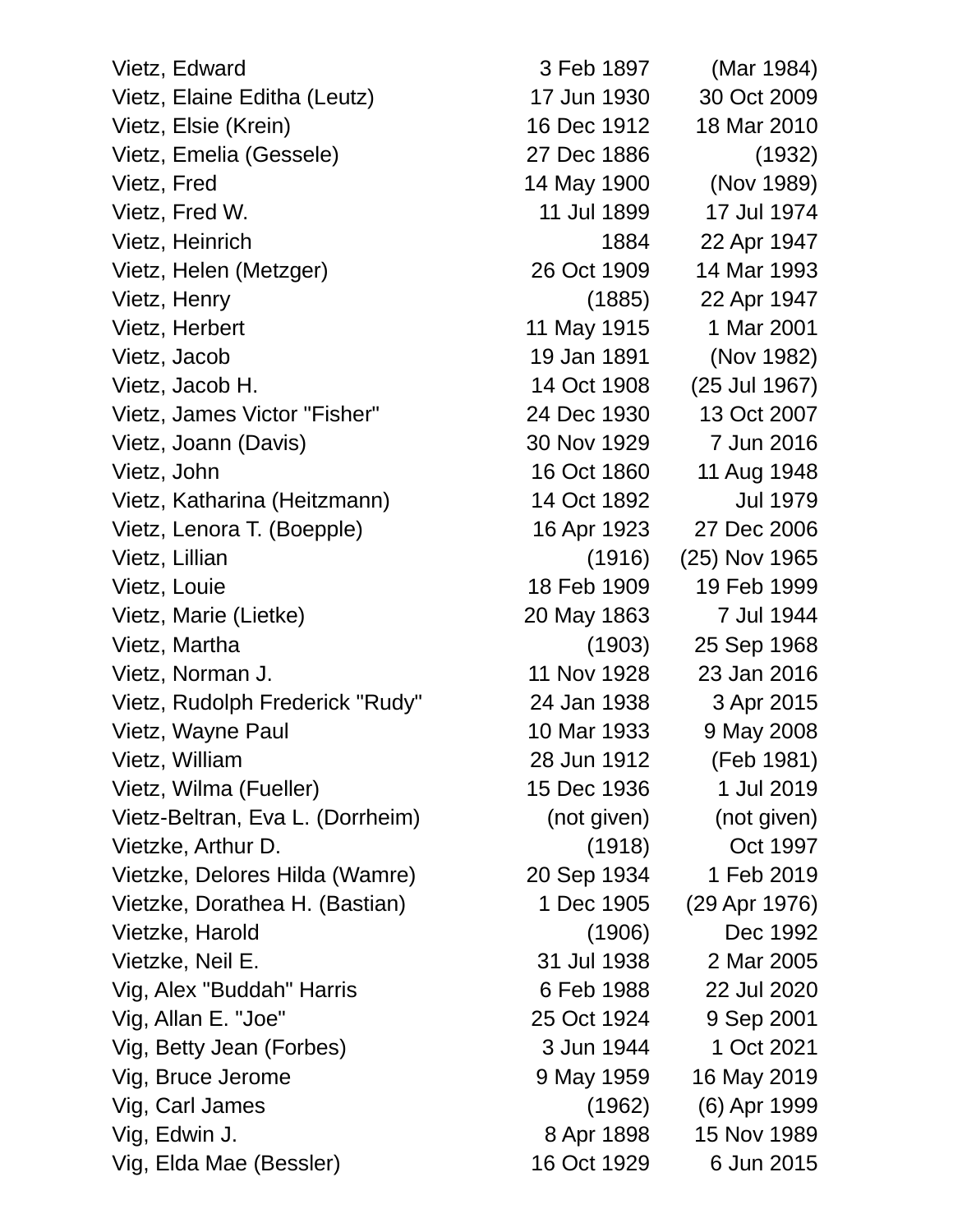| | | |
|---|---|---|
| Vietz, Edward | 3 Feb 1897 | (Mar 1984) |
| Vietz, Elaine Editha (Leutz) | 17 Jun 1930 | 30 Oct 2009 |
| Vietz, Elsie (Krein) | 16 Dec 1912 | 18 Mar 2010 |
| Vietz, Emelia (Gessele) | 27 Dec 1886 | (1932) |
| Vietz, Fred | 14 May 1900 | (Nov 1989) |
| Vietz, Fred W. | 11 Jul 1899 | 17 Jul 1974 |
| Vietz, Heinrich | 1884 | 22 Apr 1947 |
| Vietz, Helen (Metzger) | 26 Oct 1909 | 14 Mar 1993 |
| Vietz, Henry | (1885) | 22 Apr 1947 |
| Vietz, Herbert | 11 May 1915 | 1 Mar 2001 |
| Vietz, Jacob | 19 Jan 1891 | (Nov 1982) |
| Vietz, Jacob H. | 14 Oct 1908 | (25 Jul 1967) |
| Vietz, James Victor "Fisher" | 24 Dec 1930 | 13 Oct 2007 |
| Vietz, Joann (Davis) | 30 Nov 1929 | 7 Jun 2016 |
| Vietz, John | 16 Oct 1860 | 11 Aug 1948 |
| Vietz, Katharina (Heitzmann) | 14 Oct 1892 | Jul 1979 |
| Vietz, Lenora T. (Boepple) | 16 Apr 1923 | 27 Dec 2006 |
| Vietz, Lillian | (1916) | (25) Nov 1965 |
| Vietz, Louie | 18 Feb 1909 | 19 Feb 1999 |
| Vietz, Marie (Lietke) | 20 May 1863 | 7 Jul 1944 |
| Vietz, Martha | (1903) | 25 Sep 1968 |
| Vietz, Norman J. | 11 Nov 1928 | 23 Jan 2016 |
| Vietz, Rudolph Frederick "Rudy" | 24 Jan 1938 | 3 Apr 2015 |
| Vietz, Wayne Paul | 10 Mar 1933 | 9 May 2008 |
| Vietz, William | 28 Jun 1912 | (Feb 1981) |
| Vietz, Wilma (Fueller) | 15 Dec 1936 | 1 Jul 2019 |
| Vietz-Beltran, Eva L. (Dorrheim) | (not given) | (not given) |
| Vietzke, Arthur D. | (1918) | Oct 1997 |
| Vietzke, Delores Hilda (Wamre) | 20 Sep 1934 | 1 Feb 2019 |
| Vietzke, Dorathea H. (Bastian) | 1 Dec 1905 | (29 Apr 1976) |
| Vietzke, Harold | (1906) | Dec 1992 |
| Vietzke, Neil E. | 31 Jul 1938 | 2 Mar 2005 |
| Vig, Alex "Buddah" Harris | 6 Feb 1988 | 22 Jul 2020 |
| Vig, Allan E. "Joe" | 25 Oct 1924 | 9 Sep 2001 |
| Vig, Betty Jean (Forbes) | 3 Jun 1944 | 1 Oct 2021 |
| Vig, Bruce Jerome | 9 May 1959 | 16 May 2019 |
| Vig, Carl James | (1962) | (6) Apr 1999 |
| Vig, Edwin J. | 8 Apr 1898 | 15 Nov 1989 |
| Vig, Elda Mae (Bessler) | 16 Oct 1929 | 6 Jun 2015 |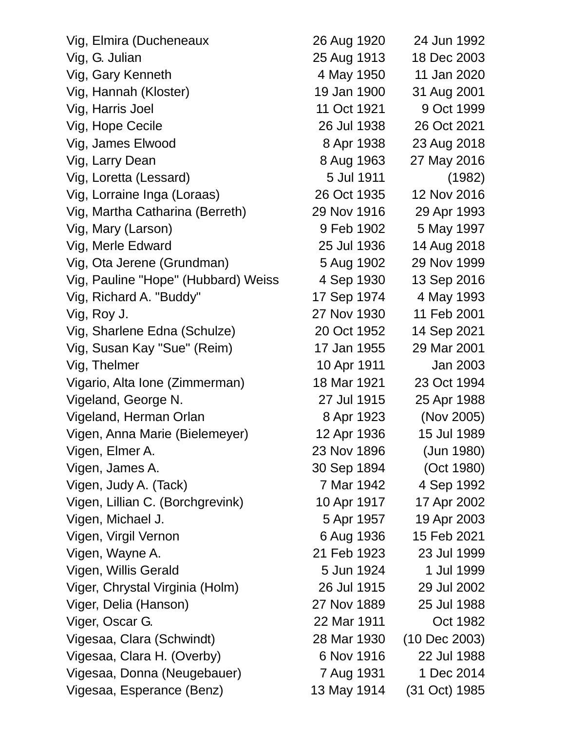| | | |
|---|---|---|
| Vig, Elmira (Ducheneaux | 26 Aug 1920 | 24 Jun 1992 |
| Vig, G. Julian | 25 Aug 1913 | 18 Dec 2003 |
| Vig, Gary Kenneth | 4 May 1950 | 11 Jan 2020 |
| Vig, Hannah (Kloster) | 19 Jan 1900 | 31 Aug 2001 |
| Vig, Harris Joel | 11 Oct 1921 | 9 Oct 1999 |
| Vig, Hope Cecile | 26 Jul 1938 | 26 Oct 2021 |
| Vig, James Elwood | 8 Apr 1938 | 23 Aug 2018 |
| Vig, Larry Dean | 8 Aug 1963 | 27 May 2016 |
| Vig, Loretta (Lessard) | 5 Jul 1911 | (1982) |
| Vig, Lorraine Inga (Loraas) | 26 Oct 1935 | 12 Nov 2016 |
| Vig, Martha Catharina (Berreth) | 29 Nov 1916 | 29 Apr 1993 |
| Vig, Mary (Larson) | 9 Feb 1902 | 5 May 1997 |
| Vig, Merle Edward | 25 Jul 1936 | 14 Aug 2018 |
| Vig, Ota Jerene (Grundman) | 5 Aug 1902 | 29 Nov 1999 |
| Vig, Pauline "Hope" (Hubbard) Weiss | 4 Sep 1930 | 13 Sep 2016 |
| Vig, Richard A. "Buddy" | 17 Sep 1974 | 4 May 1993 |
| Vig, Roy J. | 27 Nov 1930 | 11 Feb 2001 |
| Vig, Sharlene Edna (Schulze) | 20 Oct 1952 | 14 Sep 2021 |
| Vig, Susan Kay "Sue" (Reim) | 17 Jan 1955 | 29 Mar 2001 |
| Vig, Thelmer | 10 Apr 1911 | Jan 2003 |
| Vigario, Alta Ione (Zimmerman) | 18 Mar 1921 | 23 Oct 1994 |
| Vigeland, George N. | 27 Jul 1915 | 25 Apr 1988 |
| Vigeland, Herman Orlan | 8 Apr 1923 | (Nov 2005) |
| Vigen, Anna Marie (Bielemeyer) | 12 Apr 1936 | 15 Jul 1989 |
| Vigen, Elmer A. | 23 Nov 1896 | (Jun 1980) |
| Vigen, James A. | 30 Sep 1894 | (Oct 1980) |
| Vigen, Judy A. (Tack) | 7 Mar 1942 | 4 Sep 1992 |
| Vigen, Lillian C. (Borchgrevink) | 10 Apr 1917 | 17 Apr 2002 |
| Vigen, Michael J. | 5 Apr 1957 | 19 Apr 2003 |
| Vigen, Virgil Vernon | 6 Aug 1936 | 15 Feb 2021 |
| Vigen, Wayne A. | 21 Feb 1923 | 23 Jul 1999 |
| Vigen, Willis Gerald | 5 Jun 1924 | 1 Jul 1999 |
| Viger, Chrystal Virginia (Holm) | 26 Jul 1915 | 29 Jul 2002 |
| Viger, Delia (Hanson) | 27 Nov 1889 | 25 Jul 1988 |
| Viger, Oscar G. | 22 Mar 1911 | Oct 1982 |
| Vigesaa, Clara (Schwindt) | 28 Mar 1930 | (10 Dec 2003) |
| Vigesaa, Clara H. (Overby) | 6 Nov 1916 | 22 Jul 1988 |
| Vigesaa, Donna (Neugebauer) | 7 Aug 1931 | 1 Dec 2014 |
| Vigesaa, Esperance (Benz) | 13 May 1914 | (31 Oct) 1985 |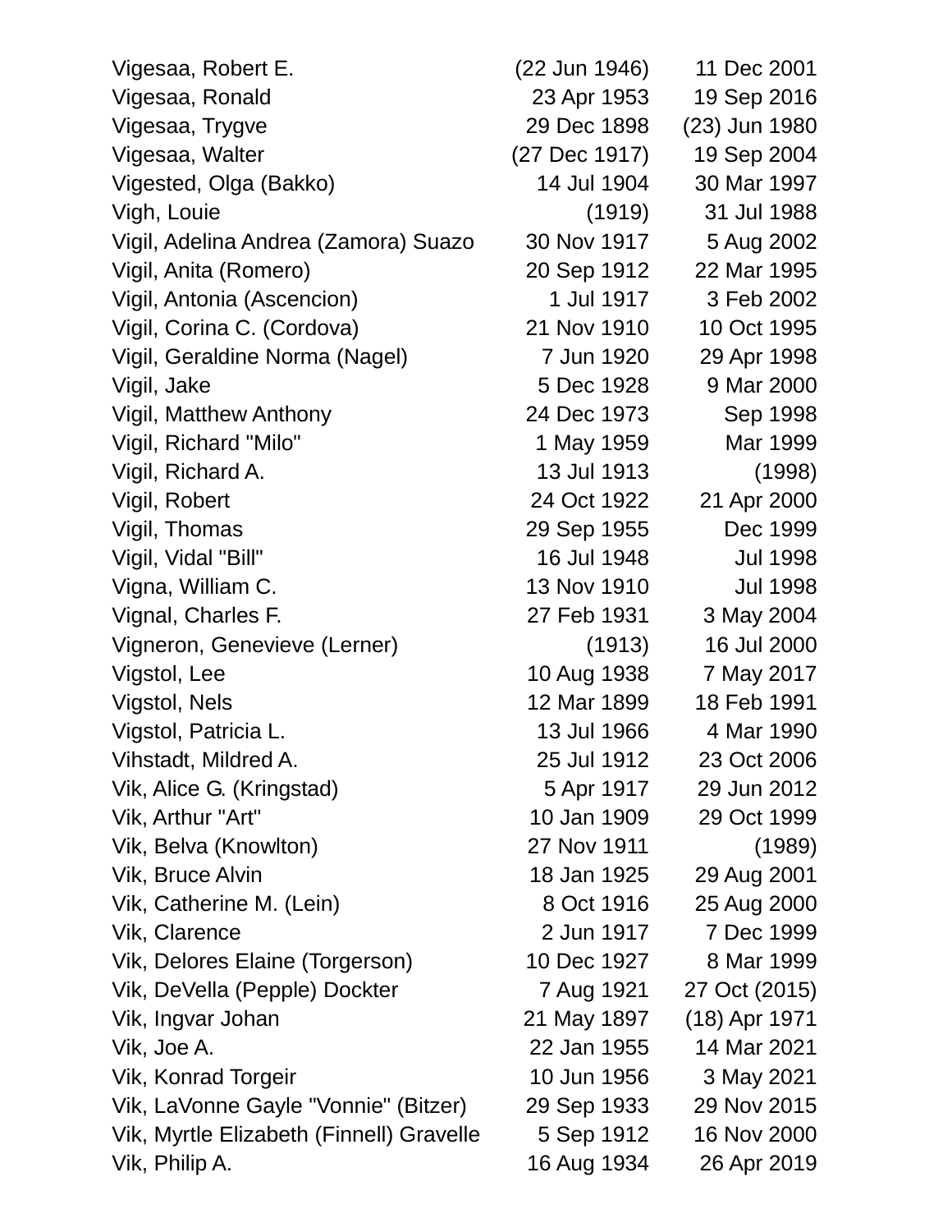| | | |
|---|---|---|
| Vigesaa, Robert E. | (22 Jun 1946) | 11 Dec 2001 |
| Vigesaa, Ronald | 23 Apr 1953 | 19 Sep 2016 |
| Vigesaa, Trygve | 29 Dec 1898 | (23) Jun 1980 |
| Vigesaa, Walter | (27 Dec 1917) | 19 Sep 2004 |
| Vigested, Olga (Bakko) | 14 Jul 1904 | 30 Mar 1997 |
| Vigh, Louie | (1919) | 31 Jul 1988 |
| Vigil, Adelina Andrea (Zamora) Suazo | 30 Nov 1917 | 5 Aug 2002 |
| Vigil, Anita (Romero) | 20 Sep 1912 | 22 Mar 1995 |
| Vigil, Antonia (Ascencion) | 1 Jul 1917 | 3 Feb 2002 |
| Vigil, Corina C. (Cordova) | 21 Nov 1910 | 10 Oct 1995 |
| Vigil, Geraldine Norma (Nagel) | 7 Jun 1920 | 29 Apr 1998 |
| Vigil, Jake | 5 Dec 1928 | 9 Mar 2000 |
| Vigil, Matthew Anthony | 24 Dec 1973 | Sep 1998 |
| Vigil, Richard "Milo" | 1 May 1959 | Mar 1999 |
| Vigil, Richard A. | 13 Jul 1913 | (1998) |
| Vigil, Robert | 24 Oct 1922 | 21 Apr 2000 |
| Vigil, Thomas | 29 Sep 1955 | Dec 1999 |
| Vigil, Vidal "Bill" | 16 Jul 1948 | Jul 1998 |
| Vigna, William C. | 13 Nov 1910 | Jul 1998 |
| Vignal, Charles F. | 27 Feb 1931 | 3 May 2004 |
| Vigneron, Genevieve (Lerner) | (1913) | 16 Jul 2000 |
| Vigstol, Lee | 10 Aug 1938 | 7 May 2017 |
| Vigstol, Nels | 12 Mar 1899 | 18 Feb 1991 |
| Vigstol, Patricia L. | 13 Jul 1966 | 4 Mar 1990 |
| Vihstadt, Mildred A. | 25 Jul 1912 | 23 Oct 2006 |
| Vik, Alice G. (Kringstad) | 5 Apr 1917 | 29 Jun 2012 |
| Vik, Arthur "Art" | 10 Jan 1909 | 29 Oct 1999 |
| Vik, Belva (Knowlton) | 27 Nov 1911 | (1989) |
| Vik, Bruce Alvin | 18 Jan 1925 | 29 Aug 2001 |
| Vik, Catherine M. (Lein) | 8 Oct 1916 | 25 Aug 2000 |
| Vik, Clarence | 2 Jun 1917 | 7 Dec 1999 |
| Vik, Delores Elaine (Torgerson) | 10 Dec 1927 | 8 Mar 1999 |
| Vik, DeVella (Pepple) Dockter | 7 Aug 1921 | 27 Oct (2015) |
| Vik, Ingvar Johan | 21 May 1897 | (18) Apr 1971 |
| Vik, Joe A. | 22 Jan 1955 | 14 Mar 2021 |
| Vik, Konrad Torgeir | 10 Jun 1956 | 3 May 2021 |
| Vik, LaVonne Gayle "Vonnie" (Bitzer) | 29 Sep 1933 | 29 Nov 2015 |
| Vik, Myrtle Elizabeth (Finnell) Gravelle | 5 Sep 1912 | 16 Nov 2000 |
| Vik, Philip A. | 16 Aug 1934 | 26 Apr 2019 |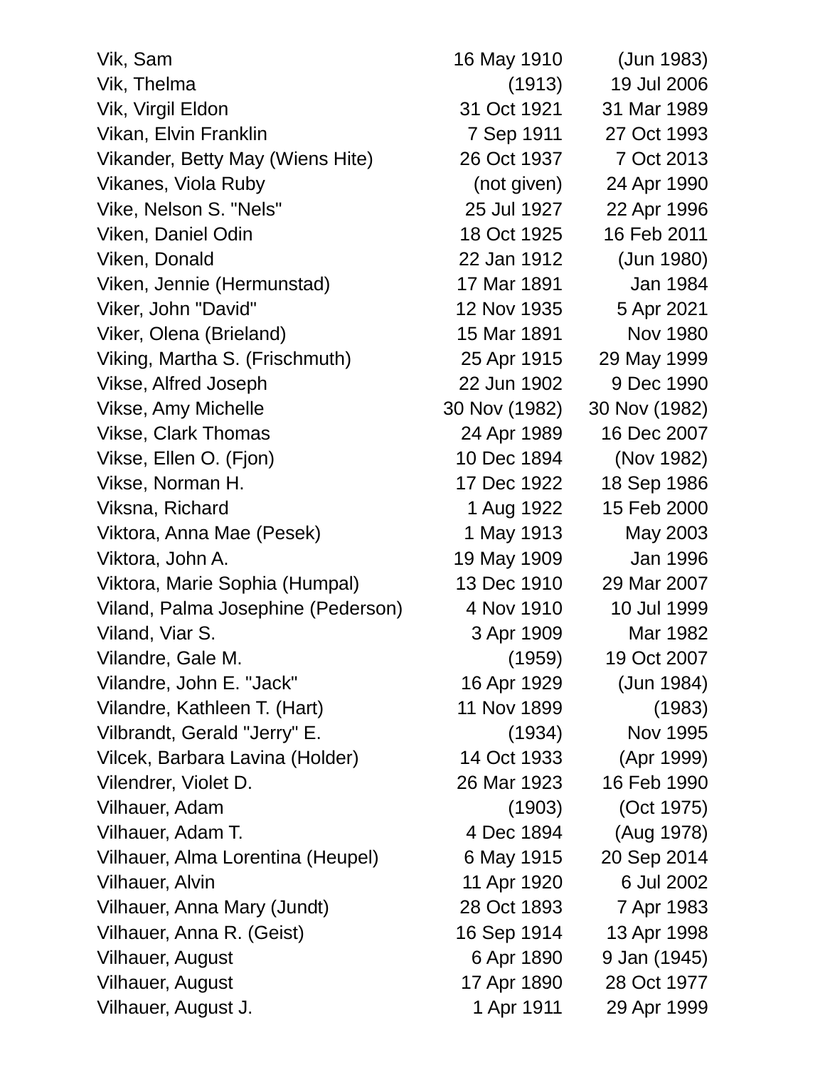| | | |
|---|---|---|
| Vik, Sam | 16 May 1910 | (Jun 1983) |
| Vik, Thelma | (1913) | 19 Jul 2006 |
| Vik, Virgil Eldon | 31 Oct 1921 | 31 Mar 1989 |
| Vikan, Elvin Franklin | 7 Sep 1911 | 27 Oct 1993 |
| Vikander, Betty May (Wiens Hite) | 26 Oct 1937 | 7 Oct 2013 |
| Vikanes, Viola Ruby | (not given) | 24 Apr 1990 |
| Vike, Nelson S. "Nels" | 25 Jul 1927 | 22 Apr 1996 |
| Viken, Daniel Odin | 18 Oct 1925 | 16 Feb 2011 |
| Viken, Donald | 22 Jan 1912 | (Jun 1980) |
| Viken, Jennie (Hermunstad) | 17 Mar 1891 | Jan 1984 |
| Viker, John "David" | 12 Nov 1935 | 5 Apr 2021 |
| Viker, Olena (Brieland) | 15 Mar 1891 | Nov 1980 |
| Viking, Martha S. (Frischmuth) | 25 Apr 1915 | 29 May 1999 |
| Vikse, Alfred Joseph | 22 Jun 1902 | 9 Dec 1990 |
| Vikse, Amy Michelle | 30 Nov (1982) | 30 Nov (1982) |
| Vikse, Clark Thomas | 24 Apr 1989 | 16 Dec 2007 |
| Vikse, Ellen O. (Fjon) | 10 Dec 1894 | (Nov 1982) |
| Vikse, Norman H. | 17 Dec 1922 | 18 Sep 1986 |
| Viksna, Richard | 1 Aug 1922 | 15 Feb 2000 |
| Viktora, Anna Mae (Pesek) | 1 May 1913 | May 2003 |
| Viktora, John A. | 19 May 1909 | Jan 1996 |
| Viktora, Marie Sophia (Humpal) | 13 Dec 1910 | 29 Mar 2007 |
| Viland, Palma Josephine (Pederson) | 4 Nov 1910 | 10 Jul 1999 |
| Viland, Viar S. | 3 Apr 1909 | Mar 1982 |
| Vilandre, Gale M. | (1959) | 19 Oct 2007 |
| Vilandre, John E. "Jack" | 16 Apr 1929 | (Jun 1984) |
| Vilandre, Kathleen T. (Hart) | 11 Nov 1899 | (1983) |
| Vilbrandt, Gerald "Jerry" E. | (1934) | Nov 1995 |
| Vilcek, Barbara Lavina (Holder) | 14 Oct 1933 | (Apr 1999) |
| Vilendrer, Violet D. | 26 Mar 1923 | 16 Feb 1990 |
| Vilhauer, Adam | (1903) | (Oct 1975) |
| Vilhauer, Adam T. | 4 Dec 1894 | (Aug 1978) |
| Vilhauer, Alma Lorentina (Heupel) | 6 May 1915 | 20 Sep 2014 |
| Vilhauer, Alvin | 11 Apr 1920 | 6 Jul 2002 |
| Vilhauer, Anna Mary (Jundt) | 28 Oct 1893 | 7 Apr 1983 |
| Vilhauer, Anna R. (Geist) | 16 Sep 1914 | 13 Apr 1998 |
| Vilhauer, August | 6 Apr 1890 | 9 Jan (1945) |
| Vilhauer, August | 17 Apr 1890 | 28 Oct 1977 |
| Vilhauer, August J. | 1 Apr 1911 | 29 Apr 1999 |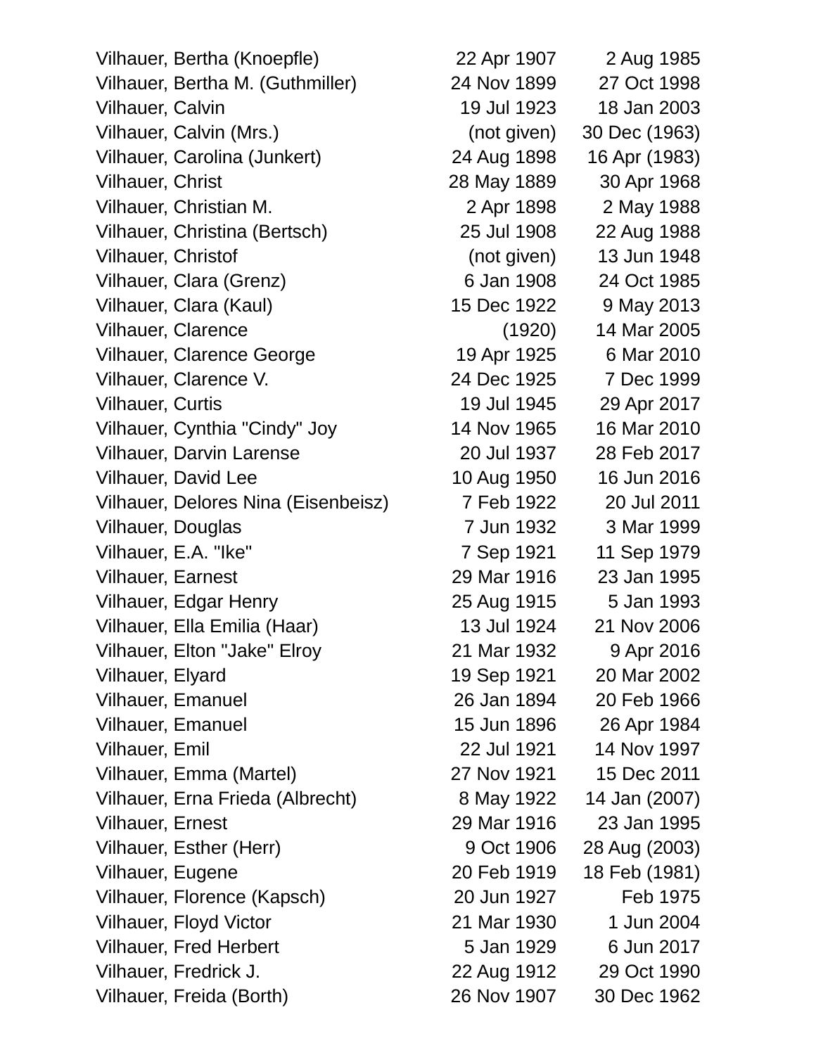| | | |
|---|---|---|
| Vilhauer, Bertha (Knoepfle) | 22 Apr 1907 | 2 Aug 1985 |
| Vilhauer, Bertha M. (Guthmiller) | 24 Nov 1899 | 27 Oct 1998 |
| Vilhauer, Calvin | 19 Jul 1923 | 18 Jan 2003 |
| Vilhauer, Calvin (Mrs.) | (not given) | 30 Dec (1963) |
| Vilhauer, Carolina (Junkert) | 24 Aug 1898 | 16 Apr (1983) |
| Vilhauer, Christ | 28 May 1889 | 30 Apr 1968 |
| Vilhauer, Christian M. | 2 Apr 1898 | 2 May 1988 |
| Vilhauer, Christina (Bertsch) | 25 Jul 1908 | 22 Aug 1988 |
| Vilhauer, Christof | (not given) | 13 Jun 1948 |
| Vilhauer, Clara (Grenz) | 6 Jan 1908 | 24 Oct 1985 |
| Vilhauer, Clara (Kaul) | 15 Dec 1922 | 9 May 2013 |
| Vilhauer, Clarence | (1920) | 14 Mar 2005 |
| Vilhauer, Clarence George | 19 Apr 1925 | 6 Mar 2010 |
| Vilhauer, Clarence V. | 24 Dec 1925 | 7 Dec 1999 |
| Vilhauer, Curtis | 19 Jul 1945 | 29 Apr 2017 |
| Vilhauer, Cynthia "Cindy" Joy | 14 Nov 1965 | 16 Mar 2010 |
| Vilhauer, Darvin Larense | 20 Jul 1937 | 28 Feb 2017 |
| Vilhauer, David Lee | 10 Aug 1950 | 16 Jun 2016 |
| Vilhauer, Delores Nina (Eisenbeisz) | 7 Feb 1922 | 20 Jul 2011 |
| Vilhauer, Douglas | 7 Jun 1932 | 3 Mar 1999 |
| Vilhauer, E.A. "Ike" | 7 Sep 1921 | 11 Sep 1979 |
| Vilhauer, Earnest | 29 Mar 1916 | 23 Jan 1995 |
| Vilhauer, Edgar Henry | 25 Aug 1915 | 5 Jan 1993 |
| Vilhauer, Ella Emilia (Haar) | 13 Jul 1924 | 21 Nov 2006 |
| Vilhauer, Elton "Jake" Elroy | 21 Mar 1932 | 9 Apr 2016 |
| Vilhauer, Elyard | 19 Sep 1921 | 20 Mar 2002 |
| Vilhauer, Emanuel | 26 Jan 1894 | 20 Feb 1966 |
| Vilhauer, Emanuel | 15 Jun 1896 | 26 Apr 1984 |
| Vilhauer, Emil | 22 Jul 1921 | 14 Nov 1997 |
| Vilhauer, Emma (Martel) | 27 Nov 1921 | 15 Dec 2011 |
| Vilhauer, Erna Frieda (Albrecht) | 8 May 1922 | 14 Jan (2007) |
| Vilhauer, Ernest | 29 Mar 1916 | 23 Jan 1995 |
| Vilhauer, Esther (Herr) | 9 Oct 1906 | 28 Aug (2003) |
| Vilhauer, Eugene | 20 Feb 1919 | 18 Feb (1981) |
| Vilhauer, Florence (Kapsch) | 20 Jun 1927 | Feb 1975 |
| Vilhauer, Floyd Victor | 21 Mar 1930 | 1 Jun 2004 |
| Vilhauer, Fred Herbert | 5 Jan 1929 | 6 Jun 2017 |
| Vilhauer, Fredrick J. | 22 Aug 1912 | 29 Oct 1990 |
| Vilhauer, Freida (Borth) | 26 Nov 1907 | 30 Dec 1962 |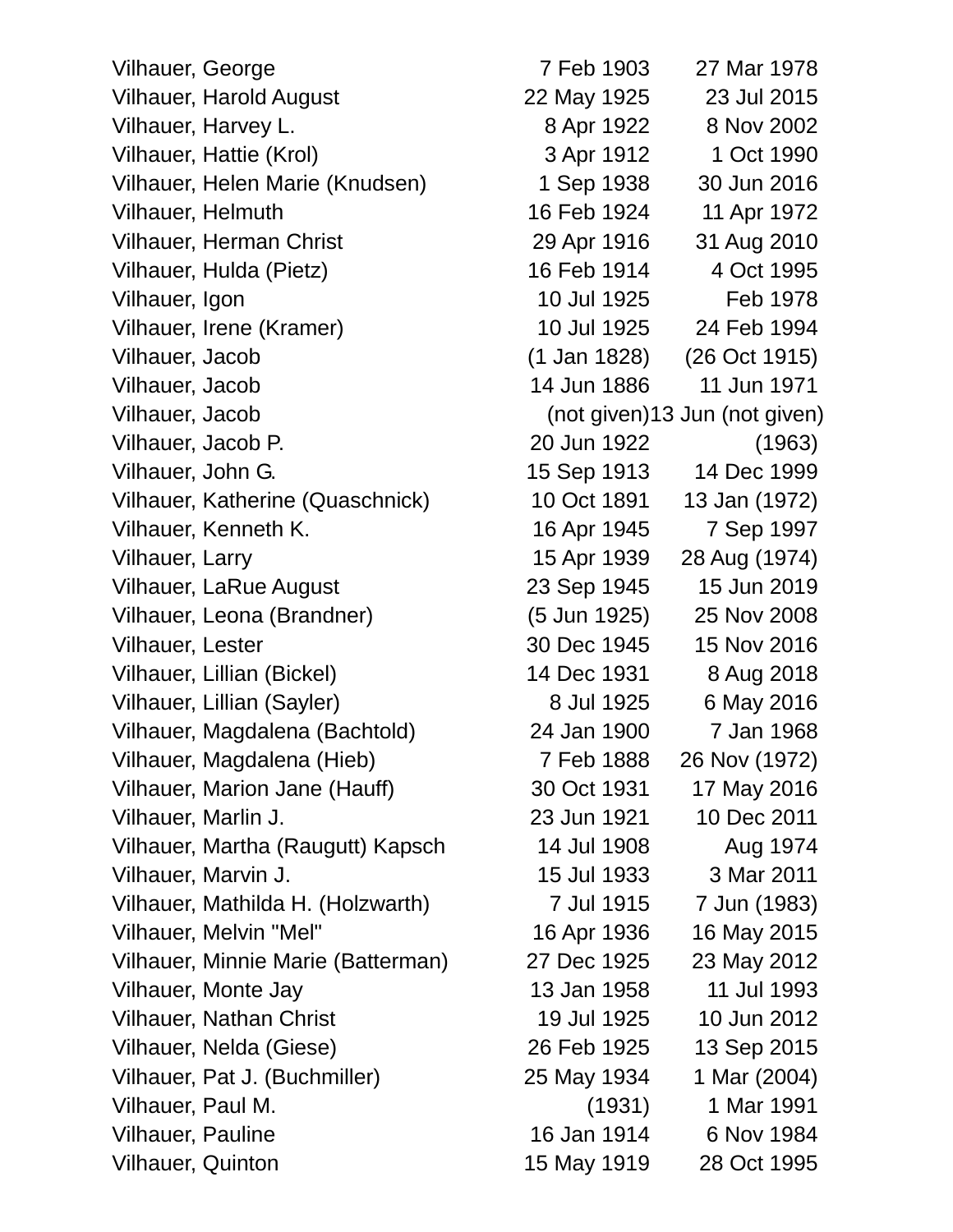| | | |
|---|---|---|
| Vilhauer, George | 7 Feb 1903 | 27 Mar 1978 |
| Vilhauer, Harold August | 22 May 1925 | 23 Jul 2015 |
| Vilhauer, Harvey L. | 8 Apr 1922 | 8 Nov 2002 |
| Vilhauer, Hattie (Krol) | 3 Apr 1912 | 1 Oct 1990 |
| Vilhauer, Helen Marie (Knudsen) | 1 Sep 1938 | 30 Jun 2016 |
| Vilhauer, Helmuth | 16 Feb 1924 | 11 Apr 1972 |
| Vilhauer, Herman Christ | 29 Apr 1916 | 31 Aug 2010 |
| Vilhauer, Hulda (Pietz) | 16 Feb 1914 | 4 Oct 1995 |
| Vilhauer, Igon | 10 Jul 1925 | Feb 1978 |
| Vilhauer, Irene (Kramer) | 10 Jul 1925 | 24 Feb 1994 |
| Vilhauer, Jacob | (1 Jan 1828) | (26 Oct 1915) |
| Vilhauer, Jacob | 14 Jun 1886 | 11 Jun 1971 |
| Vilhauer, Jacob | (not given) | 13 Jun (not given) |
| Vilhauer, Jacob P. | 20 Jun 1922 | (1963) |
| Vilhauer, John G. | 15 Sep 1913 | 14 Dec 1999 |
| Vilhauer, Katherine (Quaschnick) | 10 Oct 1891 | 13 Jan (1972) |
| Vilhauer, Kenneth K. | 16 Apr 1945 | 7 Sep 1997 |
| Vilhauer, Larry | 15 Apr 1939 | 28 Aug (1974) |
| Vilhauer, LaRue August | 23 Sep 1945 | 15 Jun 2019 |
| Vilhauer, Leona (Brandner) | (5 Jun 1925) | 25 Nov 2008 |
| Vilhauer, Lester | 30 Dec 1945 | 15 Nov 2016 |
| Vilhauer, Lillian (Bickel) | 14 Dec 1931 | 8 Aug 2018 |
| Vilhauer, Lillian (Sayler) | 8 Jul 1925 | 6 May 2016 |
| Vilhauer, Magdalena (Bachtold) | 24 Jan 1900 | 7 Jan 1968 |
| Vilhauer, Magdalena (Hieb) | 7 Feb 1888 | 26 Nov (1972) |
| Vilhauer, Marion Jane (Hauff) | 30 Oct 1931 | 17 May 2016 |
| Vilhauer, Marlin J. | 23 Jun 1921 | 10 Dec 2011 |
| Vilhauer, Martha (Raugutt) Kapsch | 14 Jul 1908 | Aug 1974 |
| Vilhauer, Marvin J. | 15 Jul 1933 | 3 Mar 2011 |
| Vilhauer, Mathilda H. (Holzwarth) | 7 Jul 1915 | 7 Jun (1983) |
| Vilhauer, Melvin "Mel" | 16 Apr 1936 | 16 May 2015 |
| Vilhauer, Minnie Marie (Batterman) | 27 Dec 1925 | 23 May 2012 |
| Vilhauer, Monte Jay | 13 Jan 1958 | 11 Jul 1993 |
| Vilhauer, Nathan Christ | 19 Jul 1925 | 10 Jun 2012 |
| Vilhauer, Nelda (Giese) | 26 Feb 1925 | 13 Sep 2015 |
| Vilhauer, Pat J. (Buchmiller) | 25 May 1934 | 1 Mar (2004) |
| Vilhauer, Paul M. | (1931) | 1 Mar 1991 |
| Vilhauer, Pauline | 16 Jan 1914 | 6 Nov 1984 |
| Vilhauer, Quinton | 15 May 1919 | 28 Oct 1995 |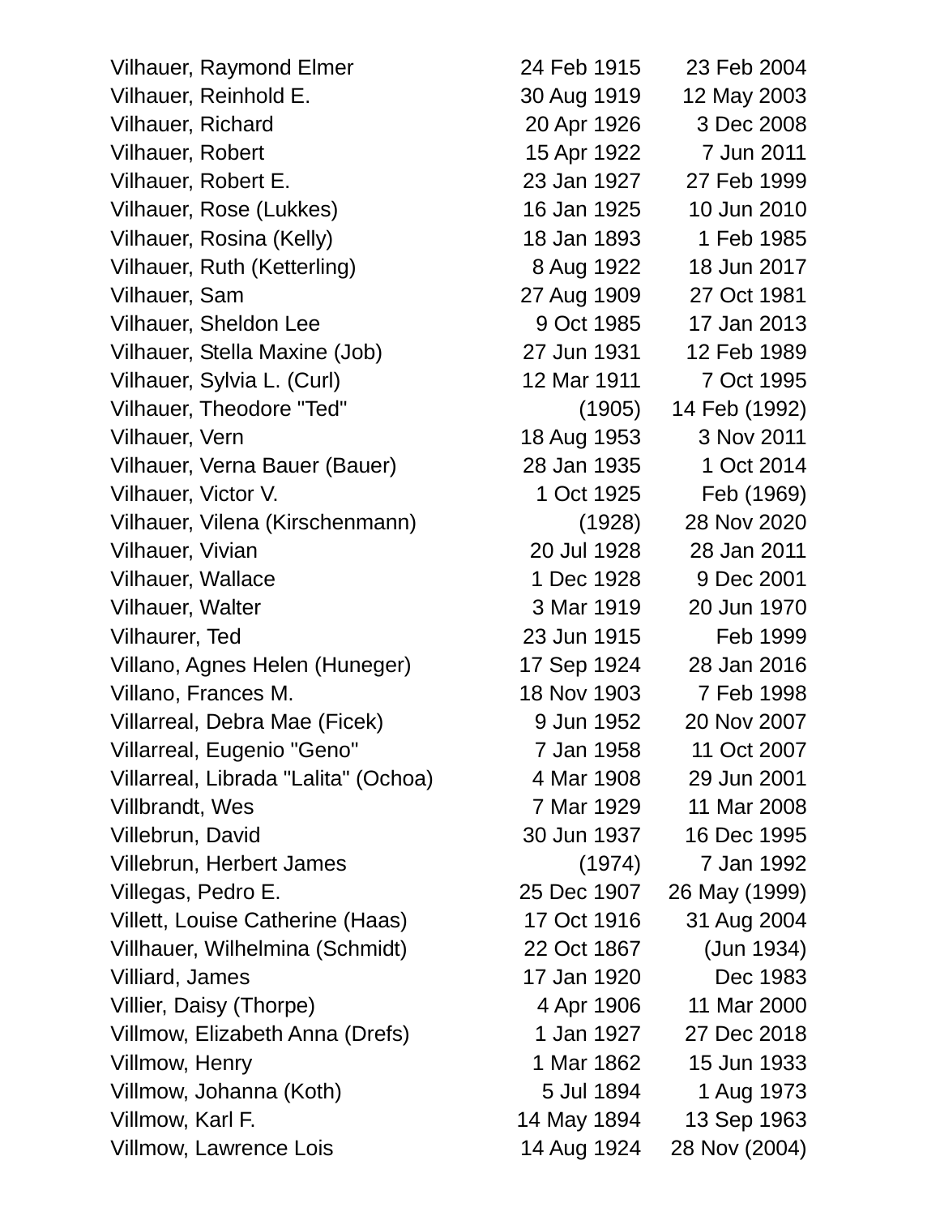| | | |
|---|---|---|
| Vilhauer, Raymond Elmer | 24 Feb 1915 | 23 Feb 2004 |
| Vilhauer, Reinhold E. | 30 Aug 1919 | 12 May 2003 |
| Vilhauer, Richard | 20 Apr 1926 | 3 Dec 2008 |
| Vilhauer, Robert | 15 Apr 1922 | 7 Jun 2011 |
| Vilhauer, Robert E. | 23 Jan 1927 | 27 Feb 1999 |
| Vilhauer, Rose (Lukkes) | 16 Jan 1925 | 10 Jun 2010 |
| Vilhauer, Rosina (Kelly) | 18 Jan 1893 | 1 Feb 1985 |
| Vilhauer, Ruth (Ketterling) | 8 Aug 1922 | 18 Jun 2017 |
| Vilhauer, Sam | 27 Aug 1909 | 27 Oct 1981 |
| Vilhauer, Sheldon Lee | 9 Oct 1985 | 17 Jan 2013 |
| Vilhauer, Stella Maxine (Job) | 27 Jun 1931 | 12 Feb 1989 |
| Vilhauer, Sylvia L. (Curl) | 12 Mar 1911 | 7 Oct 1995 |
| Vilhauer, Theodore "Ted" | (1905) | 14 Feb (1992) |
| Vilhauer, Vern | 18 Aug 1953 | 3 Nov 2011 |
| Vilhauer, Verna Bauer (Bauer) | 28 Jan 1935 | 1 Oct 2014 |
| Vilhauer, Victor V. | 1 Oct 1925 | Feb (1969) |
| Vilhauer, Vilena (Kirschenmann) | (1928) | 28 Nov 2020 |
| Vilhauer, Vivian | 20 Jul 1928 | 28 Jan 2011 |
| Vilhauer, Wallace | 1 Dec 1928 | 9 Dec 2001 |
| Vilhauer, Walter | 3 Mar 1919 | 20 Jun 1970 |
| Vilhaurer, Ted | 23 Jun 1915 | Feb 1999 |
| Villano, Agnes Helen (Huneger) | 17 Sep 1924 | 28 Jan 2016 |
| Villano, Frances M. | 18 Nov 1903 | 7 Feb 1998 |
| Villarreal, Debra Mae (Ficek) | 9 Jun 1952 | 20 Nov 2007 |
| Villarreal, Eugenio "Geno" | 7 Jan 1958 | 11 Oct 2007 |
| Villarreal, Librada "Lalita" (Ochoa) | 4 Mar 1908 | 29 Jun 2001 |
| Villbrandt, Wes | 7 Mar 1929 | 11 Mar 2008 |
| Villebrun, David | 30 Jun 1937 | 16 Dec 1995 |
| Villebrun, Herbert James | (1974) | 7 Jan 1992 |
| Villegas, Pedro E. | 25 Dec 1907 | 26 May (1999) |
| Villett, Louise Catherine (Haas) | 17 Oct 1916 | 31 Aug 2004 |
| Villhauer, Wilhelmina (Schmidt) | 22 Oct 1867 | (Jun 1934) |
| Villiard, James | 17 Jan 1920 | Dec 1983 |
| Villier, Daisy (Thorpe) | 4 Apr 1906 | 11 Mar 2000 |
| Villmow, Elizabeth Anna (Drefs) | 1 Jan 1927 | 27 Dec 2018 |
| Villmow, Henry | 1 Mar 1862 | 15 Jun 1933 |
| Villmow, Johanna (Koth) | 5 Jul 1894 | 1 Aug 1973 |
| Villmow, Karl F. | 14 May 1894 | 13 Sep 1963 |
| Villmow, Lawrence Lois | 14 Aug 1924 | 28 Nov (2004) |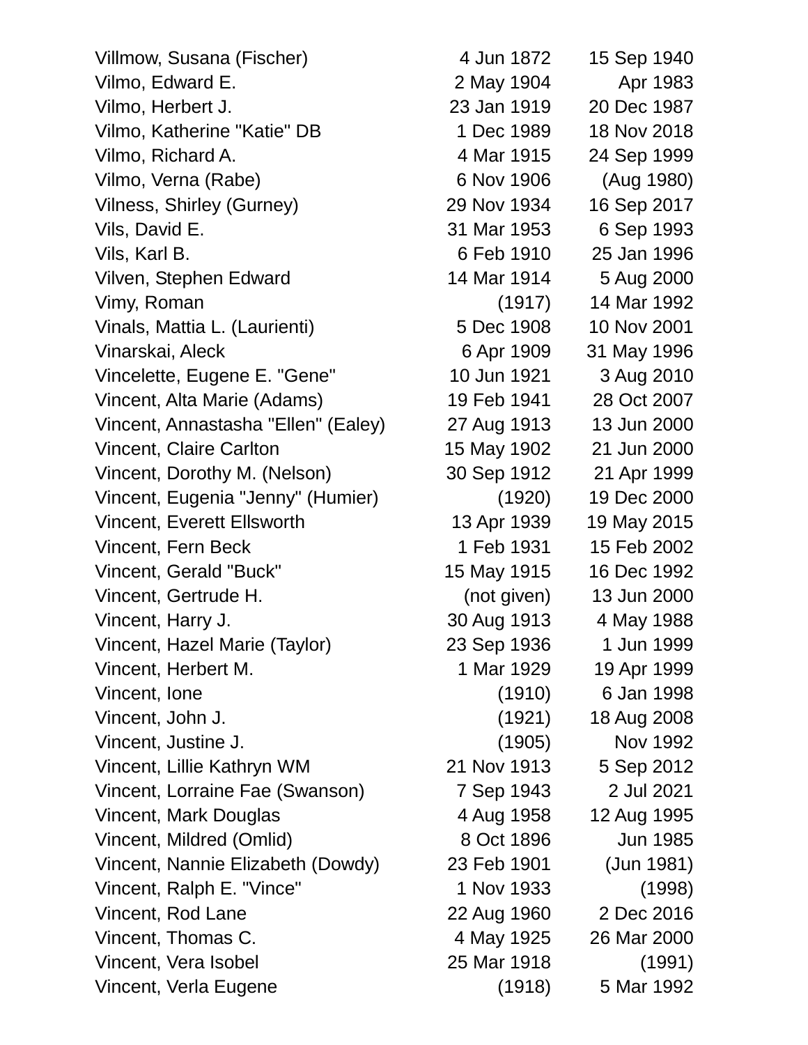| | | |
|---|---|---|
| Villmow, Susana (Fischer) | 4 Jun 1872 | 15 Sep 1940 |
| Vilmo, Edward E. | 2 May 1904 | Apr 1983 |
| Vilmo, Herbert J. | 23 Jan 1919 | 20 Dec 1987 |
| Vilmo, Katherine "Katie" DB | 1 Dec 1989 | 18 Nov 2018 |
| Vilmo, Richard A. | 4 Mar 1915 | 24 Sep 1999 |
| Vilmo, Verna (Rabe) | 6 Nov 1906 | (Aug 1980) |
| Vilness, Shirley (Gurney) | 29 Nov 1934 | 16 Sep 2017 |
| Vils, David E. | 31 Mar 1953 | 6 Sep 1993 |
| Vils, Karl B. | 6 Feb 1910 | 25 Jan 1996 |
| Vilven, Stephen Edward | 14 Mar 1914 | 5 Aug 2000 |
| Vimy, Roman | (1917) | 14 Mar 1992 |
| Vinals, Mattia L. (Laurienti) | 5 Dec 1908 | 10 Nov 2001 |
| Vinarskai, Aleck | 6 Apr 1909 | 31 May 1996 |
| Vincelette, Eugene E. "Gene" | 10 Jun 1921 | 3 Aug 2010 |
| Vincent, Alta Marie (Adams) | 19 Feb 1941 | 28 Oct 2007 |
| Vincent, Annastasha "Ellen" (Ealey) | 27 Aug 1913 | 13 Jun 2000 |
| Vincent, Claire Carlton | 15 May 1902 | 21 Jun 2000 |
| Vincent, Dorothy M. (Nelson) | 30 Sep 1912 | 21 Apr 1999 |
| Vincent, Eugenia "Jenny" (Humier) | (1920) | 19 Dec 2000 |
| Vincent, Everett Ellsworth | 13 Apr 1939 | 19 May 2015 |
| Vincent, Fern Beck | 1 Feb 1931 | 15 Feb 2002 |
| Vincent, Gerald "Buck" | 15 May 1915 | 16 Dec 1992 |
| Vincent, Gertrude H. | (not given) | 13 Jun 2000 |
| Vincent, Harry J. | 30 Aug 1913 | 4 May 1988 |
| Vincent, Hazel Marie (Taylor) | 23 Sep 1936 | 1 Jun 1999 |
| Vincent, Herbert M. | 1 Mar 1929 | 19 Apr 1999 |
| Vincent, Ione | (1910) | 6 Jan 1998 |
| Vincent, John J. | (1921) | 18 Aug 2008 |
| Vincent, Justine J. | (1905) | Nov 1992 |
| Vincent, Lillie Kathryn WM | 21 Nov 1913 | 5 Sep 2012 |
| Vincent, Lorraine Fae (Swanson) | 7 Sep 1943 | 2 Jul 2021 |
| Vincent, Mark Douglas | 4 Aug 1958 | 12 Aug 1995 |
| Vincent, Mildred (Omlid) | 8 Oct 1896 | Jun 1985 |
| Vincent, Nannie Elizabeth (Dowdy) | 23 Feb 1901 | (Jun 1981) |
| Vincent, Ralph E. "Vince" | 1 Nov 1933 | (1998) |
| Vincent, Rod Lane | 22 Aug 1960 | 2 Dec 2016 |
| Vincent, Thomas C. | 4 May 1925 | 26 Mar 2000 |
| Vincent, Vera Isobel | 25 Mar 1918 | (1991) |
| Vincent, Verla Eugene | (1918) | 5 Mar 1992 |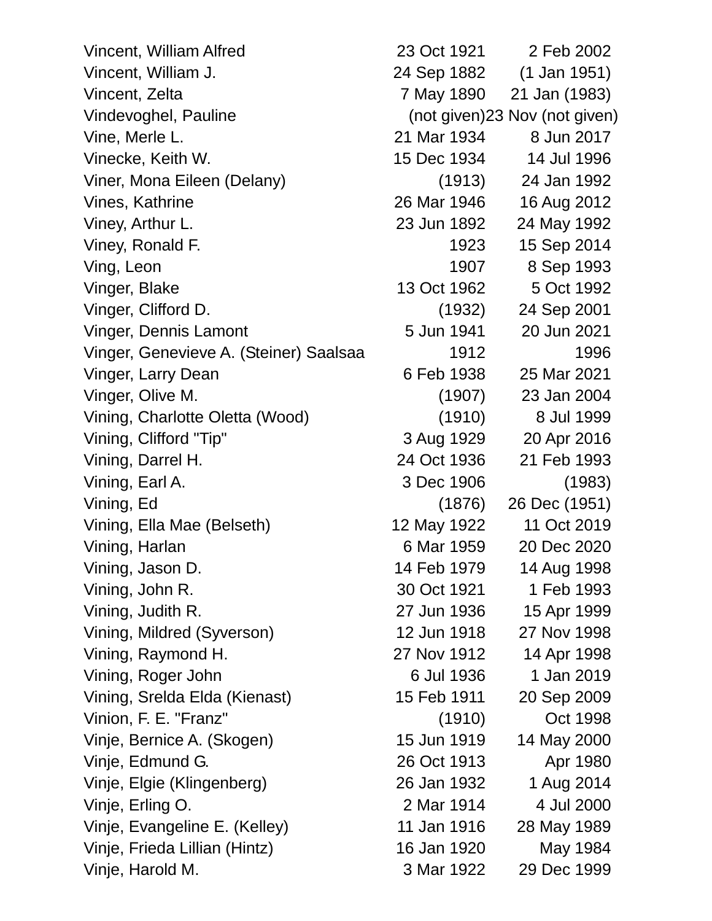| | | |
|---|---|---|
| Vincent, William Alfred | 23 Oct 1921 | 2 Feb 2002 |
| Vincent, William J. | 24 Sep 1882 | (1 Jan 1951) |
| Vincent, Zelta | 7 May 1890 | 21 Jan (1983) |
| Vindevoghel, Pauline | (not given) | 23 Nov (not given) |
| Vine, Merle L. | 21 Mar 1934 | 8 Jun 2017 |
| Vinecke, Keith W. | 15 Dec 1934 | 14 Jul 1996 |
| Viner, Mona Eileen (Delany) | (1913) | 24 Jan 1992 |
| Vines, Kathrine | 26 Mar 1946 | 16 Aug 2012 |
| Viney, Arthur L. | 23 Jun 1892 | 24 May 1992 |
| Viney, Ronald F. | 1923 | 15 Sep 2014 |
| Ving, Leon | 1907 | 8 Sep 1993 |
| Vinger, Blake | 13 Oct 1962 | 5 Oct 1992 |
| Vinger, Clifford D. | (1932) | 24 Sep 2001 |
| Vinger, Dennis Lamont | 5 Jun 1941 | 20 Jun 2021 |
| Vinger, Genevieve A. (Steiner) Saalsaa | 1912 | 1996 |
| Vinger, Larry Dean | 6 Feb 1938 | 25 Mar 2021 |
| Vinger, Olive M. | (1907) | 23 Jan 2004 |
| Vining, Charlotte Oletta (Wood) | (1910) | 8 Jul 1999 |
| Vining, Clifford "Tip" | 3 Aug 1929 | 20 Apr 2016 |
| Vining, Darrel H. | 24 Oct 1936 | 21 Feb 1993 |
| Vining, Earl A. | 3 Dec 1906 | (1983) |
| Vining, Ed | (1876) | 26 Dec (1951) |
| Vining, Ella Mae (Belseth) | 12 May 1922 | 11 Oct 2019 |
| Vining, Harlan | 6 Mar 1959 | 20 Dec 2020 |
| Vining, Jason D. | 14 Feb 1979 | 14 Aug 1998 |
| Vining, John R. | 30 Oct 1921 | 1 Feb 1993 |
| Vining, Judith R. | 27 Jun 1936 | 15 Apr 1999 |
| Vining, Mildred (Syverson) | 12 Jun 1918 | 27 Nov 1998 |
| Vining, Raymond H. | 27 Nov 1912 | 14 Apr 1998 |
| Vining, Roger John | 6 Jul 1936 | 1 Jan 2019 |
| Vining, Srelda Elda (Kienast) | 15 Feb 1911 | 20 Sep 2009 |
| Vinion, F. E. "Franz" | (1910) | Oct 1998 |
| Vinje, Bernice A. (Skogen) | 15 Jun 1919 | 14 May 2000 |
| Vinje, Edmund G. | 26 Oct 1913 | Apr 1980 |
| Vinje, Elgie (Klingenberg) | 26 Jan 1932 | 1 Aug 2014 |
| Vinje, Erling O. | 2 Mar 1914 | 4 Jul 2000 |
| Vinje, Evangeline E. (Kelley) | 11 Jan 1916 | 28 May 1989 |
| Vinje, Frieda Lillian (Hintz) | 16 Jan 1920 | May 1984 |
| Vinje, Harold M. | 3 Mar 1922 | 29 Dec 1999 |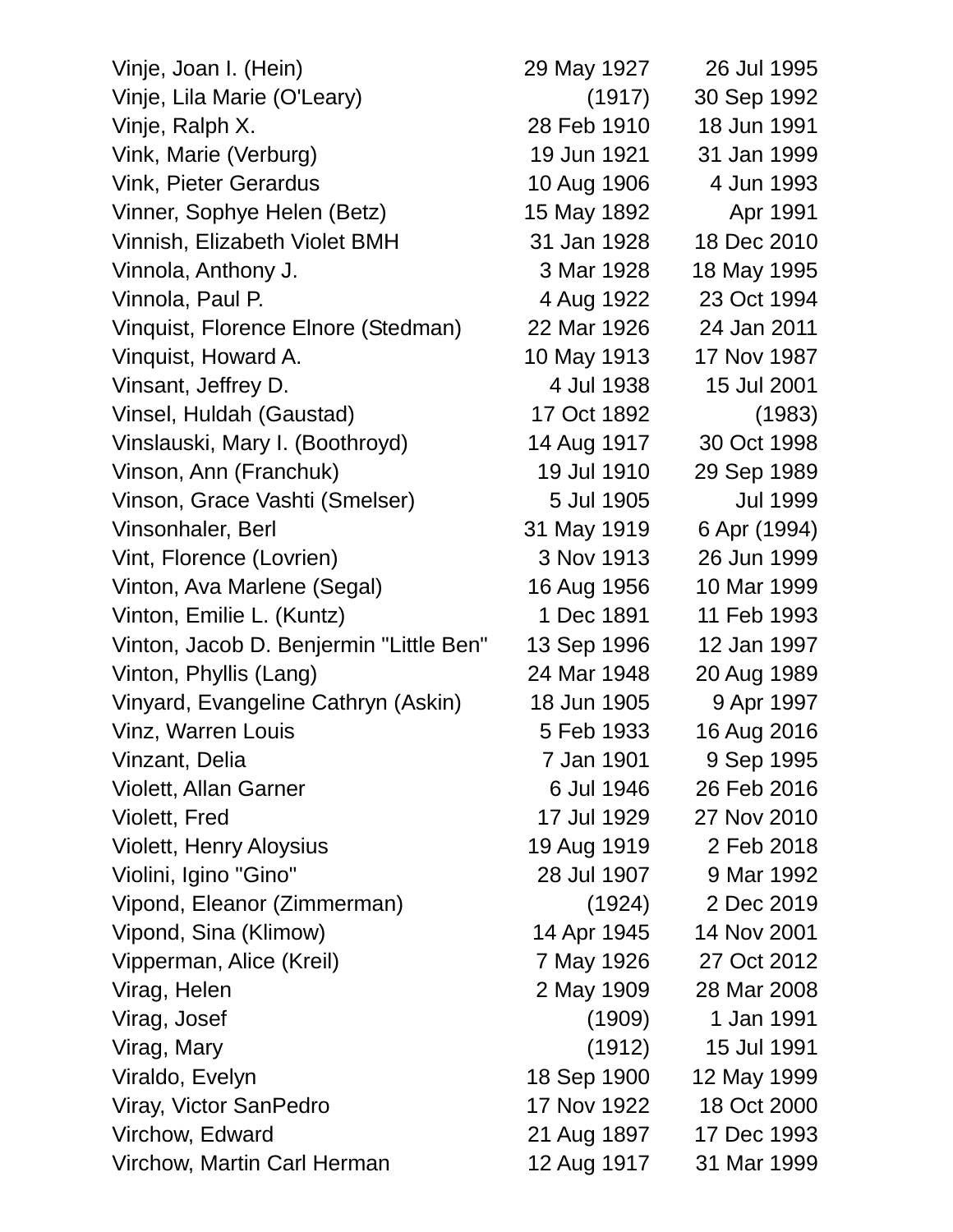| | | |
|---|---|---|
| Vinje, Joan I. (Hein) | 29 May 1927 | 26 Jul 1995 |
| Vinje, Lila Marie (O'Leary) | (1917) | 30 Sep 1992 |
| Vinje, Ralph X. | 28 Feb 1910 | 18 Jun 1991 |
| Vink, Marie (Verburg) | 19 Jun 1921 | 31 Jan 1999 |
| Vink, Pieter Gerardus | 10 Aug 1906 | 4 Jun 1993 |
| Vinner, Sophye Helen (Betz) | 15 May 1892 | Apr 1991 |
| Vinnish, Elizabeth Violet BMH | 31 Jan 1928 | 18 Dec 2010 |
| Vinnola, Anthony J. | 3 Mar 1928 | 18 May 1995 |
| Vinnola, Paul P. | 4 Aug 1922 | 23 Oct 1994 |
| Vinquist, Florence Elnore (Stedman) | 22 Mar 1926 | 24 Jan 2011 |
| Vinquist, Howard A. | 10 May 1913 | 17 Nov 1987 |
| Vinsant, Jeffrey D. | 4 Jul 1938 | 15 Jul 2001 |
| Vinsel, Huldah (Gaustad) | 17 Oct 1892 | (1983) |
| Vinslauski, Mary I. (Boothroyd) | 14 Aug 1917 | 30 Oct 1998 |
| Vinson, Ann (Franchuk) | 19 Jul 1910 | 29 Sep 1989 |
| Vinson, Grace Vashti (Smelser) | 5 Jul 1905 | Jul 1999 |
| Vinsonhaler, Berl | 31 May 1919 | 6 Apr (1994) |
| Vint, Florence (Lovrien) | 3 Nov 1913 | 26 Jun 1999 |
| Vinton, Ava Marlene (Segal) | 16 Aug 1956 | 10 Mar 1999 |
| Vinton, Emilie L. (Kuntz) | 1 Dec 1891 | 11 Feb 1993 |
| Vinton, Jacob D. Benjermin "Little Ben" | 13 Sep 1996 | 12 Jan 1997 |
| Vinton, Phyllis (Lang) | 24 Mar 1948 | 20 Aug 1989 |
| Vinyard, Evangeline Cathryn (Askin) | 18 Jun 1905 | 9 Apr 1997 |
| Vinz, Warren Louis | 5 Feb 1933 | 16 Aug 2016 |
| Vinzant, Delia | 7 Jan 1901 | 9 Sep 1995 |
| Violett, Allan Garner | 6 Jul 1946 | 26 Feb 2016 |
| Violett, Fred | 17 Jul 1929 | 27 Nov 2010 |
| Violett, Henry Aloysius | 19 Aug 1919 | 2 Feb 2018 |
| Violini, Igino "Gino" | 28 Jul 1907 | 9 Mar 1992 |
| Vipond, Eleanor (Zimmerman) | (1924) | 2 Dec 2019 |
| Vipond, Sina (Klimow) | 14 Apr 1945 | 14 Nov 2001 |
| Vipperman, Alice (Kreil) | 7 May 1926 | 27 Oct 2012 |
| Virag, Helen | 2 May 1909 | 28 Mar 2008 |
| Virag, Josef | (1909) | 1 Jan 1991 |
| Virag, Mary | (1912) | 15 Jul 1991 |
| Viraldo, Evelyn | 18 Sep 1900 | 12 May 1999 |
| Viray, Victor SanPedro | 17 Nov 1922 | 18 Oct 2000 |
| Virchow, Edward | 21 Aug 1897 | 17 Dec 1993 |
| Virchow, Martin Carl Herman | 12 Aug 1917 | 31 Mar 1999 |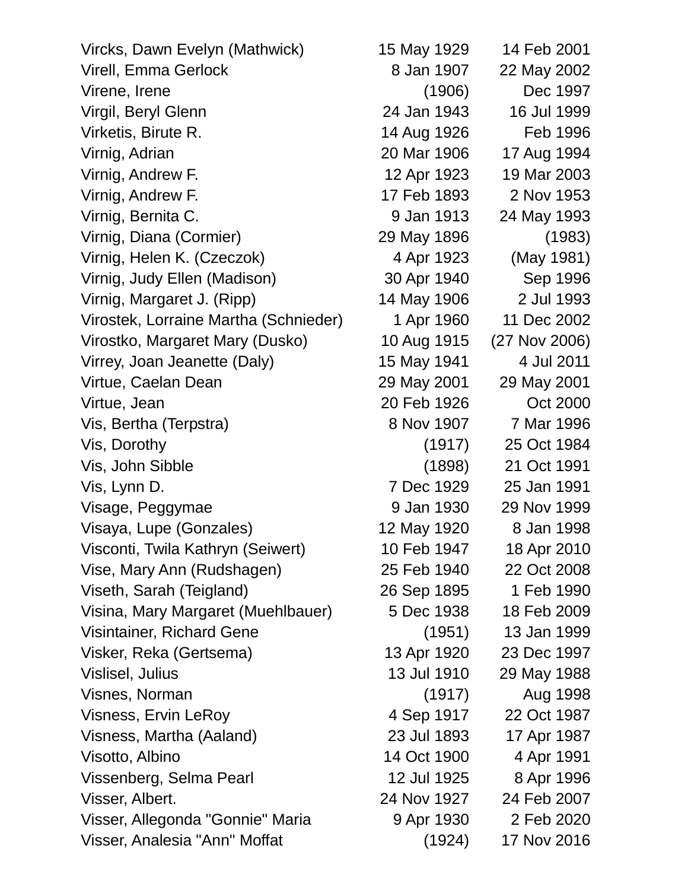| | | |
|---|---|---|
| Vircks, Dawn Evelyn (Mathwick) | 15 May 1929 | 14 Feb 2001 |
| Virell, Emma Gerlock | 8 Jan 1907 | 22 May 2002 |
| Virene, Irene | (1906) | Dec 1997 |
| Virgil, Beryl Glenn | 24 Jan 1943 | 16 Jul 1999 |
| Virketis, Birute R. | 14 Aug 1926 | Feb 1996 |
| Virnig, Adrian | 20 Mar 1906 | 17 Aug 1994 |
| Virnig, Andrew F. | 12 Apr 1923 | 19 Mar 2003 |
| Virnig, Andrew F. | 17 Feb 1893 | 2 Nov 1953 |
| Virnig, Bernita C. | 9 Jan 1913 | 24 May 1993 |
| Virnig, Diana (Cormier) | 29 May 1896 | (1983) |
| Virnig, Helen K. (Czeczok) | 4 Apr 1923 | (May 1981) |
| Virnig, Judy Ellen (Madison) | 30 Apr 1940 | Sep 1996 |
| Virnig, Margaret J. (Ripp) | 14 May 1906 | 2 Jul 1993 |
| Virostek, Lorraine Martha (Schnieder) | 1 Apr 1960 | 11 Dec 2002 |
| Virostko, Margaret Mary (Dusko) | 10 Aug 1915 | (27 Nov 2006) |
| Virrey, Joan Jeanette (Daly) | 15 May 1941 | 4 Jul 2011 |
| Virtue, Caelan Dean | 29 May 2001 | 29 May 2001 |
| Virtue, Jean | 20 Feb 1926 | Oct 2000 |
| Vis, Bertha (Terpstra) | 8 Nov 1907 | 7 Mar 1996 |
| Vis, Dorothy | (1917) | 25 Oct 1984 |
| Vis, John Sibble | (1898) | 21 Oct 1991 |
| Vis, Lynn D. | 7 Dec 1929 | 25 Jan 1991 |
| Visage, Peggymae | 9 Jan 1930 | 29 Nov 1999 |
| Visaya, Lupe (Gonzales) | 12 May 1920 | 8 Jan 1998 |
| Visconti, Twila Kathryn (Seiwert) | 10 Feb 1947 | 18 Apr 2010 |
| Vise, Mary Ann (Rudshagen) | 25 Feb 1940 | 22 Oct 2008 |
| Viseth, Sarah (Teigland) | 26 Sep 1895 | 1 Feb 1990 |
| Visina, Mary Margaret (Muehlbauer) | 5 Dec 1938 | 18 Feb 2009 |
| Visintainer, Richard Gene | (1951) | 13 Jan 1999 |
| Visker, Reka (Gertsema) | 13 Apr 1920 | 23 Dec 1997 |
| Vislisel, Julius | 13 Jul 1910 | 29 May 1988 |
| Visnes, Norman | (1917) | Aug 1998 |
| Visness, Ervin LeRoy | 4 Sep 1917 | 22 Oct 1987 |
| Visness, Martha (Aaland) | 23 Jul 1893 | 17 Apr 1987 |
| Visotto, Albino | 14 Oct 1900 | 4 Apr 1991 |
| Vissenberg, Selma Pearl | 12 Jul 1925 | 8 Apr 1996 |
| Visser, Albert. | 24 Nov 1927 | 24 Feb 2007 |
| Visser, Allegonda "Gonnie" Maria | 9 Apr 1930 | 2 Feb 2020 |
| Visser, Analesia "Ann" Moffat | (1924) | 17 Nov 2016 |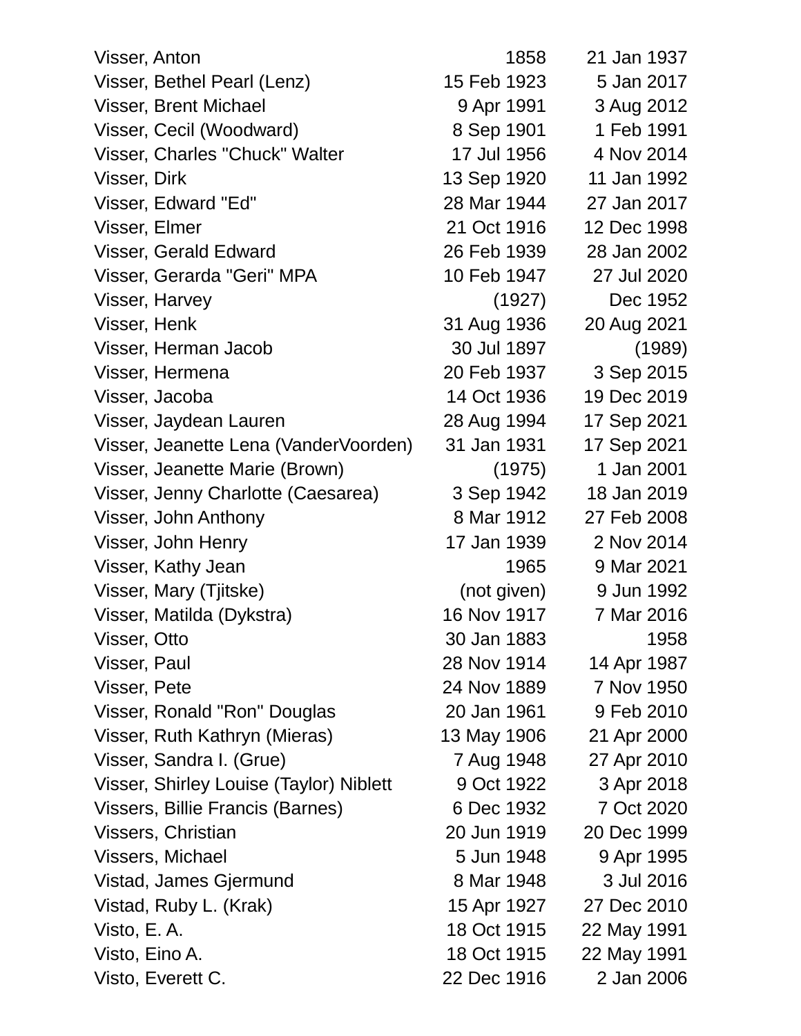| | | |
|---|---|---|
| Visser, Anton | 1858 | 21 Jan 1937 |
| Visser, Bethel Pearl (Lenz) | 15 Feb 1923 | 5 Jan 2017 |
| Visser, Brent Michael | 9 Apr 1991 | 3 Aug 2012 |
| Visser, Cecil (Woodward) | 8 Sep 1901 | 1 Feb 1991 |
| Visser, Charles "Chuck" Walter | 17 Jul 1956 | 4 Nov 2014 |
| Visser, Dirk | 13 Sep 1920 | 11 Jan 1992 |
| Visser, Edward "Ed" | 28 Mar 1944 | 27 Jan 2017 |
| Visser, Elmer | 21 Oct 1916 | 12 Dec 1998 |
| Visser, Gerald Edward | 26 Feb 1939 | 28 Jan 2002 |
| Visser, Gerarda "Geri" MPA | 10 Feb 1947 | 27 Jul 2020 |
| Visser, Harvey | (1927) | Dec 1952 |
| Visser, Henk | 31 Aug 1936 | 20 Aug 2021 |
| Visser, Herman Jacob | 30 Jul 1897 | (1989) |
| Visser, Hermena | 20 Feb 1937 | 3 Sep 2015 |
| Visser, Jacoba | 14 Oct 1936 | 19 Dec 2019 |
| Visser, Jaydean Lauren | 28 Aug 1994 | 17 Sep 2021 |
| Visser, Jeanette Lena (VanderVoorden) | 31 Jan 1931 | 17 Sep 2021 |
| Visser, Jeanette Marie (Brown) | (1975) | 1 Jan 2001 |
| Visser, Jenny Charlotte (Caesarea) | 3 Sep 1942 | 18 Jan 2019 |
| Visser, John Anthony | 8 Mar 1912 | 27 Feb 2008 |
| Visser, John Henry | 17 Jan 1939 | 2 Nov 2014 |
| Visser, Kathy Jean | 1965 | 9 Mar 2021 |
| Visser, Mary (Tjitske) | (not given) | 9 Jun 1992 |
| Visser, Matilda (Dykstra) | 16 Nov 1917 | 7 Mar 2016 |
| Visser, Otto | 30 Jan 1883 | 1958 |
| Visser, Paul | 28 Nov 1914 | 14 Apr 1987 |
| Visser, Pete | 24 Nov 1889 | 7 Nov 1950 |
| Visser, Ronald "Ron" Douglas | 20 Jan 1961 | 9 Feb 2010 |
| Visser, Ruth Kathryn (Mieras) | 13 May 1906 | 21 Apr 2000 |
| Visser, Sandra I. (Grue) | 7 Aug 1948 | 27 Apr 2010 |
| Visser, Shirley Louise (Taylor) Niblett | 9 Oct 1922 | 3 Apr 2018 |
| Vissers, Billie Francis (Barnes) | 6 Dec 1932 | 7 Oct 2020 |
| Vissers, Christian | 20 Jun 1919 | 20 Dec 1999 |
| Vissers, Michael | 5 Jun 1948 | 9 Apr 1995 |
| Vistad, James Gjermund | 8 Mar 1948 | 3 Jul 2016 |
| Vistad, Ruby L. (Krak) | 15 Apr 1927 | 27 Dec 2010 |
| Visto, E. A. | 18 Oct 1915 | 22 May 1991 |
| Visto, Eino A. | 18 Oct 1915 | 22 May 1991 |
| Visto, Everett C. | 22 Dec 1916 | 2 Jan 2006 |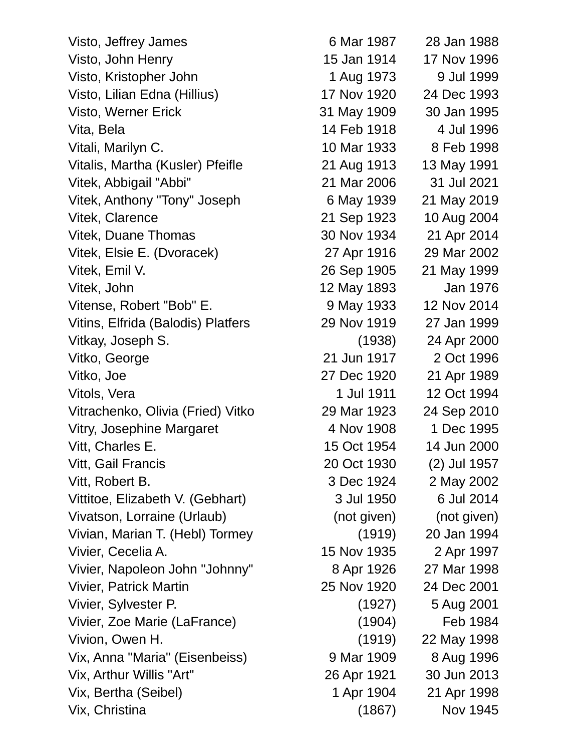| | | |
|---|---|---|
| Visto, Jeffrey James | 6 Mar 1987 | 28 Jan 1988 |
| Visto, John Henry | 15 Jan 1914 | 17 Nov 1996 |
| Visto, Kristopher John | 1 Aug 1973 | 9 Jul 1999 |
| Visto, Lilian Edna (Hillius) | 17 Nov 1920 | 24 Dec 1993 |
| Visto, Werner Erick | 31 May 1909 | 30 Jan 1995 |
| Vita, Bela | 14 Feb 1918 | 4 Jul 1996 |
| Vitali, Marilyn C. | 10 Mar 1933 | 8 Feb 1998 |
| Vitalis, Martha (Kusler) Pfeifle | 21 Aug 1913 | 13 May 1991 |
| Vitek, Abbigail "Abbi" | 21 Mar 2006 | 31 Jul 2021 |
| Vitek, Anthony "Tony" Joseph | 6 May 1939 | 21 May 2019 |
| Vitek, Clarence | 21 Sep 1923 | 10 Aug 2004 |
| Vitek, Duane Thomas | 30 Nov 1934 | 21 Apr 2014 |
| Vitek, Elsie E. (Dvoracek) | 27 Apr 1916 | 29 Mar 2002 |
| Vitek, Emil V. | 26 Sep 1905 | 21 May 1999 |
| Vitek, John | 12 May 1893 | Jan 1976 |
| Vitense, Robert "Bob" E. | 9 May 1933 | 12 Nov 2014 |
| Vitins, Elfrida (Balodis) Platfers | 29 Nov 1919 | 27 Jan 1999 |
| Vitkay, Joseph S. | (1938) | 24 Apr 2000 |
| Vitko, George | 21 Jun 1917 | 2 Oct 1996 |
| Vitko, Joe | 27 Dec 1920 | 21 Apr 1989 |
| Vitols, Vera | 1 Jul 1911 | 12 Oct 1994 |
| Vitrachenko, Olivia (Fried) Vitko | 29 Mar 1923 | 24 Sep 2010 |
| Vitry, Josephine Margaret | 4 Nov 1908 | 1 Dec 1995 |
| Vitt, Charles E. | 15 Oct 1954 | 14 Jun 2000 |
| Vitt, Gail Francis | 20 Oct 1930 | (2) Jul 1957 |
| Vitt, Robert B. | 3 Dec 1924 | 2 May 2002 |
| Vittitoe, Elizabeth V. (Gebhart) | 3 Jul 1950 | 6 Jul 2014 |
| Vivatson, Lorraine (Urlaub) | (not given) | (not given) |
| Vivian, Marian T. (Hebl) Tormey | (1919) | 20 Jan 1994 |
| Vivier, Cecelia A. | 15 Nov 1935 | 2 Apr 1997 |
| Vivier, Napoleon John "Johnny" | 8 Apr 1926 | 27 Mar 1998 |
| Vivier, Patrick Martin | 25 Nov 1920 | 24 Dec 2001 |
| Vivier, Sylvester P. | (1927) | 5 Aug 2001 |
| Vivier, Zoe Marie (LaFrance) | (1904) | Feb 1984 |
| Vivion, Owen H. | (1919) | 22 May 1998 |
| Vix, Anna "Maria" (Eisenbeiss) | 9 Mar 1909 | 8 Aug 1996 |
| Vix, Arthur Willis "Art" | 26 Apr 1921 | 30 Jun 2013 |
| Vix, Bertha (Seibel) | 1 Apr 1904 | 21 Apr 1998 |
| Vix, Christina | (1867) | Nov 1945 |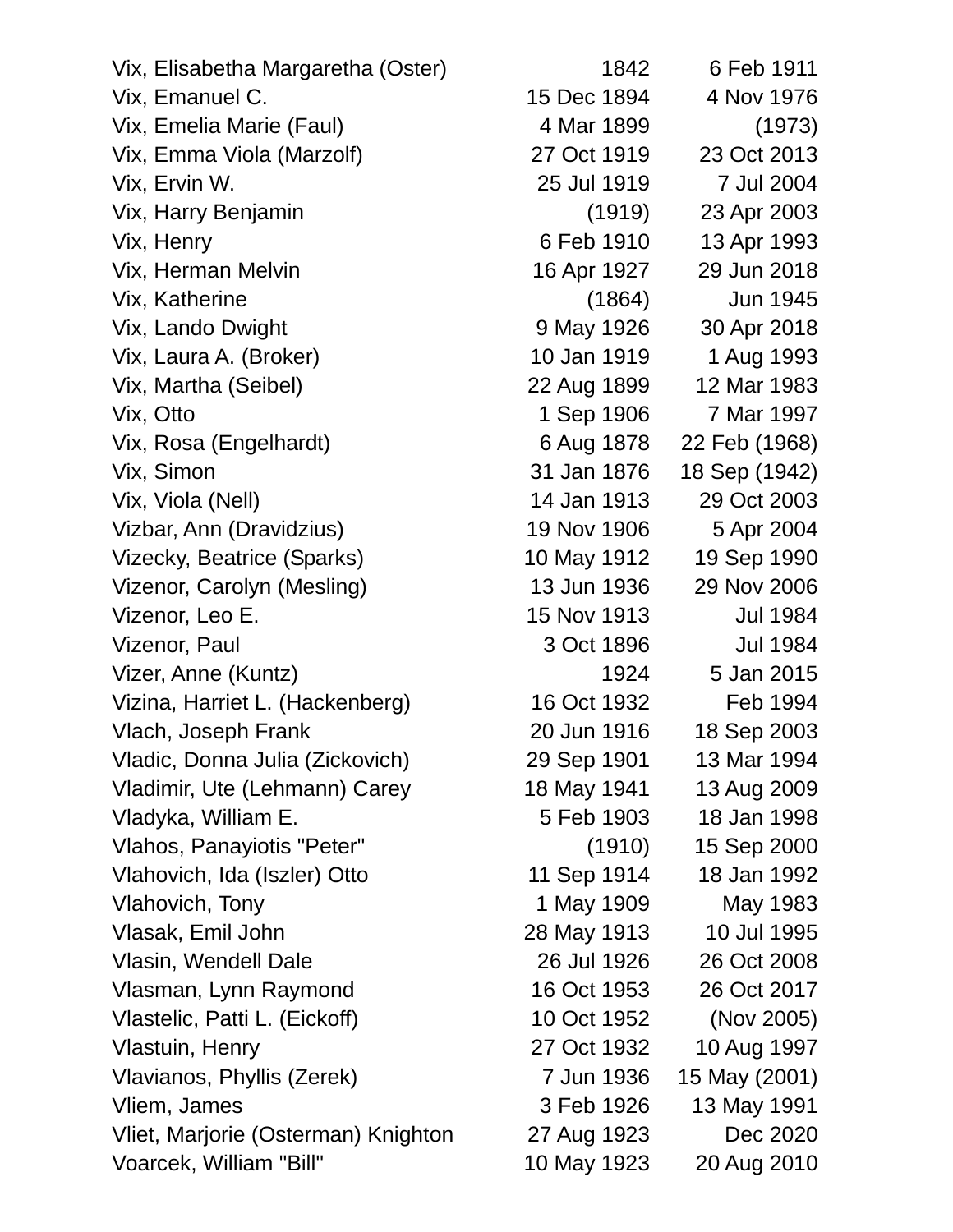| | | |
|---|---|---|
| Vix, Elisabetha Margaretha (Oster) | 1842 | 6 Feb 1911 |
| Vix, Emanuel C. | 15 Dec 1894 | 4 Nov 1976 |
| Vix, Emelia Marie (Faul) | 4 Mar 1899 | (1973) |
| Vix, Emma Viola (Marzolf) | 27 Oct 1919 | 23 Oct 2013 |
| Vix, Ervin W. | 25 Jul 1919 | 7 Jul 2004 |
| Vix, Harry Benjamin | (1919) | 23 Apr 2003 |
| Vix, Henry | 6 Feb 1910 | 13 Apr 1993 |
| Vix, Herman Melvin | 16 Apr 1927 | 29 Jun 2018 |
| Vix, Katherine | (1864) | Jun 1945 |
| Vix, Lando Dwight | 9 May 1926 | 30 Apr 2018 |
| Vix, Laura A. (Broker) | 10 Jan 1919 | 1 Aug 1993 |
| Vix, Martha (Seibel) | 22 Aug 1899 | 12 Mar 1983 |
| Vix, Otto | 1 Sep 1906 | 7 Mar 1997 |
| Vix, Rosa (Engelhardt) | 6 Aug 1878 | 22 Feb (1968) |
| Vix, Simon | 31 Jan 1876 | 18 Sep (1942) |
| Vix, Viola (Nell) | 14 Jan 1913 | 29 Oct 2003 |
| Vizbar, Ann (Dravidzius) | 19 Nov 1906 | 5 Apr 2004 |
| Vizecky, Beatrice (Sparks) | 10 May 1912 | 19 Sep 1990 |
| Vizenor, Carolyn (Mesling) | 13 Jun 1936 | 29 Nov 2006 |
| Vizenor, Leo E. | 15 Nov 1913 | Jul 1984 |
| Vizenor, Paul | 3 Oct 1896 | Jul 1984 |
| Vizer, Anne (Kuntz) | 1924 | 5 Jan 2015 |
| Vizina, Harriet L. (Hackenberg) | 16 Oct 1932 | Feb 1994 |
| Vlach, Joseph Frank | 20 Jun 1916 | 18 Sep 2003 |
| Vladic, Donna Julia (Zickovich) | 29 Sep 1901 | 13 Mar 1994 |
| Vladimir, Ute (Lehmann) Carey | 18 May 1941 | 13 Aug 2009 |
| Vladyka, William E. | 5 Feb 1903 | 18 Jan 1998 |
| Vlahos, Panayiotis "Peter" | (1910) | 15 Sep 2000 |
| Vlahovich, Ida (Iszler) Otto | 11 Sep 1914 | 18 Jan 1992 |
| Vlahovich, Tony | 1 May 1909 | May 1983 |
| Vlasak, Emil John | 28 May 1913 | 10 Jul 1995 |
| Vlasin, Wendell Dale | 26 Jul 1926 | 26 Oct 2008 |
| Vlasman, Lynn Raymond | 16 Oct 1953 | 26 Oct 2017 |
| Vlastelic, Patti L. (Eickoff) | 10 Oct 1952 | (Nov 2005) |
| Vlastuin, Henry | 27 Oct 1932 | 10 Aug 1997 |
| Vlavianos, Phyllis (Zerek) | 7 Jun 1936 | 15 May (2001) |
| Vliem, James | 3 Feb 1926 | 13 May 1991 |
| Vliet, Marjorie (Osterman) Knighton | 27 Aug 1923 | Dec 2020 |
| Voarcek, William "Bill" | 10 May 1923 | 20 Aug 2010 |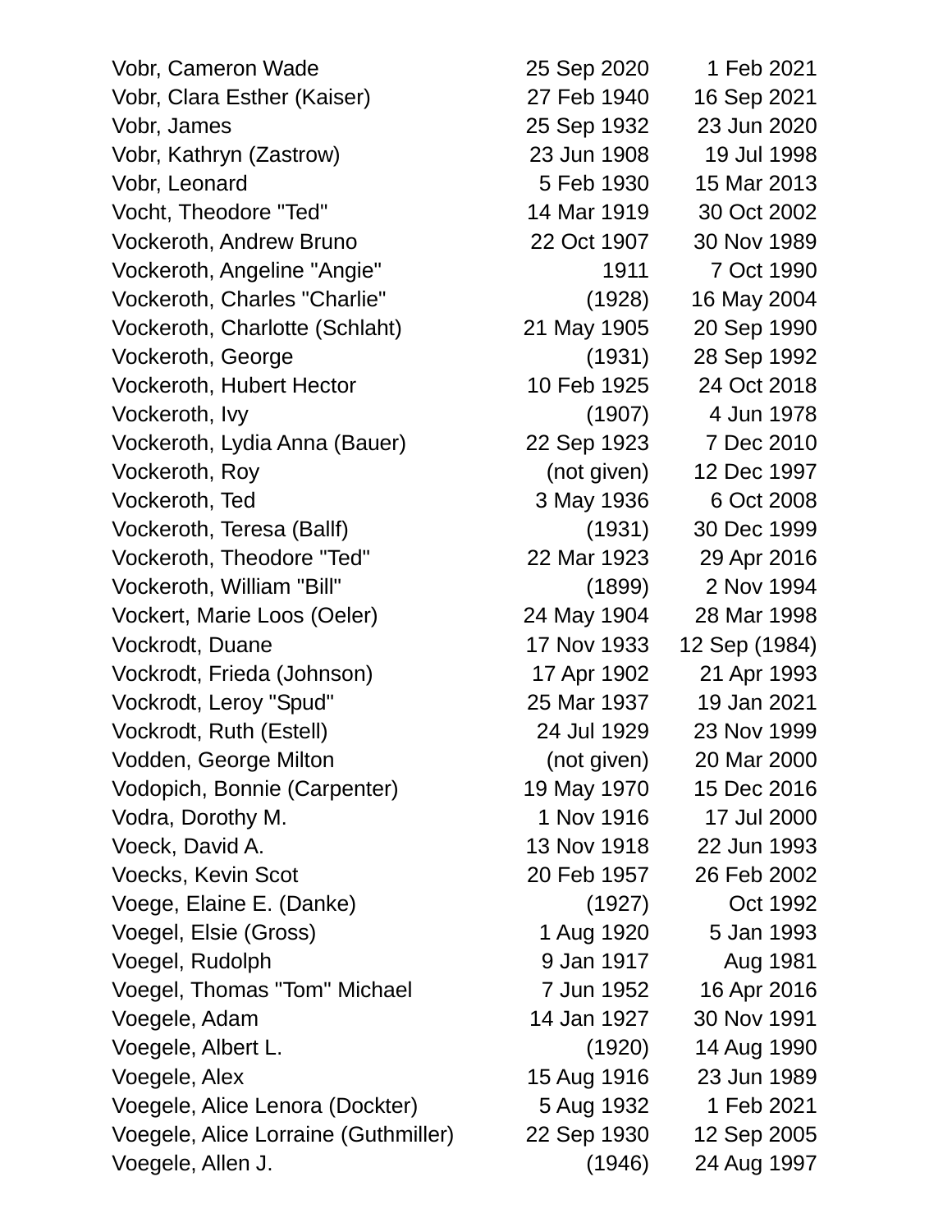| | | |
|---|---|---|
| Vobr, Cameron Wade | 25 Sep 2020 | 1 Feb 2021 |
| Vobr, Clara Esther (Kaiser) | 27 Feb 1940 | 16 Sep 2021 |
| Vobr, James | 25 Sep 1932 | 23 Jun 2020 |
| Vobr, Kathryn (Zastrow) | 23 Jun 1908 | 19 Jul 1998 |
| Vobr, Leonard | 5 Feb 1930 | 15 Mar 2013 |
| Vocht, Theodore "Ted" | 14 Mar 1919 | 30 Oct 2002 |
| Vockeroth, Andrew Bruno | 22 Oct 1907 | 30 Nov 1989 |
| Vockeroth, Angeline "Angie" | 1911 | 7 Oct 1990 |
| Vockeroth, Charles "Charlie" | (1928) | 16 May 2004 |
| Vockeroth, Charlotte (Schlaht) | 21 May 1905 | 20 Sep 1990 |
| Vockeroth, George | (1931) | 28 Sep 1992 |
| Vockeroth, Hubert Hector | 10 Feb 1925 | 24 Oct 2018 |
| Vockeroth, Ivy | (1907) | 4 Jun 1978 |
| Vockeroth, Lydia Anna (Bauer) | 22 Sep 1923 | 7 Dec 2010 |
| Vockeroth, Roy | (not given) | 12 Dec 1997 |
| Vockeroth, Ted | 3 May 1936 | 6 Oct 2008 |
| Vockeroth, Teresa (Ballf) | (1931) | 30 Dec 1999 |
| Vockeroth, Theodore "Ted" | 22 Mar 1923 | 29 Apr 2016 |
| Vockeroth, William "Bill" | (1899) | 2 Nov 1994 |
| Vockert, Marie Loos (Oeler) | 24 May 1904 | 28 Mar 1998 |
| Vockrodt, Duane | 17 Nov 1933 | 12 Sep (1984) |
| Vockrodt, Frieda (Johnson) | 17 Apr 1902 | 21 Apr 1993 |
| Vockrodt, Leroy "Spud" | 25 Mar 1937 | 19 Jan 2021 |
| Vockrodt, Ruth (Estell) | 24 Jul 1929 | 23 Nov 1999 |
| Vodden, George Milton | (not given) | 20 Mar 2000 |
| Vodopich, Bonnie (Carpenter) | 19 May 1970 | 15 Dec 2016 |
| Vodra, Dorothy M. | 1 Nov 1916 | 17 Jul 2000 |
| Voeck, David A. | 13 Nov 1918 | 22 Jun 1993 |
| Voecks, Kevin Scot | 20 Feb 1957 | 26 Feb 2002 |
| Voege, Elaine E. (Danke) | (1927) | Oct 1992 |
| Voegel, Elsie (Gross) | 1 Aug 1920 | 5 Jan 1993 |
| Voegel, Rudolph | 9 Jan 1917 | Aug 1981 |
| Voegel, Thomas "Tom" Michael | 7 Jun 1952 | 16 Apr 2016 |
| Voegele, Adam | 14 Jan 1927 | 30 Nov 1991 |
| Voegele, Albert L. | (1920) | 14 Aug 1990 |
| Voegele, Alex | 15 Aug 1916 | 23 Jun 1989 |
| Voegele, Alice Lenora (Dockter) | 5 Aug 1932 | 1 Feb 2021 |
| Voegele, Alice Lorraine (Guthmiller) | 22 Sep 1930 | 12 Sep 2005 |
| Voegele, Allen J. | (1946) | 24 Aug 1997 |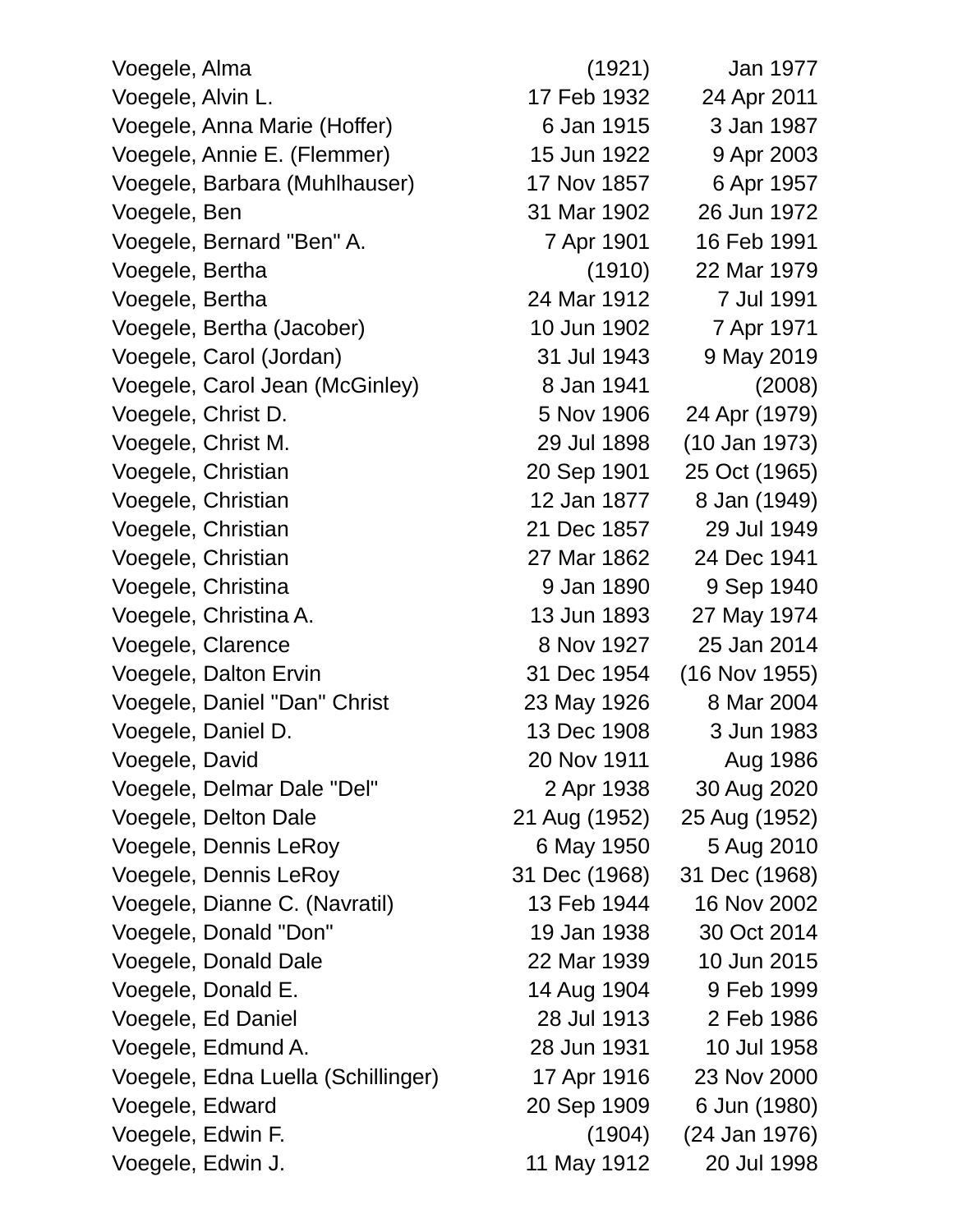| | | |
|---|---|---|
| Voegele, Alma | (1921) | Jan 1977 |
| Voegele, Alvin L. | 17 Feb 1932 | 24 Apr 2011 |
| Voegele, Anna Marie (Hoffer) | 6 Jan 1915 | 3 Jan 1987 |
| Voegele, Annie E. (Flemmer) | 15 Jun 1922 | 9 Apr 2003 |
| Voegele, Barbara (Muhlhauser) | 17 Nov 1857 | 6 Apr 1957 |
| Voegele, Ben | 31 Mar 1902 | 26 Jun 1972 |
| Voegele, Bernard "Ben" A. | 7 Apr 1901 | 16 Feb 1991 |
| Voegele, Bertha | (1910) | 22 Mar 1979 |
| Voegele, Bertha | 24 Mar 1912 | 7 Jul 1991 |
| Voegele, Bertha (Jacober) | 10 Jun 1902 | 7 Apr 1971 |
| Voegele, Carol (Jordan) | 31 Jul 1943 | 9 May 2019 |
| Voegele, Carol Jean (McGinley) | 8 Jan 1941 | (2008) |
| Voegele, Christ D. | 5 Nov 1906 | 24 Apr (1979) |
| Voegele, Christ M. | 29 Jul 1898 | (10 Jan 1973) |
| Voegele, Christian | 20 Sep 1901 | 25 Oct (1965) |
| Voegele, Christian | 12 Jan 1877 | 8 Jan (1949) |
| Voegele, Christian | 21 Dec 1857 | 29 Jul 1949 |
| Voegele, Christian | 27 Mar 1862 | 24 Dec 1941 |
| Voegele, Christina | 9 Jan 1890 | 9 Sep 1940 |
| Voegele, Christina A. | 13 Jun 1893 | 27 May 1974 |
| Voegele, Clarence | 8 Nov 1927 | 25 Jan 2014 |
| Voegele, Dalton Ervin | 31 Dec 1954 | (16 Nov 1955) |
| Voegele, Daniel "Dan" Christ | 23 May 1926 | 8 Mar 2004 |
| Voegele, Daniel D. | 13 Dec 1908 | 3 Jun 1983 |
| Voegele, David | 20 Nov 1911 | Aug 1986 |
| Voegele, Delmar Dale "Del" | 2 Apr 1938 | 30 Aug 2020 |
| Voegele, Delton Dale | 21 Aug (1952) | 25 Aug (1952) |
| Voegele, Dennis LeRoy | 6 May 1950 | 5 Aug 2010 |
| Voegele, Dennis LeRoy | 31 Dec (1968) | 31 Dec (1968) |
| Voegele, Dianne C. (Navratil) | 13 Feb 1944 | 16 Nov 2002 |
| Voegele, Donald "Don" | 19 Jan 1938 | 30 Oct 2014 |
| Voegele, Donald Dale | 22 Mar 1939 | 10 Jun 2015 |
| Voegele, Donald E. | 14 Aug 1904 | 9 Feb 1999 |
| Voegele, Ed Daniel | 28 Jul 1913 | 2 Feb 1986 |
| Voegele, Edmund A. | 28 Jun 1931 | 10 Jul 1958 |
| Voegele, Edna Luella (Schillinger) | 17 Apr 1916 | 23 Nov 2000 |
| Voegele, Edward | 20 Sep 1909 | 6 Jun (1980) |
| Voegele, Edwin F. | (1904) | (24 Jan 1976) |
| Voegele, Edwin J. | 11 May 1912 | 20 Jul 1998 |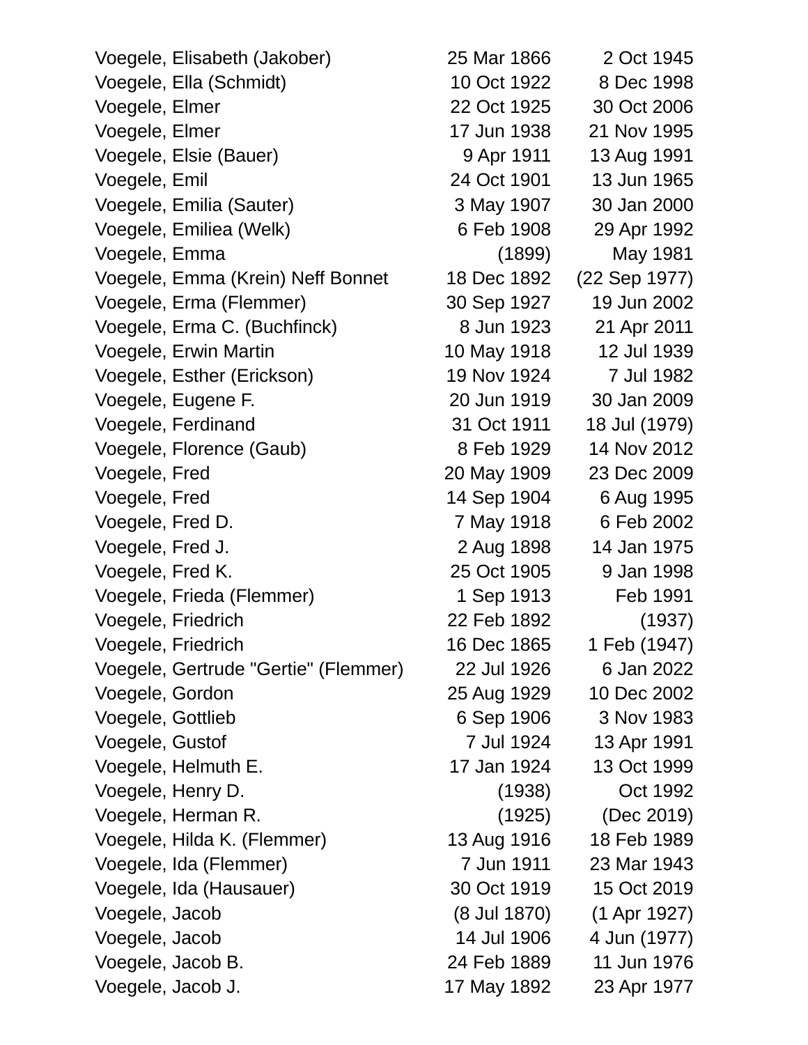| | | |
|---|---|---|
| Voegele, Elisabeth (Jakober) | 25 Mar 1866 | 2 Oct 1945 |
| Voegele, Ella (Schmidt) | 10 Oct 1922 | 8 Dec 1998 |
| Voegele, Elmer | 22 Oct 1925 | 30 Oct 2006 |
| Voegele, Elmer | 17 Jun 1938 | 21 Nov 1995 |
| Voegele, Elsie (Bauer) | 9 Apr 1911 | 13 Aug 1991 |
| Voegele, Emil | 24 Oct 1901 | 13 Jun 1965 |
| Voegele, Emilia (Sauter) | 3 May 1907 | 30 Jan 2000 |
| Voegele, Emiliea (Welk) | 6 Feb 1908 | 29 Apr 1992 |
| Voegele, Emma | (1899) | May 1981 |
| Voegele, Emma (Krein) Neff Bonnet | 18 Dec 1892 | (22 Sep 1977) |
| Voegele, Erma (Flemmer) | 30 Sep 1927 | 19 Jun 2002 |
| Voegele, Erma C. (Buchfinck) | 8 Jun 1923 | 21 Apr 2011 |
| Voegele, Erwin Martin | 10 May 1918 | 12 Jul 1939 |
| Voegele, Esther (Erickson) | 19 Nov 1924 | 7 Jul 1982 |
| Voegele, Eugene F. | 20 Jun 1919 | 30 Jan 2009 |
| Voegele, Ferdinand | 31 Oct 1911 | 18 Jul (1979) |
| Voegele, Florence (Gaub) | 8 Feb 1929 | 14 Nov 2012 |
| Voegele, Fred | 20 May 1909 | 23 Dec 2009 |
| Voegele, Fred | 14 Sep 1904 | 6 Aug 1995 |
| Voegele, Fred D. | 7 May 1918 | 6 Feb 2002 |
| Voegele, Fred J. | 2 Aug 1898 | 14 Jan 1975 |
| Voegele, Fred K. | 25 Oct 1905 | 9 Jan 1998 |
| Voegele, Frieda (Flemmer) | 1 Sep 1913 | Feb 1991 |
| Voegele, Friedrich | 22 Feb 1892 | (1937) |
| Voegele, Friedrich | 16 Dec 1865 | 1 Feb (1947) |
| Voegele, Gertrude "Gertie" (Flemmer) | 22 Jul 1926 | 6 Jan 2022 |
| Voegele, Gordon | 25 Aug 1929 | 10 Dec 2002 |
| Voegele, Gottlieb | 6 Sep 1906 | 3 Nov 1983 |
| Voegele, Gustof | 7 Jul 1924 | 13 Apr 1991 |
| Voegele, Helmuth E. | 17 Jan 1924 | 13 Oct 1999 |
| Voegele, Henry D. | (1938) | Oct 1992 |
| Voegele, Herman R. | (1925) | (Dec 2019) |
| Voegele, Hilda K. (Flemmer) | 13 Aug 1916 | 18 Feb 1989 |
| Voegele, Ida (Flemmer) | 7 Jun 1911 | 23 Mar 1943 |
| Voegele, Ida (Hausauer) | 30 Oct 1919 | 15 Oct 2019 |
| Voegele, Jacob | (8 Jul 1870) | (1 Apr 1927) |
| Voegele, Jacob | 14 Jul 1906 | 4 Jun (1977) |
| Voegele, Jacob B. | 24 Feb 1889 | 11 Jun 1976 |
| Voegele, Jacob J. | 17 May 1892 | 23 Apr 1977 |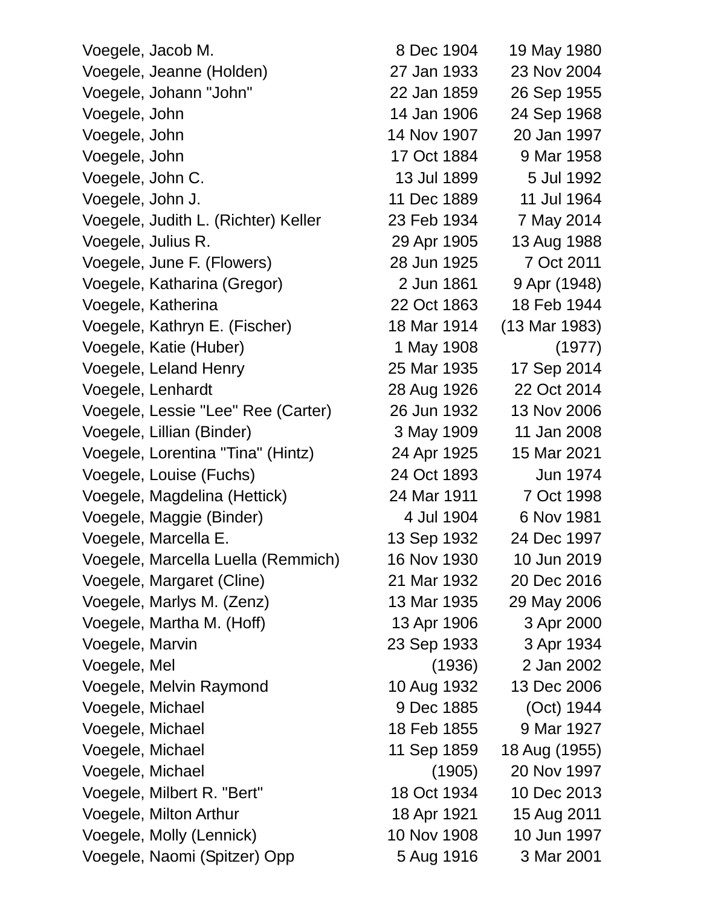| | | |
|---|---|---|
| Voegele, Jacob M. | 8 Dec 1904 | 19 May 1980 |
| Voegele, Jeanne (Holden) | 27 Jan 1933 | 23 Nov 2004 |
| Voegele, Johann "John" | 22 Jan 1859 | 26 Sep 1955 |
| Voegele, John | 14 Jan 1906 | 24 Sep 1968 |
| Voegele, John | 14 Nov 1907 | 20 Jan 1997 |
| Voegele, John | 17 Oct 1884 | 9 Mar 1958 |
| Voegele, John C. | 13 Jul 1899 | 5 Jul 1992 |
| Voegele, John J. | 11 Dec 1889 | 11 Jul 1964 |
| Voegele, Judith L. (Richter) Keller | 23 Feb 1934 | 7 May 2014 |
| Voegele, Julius R. | 29 Apr 1905 | 13 Aug 1988 |
| Voegele, June F. (Flowers) | 28 Jun 1925 | 7 Oct 2011 |
| Voegele, Katharina (Gregor) | 2 Jun 1861 | 9 Apr (1948) |
| Voegele, Katherina | 22 Oct 1863 | 18 Feb 1944 |
| Voegele, Kathryn E. (Fischer) | 18 Mar 1914 | (13 Mar 1983) |
| Voegele, Katie (Huber) | 1 May 1908 | (1977) |
| Voegele, Leland Henry | 25 Mar 1935 | 17 Sep 2014 |
| Voegele, Lenhardt | 28 Aug 1926 | 22 Oct 2014 |
| Voegele, Lessie "Lee" Ree (Carter) | 26 Jun 1932 | 13 Nov 2006 |
| Voegele, Lillian (Binder) | 3 May 1909 | 11 Jan 2008 |
| Voegele, Lorentina "Tina" (Hintz) | 24 Apr 1925 | 15 Mar 2021 |
| Voegele, Louise (Fuchs) | 24 Oct 1893 | Jun 1974 |
| Voegele, Magdelina (Hettick) | 24 Mar 1911 | 7 Oct 1998 |
| Voegele, Maggie (Binder) | 4 Jul 1904 | 6 Nov 1981 |
| Voegele, Marcella E. | 13 Sep 1932 | 24 Dec 1997 |
| Voegele, Marcella Luella (Remmich) | 16 Nov 1930 | 10 Jun 2019 |
| Voegele, Margaret (Cline) | 21 Mar 1932 | 20 Dec 2016 |
| Voegele, Marlys M. (Zenz) | 13 Mar 1935 | 29 May 2006 |
| Voegele, Martha M. (Hoff) | 13 Apr 1906 | 3 Apr 2000 |
| Voegele, Marvin | 23 Sep 1933 | 3 Apr 1934 |
| Voegele, Mel | (1936) | 2 Jan 2002 |
| Voegele, Melvin Raymond | 10 Aug 1932 | 13 Dec 2006 |
| Voegele, Michael | 9 Dec 1885 | (Oct) 1944 |
| Voegele, Michael | 18 Feb 1855 | 9 Mar 1927 |
| Voegele, Michael | 11 Sep 1859 | 18 Aug (1955) |
| Voegele, Michael | (1905) | 20 Nov 1997 |
| Voegele, Milbert R. "Bert" | 18 Oct 1934 | 10 Dec 2013 |
| Voegele, Milton Arthur | 18 Apr 1921 | 15 Aug 2011 |
| Voegele, Molly (Lennick) | 10 Nov 1908 | 10 Jun 1997 |
| Voegele, Naomi (Spitzer) Opp | 5 Aug 1916 | 3 Mar 2001 |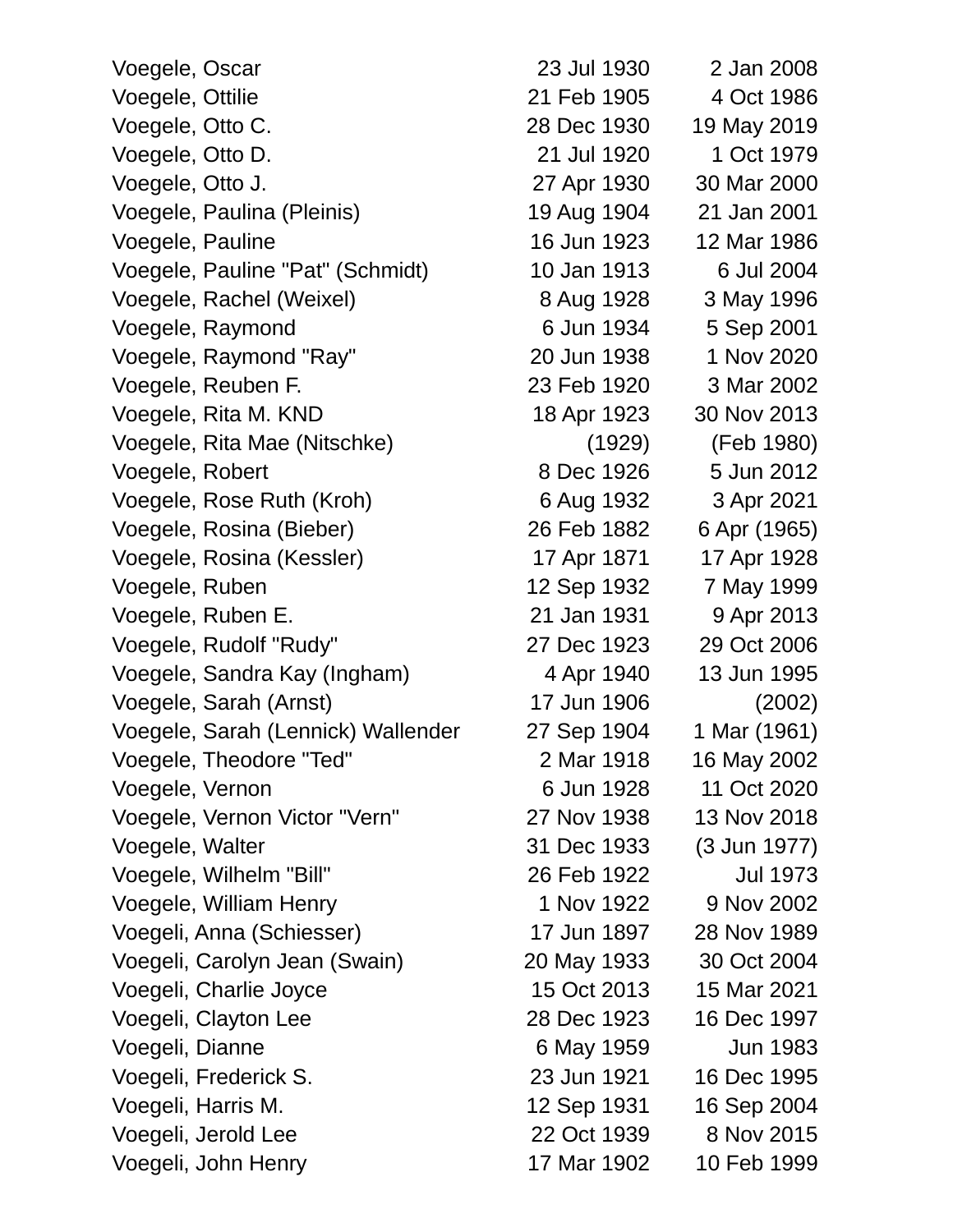| | | |
|---|---|---|
| Voegele, Oscar | 23 Jul 1930 | 2 Jan 2008 |
| Voegele, Ottilie | 21 Feb 1905 | 4 Oct 1986 |
| Voegele, Otto C. | 28 Dec 1930 | 19 May 2019 |
| Voegele, Otto D. | 21 Jul 1920 | 1 Oct 1979 |
| Voegele, Otto J. | 27 Apr 1930 | 30 Mar 2000 |
| Voegele, Paulina (Pleinis) | 19 Aug 1904 | 21 Jan 2001 |
| Voegele, Pauline | 16 Jun 1923 | 12 Mar 1986 |
| Voegele, Pauline "Pat" (Schmidt) | 10 Jan 1913 | 6 Jul 2004 |
| Voegele, Rachel (Weixel) | 8 Aug 1928 | 3 May 1996 |
| Voegele, Raymond | 6 Jun 1934 | 5 Sep 2001 |
| Voegele, Raymond "Ray" | 20 Jun 1938 | 1 Nov 2020 |
| Voegele, Reuben F. | 23 Feb 1920 | 3 Mar 2002 |
| Voegele, Rita M. KND | 18 Apr 1923 | 30 Nov 2013 |
| Voegele, Rita Mae (Nitschke) | (1929) | (Feb 1980) |
| Voegele, Robert | 8 Dec 1926 | 5 Jun 2012 |
| Voegele, Rose Ruth (Kroh) | 6 Aug 1932 | 3 Apr 2021 |
| Voegele, Rosina (Bieber) | 26 Feb 1882 | 6 Apr (1965) |
| Voegele, Rosina (Kessler) | 17 Apr 1871 | 17 Apr 1928 |
| Voegele, Ruben | 12 Sep 1932 | 7 May 1999 |
| Voegele, Ruben E. | 21 Jan 1931 | 9 Apr 2013 |
| Voegele, Rudolf "Rudy" | 27 Dec 1923 | 29 Oct 2006 |
| Voegele, Sandra Kay (Ingham) | 4 Apr 1940 | 13 Jun 1995 |
| Voegele, Sarah (Arnst) | 17 Jun 1906 | (2002) |
| Voegele, Sarah (Lennick) Wallender | 27 Sep 1904 | 1 Mar (1961) |
| Voegele, Theodore "Ted" | 2 Mar 1918 | 16 May 2002 |
| Voegele, Vernon | 6 Jun 1928 | 11 Oct 2020 |
| Voegele, Vernon Victor "Vern" | 27 Nov 1938 | 13 Nov 2018 |
| Voegele, Walter | 31 Dec 1933 | (3 Jun 1977) |
| Voegele, Wilhelm "Bill" | 26 Feb 1922 | Jul 1973 |
| Voegele, William Henry | 1 Nov 1922 | 9 Nov 2002 |
| Voegeli, Anna (Schiesser) | 17 Jun 1897 | 28 Nov 1989 |
| Voegeli, Carolyn Jean (Swain) | 20 May 1933 | 30 Oct 2004 |
| Voegeli, Charlie Joyce | 15 Oct 2013 | 15 Mar 2021 |
| Voegeli, Clayton Lee | 28 Dec 1923 | 16 Dec 1997 |
| Voegeli, Dianne | 6 May 1959 | Jun 1983 |
| Voegeli, Frederick S. | 23 Jun 1921 | 16 Dec 1995 |
| Voegeli, Harris M. | 12 Sep 1931 | 16 Sep 2004 |
| Voegeli, Jerold Lee | 22 Oct 1939 | 8 Nov 2015 |
| Voegeli, John Henry | 17 Mar 1902 | 10 Feb 1999 |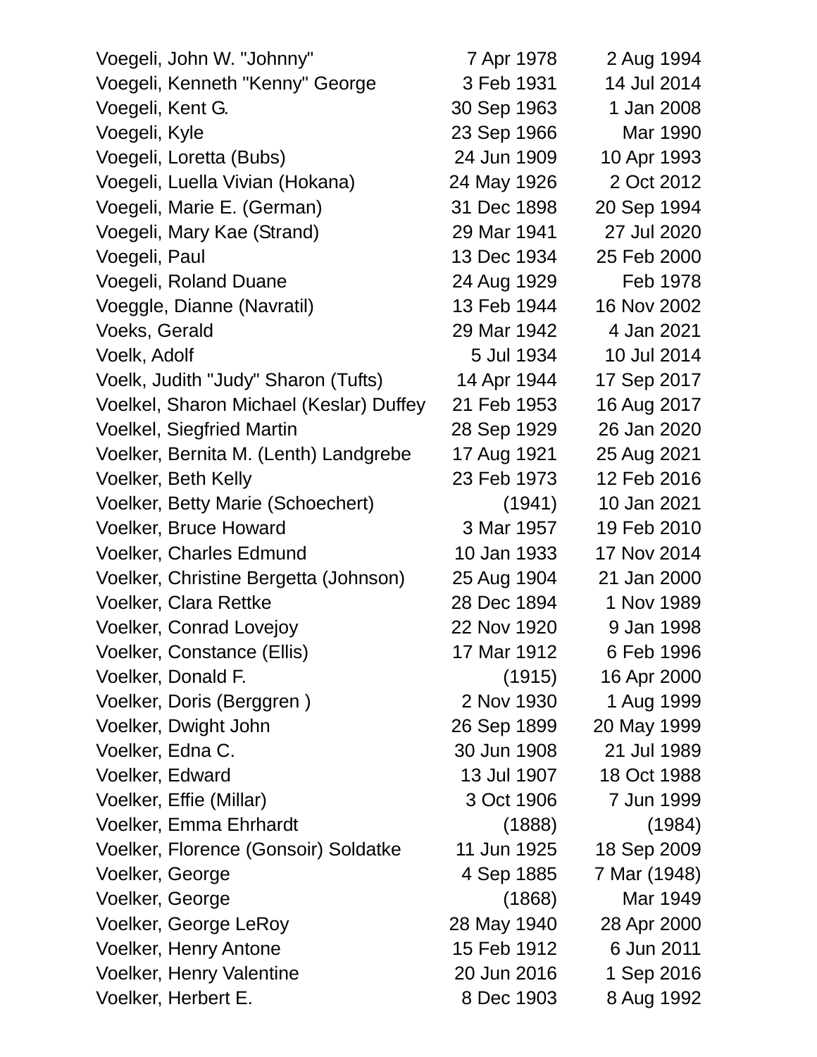| | | |
|---|---|---|
| Voegeli, John W. "Johnny" | 7 Apr 1978 | 2 Aug 1994 |
| Voegeli, Kenneth "Kenny" George | 3 Feb 1931 | 14 Jul 2014 |
| Voegeli, Kent G. | 30 Sep 1963 | 1 Jan 2008 |
| Voegeli, Kyle | 23 Sep 1966 | Mar 1990 |
| Voegeli, Loretta (Bubs) | 24 Jun 1909 | 10 Apr 1993 |
| Voegeli, Luella Vivian (Hokana) | 24 May 1926 | 2 Oct 2012 |
| Voegeli, Marie E. (German) | 31 Dec 1898 | 20 Sep 1994 |
| Voegeli, Mary Kae (Strand) | 29 Mar 1941 | 27 Jul 2020 |
| Voegeli, Paul | 13 Dec 1934 | 25 Feb 2000 |
| Voegeli, Roland Duane | 24 Aug 1929 | Feb 1978 |
| Voeggle, Dianne (Navratil) | 13 Feb 1944 | 16 Nov 2002 |
| Voeks, Gerald | 29 Mar 1942 | 4 Jan 2021 |
| Voelk, Adolf | 5 Jul 1934 | 10 Jul 2014 |
| Voelk, Judith "Judy" Sharon (Tufts) | 14 Apr 1944 | 17 Sep 2017 |
| Voelkel, Sharon Michael (Keslar) Duffey | 21 Feb 1953 | 16 Aug 2017 |
| Voelkel, Siegfried Martin | 28 Sep 1929 | 26 Jan 2020 |
| Voelker, Bernita M. (Lenth) Landgrebe | 17 Aug 1921 | 25 Aug 2021 |
| Voelker, Beth Kelly | 23 Feb 1973 | 12 Feb 2016 |
| Voelker, Betty Marie (Schoechert) | (1941) | 10 Jan 2021 |
| Voelker, Bruce Howard | 3 Mar 1957 | 19 Feb 2010 |
| Voelker, Charles Edmund | 10 Jan 1933 | 17 Nov 2014 |
| Voelker, Christine Bergetta (Johnson) | 25 Aug 1904 | 21 Jan 2000 |
| Voelker, Clara Rettke | 28 Dec 1894 | 1 Nov 1989 |
| Voelker, Conrad Lovejoy | 22 Nov 1920 | 9 Jan 1998 |
| Voelker, Constance (Ellis) | 17 Mar 1912 | 6 Feb 1996 |
| Voelker, Donald F. | (1915) | 16 Apr 2000 |
| Voelker, Doris (Berggren ) | 2 Nov 1930 | 1 Aug 1999 |
| Voelker, Dwight John | 26 Sep 1899 | 20 May 1999 |
| Voelker, Edna C. | 30 Jun 1908 | 21 Jul 1989 |
| Voelker, Edward | 13 Jul 1907 | 18 Oct 1988 |
| Voelker, Effie (Millar) | 3 Oct 1906 | 7 Jun 1999 |
| Voelker, Emma Ehrhardt | (1888) | (1984) |
| Voelker, Florence (Gonsoir) Soldatke | 11 Jun 1925 | 18 Sep 2009 |
| Voelker, George | 4 Sep 1885 | 7 Mar (1948) |
| Voelker, George | (1868) | Mar 1949 |
| Voelker, George LeRoy | 28 May 1940 | 28 Apr 2000 |
| Voelker, Henry Antone | 15 Feb 1912 | 6 Jun 2011 |
| Voelker, Henry Valentine | 20 Jun 2016 | 1 Sep 2016 |
| Voelker, Herbert E. | 8 Dec 1903 | 8 Aug 1992 |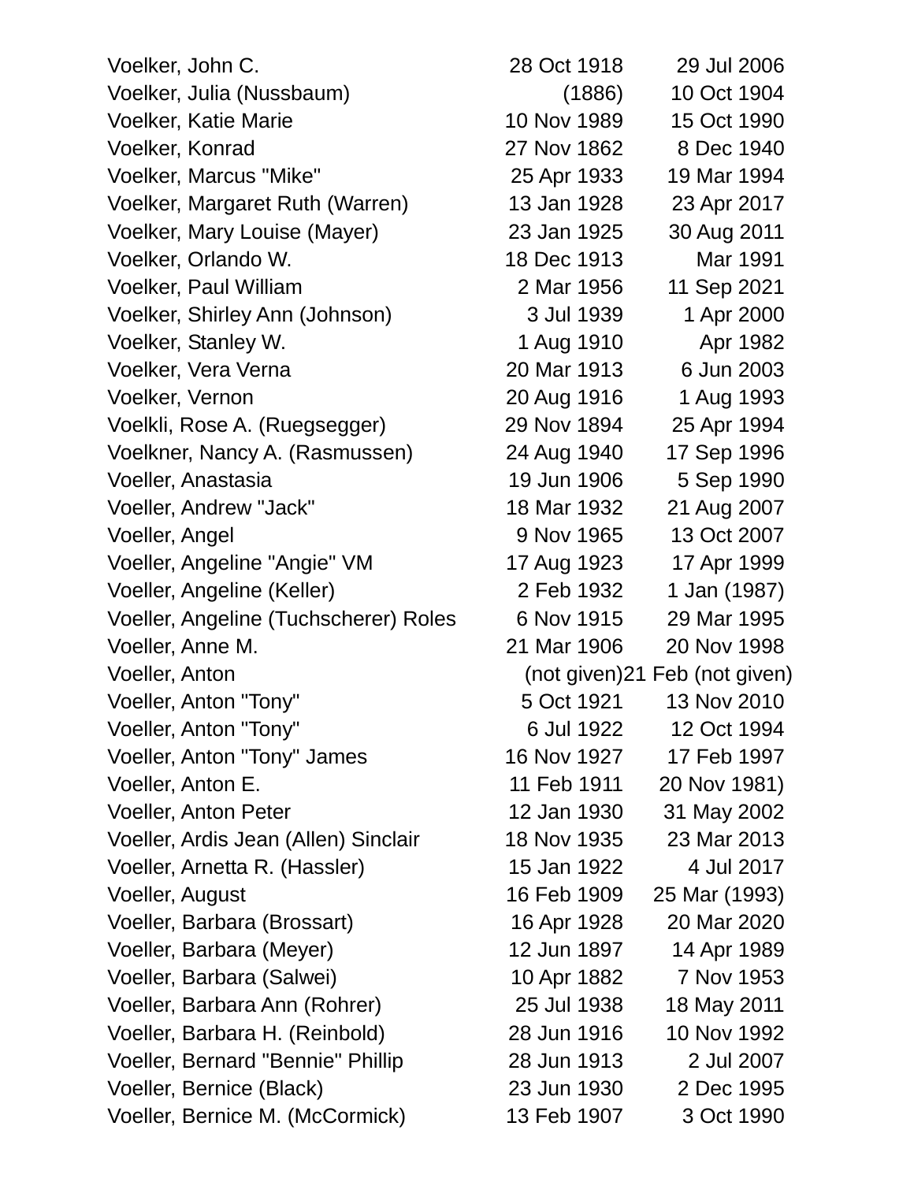| | | |
|---|---|---|
| Voelker, John C. | 28 Oct 1918 | 29 Jul 2006 |
| Voelker, Julia (Nussbaum) | (1886) | 10 Oct 1904 |
| Voelker, Katie Marie | 10 Nov 1989 | 15 Oct 1990 |
| Voelker, Konrad | 27 Nov 1862 | 8 Dec 1940 |
| Voelker, Marcus "Mike" | 25 Apr 1933 | 19 Mar 1994 |
| Voelker, Margaret Ruth (Warren) | 13 Jan 1928 | 23 Apr 2017 |
| Voelker, Mary Louise (Mayer) | 23 Jan 1925 | 30 Aug 2011 |
| Voelker, Orlando W. | 18 Dec 1913 | Mar 1991 |
| Voelker, Paul William | 2 Mar 1956 | 11 Sep 2021 |
| Voelker, Shirley Ann (Johnson) | 3 Jul 1939 | 1 Apr 2000 |
| Voelker, Stanley W. | 1 Aug 1910 | Apr 1982 |
| Voelker, Vera Verna | 20 Mar 1913 | 6 Jun 2003 |
| Voelker, Vernon | 20 Aug 1916 | 1 Aug 1993 |
| Voelkli, Rose A. (Ruegsegger) | 29 Nov 1894 | 25 Apr 1994 |
| Voelkner, Nancy A. (Rasmussen) | 24 Aug 1940 | 17 Sep 1996 |
| Voeller, Anastasia | 19 Jun 1906 | 5 Sep 1990 |
| Voeller, Andrew "Jack" | 18 Mar 1932 | 21 Aug 2007 |
| Voeller, Angel | 9 Nov 1965 | 13 Oct 2007 |
| Voeller, Angeline "Angie" VM | 17 Aug 1923 | 17 Apr 1999 |
| Voeller, Angeline (Keller) | 2 Feb 1932 | 1 Jan (1987) |
| Voeller, Angeline (Tuchscherer) Roles | 6 Nov 1915 | 29 Mar 1995 |
| Voeller, Anne M. | 21 Mar 1906 | 20 Nov 1998 |
| Voeller, Anton | (not given) | 21 Feb (not given) |
| Voeller, Anton "Tony" | 5 Oct 1921 | 13 Nov 2010 |
| Voeller, Anton "Tony" | 6 Jul 1922 | 12 Oct 1994 |
| Voeller, Anton "Tony" James | 16 Nov 1927 | 17 Feb 1997 |
| Voeller, Anton E. | 11 Feb 1911 | 20 Nov 1981) |
| Voeller, Anton Peter | 12 Jan 1930 | 31 May 2002 |
| Voeller, Ardis Jean (Allen) Sinclair | 18 Nov 1935 | 23 Mar 2013 |
| Voeller, Arnetta R. (Hassler) | 15 Jan 1922 | 4 Jul 2017 |
| Voeller, August | 16 Feb 1909 | 25 Mar (1993) |
| Voeller, Barbara (Brossart) | 16 Apr 1928 | 20 Mar 2020 |
| Voeller, Barbara (Meyer) | 12 Jun 1897 | 14 Apr 1989 |
| Voeller, Barbara (Salwei) | 10 Apr 1882 | 7 Nov 1953 |
| Voeller, Barbara Ann (Rohrer) | 25 Jul 1938 | 18 May 2011 |
| Voeller, Barbara H. (Reinbold) | 28 Jun 1916 | 10 Nov 1992 |
| Voeller, Bernard "Bennie" Phillip | 28 Jun 1913 | 2 Jul 2007 |
| Voeller, Bernice (Black) | 23 Jun 1930 | 2 Dec 1995 |
| Voeller, Bernice M. (McCormick) | 13 Feb 1907 | 3 Oct 1990 |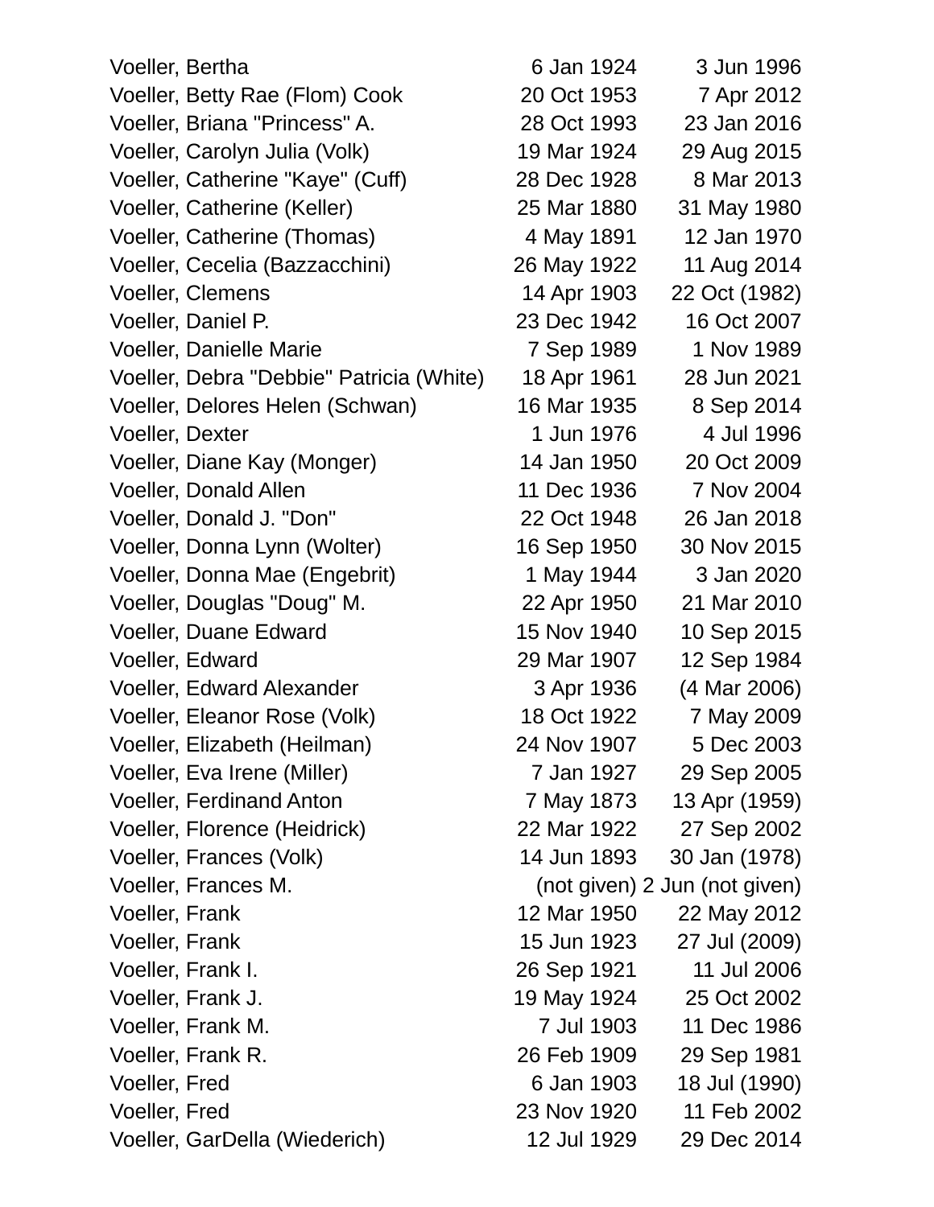| | | |
|---|---|---|
| Voeller, Bertha | 6 Jan 1924 | 3 Jun 1996 |
| Voeller, Betty Rae (Flom) Cook | 20 Oct 1953 | 7 Apr 2012 |
| Voeller, Briana "Princess" A. | 28 Oct 1993 | 23 Jan 2016 |
| Voeller, Carolyn Julia (Volk) | 19 Mar 1924 | 29 Aug 2015 |
| Voeller, Catherine "Kaye" (Cuff) | 28 Dec 1928 | 8 Mar 2013 |
| Voeller, Catherine (Keller) | 25 Mar 1880 | 31 May 1980 |
| Voeller, Catherine (Thomas) | 4 May 1891 | 12 Jan 1970 |
| Voeller, Cecelia (Bazzacchini) | 26 May 1922 | 11 Aug 2014 |
| Voeller, Clemens | 14 Apr 1903 | 22 Oct (1982) |
| Voeller, Daniel P. | 23 Dec 1942 | 16 Oct 2007 |
| Voeller, Danielle Marie | 7 Sep 1989 | 1 Nov 1989 |
| Voeller, Debra "Debbie" Patricia (White) | 18 Apr 1961 | 28 Jun 2021 |
| Voeller, Delores Helen (Schwan) | 16 Mar 1935 | 8 Sep 2014 |
| Voeller, Dexter | 1 Jun 1976 | 4 Jul 1996 |
| Voeller, Diane Kay (Monger) | 14 Jan 1950 | 20 Oct 2009 |
| Voeller, Donald Allen | 11 Dec 1936 | 7 Nov 2004 |
| Voeller, Donald J. "Don" | 22 Oct 1948 | 26 Jan 2018 |
| Voeller, Donna Lynn (Wolter) | 16 Sep 1950 | 30 Nov 2015 |
| Voeller, Donna Mae (Engebrit) | 1 May 1944 | 3 Jan 2020 |
| Voeller, Douglas "Doug" M. | 22 Apr 1950 | 21 Mar 2010 |
| Voeller, Duane Edward | 15 Nov 1940 | 10 Sep 2015 |
| Voeller, Edward | 29 Mar 1907 | 12 Sep 1984 |
| Voeller, Edward Alexander | 3 Apr 1936 | (4 Mar 2006) |
| Voeller, Eleanor Rose (Volk) | 18 Oct 1922 | 7 May 2009 |
| Voeller, Elizabeth (Heilman) | 24 Nov 1907 | 5 Dec 2003 |
| Voeller, Eva Irene (Miller) | 7 Jan 1927 | 29 Sep 2005 |
| Voeller, Ferdinand Anton | 7 May 1873 | 13 Apr (1959) |
| Voeller, Florence (Heidrick) | 22 Mar 1922 | 27 Sep 2002 |
| Voeller, Frances (Volk) | 14 Jun 1893 | 30 Jan (1978) |
| Voeller, Frances M. | (not given) | 2 Jun (not given) |
| Voeller, Frank | 12 Mar 1950 | 22 May 2012 |
| Voeller, Frank | 15 Jun 1923 | 27 Jul (2009) |
| Voeller, Frank I. | 26 Sep 1921 | 11 Jul 2006 |
| Voeller, Frank J. | 19 May 1924 | 25 Oct 2002 |
| Voeller, Frank M. | 7 Jul 1903 | 11 Dec 1986 |
| Voeller, Frank R. | 26 Feb 1909 | 29 Sep 1981 |
| Voeller, Fred | 6 Jan 1903 | 18 Jul (1990) |
| Voeller, Fred | 23 Nov 1920 | 11 Feb 2002 |
| Voeller, GarDella (Wiederich) | 12 Jul 1929 | 29 Dec 2014 |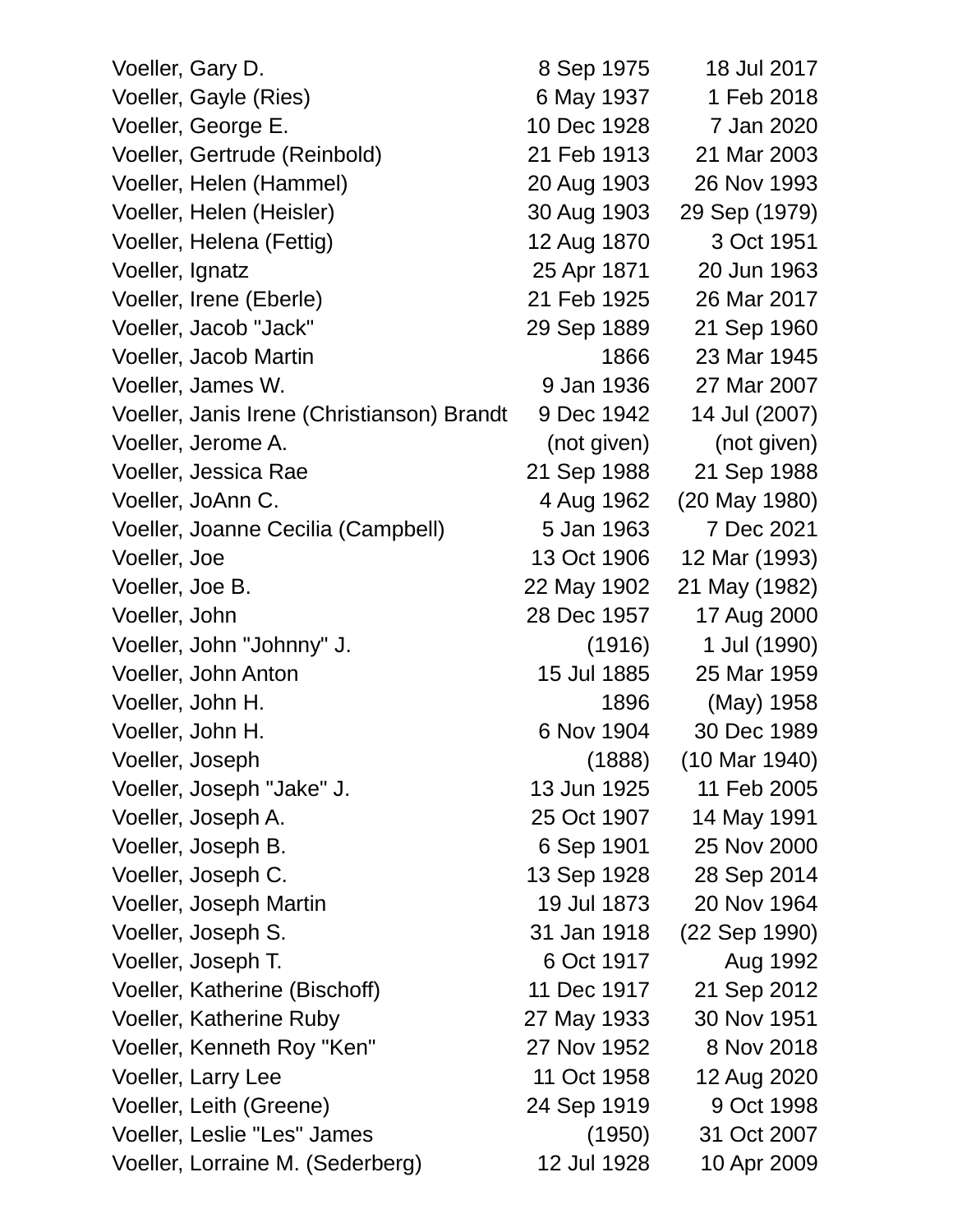| | | |
|---|---|---|
| Voeller, Gary D. | 8 Sep 1975 | 18 Jul 2017 |
| Voeller, Gayle (Ries) | 6 May 1937 | 1 Feb 2018 |
| Voeller, George E. | 10 Dec 1928 | 7 Jan 2020 |
| Voeller, Gertrude (Reinbold) | 21 Feb 1913 | 21 Mar 2003 |
| Voeller, Helen (Hammel) | 20 Aug 1903 | 26 Nov 1993 |
| Voeller, Helen (Heisler) | 30 Aug 1903 | 29 Sep (1979) |
| Voeller, Helena (Fettig) | 12 Aug 1870 | 3 Oct 1951 |
| Voeller, Ignatz | 25 Apr 1871 | 20 Jun 1963 |
| Voeller, Irene (Eberle) | 21 Feb 1925 | 26 Mar 2017 |
| Voeller, Jacob "Jack" | 29 Sep 1889 | 21 Sep 1960 |
| Voeller, Jacob Martin | 1866 | 23 Mar 1945 |
| Voeller, James W. | 9 Jan 1936 | 27 Mar 2007 |
| Voeller, Janis Irene (Christianson) Brandt | 9 Dec 1942 | 14 Jul (2007) |
| Voeller, Jerome A. | (not given) | (not given) |
| Voeller, Jessica Rae | 21 Sep 1988 | 21 Sep 1988 |
| Voeller, JoAnn C. | 4 Aug 1962 | (20 May 1980) |
| Voeller, Joanne Cecilia (Campbell) | 5 Jan 1963 | 7 Dec 2021 |
| Voeller, Joe | 13 Oct 1906 | 12 Mar (1993) |
| Voeller, Joe B. | 22 May 1902 | 21 May (1982) |
| Voeller, John | 28 Dec 1957 | 17 Aug 2000 |
| Voeller, John "Johnny" J. | (1916) | 1 Jul (1990) |
| Voeller, John Anton | 15 Jul 1885 | 25 Mar 1959 |
| Voeller, John H. | 1896 | (May) 1958 |
| Voeller, John H. | 6 Nov 1904 | 30 Dec 1989 |
| Voeller, Joseph | (1888) | (10 Mar 1940) |
| Voeller, Joseph "Jake" J. | 13 Jun 1925 | 11 Feb 2005 |
| Voeller, Joseph A. | 25 Oct 1907 | 14 May 1991 |
| Voeller, Joseph B. | 6 Sep 1901 | 25 Nov 2000 |
| Voeller, Joseph C. | 13 Sep 1928 | 28 Sep 2014 |
| Voeller, Joseph Martin | 19 Jul 1873 | 20 Nov 1964 |
| Voeller, Joseph S. | 31 Jan 1918 | (22 Sep 1990) |
| Voeller, Joseph T. | 6 Oct 1917 | Aug 1992 |
| Voeller, Katherine (Bischoff) | 11 Dec 1917 | 21 Sep 2012 |
| Voeller, Katherine Ruby | 27 May 1933 | 30 Nov 1951 |
| Voeller, Kenneth Roy "Ken" | 27 Nov 1952 | 8 Nov 2018 |
| Voeller, Larry Lee | 11 Oct 1958 | 12 Aug 2020 |
| Voeller, Leith (Greene) | 24 Sep 1919 | 9 Oct 1998 |
| Voeller, Leslie "Les" James | (1950) | 31 Oct 2007 |
| Voeller, Lorraine M. (Sederberg) | 12 Jul 1928 | 10 Apr 2009 |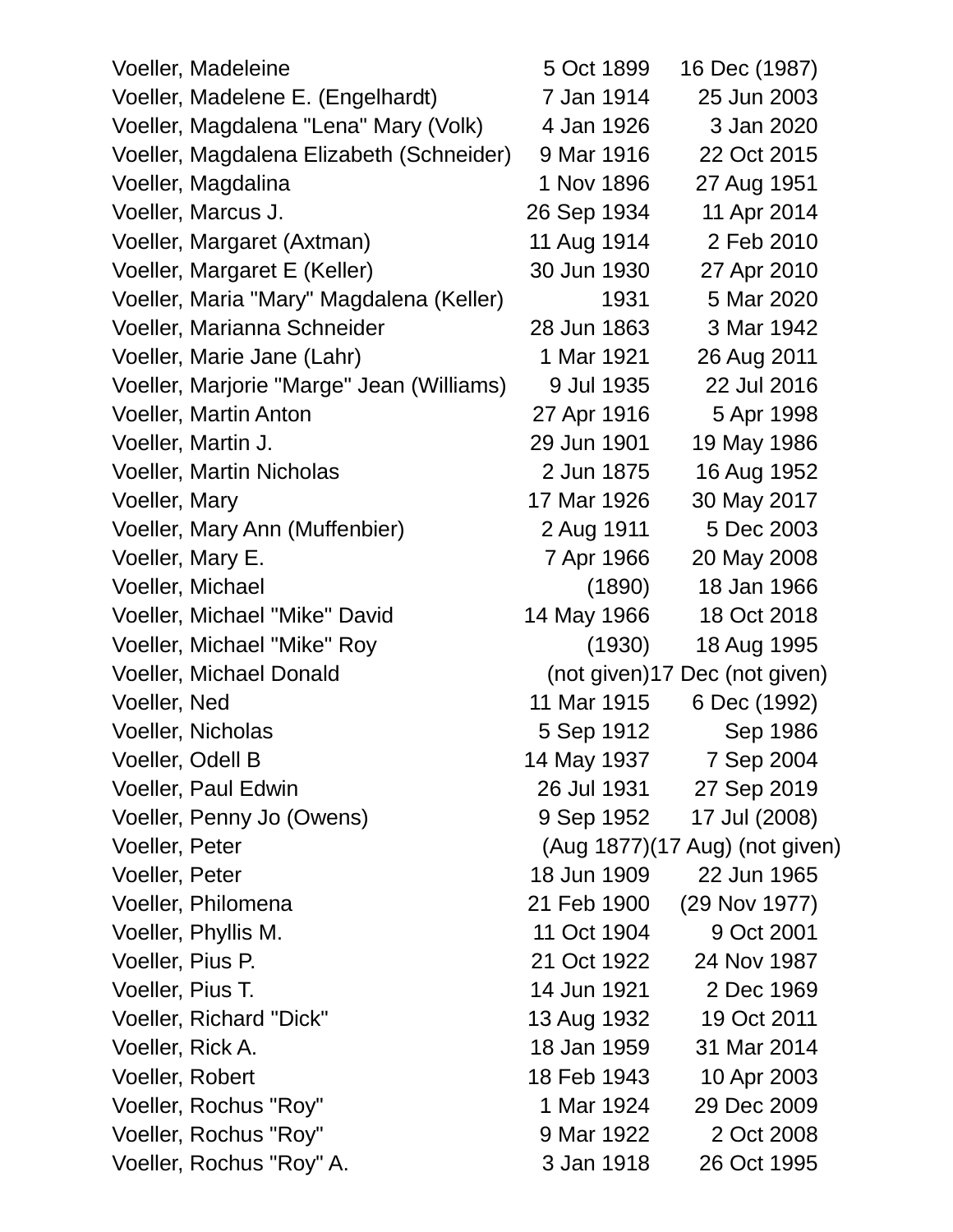| | | |
|---|---|---|
| Voeller, Madeleine | 5 Oct 1899 | 16 Dec (1987) |
| Voeller, Madelene E. (Engelhardt) | 7 Jan 1914 | 25 Jun 2003 |
| Voeller, Magdalena "Lena" Mary (Volk) | 4 Jan 1926 | 3 Jan 2020 |
| Voeller, Magdalena Elizabeth (Schneider) | 9 Mar 1916 | 22 Oct 2015 |
| Voeller, Magdalina | 1 Nov 1896 | 27 Aug 1951 |
| Voeller, Marcus J. | 26 Sep 1934 | 11 Apr 2014 |
| Voeller, Margaret (Axtman) | 11 Aug 1914 | 2 Feb 2010 |
| Voeller, Margaret E (Keller) | 30 Jun 1930 | 27 Apr 2010 |
| Voeller, Maria "Mary" Magdalena (Keller) | 1931 | 5 Mar 2020 |
| Voeller, Marianna Schneider | 28 Jun 1863 | 3 Mar 1942 |
| Voeller, Marie Jane (Lahr) | 1 Mar 1921 | 26 Aug 2011 |
| Voeller, Marjorie "Marge" Jean (Williams) | 9 Jul 1935 | 22 Jul 2016 |
| Voeller, Martin Anton | 27 Apr 1916 | 5 Apr 1998 |
| Voeller, Martin J. | 29 Jun 1901 | 19 May 1986 |
| Voeller, Martin Nicholas | 2 Jun 1875 | 16 Aug 1952 |
| Voeller, Mary | 17 Mar 1926 | 30 May 2017 |
| Voeller, Mary Ann (Muffenbier) | 2 Aug 1911 | 5 Dec 2003 |
| Voeller, Mary E. | 7 Apr 1966 | 20 May 2008 |
| Voeller, Michael | (1890) | 18 Jan 1966 |
| Voeller, Michael "Mike" David | 14 May 1966 | 18 Oct 2018 |
| Voeller, Michael "Mike" Roy | (1930) | 18 Aug 1995 |
| Voeller, Michael Donald | (not given) | 17 Dec (not given) |
| Voeller, Ned | 11 Mar 1915 | 6 Dec (1992) |
| Voeller, Nicholas | 5 Sep 1912 | Sep 1986 |
| Voeller, Odell B | 14 May 1937 | 7 Sep 2004 |
| Voeller, Paul Edwin | 26 Jul 1931 | 27 Sep 2019 |
| Voeller, Penny Jo (Owens) | 9 Sep 1952 | 17 Jul (2008) |
| Voeller, Peter | (Aug 1877) | (17 Aug) (not given) |
| Voeller, Peter | 18 Jun 1909 | 22 Jun 1965 |
| Voeller, Philomena | 21 Feb 1900 | (29 Nov 1977) |
| Voeller, Phyllis M. | 11 Oct 1904 | 9 Oct 2001 |
| Voeller, Pius P. | 21 Oct 1922 | 24 Nov 1987 |
| Voeller, Pius T. | 14 Jun 1921 | 2 Dec 1969 |
| Voeller, Richard "Dick" | 13 Aug 1932 | 19 Oct 2011 |
| Voeller, Rick A. | 18 Jan 1959 | 31 Mar 2014 |
| Voeller, Robert | 18 Feb 1943 | 10 Apr 2003 |
| Voeller, Rochus "Roy" | 1 Mar 1924 | 29 Dec 2009 |
| Voeller, Rochus "Roy" | 9 Mar 1922 | 2 Oct 2008 |
| Voeller, Rochus "Roy" A. | 3 Jan 1918 | 26 Oct 1995 |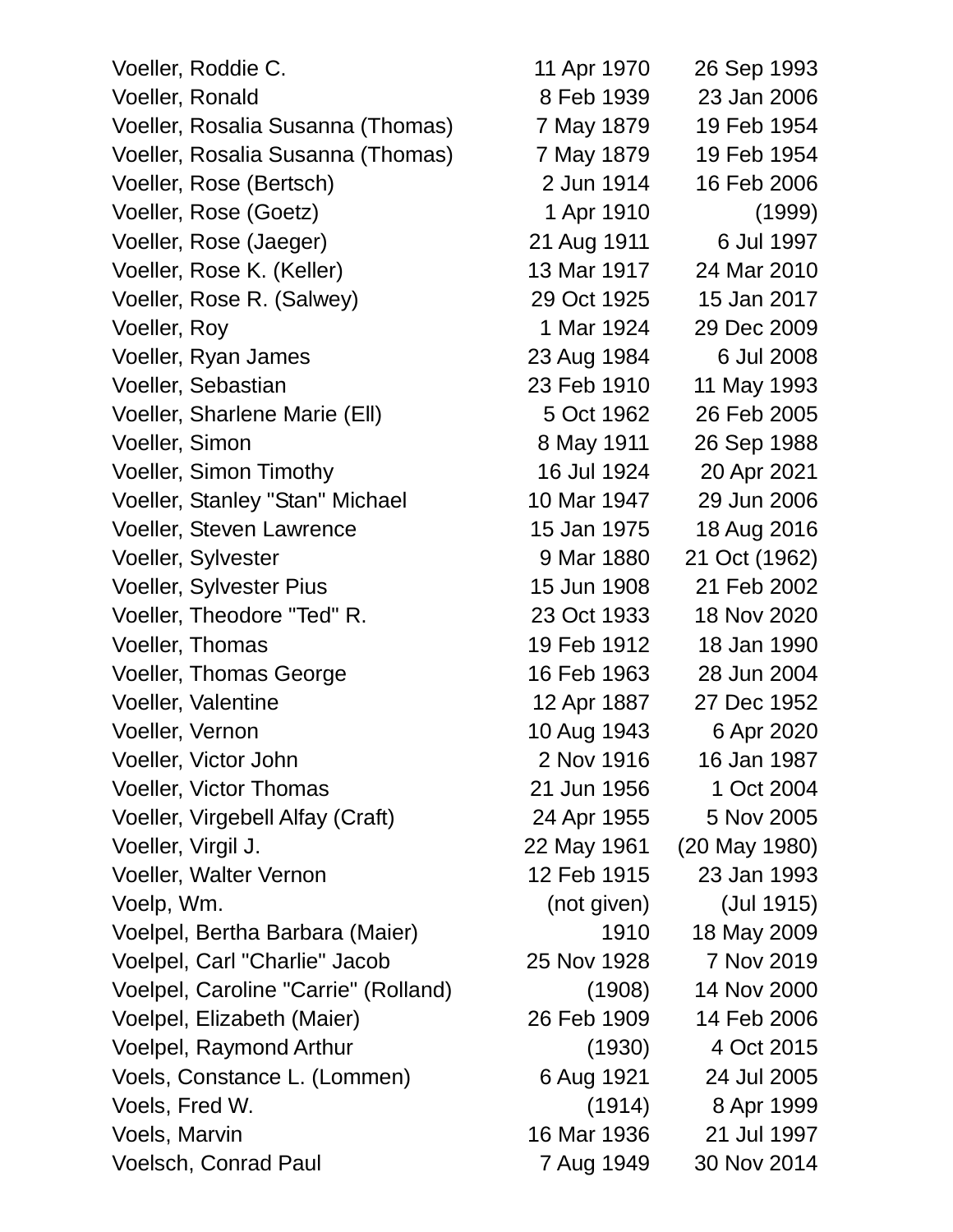| | | |
|---|---|---|
| Voeller, Roddie C. | 11 Apr 1970 | 26 Sep 1993 |
| Voeller, Ronald | 8 Feb 1939 | 23 Jan 2006 |
| Voeller, Rosalia Susanna (Thomas) | 7 May 1879 | 19 Feb 1954 |
| Voeller, Rosalia Susanna (Thomas) | 7 May 1879 | 19 Feb 1954 |
| Voeller, Rose (Bertsch) | 2 Jun 1914 | 16 Feb 2006 |
| Voeller, Rose (Goetz) | 1 Apr 1910 | (1999) |
| Voeller, Rose (Jaeger) | 21 Aug 1911 | 6 Jul 1997 |
| Voeller, Rose K. (Keller) | 13 Mar 1917 | 24 Mar 2010 |
| Voeller, Rose R. (Salwey) | 29 Oct 1925 | 15 Jan 2017 |
| Voeller, Roy | 1 Mar 1924 | 29 Dec 2009 |
| Voeller, Ryan James | 23 Aug 1984 | 6 Jul 2008 |
| Voeller, Sebastian | 23 Feb 1910 | 11 May 1993 |
| Voeller, Sharlene Marie (Ell) | 5 Oct 1962 | 26 Feb 2005 |
| Voeller, Simon | 8 May 1911 | 26 Sep 1988 |
| Voeller, Simon Timothy | 16 Jul 1924 | 20 Apr 2021 |
| Voeller, Stanley "Stan" Michael | 10 Mar 1947 | 29 Jun 2006 |
| Voeller, Steven Lawrence | 15 Jan 1975 | 18 Aug 2016 |
| Voeller, Sylvester | 9 Mar 1880 | 21 Oct (1962) |
| Voeller, Sylvester Pius | 15 Jun 1908 | 21 Feb 2002 |
| Voeller, Theodore "Ted" R. | 23 Oct 1933 | 18 Nov 2020 |
| Voeller, Thomas | 19 Feb 1912 | 18 Jan 1990 |
| Voeller, Thomas George | 16 Feb 1963 | 28 Jun 2004 |
| Voeller, Valentine | 12 Apr 1887 | 27 Dec 1952 |
| Voeller, Vernon | 10 Aug 1943 | 6 Apr 2020 |
| Voeller, Victor John | 2 Nov 1916 | 16 Jan 1987 |
| Voeller, Victor Thomas | 21 Jun 1956 | 1 Oct 2004 |
| Voeller, Virgebell Alfay (Craft) | 24 Apr 1955 | 5 Nov 2005 |
| Voeller, Virgil J. | 22 May 1961 | (20 May 1980) |
| Voeller, Walter Vernon | 12 Feb 1915 | 23 Jan 1993 |
| Voelp, Wm. | (not given) | (Jul 1915) |
| Voelpel, Bertha Barbara (Maier) | 1910 | 18 May 2009 |
| Voelpel, Carl "Charlie" Jacob | 25 Nov 1928 | 7 Nov 2019 |
| Voelpel, Caroline "Carrie" (Rolland) | (1908) | 14 Nov 2000 |
| Voelpel, Elizabeth (Maier) | 26 Feb 1909 | 14 Feb 2006 |
| Voelpel, Raymond Arthur | (1930) | 4 Oct 2015 |
| Voels, Constance L. (Lommen) | 6 Aug 1921 | 24 Jul 2005 |
| Voels, Fred W. | (1914) | 8 Apr 1999 |
| Voels, Marvin | 16 Mar 1936 | 21 Jul 1997 |
| Voelsch, Conrad Paul | 7 Aug 1949 | 30 Nov 2014 |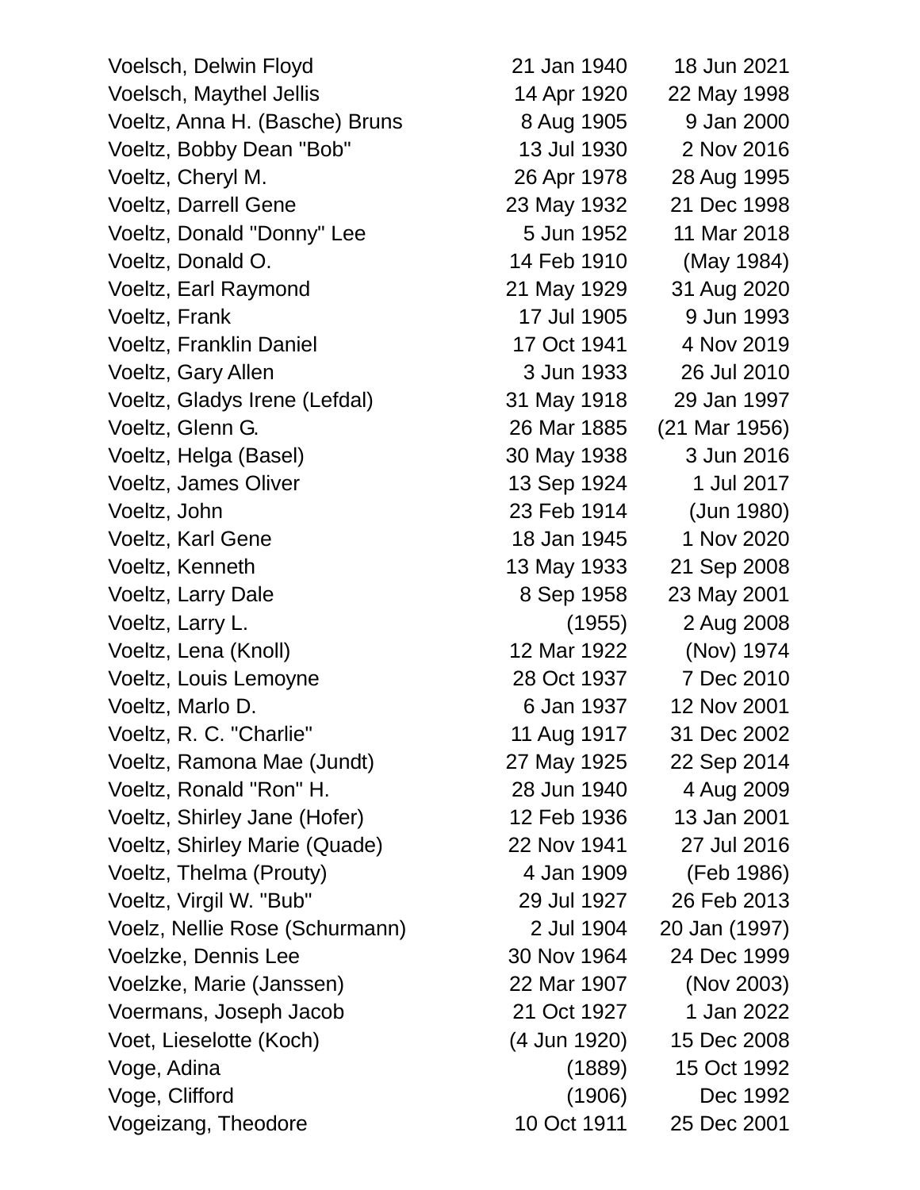| | | |
|---|---|---|
| Voelsch, Delwin Floyd | 21 Jan 1940 | 18 Jun 2021 |
| Voelsch, Maythel Jellis | 14 Apr 1920 | 22 May 1998 |
| Voeltz, Anna H. (Basche) Bruns | 8 Aug 1905 | 9 Jan 2000 |
| Voeltz, Bobby Dean "Bob" | 13 Jul 1930 | 2 Nov 2016 |
| Voeltz, Cheryl M. | 26 Apr 1978 | 28 Aug 1995 |
| Voeltz, Darrell Gene | 23 May 1932 | 21 Dec 1998 |
| Voeltz, Donald "Donny" Lee | 5 Jun 1952 | 11 Mar 2018 |
| Voeltz, Donald O. | 14 Feb 1910 | (May 1984) |
| Voeltz, Earl Raymond | 21 May 1929 | 31 Aug 2020 |
| Voeltz, Frank | 17 Jul 1905 | 9 Jun 1993 |
| Voeltz, Franklin Daniel | 17 Oct 1941 | 4 Nov 2019 |
| Voeltz, Gary Allen | 3 Jun 1933 | 26 Jul 2010 |
| Voeltz, Gladys Irene (Lefdal) | 31 May 1918 | 29 Jan 1997 |
| Voeltz, Glenn G. | 26 Mar 1885 | (21 Mar 1956) |
| Voeltz, Helga (Basel) | 30 May 1938 | 3 Jun 2016 |
| Voeltz, James Oliver | 13 Sep 1924 | 1 Jul 2017 |
| Voeltz, John | 23 Feb 1914 | (Jun 1980) |
| Voeltz, Karl Gene | 18 Jan 1945 | 1 Nov 2020 |
| Voeltz, Kenneth | 13 May 1933 | 21 Sep 2008 |
| Voeltz, Larry Dale | 8 Sep 1958 | 23 May 2001 |
| Voeltz, Larry L. | (1955) | 2 Aug 2008 |
| Voeltz, Lena (Knoll) | 12 Mar 1922 | (Nov) 1974 |
| Voeltz, Louis Lemoyne | 28 Oct 1937 | 7 Dec 2010 |
| Voeltz, Marlo D. | 6 Jan 1937 | 12 Nov 2001 |
| Voeltz, R. C. "Charlie" | 11 Aug 1917 | 31 Dec 2002 |
| Voeltz, Ramona Mae (Jundt) | 27 May 1925 | 22 Sep 2014 |
| Voeltz, Ronald "Ron" H. | 28 Jun 1940 | 4 Aug 2009 |
| Voeltz, Shirley Jane (Hofer) | 12 Feb 1936 | 13 Jan 2001 |
| Voeltz, Shirley Marie (Quade) | 22 Nov 1941 | 27 Jul 2016 |
| Voeltz, Thelma (Prouty) | 4 Jan 1909 | (Feb 1986) |
| Voeltz, Virgil W. "Bub" | 29 Jul 1927 | 26 Feb 2013 |
| Voelz, Nellie Rose (Schurmann) | 2 Jul 1904 | 20 Jan (1997) |
| Voelzke, Dennis Lee | 30 Nov 1964 | 24 Dec 1999 |
| Voelzke, Marie (Janssen) | 22 Mar 1907 | (Nov 2003) |
| Voermans, Joseph Jacob | 21 Oct 1927 | 1 Jan 2022 |
| Voet, Lieselotte (Koch) | (4 Jun 1920) | 15 Dec 2008 |
| Voge, Adina | (1889) | 15 Oct 1992 |
| Voge, Clifford | (1906) | Dec 1992 |
| Vogeizang, Theodore | 10 Oct 1911 | 25 Dec 2001 |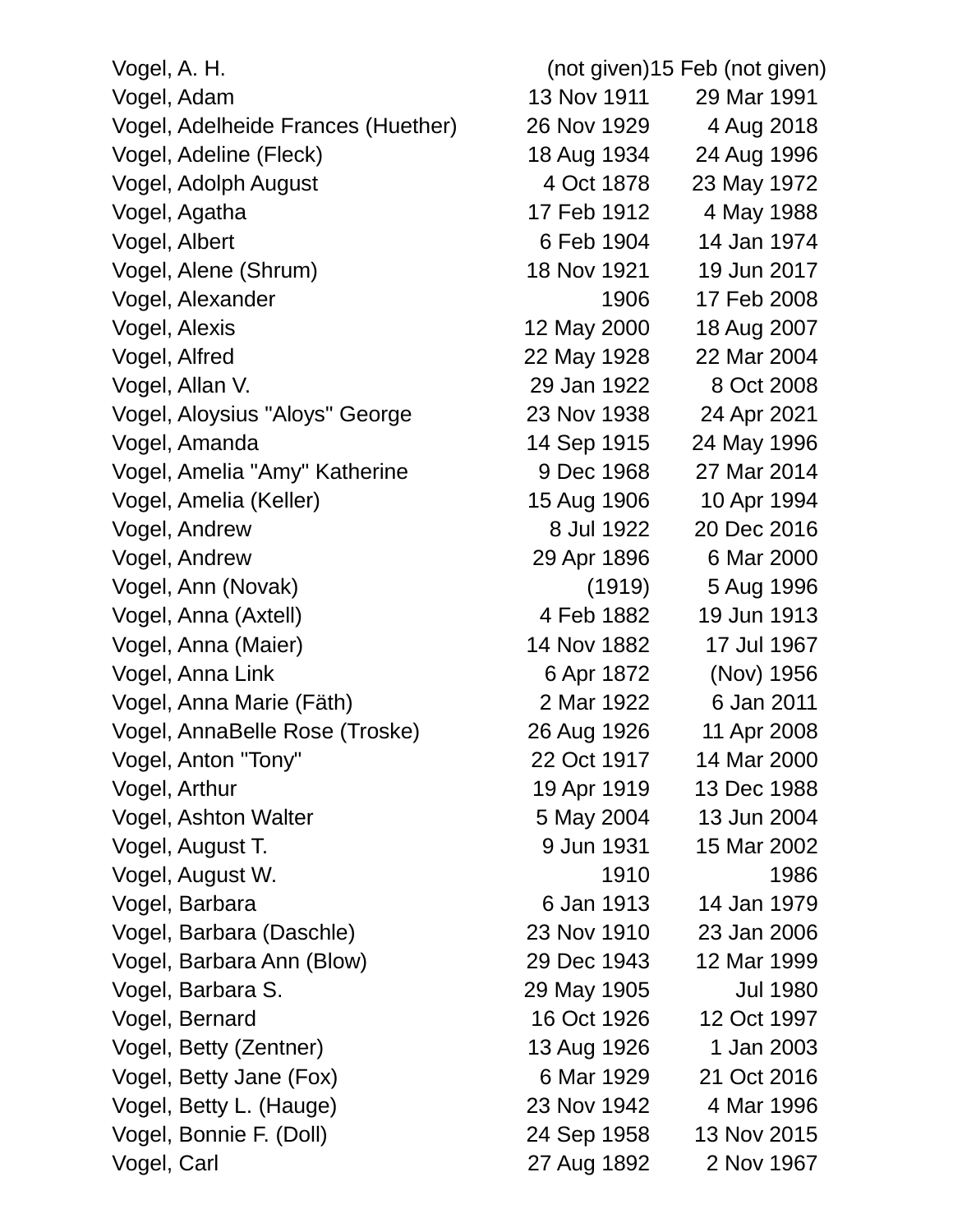| | | |
|---|---|---|
| Vogel, A. H. | (not given) | 15 Feb (not given) |
| Vogel, Adam | 13 Nov 1911 | 29 Mar 1991 |
| Vogel, Adelheide Frances (Huether) | 26 Nov 1929 | 4 Aug 2018 |
| Vogel, Adeline (Fleck) | 18 Aug 1934 | 24 Aug 1996 |
| Vogel, Adolph August | 4 Oct 1878 | 23 May 1972 |
| Vogel, Agatha | 17 Feb 1912 | 4 May 1988 |
| Vogel, Albert | 6 Feb 1904 | 14 Jan 1974 |
| Vogel, Alene (Shrum) | 18 Nov 1921 | 19 Jun 2017 |
| Vogel, Alexander | 1906 | 17 Feb 2008 |
| Vogel, Alexis | 12 May 2000 | 18 Aug 2007 |
| Vogel, Alfred | 22 May 1928 | 22 Mar 2004 |
| Vogel, Allan V. | 29 Jan 1922 | 8 Oct 2008 |
| Vogel, Aloysius "Aloys" George | 23 Nov 1938 | 24 Apr 2021 |
| Vogel, Amanda | 14 Sep 1915 | 24 May 1996 |
| Vogel, Amelia "Amy" Katherine | 9 Dec 1968 | 27 Mar 2014 |
| Vogel, Amelia (Keller) | 15 Aug 1906 | 10 Apr 1994 |
| Vogel, Andrew | 8 Jul 1922 | 20 Dec 2016 |
| Vogel, Andrew | 29 Apr 1896 | 6 Mar 2000 |
| Vogel, Ann (Novak) | (1919) | 5 Aug 1996 |
| Vogel, Anna (Axtell) | 4 Feb 1882 | 19 Jun 1913 |
| Vogel, Anna (Maier) | 14 Nov 1882 | 17 Jul 1967 |
| Vogel, Anna Link | 6 Apr 1872 | (Nov) 1956 |
| Vogel, Anna Marie (Fäth) | 2 Mar 1922 | 6 Jan 2011 |
| Vogel, AnnaBelle Rose (Troske) | 26 Aug 1926 | 11 Apr 2008 |
| Vogel, Anton "Tony" | 22 Oct 1917 | 14 Mar 2000 |
| Vogel, Arthur | 19 Apr 1919 | 13 Dec 1988 |
| Vogel, Ashton Walter | 5 May 2004 | 13 Jun 2004 |
| Vogel, August T. | 9 Jun 1931 | 15 Mar 2002 |
| Vogel, August W. | 1910 | 1986 |
| Vogel, Barbara | 6 Jan 1913 | 14 Jan 1979 |
| Vogel, Barbara (Daschle) | 23 Nov 1910 | 23 Jan 2006 |
| Vogel, Barbara Ann (Blow) | 29 Dec 1943 | 12 Mar 1999 |
| Vogel, Barbara S. | 29 May 1905 | Jul 1980 |
| Vogel, Bernard | 16 Oct 1926 | 12 Oct 1997 |
| Vogel, Betty (Zentner) | 13 Aug 1926 | 1 Jan 2003 |
| Vogel, Betty Jane (Fox) | 6 Mar 1929 | 21 Oct 2016 |
| Vogel, Betty L. (Hauge) | 23 Nov 1942 | 4 Mar 1996 |
| Vogel, Bonnie F. (Doll) | 24 Sep 1958 | 13 Nov 2015 |
| Vogel, Carl | 27 Aug 1892 | 2 Nov 1967 |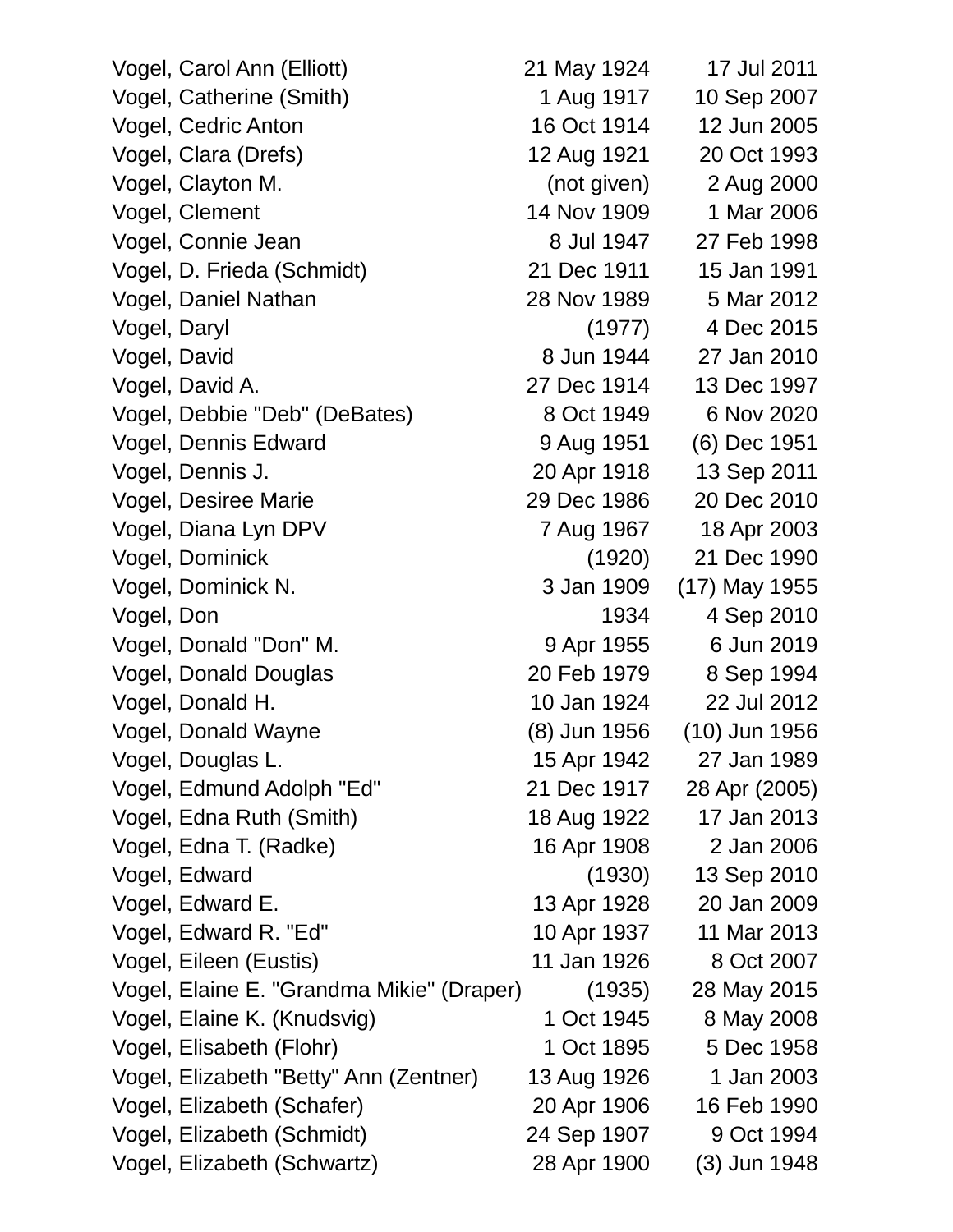| Name | Birth | Death |
|---|---|---|
| Vogel, Carol Ann (Elliott) | 21 May 1924 | 17 Jul 2011 |
| Vogel, Catherine (Smith) | 1 Aug 1917 | 10 Sep 2007 |
| Vogel, Cedric Anton | 16 Oct 1914 | 12 Jun 2005 |
| Vogel, Clara (Drefs) | 12 Aug 1921 | 20 Oct 1993 |
| Vogel, Clayton M. | (not given) | 2 Aug 2000 |
| Vogel, Clement | 14 Nov 1909 | 1 Mar 2006 |
| Vogel, Connie Jean | 8 Jul 1947 | 27 Feb 1998 |
| Vogel, D. Frieda (Schmidt) | 21 Dec 1911 | 15 Jan 1991 |
| Vogel, Daniel Nathan | 28 Nov 1989 | 5 Mar 2012 |
| Vogel, Daryl | (1977) | 4 Dec 2015 |
| Vogel, David | 8 Jun 1944 | 27 Jan 2010 |
| Vogel, David A. | 27 Dec 1914 | 13 Dec 1997 |
| Vogel, Debbie "Deb" (DeBates) | 8 Oct 1949 | 6 Nov 2020 |
| Vogel, Dennis Edward | 9 Aug 1951 | (6) Dec 1951 |
| Vogel, Dennis J. | 20 Apr 1918 | 13 Sep 2011 |
| Vogel, Desiree Marie | 29 Dec 1986 | 20 Dec 2010 |
| Vogel, Diana Lyn DPV | 7 Aug 1967 | 18 Apr 2003 |
| Vogel, Dominick | (1920) | 21 Dec 1990 |
| Vogel, Dominick N. | 3 Jan 1909 | (17) May 1955 |
| Vogel, Don | 1934 | 4 Sep 2010 |
| Vogel, Donald "Don" M. | 9 Apr 1955 | 6 Jun 2019 |
| Vogel, Donald Douglas | 20 Feb 1979 | 8 Sep 1994 |
| Vogel, Donald H. | 10 Jan 1924 | 22 Jul 2012 |
| Vogel, Donald Wayne | (8) Jun 1956 | (10) Jun 1956 |
| Vogel, Douglas L. | 15 Apr 1942 | 27 Jan 1989 |
| Vogel, Edmund Adolph "Ed" | 21 Dec 1917 | 28 Apr (2005) |
| Vogel, Edna Ruth (Smith) | 18 Aug 1922 | 17 Jan 2013 |
| Vogel, Edna T. (Radke) | 16 Apr 1908 | 2 Jan 2006 |
| Vogel, Edward | (1930) | 13 Sep 2010 |
| Vogel, Edward E. | 13 Apr 1928 | 20 Jan 2009 |
| Vogel, Edward R. "Ed" | 10 Apr 1937 | 11 Mar 2013 |
| Vogel, Eileen (Eustis) | 11 Jan 1926 | 8 Oct 2007 |
| Vogel, Elaine E. "Grandma Mikie" (Draper) | (1935) | 28 May 2015 |
| Vogel, Elaine K. (Knudsvig) | 1 Oct 1945 | 8 May 2008 |
| Vogel, Elisabeth (Flohr) | 1 Oct 1895 | 5 Dec 1958 |
| Vogel, Elizabeth "Betty" Ann (Zentner) | 13 Aug 1926 | 1 Jan 2003 |
| Vogel, Elizabeth (Schafer) | 20 Apr 1906 | 16 Feb 1990 |
| Vogel, Elizabeth (Schmidt) | 24 Sep 1907 | 9 Oct 1994 |
| Vogel, Elizabeth (Schwartz) | 28 Apr 1900 | (3) Jun 1948 |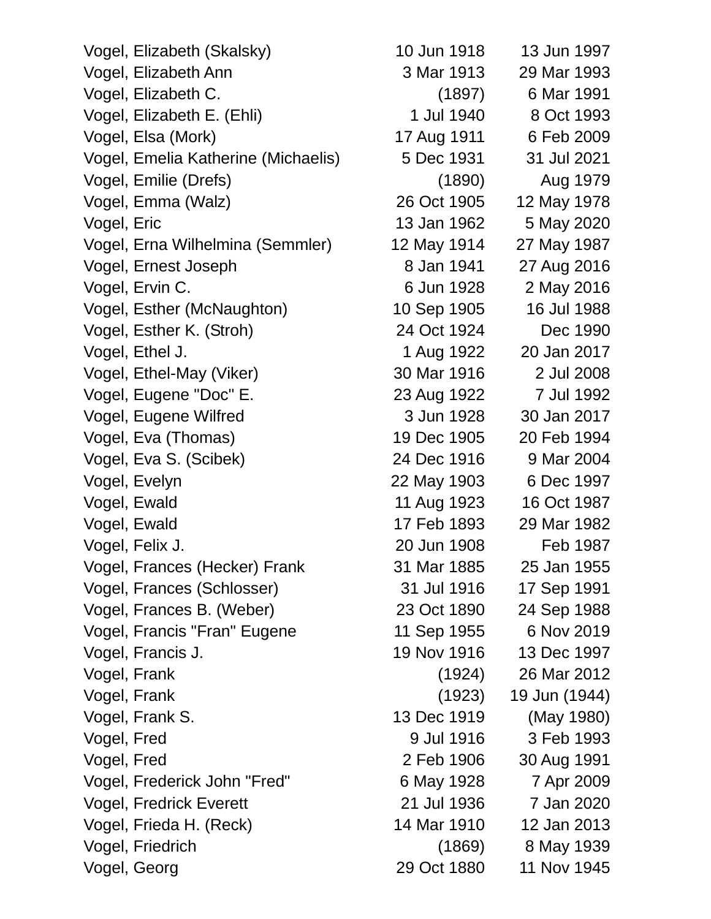| | | |
|---|---|---|
| Vogel, Elizabeth (Skalsky) | 10 Jun 1918 | 13 Jun 1997 |
| Vogel, Elizabeth Ann | 3 Mar 1913 | 29 Mar 1993 |
| Vogel, Elizabeth C. | (1897) | 6 Mar 1991 |
| Vogel, Elizabeth E. (Ehli) | 1 Jul 1940 | 8 Oct 1993 |
| Vogel, Elsa (Mork) | 17 Aug 1911 | 6 Feb 2009 |
| Vogel, Emelia Katherine (Michaelis) | 5 Dec 1931 | 31 Jul 2021 |
| Vogel, Emilie (Drefs) | (1890) | Aug 1979 |
| Vogel, Emma (Walz) | 26 Oct 1905 | 12 May 1978 |
| Vogel, Eric | 13 Jan 1962 | 5 May 2020 |
| Vogel, Erna Wilhelmina (Semmler) | 12 May 1914 | 27 May 1987 |
| Vogel, Ernest Joseph | 8 Jan 1941 | 27 Aug 2016 |
| Vogel, Ervin C. | 6 Jun 1928 | 2 May 2016 |
| Vogel, Esther (McNaughton) | 10 Sep 1905 | 16 Jul 1988 |
| Vogel, Esther K. (Stroh) | 24 Oct 1924 | Dec 1990 |
| Vogel, Ethel J. | 1 Aug 1922 | 20 Jan 2017 |
| Vogel, Ethel-May (Viker) | 30 Mar 1916 | 2 Jul 2008 |
| Vogel, Eugene "Doc" E. | 23 Aug 1922 | 7 Jul 1992 |
| Vogel, Eugene Wilfred | 3 Jun 1928 | 30 Jan 2017 |
| Vogel, Eva (Thomas) | 19 Dec 1905 | 20 Feb 1994 |
| Vogel, Eva S. (Scibek) | 24 Dec 1916 | 9 Mar 2004 |
| Vogel, Evelyn | 22 May 1903 | 6 Dec 1997 |
| Vogel, Ewald | 11 Aug 1923 | 16 Oct 1987 |
| Vogel, Ewald | 17 Feb 1893 | 29 Mar 1982 |
| Vogel, Felix J. | 20 Jun 1908 | Feb 1987 |
| Vogel, Frances (Hecker) Frank | 31 Mar 1885 | 25 Jan 1955 |
| Vogel, Frances (Schlosser) | 31 Jul 1916 | 17 Sep 1991 |
| Vogel, Frances B. (Weber) | 23 Oct 1890 | 24 Sep 1988 |
| Vogel, Francis "Fran" Eugene | 11 Sep 1955 | 6 Nov 2019 |
| Vogel, Francis J. | 19 Nov 1916 | 13 Dec 1997 |
| Vogel, Frank | (1924) | 26 Mar 2012 |
| Vogel, Frank | (1923) | 19 Jun (1944) |
| Vogel, Frank S. | 13 Dec 1919 | (May 1980) |
| Vogel, Fred | 9 Jul 1916 | 3 Feb 1993 |
| Vogel, Fred | 2 Feb 1906 | 30 Aug 1991 |
| Vogel, Frederick John "Fred" | 6 May 1928 | 7 Apr 2009 |
| Vogel, Fredrick Everett | 21 Jul 1936 | 7 Jan 2020 |
| Vogel, Frieda H. (Reck) | 14 Mar 1910 | 12 Jan 2013 |
| Vogel, Friedrich | (1869) | 8 May 1939 |
| Vogel, Georg | 29 Oct 1880 | 11 Nov 1945 |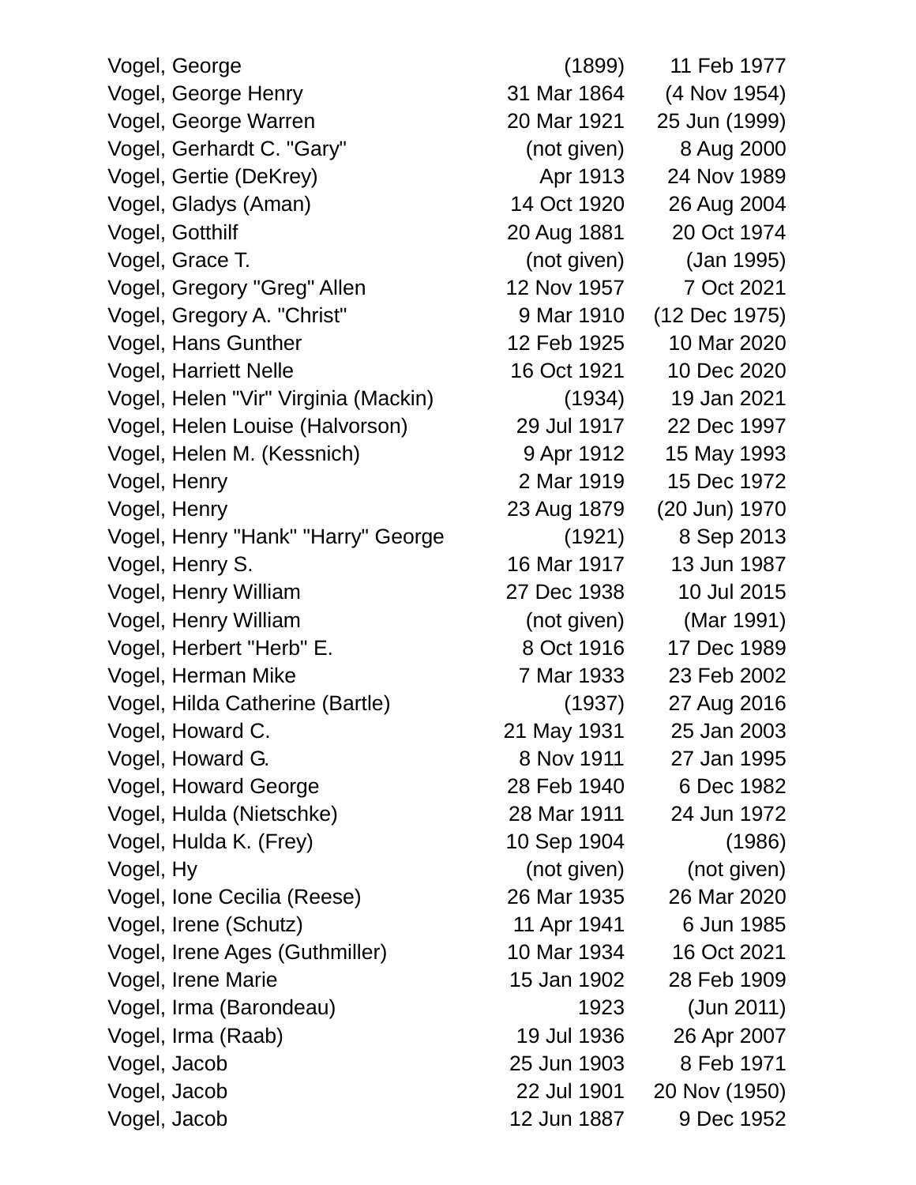| | | |
|---|---|---|
| Vogel, George | (1899) | 11 Feb 1977 |
| Vogel, George Henry | 31 Mar 1864 | (4 Nov 1954) |
| Vogel, George Warren | 20 Mar 1921 | 25 Jun (1999) |
| Vogel, Gerhardt C. "Gary" | (not given) | 8 Aug 2000 |
| Vogel, Gertie (DeKrey) | Apr 1913 | 24 Nov 1989 |
| Vogel, Gladys (Aman) | 14 Oct 1920 | 26 Aug 2004 |
| Vogel, Gotthilf | 20 Aug 1881 | 20 Oct 1974 |
| Vogel, Grace T. | (not given) | (Jan 1995) |
| Vogel, Gregory "Greg" Allen | 12 Nov 1957 | 7 Oct 2021 |
| Vogel, Gregory A. "Christ" | 9 Mar 1910 | (12 Dec 1975) |
| Vogel, Hans Gunther | 12 Feb 1925 | 10 Mar 2020 |
| Vogel, Harriett Nelle | 16 Oct 1921 | 10 Dec 2020 |
| Vogel, Helen "Vir" Virginia (Mackin) | (1934) | 19 Jan 2021 |
| Vogel, Helen Louise (Halvorson) | 29 Jul 1917 | 22 Dec 1997 |
| Vogel, Helen M. (Kessnich) | 9 Apr 1912 | 15 May 1993 |
| Vogel, Henry | 2 Mar 1919 | 15 Dec 1972 |
| Vogel, Henry | 23 Aug 1879 | (20 Jun) 1970 |
| Vogel, Henry "Hank" "Harry" George | (1921) | 8 Sep 2013 |
| Vogel, Henry S. | 16 Mar 1917 | 13 Jun 1987 |
| Vogel, Henry William | 27 Dec 1938 | 10 Jul 2015 |
| Vogel, Henry William | (not given) | (Mar 1991) |
| Vogel, Herbert "Herb" E. | 8 Oct 1916 | 17 Dec 1989 |
| Vogel, Herman Mike | 7 Mar 1933 | 23 Feb 2002 |
| Vogel, Hilda Catherine (Bartle) | (1937) | 27 Aug 2016 |
| Vogel, Howard C. | 21 May 1931 | 25 Jan 2003 |
| Vogel, Howard G. | 8 Nov 1911 | 27 Jan 1995 |
| Vogel, Howard George | 28 Feb 1940 | 6 Dec 1982 |
| Vogel, Hulda (Nietschke) | 28 Mar 1911 | 24 Jun 1972 |
| Vogel, Hulda K. (Frey) | 10 Sep 1904 | (1986) |
| Vogel, Hy | (not given) | (not given) |
| Vogel, Ione Cecilia (Reese) | 26 Mar 1935 | 26 Mar 2020 |
| Vogel, Irene (Schutz) | 11 Apr 1941 | 6 Jun 1985 |
| Vogel, Irene Ages (Guthmiller) | 10 Mar 1934 | 16 Oct 2021 |
| Vogel, Irene Marie | 15 Jan 1902 | 28 Feb 1909 |
| Vogel, Irma (Barondeau) | 1923 | (Jun 2011) |
| Vogel, Irma (Raab) | 19 Jul 1936 | 26 Apr 2007 |
| Vogel, Jacob | 25 Jun 1903 | 8 Feb 1971 |
| Vogel, Jacob | 22 Jul 1901 | 20 Nov (1950) |
| Vogel, Jacob | 12 Jun 1887 | 9 Dec 1952 |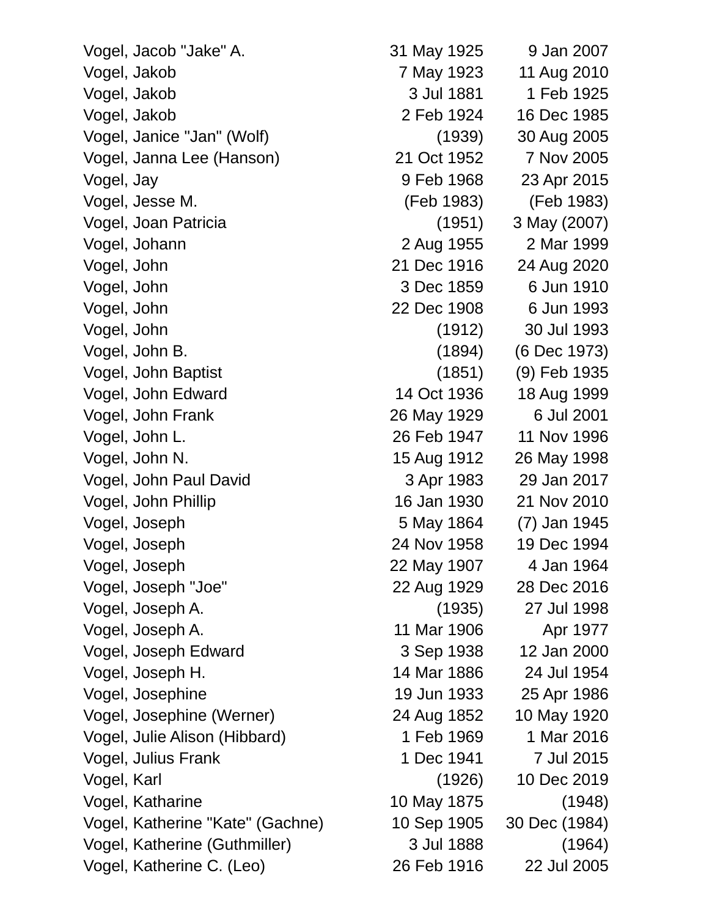| | | |
|---|---|---|
| Vogel, Jacob "Jake" A. | 31 May 1925 | 9 Jan 2007 |
| Vogel, Jakob | 7 May 1923 | 11 Aug 2010 |
| Vogel, Jakob | 3 Jul 1881 | 1 Feb 1925 |
| Vogel, Jakob | 2 Feb 1924 | 16 Dec 1985 |
| Vogel, Janice "Jan" (Wolf) | (1939) | 30 Aug 2005 |
| Vogel, Janna Lee (Hanson) | 21 Oct 1952 | 7 Nov 2005 |
| Vogel, Jay | 9 Feb 1968 | 23 Apr 2015 |
| Vogel, Jesse M. | (Feb 1983) | (Feb 1983) |
| Vogel, Joan Patricia | (1951) | 3 May (2007) |
| Vogel, Johann | 2 Aug 1955 | 2 Mar 1999 |
| Vogel, John | 21 Dec 1916 | 24 Aug 2020 |
| Vogel, John | 3 Dec 1859 | 6 Jun 1910 |
| Vogel, John | 22 Dec 1908 | 6 Jun 1993 |
| Vogel, John | (1912) | 30 Jul 1993 |
| Vogel, John B. | (1894) | (6 Dec 1973) |
| Vogel, John Baptist | (1851) | (9) Feb 1935 |
| Vogel, John Edward | 14 Oct 1936 | 18 Aug 1999 |
| Vogel, John Frank | 26 May 1929 | 6 Jul 2001 |
| Vogel, John L. | 26 Feb 1947 | 11 Nov 1996 |
| Vogel, John N. | 15 Aug 1912 | 26 May 1998 |
| Vogel, John Paul David | 3 Apr 1983 | 29 Jan 2017 |
| Vogel, John Phillip | 16 Jan 1930 | 21 Nov 2010 |
| Vogel, Joseph | 5 May 1864 | (7) Jan 1945 |
| Vogel, Joseph | 24 Nov 1958 | 19 Dec 1994 |
| Vogel, Joseph | 22 May 1907 | 4 Jan 1964 |
| Vogel, Joseph "Joe" | 22 Aug 1929 | 28 Dec 2016 |
| Vogel, Joseph A. | (1935) | 27 Jul 1998 |
| Vogel, Joseph A. | 11 Mar 1906 | Apr 1977 |
| Vogel, Joseph Edward | 3 Sep 1938 | 12 Jan 2000 |
| Vogel, Joseph H. | 14 Mar 1886 | 24 Jul 1954 |
| Vogel, Josephine | 19 Jun 1933 | 25 Apr 1986 |
| Vogel, Josephine (Werner) | 24 Aug 1852 | 10 May 1920 |
| Vogel, Julie Alison (Hibbard) | 1 Feb 1969 | 1 Mar 2016 |
| Vogel, Julius Frank | 1 Dec 1941 | 7 Jul 2015 |
| Vogel, Karl | (1926) | 10 Dec 2019 |
| Vogel, Katharine | 10 May 1875 | (1948) |
| Vogel, Katherine "Kate" (Gachne) | 10 Sep 1905 | 30 Dec (1984) |
| Vogel, Katherine (Guthmiller) | 3 Jul 1888 | (1964) |
| Vogel, Katherine C. (Leo) | 26 Feb 1916 | 22 Jul 2005 |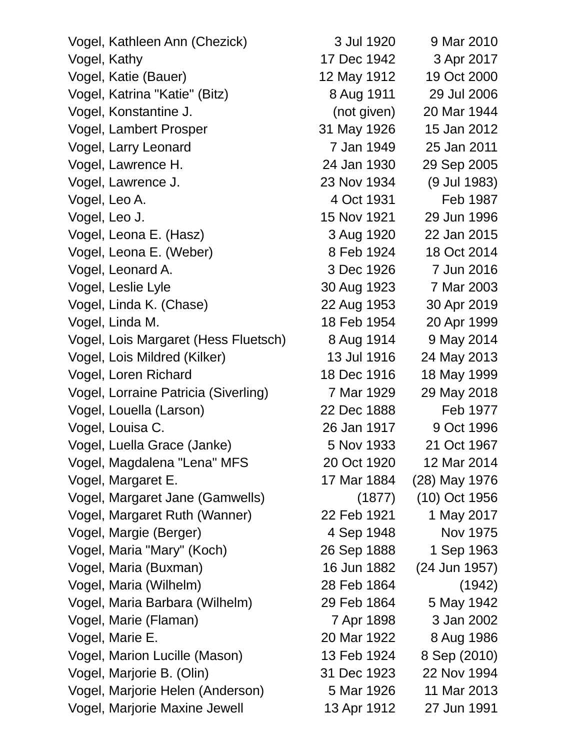| | | |
|---|---|---|
| Vogel, Kathleen Ann (Chezick) | 3 Jul 1920 | 9 Mar 2010 |
| Vogel, Kathy | 17 Dec 1942 | 3 Apr 2017 |
| Vogel, Katie (Bauer) | 12 May 1912 | 19 Oct 2000 |
| Vogel, Katrina "Katie" (Bitz) | 8 Aug 1911 | 29 Jul 2006 |
| Vogel, Konstantine J. | (not given) | 20 Mar 1944 |
| Vogel, Lambert Prosper | 31 May 1926 | 15 Jan 2012 |
| Vogel, Larry Leonard | 7 Jan 1949 | 25 Jan 2011 |
| Vogel, Lawrence H. | 24 Jan 1930 | 29 Sep 2005 |
| Vogel, Lawrence J. | 23 Nov 1934 | (9 Jul 1983) |
| Vogel, Leo A. | 4 Oct 1931 | Feb 1987 |
| Vogel, Leo J. | 15 Nov 1921 | 29 Jun 1996 |
| Vogel, Leona E. (Hasz) | 3 Aug 1920 | 22 Jan 2015 |
| Vogel, Leona E. (Weber) | 8 Feb 1924 | 18 Oct 2014 |
| Vogel, Leonard A. | 3 Dec 1926 | 7 Jun 2016 |
| Vogel, Leslie Lyle | 30 Aug 1923 | 7 Mar 2003 |
| Vogel, Linda K. (Chase) | 22 Aug 1953 | 30 Apr 2019 |
| Vogel, Linda M. | 18 Feb 1954 | 20 Apr 1999 |
| Vogel, Lois Margaret (Hess Fluetsch) | 8 Aug 1914 | 9 May 2014 |
| Vogel, Lois Mildred (Kilker) | 13 Jul 1916 | 24 May 2013 |
| Vogel, Loren Richard | 18 Dec 1916 | 18 May 1999 |
| Vogel, Lorraine Patricia (Siverling) | 7 Mar 1929 | 29 May 2018 |
| Vogel, Louella (Larson) | 22 Dec 1888 | Feb 1977 |
| Vogel, Louisa C. | 26 Jan 1917 | 9 Oct 1996 |
| Vogel, Luella Grace (Janke) | 5 Nov 1933 | 21 Oct 1967 |
| Vogel, Magdalena "Lena" MFS | 20 Oct 1920 | 12 Mar 2014 |
| Vogel, Margaret E. | 17 Mar 1884 | (28) May 1976 |
| Vogel, Margaret Jane (Gamwells) | (1877) | (10) Oct 1956 |
| Vogel, Margaret Ruth (Wanner) | 22 Feb 1921 | 1 May 2017 |
| Vogel, Margie (Berger) | 4 Sep 1948 | Nov 1975 |
| Vogel, Maria "Mary" (Koch) | 26 Sep 1888 | 1 Sep 1963 |
| Vogel, Maria (Buxman) | 16 Jun 1882 | (24 Jun 1957) |
| Vogel, Maria (Wilhelm) | 28 Feb 1864 | (1942) |
| Vogel, Maria Barbara (Wilhelm) | 29 Feb 1864 | 5 May 1942 |
| Vogel, Marie (Flaman) | 7 Apr 1898 | 3 Jan 2002 |
| Vogel, Marie E. | 20 Mar 1922 | 8 Aug 1986 |
| Vogel, Marion Lucille (Mason) | 13 Feb 1924 | 8 Sep (2010) |
| Vogel, Marjorie B. (Olin) | 31 Dec 1923 | 22 Nov 1994 |
| Vogel, Marjorie Helen (Anderson) | 5 Mar 1926 | 11 Mar 2013 |
| Vogel, Marjorie Maxine Jewell | 13 Apr 1912 | 27 Jun 1991 |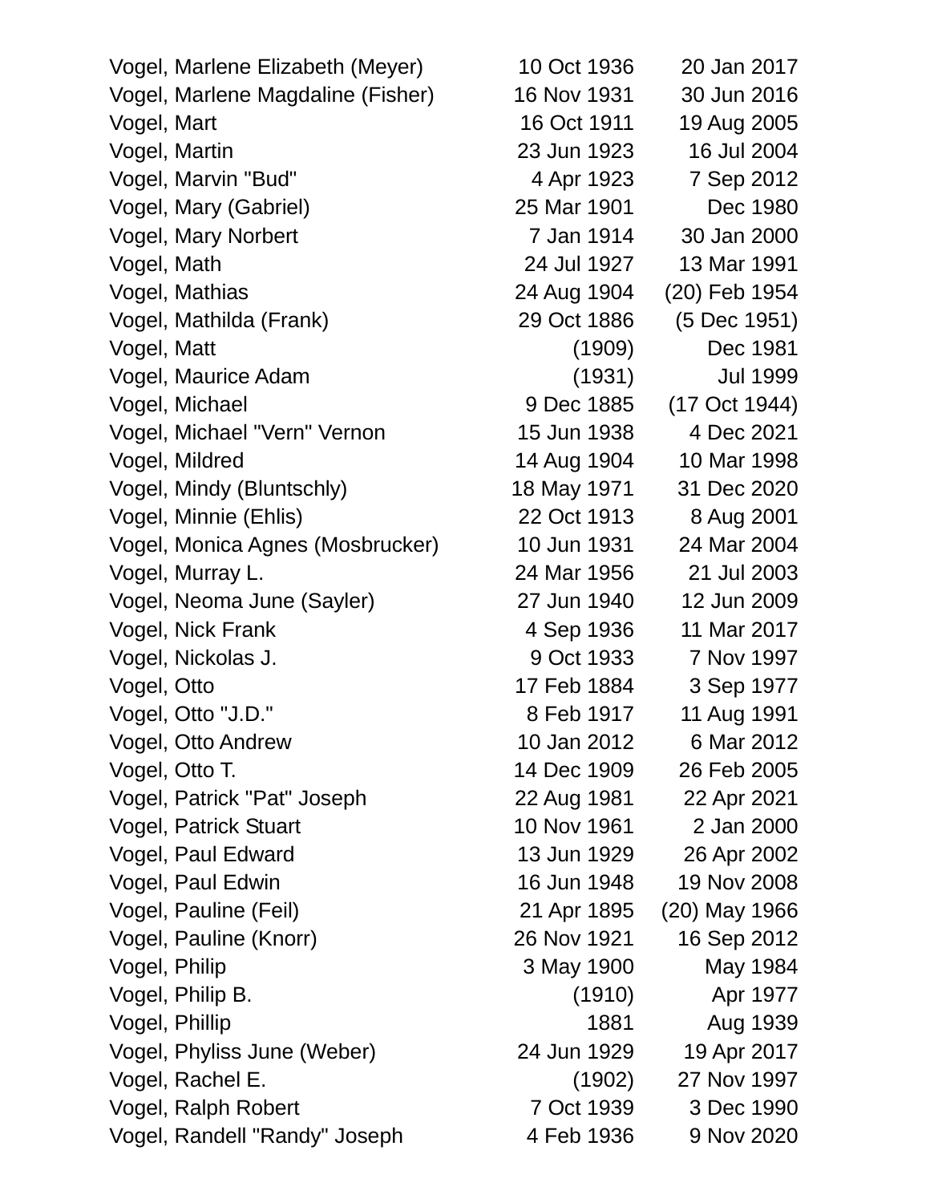| | | |
|---|---|---|
| Vogel, Marlene Elizabeth (Meyer) | 10 Oct 1936 | 20 Jan 2017 |
| Vogel, Marlene Magdaline (Fisher) | 16 Nov 1931 | 30 Jun 2016 |
| Vogel, Mart | 16 Oct 1911 | 19 Aug 2005 |
| Vogel, Martin | 23 Jun 1923 | 16 Jul 2004 |
| Vogel, Marvin "Bud" | 4 Apr 1923 | 7 Sep 2012 |
| Vogel, Mary (Gabriel) | 25 Mar 1901 | Dec 1980 |
| Vogel, Mary Norbert | 7 Jan 1914 | 30 Jan 2000 |
| Vogel, Math | 24 Jul 1927 | 13 Mar 1991 |
| Vogel, Mathias | 24 Aug 1904 | (20) Feb 1954 |
| Vogel, Mathilda (Frank) | 29 Oct 1886 | (5 Dec 1951) |
| Vogel, Matt | (1909) | Dec 1981 |
| Vogel, Maurice Adam | (1931) | Jul 1999 |
| Vogel, Michael | 9 Dec 1885 | (17 Oct 1944) |
| Vogel, Michael "Vern" Vernon | 15 Jun 1938 | 4 Dec 2021 |
| Vogel, Mildred | 14 Aug 1904 | 10 Mar 1998 |
| Vogel, Mindy (Bluntschly) | 18 May 1971 | 31 Dec 2020 |
| Vogel, Minnie (Ehlis) | 22 Oct 1913 | 8 Aug 2001 |
| Vogel, Monica Agnes (Mosbrucker) | 10 Jun 1931 | 24 Mar 2004 |
| Vogel, Murray L. | 24 Mar 1956 | 21 Jul 2003 |
| Vogel, Neoma June (Sayler) | 27 Jun 1940 | 12 Jun 2009 |
| Vogel, Nick Frank | 4 Sep 1936 | 11 Mar 2017 |
| Vogel, Nickolas J. | 9 Oct 1933 | 7 Nov 1997 |
| Vogel, Otto | 17 Feb 1884 | 3 Sep 1977 |
| Vogel, Otto "J.D." | 8 Feb 1917 | 11 Aug 1991 |
| Vogel, Otto Andrew | 10 Jan 2012 | 6 Mar 2012 |
| Vogel, Otto T. | 14 Dec 1909 | 26 Feb 2005 |
| Vogel, Patrick "Pat" Joseph | 22 Aug 1981 | 22 Apr 2021 |
| Vogel, Patrick Stuart | 10 Nov 1961 | 2 Jan 2000 |
| Vogel, Paul Edward | 13 Jun 1929 | 26 Apr 2002 |
| Vogel, Paul Edwin | 16 Jun 1948 | 19 Nov 2008 |
| Vogel, Pauline (Feil) | 21 Apr 1895 | (20) May 1966 |
| Vogel, Pauline (Knorr) | 26 Nov 1921 | 16 Sep 2012 |
| Vogel, Philip | 3 May 1900 | May 1984 |
| Vogel, Philip B. | (1910) | Apr 1977 |
| Vogel, Phillip | 1881 | Aug 1939 |
| Vogel, Phyliss June (Weber) | 24 Jun 1929 | 19 Apr 2017 |
| Vogel, Rachel E. | (1902) | 27 Nov 1997 |
| Vogel, Ralph Robert | 7 Oct 1939 | 3 Dec 1990 |
| Vogel, Randell "Randy" Joseph | 4 Feb 1936 | 9 Nov 2020 |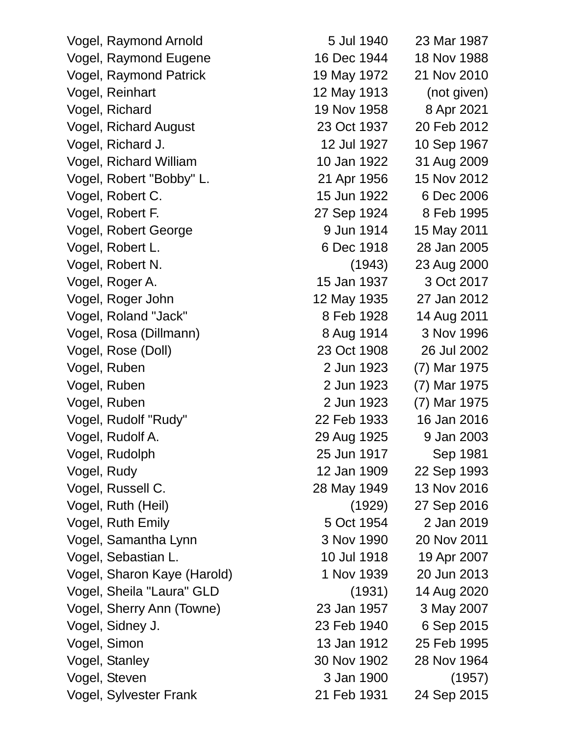| | | |
|---|---|---|
| Vogel, Raymond Arnold | 5 Jul 1940 | 23 Mar 1987 |
| Vogel, Raymond Eugene | 16 Dec 1944 | 18 Nov 1988 |
| Vogel, Raymond Patrick | 19 May 1972 | 21 Nov 2010 |
| Vogel, Reinhart | 12 May 1913 | (not given) |
| Vogel, Richard | 19 Nov 1958 | 8 Apr 2021 |
| Vogel, Richard August | 23 Oct 1937 | 20 Feb 2012 |
| Vogel, Richard J. | 12 Jul 1927 | 10 Sep 1967 |
| Vogel, Richard William | 10 Jan 1922 | 31 Aug 2009 |
| Vogel, Robert "Bobby" L. | 21 Apr 1956 | 15 Nov 2012 |
| Vogel, Robert C. | 15 Jun 1922 | 6 Dec 2006 |
| Vogel, Robert F. | 27 Sep 1924 | 8 Feb 1995 |
| Vogel, Robert George | 9 Jun 1914 | 15 May 2011 |
| Vogel, Robert L. | 6 Dec 1918 | 28 Jan 2005 |
| Vogel, Robert N. | (1943) | 23 Aug 2000 |
| Vogel, Roger A. | 15 Jan 1937 | 3 Oct 2017 |
| Vogel, Roger John | 12 May 1935 | 27 Jan 2012 |
| Vogel, Roland "Jack" | 8 Feb 1928 | 14 Aug 2011 |
| Vogel, Rosa (Dillmann) | 8 Aug 1914 | 3 Nov 1996 |
| Vogel, Rose (Doll) | 23 Oct 1908 | 26 Jul 2002 |
| Vogel, Ruben | 2 Jun 1923 | (7) Mar 1975 |
| Vogel, Ruben | 2 Jun 1923 | (7) Mar 1975 |
| Vogel, Ruben | 2 Jun 1923 | (7) Mar 1975 |
| Vogel, Rudolf "Rudy" | 22 Feb 1933 | 16 Jan 2016 |
| Vogel, Rudolf A. | 29 Aug 1925 | 9 Jan 2003 |
| Vogel, Rudolph | 25 Jun 1917 | Sep 1981 |
| Vogel, Rudy | 12 Jan 1909 | 22 Sep 1993 |
| Vogel, Russell C. | 28 May 1949 | 13 Nov 2016 |
| Vogel, Ruth (Heil) | (1929) | 27 Sep 2016 |
| Vogel, Ruth Emily | 5 Oct 1954 | 2 Jan 2019 |
| Vogel, Samantha Lynn | 3 Nov 1990 | 20 Nov 2011 |
| Vogel, Sebastian L. | 10 Jul 1918 | 19 Apr 2007 |
| Vogel, Sharon Kaye (Harold) | 1 Nov 1939 | 20 Jun 2013 |
| Vogel, Sheila "Laura" GLD | (1931) | 14 Aug 2020 |
| Vogel, Sherry Ann (Towne) | 23 Jan 1957 | 3 May 2007 |
| Vogel, Sidney J. | 23 Feb 1940 | 6 Sep 2015 |
| Vogel, Simon | 13 Jan 1912 | 25 Feb 1995 |
| Vogel, Stanley | 30 Nov 1902 | 28 Nov 1964 |
| Vogel, Steven | 3 Jan 1900 | (1957) |
| Vogel, Sylvester Frank | 21 Feb 1931 | 24 Sep 2015 |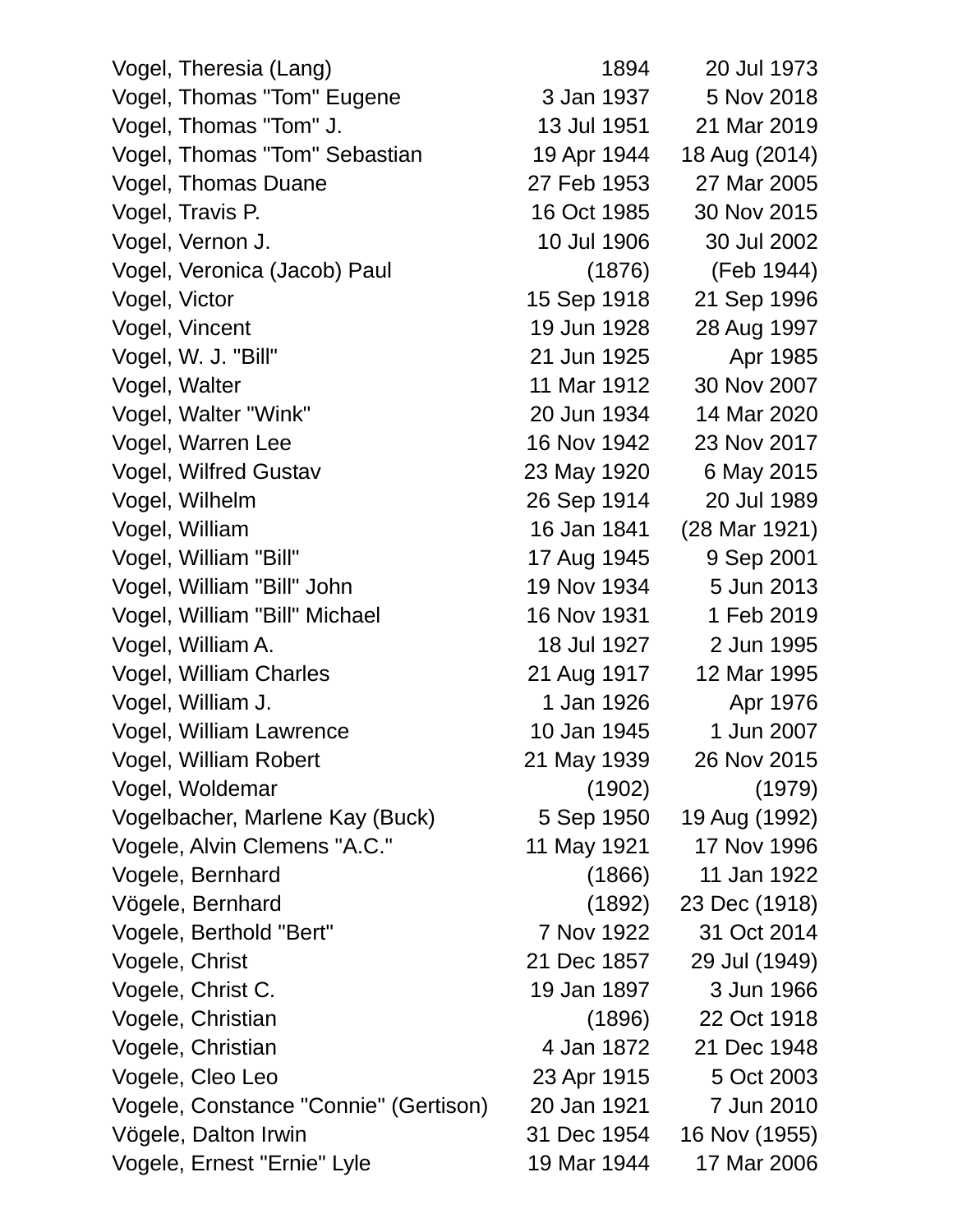| | | |
|---|---|---|
| Vogel, Theresia (Lang) | 1894 | 20 Jul 1973 |
| Vogel, Thomas "Tom" Eugene | 3 Jan 1937 | 5 Nov 2018 |
| Vogel, Thomas "Tom" J. | 13 Jul 1951 | 21 Mar 2019 |
| Vogel, Thomas "Tom" Sebastian | 19 Apr 1944 | 18 Aug (2014) |
| Vogel, Thomas Duane | 27 Feb 1953 | 27 Mar 2005 |
| Vogel, Travis P. | 16 Oct 1985 | 30 Nov 2015 |
| Vogel, Vernon J. | 10 Jul 1906 | 30 Jul 2002 |
| Vogel, Veronica (Jacob) Paul | (1876) | (Feb 1944) |
| Vogel, Victor | 15 Sep 1918 | 21 Sep 1996 |
| Vogel, Vincent | 19 Jun 1928 | 28 Aug 1997 |
| Vogel, W. J. "Bill" | 21 Jun 1925 | Apr 1985 |
| Vogel, Walter | 11 Mar 1912 | 30 Nov 2007 |
| Vogel, Walter "Wink" | 20 Jun 1934 | 14 Mar 2020 |
| Vogel, Warren Lee | 16 Nov 1942 | 23 Nov 2017 |
| Vogel, Wilfred Gustav | 23 May 1920 | 6 May 2015 |
| Vogel, Wilhelm | 26 Sep 1914 | 20 Jul 1989 |
| Vogel, William | 16 Jan 1841 | (28 Mar 1921) |
| Vogel, William "Bill" | 17 Aug 1945 | 9 Sep 2001 |
| Vogel, William "Bill" John | 19 Nov 1934 | 5 Jun 2013 |
| Vogel, William "Bill" Michael | 16 Nov 1931 | 1 Feb 2019 |
| Vogel, William A. | 18 Jul 1927 | 2 Jun 1995 |
| Vogel, William Charles | 21 Aug 1917 | 12 Mar 1995 |
| Vogel, William J. | 1 Jan 1926 | Apr 1976 |
| Vogel, William Lawrence | 10 Jan 1945 | 1 Jun 2007 |
| Vogel, William Robert | 21 May 1939 | 26 Nov 2015 |
| Vogel, Woldemar | (1902) | (1979) |
| Vogelbacher, Marlene Kay (Buck) | 5 Sep 1950 | 19 Aug (1992) |
| Vogele, Alvin Clemens "A.C." | 11 May 1921 | 17 Nov 1996 |
| Vogele, Bernhard | (1866) | 11 Jan 1922 |
| Vögele, Bernhard | (1892) | 23 Dec (1918) |
| Vogele, Berthold "Bert" | 7 Nov 1922 | 31 Oct 2014 |
| Vogele, Christ | 21 Dec 1857 | 29 Jul (1949) |
| Vogele, Christ C. | 19 Jan 1897 | 3 Jun 1966 |
| Vogele, Christian | (1896) | 22 Oct 1918 |
| Vogele, Christian | 4 Jan 1872 | 21 Dec 1948 |
| Vogele, Cleo Leo | 23 Apr 1915 | 5 Oct 2003 |
| Vogele, Constance "Connie" (Gertison) | 20 Jan 1921 | 7 Jun 2010 |
| Vögele, Dalton Irwin | 31 Dec 1954 | 16 Nov (1955) |
| Vogele, Ernest "Ernie" Lyle | 19 Mar 1944 | 17 Mar 2006 |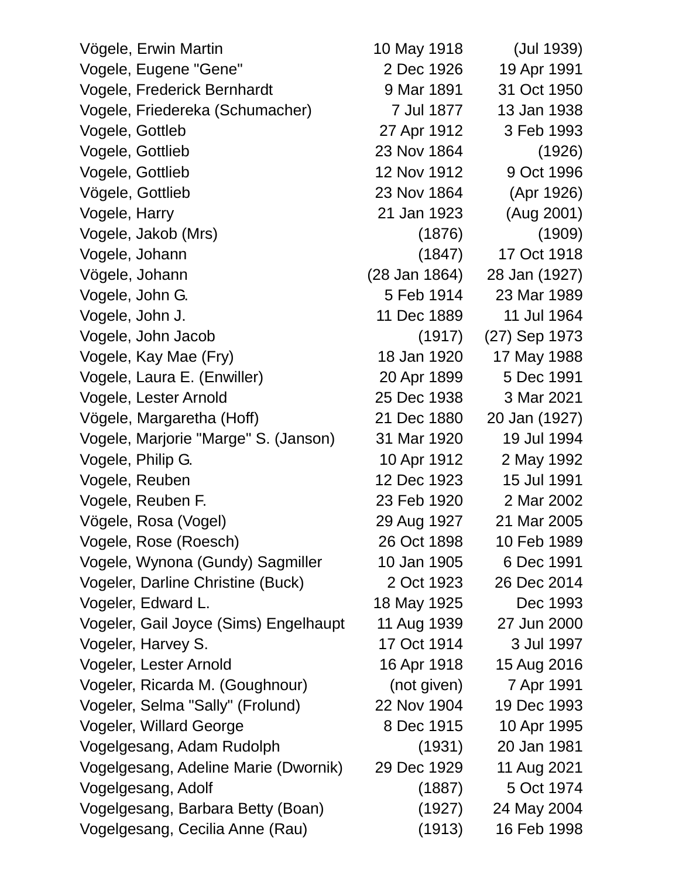| | | |
|---|---|---|
| Vögele, Erwin Martin | 10 May 1918 | (Jul 1939) |
| Vogele, Eugene "Gene" | 2 Dec 1926 | 19 Apr 1991 |
| Vogele, Frederick Bernhardt | 9 Mar 1891 | 31 Oct 1950 |
| Vogele, Friedereka (Schumacher) | 7 Jul 1877 | 13 Jan 1938 |
| Vogele, Gottleb | 27 Apr 1912 | 3 Feb 1993 |
| Vogele, Gottlieb | 23 Nov 1864 | (1926) |
| Vogele, Gottlieb | 12 Nov 1912 | 9 Oct 1996 |
| Vögele, Gottlieb | 23 Nov 1864 | (Apr 1926) |
| Vogele, Harry | 21 Jan 1923 | (Aug 2001) |
| Vogele, Jakob (Mrs) | (1876) | (1909) |
| Vogele, Johann | (1847) | 17 Oct 1918 |
| Vögele, Johann | (28 Jan 1864) | 28 Jan (1927) |
| Vogele, John G. | 5 Feb 1914 | 23 Mar 1989 |
| Vogele, John J. | 11 Dec 1889 | 11 Jul 1964 |
| Vogele, John Jacob | (1917) | (27) Sep 1973 |
| Vogele, Kay Mae (Fry) | 18 Jan 1920 | 17 May 1988 |
| Vogele, Laura E. (Enwiller) | 20 Apr 1899 | 5 Dec 1991 |
| Vogele, Lester Arnold | 25 Dec 1938 | 3 Mar 2021 |
| Vögele, Margaretha (Hoff) | 21 Dec 1880 | 20 Jan (1927) |
| Vogele, Marjorie "Marge" S. (Janson) | 31 Mar 1920 | 19 Jul 1994 |
| Vogele, Philip G. | 10 Apr 1912 | 2 May 1992 |
| Vogele, Reuben | 12 Dec 1923 | 15 Jul 1991 |
| Vogele, Reuben F. | 23 Feb 1920 | 2 Mar 2002 |
| Vögele, Rosa (Vogel) | 29 Aug 1927 | 21 Mar 2005 |
| Vogele, Rose (Roesch) | 26 Oct 1898 | 10 Feb 1989 |
| Vogele, Wynona (Gundy) Sagmiller | 10 Jan 1905 | 6 Dec 1991 |
| Vogeler, Darline Christine (Buck) | 2 Oct 1923 | 26 Dec 2014 |
| Vogeler, Edward L. | 18 May 1925 | Dec 1993 |
| Vogeler, Gail Joyce (Sims) Engelhaupt | 11 Aug 1939 | 27 Jun 2000 |
| Vogeler, Harvey S. | 17 Oct 1914 | 3 Jul 1997 |
| Vogeler, Lester Arnold | 16 Apr 1918 | 15 Aug 2016 |
| Vogeler, Ricarda M. (Goughnour) | (not given) | 7 Apr 1991 |
| Vogeler, Selma "Sally" (Frolund) | 22 Nov 1904 | 19 Dec 1993 |
| Vogeler, Willard George | 8 Dec 1915 | 10 Apr 1995 |
| Vogelgesang, Adam Rudolph | (1931) | 20 Jan 1981 |
| Vogelgesang, Adeline Marie (Dwornik) | 29 Dec 1929 | 11 Aug 2021 |
| Vogelgesang, Adolf | (1887) | 5 Oct 1974 |
| Vogelgesang, Barbara Betty (Boan) | (1927) | 24 May 2004 |
| Vogelgesang, Cecilia Anne (Rau) | (1913) | 16 Feb 1998 |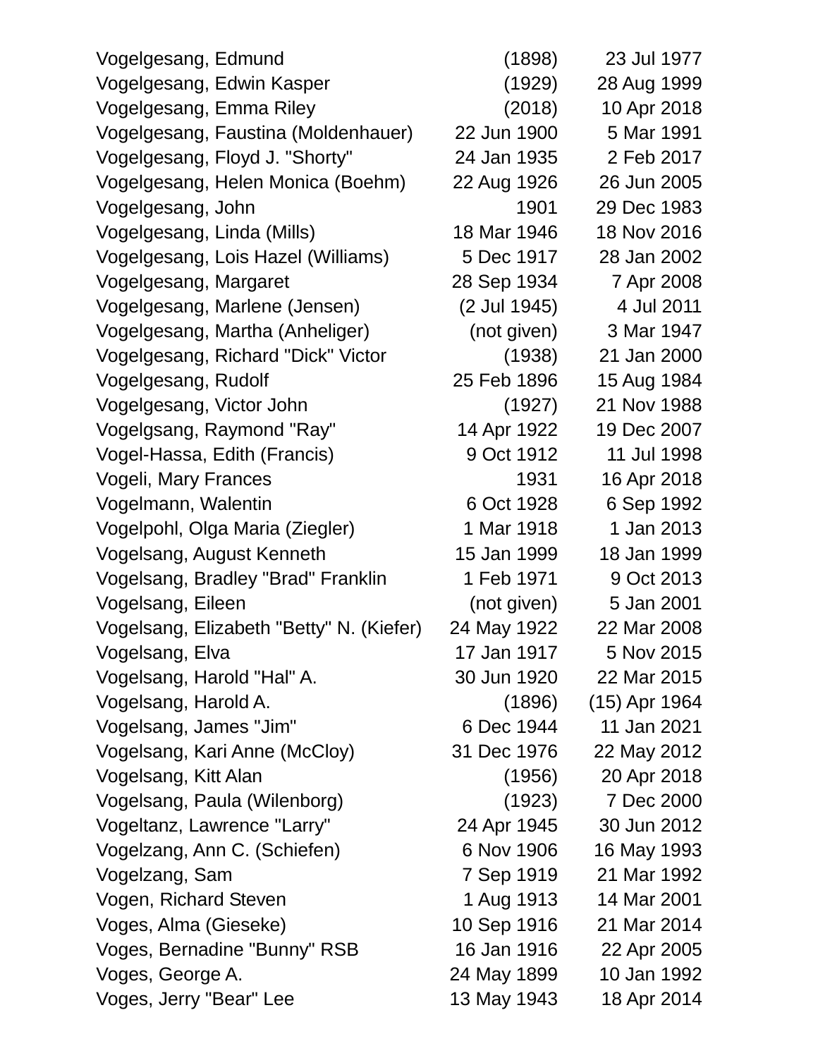| | | |
|---|---|---|
| Vogelgesang, Edmund | (1898) | 23 Jul 1977 |
| Vogelgesang, Edwin Kasper | (1929) | 28 Aug 1999 |
| Vogelgesang, Emma Riley | (2018) | 10 Apr 2018 |
| Vogelgesang, Faustina (Moldenhauer) | 22 Jun 1900 | 5 Mar 1991 |
| Vogelgesang, Floyd J. "Shorty" | 24 Jan 1935 | 2 Feb 2017 |
| Vogelgesang, Helen Monica (Boehm) | 22 Aug 1926 | 26 Jun 2005 |
| Vogelgesang, John | 1901 | 29 Dec 1983 |
| Vogelgesang, Linda (Mills) | 18 Mar 1946 | 18 Nov 2016 |
| Vogelgesang, Lois Hazel (Williams) | 5 Dec 1917 | 28 Jan 2002 |
| Vogelgesang, Margaret | 28 Sep 1934 | 7 Apr 2008 |
| Vogelgesang, Marlene (Jensen) | (2 Jul 1945) | 4 Jul 2011 |
| Vogelgesang, Martha (Anheliger) | (not given) | 3 Mar 1947 |
| Vogelgesang, Richard "Dick" Victor | (1938) | 21 Jan 2000 |
| Vogelgesang, Rudolf | 25 Feb 1896 | 15 Aug 1984 |
| Vogelgesang, Victor John | (1927) | 21 Nov 1988 |
| Vogelgsang, Raymond "Ray" | 14 Apr 1922 | 19 Dec 2007 |
| Vogel-Hassa, Edith (Francis) | 9 Oct 1912 | 11 Jul 1998 |
| Vogeli, Mary Frances | 1931 | 16 Apr 2018 |
| Vogelmann, Walentin | 6 Oct 1928 | 6 Sep 1992 |
| Vogelpohl, Olga Maria (Ziegler) | 1 Mar 1918 | 1 Jan 2013 |
| Vogelsang, August Kenneth | 15 Jan 1999 | 18 Jan 1999 |
| Vogelsang, Bradley "Brad" Franklin | 1 Feb 1971 | 9 Oct 2013 |
| Vogelsang, Eileen | (not given) | 5 Jan 2001 |
| Vogelsang, Elizabeth "Betty" N. (Kiefer) | 24 May 1922 | 22 Mar 2008 |
| Vogelsang, Elva | 17 Jan 1917 | 5 Nov 2015 |
| Vogelsang, Harold "Hal" A. | 30 Jun 1920 | 22 Mar 2015 |
| Vogelsang, Harold A. | (1896) | (15) Apr 1964 |
| Vogelsang, James "Jim" | 6 Dec 1944 | 11 Jan 2021 |
| Vogelsang, Kari Anne (McCloy) | 31 Dec 1976 | 22 May 2012 |
| Vogelsang, Kitt Alan | (1956) | 20 Apr 2018 |
| Vogelsang, Paula (Wilenborg) | (1923) | 7 Dec 2000 |
| Vogeltanz, Lawrence "Larry" | 24 Apr 1945 | 30 Jun 2012 |
| Vogelzang, Ann C. (Schiefen) | 6 Nov 1906 | 16 May 1993 |
| Vogelzang, Sam | 7 Sep 1919 | 21 Mar 1992 |
| Vogen, Richard Steven | 1 Aug 1913 | 14 Mar 2001 |
| Voges, Alma (Gieseke) | 10 Sep 1916 | 21 Mar 2014 |
| Voges, Bernadine "Bunny" RSB | 16 Jan 1916 | 22 Apr 2005 |
| Voges, George A. | 24 May 1899 | 10 Jan 1992 |
| Voges, Jerry "Bear" Lee | 13 May 1943 | 18 Apr 2014 |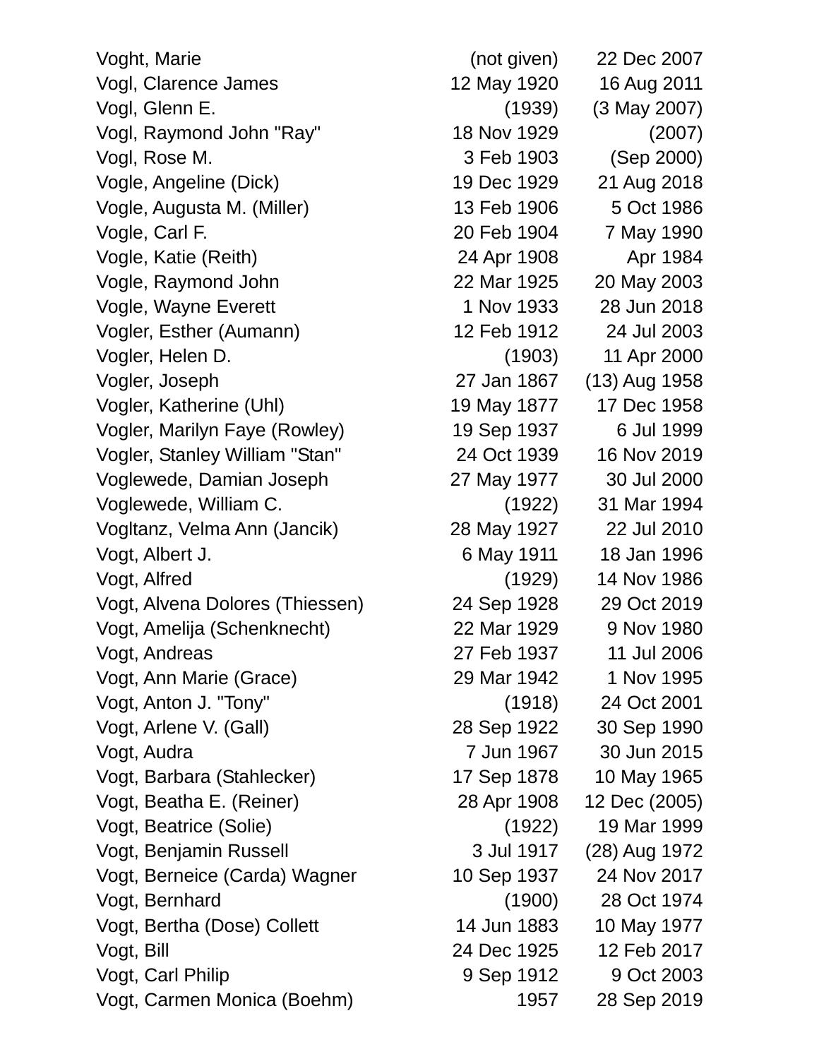| | | |
|---|---|---|
| Voght, Marie | (not given) | 22 Dec 2007 |
| Vogl, Clarence James | 12 May 1920 | 16 Aug 2011 |
| Vogl, Glenn E. | (1939) | (3 May 2007) |
| Vogl, Raymond John "Ray" | 18 Nov 1929 | (2007) |
| Vogl, Rose M. | 3 Feb 1903 | (Sep 2000) |
| Vogle, Angeline (Dick) | 19 Dec 1929 | 21 Aug 2018 |
| Vogle, Augusta M. (Miller) | 13 Feb 1906 | 5 Oct 1986 |
| Vogle, Carl F. | 20 Feb 1904 | 7 May 1990 |
| Vogle, Katie (Reith) | 24 Apr 1908 | Apr 1984 |
| Vogle, Raymond John | 22 Mar 1925 | 20 May 2003 |
| Vogle, Wayne Everett | 1 Nov 1933 | 28 Jun 2018 |
| Vogler, Esther (Aumann) | 12 Feb 1912 | 24 Jul 2003 |
| Vogler, Helen D. | (1903) | 11 Apr 2000 |
| Vogler, Joseph | 27 Jan 1867 | (13) Aug 1958 |
| Vogler, Katherine (Uhl) | 19 May 1877 | 17 Dec 1958 |
| Vogler, Marilyn Faye (Rowley) | 19 Sep 1937 | 6 Jul 1999 |
| Vogler, Stanley William "Stan" | 24 Oct 1939 | 16 Nov 2019 |
| Voglewede, Damian Joseph | 27 May 1977 | 30 Jul 2000 |
| Voglewede, William C. | (1922) | 31 Mar 1994 |
| Vogltanz, Velma Ann (Jancik) | 28 May 1927 | 22 Jul 2010 |
| Vogt, Albert J. | 6 May 1911 | 18 Jan 1996 |
| Vogt, Alfred | (1929) | 14 Nov 1986 |
| Vogt, Alvena Dolores (Thiessen) | 24 Sep 1928 | 29 Oct 2019 |
| Vogt, Amelija (Schenknecht) | 22 Mar 1929 | 9 Nov 1980 |
| Vogt, Andreas | 27 Feb 1937 | 11 Jul 2006 |
| Vogt, Ann Marie (Grace) | 29 Mar 1942 | 1 Nov 1995 |
| Vogt, Anton J. "Tony" | (1918) | 24 Oct 2001 |
| Vogt, Arlene V. (Gall) | 28 Sep 1922 | 30 Sep 1990 |
| Vogt, Audra | 7 Jun 1967 | 30 Jun 2015 |
| Vogt, Barbara (Stahlecker) | 17 Sep 1878 | 10 May 1965 |
| Vogt, Beatha E. (Reiner) | 28 Apr 1908 | 12 Dec (2005) |
| Vogt, Beatrice (Solie) | (1922) | 19 Mar 1999 |
| Vogt, Benjamin Russell | 3 Jul 1917 | (28) Aug 1972 |
| Vogt, Berneice (Carda) Wagner | 10 Sep 1937 | 24 Nov 2017 |
| Vogt, Bernhard | (1900) | 28 Oct 1974 |
| Vogt, Bertha (Dose) Collett | 14 Jun 1883 | 10 May 1977 |
| Vogt, Bill | 24 Dec 1925 | 12 Feb 2017 |
| Vogt, Carl Philip | 9 Sep 1912 | 9 Oct 2003 |
| Vogt, Carmen Monica (Boehm) | 1957 | 28 Sep 2019 |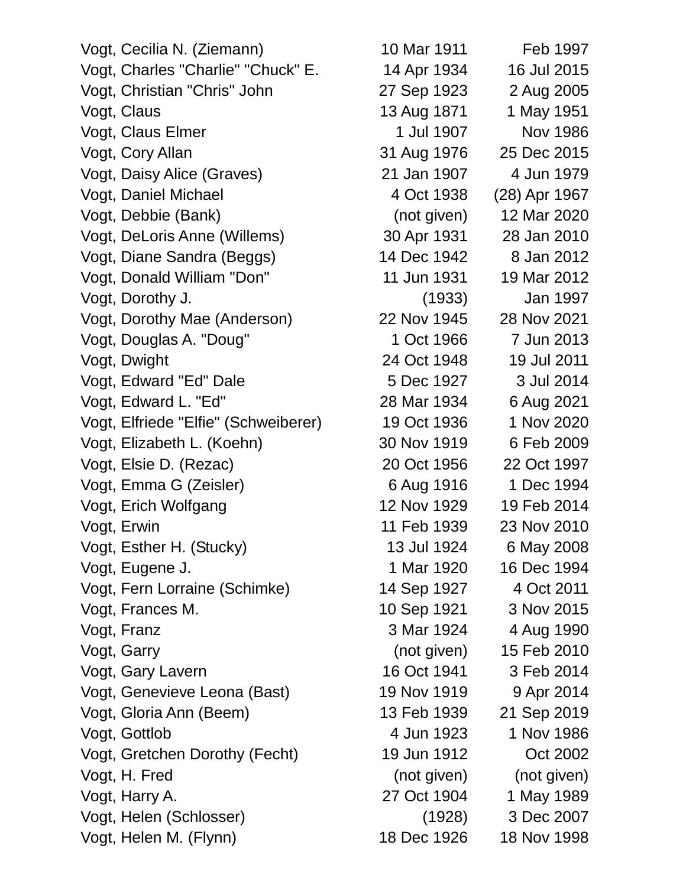| | | |
|---|---|---|
| Vogt, Cecilia N. (Ziemann) | 10 Mar 1911 | Feb 1997 |
| Vogt, Charles "Charlie" "Chuck" E. | 14 Apr 1934 | 16 Jul 2015 |
| Vogt, Christian "Chris" John | 27 Sep 1923 | 2 Aug 2005 |
| Vogt, Claus | 13 Aug 1871 | 1 May 1951 |
| Vogt, Claus Elmer | 1 Jul 1907 | Nov 1986 |
| Vogt, Cory Allan | 31 Aug 1976 | 25 Dec 2015 |
| Vogt, Daisy Alice (Graves) | 21 Jan 1907 | 4 Jun 1979 |
| Vogt, Daniel Michael | 4 Oct 1938 | (28) Apr 1967 |
| Vogt, Debbie (Bank) | (not given) | 12 Mar 2020 |
| Vogt, DeLoris Anne (Willems) | 30 Apr 1931 | 28 Jan 2010 |
| Vogt, Diane Sandra (Beggs) | 14 Dec 1942 | 8 Jan 2012 |
| Vogt, Donald William "Don" | 11 Jun 1931 | 19 Mar 2012 |
| Vogt, Dorothy J. | (1933) | Jan 1997 |
| Vogt, Dorothy Mae (Anderson) | 22 Nov 1945 | 28 Nov 2021 |
| Vogt, Douglas A. "Doug" | 1 Oct 1966 | 7 Jun 2013 |
| Vogt, Dwight | 24 Oct 1948 | 19 Jul 2011 |
| Vogt, Edward "Ed" Dale | 5 Dec 1927 | 3 Jul 2014 |
| Vogt, Edward L. "Ed" | 28 Mar 1934 | 6 Aug 2021 |
| Vogt, Elfriede "Elfie" (Schweiberer) | 19 Oct 1936 | 1 Nov 2020 |
| Vogt, Elizabeth L. (Koehn) | 30 Nov 1919 | 6 Feb 2009 |
| Vogt, Elsie D. (Rezac) | 20 Oct 1956 | 22 Oct 1997 |
| Vogt, Emma G (Zeisler) | 6 Aug 1916 | 1 Dec 1994 |
| Vogt, Erich Wolfgang | 12 Nov 1929 | 19 Feb 2014 |
| Vogt, Erwin | 11 Feb 1939 | 23 Nov 2010 |
| Vogt, Esther H. (Stucky) | 13 Jul 1924 | 6 May 2008 |
| Vogt, Eugene J. | 1 Mar 1920 | 16 Dec 1994 |
| Vogt, Fern Lorraine (Schimke) | 14 Sep 1927 | 4 Oct 2011 |
| Vogt, Frances M. | 10 Sep 1921 | 3 Nov 2015 |
| Vogt, Franz | 3 Mar 1924 | 4 Aug 1990 |
| Vogt, Garry | (not given) | 15 Feb 2010 |
| Vogt, Gary Lavern | 16 Oct 1941 | 3 Feb 2014 |
| Vogt, Genevieve Leona (Bast) | 19 Nov 1919 | 9 Apr 2014 |
| Vogt, Gloria Ann (Beem) | 13 Feb 1939 | 21 Sep 2019 |
| Vogt, Gottlob | 4 Jun 1923 | 1 Nov 1986 |
| Vogt, Gretchen Dorothy (Fecht) | 19 Jun 1912 | Oct 2002 |
| Vogt, H. Fred | (not given) | (not given) |
| Vogt, Harry A. | 27 Oct 1904 | 1 May 1989 |
| Vogt, Helen (Schlosser) | (1928) | 3 Dec 2007 |
| Vogt, Helen M. (Flynn) | 18 Dec 1926 | 18 Nov 1998 |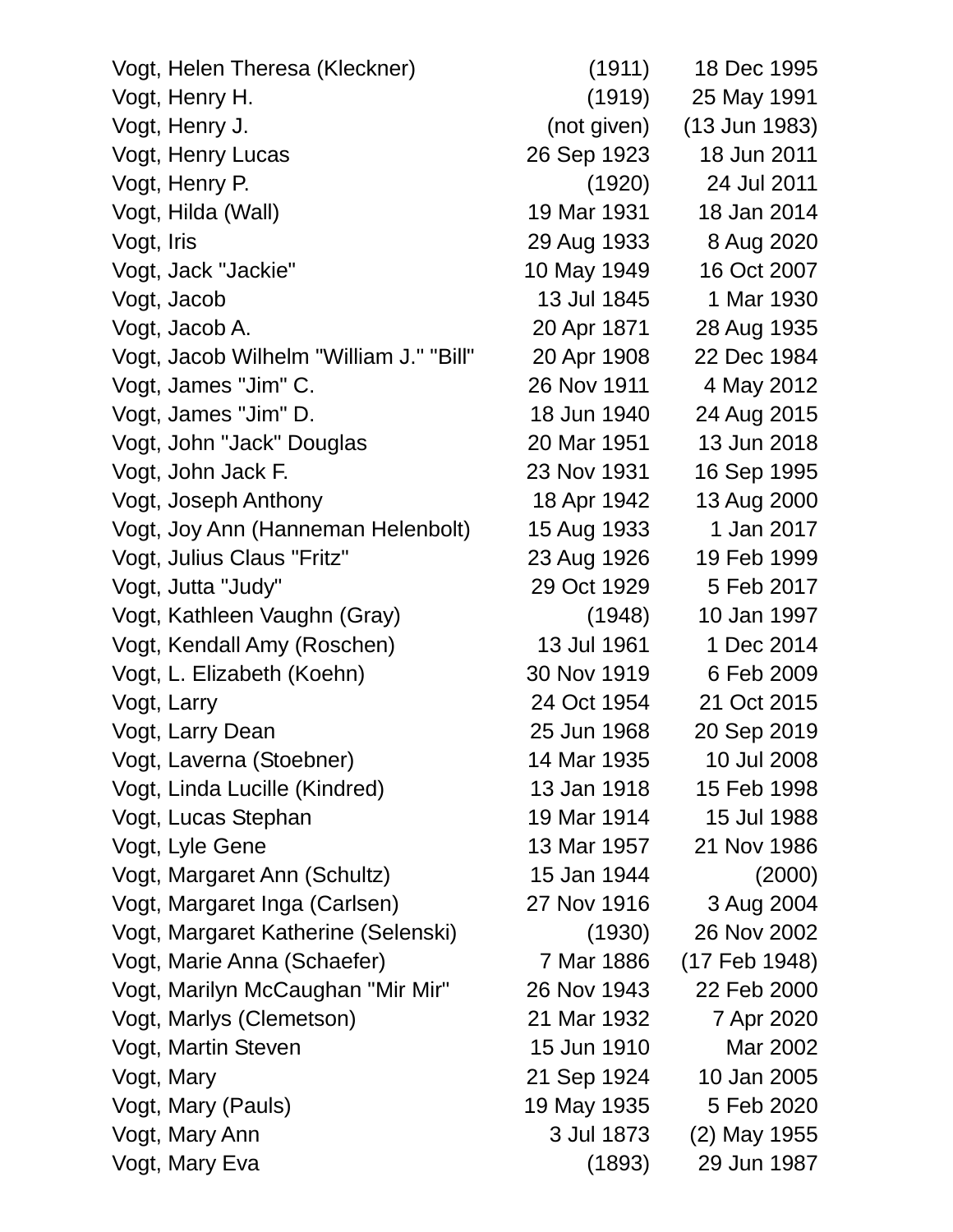| | | |
|---|---|---|
| Vogt, Helen Theresa (Kleckner) | (1911) | 18 Dec 1995 |
| Vogt, Henry H. | (1919) | 25 May 1991 |
| Vogt, Henry J. | (not given) | (13 Jun 1983) |
| Vogt, Henry Lucas | 26 Sep 1923 | 18 Jun 2011 |
| Vogt, Henry P. | (1920) | 24 Jul 2011 |
| Vogt, Hilda (Wall) | 19 Mar 1931 | 18 Jan 2014 |
| Vogt, Iris | 29 Aug 1933 | 8 Aug 2020 |
| Vogt, Jack "Jackie" | 10 May 1949 | 16 Oct 2007 |
| Vogt, Jacob | 13 Jul 1845 | 1 Mar 1930 |
| Vogt, Jacob A. | 20 Apr 1871 | 28 Aug 1935 |
| Vogt, Jacob Wilhelm "William J." "Bill" | 20 Apr 1908 | 22 Dec 1984 |
| Vogt, James "Jim" C. | 26 Nov 1911 | 4 May 2012 |
| Vogt, James "Jim" D. | 18 Jun 1940 | 24 Aug 2015 |
| Vogt, John "Jack" Douglas | 20 Mar 1951 | 13 Jun 2018 |
| Vogt, John Jack F. | 23 Nov 1931 | 16 Sep 1995 |
| Vogt, Joseph Anthony | 18 Apr 1942 | 13 Aug 2000 |
| Vogt, Joy Ann (Hanneman Helenbolt) | 15 Aug 1933 | 1 Jan 2017 |
| Vogt, Julius Claus "Fritz" | 23 Aug 1926 | 19 Feb 1999 |
| Vogt, Jutta "Judy" | 29 Oct 1929 | 5 Feb 2017 |
| Vogt, Kathleen Vaughn (Gray) | (1948) | 10 Jan 1997 |
| Vogt, Kendall Amy (Roschen) | 13 Jul 1961 | 1 Dec 2014 |
| Vogt, L. Elizabeth (Koehn) | 30 Nov 1919 | 6 Feb 2009 |
| Vogt, Larry | 24 Oct 1954 | 21 Oct 2015 |
| Vogt, Larry Dean | 25 Jun 1968 | 20 Sep 2019 |
| Vogt, Laverna (Stoebner) | 14 Mar 1935 | 10 Jul 2008 |
| Vogt, Linda Lucille (Kindred) | 13 Jan 1918 | 15 Feb 1998 |
| Vogt, Lucas Stephan | 19 Mar 1914 | 15 Jul 1988 |
| Vogt, Lyle Gene | 13 Mar 1957 | 21 Nov 1986 |
| Vogt, Margaret Ann (Schultz) | 15 Jan 1944 | (2000) |
| Vogt, Margaret Inga (Carlsen) | 27 Nov 1916 | 3 Aug 2004 |
| Vogt, Margaret Katherine (Selenski) | (1930) | 26 Nov 2002 |
| Vogt, Marie Anna (Schaefer) | 7 Mar 1886 | (17 Feb 1948) |
| Vogt, Marilyn McCaughan "Mir Mir" | 26 Nov 1943 | 22 Feb 2000 |
| Vogt, Marlys (Clemetson) | 21 Mar 1932 | 7 Apr 2020 |
| Vogt, Martin Steven | 15 Jun 1910 | Mar 2002 |
| Vogt, Mary | 21 Sep 1924 | 10 Jan 2005 |
| Vogt, Mary (Pauls) | 19 May 1935 | 5 Feb 2020 |
| Vogt, Mary Ann | 3 Jul 1873 | (2) May 1955 |
| Vogt, Mary Eva | (1893) | 29 Jun 1987 |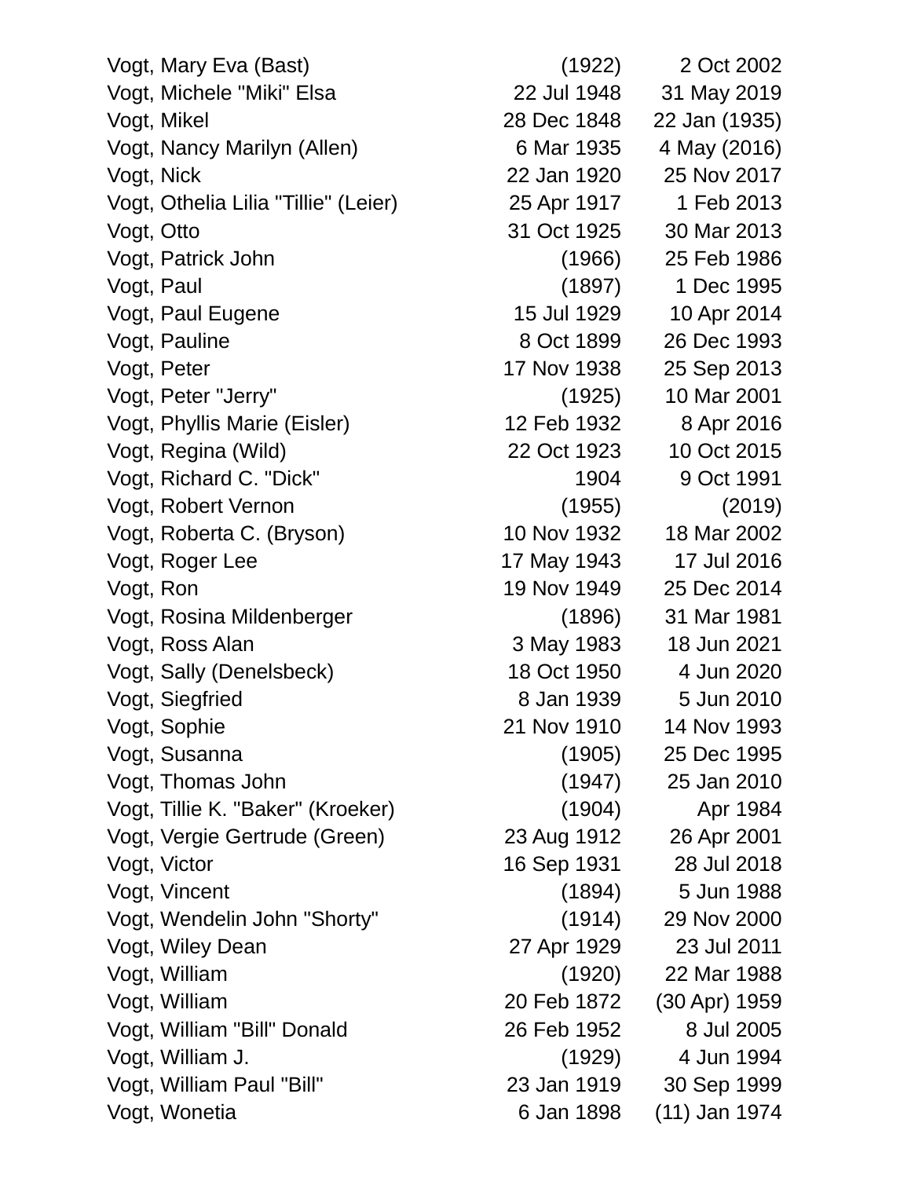| | | |
|---|---|---|
| Vogt, Mary Eva (Bast) | (1922) | 2 Oct 2002 |
| Vogt, Michele "Miki" Elsa | 22 Jul 1948 | 31 May 2019 |
| Vogt, Mikel | 28 Dec 1848 | 22 Jan (1935) |
| Vogt, Nancy Marilyn (Allen) | 6 Mar 1935 | 4 May (2016) |
| Vogt, Nick | 22 Jan 1920 | 25 Nov 2017 |
| Vogt, Othelia Lilia "Tillie" (Leier) | 25 Apr 1917 | 1 Feb 2013 |
| Vogt, Otto | 31 Oct 1925 | 30 Mar 2013 |
| Vogt, Patrick John | (1966) | 25 Feb 1986 |
| Vogt, Paul | (1897) | 1 Dec 1995 |
| Vogt, Paul Eugene | 15 Jul 1929 | 10 Apr 2014 |
| Vogt, Pauline | 8 Oct 1899 | 26 Dec 1993 |
| Vogt, Peter | 17 Nov 1938 | 25 Sep 2013 |
| Vogt, Peter "Jerry" | (1925) | 10 Mar 2001 |
| Vogt, Phyllis Marie (Eisler) | 12 Feb 1932 | 8 Apr 2016 |
| Vogt, Regina (Wild) | 22 Oct 1923 | 10 Oct 2015 |
| Vogt, Richard C. "Dick" | 1904 | 9 Oct 1991 |
| Vogt, Robert Vernon | (1955) | (2019) |
| Vogt, Roberta C. (Bryson) | 10 Nov 1932 | 18 Mar 2002 |
| Vogt, Roger Lee | 17 May 1943 | 17 Jul 2016 |
| Vogt, Ron | 19 Nov 1949 | 25 Dec 2014 |
| Vogt, Rosina Mildenberger | (1896) | 31 Mar 1981 |
| Vogt, Ross Alan | 3 May 1983 | 18 Jun 2021 |
| Vogt, Sally (Denelsbeck) | 18 Oct 1950 | 4 Jun 2020 |
| Vogt, Siegfried | 8 Jan 1939 | 5 Jun 2010 |
| Vogt, Sophie | 21 Nov 1910 | 14 Nov 1993 |
| Vogt, Susanna | (1905) | 25 Dec 1995 |
| Vogt, Thomas John | (1947) | 25 Jan 2010 |
| Vogt, Tillie K. "Baker" (Kroeker) | (1904) | Apr 1984 |
| Vogt, Vergie Gertrude (Green) | 23 Aug 1912 | 26 Apr 2001 |
| Vogt, Victor | 16 Sep 1931 | 28 Jul 2018 |
| Vogt, Vincent | (1894) | 5 Jun 1988 |
| Vogt, Wendelin John "Shorty" | (1914) | 29 Nov 2000 |
| Vogt, Wiley Dean | 27 Apr 1929 | 23 Jul 2011 |
| Vogt, William | (1920) | 22 Mar 1988 |
| Vogt, William | 20 Feb 1872 | (30 Apr) 1959 |
| Vogt, William "Bill" Donald | 26 Feb 1952 | 8 Jul 2005 |
| Vogt, William J. | (1929) | 4 Jun 1994 |
| Vogt, William Paul "Bill" | 23 Jan 1919 | 30 Sep 1999 |
| Vogt, Wonetia | 6 Jan 1898 | (11) Jan 1974 |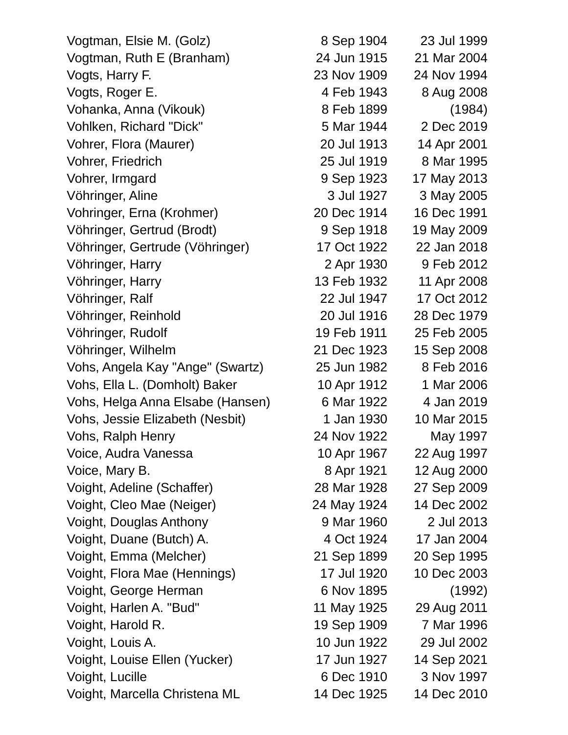| | | |
|---|---|---|
| Vogtman, Elsie M. (Golz) | 8 Sep 1904 | 23 Jul 1999 |
| Vogtman, Ruth E (Branham) | 24 Jun 1915 | 21 Mar 2004 |
| Vogts, Harry F. | 23 Nov 1909 | 24 Nov 1994 |
| Vogts, Roger E. | 4 Feb 1943 | 8 Aug 2008 |
| Vohanka, Anna (Vikouk) | 8 Feb 1899 | (1984) |
| Vohlken, Richard "Dick" | 5 Mar 1944 | 2 Dec 2019 |
| Vohrer, Flora (Maurer) | 20 Jul 1913 | 14 Apr 2001 |
| Vohrer, Friedrich | 25 Jul 1919 | 8 Mar 1995 |
| Vohrer, Irmgard | 9 Sep 1923 | 17 May 2013 |
| Vöhringer, Aline | 3 Jul 1927 | 3 May 2005 |
| Vohringer, Erna (Krohmer) | 20 Dec 1914 | 16 Dec 1991 |
| Vöhringer, Gertrud (Brodt) | 9 Sep 1918 | 19 May 2009 |
| Vöhringer, Gertrude (Vöhringer) | 17 Oct 1922 | 22 Jan 2018 |
| Vöhringer, Harry | 2 Apr 1930 | 9 Feb 2012 |
| Vöhringer, Harry | 13 Feb 1932 | 11 Apr 2008 |
| Vöhringer, Ralf | 22 Jul 1947 | 17 Oct 2012 |
| Vöhringer, Reinhold | 20 Jul 1916 | 28 Dec 1979 |
| Vöhringer, Rudolf | 19 Feb 1911 | 25 Feb 2005 |
| Vöhringer, Wilhelm | 21 Dec 1923 | 15 Sep 2008 |
| Vohs, Angela Kay "Ange" (Swartz) | 25 Jun 1982 | 8 Feb 2016 |
| Vohs, Ella L. (Domholt) Baker | 10 Apr 1912 | 1 Mar 2006 |
| Vohs, Helga Anna Elsabe (Hansen) | 6 Mar 1922 | 4 Jan 2019 |
| Vohs, Jessie Elizabeth (Nesbit) | 1 Jan 1930 | 10 Mar 2015 |
| Vohs, Ralph Henry | 24 Nov 1922 | May 1997 |
| Voice, Audra Vanessa | 10 Apr 1967 | 22 Aug 1997 |
| Voice, Mary B. | 8 Apr 1921 | 12 Aug 2000 |
| Voight, Adeline (Schaffer) | 28 Mar 1928 | 27 Sep 2009 |
| Voight, Cleo Mae (Neiger) | 24 May 1924 | 14 Dec 2002 |
| Voight, Douglas Anthony | 9 Mar 1960 | 2 Jul 2013 |
| Voight, Duane (Butch) A. | 4 Oct 1924 | 17 Jan 2004 |
| Voight, Emma (Melcher) | 21 Sep 1899 | 20 Sep 1995 |
| Voight, Flora Mae (Hennings) | 17 Jul 1920 | 10 Dec 2003 |
| Voight, George Herman | 6 Nov 1895 | (1992) |
| Voight, Harlen A. "Bud" | 11 May 1925 | 29 Aug 2011 |
| Voight, Harold R. | 19 Sep 1909 | 7 Mar 1996 |
| Voight, Louis A. | 10 Jun 1922 | 29 Jul 2002 |
| Voight, Louise Ellen (Yucker) | 17 Jun 1927 | 14 Sep 2021 |
| Voight, Lucille | 6 Dec 1910 | 3 Nov 1997 |
| Voight, Marcella Christena ML | 14 Dec 1925 | 14 Dec 2010 |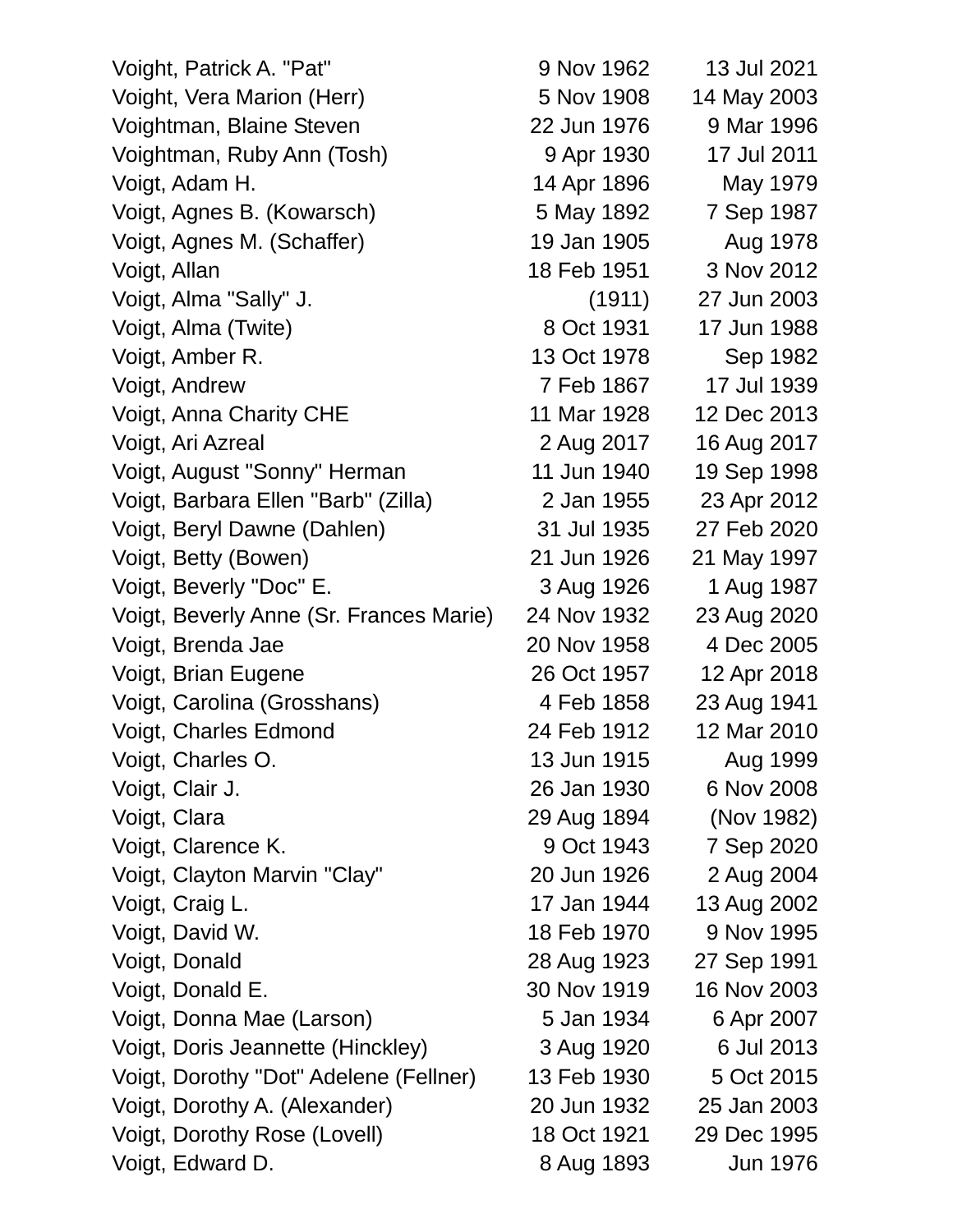| | | |
|---|---|---|
| Voight, Patrick A. "Pat" | 9 Nov 1962 | 13 Jul 2021 |
| Voight, Vera Marion (Herr) | 5 Nov 1908 | 14 May 2003 |
| Voightman, Blaine Steven | 22 Jun 1976 | 9 Mar 1996 |
| Voightman, Ruby Ann (Tosh) | 9 Apr 1930 | 17 Jul 2011 |
| Voigt, Adam H. | 14 Apr 1896 | May 1979 |
| Voigt, Agnes B. (Kowarsch) | 5 May 1892 | 7 Sep 1987 |
| Voigt, Agnes M. (Schaffer) | 19 Jan 1905 | Aug 1978 |
| Voigt, Allan | 18 Feb 1951 | 3 Nov 2012 |
| Voigt, Alma "Sally" J. | (1911) | 27 Jun 2003 |
| Voigt, Alma (Twite) | 8 Oct 1931 | 17 Jun 1988 |
| Voigt, Amber R. | 13 Oct 1978 | Sep 1982 |
| Voigt, Andrew | 7 Feb 1867 | 17 Jul 1939 |
| Voigt, Anna Charity CHE | 11 Mar 1928 | 12 Dec 2013 |
| Voigt, Ari Azreal | 2 Aug 2017 | 16 Aug 2017 |
| Voigt, August "Sonny" Herman | 11 Jun 1940 | 19 Sep 1998 |
| Voigt, Barbara Ellen "Barb" (Zilla) | 2 Jan 1955 | 23 Apr 2012 |
| Voigt, Beryl Dawne (Dahlen) | 31 Jul 1935 | 27 Feb 2020 |
| Voigt, Betty (Bowen) | 21 Jun 1926 | 21 May 1997 |
| Voigt, Beverly "Doc" E. | 3 Aug 1926 | 1 Aug 1987 |
| Voigt, Beverly Anne (Sr. Frances Marie) | 24 Nov 1932 | 23 Aug 2020 |
| Voigt, Brenda Jae | 20 Nov 1958 | 4 Dec 2005 |
| Voigt, Brian Eugene | 26 Oct 1957 | 12 Apr 2018 |
| Voigt, Carolina (Grosshans) | 4 Feb 1858 | 23 Aug 1941 |
| Voigt, Charles Edmond | 24 Feb 1912 | 12 Mar 2010 |
| Voigt, Charles O. | 13 Jun 1915 | Aug 1999 |
| Voigt, Clair J. | 26 Jan 1930 | 6 Nov 2008 |
| Voigt, Clara | 29 Aug 1894 | (Nov 1982) |
| Voigt, Clarence K. | 9 Oct 1943 | 7 Sep 2020 |
| Voigt, Clayton Marvin "Clay" | 20 Jun 1926 | 2 Aug 2004 |
| Voigt, Craig L. | 17 Jan 1944 | 13 Aug 2002 |
| Voigt, David W. | 18 Feb 1970 | 9 Nov 1995 |
| Voigt, Donald | 28 Aug 1923 | 27 Sep 1991 |
| Voigt, Donald E. | 30 Nov 1919 | 16 Nov 2003 |
| Voigt, Donna Mae (Larson) | 5 Jan 1934 | 6 Apr 2007 |
| Voigt, Doris Jeannette (Hinckley) | 3 Aug 1920 | 6 Jul 2013 |
| Voigt, Dorothy "Dot" Adelene (Fellner) | 13 Feb 1930 | 5 Oct 2015 |
| Voigt, Dorothy A. (Alexander) | 20 Jun 1932 | 25 Jan 2003 |
| Voigt, Dorothy Rose (Lovell) | 18 Oct 1921 | 29 Dec 1995 |
| Voigt, Edward D. | 8 Aug 1893 | Jun 1976 |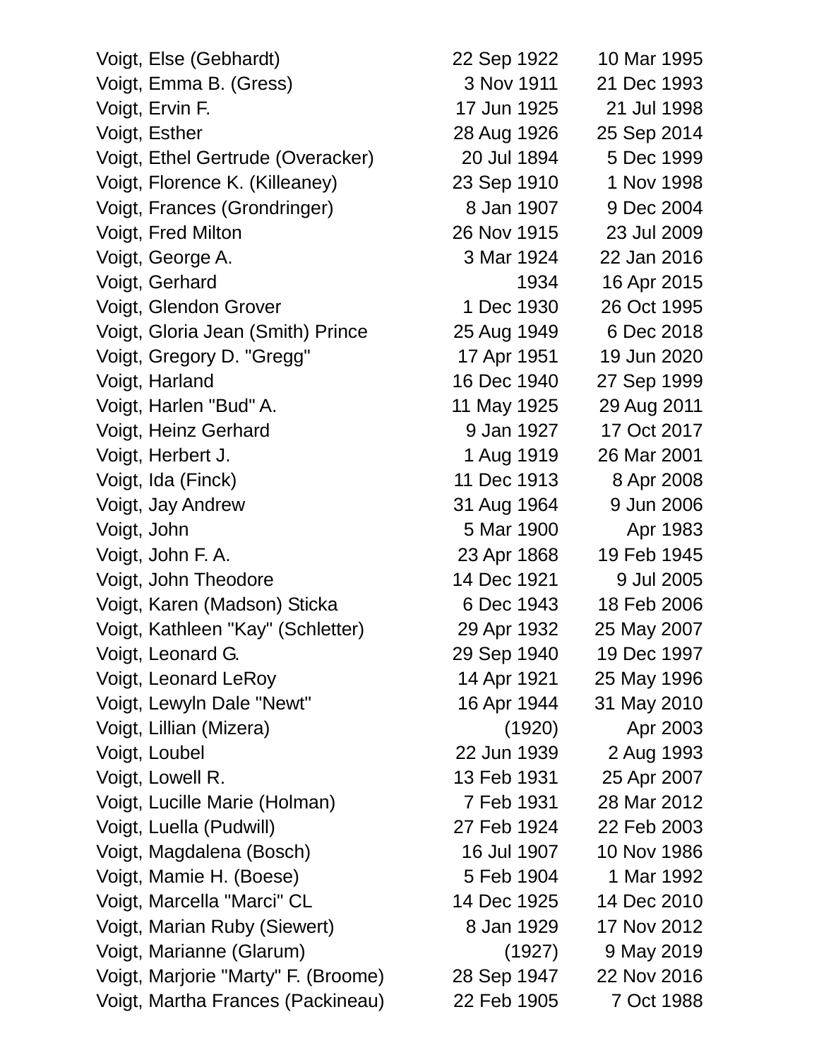| | | |
|---|---|---|
| Voigt, Else (Gebhardt) | 22 Sep 1922 | 10 Mar 1995 |
| Voigt, Emma B. (Gress) | 3 Nov 1911 | 21 Dec 1993 |
| Voigt, Ervin F. | 17 Jun 1925 | 21 Jul 1998 |
| Voigt, Esther | 28 Aug 1926 | 25 Sep 2014 |
| Voigt, Ethel Gertrude (Overacker) | 20 Jul 1894 | 5 Dec 1999 |
| Voigt, Florence K. (Killeaney) | 23 Sep 1910 | 1 Nov 1998 |
| Voigt, Frances (Grondringer) | 8 Jan 1907 | 9 Dec 2004 |
| Voigt, Fred Milton | 26 Nov 1915 | 23 Jul 2009 |
| Voigt, George A. | 3 Mar 1924 | 22 Jan 2016 |
| Voigt, Gerhard | 1934 | 16 Apr 2015 |
| Voigt, Glendon Grover | 1 Dec 1930 | 26 Oct 1995 |
| Voigt, Gloria Jean (Smith) Prince | 25 Aug 1949 | 6 Dec 2018 |
| Voigt, Gregory D. "Gregg" | 17 Apr 1951 | 19 Jun 2020 |
| Voigt, Harland | 16 Dec 1940 | 27 Sep 1999 |
| Voigt, Harlen "Bud" A. | 11 May 1925 | 29 Aug 2011 |
| Voigt, Heinz Gerhard | 9 Jan 1927 | 17 Oct 2017 |
| Voigt, Herbert J. | 1 Aug 1919 | 26 Mar 2001 |
| Voigt, Ida (Finck) | 11 Dec 1913 | 8 Apr 2008 |
| Voigt, Jay Andrew | 31 Aug 1964 | 9 Jun 2006 |
| Voigt, John | 5 Mar 1900 | Apr 1983 |
| Voigt, John F. A. | 23 Apr 1868 | 19 Feb 1945 |
| Voigt, John Theodore | 14 Dec 1921 | 9 Jul 2005 |
| Voigt, Karen (Madson) Sticka | 6 Dec 1943 | 18 Feb 2006 |
| Voigt, Kathleen "Kay" (Schletter) | 29 Apr 1932 | 25 May 2007 |
| Voigt, Leonard G. | 29 Sep 1940 | 19 Dec 1997 |
| Voigt, Leonard LeRoy | 14 Apr 1921 | 25 May 1996 |
| Voigt, Lewyln Dale "Newt" | 16 Apr 1944 | 31 May 2010 |
| Voigt, Lillian (Mizera) | (1920) | Apr 2003 |
| Voigt, Loubel | 22 Jun 1939 | 2 Aug 1993 |
| Voigt, Lowell R. | 13 Feb 1931 | 25 Apr 2007 |
| Voigt, Lucille Marie (Holman) | 7 Feb 1931 | 28 Mar 2012 |
| Voigt, Luella (Pudwill) | 27 Feb 1924 | 22 Feb 2003 |
| Voigt, Magdalena (Bosch) | 16 Jul 1907 | 10 Nov 1986 |
| Voigt, Mamie H. (Boese) | 5 Feb 1904 | 1 Mar 1992 |
| Voigt, Marcella "Marci" CL | 14 Dec 1925 | 14 Dec 2010 |
| Voigt, Marian Ruby (Siewert) | 8 Jan 1929 | 17 Nov 2012 |
| Voigt, Marianne (Glarum) | (1927) | 9 May 2019 |
| Voigt, Marjorie "Marty" F. (Broome) | 28 Sep 1947 | 22 Nov 2016 |
| Voigt, Martha Frances (Packineau) | 22 Feb 1905 | 7 Oct 1988 |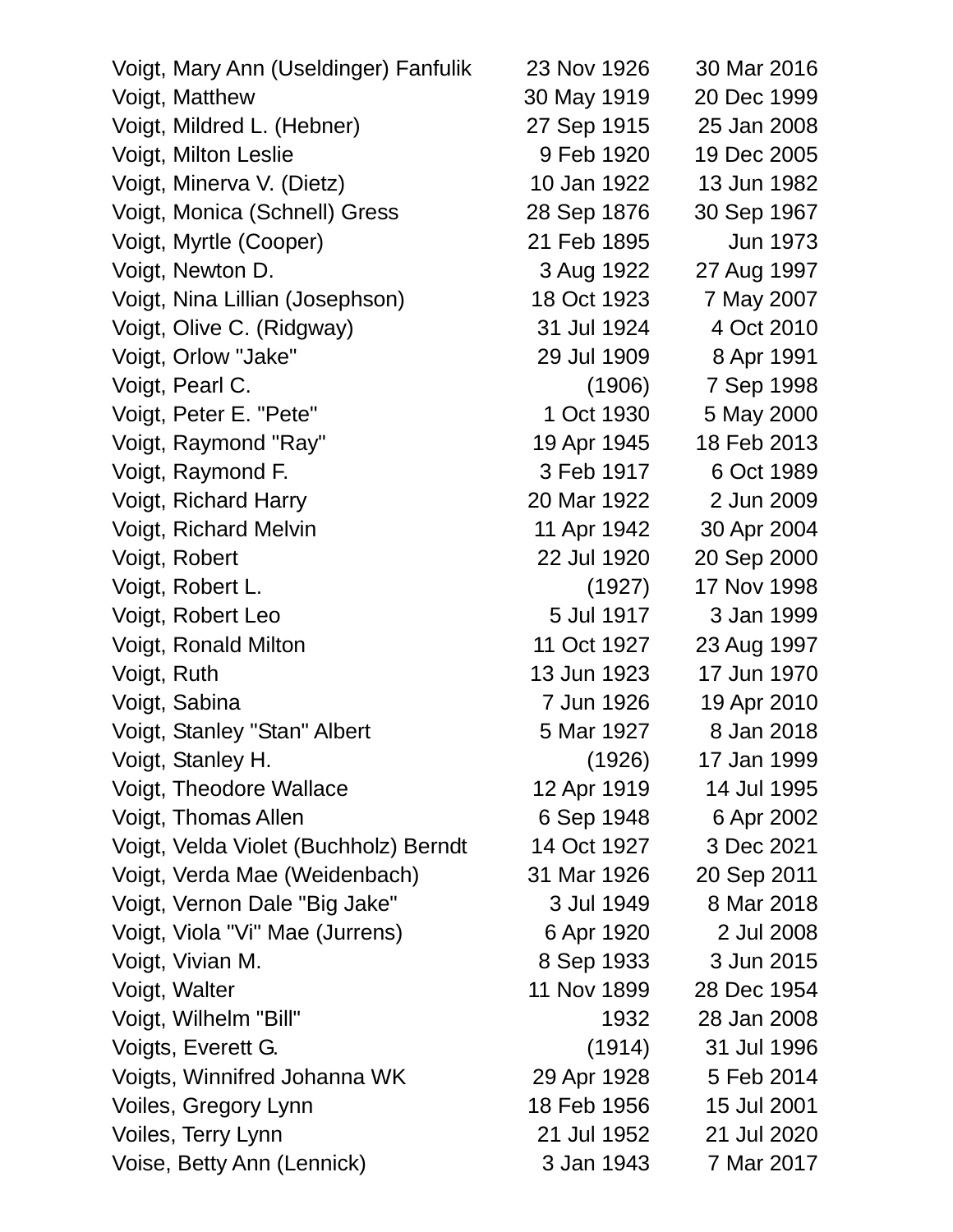| | | |
|---|---|---|
| Voigt, Mary Ann (Useldinger) Fanfulik | 23 Nov 1926 | 30 Mar 2016 |
| Voigt, Matthew | 30 May 1919 | 20 Dec 1999 |
| Voigt, Mildred L. (Hebner) | 27 Sep 1915 | 25 Jan 2008 |
| Voigt, Milton Leslie | 9 Feb 1920 | 19 Dec 2005 |
| Voigt, Minerva V. (Dietz) | 10 Jan 1922 | 13 Jun 1982 |
| Voigt, Monica (Schnell) Gress | 28 Sep 1876 | 30 Sep 1967 |
| Voigt, Myrtle (Cooper) | 21 Feb 1895 | Jun 1973 |
| Voigt, Newton D. | 3 Aug 1922 | 27 Aug 1997 |
| Voigt, Nina Lillian (Josephson) | 18 Oct 1923 | 7 May 2007 |
| Voigt, Olive C. (Ridgway) | 31 Jul 1924 | 4 Oct 2010 |
| Voigt, Orlow "Jake" | 29 Jul 1909 | 8 Apr 1991 |
| Voigt, Pearl C. | (1906) | 7 Sep 1998 |
| Voigt, Peter E. "Pete" | 1 Oct 1930 | 5 May 2000 |
| Voigt, Raymond "Ray" | 19 Apr 1945 | 18 Feb 2013 |
| Voigt, Raymond F. | 3 Feb 1917 | 6 Oct 1989 |
| Voigt, Richard Harry | 20 Mar 1922 | 2 Jun 2009 |
| Voigt, Richard Melvin | 11 Apr 1942 | 30 Apr 2004 |
| Voigt, Robert | 22 Jul 1920 | 20 Sep 2000 |
| Voigt, Robert L. | (1927) | 17 Nov 1998 |
| Voigt, Robert Leo | 5 Jul 1917 | 3 Jan 1999 |
| Voigt, Ronald Milton | 11 Oct 1927 | 23 Aug 1997 |
| Voigt, Ruth | 13 Jun 1923 | 17 Jun 1970 |
| Voigt, Sabina | 7 Jun 1926 | 19 Apr 2010 |
| Voigt, Stanley "Stan" Albert | 5 Mar 1927 | 8 Jan 2018 |
| Voigt, Stanley H. | (1926) | 17 Jan 1999 |
| Voigt, Theodore Wallace | 12 Apr 1919 | 14 Jul 1995 |
| Voigt, Thomas Allen | 6 Sep 1948 | 6 Apr 2002 |
| Voigt, Velda Violet (Buchholz) Berndt | 14 Oct 1927 | 3 Dec 2021 |
| Voigt, Verda Mae (Weidenbach) | 31 Mar 1926 | 20 Sep 2011 |
| Voigt, Vernon Dale "Big Jake" | 3 Jul 1949 | 8 Mar 2018 |
| Voigt, Viola "Vi" Mae (Jurrens) | 6 Apr 1920 | 2 Jul 2008 |
| Voigt, Vivian M. | 8 Sep 1933 | 3 Jun 2015 |
| Voigt, Walter | 11 Nov 1899 | 28 Dec 1954 |
| Voigt, Wilhelm "Bill" | 1932 | 28 Jan 2008 |
| Voigts, Everett G. | (1914) | 31 Jul 1996 |
| Voigts, Winnifred Johanna WK | 29 Apr 1928 | 5 Feb 2014 |
| Voiles, Gregory Lynn | 18 Feb 1956 | 15 Jul 2001 |
| Voiles, Terry Lynn | 21 Jul 1952 | 21 Jul 2020 |
| Voise, Betty Ann (Lennick) | 3 Jan 1943 | 7 Mar 2017 |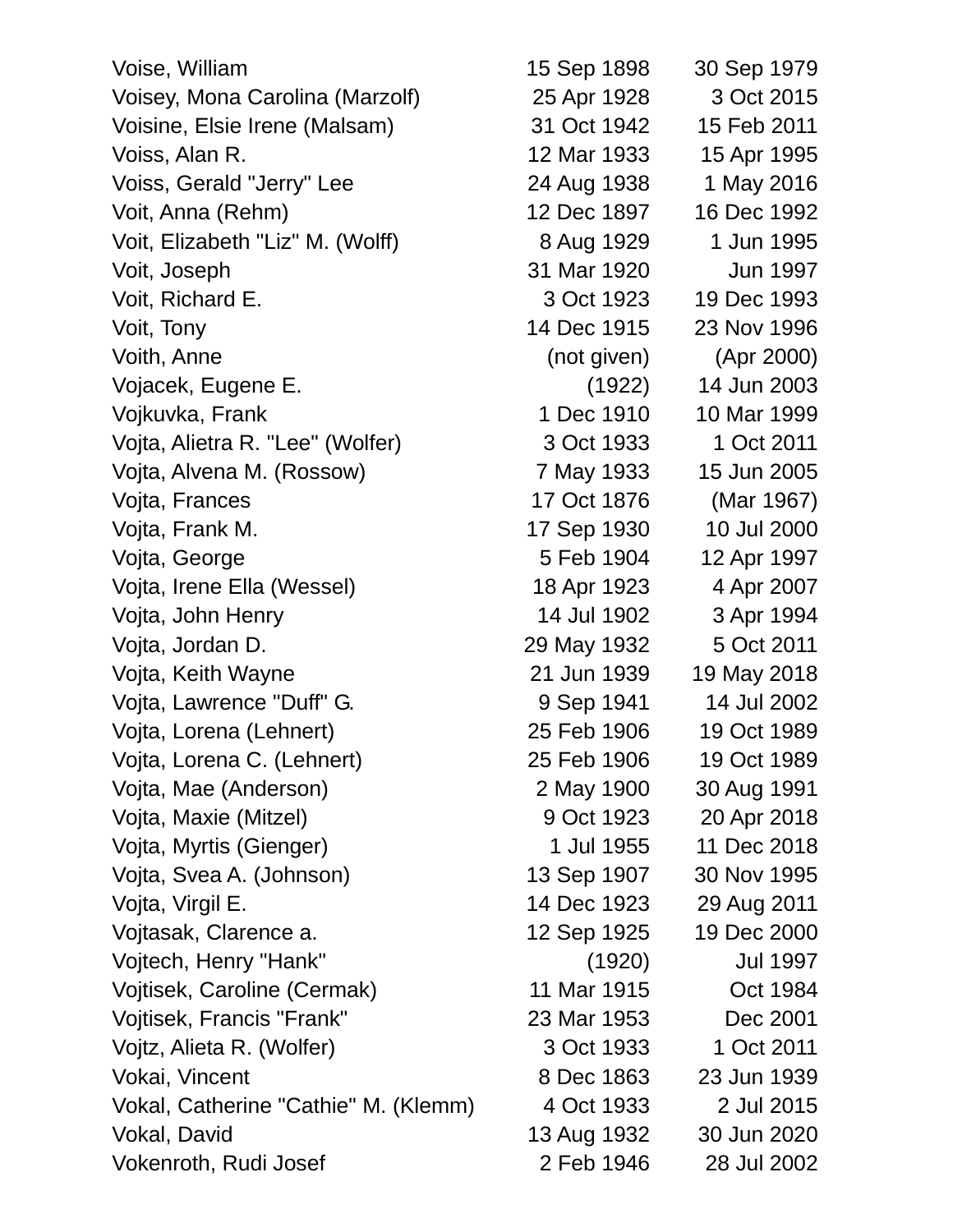| | | |
|---|---|---|
| Voise, William | 15 Sep 1898 | 30 Sep 1979 |
| Voisey, Mona Carolina (Marzolf) | 25 Apr 1928 | 3 Oct 2015 |
| Voisine, Elsie Irene (Malsam) | 31 Oct 1942 | 15 Feb 2011 |
| Voiss, Alan R. | 12 Mar 1933 | 15 Apr 1995 |
| Voiss, Gerald "Jerry" Lee | 24 Aug 1938 | 1 May 2016 |
| Voit, Anna (Rehm) | 12 Dec 1897 | 16 Dec 1992 |
| Voit, Elizabeth "Liz" M. (Wolff) | 8 Aug 1929 | 1 Jun 1995 |
| Voit, Joseph | 31 Mar 1920 | Jun 1997 |
| Voit, Richard E. | 3 Oct 1923 | 19 Dec 1993 |
| Voit, Tony | 14 Dec 1915 | 23 Nov 1996 |
| Voith, Anne | (not given) | (Apr 2000) |
| Vojacek, Eugene E. | (1922) | 14 Jun 2003 |
| Vojkuvka, Frank | 1 Dec 1910 | 10 Mar 1999 |
| Vojta, Alietra R. "Lee" (Wolfer) | 3 Oct 1933 | 1 Oct 2011 |
| Vojta, Alvena M. (Rossow) | 7 May 1933 | 15 Jun 2005 |
| Vojta, Frances | 17 Oct 1876 | (Mar 1967) |
| Vojta, Frank M. | 17 Sep 1930 | 10 Jul 2000 |
| Vojta, George | 5 Feb 1904 | 12 Apr 1997 |
| Vojta, Irene Ella (Wessel) | 18 Apr 1923 | 4 Apr 2007 |
| Vojta, John Henry | 14 Jul 1902 | 3 Apr 1994 |
| Vojta, Jordan D. | 29 May 1932 | 5 Oct 2011 |
| Vojta, Keith Wayne | 21 Jun 1939 | 19 May 2018 |
| Vojta, Lawrence "Duff" G. | 9 Sep 1941 | 14 Jul 2002 |
| Vojta, Lorena (Lehnert) | 25 Feb 1906 | 19 Oct 1989 |
| Vojta, Lorena C. (Lehnert) | 25 Feb 1906 | 19 Oct 1989 |
| Vojta, Mae (Anderson) | 2 May 1900 | 30 Aug 1991 |
| Vojta, Maxie (Mitzel) | 9 Oct 1923 | 20 Apr 2018 |
| Vojta, Myrtis (Gienger) | 1 Jul 1955 | 11 Dec 2018 |
| Vojta, Svea A. (Johnson) | 13 Sep 1907 | 30 Nov 1995 |
| Vojta, Virgil E. | 14 Dec 1923 | 29 Aug 2011 |
| Vojtasak, Clarence a. | 12 Sep 1925 | 19 Dec 2000 |
| Vojtech, Henry "Hank" | (1920) | Jul 1997 |
| Vojtisek, Caroline (Cermak) | 11 Mar 1915 | Oct 1984 |
| Vojtisek, Francis "Frank" | 23 Mar 1953 | Dec 2001 |
| Vojtz, Alieta R. (Wolfer) | 3 Oct 1933 | 1 Oct 2011 |
| Vokai, Vincent | 8 Dec 1863 | 23 Jun 1939 |
| Vokal, Catherine "Cathie" M. (Klemm) | 4 Oct 1933 | 2 Jul 2015 |
| Vokal, David | 13 Aug 1932 | 30 Jun 2020 |
| Vokenroth, Rudi Josef | 2 Feb 1946 | 28 Jul 2002 |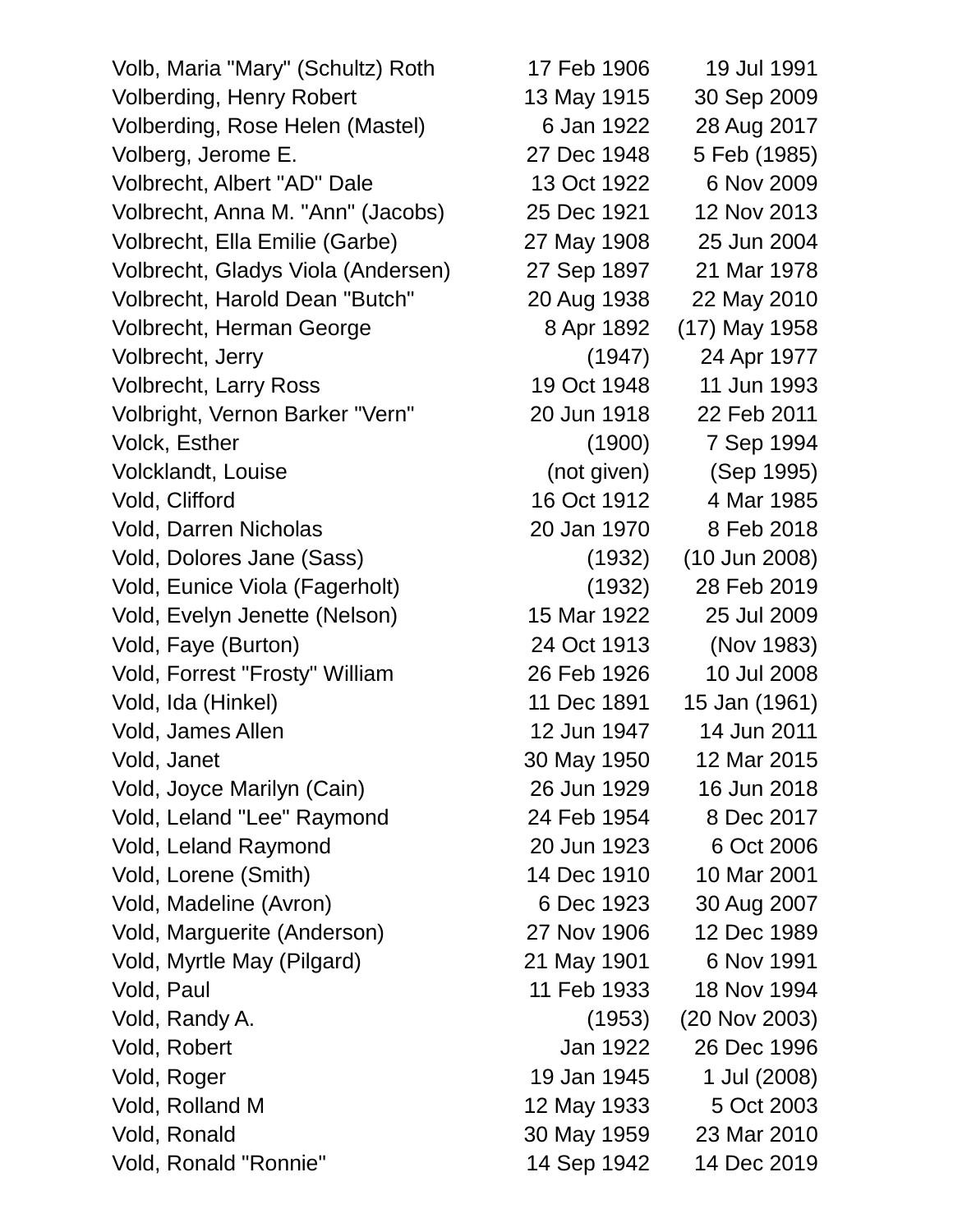| | | |
|---|---|---|
| Volb, Maria "Mary" (Schultz) Roth | 17 Feb 1906 | 19 Jul 1991 |
| Volberding, Henry Robert | 13 May 1915 | 30 Sep 2009 |
| Volberding, Rose Helen (Mastel) | 6 Jan 1922 | 28 Aug 2017 |
| Volberg, Jerome E. | 27 Dec 1948 | 5 Feb (1985) |
| Volbrecht, Albert "AD" Dale | 13 Oct 1922 | 6 Nov 2009 |
| Volbrecht, Anna M. "Ann" (Jacobs) | 25 Dec 1921 | 12 Nov 2013 |
| Volbrecht, Ella Emilie (Garbe) | 27 May 1908 | 25 Jun 2004 |
| Volbrecht, Gladys Viola (Andersen) | 27 Sep 1897 | 21 Mar 1978 |
| Volbrecht, Harold Dean "Butch" | 20 Aug 1938 | 22 May 2010 |
| Volbrecht, Herman George | 8 Apr 1892 | (17) May 1958 |
| Volbrecht, Jerry | (1947) | 24 Apr 1977 |
| Volbrecht, Larry Ross | 19 Oct 1948 | 11 Jun 1993 |
| Volbright, Vernon Barker "Vern" | 20 Jun 1918 | 22 Feb 2011 |
| Volck, Esther | (1900) | 7 Sep 1994 |
| Volcklandt, Louise | (not given) | (Sep 1995) |
| Vold, Clifford | 16 Oct 1912 | 4 Mar 1985 |
| Vold, Darren Nicholas | 20 Jan 1970 | 8 Feb 2018 |
| Vold, Dolores Jane (Sass) | (1932) | (10 Jun 2008) |
| Vold, Eunice Viola (Fagerholt) | (1932) | 28 Feb 2019 |
| Vold, Evelyn Jenette (Nelson) | 15 Mar 1922 | 25 Jul 2009 |
| Vold, Faye (Burton) | 24 Oct 1913 | (Nov 1983) |
| Vold, Forrest "Frosty" William | 26 Feb 1926 | 10 Jul 2008 |
| Vold, Ida (Hinkel) | 11 Dec 1891 | 15 Jan (1961) |
| Vold, James Allen | 12 Jun 1947 | 14 Jun 2011 |
| Vold, Janet | 30 May 1950 | 12 Mar 2015 |
| Vold, Joyce Marilyn (Cain) | 26 Jun 1929 | 16 Jun 2018 |
| Vold, Leland "Lee" Raymond | 24 Feb 1954 | 8 Dec 2017 |
| Vold, Leland Raymond | 20 Jun 1923 | 6 Oct 2006 |
| Vold, Lorene (Smith) | 14 Dec 1910 | 10 Mar 2001 |
| Vold, Madeline (Avron) | 6 Dec 1923 | 30 Aug 2007 |
| Vold, Marguerite (Anderson) | 27 Nov 1906 | 12 Dec 1989 |
| Vold, Myrtle May (Pilgard) | 21 May 1901 | 6 Nov 1991 |
| Vold, Paul | 11 Feb 1933 | 18 Nov 1994 |
| Vold, Randy A. | (1953) | (20 Nov 2003) |
| Vold, Robert | Jan 1922 | 26 Dec 1996 |
| Vold, Roger | 19 Jan 1945 | 1 Jul (2008) |
| Vold, Rolland M | 12 May 1933 | 5 Oct 2003 |
| Vold, Ronald | 30 May 1959 | 23 Mar 2010 |
| Vold, Ronald "Ronnie" | 14 Sep 1942 | 14 Dec 2019 |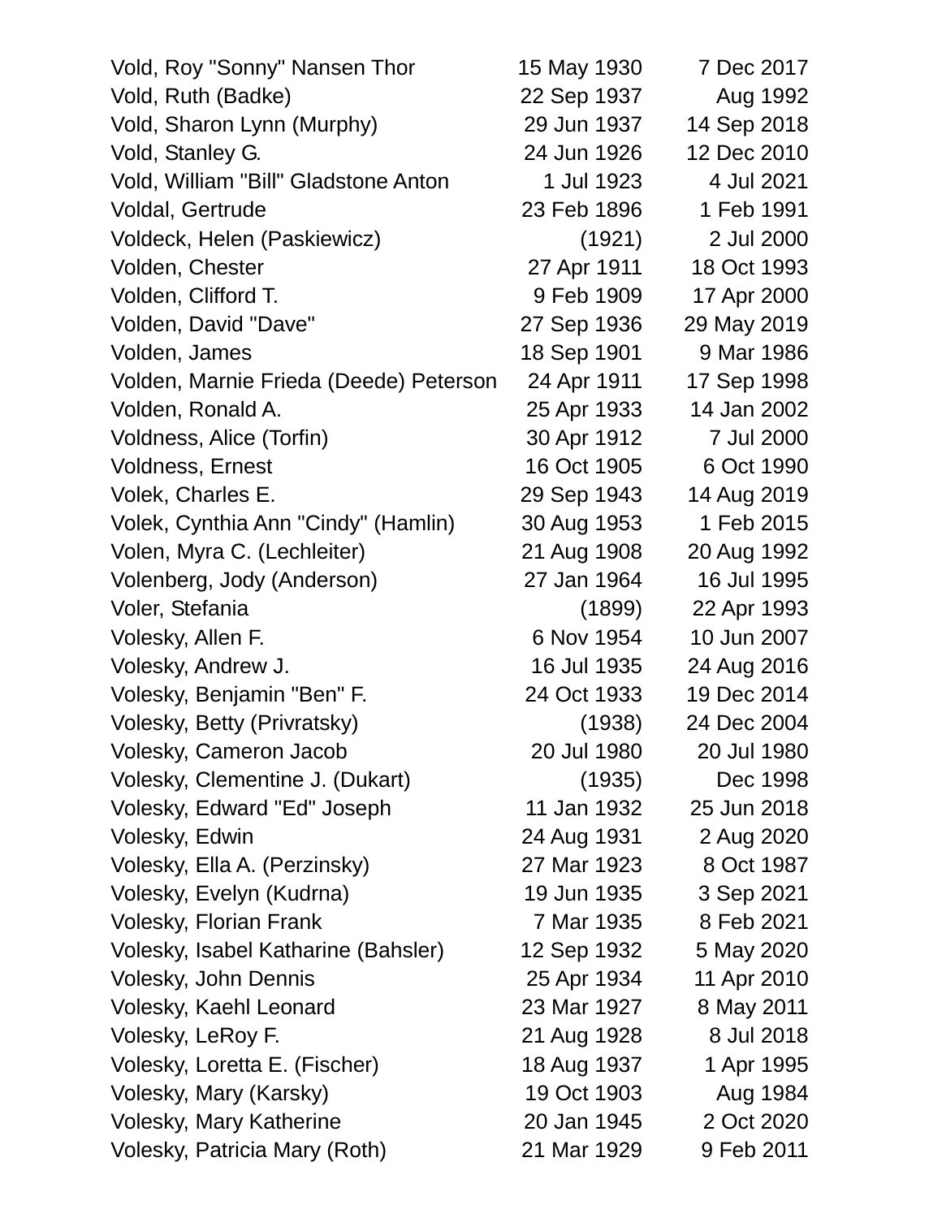| | | |
|---|---|---|
| Vold, Roy "Sonny" Nansen Thor | 15 May 1930 | 7 Dec 2017 |
| Vold, Ruth (Badke) | 22 Sep 1937 | Aug 1992 |
| Vold, Sharon Lynn (Murphy) | 29 Jun 1937 | 14 Sep 2018 |
| Vold, Stanley G. | 24 Jun 1926 | 12 Dec 2010 |
| Vold, William "Bill" Gladstone Anton | 1 Jul 1923 | 4 Jul 2021 |
| Voldal, Gertrude | 23 Feb 1896 | 1 Feb 1991 |
| Voldeck, Helen (Paskiewicz) | (1921) | 2 Jul 2000 |
| Volden, Chester | 27 Apr 1911 | 18 Oct 1993 |
| Volden, Clifford T. | 9 Feb 1909 | 17 Apr 2000 |
| Volden, David "Dave" | 27 Sep 1936 | 29 May 2019 |
| Volden, James | 18 Sep 1901 | 9 Mar 1986 |
| Volden, Marnie Frieda (Deede) Peterson | 24 Apr 1911 | 17 Sep 1998 |
| Volden, Ronald A. | 25 Apr 1933 | 14 Jan 2002 |
| Voldness, Alice (Torfin) | 30 Apr 1912 | 7 Jul 2000 |
| Voldness, Ernest | 16 Oct 1905 | 6 Oct 1990 |
| Volek, Charles E. | 29 Sep 1943 | 14 Aug 2019 |
| Volek, Cynthia Ann "Cindy" (Hamlin) | 30 Aug 1953 | 1 Feb 2015 |
| Volen, Myra C. (Lechleiter) | 21 Aug 1908 | 20 Aug 1992 |
| Volenberg, Jody (Anderson) | 27 Jan 1964 | 16 Jul 1995 |
| Voler, Stefania | (1899) | 22 Apr 1993 |
| Volesky, Allen F. | 6 Nov 1954 | 10 Jun 2007 |
| Volesky, Andrew J. | 16 Jul 1935 | 24 Aug 2016 |
| Volesky, Benjamin "Ben" F. | 24 Oct 1933 | 19 Dec 2014 |
| Volesky, Betty (Privratsky) | (1938) | 24 Dec 2004 |
| Volesky, Cameron Jacob | 20 Jul 1980 | 20 Jul 1980 |
| Volesky, Clementine J. (Dukart) | (1935) | Dec 1998 |
| Volesky, Edward "Ed" Joseph | 11 Jan 1932 | 25 Jun 2018 |
| Volesky, Edwin | 24 Aug 1931 | 2 Aug 2020 |
| Volesky, Ella A. (Perzinsky) | 27 Mar 1923 | 8 Oct 1987 |
| Volesky, Evelyn (Kudrna) | 19 Jun 1935 | 3 Sep 2021 |
| Volesky, Florian Frank | 7 Mar 1935 | 8 Feb 2021 |
| Volesky, Isabel Katharine (Bahsler) | 12 Sep 1932 | 5 May 2020 |
| Volesky, John Dennis | 25 Apr 1934 | 11 Apr 2010 |
| Volesky, Kaehl Leonard | 23 Mar 1927 | 8 May 2011 |
| Volesky, LeRoy F. | 21 Aug 1928 | 8 Jul 2018 |
| Volesky, Loretta E. (Fischer) | 18 Aug 1937 | 1 Apr 1995 |
| Volesky, Mary (Karsky) | 19 Oct 1903 | Aug 1984 |
| Volesky, Mary Katherine | 20 Jan 1945 | 2 Oct 2020 |
| Volesky, Patricia Mary (Roth) | 21 Mar 1929 | 9 Feb 2011 |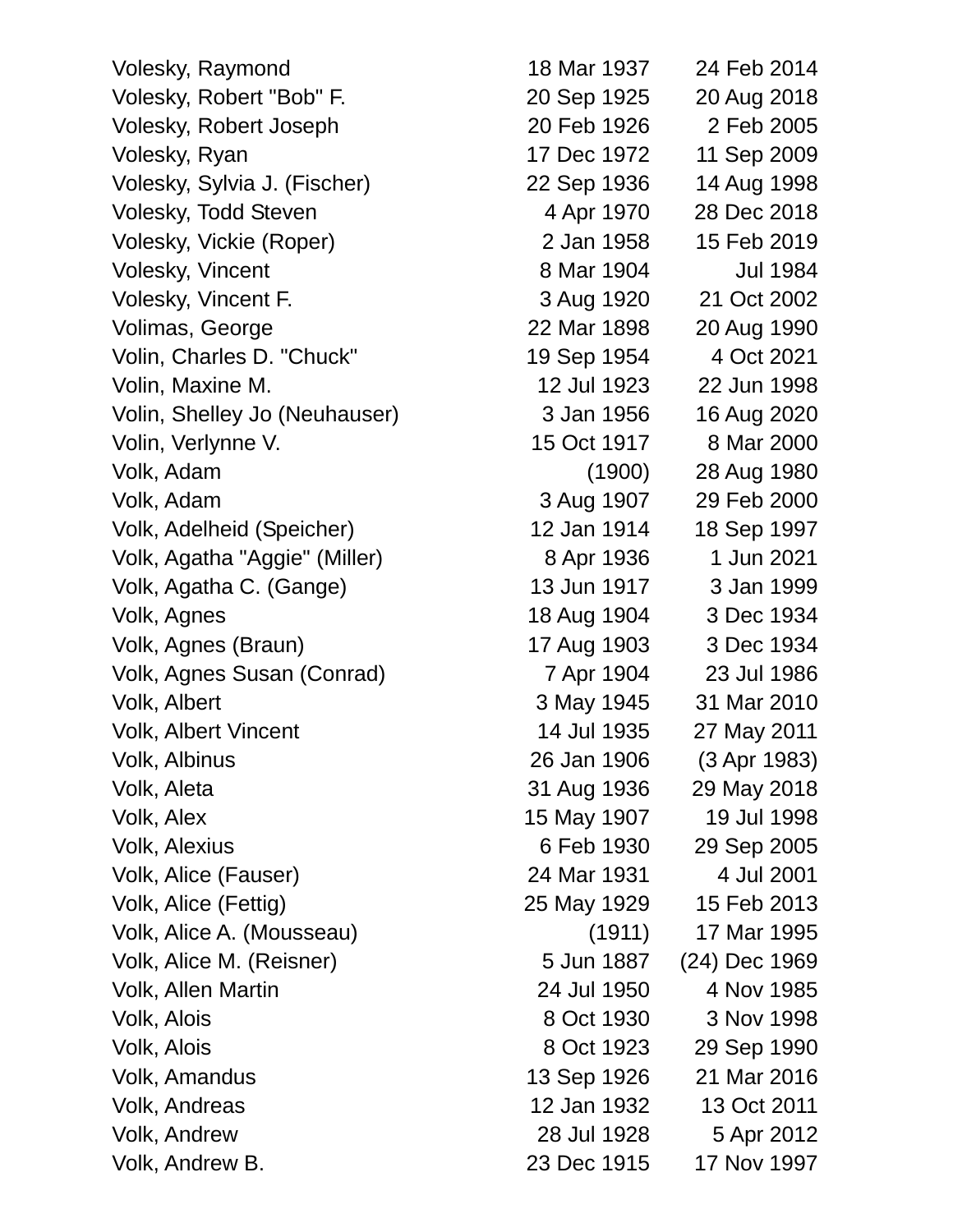| | | |
|---|---|---|
| Volesky, Raymond | 18 Mar 1937 | 24 Feb 2014 |
| Volesky, Robert "Bob" F. | 20 Sep 1925 | 20 Aug 2018 |
| Volesky, Robert Joseph | 20 Feb 1926 | 2 Feb 2005 |
| Volesky, Ryan | 17 Dec 1972 | 11 Sep 2009 |
| Volesky, Sylvia J. (Fischer) | 22 Sep 1936 | 14 Aug 1998 |
| Volesky, Todd Steven | 4 Apr 1970 | 28 Dec 2018 |
| Volesky, Vickie (Roper) | 2 Jan 1958 | 15 Feb 2019 |
| Volesky, Vincent | 8 Mar 1904 | Jul 1984 |
| Volesky, Vincent F. | 3 Aug 1920 | 21 Oct 2002 |
| Volimas, George | 22 Mar 1898 | 20 Aug 1990 |
| Volin, Charles D. "Chuck" | 19 Sep 1954 | 4 Oct 2021 |
| Volin, Maxine M. | 12 Jul 1923 | 22 Jun 1998 |
| Volin, Shelley Jo (Neuhauser) | 3 Jan 1956 | 16 Aug 2020 |
| Volin, Verlynne V. | 15 Oct 1917 | 8 Mar 2000 |
| Volk, Adam | (1900) | 28 Aug 1980 |
| Volk, Adam | 3 Aug 1907 | 29 Feb 2000 |
| Volk, Adelheid (Speicher) | 12 Jan 1914 | 18 Sep 1997 |
| Volk, Agatha "Aggie" (Miller) | 8 Apr 1936 | 1 Jun 2021 |
| Volk, Agatha C. (Gange) | 13 Jun 1917 | 3 Jan 1999 |
| Volk, Agnes | 18 Aug 1904 | 3 Dec 1934 |
| Volk, Agnes (Braun) | 17 Aug 1903 | 3 Dec 1934 |
| Volk, Agnes Susan (Conrad) | 7 Apr 1904 | 23 Jul 1986 |
| Volk, Albert | 3 May 1945 | 31 Mar 2010 |
| Volk, Albert Vincent | 14 Jul 1935 | 27 May 2011 |
| Volk, Albinus | 26 Jan 1906 | (3 Apr 1983) |
| Volk, Aleta | 31 Aug 1936 | 29 May 2018 |
| Volk, Alex | 15 May 1907 | 19 Jul 1998 |
| Volk, Alexius | 6 Feb 1930 | 29 Sep 2005 |
| Volk, Alice (Fauser) | 24 Mar 1931 | 4 Jul 2001 |
| Volk, Alice (Fettig) | 25 May 1929 | 15 Feb 2013 |
| Volk, Alice A. (Mousseau) | (1911) | 17 Mar 1995 |
| Volk, Alice M. (Reisner) | 5 Jun 1887 | (24) Dec 1969 |
| Volk, Allen Martin | 24 Jul 1950 | 4 Nov 1985 |
| Volk, Alois | 8 Oct 1930 | 3 Nov 1998 |
| Volk, Alois | 8 Oct 1923 | 29 Sep 1990 |
| Volk, Amandus | 13 Sep 1926 | 21 Mar 2016 |
| Volk, Andreas | 12 Jan 1932 | 13 Oct 2011 |
| Volk, Andrew | 28 Jul 1928 | 5 Apr 2012 |
| Volk, Andrew B. | 23 Dec 1915 | 17 Nov 1997 |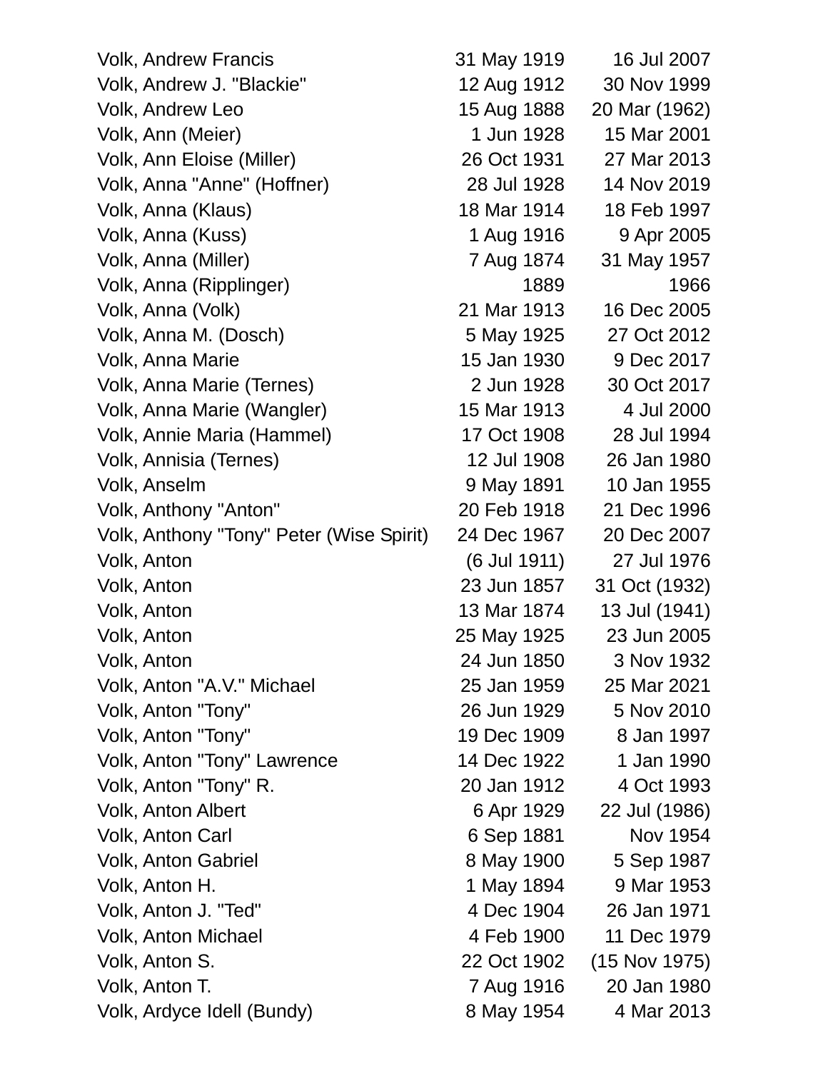| | | |
|---|---|---|
| Volk, Andrew Francis | 31 May 1919 | 16 Jul 2007 |
| Volk, Andrew J. "Blackie" | 12 Aug 1912 | 30 Nov 1999 |
| Volk, Andrew Leo | 15 Aug 1888 | 20 Mar (1962) |
| Volk, Ann (Meier) | 1 Jun 1928 | 15 Mar 2001 |
| Volk, Ann Eloise (Miller) | 26 Oct 1931 | 27 Mar 2013 |
| Volk, Anna "Anne" (Hoffner) | 28 Jul 1928 | 14 Nov 2019 |
| Volk, Anna (Klaus) | 18 Mar 1914 | 18 Feb 1997 |
| Volk, Anna (Kuss) | 1 Aug 1916 | 9 Apr 2005 |
| Volk, Anna (Miller) | 7 Aug 1874 | 31 May 1957 |
| Volk, Anna (Ripplinger) | 1889 | 1966 |
| Volk, Anna (Volk) | 21 Mar 1913 | 16 Dec 2005 |
| Volk, Anna M. (Dosch) | 5 May 1925 | 27 Oct 2012 |
| Volk, Anna Marie | 15 Jan 1930 | 9 Dec 2017 |
| Volk, Anna Marie (Ternes) | 2 Jun 1928 | 30 Oct 2017 |
| Volk, Anna Marie (Wangler) | 15 Mar 1913 | 4 Jul 2000 |
| Volk, Annie Maria (Hammel) | 17 Oct 1908 | 28 Jul 1994 |
| Volk, Annisia (Ternes) | 12 Jul 1908 | 26 Jan 1980 |
| Volk, Anselm | 9 May 1891 | 10 Jan 1955 |
| Volk, Anthony "Anton" | 20 Feb 1918 | 21 Dec 1996 |
| Volk, Anthony "Tony" Peter (Wise Spirit) | 24 Dec 1967 | 20 Dec 2007 |
| Volk, Anton | (6 Jul 1911) | 27 Jul 1976 |
| Volk, Anton | 23 Jun 1857 | 31 Oct (1932) |
| Volk, Anton | 13 Mar 1874 | 13 Jul (1941) |
| Volk, Anton | 25 May 1925 | 23 Jun 2005 |
| Volk, Anton | 24 Jun 1850 | 3 Nov 1932 |
| Volk, Anton "A.V." Michael | 25 Jan 1959 | 25 Mar 2021 |
| Volk, Anton "Tony" | 26 Jun 1929 | 5 Nov 2010 |
| Volk, Anton "Tony" | 19 Dec 1909 | 8 Jan 1997 |
| Volk, Anton "Tony" Lawrence | 14 Dec 1922 | 1 Jan 1990 |
| Volk, Anton "Tony" R. | 20 Jan 1912 | 4 Oct 1993 |
| Volk, Anton Albert | 6 Apr 1929 | 22 Jul (1986) |
| Volk, Anton Carl | 6 Sep 1881 | Nov 1954 |
| Volk, Anton Gabriel | 8 May 1900 | 5 Sep 1987 |
| Volk, Anton H. | 1 May 1894 | 9 Mar 1953 |
| Volk, Anton J. "Ted" | 4 Dec 1904 | 26 Jan 1971 |
| Volk, Anton Michael | 4 Feb 1900 | 11 Dec 1979 |
| Volk, Anton S. | 22 Oct 1902 | (15 Nov 1975) |
| Volk, Anton T. | 7 Aug 1916 | 20 Jan 1980 |
| Volk, Ardyce Idell (Bundy) | 8 May 1954 | 4 Mar 2013 |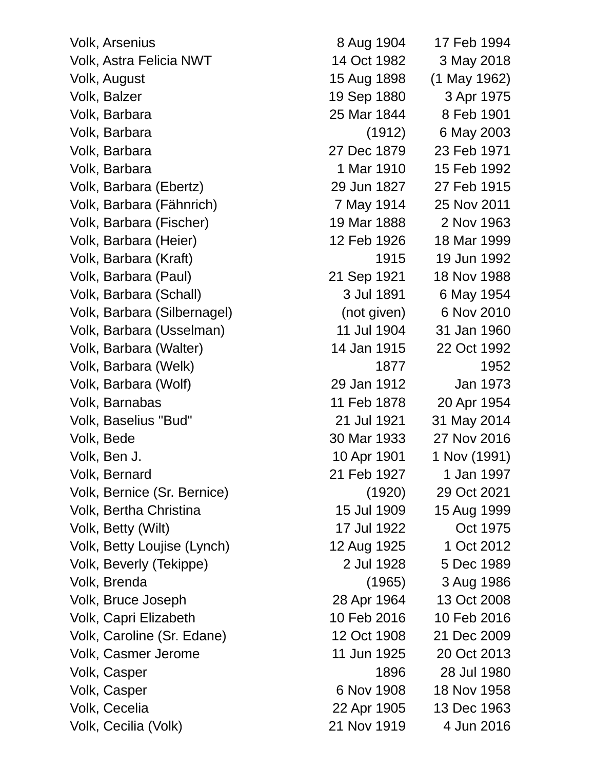| | | |
|---|---|---|
| Volk, Arsenius | 8 Aug 1904 | 17 Feb 1994 |
| Volk, Astra Felicia NWT | 14 Oct 1982 | 3 May 2018 |
| Volk, August | 15 Aug 1898 | (1 May 1962) |
| Volk, Balzer | 19 Sep 1880 | 3 Apr 1975 |
| Volk, Barbara | 25 Mar 1844 | 8 Feb 1901 |
| Volk, Barbara | (1912) | 6 May 2003 |
| Volk, Barbara | 27 Dec 1879 | 23 Feb 1971 |
| Volk, Barbara | 1 Mar 1910 | 15 Feb 1992 |
| Volk, Barbara (Ebertz) | 29 Jun 1827 | 27 Feb 1915 |
| Volk, Barbara (Fähnrich) | 7 May 1914 | 25 Nov 2011 |
| Volk, Barbara (Fischer) | 19 Mar 1888 | 2 Nov 1963 |
| Volk, Barbara (Heier) | 12 Feb 1926 | 18 Mar 1999 |
| Volk, Barbara (Kraft) | 1915 | 19 Jun 1992 |
| Volk, Barbara (Paul) | 21 Sep 1921 | 18 Nov 1988 |
| Volk, Barbara (Schall) | 3 Jul 1891 | 6 May 1954 |
| Volk, Barbara (Silbernagel) | (not given) | 6 Nov 2010 |
| Volk, Barbara (Usselman) | 11 Jul 1904 | 31 Jan 1960 |
| Volk, Barbara (Walter) | 14 Jan 1915 | 22 Oct 1992 |
| Volk, Barbara (Welk) | 1877 | 1952 |
| Volk, Barbara (Wolf) | 29 Jan 1912 | Jan 1973 |
| Volk, Barnabas | 11 Feb 1878 | 20 Apr 1954 |
| Volk, Baselius "Bud" | 21 Jul 1921 | 31 May 2014 |
| Volk, Bede | 30 Mar 1933 | 27 Nov 2016 |
| Volk, Ben J. | 10 Apr 1901 | 1 Nov (1991) |
| Volk, Bernard | 21 Feb 1927 | 1 Jan 1997 |
| Volk, Bernice (Sr. Bernice) | (1920) | 29 Oct 2021 |
| Volk, Bertha Christina | 15 Jul 1909 | 15 Aug 1999 |
| Volk, Betty (Wilt) | 17 Jul 1922 | Oct 1975 |
| Volk, Betty Loujise (Lynch) | 12 Aug 1925 | 1 Oct 2012 |
| Volk, Beverly (Tekippe) | 2 Jul 1928 | 5 Dec 1989 |
| Volk, Brenda | (1965) | 3 Aug 1986 |
| Volk, Bruce Joseph | 28 Apr 1964 | 13 Oct 2008 |
| Volk, Capri Elizabeth | 10 Feb 2016 | 10 Feb 2016 |
| Volk, Caroline (Sr. Edane) | 12 Oct 1908 | 21 Dec 2009 |
| Volk, Casmer Jerome | 11 Jun 1925 | 20 Oct 2013 |
| Volk, Casper | 1896 | 28 Jul 1980 |
| Volk, Casper | 6 Nov 1908 | 18 Nov 1958 |
| Volk, Cecelia | 22 Apr 1905 | 13 Dec 1963 |
| Volk, Cecilia (Volk) | 21 Nov 1919 | 4 Jun 2016 |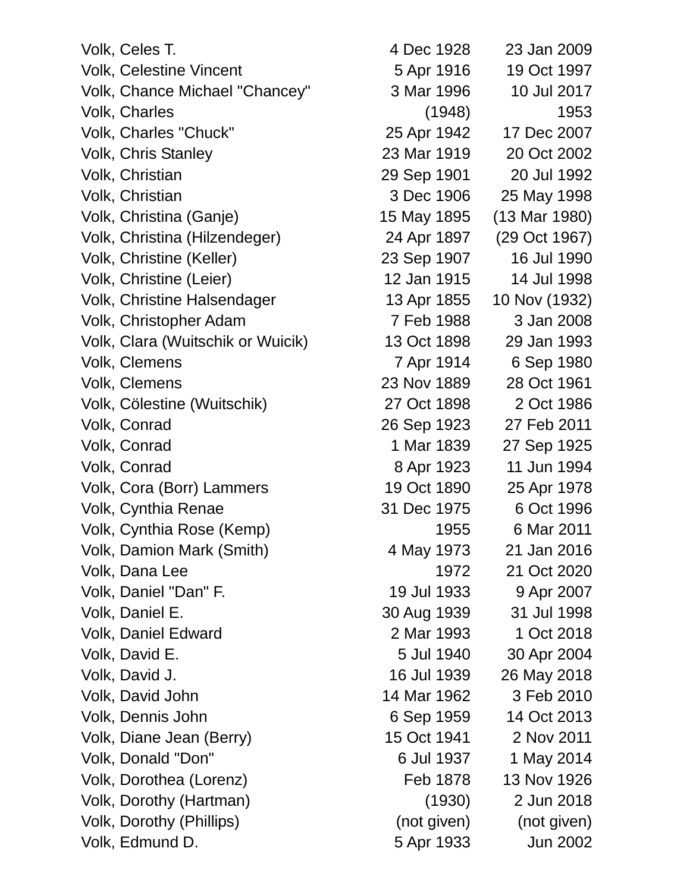| Name | Born | Died |
|---|---|---|
| Volk, Celes T. | 4 Dec 1928 | 23 Jan 2009 |
| Volk, Celestine Vincent | 5 Apr 1916 | 19 Oct 1997 |
| Volk, Chance Michael "Chancey" | 3 Mar 1996 | 10 Jul 2017 |
| Volk, Charles | (1948) | 1953 |
| Volk, Charles "Chuck" | 25 Apr 1942 | 17 Dec 2007 |
| Volk, Chris Stanley | 23 Mar 1919 | 20 Oct 2002 |
| Volk, Christian | 29 Sep 1901 | 20 Jul 1992 |
| Volk, Christian | 3 Dec 1906 | 25 May 1998 |
| Volk, Christina (Ganje) | 15 May 1895 | (13 Mar 1980) |
| Volk, Christina (Hilzendeger) | 24 Apr 1897 | (29 Oct 1967) |
| Volk, Christine (Keller) | 23 Sep 1907 | 16 Jul 1990 |
| Volk, Christine (Leier) | 12 Jan 1915 | 14 Jul 1998 |
| Volk, Christine Halsendager | 13 Apr 1855 | 10 Nov (1932) |
| Volk, Christopher Adam | 7 Feb 1988 | 3 Jan 2008 |
| Volk, Clara (Wuitschik or Wuicik) | 13 Oct 1898 | 29 Jan 1993 |
| Volk, Clemens | 7 Apr 1914 | 6 Sep 1980 |
| Volk, Clemens | 23 Nov 1889 | 28 Oct 1961 |
| Volk, Cölestine (Wuitschik) | 27 Oct 1898 | 2 Oct 1986 |
| Volk, Conrad | 26 Sep 1923 | 27 Feb 2011 |
| Volk, Conrad | 1 Mar 1839 | 27 Sep 1925 |
| Volk, Conrad | 8 Apr 1923 | 11 Jun 1994 |
| Volk, Cora (Borr) Lammers | 19 Oct 1890 | 25 Apr 1978 |
| Volk, Cynthia Renae | 31 Dec 1975 | 6 Oct 1996 |
| Volk, Cynthia Rose (Kemp) | 1955 | 6 Mar 2011 |
| Volk, Damion Mark (Smith) | 4 May 1973 | 21 Jan 2016 |
| Volk, Dana Lee | 1972 | 21 Oct 2020 |
| Volk, Daniel "Dan" F. | 19 Jul 1933 | 9 Apr 2007 |
| Volk, Daniel E. | 30 Aug 1939 | 31 Jul 1998 |
| Volk, Daniel Edward | 2 Mar 1993 | 1 Oct 2018 |
| Volk, David E. | 5 Jul 1940 | 30 Apr 2004 |
| Volk, David J. | 16 Jul 1939 | 26 May 2018 |
| Volk, David John | 14 Mar 1962 | 3 Feb 2010 |
| Volk, Dennis John | 6 Sep 1959 | 14 Oct 2013 |
| Volk, Diane Jean (Berry) | 15 Oct 1941 | 2 Nov 2011 |
| Volk, Donald "Don" | 6 Jul 1937 | 1 May 2014 |
| Volk, Dorothea (Lorenz) | Feb 1878 | 13 Nov 1926 |
| Volk, Dorothy (Hartman) | (1930) | 2 Jun 2018 |
| Volk, Dorothy (Phillips) | (not given) | (not given) |
| Volk, Edmund D. | 5 Apr 1933 | Jun 2002 |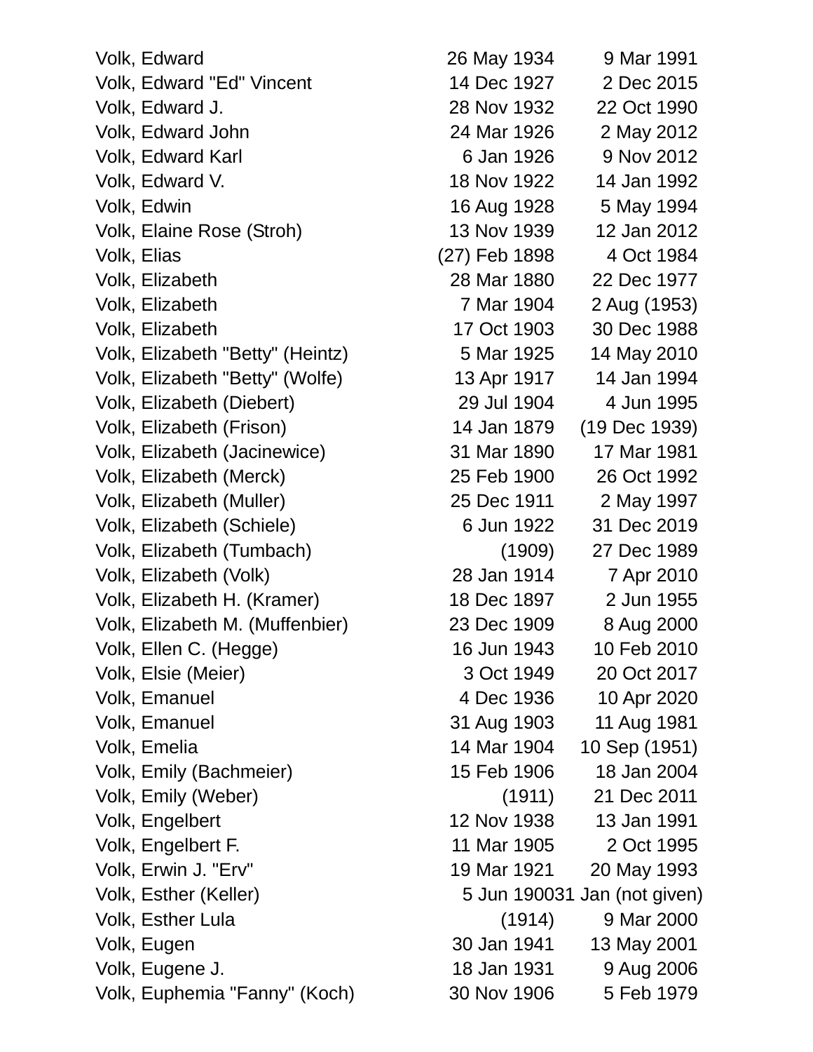| | | |
|---|---|---|
| Volk, Edward | 26 May 1934 | 9 Mar 1991 |
| Volk, Edward "Ed" Vincent | 14 Dec 1927 | 2 Dec 2015 |
| Volk, Edward J. | 28 Nov 1932 | 22 Oct 1990 |
| Volk, Edward John | 24 Mar 1926 | 2 May 2012 |
| Volk, Edward Karl | 6 Jan 1926 | 9 Nov 2012 |
| Volk, Edward V. | 18 Nov 1922 | 14 Jan 1992 |
| Volk, Edwin | 16 Aug 1928 | 5 May 1994 |
| Volk, Elaine Rose (Stroh) | 13 Nov 1939 | 12 Jan 2012 |
| Volk, Elias | (27) Feb 1898 | 4 Oct 1984 |
| Volk, Elizabeth | 28 Mar 1880 | 22 Dec 1977 |
| Volk, Elizabeth | 7 Mar 1904 | 2 Aug (1953) |
| Volk, Elizabeth | 17 Oct 1903 | 30 Dec 1988 |
| Volk, Elizabeth "Betty" (Heintz) | 5 Mar 1925 | 14 May 2010 |
| Volk, Elizabeth "Betty" (Wolfe) | 13 Apr 1917 | 14 Jan 1994 |
| Volk, Elizabeth (Diebert) | 29 Jul 1904 | 4 Jun 1995 |
| Volk, Elizabeth (Frison) | 14 Jan 1879 | (19 Dec 1939) |
| Volk, Elizabeth (Jacinewice) | 31 Mar 1890 | 17 Mar 1981 |
| Volk, Elizabeth (Merck) | 25 Feb 1900 | 26 Oct 1992 |
| Volk, Elizabeth (Muller) | 25 Dec 1911 | 2 May 1997 |
| Volk, Elizabeth (Schiele) | 6 Jun 1922 | 31 Dec 2019 |
| Volk, Elizabeth (Tumbach) | (1909) | 27 Dec 1989 |
| Volk, Elizabeth (Volk) | 28 Jan 1914 | 7 Apr 2010 |
| Volk, Elizabeth H. (Kramer) | 18 Dec 1897 | 2 Jun 1955 |
| Volk, Elizabeth M. (Muffenbier) | 23 Dec 1909 | 8 Aug 2000 |
| Volk, Ellen C. (Hegge) | 16 Jun 1943 | 10 Feb 2010 |
| Volk, Elsie (Meier) | 3 Oct 1949 | 20 Oct 2017 |
| Volk, Emanuel | 4 Dec 1936 | 10 Apr 2020 |
| Volk, Emanuel | 31 Aug 1903 | 11 Aug 1981 |
| Volk, Emelia | 14 Mar 1904 | 10 Sep (1951) |
| Volk, Emily (Bachmeier) | 15 Feb 1906 | 18 Jan 2004 |
| Volk, Emily (Weber) | (1911) | 21 Dec 2011 |
| Volk, Engelbert | 12 Nov 1938 | 13 Jan 1991 |
| Volk, Engelbert F. | 11 Mar 1905 | 2 Oct 1995 |
| Volk, Erwin J. "Erv" | 19 Mar 1921 | 20 May 1993 |
| Volk, Esther (Keller) | 5 Jun 190031 Jan (not given) | |
| Volk, Esther Lula | (1914) | 9 Mar 2000 |
| Volk, Eugen | 30 Jan 1941 | 13 May 2001 |
| Volk, Eugene J. | 18 Jan 1931 | 9 Aug 2006 |
| Volk, Euphemia "Fanny" (Koch) | 30 Nov 1906 | 5 Feb 1979 |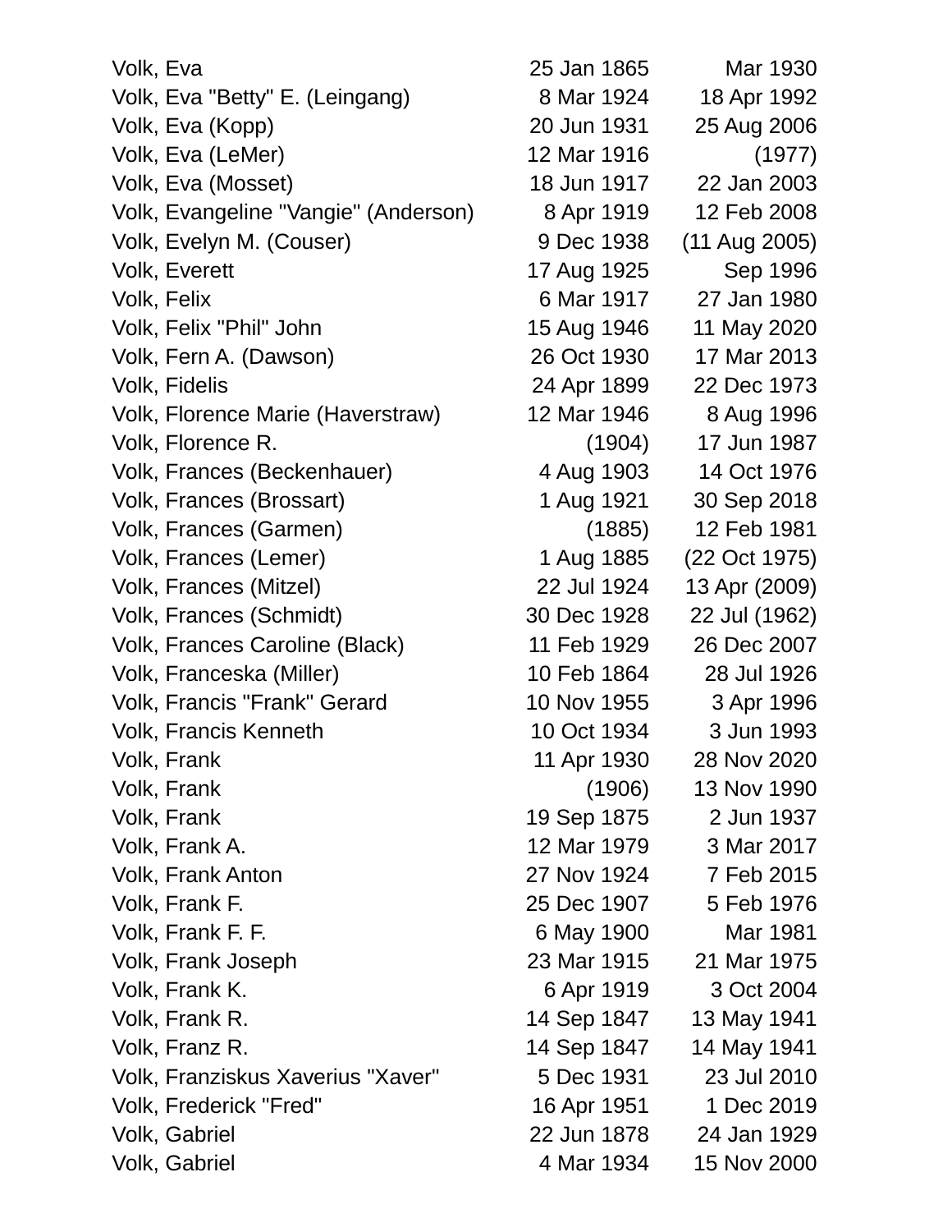| | | |
|---|---|---|
| Volk, Eva | 25 Jan 1865 | Mar 1930 |
| Volk, Eva "Betty" E. (Leingang) | 8 Mar 1924 | 18 Apr 1992 |
| Volk, Eva (Kopp) | 20 Jun 1931 | 25 Aug 2006 |
| Volk, Eva (LeMer) | 12 Mar 1916 | (1977) |
| Volk, Eva (Mosset) | 18 Jun 1917 | 22 Jan 2003 |
| Volk, Evangeline "Vangie" (Anderson) | 8 Apr 1919 | 12 Feb 2008 |
| Volk, Evelyn M. (Couser) | 9 Dec 1938 | (11 Aug 2005) |
| Volk, Everett | 17 Aug 1925 | Sep 1996 |
| Volk, Felix | 6 Mar 1917 | 27 Jan 1980 |
| Volk, Felix "Phil" John | 15 Aug 1946 | 11 May 2020 |
| Volk, Fern A. (Dawson) | 26 Oct 1930 | 17 Mar 2013 |
| Volk, Fidelis | 24 Apr 1899 | 22 Dec 1973 |
| Volk, Florence Marie (Haverstraw) | 12 Mar 1946 | 8 Aug 1996 |
| Volk, Florence R. | (1904) | 17 Jun 1987 |
| Volk, Frances (Beckenhauer) | 4 Aug 1903 | 14 Oct 1976 |
| Volk, Frances (Brossart) | 1 Aug 1921 | 30 Sep 2018 |
| Volk, Frances (Garmen) | (1885) | 12 Feb 1981 |
| Volk, Frances (Lemer) | 1 Aug 1885 | (22 Oct 1975) |
| Volk, Frances (Mitzel) | 22 Jul 1924 | 13 Apr (2009) |
| Volk, Frances (Schmidt) | 30 Dec 1928 | 22 Jul (1962) |
| Volk, Frances Caroline (Black) | 11 Feb 1929 | 26 Dec 2007 |
| Volk, Franceska (Miller) | 10 Feb 1864 | 28 Jul 1926 |
| Volk, Francis "Frank" Gerard | 10 Nov 1955 | 3 Apr 1996 |
| Volk, Francis Kenneth | 10 Oct 1934 | 3 Jun 1993 |
| Volk, Frank | 11 Apr 1930 | 28 Nov 2020 |
| Volk, Frank | (1906) | 13 Nov 1990 |
| Volk, Frank | 19 Sep 1875 | 2 Jun 1937 |
| Volk, Frank A. | 12 Mar 1979 | 3 Mar 2017 |
| Volk, Frank Anton | 27 Nov 1924 | 7 Feb 2015 |
| Volk, Frank F. | 25 Dec 1907 | 5 Feb 1976 |
| Volk, Frank F. F. | 6 May 1900 | Mar 1981 |
| Volk, Frank Joseph | 23 Mar 1915 | 21 Mar 1975 |
| Volk, Frank K. | 6 Apr 1919 | 3 Oct 2004 |
| Volk, Frank R. | 14 Sep 1847 | 13 May 1941 |
| Volk, Franz R. | 14 Sep 1847 | 14 May 1941 |
| Volk, Franziskus Xaverius "Xaver" | 5 Dec 1931 | 23 Jul 2010 |
| Volk, Frederick "Fred" | 16 Apr 1951 | 1 Dec 2019 |
| Volk, Gabriel | 22 Jun 1878 | 24 Jan 1929 |
| Volk, Gabriel | 4 Mar 1934 | 15 Nov 2000 |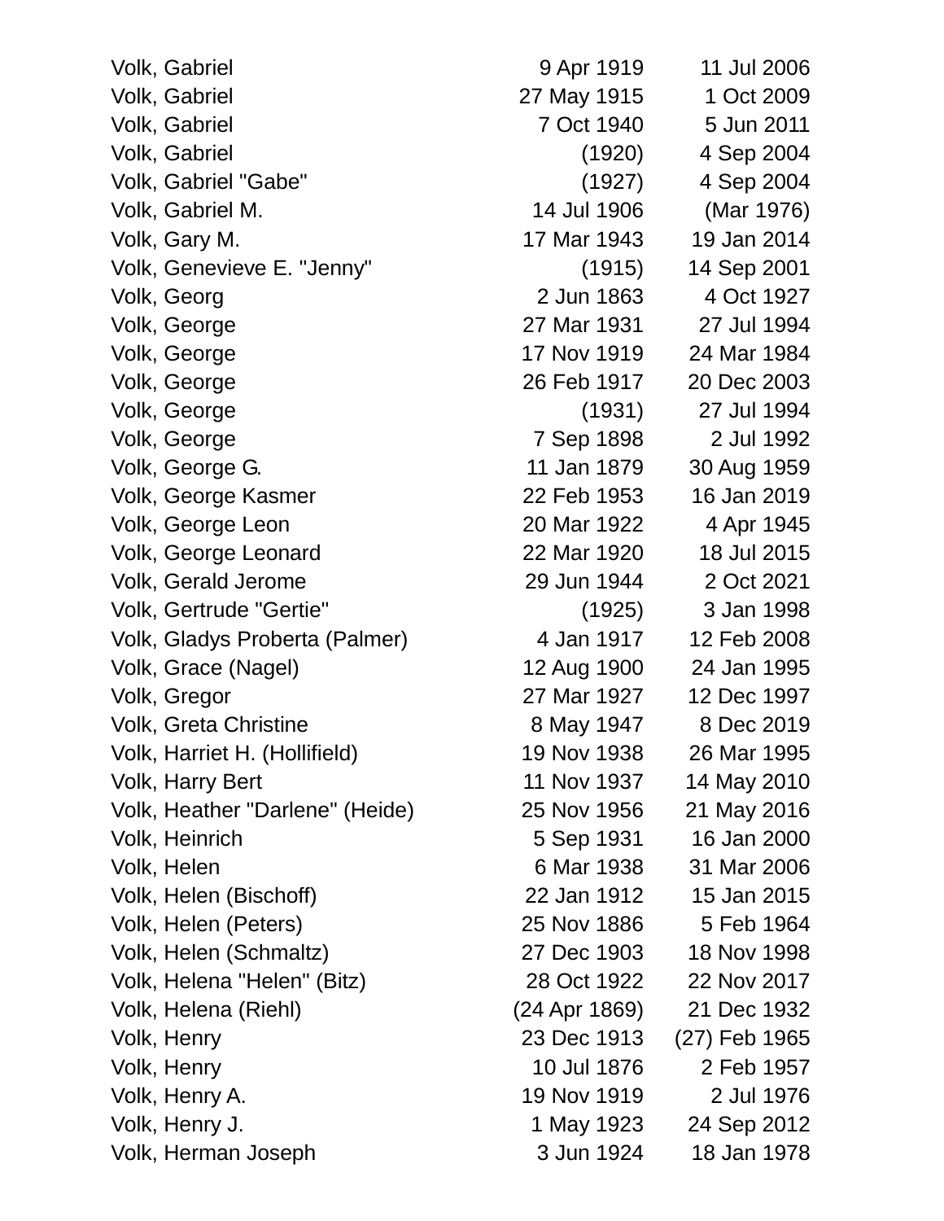| | | |
|---|---|---|
| Volk, Gabriel | 9 Apr 1919 | 11 Jul 2006 |
| Volk, Gabriel | 27 May 1915 | 1 Oct 2009 |
| Volk, Gabriel | 7 Oct 1940 | 5 Jun 2011 |
| Volk, Gabriel | (1920) | 4 Sep 2004 |
| Volk, Gabriel "Gabe" | (1927) | 4 Sep 2004 |
| Volk, Gabriel M. | 14 Jul 1906 | (Mar 1976) |
| Volk, Gary M. | 17 Mar 1943 | 19 Jan 2014 |
| Volk, Genevieve E. "Jenny" | (1915) | 14 Sep 2001 |
| Volk, Georg | 2 Jun 1863 | 4 Oct 1927 |
| Volk, George | 27 Mar 1931 | 27 Jul 1994 |
| Volk, George | 17 Nov 1919 | 24 Mar 1984 |
| Volk, George | 26 Feb 1917 | 20 Dec 2003 |
| Volk, George | (1931) | 27 Jul 1994 |
| Volk, George | 7 Sep 1898 | 2 Jul 1992 |
| Volk, George G. | 11 Jan 1879 | 30 Aug 1959 |
| Volk, George Kasmer | 22 Feb 1953 | 16 Jan 2019 |
| Volk, George Leon | 20 Mar 1922 | 4 Apr 1945 |
| Volk, George Leonard | 22 Mar 1920 | 18 Jul 2015 |
| Volk, Gerald Jerome | 29 Jun 1944 | 2 Oct 2021 |
| Volk, Gertrude "Gertie" | (1925) | 3 Jan 1998 |
| Volk, Gladys Proberta (Palmer) | 4 Jan 1917 | 12 Feb 2008 |
| Volk, Grace (Nagel) | 12 Aug 1900 | 24 Jan 1995 |
| Volk, Gregor | 27 Mar 1927 | 12 Dec 1997 |
| Volk, Greta Christine | 8 May 1947 | 8 Dec 2019 |
| Volk, Harriet H. (Hollifield) | 19 Nov 1938 | 26 Mar 1995 |
| Volk, Harry Bert | 11 Nov 1937 | 14 May 2010 |
| Volk, Heather "Darlene" (Heide) | 25 Nov 1956 | 21 May 2016 |
| Volk, Heinrich | 5 Sep 1931 | 16 Jan 2000 |
| Volk, Helen | 6 Mar 1938 | 31 Mar 2006 |
| Volk, Helen (Bischoff) | 22 Jan 1912 | 15 Jan 2015 |
| Volk, Helen (Peters) | 25 Nov 1886 | 5 Feb 1964 |
| Volk, Helen (Schmaltz) | 27 Dec 1903 | 18 Nov 1998 |
| Volk, Helena "Helen" (Bitz) | 28 Oct 1922 | 22 Nov 2017 |
| Volk, Helena (Riehl) | (24 Apr 1869) | 21 Dec 1932 |
| Volk, Henry | 23 Dec 1913 | (27) Feb 1965 |
| Volk, Henry | 10 Jul 1876 | 2 Feb 1957 |
| Volk, Henry A. | 19 Nov 1919 | 2 Jul 1976 |
| Volk, Henry J. | 1 May 1923 | 24 Sep 2012 |
| Volk, Herman Joseph | 3 Jun 1924 | 18 Jan 1978 |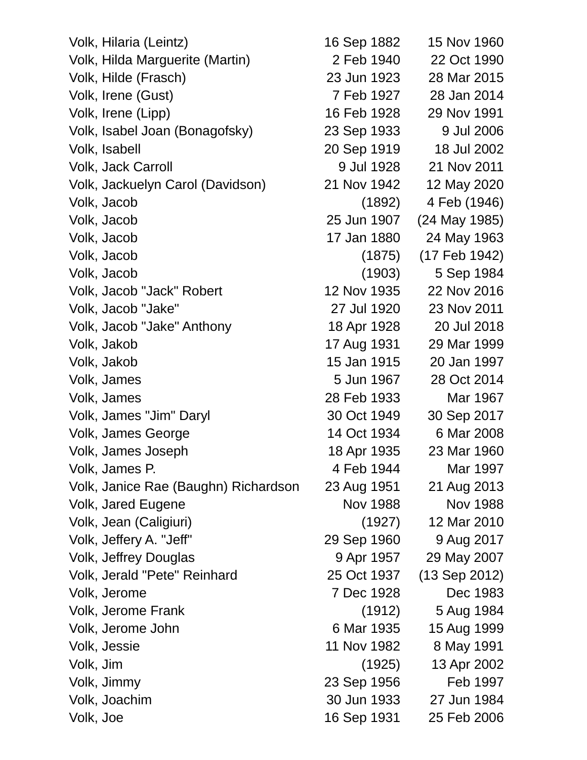| Name | Birth | Death |
|---|---|---|
| Volk, Hilaria (Leintz) | 16 Sep 1882 | 15 Nov 1960 |
| Volk, Hilda Marguerite (Martin) | 2 Feb 1940 | 22 Oct 1990 |
| Volk, Hilde (Frasch) | 23 Jun 1923 | 28 Mar 2015 |
| Volk, Irene (Gust) | 7 Feb 1927 | 28 Jan 2014 |
| Volk, Irene (Lipp) | 16 Feb 1928 | 29 Nov 1991 |
| Volk, Isabel Joan (Bonagofsky) | 23 Sep 1933 | 9 Jul 2006 |
| Volk, Isabell | 20 Sep 1919 | 18 Jul 2002 |
| Volk, Jack Carroll | 9 Jul 1928 | 21 Nov 2011 |
| Volk, Jackuelyn Carol (Davidson) | 21 Nov 1942 | 12 May 2020 |
| Volk, Jacob | (1892) | 4 Feb (1946) |
| Volk, Jacob | 25 Jun 1907 | (24 May 1985) |
| Volk, Jacob | 17 Jan 1880 | 24 May 1963 |
| Volk, Jacob | (1875) | (17 Feb 1942) |
| Volk, Jacob | (1903) | 5 Sep 1984 |
| Volk, Jacob "Jack" Robert | 12 Nov 1935 | 22 Nov 2016 |
| Volk, Jacob "Jake" | 27 Jul 1920 | 23 Nov 2011 |
| Volk, Jacob "Jake" Anthony | 18 Apr 1928 | 20 Jul 2018 |
| Volk, Jakob | 17 Aug 1931 | 29 Mar 1999 |
| Volk, Jakob | 15 Jan 1915 | 20 Jan 1997 |
| Volk, James | 5 Jun 1967 | 28 Oct 2014 |
| Volk, James | 28 Feb 1933 | Mar 1967 |
| Volk, James "Jim" Daryl | 30 Oct 1949 | 30 Sep 2017 |
| Volk, James George | 14 Oct 1934 | 6 Mar 2008 |
| Volk, James Joseph | 18 Apr 1935 | 23 Mar 1960 |
| Volk, James P. | 4 Feb 1944 | Mar 1997 |
| Volk, Janice Rae (Baughn) Richardson | 23 Aug 1951 | 21 Aug 2013 |
| Volk, Jared Eugene | Nov 1988 | Nov 1988 |
| Volk, Jean (Caligiuri) | (1927) | 12 Mar 2010 |
| Volk, Jeffery A. "Jeff" | 29 Sep 1960 | 9 Aug 2017 |
| Volk, Jeffrey Douglas | 9 Apr 1957 | 29 May 2007 |
| Volk, Jerald "Pete" Reinhard | 25 Oct 1937 | (13 Sep 2012) |
| Volk, Jerome | 7 Dec 1928 | Dec 1983 |
| Volk, Jerome Frank | (1912) | 5 Aug 1984 |
| Volk, Jerome John | 6 Mar 1935 | 15 Aug 1999 |
| Volk, Jessie | 11 Nov 1982 | 8 May 1991 |
| Volk, Jim | (1925) | 13 Apr 2002 |
| Volk, Jimmy | 23 Sep 1956 | Feb 1997 |
| Volk, Joachim | 30 Jun 1933 | 27 Jun 1984 |
| Volk, Joe | 16 Sep 1931 | 25 Feb 2006 |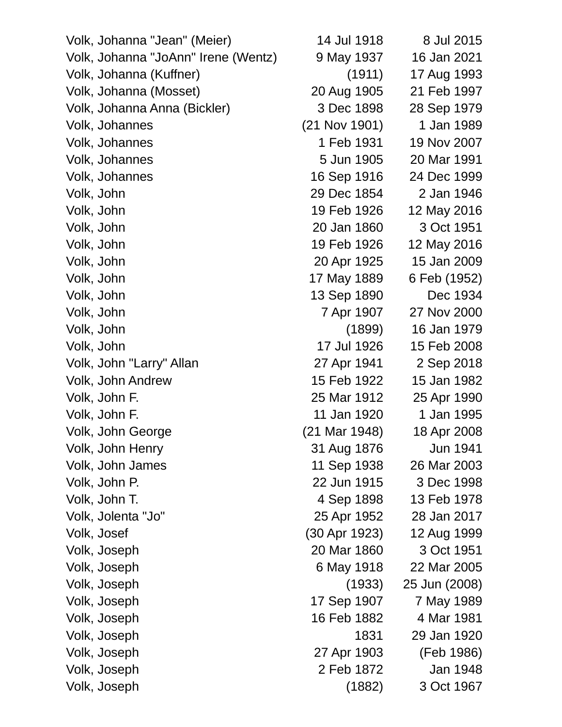| | | |
|---|---|---|
| Volk, Johanna "Jean" (Meier) | 14 Jul 1918 | 8 Jul 2015 |
| Volk, Johanna "JoAnn" Irene (Wentz) | 9 May 1937 | 16 Jan 2021 |
| Volk, Johanna (Kuffner) | (1911) | 17 Aug 1993 |
| Volk, Johanna (Mosset) | 20 Aug 1905 | 21 Feb 1997 |
| Volk, Johanna Anna (Bickler) | 3 Dec 1898 | 28 Sep 1979 |
| Volk, Johannes | (21 Nov 1901) | 1 Jan 1989 |
| Volk, Johannes | 1 Feb 1931 | 19 Nov 2007 |
| Volk, Johannes | 5 Jun 1905 | 20 Mar 1991 |
| Volk, Johannes | 16 Sep 1916 | 24 Dec 1999 |
| Volk, John | 29 Dec 1854 | 2 Jan 1946 |
| Volk, John | 19 Feb 1926 | 12 May 2016 |
| Volk, John | 20 Jan 1860 | 3 Oct 1951 |
| Volk, John | 19 Feb 1926 | 12 May 2016 |
| Volk, John | 20 Apr 1925 | 15 Jan 2009 |
| Volk, John | 17 May 1889 | 6 Feb (1952) |
| Volk, John | 13 Sep 1890 | Dec 1934 |
| Volk, John | 7 Apr 1907 | 27 Nov 2000 |
| Volk, John | (1899) | 16 Jan 1979 |
| Volk, John | 17 Jul 1926 | 15 Feb 2008 |
| Volk, John "Larry" Allan | 27 Apr 1941 | 2 Sep 2018 |
| Volk, John Andrew | 15 Feb 1922 | 15 Jan 1982 |
| Volk, John F. | 25 Mar 1912 | 25 Apr 1990 |
| Volk, John F. | 11 Jan 1920 | 1 Jan 1995 |
| Volk, John George | (21 Mar 1948) | 18 Apr 2008 |
| Volk, John Henry | 31 Aug 1876 | Jun 1941 |
| Volk, John James | 11 Sep 1938 | 26 Mar 2003 |
| Volk, John P. | 22 Jun 1915 | 3 Dec 1998 |
| Volk, John T. | 4 Sep 1898 | 13 Feb 1978 |
| Volk, Jolenta "Jo" | 25 Apr 1952 | 28 Jan 2017 |
| Volk, Josef | (30 Apr 1923) | 12 Aug 1999 |
| Volk, Joseph | 20 Mar 1860 | 3 Oct 1951 |
| Volk, Joseph | 6 May 1918 | 22 Mar 2005 |
| Volk, Joseph | (1933) | 25 Jun (2008) |
| Volk, Joseph | 17 Sep 1907 | 7 May 1989 |
| Volk, Joseph | 16 Feb 1882 | 4 Mar 1981 |
| Volk, Joseph | 1831 | 29 Jan 1920 |
| Volk, Joseph | 27 Apr 1903 | (Feb 1986) |
| Volk, Joseph | 2 Feb 1872 | Jan 1948 |
| Volk, Joseph | (1882) | 3 Oct 1967 |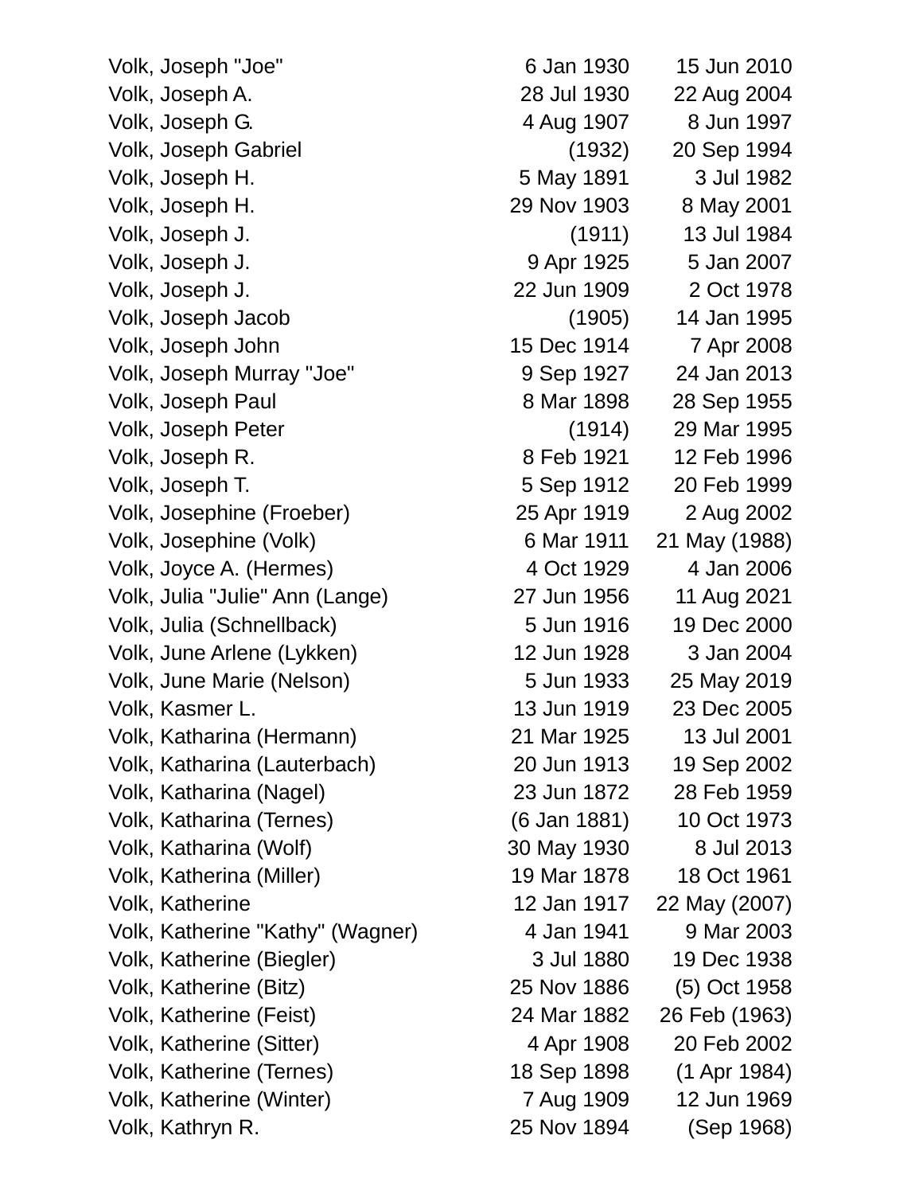| | | |
|---|---|---|
| Volk, Joseph "Joe" | 6 Jan 1930 | 15 Jun 2010 |
| Volk, Joseph A. | 28 Jul 1930 | 22 Aug 2004 |
| Volk, Joseph G. | 4 Aug 1907 | 8 Jun 1997 |
| Volk, Joseph Gabriel | (1932) | 20 Sep 1994 |
| Volk, Joseph H. | 5 May 1891 | 3 Jul 1982 |
| Volk, Joseph H. | 29 Nov 1903 | 8 May 2001 |
| Volk, Joseph J. | (1911) | 13 Jul 1984 |
| Volk, Joseph J. | 9 Apr 1925 | 5 Jan 2007 |
| Volk, Joseph J. | 22 Jun 1909 | 2 Oct 1978 |
| Volk, Joseph Jacob | (1905) | 14 Jan 1995 |
| Volk, Joseph John | 15 Dec 1914 | 7 Apr 2008 |
| Volk, Joseph Murray "Joe" | 9 Sep 1927 | 24 Jan 2013 |
| Volk, Joseph Paul | 8 Mar 1898 | 28 Sep 1955 |
| Volk, Joseph Peter | (1914) | 29 Mar 1995 |
| Volk, Joseph R. | 8 Feb 1921 | 12 Feb 1996 |
| Volk, Joseph T. | 5 Sep 1912 | 20 Feb 1999 |
| Volk, Josephine (Froeber) | 25 Apr 1919 | 2 Aug 2002 |
| Volk, Josephine (Volk) | 6 Mar 1911 | 21 May (1988) |
| Volk, Joyce A. (Hermes) | 4 Oct 1929 | 4 Jan 2006 |
| Volk, Julia "Julie" Ann (Lange) | 27 Jun 1956 | 11 Aug 2021 |
| Volk, Julia (Schnellback) | 5 Jun 1916 | 19 Dec 2000 |
| Volk, June Arlene (Lykken) | 12 Jun 1928 | 3 Jan 2004 |
| Volk, June Marie (Nelson) | 5 Jun 1933 | 25 May 2019 |
| Volk, Kasmer L. | 13 Jun 1919 | 23 Dec 2005 |
| Volk, Katharina (Hermann) | 21 Mar 1925 | 13 Jul 2001 |
| Volk, Katharina (Lauterbach) | 20 Jun 1913 | 19 Sep 2002 |
| Volk, Katharina (Nagel) | 23 Jun 1872 | 28 Feb 1959 |
| Volk, Katharina (Ternes) | (6 Jan 1881) | 10 Oct 1973 |
| Volk, Katharina (Wolf) | 30 May 1930 | 8 Jul 2013 |
| Volk, Katherina (Miller) | 19 Mar 1878 | 18 Oct 1961 |
| Volk, Katherine | 12 Jan 1917 | 22 May (2007) |
| Volk, Katherine "Kathy" (Wagner) | 4 Jan 1941 | 9 Mar 2003 |
| Volk, Katherine (Biegler) | 3 Jul 1880 | 19 Dec 1938 |
| Volk, Katherine (Bitz) | 25 Nov 1886 | (5) Oct 1958 |
| Volk, Katherine (Feist) | 24 Mar 1882 | 26 Feb (1963) |
| Volk, Katherine (Sitter) | 4 Apr 1908 | 20 Feb 2002 |
| Volk, Katherine (Ternes) | 18 Sep 1898 | (1 Apr 1984) |
| Volk, Katherine (Winter) | 7 Aug 1909 | 12 Jun 1969 |
| Volk, Kathryn R. | 25 Nov 1894 | (Sep 1968) |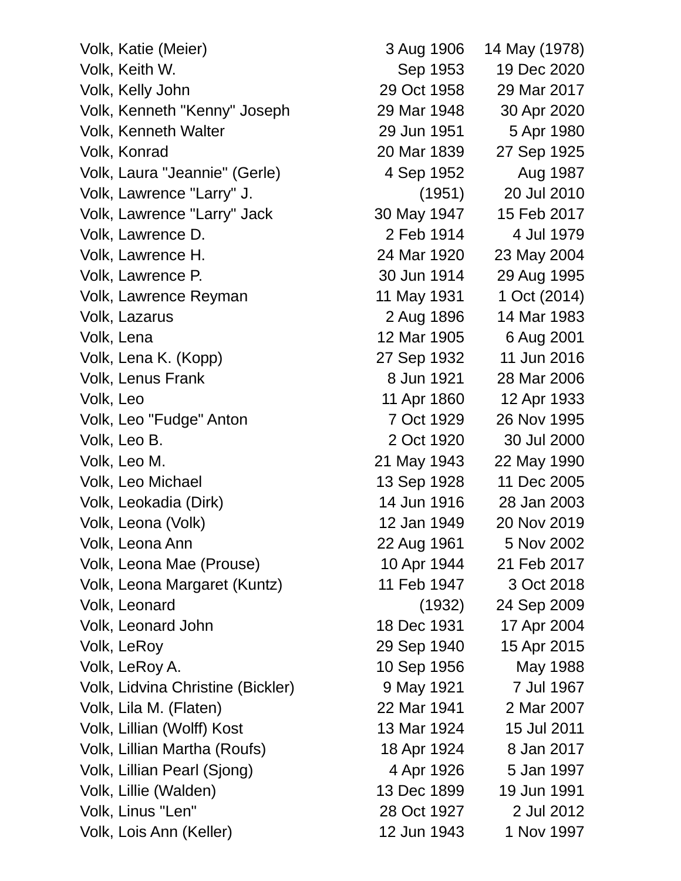| | | |
|---|---|---|
| Volk, Katie (Meier) | 3 Aug 1906 | 14 May (1978) |
| Volk, Keith W. | Sep 1953 | 19 Dec 2020 |
| Volk, Kelly John | 29 Oct 1958 | 29 Mar 2017 |
| Volk, Kenneth "Kenny" Joseph | 29 Mar 1948 | 30 Apr 2020 |
| Volk, Kenneth Walter | 29 Jun 1951 | 5 Apr 1980 |
| Volk, Konrad | 20 Mar 1839 | 27 Sep 1925 |
| Volk, Laura "Jeannie" (Gerle) | 4 Sep 1952 | Aug 1987 |
| Volk, Lawrence "Larry" J. | (1951) | 20 Jul 2010 |
| Volk, Lawrence "Larry" Jack | 30 May 1947 | 15 Feb 2017 |
| Volk, Lawrence D. | 2 Feb 1914 | 4 Jul 1979 |
| Volk, Lawrence H. | 24 Mar 1920 | 23 May 2004 |
| Volk, Lawrence P. | 30 Jun 1914 | 29 Aug 1995 |
| Volk, Lawrence Reyman | 11 May 1931 | 1 Oct (2014) |
| Volk, Lazarus | 2 Aug 1896 | 14 Mar 1983 |
| Volk, Lena | 12 Mar 1905 | 6 Aug 2001 |
| Volk, Lena K. (Kopp) | 27 Sep 1932 | 11 Jun 2016 |
| Volk, Lenus Frank | 8 Jun 1921 | 28 Mar 2006 |
| Volk, Leo | 11 Apr 1860 | 12 Apr 1933 |
| Volk, Leo "Fudge" Anton | 7 Oct 1929 | 26 Nov 1995 |
| Volk, Leo B. | 2 Oct 1920 | 30 Jul 2000 |
| Volk, Leo M. | 21 May 1943 | 22 May 1990 |
| Volk, Leo Michael | 13 Sep 1928 | 11 Dec 2005 |
| Volk, Leokadia (Dirk) | 14 Jun 1916 | 28 Jan 2003 |
| Volk, Leona (Volk) | 12 Jan 1949 | 20 Nov 2019 |
| Volk, Leona Ann | 22 Aug 1961 | 5 Nov 2002 |
| Volk, Leona Mae (Prouse) | 10 Apr 1944 | 21 Feb 2017 |
| Volk, Leona Margaret (Kuntz) | 11 Feb 1947 | 3 Oct 2018 |
| Volk, Leonard | (1932) | 24 Sep 2009 |
| Volk, Leonard John | 18 Dec 1931 | 17 Apr 2004 |
| Volk, LeRoy | 29 Sep 1940 | 15 Apr 2015 |
| Volk, LeRoy A. | 10 Sep 1956 | May 1988 |
| Volk, Lidvina Christine (Bickler) | 9 May 1921 | 7 Jul 1967 |
| Volk, Lila M. (Flaten) | 22 Mar 1941 | 2 Mar 2007 |
| Volk, Lillian (Wolff) Kost | 13 Mar 1924 | 15 Jul 2011 |
| Volk, Lillian Martha (Roufs) | 18 Apr 1924 | 8 Jan 2017 |
| Volk, Lillian Pearl (Sjong) | 4 Apr 1926 | 5 Jan 1997 |
| Volk, Lillie (Walden) | 13 Dec 1899 | 19 Jun 1991 |
| Volk, Linus "Len" | 28 Oct 1927 | 2 Jul 2012 |
| Volk, Lois Ann (Keller) | 12 Jun 1943 | 1 Nov 1997 |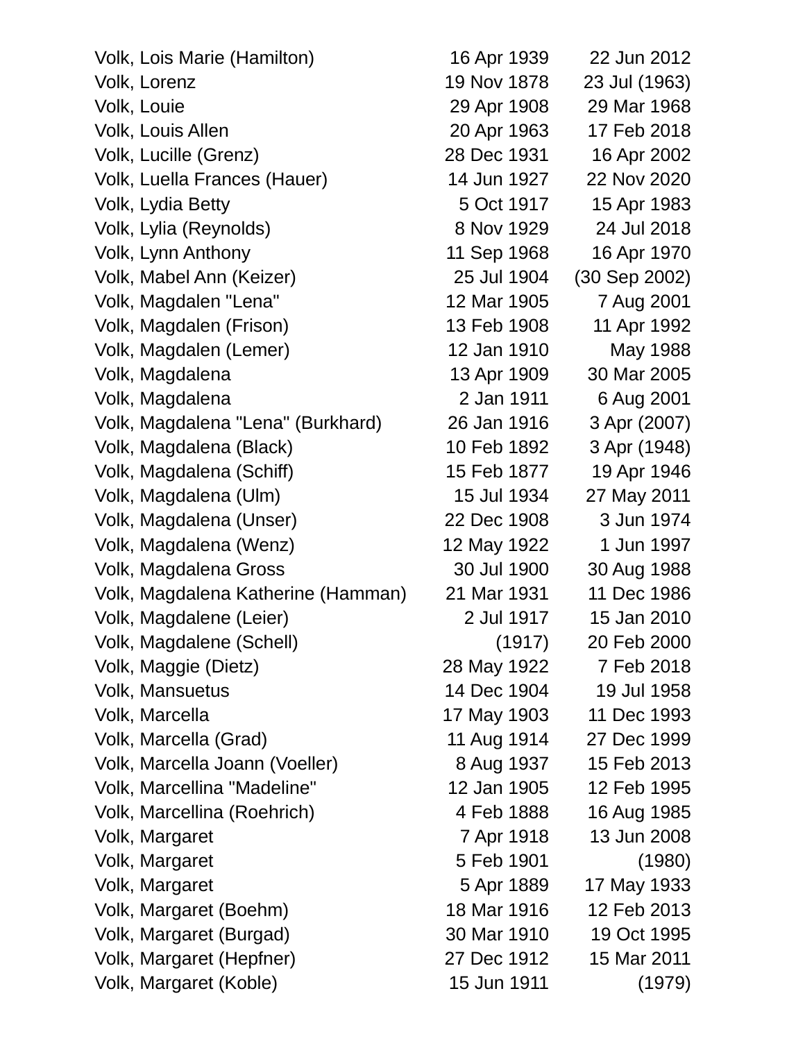| | | |
|---|---|---|
| Volk, Lois Marie (Hamilton) | 16 Apr 1939 | 22 Jun 2012 |
| Volk, Lorenz | 19 Nov 1878 | 23 Jul (1963) |
| Volk, Louie | 29 Apr 1908 | 29 Mar 1968 |
| Volk, Louis Allen | 20 Apr 1963 | 17 Feb 2018 |
| Volk, Lucille (Grenz) | 28 Dec 1931 | 16 Apr 2002 |
| Volk, Luella Frances (Hauer) | 14 Jun 1927 | 22 Nov 2020 |
| Volk, Lydia Betty | 5 Oct 1917 | 15 Apr 1983 |
| Volk, Lylia (Reynolds) | 8 Nov 1929 | 24 Jul 2018 |
| Volk, Lynn Anthony | 11 Sep 1968 | 16 Apr 1970 |
| Volk, Mabel Ann (Keizer) | 25 Jul 1904 | (30 Sep 2002) |
| Volk, Magdalen "Lena" | 12 Mar 1905 | 7 Aug 2001 |
| Volk, Magdalen (Frison) | 13 Feb 1908 | 11 Apr 1992 |
| Volk, Magdalen (Lemer) | 12 Jan 1910 | May 1988 |
| Volk, Magdalena | 13 Apr 1909 | 30 Mar 2005 |
| Volk, Magdalena | 2 Jan 1911 | 6 Aug 2001 |
| Volk, Magdalena "Lena" (Burkhard) | 26 Jan 1916 | 3 Apr (2007) |
| Volk, Magdalena (Black) | 10 Feb 1892 | 3 Apr (1948) |
| Volk, Magdalena (Schiff) | 15 Feb 1877 | 19 Apr 1946 |
| Volk, Magdalena (Ulm) | 15 Jul 1934 | 27 May 2011 |
| Volk, Magdalena (Unser) | 22 Dec 1908 | 3 Jun 1974 |
| Volk, Magdalena (Wenz) | 12 May 1922 | 1 Jun 1997 |
| Volk, Magdalena Gross | 30 Jul 1900 | 30 Aug 1988 |
| Volk, Magdalena Katherine (Hamman) | 21 Mar 1931 | 11 Dec 1986 |
| Volk, Magdalene (Leier) | 2 Jul 1917 | 15 Jan 2010 |
| Volk, Magdalene (Schell) | (1917) | 20 Feb 2000 |
| Volk, Maggie (Dietz) | 28 May 1922 | 7 Feb 2018 |
| Volk, Mansuetus | 14 Dec 1904 | 19 Jul 1958 |
| Volk, Marcella | 17 May 1903 | 11 Dec 1993 |
| Volk, Marcella (Grad) | 11 Aug 1914 | 27 Dec 1999 |
| Volk, Marcella Joann (Voeller) | 8 Aug 1937 | 15 Feb 2013 |
| Volk, Marcellina "Madeline" | 12 Jan 1905 | 12 Feb 1995 |
| Volk, Marcellina (Roehrich) | 4 Feb 1888 | 16 Aug 1985 |
| Volk, Margaret | 7 Apr 1918 | 13 Jun 2008 |
| Volk, Margaret | 5 Feb 1901 | (1980) |
| Volk, Margaret | 5 Apr 1889 | 17 May 1933 |
| Volk, Margaret (Boehm) | 18 Mar 1916 | 12 Feb 2013 |
| Volk, Margaret (Burgad) | 30 Mar 1910 | 19 Oct 1995 |
| Volk, Margaret (Hepfner) | 27 Dec 1912 | 15 Mar 2011 |
| Volk, Margaret (Koble) | 15 Jun 1911 | (1979) |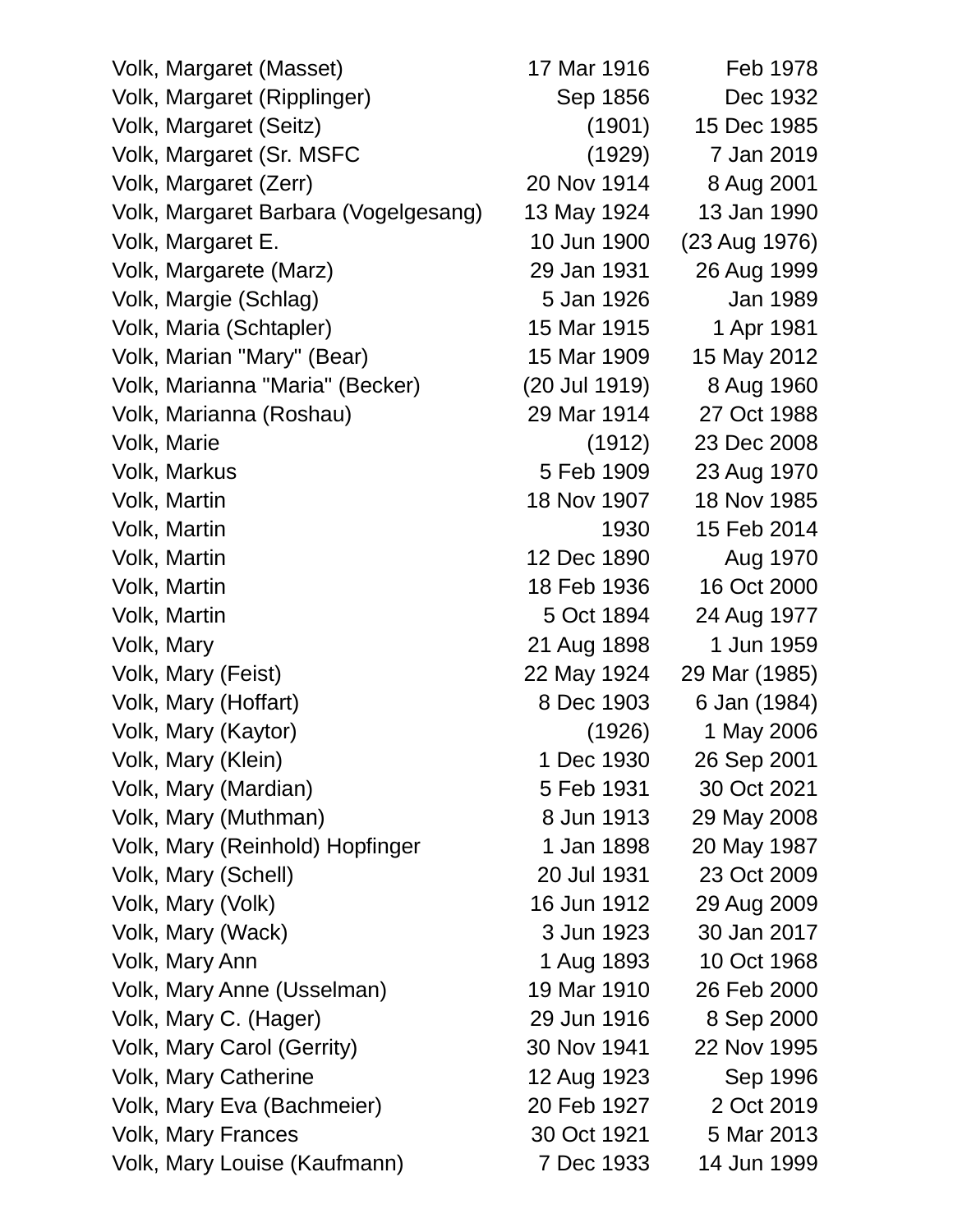| | | |
|---|---|---|
| Volk, Margaret (Masset) | 17 Mar 1916 | Feb 1978 |
| Volk, Margaret (Ripplinger) | Sep 1856 | Dec 1932 |
| Volk, Margaret (Seitz) | (1901) | 15 Dec 1985 |
| Volk, Margaret (Sr. MSFC | (1929) | 7 Jan 2019 |
| Volk, Margaret (Zerr) | 20 Nov 1914 | 8 Aug 2001 |
| Volk, Margaret Barbara (Vogelgesang) | 13 May 1924 | 13 Jan 1990 |
| Volk, Margaret E. | 10 Jun 1900 | (23 Aug 1976) |
| Volk, Margarete (Marz) | 29 Jan 1931 | 26 Aug 1999 |
| Volk, Margie (Schlag) | 5 Jan 1926 | Jan 1989 |
| Volk, Maria (Schtapler) | 15 Mar 1915 | 1 Apr 1981 |
| Volk, Marian "Mary" (Bear) | 15 Mar 1909 | 15 May 2012 |
| Volk, Marianna "Maria" (Becker) | (20 Jul 1919) | 8 Aug 1960 |
| Volk, Marianna (Roshau) | 29 Mar 1914 | 27 Oct 1988 |
| Volk, Marie | (1912) | 23 Dec 2008 |
| Volk, Markus | 5 Feb 1909 | 23 Aug 1970 |
| Volk, Martin | 18 Nov 1907 | 18 Nov 1985 |
| Volk, Martin | 1930 | 15 Feb 2014 |
| Volk, Martin | 12 Dec 1890 | Aug 1970 |
| Volk, Martin | 18 Feb 1936 | 16 Oct 2000 |
| Volk, Martin | 5 Oct 1894 | 24 Aug 1977 |
| Volk, Mary | 21 Aug 1898 | 1 Jun 1959 |
| Volk, Mary (Feist) | 22 May 1924 | 29 Mar (1985) |
| Volk, Mary (Hoffart) | 8 Dec 1903 | 6 Jan (1984) |
| Volk, Mary (Kaytor) | (1926) | 1 May 2006 |
| Volk, Mary (Klein) | 1 Dec 1930 | 26 Sep 2001 |
| Volk, Mary (Mardian) | 5 Feb 1931 | 30 Oct 2021 |
| Volk, Mary (Muthman) | 8 Jun 1913 | 29 May 2008 |
| Volk, Mary (Reinhold) Hopfinger | 1 Jan 1898 | 20 May 1987 |
| Volk, Mary (Schell) | 20 Jul 1931 | 23 Oct 2009 |
| Volk, Mary (Volk) | 16 Jun 1912 | 29 Aug 2009 |
| Volk, Mary (Wack) | 3 Jun 1923 | 30 Jan 2017 |
| Volk, Mary Ann | 1 Aug 1893 | 10 Oct 1968 |
| Volk, Mary Anne (Usselman) | 19 Mar 1910 | 26 Feb 2000 |
| Volk, Mary C. (Hager) | 29 Jun 1916 | 8 Sep 2000 |
| Volk, Mary Carol (Gerrity) | 30 Nov 1941 | 22 Nov 1995 |
| Volk, Mary Catherine | 12 Aug 1923 | Sep 1996 |
| Volk, Mary Eva (Bachmeier) | 20 Feb 1927 | 2 Oct 2019 |
| Volk, Mary Frances | 30 Oct 1921 | 5 Mar 2013 |
| Volk, Mary Louise (Kaufmann) | 7 Dec 1933 | 14 Jun 1999 |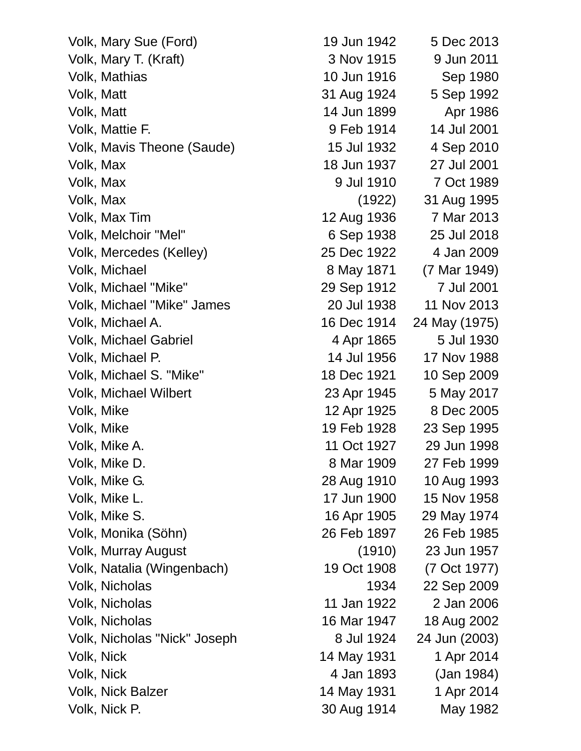| | | |
|---|---|---|
| Volk, Mary Sue (Ford) | 19 Jun 1942 | 5 Dec 2013 |
| Volk, Mary T. (Kraft) | 3 Nov 1915 | 9 Jun 2011 |
| Volk, Mathias | 10 Jun 1916 | Sep 1980 |
| Volk, Matt | 31 Aug 1924 | 5 Sep 1992 |
| Volk, Matt | 14 Jun 1899 | Apr 1986 |
| Volk, Mattie F. | 9 Feb 1914 | 14 Jul 2001 |
| Volk, Mavis Theone (Saude) | 15 Jul 1932 | 4 Sep 2010 |
| Volk, Max | 18 Jun 1937 | 27 Jul 2001 |
| Volk, Max | 9 Jul 1910 | 7 Oct 1989 |
| Volk, Max | (1922) | 31 Aug 1995 |
| Volk, Max Tim | 12 Aug 1936 | 7 Mar 2013 |
| Volk, Melchoir "Mel" | 6 Sep 1938 | 25 Jul 2018 |
| Volk, Mercedes (Kelley) | 25 Dec 1922 | 4 Jan 2009 |
| Volk, Michael | 8 May 1871 | (7 Mar 1949) |
| Volk, Michael "Mike" | 29 Sep 1912 | 7 Jul 2001 |
| Volk, Michael "Mike" James | 20 Jul 1938 | 11 Nov 2013 |
| Volk, Michael A. | 16 Dec 1914 | 24 May (1975) |
| Volk, Michael Gabriel | 4 Apr 1865 | 5 Jul 1930 |
| Volk, Michael P. | 14 Jul 1956 | 17 Nov 1988 |
| Volk, Michael S. "Mike" | 18 Dec 1921 | 10 Sep 2009 |
| Volk, Michael Wilbert | 23 Apr 1945 | 5 May 2017 |
| Volk, Mike | 12 Apr 1925 | 8 Dec 2005 |
| Volk, Mike | 19 Feb 1928 | 23 Sep 1995 |
| Volk, Mike A. | 11 Oct 1927 | 29 Jun 1998 |
| Volk, Mike D. | 8 Mar 1909 | 27 Feb 1999 |
| Volk, Mike G. | 28 Aug 1910 | 10 Aug 1993 |
| Volk, Mike L. | 17 Jun 1900 | 15 Nov 1958 |
| Volk, Mike S. | 16 Apr 1905 | 29 May 1974 |
| Volk, Monika (Söhn) | 26 Feb 1897 | 26 Feb 1985 |
| Volk, Murray August | (1910) | 23 Jun 1957 |
| Volk, Natalia (Wingenbach) | 19 Oct 1908 | (7 Oct 1977) |
| Volk, Nicholas | 1934 | 22 Sep 2009 |
| Volk, Nicholas | 11 Jan 1922 | 2 Jan 2006 |
| Volk, Nicholas | 16 Mar 1947 | 18 Aug 2002 |
| Volk, Nicholas "Nick" Joseph | 8 Jul 1924 | 24 Jun (2003) |
| Volk, Nick | 14 May 1931 | 1 Apr 2014 |
| Volk, Nick | 4 Jan 1893 | (Jan 1984) |
| Volk, Nick Balzer | 14 May 1931 | 1 Apr 2014 |
| Volk, Nick P. | 30 Aug 1914 | May 1982 |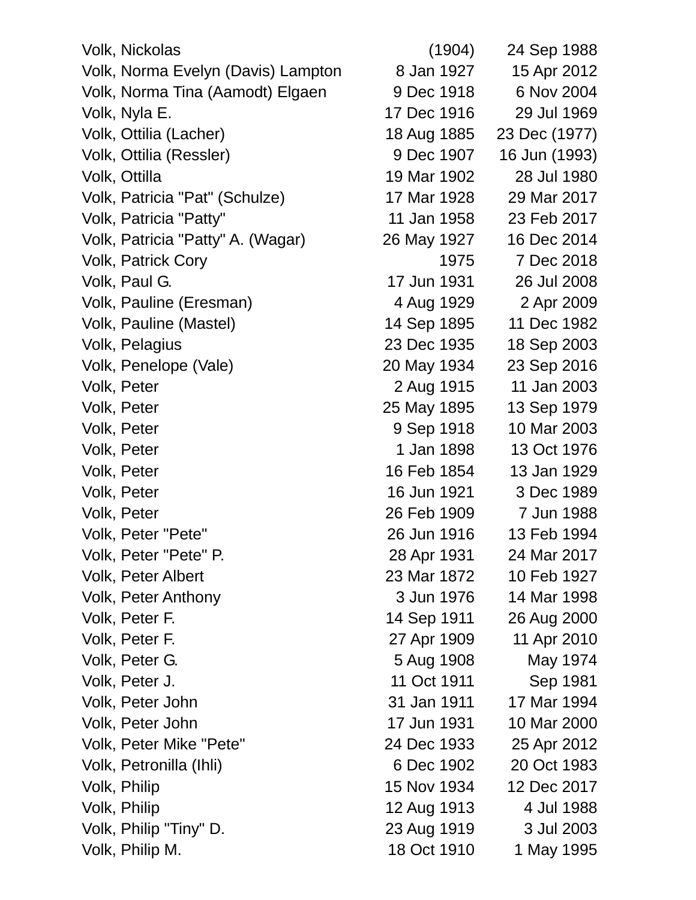| | | |
|---|---|---|
| Volk, Nickolas | (1904) | 24 Sep 1988 |
| Volk, Norma Evelyn (Davis) Lampton | 8 Jan 1927 | 15 Apr 2012 |
| Volk, Norma Tina (Aamodt) Elgaen | 9 Dec 1918 | 6 Nov 2004 |
| Volk, Nyla E. | 17 Dec 1916 | 29 Jul 1969 |
| Volk, Ottilia (Lacher) | 18 Aug 1885 | 23 Dec (1977) |
| Volk, Ottilia (Ressler) | 9 Dec 1907 | 16 Jun (1993) |
| Volk, Ottilla | 19 Mar 1902 | 28 Jul 1980 |
| Volk, Patricia "Pat" (Schulze) | 17 Mar 1928 | 29 Mar 2017 |
| Volk, Patricia "Patty" | 11 Jan 1958 | 23 Feb 2017 |
| Volk, Patricia "Patty" A. (Wagar) | 26 May 1927 | 16 Dec 2014 |
| Volk, Patrick Cory | 1975 | 7 Dec 2018 |
| Volk, Paul G. | 17 Jun 1931 | 26 Jul 2008 |
| Volk, Pauline (Eresman) | 4 Aug 1929 | 2 Apr 2009 |
| Volk, Pauline (Mastel) | 14 Sep 1895 | 11 Dec 1982 |
| Volk, Pelagius | 23 Dec 1935 | 18 Sep 2003 |
| Volk, Penelope (Vale) | 20 May 1934 | 23 Sep 2016 |
| Volk, Peter | 2 Aug 1915 | 11 Jan 2003 |
| Volk, Peter | 25 May 1895 | 13 Sep 1979 |
| Volk, Peter | 9 Sep 1918 | 10 Mar 2003 |
| Volk, Peter | 1 Jan 1898 | 13 Oct 1976 |
| Volk, Peter | 16 Feb 1854 | 13 Jan 1929 |
| Volk, Peter | 16 Jun 1921 | 3 Dec 1989 |
| Volk, Peter | 26 Feb 1909 | 7 Jun 1988 |
| Volk, Peter "Pete" | 26 Jun 1916 | 13 Feb 1994 |
| Volk, Peter "Pete" P. | 28 Apr 1931 | 24 Mar 2017 |
| Volk, Peter Albert | 23 Mar 1872 | 10 Feb 1927 |
| Volk, Peter Anthony | 3 Jun 1976 | 14 Mar 1998 |
| Volk, Peter F. | 14 Sep 1911 | 26 Aug 2000 |
| Volk, Peter F. | 27 Apr 1909 | 11 Apr 2010 |
| Volk, Peter G. | 5 Aug 1908 | May 1974 |
| Volk, Peter J. | 11 Oct 1911 | Sep 1981 |
| Volk, Peter John | 31 Jan 1911 | 17 Mar 1994 |
| Volk, Peter John | 17 Jun 1931 | 10 Mar 2000 |
| Volk, Peter Mike "Pete" | 24 Dec 1933 | 25 Apr 2012 |
| Volk, Petronilla (Ihli) | 6 Dec 1902 | 20 Oct 1983 |
| Volk, Philip | 15 Nov 1934 | 12 Dec 2017 |
| Volk, Philip | 12 Aug 1913 | 4 Jul 1988 |
| Volk, Philip "Tiny" D. | 23 Aug 1919 | 3 Jul 2003 |
| Volk, Philip M. | 18 Oct 1910 | 1 May 1995 |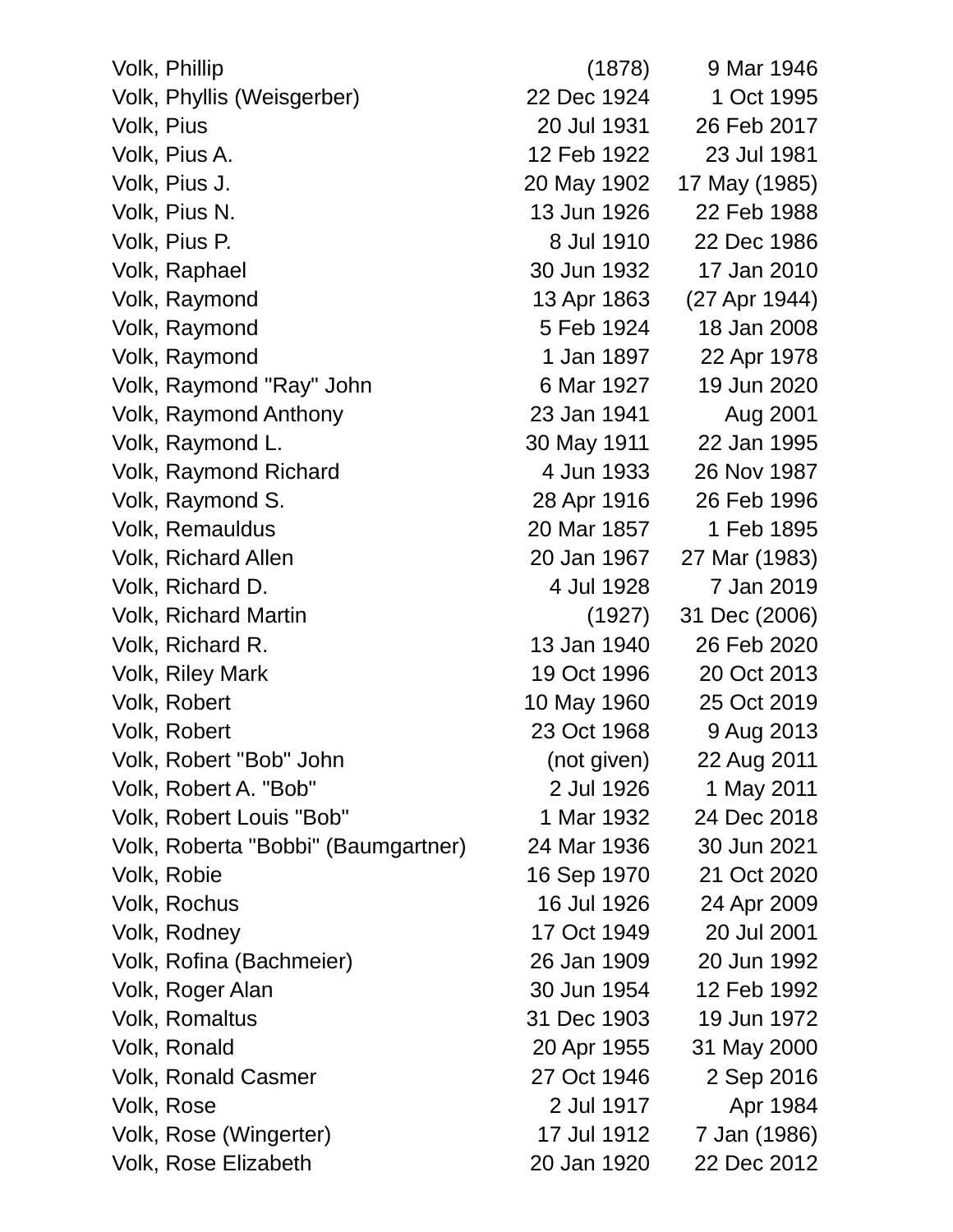| | | |
|---|---|---|
| Volk, Phillip | (1878) | 9 Mar 1946 |
| Volk, Phyllis (Weisgerber) | 22 Dec 1924 | 1 Oct 1995 |
| Volk, Pius | 20 Jul 1931 | 26 Feb 2017 |
| Volk, Pius A. | 12 Feb 1922 | 23 Jul 1981 |
| Volk, Pius J. | 20 May 1902 | 17 May (1985) |
| Volk, Pius N. | 13 Jun 1926 | 22 Feb 1988 |
| Volk, Pius P. | 8 Jul 1910 | 22 Dec 1986 |
| Volk, Raphael | 30 Jun 1932 | 17 Jan 2010 |
| Volk, Raymond | 13 Apr 1863 | (27 Apr 1944) |
| Volk, Raymond | 5 Feb 1924 | 18 Jan 2008 |
| Volk, Raymond | 1 Jan 1897 | 22 Apr 1978 |
| Volk, Raymond "Ray" John | 6 Mar 1927 | 19 Jun 2020 |
| Volk, Raymond Anthony | 23 Jan 1941 | Aug 2001 |
| Volk, Raymond L. | 30 May 1911 | 22 Jan 1995 |
| Volk, Raymond Richard | 4 Jun 1933 | 26 Nov 1987 |
| Volk, Raymond S. | 28 Apr 1916 | 26 Feb 1996 |
| Volk, Remauldus | 20 Mar 1857 | 1 Feb 1895 |
| Volk, Richard Allen | 20 Jan 1967 | 27 Mar (1983) |
| Volk, Richard D. | 4 Jul 1928 | 7 Jan 2019 |
| Volk, Richard Martin | (1927) | 31 Dec (2006) |
| Volk, Richard R. | 13 Jan 1940 | 26 Feb 2020 |
| Volk, Riley Mark | 19 Oct 1996 | 20 Oct 2013 |
| Volk, Robert | 10 May 1960 | 25 Oct 2019 |
| Volk, Robert | 23 Oct 1968 | 9 Aug 2013 |
| Volk, Robert "Bob" John | (not given) | 22 Aug 2011 |
| Volk, Robert A. "Bob" | 2 Jul 1926 | 1 May 2011 |
| Volk, Robert Louis "Bob" | 1 Mar 1932 | 24 Dec 2018 |
| Volk, Roberta "Bobbi" (Baumgartner) | 24 Mar 1936 | 30 Jun 2021 |
| Volk, Robie | 16 Sep 1970 | 21 Oct 2020 |
| Volk, Rochus | 16 Jul 1926 | 24 Apr 2009 |
| Volk, Rodney | 17 Oct 1949 | 20 Jul 2001 |
| Volk, Rofina (Bachmeier) | 26 Jan 1909 | 20 Jun 1992 |
| Volk, Roger Alan | 30 Jun 1954 | 12 Feb 1992 |
| Volk, Romaltus | 31 Dec 1903 | 19 Jun 1972 |
| Volk, Ronald | 20 Apr 1955 | 31 May 2000 |
| Volk, Ronald Casmer | 27 Oct 1946 | 2 Sep 2016 |
| Volk, Rose | 2 Jul 1917 | Apr 1984 |
| Volk, Rose (Wingerter) | 17 Jul 1912 | 7 Jan (1986) |
| Volk, Rose Elizabeth | 20 Jan 1920 | 22 Dec 2012 |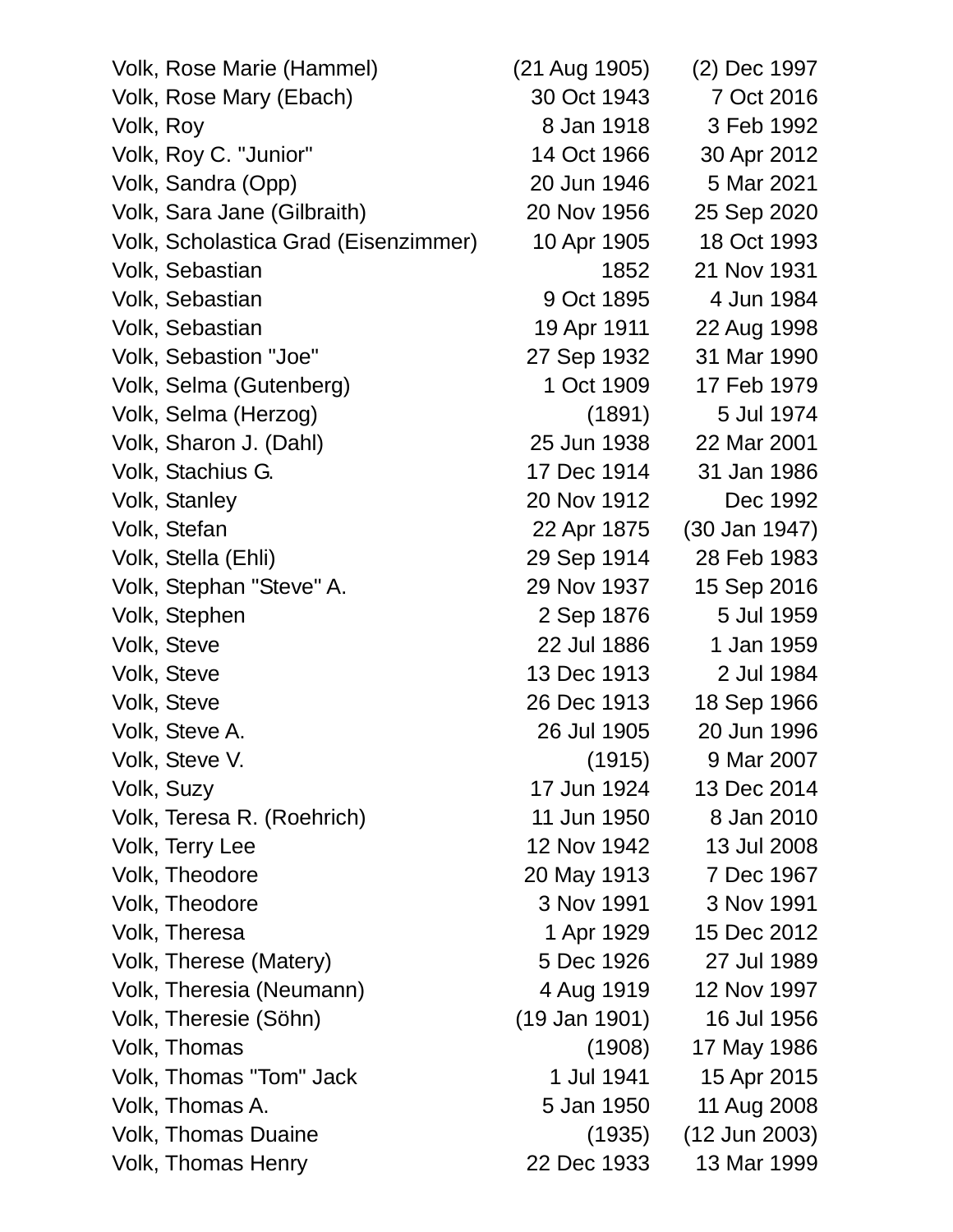| | | |
|---|---|---|
| Volk, Rose Marie (Hammel) | (21 Aug 1905) | (2) Dec 1997 |
| Volk, Rose Mary (Ebach) | 30 Oct 1943 | 7 Oct 2016 |
| Volk, Roy | 8 Jan 1918 | 3 Feb 1992 |
| Volk, Roy C. "Junior" | 14 Oct 1966 | 30 Apr 2012 |
| Volk, Sandra (Opp) | 20 Jun 1946 | 5 Mar 2021 |
| Volk, Sara Jane (Gilbraith) | 20 Nov 1956 | 25 Sep 2020 |
| Volk, Scholastica Grad (Eisenzimmer) | 10 Apr 1905 | 18 Oct 1993 |
| Volk, Sebastian | 1852 | 21 Nov 1931 |
| Volk, Sebastian | 9 Oct 1895 | 4 Jun 1984 |
| Volk, Sebastian | 19 Apr 1911 | 22 Aug 1998 |
| Volk, Sebastion "Joe" | 27 Sep 1932 | 31 Mar 1990 |
| Volk, Selma (Gutenberg) | 1 Oct 1909 | 17 Feb 1979 |
| Volk, Selma (Herzog) | (1891) | 5 Jul 1974 |
| Volk, Sharon J. (Dahl) | 25 Jun 1938 | 22 Mar 2001 |
| Volk, Stachius G. | 17 Dec 1914 | 31 Jan 1986 |
| Volk, Stanley | 20 Nov 1912 | Dec 1992 |
| Volk, Stefan | 22 Apr 1875 | (30 Jan 1947) |
| Volk, Stella (Ehli) | 29 Sep 1914 | 28 Feb 1983 |
| Volk, Stephan "Steve" A. | 29 Nov 1937 | 15 Sep 2016 |
| Volk, Stephen | 2 Sep 1876 | 5 Jul 1959 |
| Volk, Steve | 22 Jul 1886 | 1 Jan 1959 |
| Volk, Steve | 13 Dec 1913 | 2 Jul 1984 |
| Volk, Steve | 26 Dec 1913 | 18 Sep 1966 |
| Volk, Steve A. | 26 Jul 1905 | 20 Jun 1996 |
| Volk, Steve V. | (1915) | 9 Mar 2007 |
| Volk, Suzy | 17 Jun 1924 | 13 Dec 2014 |
| Volk, Teresa R. (Roehrich) | 11 Jun 1950 | 8 Jan 2010 |
| Volk, Terry Lee | 12 Nov 1942 | 13 Jul 2008 |
| Volk, Theodore | 20 May 1913 | 7 Dec 1967 |
| Volk, Theodore | 3 Nov 1991 | 3 Nov 1991 |
| Volk, Theresa | 1 Apr 1929 | 15 Dec 2012 |
| Volk, Therese (Matery) | 5 Dec 1926 | 27 Jul 1989 |
| Volk, Theresia (Neumann) | 4 Aug 1919 | 12 Nov 1997 |
| Volk, Theresie (Söhn) | (19 Jan 1901) | 16 Jul 1956 |
| Volk, Thomas | (1908) | 17 May 1986 |
| Volk, Thomas "Tom" Jack | 1 Jul 1941 | 15 Apr 2015 |
| Volk, Thomas A. | 5 Jan 1950 | 11 Aug 2008 |
| Volk, Thomas Duaine | (1935) | (12 Jun 2003) |
| Volk, Thomas Henry | 22 Dec 1933 | 13 Mar 1999 |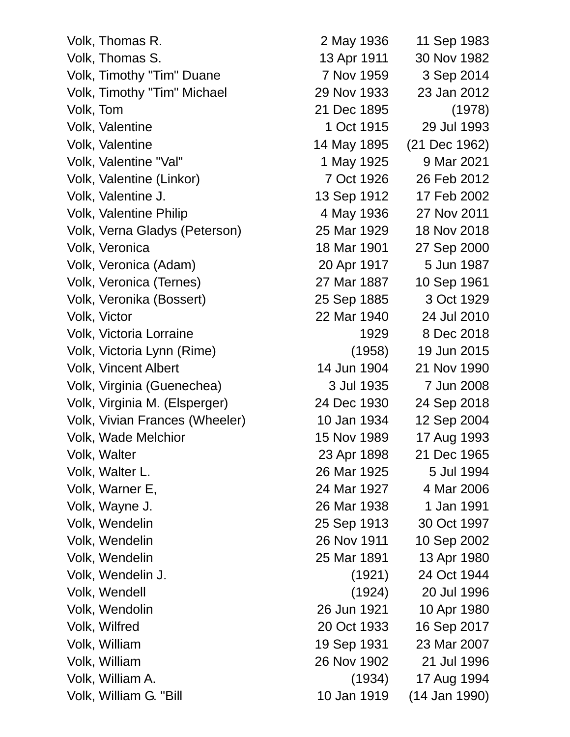| | | |
|---|---|---|
| Volk, Thomas R. | 2 May 1936 | 11 Sep 1983 |
| Volk, Thomas S. | 13 Apr 1911 | 30 Nov 1982 |
| Volk, Timothy "Tim" Duane | 7 Nov 1959 | 3 Sep 2014 |
| Volk, Timothy "Tim" Michael | 29 Nov 1933 | 23 Jan 2012 |
| Volk, Tom | 21 Dec 1895 | (1978) |
| Volk, Valentine | 1 Oct 1915 | 29 Jul 1993 |
| Volk, Valentine | 14 May 1895 | (21 Dec 1962) |
| Volk, Valentine "Val" | 1 May 1925 | 9 Mar 2021 |
| Volk, Valentine (Linkor) | 7 Oct 1926 | 26 Feb 2012 |
| Volk, Valentine J. | 13 Sep 1912 | 17 Feb 2002 |
| Volk, Valentine Philip | 4 May 1936 | 27 Nov 2011 |
| Volk, Verna Gladys (Peterson) | 25 Mar 1929 | 18 Nov 2018 |
| Volk, Veronica | 18 Mar 1901 | 27 Sep 2000 |
| Volk, Veronica (Adam) | 20 Apr 1917 | 5 Jun 1987 |
| Volk, Veronica (Ternes) | 27 Mar 1887 | 10 Sep 1961 |
| Volk, Veronika (Bossert) | 25 Sep 1885 | 3 Oct 1929 |
| Volk, Victor | 22 Mar 1940 | 24 Jul 2010 |
| Volk, Victoria Lorraine | 1929 | 8 Dec 2018 |
| Volk, Victoria Lynn (Rime) | (1958) | 19 Jun 2015 |
| Volk, Vincent Albert | 14 Jun 1904 | 21 Nov 1990 |
| Volk, Virginia (Guenechea) | 3 Jul 1935 | 7 Jun 2008 |
| Volk, Virginia M. (Elsperger) | 24 Dec 1930 | 24 Sep 2018 |
| Volk, Vivian Frances (Wheeler) | 10 Jan 1934 | 12 Sep 2004 |
| Volk, Wade Melchior | 15 Nov 1989 | 17 Aug 1993 |
| Volk, Walter | 23 Apr 1898 | 21 Dec 1965 |
| Volk, Walter L. | 26 Mar 1925 | 5 Jul 1994 |
| Volk, Warner E, | 24 Mar 1927 | 4 Mar 2006 |
| Volk, Wayne J. | 26 Mar 1938 | 1 Jan 1991 |
| Volk, Wendelin | 25 Sep 1913 | 30 Oct 1997 |
| Volk, Wendelin | 26 Nov 1911 | 10 Sep 2002 |
| Volk, Wendelin | 25 Mar 1891 | 13 Apr 1980 |
| Volk, Wendelin J. | (1921) | 24 Oct 1944 |
| Volk, Wendell | (1924) | 20 Jul 1996 |
| Volk, Wendolin | 26 Jun 1921 | 10 Apr 1980 |
| Volk, Wilfred | 20 Oct 1933 | 16 Sep 2017 |
| Volk, William | 19 Sep 1931 | 23 Mar 2007 |
| Volk, William | 26 Nov 1902 | 21 Jul 1996 |
| Volk, William A. | (1934) | 17 Aug 1994 |
| Volk, William G. "Bill | 10 Jan 1919 | (14 Jan 1990) |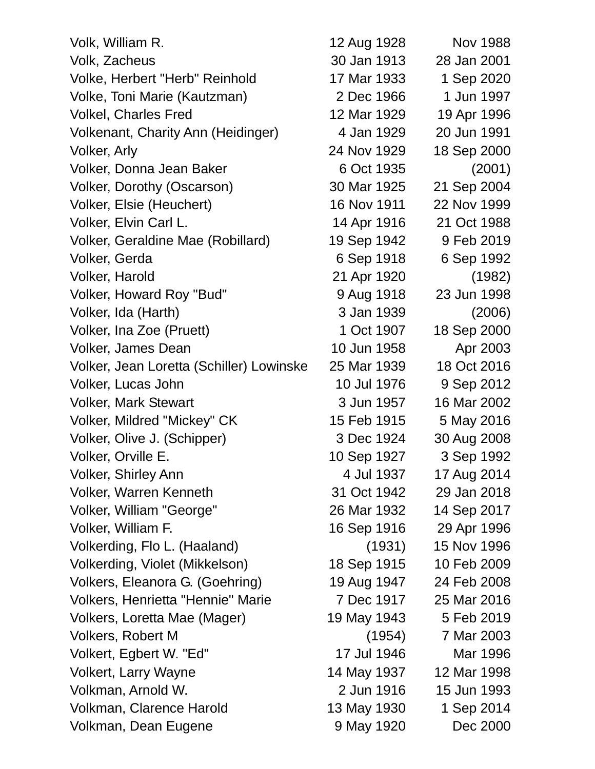| | | |
|---|---|---|
| Volk, William R. | 12 Aug 1928 | Nov 1988 |
| Volk, Zacheus | 30 Jan 1913 | 28 Jan 2001 |
| Volke, Herbert "Herb" Reinhold | 17 Mar 1933 | 1 Sep 2020 |
| Volke, Toni Marie (Kautzman) | 2 Dec 1966 | 1 Jun 1997 |
| Volkel, Charles Fred | 12 Mar 1929 | 19 Apr 1996 |
| Volkenant, Charity Ann (Heidinger) | 4 Jan 1929 | 20 Jun 1991 |
| Volker, Arly | 24 Nov 1929 | 18 Sep 2000 |
| Volker, Donna Jean Baker | 6 Oct 1935 | (2001) |
| Volker, Dorothy (Oscarson) | 30 Mar 1925 | 21 Sep 2004 |
| Volker, Elsie (Heuchert) | 16 Nov 1911 | 22 Nov 1999 |
| Volker, Elvin Carl L. | 14 Apr 1916 | 21 Oct 1988 |
| Volker, Geraldine Mae (Robillard) | 19 Sep 1942 | 9 Feb 2019 |
| Volker, Gerda | 6 Sep 1918 | 6 Sep 1992 |
| Volker, Harold | 21 Apr 1920 | (1982) |
| Volker, Howard Roy "Bud" | 9 Aug 1918 | 23 Jun 1998 |
| Volker, Ida (Harth) | 3 Jan 1939 | (2006) |
| Volker, Ina Zoe (Pruett) | 1 Oct 1907 | 18 Sep 2000 |
| Volker, James Dean | 10 Jun 1958 | Apr 2003 |
| Volker, Jean Loretta (Schiller) Lowinske | 25 Mar 1939 | 18 Oct 2016 |
| Volker, Lucas John | 10 Jul 1976 | 9 Sep 2012 |
| Volker, Mark Stewart | 3 Jun 1957 | 16 Mar 2002 |
| Volker, Mildred "Mickey" CK | 15 Feb 1915 | 5 May 2016 |
| Volker, Olive J. (Schipper) | 3 Dec 1924 | 30 Aug 2008 |
| Volker, Orville E. | 10 Sep 1927 | 3 Sep 1992 |
| Volker, Shirley Ann | 4 Jul 1937 | 17 Aug 2014 |
| Volker, Warren Kenneth | 31 Oct 1942 | 29 Jan 2018 |
| Volker, William "George" | 26 Mar 1932 | 14 Sep 2017 |
| Volker, William F. | 16 Sep 1916 | 29 Apr 1996 |
| Volkerding, Flo L. (Haaland) | (1931) | 15 Nov 1996 |
| Volkerding, Violet (Mikkelson) | 18 Sep 1915 | 10 Feb 2009 |
| Volkers, Eleanora G. (Goehring) | 19 Aug 1947 | 24 Feb 2008 |
| Volkers, Henrietta "Hennie" Marie | 7 Dec 1917 | 25 Mar 2016 |
| Volkers, Loretta Mae (Mager) | 19 May 1943 | 5 Feb 2019 |
| Volkers, Robert M | (1954) | 7 Mar 2003 |
| Volkert, Egbert W. "Ed" | 17 Jul 1946 | Mar 1996 |
| Volkert, Larry Wayne | 14 May 1937 | 12 Mar 1998 |
| Volkman, Arnold W. | 2 Jun 1916 | 15 Jun 1993 |
| Volkman, Clarence Harold | 13 May 1930 | 1 Sep 2014 |
| Volkman, Dean Eugene | 9 May 1920 | Dec 2000 |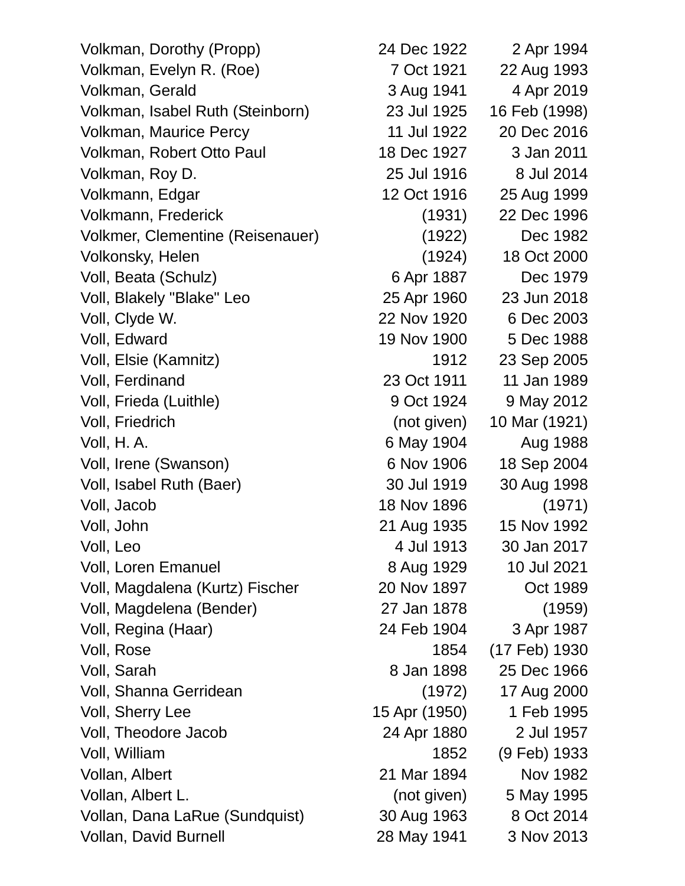| | | |
|---|---|---|
| Volkman, Dorothy (Propp) | 24 Dec 1922 | 2 Apr 1994 |
| Volkman, Evelyn R. (Roe) | 7 Oct 1921 | 22 Aug 1993 |
| Volkman, Gerald | 3 Aug 1941 | 4 Apr 2019 |
| Volkman, Isabel Ruth (Steinborn) | 23 Jul 1925 | 16 Feb (1998) |
| Volkman, Maurice Percy | 11 Jul 1922 | 20 Dec 2016 |
| Volkman, Robert Otto Paul | 18 Dec 1927 | 3 Jan 2011 |
| Volkman, Roy D. | 25 Jul 1916 | 8 Jul 2014 |
| Volkmann, Edgar | 12 Oct 1916 | 25 Aug 1999 |
| Volkmann, Frederick | (1931) | 22 Dec 1996 |
| Volkmer, Clementine (Reisenauer) | (1922) | Dec 1982 |
| Volkonsky, Helen | (1924) | 18 Oct 2000 |
| Voll, Beata (Schulz) | 6 Apr 1887 | Dec 1979 |
| Voll, Blakely "Blake" Leo | 25 Apr 1960 | 23 Jun 2018 |
| Voll, Clyde W. | 22 Nov 1920 | 6 Dec 2003 |
| Voll, Edward | 19 Nov 1900 | 5 Dec 1988 |
| Voll, Elsie (Kamnitz) | 1912 | 23 Sep 2005 |
| Voll, Ferdinand | 23 Oct 1911 | 11 Jan 1989 |
| Voll, Frieda (Luithle) | 9 Oct 1924 | 9 May 2012 |
| Voll, Friedrich | (not given) | 10 Mar (1921) |
| Voll, H. A. | 6 May 1904 | Aug 1988 |
| Voll, Irene (Swanson) | 6 Nov 1906 | 18 Sep 2004 |
| Voll, Isabel Ruth (Baer) | 30 Jul 1919 | 30 Aug 1998 |
| Voll, Jacob | 18 Nov 1896 | (1971) |
| Voll, John | 21 Aug 1935 | 15 Nov 1992 |
| Voll, Leo | 4 Jul 1913 | 30 Jan 2017 |
| Voll, Loren Emanuel | 8 Aug 1929 | 10 Jul 2021 |
| Voll, Magdalena (Kurtz) Fischer | 20 Nov 1897 | Oct 1989 |
| Voll, Magdelena (Bender) | 27 Jan 1878 | (1959) |
| Voll, Regina (Haar) | 24 Feb 1904 | 3 Apr 1987 |
| Voll, Rose | 1854 | (17 Feb) 1930 |
| Voll, Sarah | 8 Jan 1898 | 25 Dec 1966 |
| Voll, Shanna Gerridean | (1972) | 17 Aug 2000 |
| Voll, Sherry Lee | 15 Apr (1950) | 1 Feb 1995 |
| Voll, Theodore Jacob | 24 Apr 1880 | 2 Jul 1957 |
| Voll, William | 1852 | (9 Feb) 1933 |
| Vollan, Albert | 21 Mar 1894 | Nov 1982 |
| Vollan, Albert L. | (not given) | 5 May 1995 |
| Vollan, Dana LaRue (Sundquist) | 30 Aug 1963 | 8 Oct 2014 |
| Vollan, David Burnell | 28 May 1941 | 3 Nov 2013 |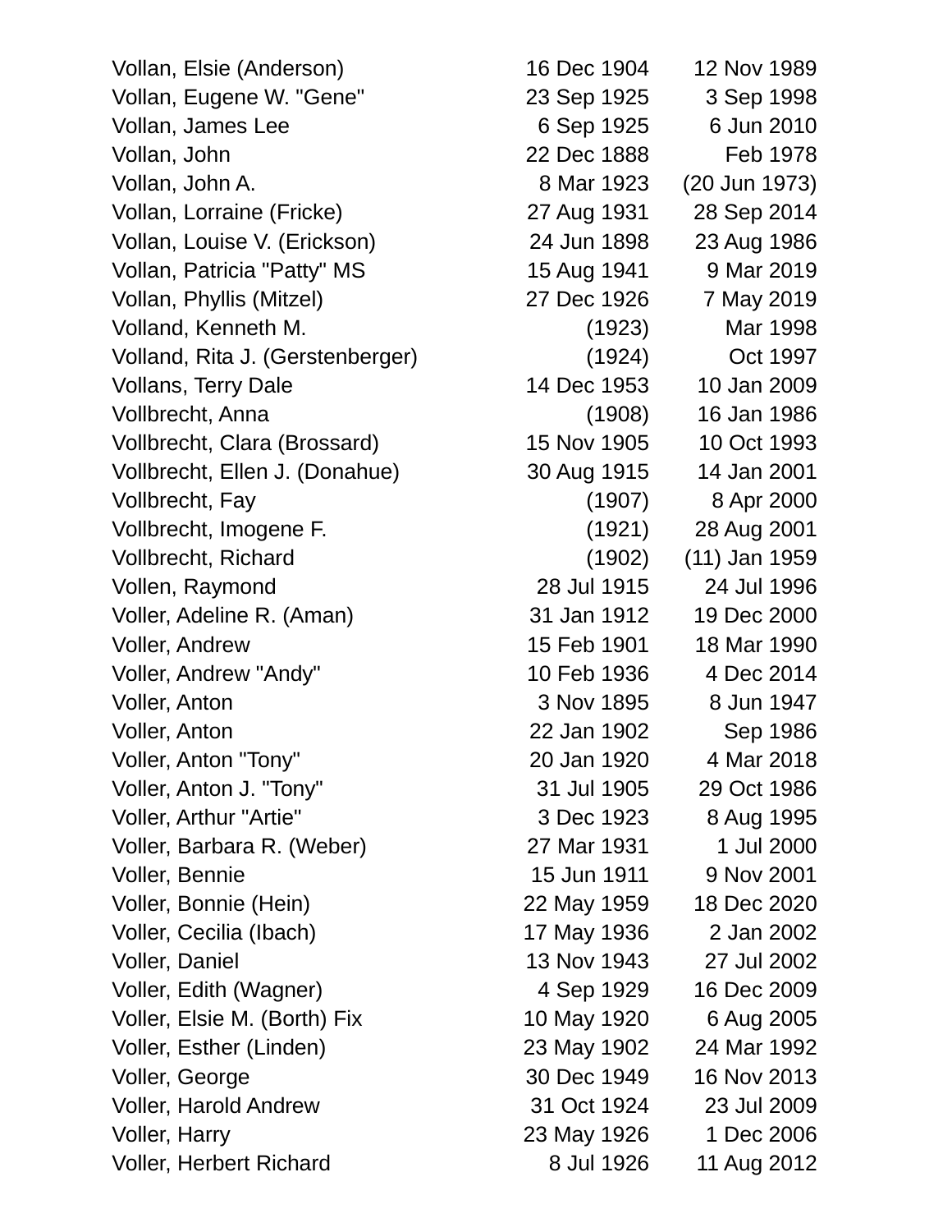| | | |
|---|---|---|
| Vollan, Elsie (Anderson) | 16 Dec 1904 | 12 Nov 1989 |
| Vollan, Eugene W. "Gene" | 23 Sep 1925 | 3 Sep 1998 |
| Vollan, James Lee | 6 Sep 1925 | 6 Jun 2010 |
| Vollan, John | 22 Dec 1888 | Feb 1978 |
| Vollan, John A. | 8 Mar 1923 | (20 Jun 1973) |
| Vollan, Lorraine (Fricke) | 27 Aug 1931 | 28 Sep 2014 |
| Vollan, Louise V. (Erickson) | 24 Jun 1898 | 23 Aug 1986 |
| Vollan, Patricia "Patty" MS | 15 Aug 1941 | 9 Mar 2019 |
| Vollan, Phyllis (Mitzel) | 27 Dec 1926 | 7 May 2019 |
| Volland, Kenneth M. | (1923) | Mar 1998 |
| Volland, Rita J. (Gerstenberger) | (1924) | Oct 1997 |
| Vollans, Terry Dale | 14 Dec 1953 | 10 Jan 2009 |
| Vollbrecht, Anna | (1908) | 16 Jan 1986 |
| Vollbrecht, Clara (Brossard) | 15 Nov 1905 | 10 Oct 1993 |
| Vollbrecht, Ellen J. (Donahue) | 30 Aug 1915 | 14 Jan 2001 |
| Vollbrecht, Fay | (1907) | 8 Apr 2000 |
| Vollbrecht, Imogene F. | (1921) | 28 Aug 2001 |
| Vollbrecht, Richard | (1902) | (11) Jan 1959 |
| Vollen, Raymond | 28 Jul 1915 | 24 Jul 1996 |
| Voller, Adeline R. (Aman) | 31 Jan 1912 | 19 Dec 2000 |
| Voller, Andrew | 15 Feb 1901 | 18 Mar 1990 |
| Voller, Andrew "Andy" | 10 Feb 1936 | 4 Dec 2014 |
| Voller, Anton | 3 Nov 1895 | 8 Jun 1947 |
| Voller, Anton | 22 Jan 1902 | Sep 1986 |
| Voller, Anton "Tony" | 20 Jan 1920 | 4 Mar 2018 |
| Voller, Anton J. "Tony" | 31 Jul 1905 | 29 Oct 1986 |
| Voller, Arthur "Artie" | 3 Dec 1923 | 8 Aug 1995 |
| Voller, Barbara R. (Weber) | 27 Mar 1931 | 1 Jul 2000 |
| Voller, Bennie | 15 Jun 1911 | 9 Nov 2001 |
| Voller, Bonnie (Hein) | 22 May 1959 | 18 Dec 2020 |
| Voller, Cecilia (Ibach) | 17 May 1936 | 2 Jan 2002 |
| Voller, Daniel | 13 Nov 1943 | 27 Jul 2002 |
| Voller, Edith (Wagner) | 4 Sep 1929 | 16 Dec 2009 |
| Voller, Elsie M. (Borth) Fix | 10 May 1920 | 6 Aug 2005 |
| Voller, Esther (Linden) | 23 May 1902 | 24 Mar 1992 |
| Voller, George | 30 Dec 1949 | 16 Nov 2013 |
| Voller, Harold Andrew | 31 Oct 1924 | 23 Jul 2009 |
| Voller, Harry | 23 May 1926 | 1 Dec 2006 |
| Voller, Herbert Richard | 8 Jul 1926 | 11 Aug 2012 |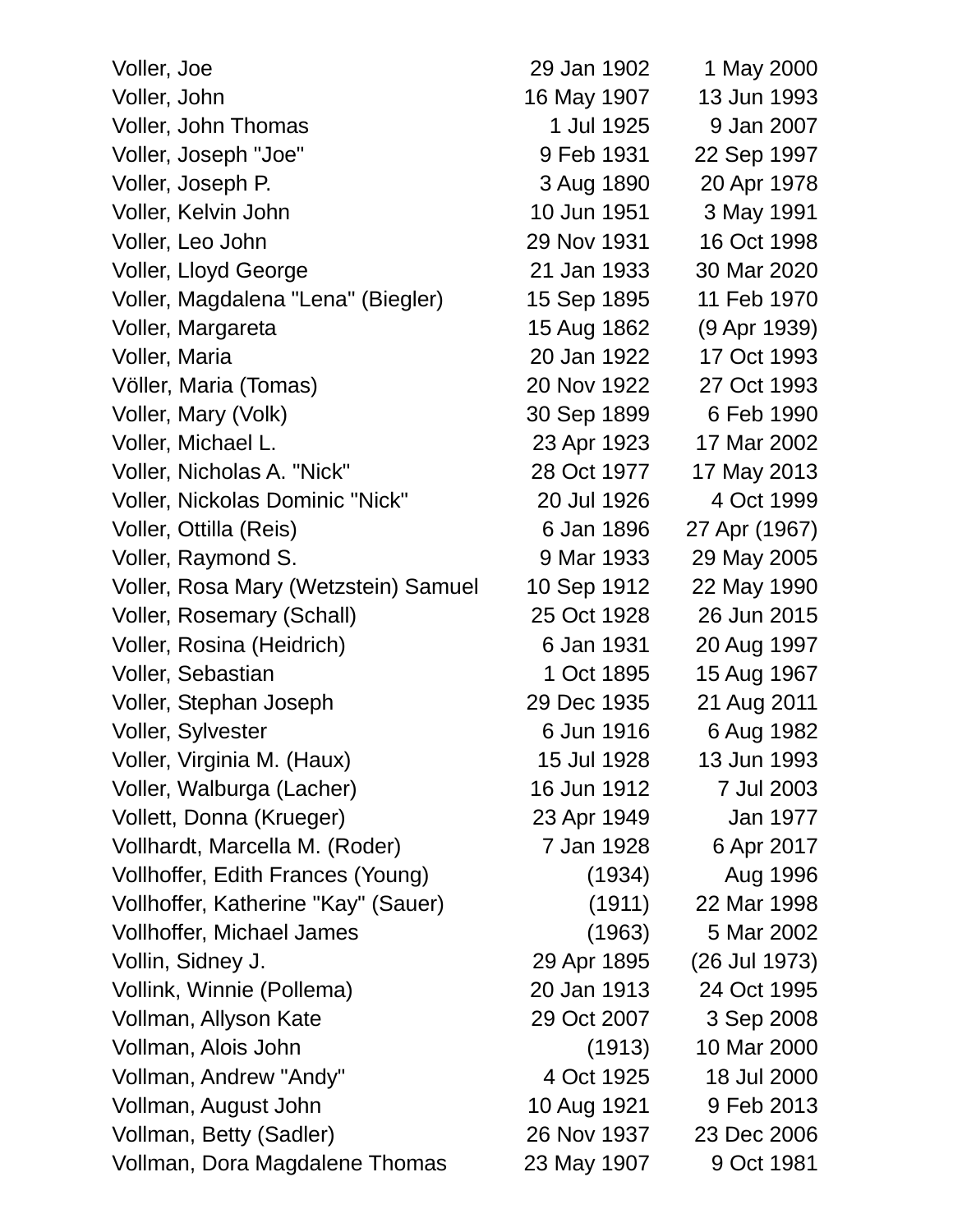| | | |
|---|---|---|
| Voller, Joe | 29 Jan 1902 | 1 May 2000 |
| Voller, John | 16 May 1907 | 13 Jun 1993 |
| Voller, John Thomas | 1 Jul 1925 | 9 Jan 2007 |
| Voller, Joseph "Joe" | 9 Feb 1931 | 22 Sep 1997 |
| Voller, Joseph P. | 3 Aug 1890 | 20 Apr 1978 |
| Voller, Kelvin John | 10 Jun 1951 | 3 May 1991 |
| Voller, Leo John | 29 Nov 1931 | 16 Oct 1998 |
| Voller, Lloyd George | 21 Jan 1933 | 30 Mar 2020 |
| Voller, Magdalena "Lena" (Biegler) | 15 Sep 1895 | 11 Feb 1970 |
| Voller, Margareta | 15 Aug 1862 | (9 Apr 1939) |
| Voller, Maria | 20 Jan 1922 | 17 Oct 1993 |
| Völler, Maria (Tomas) | 20 Nov 1922 | 27 Oct 1993 |
| Voller, Mary (Volk) | 30 Sep 1899 | 6 Feb 1990 |
| Voller, Michael L. | 23 Apr 1923 | 17 Mar 2002 |
| Voller, Nicholas A. "Nick" | 28 Oct 1977 | 17 May 2013 |
| Voller, Nickolas Dominic "Nick" | 20 Jul 1926 | 4 Oct 1999 |
| Voller, Ottilla (Reis) | 6 Jan 1896 | 27 Apr (1967) |
| Voller, Raymond S. | 9 Mar 1933 | 29 May 2005 |
| Voller, Rosa Mary (Wetzstein) Samuel | 10 Sep 1912 | 22 May 1990 |
| Voller, Rosemary (Schall) | 25 Oct 1928 | 26 Jun 2015 |
| Voller, Rosina (Heidrich) | 6 Jan 1931 | 20 Aug 1997 |
| Voller, Sebastian | 1 Oct 1895 | 15 Aug 1967 |
| Voller, Stephan Joseph | 29 Dec 1935 | 21 Aug 2011 |
| Voller, Sylvester | 6 Jun 1916 | 6 Aug 1982 |
| Voller, Virginia M. (Haux) | 15 Jul 1928 | 13 Jun 1993 |
| Voller, Walburga (Lacher) | 16 Jun 1912 | 7 Jul 2003 |
| Vollett, Donna (Krueger) | 23 Apr 1949 | Jan 1977 |
| Vollhardt, Marcella M. (Roder) | 7 Jan 1928 | 6 Apr 2017 |
| Vollhoffer, Edith Frances (Young) | (1934) | Aug 1996 |
| Vollhoffer, Katherine "Kay" (Sauer) | (1911) | 22 Mar 1998 |
| Vollhoffer, Michael James | (1963) | 5 Mar 2002 |
| Vollin, Sidney J. | 29 Apr 1895 | (26 Jul 1973) |
| Vollink, Winnie (Pollema) | 20 Jan 1913 | 24 Oct 1995 |
| Vollman, Allyson Kate | 29 Oct 2007 | 3 Sep 2008 |
| Vollman, Alois John | (1913) | 10 Mar 2000 |
| Vollman, Andrew "Andy" | 4 Oct 1925 | 18 Jul 2000 |
| Vollman, August John | 10 Aug 1921 | 9 Feb 2013 |
| Vollman, Betty (Sadler) | 26 Nov 1937 | 23 Dec 2006 |
| Vollman, Dora Magdalene Thomas | 23 May 1907 | 9 Oct 1981 |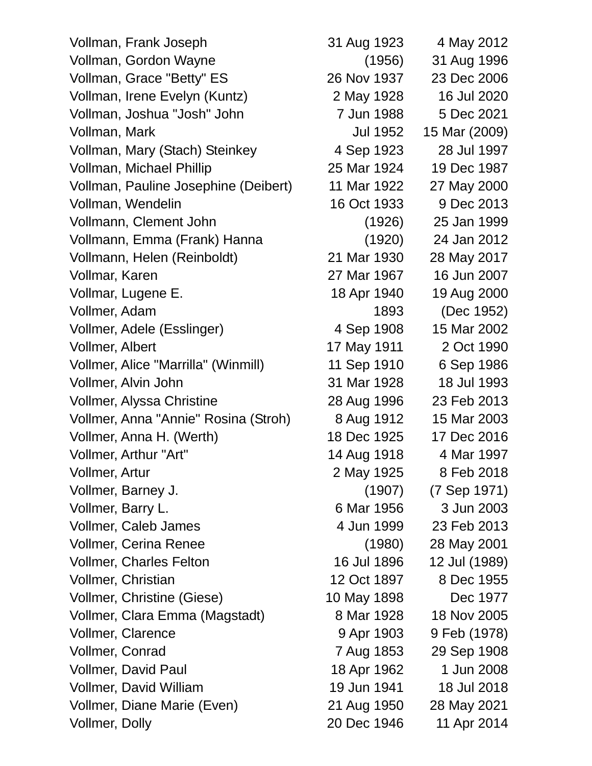| | | |
|---|---|---|
| Vollman, Frank Joseph | 31 Aug 1923 | 4 May 2012 |
| Vollman, Gordon Wayne | (1956) | 31 Aug 1996 |
| Vollman, Grace "Betty" ES | 26 Nov 1937 | 23 Dec 2006 |
| Vollman, Irene Evelyn (Kuntz) | 2 May 1928 | 16 Jul 2020 |
| Vollman, Joshua "Josh" John | 7 Jun 1988 | 5 Dec 2021 |
| Vollman, Mark | Jul 1952 | 15 Mar (2009) |
| Vollman, Mary (Stach) Steinkey | 4 Sep 1923 | 28 Jul 1997 |
| Vollman, Michael Phillip | 25 Mar 1924 | 19 Dec 1987 |
| Vollman, Pauline Josephine (Deibert) | 11 Mar 1922 | 27 May 2000 |
| Vollman, Wendelin | 16 Oct 1933 | 9 Dec 2013 |
| Vollmann, Clement John | (1926) | 25 Jan 1999 |
| Vollmann, Emma (Frank) Hanna | (1920) | 24 Jan 2012 |
| Vollmann, Helen (Reinboldt) | 21 Mar 1930 | 28 May 2017 |
| Vollmar, Karen | 27 Mar 1967 | 16 Jun 2007 |
| Vollmar, Lugene E. | 18 Apr 1940 | 19 Aug 2000 |
| Vollmer, Adam | 1893 | (Dec 1952) |
| Vollmer, Adele (Esslinger) | 4 Sep 1908 | 15 Mar 2002 |
| Vollmer, Albert | 17 May 1911 | 2 Oct 1990 |
| Vollmer, Alice "Marrilla" (Winmill) | 11 Sep 1910 | 6 Sep 1986 |
| Vollmer, Alvin John | 31 Mar 1928 | 18 Jul 1993 |
| Vollmer, Alyssa Christine | 28 Aug 1996 | 23 Feb 2013 |
| Vollmer, Anna "Annie" Rosina (Stroh) | 8 Aug 1912 | 15 Mar 2003 |
| Vollmer, Anna H. (Werth) | 18 Dec 1925 | 17 Dec 2016 |
| Vollmer, Arthur "Art" | 14 Aug 1918 | 4 Mar 1997 |
| Vollmer, Artur | 2 May 1925 | 8 Feb 2018 |
| Vollmer, Barney J. | (1907) | (7 Sep 1971) |
| Vollmer, Barry L. | 6 Mar 1956 | 3 Jun 2003 |
| Vollmer, Caleb James | 4 Jun 1999 | 23 Feb 2013 |
| Vollmer, Cerina Renee | (1980) | 28 May 2001 |
| Vollmer, Charles Felton | 16 Jul 1896 | 12 Jul (1989) |
| Vollmer, Christian | 12 Oct 1897 | 8 Dec 1955 |
| Vollmer, Christine (Giese) | 10 May 1898 | Dec 1977 |
| Vollmer, Clara Emma (Magstadt) | 8 Mar 1928 | 18 Nov 2005 |
| Vollmer, Clarence | 9 Apr 1903 | 9 Feb (1978) |
| Vollmer, Conrad | 7 Aug 1853 | 29 Sep 1908 |
| Vollmer, David Paul | 18 Apr 1962 | 1 Jun 2008 |
| Vollmer, David William | 19 Jun 1941 | 18 Jul 2018 |
| Vollmer, Diane Marie (Even) | 21 Aug 1950 | 28 May 2021 |
| Vollmer, Dolly | 20 Dec 1946 | 11 Apr 2014 |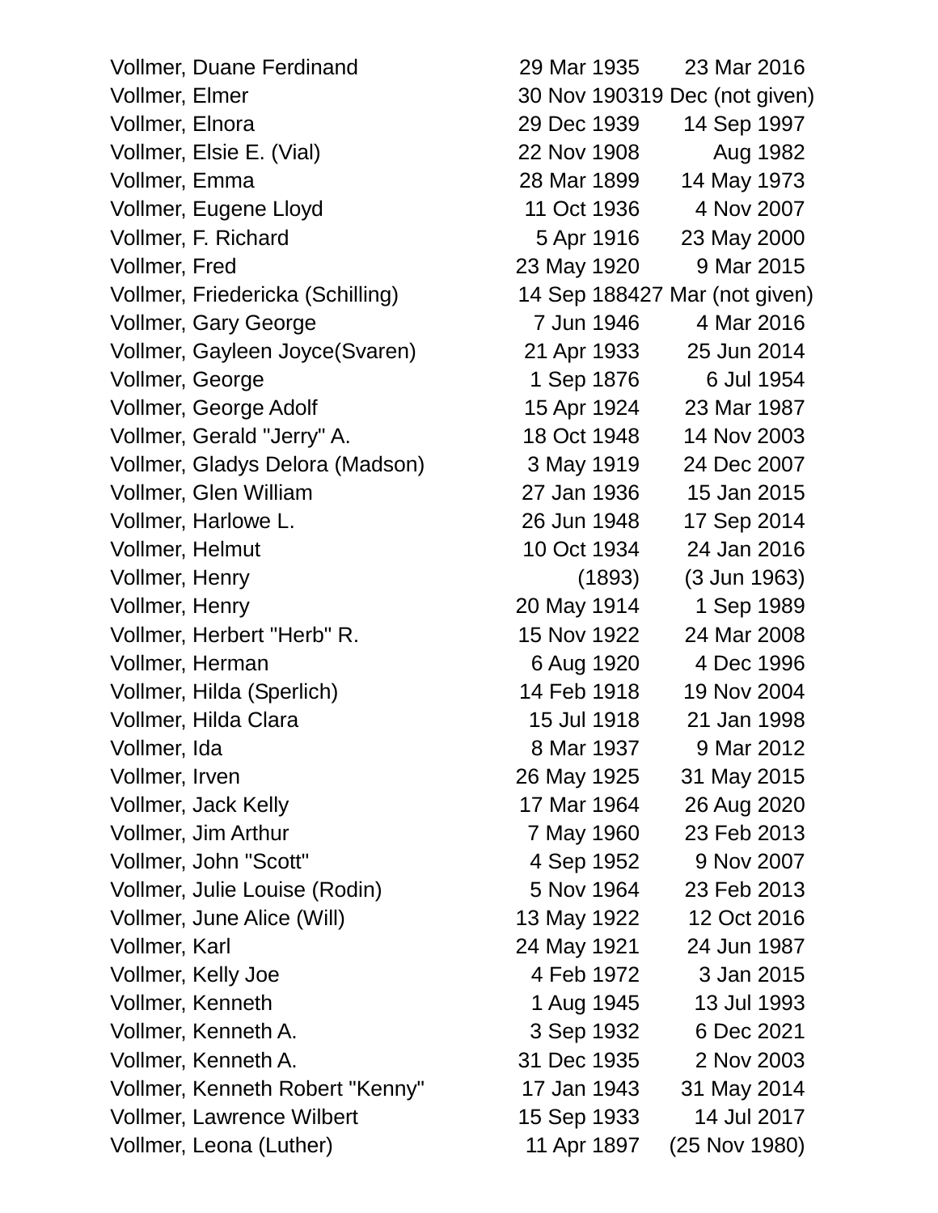| | | |
|---|---|---|
| Vollmer, Duane Ferdinand | 29 Mar 1935 | 23 Mar 2016 |
| Vollmer, Elmer | 30 Nov 1903 | 19 Dec (not given) |
| Vollmer, Elnora | 29 Dec 1939 | 14 Sep 1997 |
| Vollmer, Elsie E. (Vial) | 22 Nov 1908 | Aug 1982 |
| Vollmer, Emma | 28 Mar 1899 | 14 May 1973 |
| Vollmer, Eugene Lloyd | 11 Oct 1936 | 4 Nov 2007 |
| Vollmer, F. Richard | 5 Apr 1916 | 23 May 2000 |
| Vollmer, Fred | 23 May 1920 | 9 Mar 2015 |
| Vollmer, Friedericka (Schilling) | 14 Sep 1884 | 27 Mar (not given) |
| Vollmer, Gary George | 7 Jun 1946 | 4 Mar 2016 |
| Vollmer, Gayleen Joyce(Svaren) | 21 Apr 1933 | 25 Jun 2014 |
| Vollmer, George | 1 Sep 1876 | 6 Jul 1954 |
| Vollmer, George Adolf | 15 Apr 1924 | 23 Mar 1987 |
| Vollmer, Gerald "Jerry" A. | 18 Oct 1948 | 14 Nov 2003 |
| Vollmer, Gladys Delora (Madson) | 3 May 1919 | 24 Dec 2007 |
| Vollmer, Glen William | 27 Jan 1936 | 15 Jan 2015 |
| Vollmer, Harlowe L. | 26 Jun 1948 | 17 Sep 2014 |
| Vollmer, Helmut | 10 Oct 1934 | 24 Jan 2016 |
| Vollmer, Henry | (1893) | (3 Jun 1963) |
| Vollmer, Henry | 20 May 1914 | 1 Sep 1989 |
| Vollmer, Herbert "Herb" R. | 15 Nov 1922 | 24 Mar 2008 |
| Vollmer, Herman | 6 Aug 1920 | 4 Dec 1996 |
| Vollmer, Hilda (Sperlich) | 14 Feb 1918 | 19 Nov 2004 |
| Vollmer, Hilda Clara | 15 Jul 1918 | 21 Jan 1998 |
| Vollmer, Ida | 8 Mar 1937 | 9 Mar 2012 |
| Vollmer, Irven | 26 May 1925 | 31 May 2015 |
| Vollmer, Jack Kelly | 17 Mar 1964 | 26 Aug 2020 |
| Vollmer, Jim Arthur | 7 May 1960 | 23 Feb 2013 |
| Vollmer, John "Scott" | 4 Sep 1952 | 9 Nov 2007 |
| Vollmer, Julie Louise (Rodin) | 5 Nov 1964 | 23 Feb 2013 |
| Vollmer, June Alice (Will) | 13 May 1922 | 12 Oct 2016 |
| Vollmer, Karl | 24 May 1921 | 24 Jun 1987 |
| Vollmer, Kelly Joe | 4 Feb 1972 | 3 Jan 2015 |
| Vollmer, Kenneth | 1 Aug 1945 | 13 Jul 1993 |
| Vollmer, Kenneth A. | 3 Sep 1932 | 6 Dec 2021 |
| Vollmer, Kenneth A. | 31 Dec 1935 | 2 Nov 2003 |
| Vollmer, Kenneth Robert "Kenny" | 17 Jan 1943 | 31 May 2014 |
| Vollmer, Lawrence Wilbert | 15 Sep 1933 | 14 Jul 2017 |
| Vollmer, Leona (Luther) | 11 Apr 1897 | (25 Nov 1980) |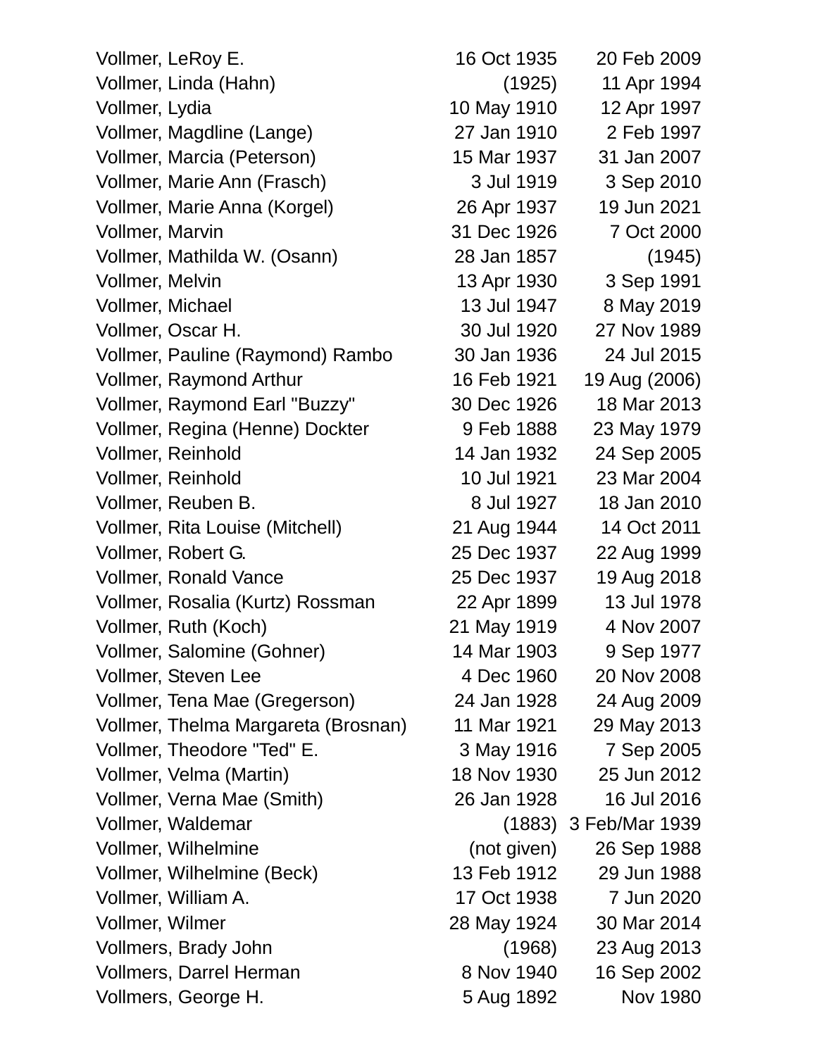| | | |
|---|---|---|
| Vollmer, LeRoy E. | 16 Oct 1935 | 20 Feb 2009 |
| Vollmer, Linda (Hahn) | (1925) | 11 Apr 1994 |
| Vollmer, Lydia | 10 May 1910 | 12 Apr 1997 |
| Vollmer, Magdline (Lange) | 27 Jan 1910 | 2 Feb 1997 |
| Vollmer, Marcia (Peterson) | 15 Mar 1937 | 31 Jan 2007 |
| Vollmer, Marie Ann (Frasch) | 3 Jul 1919 | 3 Sep 2010 |
| Vollmer, Marie Anna (Korgel) | 26 Apr 1937 | 19 Jun 2021 |
| Vollmer, Marvin | 31 Dec 1926 | 7 Oct 2000 |
| Vollmer, Mathilda W. (Osann) | 28 Jan 1857 | (1945) |
| Vollmer, Melvin | 13 Apr 1930 | 3 Sep 1991 |
| Vollmer, Michael | 13 Jul 1947 | 8 May 2019 |
| Vollmer, Oscar H. | 30 Jul 1920 | 27 Nov 1989 |
| Vollmer, Pauline (Raymond) Rambo | 30 Jan 1936 | 24 Jul 2015 |
| Vollmer, Raymond Arthur | 16 Feb 1921 | 19 Aug (2006) |
| Vollmer, Raymond Earl "Buzzy" | 30 Dec 1926 | 18 Mar 2013 |
| Vollmer, Regina (Henne) Dockter | 9 Feb 1888 | 23 May 1979 |
| Vollmer, Reinhold | 14 Jan 1932 | 24 Sep 2005 |
| Vollmer, Reinhold | 10 Jul 1921 | 23 Mar 2004 |
| Vollmer, Reuben B. | 8 Jul 1927 | 18 Jan 2010 |
| Vollmer, Rita Louise (Mitchell) | 21 Aug 1944 | 14 Oct 2011 |
| Vollmer, Robert G. | 25 Dec 1937 | 22 Aug 1999 |
| Vollmer, Ronald Vance | 25 Dec 1937 | 19 Aug 2018 |
| Vollmer, Rosalia (Kurtz) Rossman | 22 Apr 1899 | 13 Jul 1978 |
| Vollmer, Ruth (Koch) | 21 May 1919 | 4 Nov 2007 |
| Vollmer, Salomine (Gohner) | 14 Mar 1903 | 9 Sep 1977 |
| Vollmer, Steven Lee | 4 Dec 1960 | 20 Nov 2008 |
| Vollmer, Tena Mae (Gregerson) | 24 Jan 1928 | 24 Aug 2009 |
| Vollmer, Thelma Margareta (Brosnan) | 11 Mar 1921 | 29 May 2013 |
| Vollmer, Theodore "Ted" E. | 3 May 1916 | 7 Sep 2005 |
| Vollmer, Velma (Martin) | 18 Nov 1930 | 25 Jun 2012 |
| Vollmer, Verna Mae (Smith) | 26 Jan 1928 | 16 Jul 2016 |
| Vollmer, Waldemar | (1883) | 3 Feb/Mar 1939 |
| Vollmer, Wilhelmine | (not given) | 26 Sep 1988 |
| Vollmer, Wilhelmine (Beck) | 13 Feb 1912 | 29 Jun 1988 |
| Vollmer, William A. | 17 Oct 1938 | 7 Jun 2020 |
| Vollmer, Wilmer | 28 May 1924 | 30 Mar 2014 |
| Vollmers, Brady John | (1968) | 23 Aug 2013 |
| Vollmers, Darrel Herman | 8 Nov 1940 | 16 Sep 2002 |
| Vollmers, George H. | 5 Aug 1892 | Nov 1980 |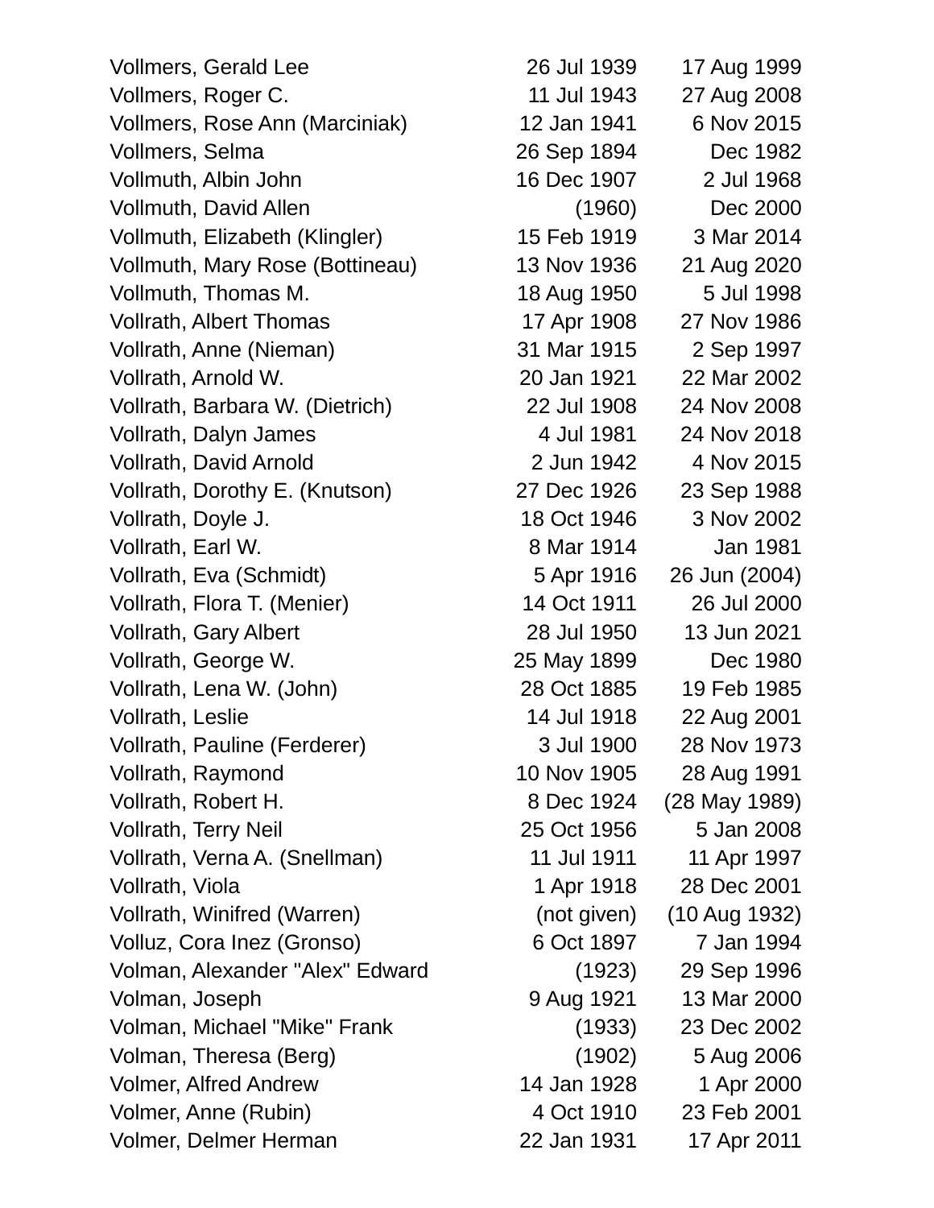| | | |
|---|---|---|
| Vollmers, Gerald Lee | 26 Jul 1939 | 17 Aug 1999 |
| Vollmers, Roger C. | 11 Jul 1943 | 27 Aug 2008 |
| Vollmers, Rose Ann (Marciniak) | 12 Jan 1941 | 6 Nov 2015 |
| Vollmers, Selma | 26 Sep 1894 | Dec 1982 |
| Vollmuth, Albin John | 16 Dec 1907 | 2 Jul 1968 |
| Vollmuth, David Allen | (1960) | Dec 2000 |
| Vollmuth, Elizabeth (Klingler) | 15 Feb 1919 | 3 Mar 2014 |
| Vollmuth, Mary Rose (Bottineau) | 13 Nov 1936 | 21 Aug 2020 |
| Vollmuth, Thomas M. | 18 Aug 1950 | 5 Jul 1998 |
| Vollrath, Albert Thomas | 17 Apr 1908 | 27 Nov 1986 |
| Vollrath, Anne (Nieman) | 31 Mar 1915 | 2 Sep 1997 |
| Vollrath, Arnold W. | 20 Jan 1921 | 22 Mar 2002 |
| Vollrath, Barbara W. (Dietrich) | 22 Jul 1908 | 24 Nov 2008 |
| Vollrath, Dalyn James | 4 Jul 1981 | 24 Nov 2018 |
| Vollrath, David Arnold | 2 Jun 1942 | 4 Nov 2015 |
| Vollrath, Dorothy E. (Knutson) | 27 Dec 1926 | 23 Sep 1988 |
| Vollrath, Doyle J. | 18 Oct 1946 | 3 Nov 2002 |
| Vollrath, Earl W. | 8 Mar 1914 | Jan 1981 |
| Vollrath, Eva (Schmidt) | 5 Apr 1916 | 26 Jun (2004) |
| Vollrath, Flora T. (Menier) | 14 Oct 1911 | 26 Jul 2000 |
| Vollrath, Gary Albert | 28 Jul 1950 | 13 Jun 2021 |
| Vollrath, George W. | 25 May 1899 | Dec 1980 |
| Vollrath, Lena W. (John) | 28 Oct 1885 | 19 Feb 1985 |
| Vollrath, Leslie | 14 Jul 1918 | 22 Aug 2001 |
| Vollrath, Pauline (Ferderer) | 3 Jul 1900 | 28 Nov 1973 |
| Vollrath, Raymond | 10 Nov 1905 | 28 Aug 1991 |
| Vollrath, Robert H. | 8 Dec 1924 | (28 May 1989) |
| Vollrath, Terry Neil | 25 Oct 1956 | 5 Jan 2008 |
| Vollrath, Verna A. (Snellman) | 11 Jul 1911 | 11 Apr 1997 |
| Vollrath, Viola | 1 Apr 1918 | 28 Dec 2001 |
| Vollrath, Winifred (Warren) | (not given) | (10 Aug 1932) |
| Volluz, Cora Inez (Gronso) | 6 Oct 1897 | 7 Jan 1994 |
| Volman, Alexander "Alex" Edward | (1923) | 29 Sep 1996 |
| Volman, Joseph | 9 Aug 1921 | 13 Mar 2000 |
| Volman, Michael "Mike" Frank | (1933) | 23 Dec 2002 |
| Volman, Theresa (Berg) | (1902) | 5 Aug 2006 |
| Volmer, Alfred Andrew | 14 Jan 1928 | 1 Apr 2000 |
| Volmer, Anne (Rubin) | 4 Oct 1910 | 23 Feb 2001 |
| Volmer, Delmer Herman | 22 Jan 1931 | 17 Apr 2011 |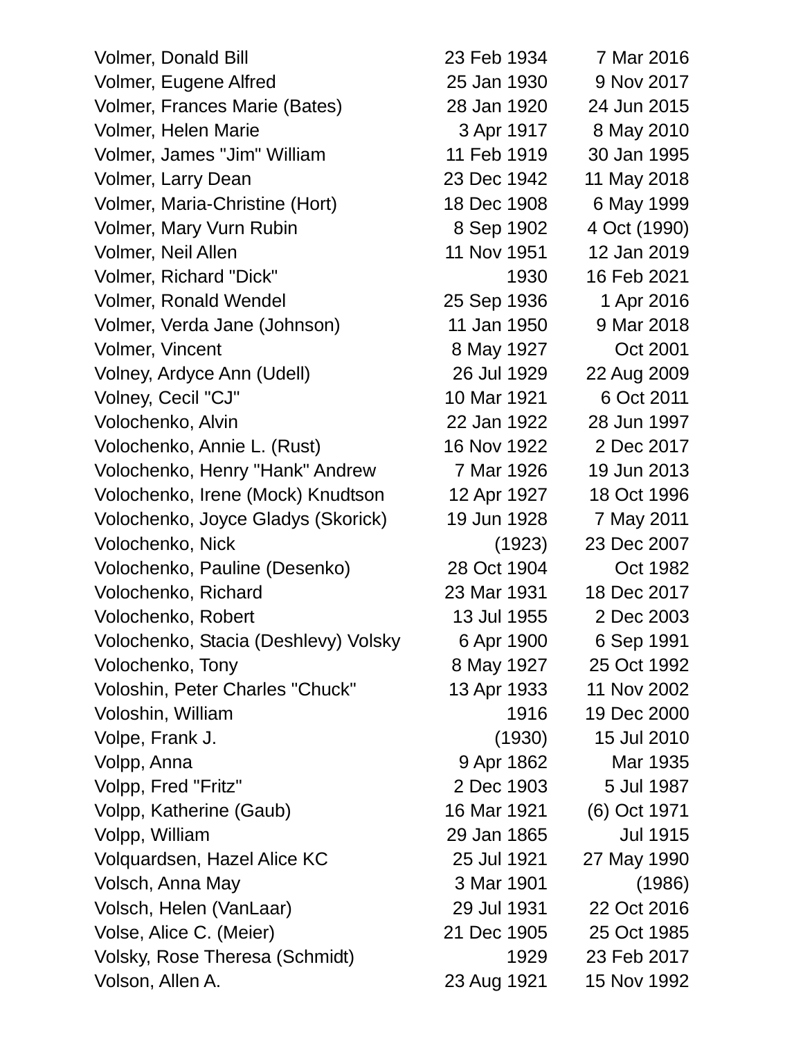| | | |
|---|---|---|
| Volmer, Donald Bill | 23 Feb 1934 | 7 Mar 2016 |
| Volmer, Eugene Alfred | 25 Jan 1930 | 9 Nov 2017 |
| Volmer, Frances Marie (Bates) | 28 Jan 1920 | 24 Jun 2015 |
| Volmer, Helen Marie | 3 Apr 1917 | 8 May 2010 |
| Volmer, James "Jim" William | 11 Feb 1919 | 30 Jan 1995 |
| Volmer, Larry Dean | 23 Dec 1942 | 11 May 2018 |
| Volmer, Maria-Christine (Hort) | 18 Dec 1908 | 6 May 1999 |
| Volmer, Mary Vurn Rubin | 8 Sep 1902 | 4 Oct (1990) |
| Volmer, Neil Allen | 11 Nov 1951 | 12 Jan 2019 |
| Volmer, Richard "Dick" | 1930 | 16 Feb 2021 |
| Volmer, Ronald Wendel | 25 Sep 1936 | 1 Apr 2016 |
| Volmer, Verda Jane (Johnson) | 11 Jan 1950 | 9 Mar 2018 |
| Volmer, Vincent | 8 May 1927 | Oct 2001 |
| Volney, Ardyce Ann (Udell) | 26 Jul 1929 | 22 Aug 2009 |
| Volney, Cecil "CJ" | 10 Mar 1921 | 6 Oct 2011 |
| Volochenko, Alvin | 22 Jan 1922 | 28 Jun 1997 |
| Volochenko, Annie L. (Rust) | 16 Nov 1922 | 2 Dec 2017 |
| Volochenko, Henry "Hank" Andrew | 7 Mar 1926 | 19 Jun 2013 |
| Volochenko, Irene (Mock) Knudtson | 12 Apr 1927 | 18 Oct 1996 |
| Volochenko, Joyce Gladys (Skorick) | 19 Jun 1928 | 7 May 2011 |
| Volochenko, Nick | (1923) | 23 Dec 2007 |
| Volochenko, Pauline (Desenko) | 28 Oct 1904 | Oct 1982 |
| Volochenko, Richard | 23 Mar 1931 | 18 Dec 2017 |
| Volochenko, Robert | 13 Jul 1955 | 2 Dec 2003 |
| Volochenko, Stacia (Deshlevy) Volsky | 6 Apr 1900 | 6 Sep 1991 |
| Volochenko, Tony | 8 May 1927 | 25 Oct 1992 |
| Voloshin, Peter Charles "Chuck" | 13 Apr 1933 | 11 Nov 2002 |
| Voloshin, William | 1916 | 19 Dec 2000 |
| Volpe, Frank J. | (1930) | 15 Jul 2010 |
| Volpp, Anna | 9 Apr 1862 | Mar 1935 |
| Volpp, Fred "Fritz" | 2 Dec 1903 | 5 Jul 1987 |
| Volpp, Katherine (Gaub) | 16 Mar 1921 | (6) Oct 1971 |
| Volpp, William | 29 Jan 1865 | Jul 1915 |
| Volquardsen, Hazel Alice KC | 25 Jul 1921 | 27 May 1990 |
| Volsch, Anna May | 3 Mar 1901 | (1986) |
| Volsch, Helen (VanLaar) | 29 Jul 1931 | 22 Oct 2016 |
| Volse, Alice C. (Meier) | 21 Dec 1905 | 25 Oct 1985 |
| Volsky, Rose Theresa (Schmidt) | 1929 | 23 Feb 2017 |
| Volson, Allen A. | 23 Aug 1921 | 15 Nov 1992 |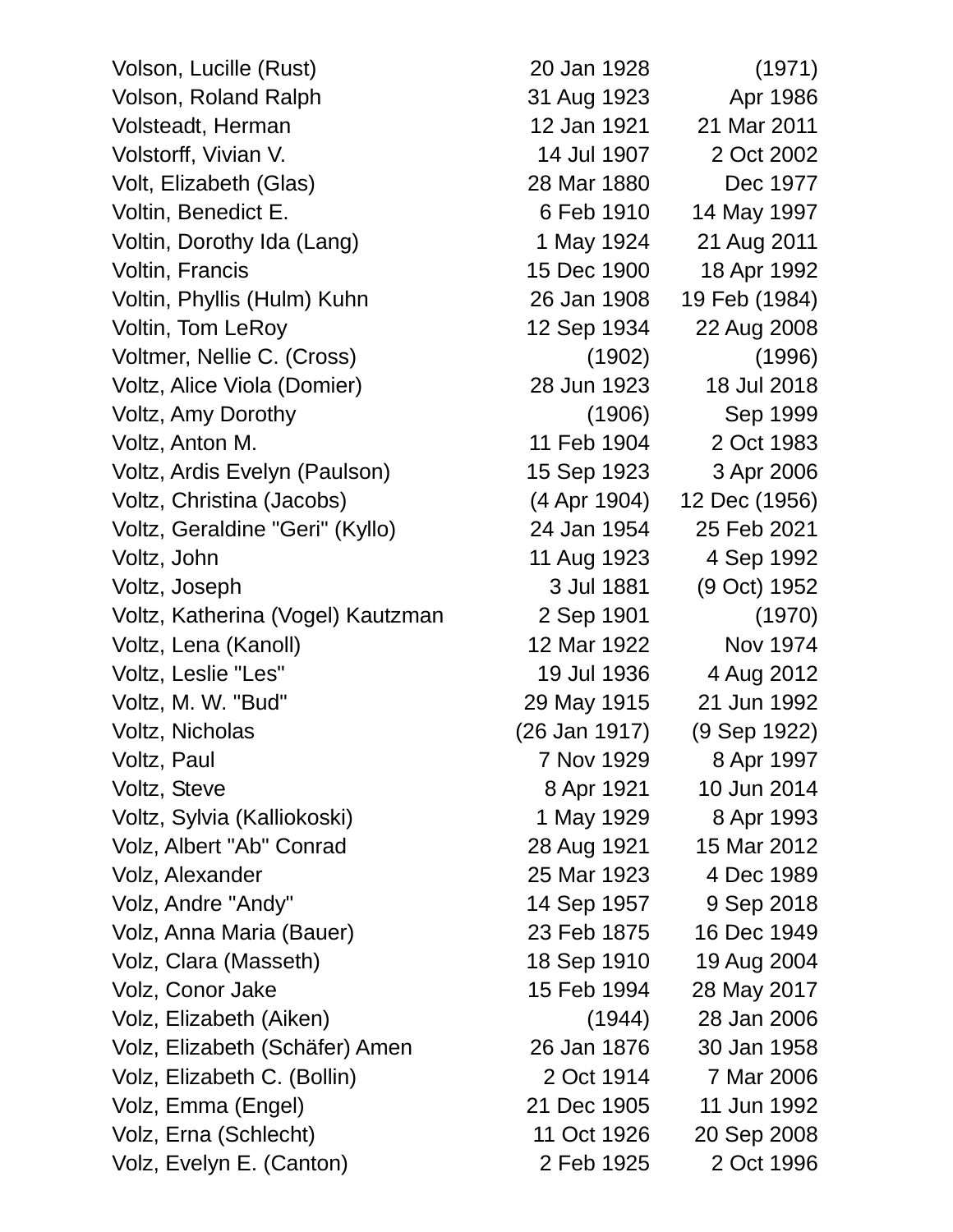| Name | Birth | Death |
|---|---|---|
| Volson, Lucille (Rust) | 20 Jan 1928 | (1971) |
| Volson, Roland Ralph | 31 Aug 1923 | Apr 1986 |
| Volsteadt, Herman | 12 Jan 1921 | 21 Mar 2011 |
| Volstorff, Vivian V. | 14 Jul 1907 | 2 Oct 2002 |
| Volt, Elizabeth (Glas) | 28 Mar 1880 | Dec 1977 |
| Voltin, Benedict E. | 6 Feb 1910 | 14 May 1997 |
| Voltin, Dorothy Ida (Lang) | 1 May 1924 | 21 Aug 2011 |
| Voltin, Francis | 15 Dec 1900 | 18 Apr 1992 |
| Voltin, Phyllis (Hulm) Kuhn | 26 Jan 1908 | 19 Feb (1984) |
| Voltin, Tom LeRoy | 12 Sep 1934 | 22 Aug 2008 |
| Voltmer, Nellie C. (Cross) | (1902) | (1996) |
| Voltz, Alice Viola (Domier) | 28 Jun 1923 | 18 Jul 2018 |
| Voltz, Amy Dorothy | (1906) | Sep 1999 |
| Voltz, Anton M. | 11 Feb 1904 | 2 Oct 1983 |
| Voltz, Ardis Evelyn (Paulson) | 15 Sep 1923 | 3 Apr 2006 |
| Voltz, Christina (Jacobs) | (4 Apr 1904) | 12 Dec (1956) |
| Voltz, Geraldine "Geri" (Kyllo) | 24 Jan 1954 | 25 Feb 2021 |
| Voltz, John | 11 Aug 1923 | 4 Sep 1992 |
| Voltz, Joseph | 3 Jul 1881 | (9 Oct) 1952 |
| Voltz, Katherina (Vogel) Kautzman | 2 Sep 1901 | (1970) |
| Voltz, Lena (Kanoll) | 12 Mar 1922 | Nov 1974 |
| Voltz, Leslie "Les" | 19 Jul 1936 | 4 Aug 2012 |
| Voltz, M. W. "Bud" | 29 May 1915 | 21 Jun 1992 |
| Voltz, Nicholas | (26 Jan 1917) | (9 Sep 1922) |
| Voltz, Paul | 7 Nov 1929 | 8 Apr 1997 |
| Voltz, Steve | 8 Apr 1921 | 10 Jun 2014 |
| Voltz, Sylvia (Kalliokoski) | 1 May 1929 | 8 Apr 1993 |
| Volz, Albert "Ab" Conrad | 28 Aug 1921 | 15 Mar 2012 |
| Volz, Alexander | 25 Mar 1923 | 4 Dec 1989 |
| Volz, Andre "Andy" | 14 Sep 1957 | 9 Sep 2018 |
| Volz, Anna Maria (Bauer) | 23 Feb 1875 | 16 Dec 1949 |
| Volz, Clara (Masseth) | 18 Sep 1910 | 19 Aug 2004 |
| Volz, Conor Jake | 15 Feb 1994 | 28 May 2017 |
| Volz, Elizabeth (Aiken) | (1944) | 28 Jan 2006 |
| Volz, Elizabeth (Schäfer) Amen | 26 Jan 1876 | 30 Jan 1958 |
| Volz, Elizabeth C. (Bollin) | 2 Oct 1914 | 7 Mar 2006 |
| Volz, Emma (Engel) | 21 Dec 1905 | 11 Jun 1992 |
| Volz, Erna (Schlecht) | 11 Oct 1926 | 20 Sep 2008 |
| Volz, Evelyn E. (Canton) | 2 Feb 1925 | 2 Oct 1996 |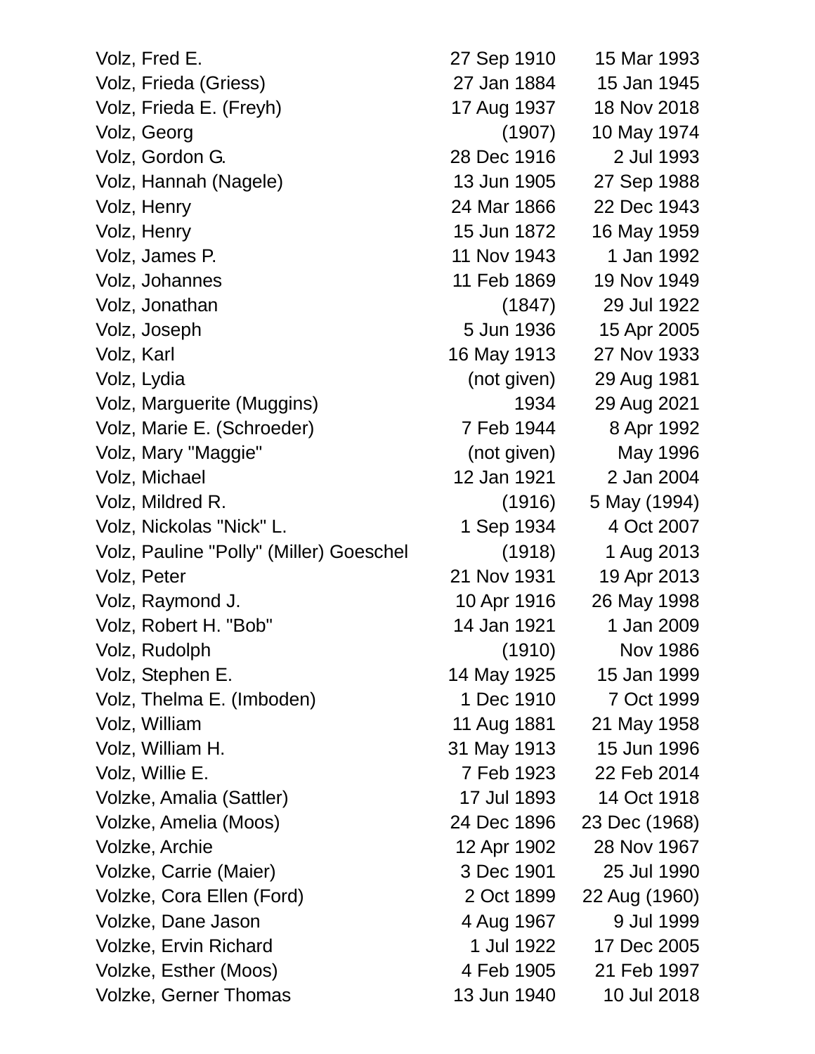| | | |
|---|---|---|
| Volz, Fred E. | 27 Sep 1910 | 15 Mar 1993 |
| Volz, Frieda (Griess) | 27 Jan 1884 | 15 Jan 1945 |
| Volz, Frieda E. (Freyh) | 17 Aug 1937 | 18 Nov 2018 |
| Volz, Georg | (1907) | 10 May 1974 |
| Volz, Gordon G. | 28 Dec 1916 | 2 Jul 1993 |
| Volz, Hannah (Nagele) | 13 Jun 1905 | 27 Sep 1988 |
| Volz, Henry | 24 Mar 1866 | 22 Dec 1943 |
| Volz, Henry | 15 Jun 1872 | 16 May 1959 |
| Volz, James P. | 11 Nov 1943 | 1 Jan 1992 |
| Volz, Johannes | 11 Feb 1869 | 19 Nov 1949 |
| Volz, Jonathan | (1847) | 29 Jul 1922 |
| Volz, Joseph | 5 Jun 1936 | 15 Apr 2005 |
| Volz, Karl | 16 May 1913 | 27 Nov 1933 |
| Volz, Lydia | (not given) | 29 Aug 1981 |
| Volz, Marguerite (Muggins) | 1934 | 29 Aug 2021 |
| Volz, Marie E. (Schroeder) | 7 Feb 1944 | 8 Apr 1992 |
| Volz, Mary "Maggie" | (not given) | May 1996 |
| Volz, Michael | 12 Jan 1921 | 2 Jan 2004 |
| Volz, Mildred R. | (1916) | 5 May (1994) |
| Volz, Nickolas "Nick" L. | 1 Sep 1934 | 4 Oct 2007 |
| Volz, Pauline "Polly" (Miller) Goeschel | (1918) | 1 Aug 2013 |
| Volz, Peter | 21 Nov 1931 | 19 Apr 2013 |
| Volz, Raymond J. | 10 Apr 1916 | 26 May 1998 |
| Volz, Robert H. "Bob" | 14 Jan 1921 | 1 Jan 2009 |
| Volz, Rudolph | (1910) | Nov 1986 |
| Volz, Stephen E. | 14 May 1925 | 15 Jan 1999 |
| Volz, Thelma E. (Imboden) | 1 Dec 1910 | 7 Oct 1999 |
| Volz, William | 11 Aug 1881 | 21 May 1958 |
| Volz, William H. | 31 May 1913 | 15 Jun 1996 |
| Volz, Willie E. | 7 Feb 1923 | 22 Feb 2014 |
| Volzke, Amalia (Sattler) | 17 Jul 1893 | 14 Oct 1918 |
| Volzke, Amelia (Moos) | 24 Dec 1896 | 23 Dec (1968) |
| Volzke, Archie | 12 Apr 1902 | 28 Nov 1967 |
| Volzke, Carrie (Maier) | 3 Dec 1901 | 25 Jul 1990 |
| Volzke, Cora Ellen (Ford) | 2 Oct 1899 | 22 Aug (1960) |
| Volzke, Dane Jason | 4 Aug 1967 | 9 Jul 1999 |
| Volzke, Ervin Richard | 1 Jul 1922 | 17 Dec 2005 |
| Volzke, Esther (Moos) | 4 Feb 1905 | 21 Feb 1997 |
| Volzke, Gerner Thomas | 13 Jun 1940 | 10 Jul 2018 |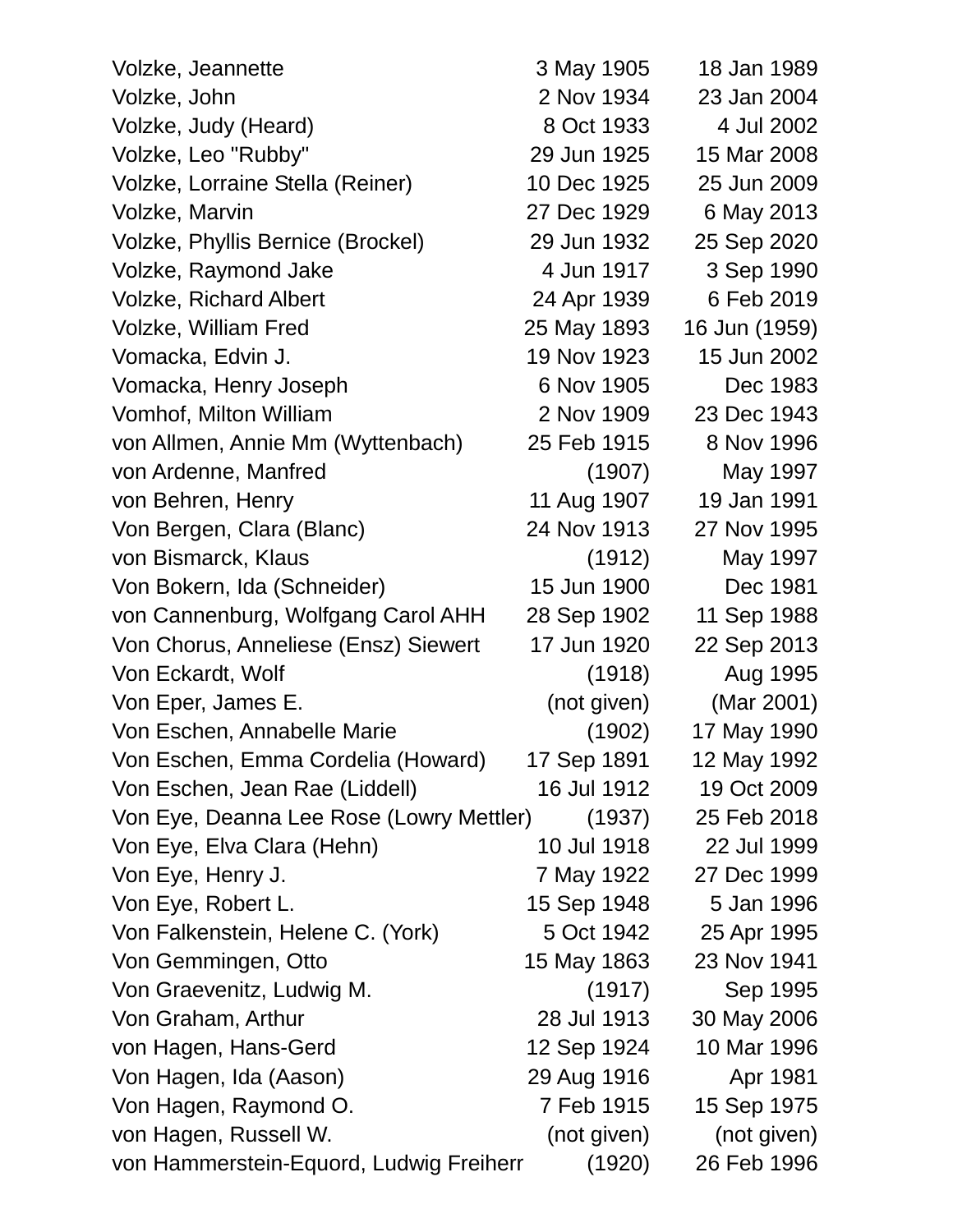| | | |
|---|---|---|
| Volzke, Jeannette | 3 May 1905 | 18 Jan 1989 |
| Volzke, John | 2 Nov 1934 | 23 Jan 2004 |
| Volzke, Judy (Heard) | 8 Oct 1933 | 4 Jul 2002 |
| Volzke, Leo "Rubby" | 29 Jun 1925 | 15 Mar 2008 |
| Volzke, Lorraine Stella (Reiner) | 10 Dec 1925 | 25 Jun 2009 |
| Volzke, Marvin | 27 Dec 1929 | 6 May 2013 |
| Volzke, Phyllis Bernice (Brockel) | 29 Jun 1932 | 25 Sep 2020 |
| Volzke, Raymond Jake | 4 Jun 1917 | 3 Sep 1990 |
| Volzke, Richard Albert | 24 Apr 1939 | 6 Feb 2019 |
| Volzke, William Fred | 25 May 1893 | 16 Jun (1959) |
| Vomacka, Edvin J. | 19 Nov 1923 | 15 Jun 2002 |
| Vomacka, Henry Joseph | 6 Nov 1905 | Dec 1983 |
| Vomhof, Milton William | 2 Nov 1909 | 23 Dec 1943 |
| von Allmen, Annie Mm (Wyttenbach) | 25 Feb 1915 | 8 Nov 1996 |
| von Ardenne, Manfred | (1907) | May 1997 |
| von Behren, Henry | 11 Aug 1907 | 19 Jan 1991 |
| Von Bergen, Clara (Blanc) | 24 Nov 1913 | 27 Nov 1995 |
| von Bismarck, Klaus | (1912) | May 1997 |
| Von Bokern, Ida (Schneider) | 15 Jun 1900 | Dec 1981 |
| von Cannenburg, Wolfgang Carol AHH | 28 Sep 1902 | 11 Sep 1988 |
| Von Chorus, Anneliese (Ensz) Siewert | 17 Jun 1920 | 22 Sep 2013 |
| Von Eckardt, Wolf | (1918) | Aug 1995 |
| Von Eper, James E. | (not given) | (Mar 2001) |
| Von Eschen, Annabelle Marie | (1902) | 17 May 1990 |
| Von Eschen, Emma Cordelia (Howard) | 17 Sep 1891 | 12 May 1992 |
| Von Eschen, Jean Rae (Liddell) | 16 Jul 1912 | 19 Oct 2009 |
| Von Eye, Deanna Lee Rose (Lowry Mettler) | (1937) | 25 Feb 2018 |
| Von Eye, Elva Clara (Hehn) | 10 Jul 1918 | 22 Jul 1999 |
| Von Eye, Henry J. | 7 May 1922 | 27 Dec 1999 |
| Von Eye, Robert L. | 15 Sep 1948 | 5 Jan 1996 |
| Von Falkenstein, Helene C. (York) | 5 Oct 1942 | 25 Apr 1995 |
| Von Gemmingen, Otto | 15 May 1863 | 23 Nov 1941 |
| Von Graevenitz, Ludwig M. | (1917) | Sep 1995 |
| Von Graham, Arthur | 28 Jul 1913 | 30 May 2006 |
| von Hagen, Hans-Gerd | 12 Sep 1924 | 10 Mar 1996 |
| Von Hagen, Ida (Aason) | 29 Aug 1916 | Apr 1981 |
| Von Hagen, Raymond O. | 7 Feb 1915 | 15 Sep 1975 |
| von Hagen, Russell W. | (not given) | (not given) |
| von Hammerstein-Equord, Ludwig Freiherr | (1920) | 26 Feb 1996 |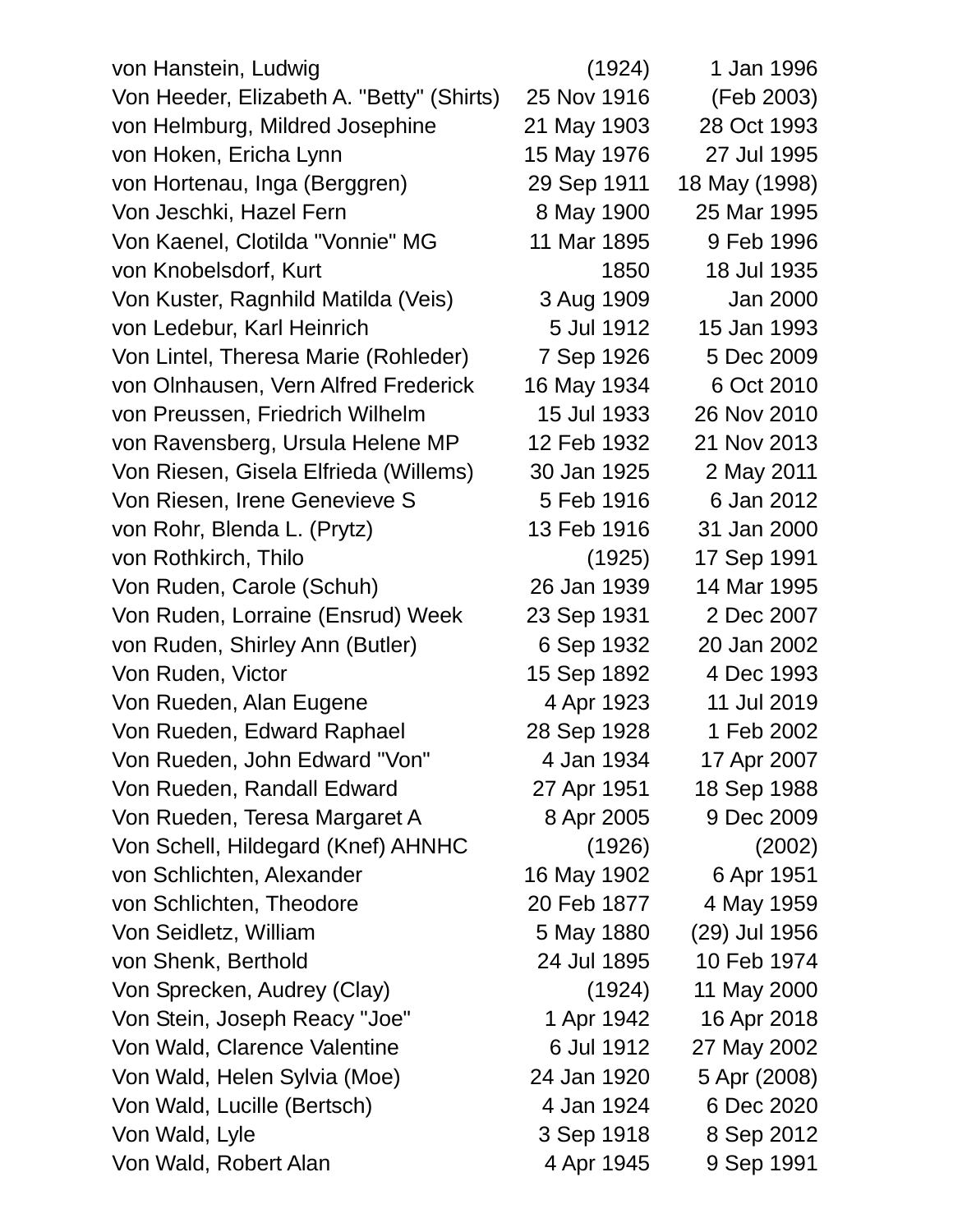| | | |
|---|---|---|
| von Hanstein, Ludwig | (1924) | 1 Jan 1996 |
| Von Heeder, Elizabeth A. "Betty" (Shirts) | 25 Nov 1916 | (Feb 2003) |
| von Helmburg, Mildred Josephine | 21 May 1903 | 28 Oct 1993 |
| von Hoken, Ericha Lynn | 15 May 1976 | 27 Jul 1995 |
| von Hortenau, Inga (Berggren) | 29 Sep 1911 | 18 May (1998) |
| Von Jeschki, Hazel Fern | 8 May 1900 | 25 Mar 1995 |
| Von Kaenel, Clotilda "Vonnie" MG | 11 Mar 1895 | 9 Feb 1996 |
| von Knobelsdorf, Kurt | 1850 | 18 Jul 1935 |
| Von Kuster, Ragnhild Matilda (Veis) | 3 Aug 1909 | Jan 2000 |
| von Ledebur, Karl Heinrich | 5 Jul 1912 | 15 Jan 1993 |
| Von Lintel, Theresa Marie (Rohleder) | 7 Sep 1926 | 5 Dec 2009 |
| von Olnhausen, Vern Alfred Frederick | 16 May 1934 | 6 Oct 2010 |
| von Preussen, Friedrich Wilhelm | 15 Jul 1933 | 26 Nov 2010 |
| von Ravensberg, Ursula Helene MP | 12 Feb 1932 | 21 Nov 2013 |
| Von Riesen, Gisela Elfrieda (Willems) | 30 Jan 1925 | 2 May 2011 |
| Von Riesen, Irene Genevieve S | 5 Feb 1916 | 6 Jan 2012 |
| von Rohr, Blenda L. (Prytz) | 13 Feb 1916 | 31 Jan 2000 |
| von Rothkirch, Thilo | (1925) | 17 Sep 1991 |
| Von Ruden, Carole (Schuh) | 26 Jan 1939 | 14 Mar 1995 |
| Von Ruden, Lorraine (Ensrud) Week | 23 Sep 1931 | 2 Dec 2007 |
| von Ruden, Shirley Ann (Butler) | 6 Sep 1932 | 20 Jan 2002 |
| Von Ruden, Victor | 15 Sep 1892 | 4 Dec 1993 |
| Von Rueden, Alan Eugene | 4 Apr 1923 | 11 Jul 2019 |
| Von Rueden, Edward Raphael | 28 Sep 1928 | 1 Feb 2002 |
| Von Rueden, John Edward "Von" | 4 Jan 1934 | 17 Apr 2007 |
| Von Rueden, Randall Edward | 27 Apr 1951 | 18 Sep 1988 |
| Von Rueden, Teresa Margaret A | 8 Apr 2005 | 9 Dec 2009 |
| Von Schell, Hildegard (Knef) AHNHC | (1926) | (2002) |
| von Schlichten, Alexander | 16 May 1902 | 6 Apr 1951 |
| von Schlichten, Theodore | 20 Feb 1877 | 4 May 1959 |
| Von Seidletz, William | 5 May 1880 | (29) Jul 1956 |
| von Shenk, Berthold | 24 Jul 1895 | 10 Feb 1974 |
| Von Sprecken, Audrey (Clay) | (1924) | 11 May 2000 |
| Von Stein, Joseph Reacy "Joe" | 1 Apr 1942 | 16 Apr 2018 |
| Von Wald, Clarence Valentine | 6 Jul 1912 | 27 May 2002 |
| Von Wald, Helen Sylvia (Moe) | 24 Jan 1920 | 5 Apr (2008) |
| Von Wald, Lucille (Bertsch) | 4 Jan 1924 | 6 Dec 2020 |
| Von Wald, Lyle | 3 Sep 1918 | 8 Sep 2012 |
| Von Wald, Robert Alan | 4 Apr 1945 | 9 Sep 1991 |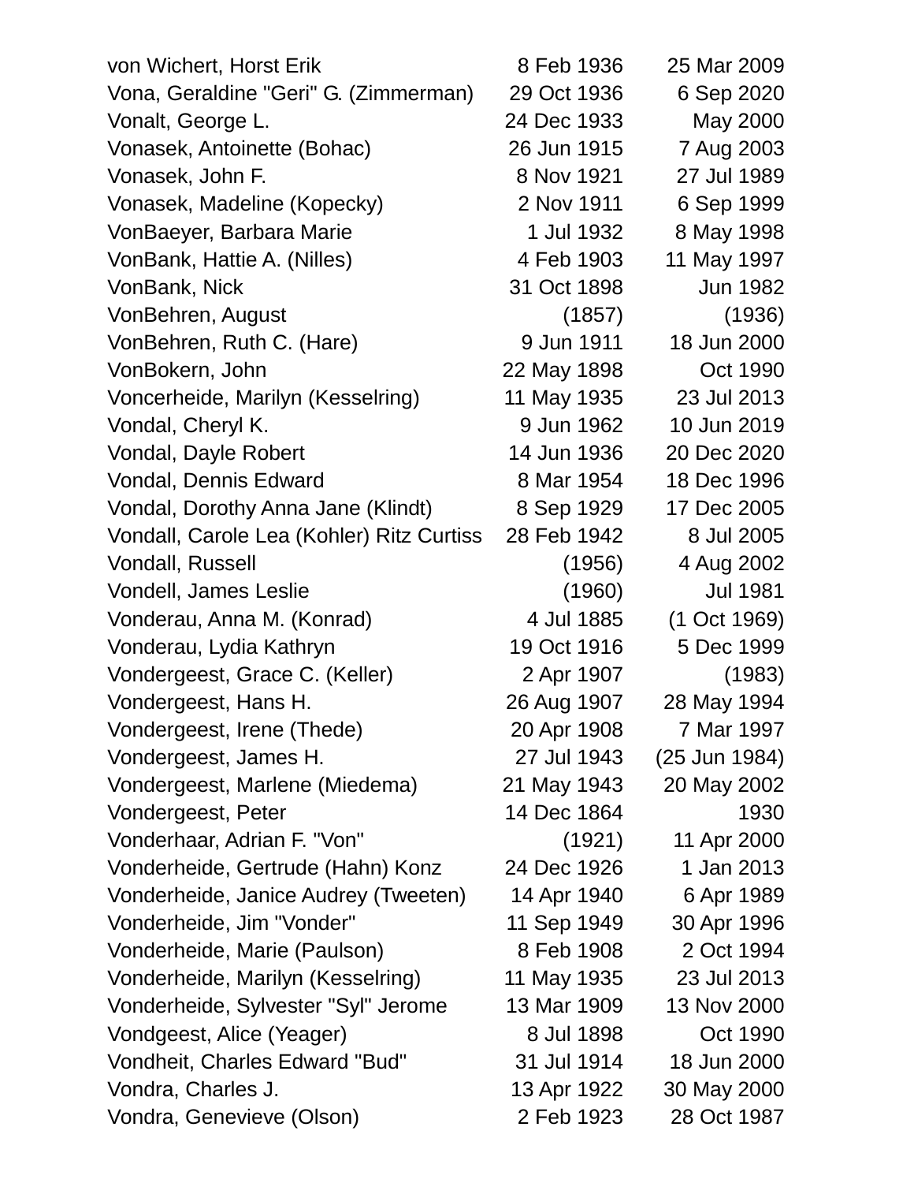| | | |
|---|---|---|
| von Wichert, Horst Erik | 8 Feb 1936 | 25 Mar 2009 |
| Vona, Geraldine "Geri" G. (Zimmerman) | 29 Oct 1936 | 6 Sep 2020 |
| Vonalt, George L. | 24 Dec 1933 | May 2000 |
| Vonasek, Antoinette (Bohac) | 26 Jun 1915 | 7 Aug 2003 |
| Vonasek, John F. | 8 Nov 1921 | 27 Jul 1989 |
| Vonasek, Madeline (Kopecky) | 2 Nov 1911 | 6 Sep 1999 |
| VonBaeyer, Barbara Marie | 1 Jul 1932 | 8 May 1998 |
| VonBank, Hattie A. (Nilles) | 4 Feb 1903 | 11 May 1997 |
| VonBank, Nick | 31 Oct 1898 | Jun 1982 |
| VonBehren, August | (1857) | (1936) |
| VonBehren, Ruth C. (Hare) | 9 Jun 1911 | 18 Jun 2000 |
| VonBokern, John | 22 May 1898 | Oct 1990 |
| Voncerheide, Marilyn (Kesselring) | 11 May 1935 | 23 Jul 2013 |
| Vondal, Cheryl K. | 9 Jun 1962 | 10 Jun 2019 |
| Vondal, Dayle Robert | 14 Jun 1936 | 20 Dec 2020 |
| Vondal, Dennis Edward | 8 Mar 1954 | 18 Dec 1996 |
| Vondal, Dorothy Anna Jane (Klindt) | 8 Sep 1929 | 17 Dec 2005 |
| Vondall, Carole Lea (Kohler) Ritz Curtiss | 28 Feb 1942 | 8 Jul 2005 |
| Vondall, Russell | (1956) | 4 Aug 2002 |
| Vondell, James Leslie | (1960) | Jul 1981 |
| Vonderau, Anna M. (Konrad) | 4 Jul 1885 | (1 Oct 1969) |
| Vonderau, Lydia Kathryn | 19 Oct 1916 | 5 Dec 1999 |
| Vondergeest, Grace C. (Keller) | 2 Apr 1907 | (1983) |
| Vondergeest, Hans H. | 26 Aug 1907 | 28 May 1994 |
| Vondergeest, Irene (Thede) | 20 Apr 1908 | 7 Mar 1997 |
| Vondergeest, James H. | 27 Jul 1943 | (25 Jun 1984) |
| Vondergeest, Marlene (Miedema) | 21 May 1943 | 20 May 2002 |
| Vondergeest, Peter | 14 Dec 1864 | 1930 |
| Vonderhaar, Adrian F. "Von" | (1921) | 11 Apr 2000 |
| Vonderheide, Gertrude (Hahn) Konz | 24 Dec 1926 | 1 Jan 2013 |
| Vonderheide, Janice Audrey (Tweeten) | 14 Apr 1940 | 6 Apr 1989 |
| Vonderheide, Jim "Vonder" | 11 Sep 1949 | 30 Apr 1996 |
| Vonderheide, Marie (Paulson) | 8 Feb 1908 | 2 Oct 1994 |
| Vonderheide, Marilyn (Kesselring) | 11 May 1935 | 23 Jul 2013 |
| Vonderheide, Sylvester "Syl" Jerome | 13 Mar 1909 | 13 Nov 2000 |
| Vondgeest, Alice (Yeager) | 8 Jul 1898 | Oct 1990 |
| Vondheit, Charles Edward "Bud" | 31 Jul 1914 | 18 Jun 2000 |
| Vondra, Charles J. | 13 Apr 1922 | 30 May 2000 |
| Vondra, Genevieve (Olson) | 2 Feb 1923 | 28 Oct 1987 |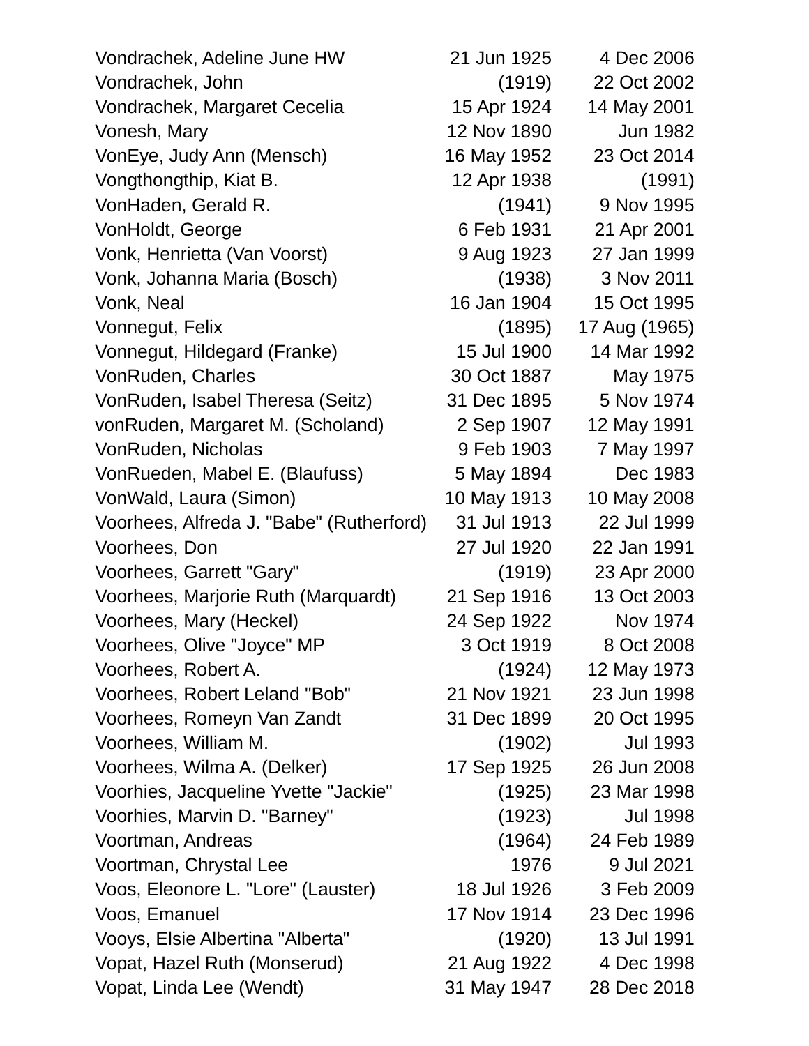| | | |
|---|---|---|
| Vondrachek, Adeline June HW | 21 Jun 1925 | 4 Dec 2006 |
| Vondrachek, John | (1919) | 22 Oct 2002 |
| Vondrachek, Margaret Cecelia | 15 Apr 1924 | 14 May 2001 |
| Vonesh, Mary | 12 Nov 1890 | Jun 1982 |
| VonEye, Judy Ann (Mensch) | 16 May 1952 | 23 Oct 2014 |
| Vongthongthip, Kiat B. | 12 Apr 1938 | (1991) |
| VonHaden, Gerald R. | (1941) | 9 Nov 1995 |
| VonHoldt, George | 6 Feb 1931 | 21 Apr 2001 |
| Vonk, Henrietta (Van Voorst) | 9 Aug 1923 | 27 Jan 1999 |
| Vonk, Johanna Maria (Bosch) | (1938) | 3 Nov 2011 |
| Vonk, Neal | 16 Jan 1904 | 15 Oct 1995 |
| Vonnegut, Felix | (1895) | 17 Aug (1965) |
| Vonnegut, Hildegard (Franke) | 15 Jul 1900 | 14 Mar 1992 |
| VonRuden, Charles | 30 Oct 1887 | May 1975 |
| VonRuden, Isabel Theresa (Seitz) | 31 Dec 1895 | 5 Nov 1974 |
| vonRuden, Margaret M. (Scholand) | 2 Sep 1907 | 12 May 1991 |
| VonRuden, Nicholas | 9 Feb 1903 | 7 May 1997 |
| VonRueden, Mabel E. (Blaufuss) | 5 May 1894 | Dec 1983 |
| VonWald, Laura (Simon) | 10 May 1913 | 10 May 2008 |
| Voorhees, Alfreda J. "Babe" (Rutherford) | 31 Jul 1913 | 22 Jul 1999 |
| Voorhees, Don | 27 Jul 1920 | 22 Jan 1991 |
| Voorhees, Garrett "Gary" | (1919) | 23 Apr 2000 |
| Voorhees, Marjorie Ruth (Marquardt) | 21 Sep 1916 | 13 Oct 2003 |
| Voorhees, Mary (Heckel) | 24 Sep 1922 | Nov 1974 |
| Voorhees, Olive "Joyce" MP | 3 Oct 1919 | 8 Oct 2008 |
| Voorhees, Robert A. | (1924) | 12 May 1973 |
| Voorhees, Robert Leland "Bob" | 21 Nov 1921 | 23 Jun 1998 |
| Voorhees, Romeyn Van Zandt | 31 Dec 1899 | 20 Oct 1995 |
| Voorhees, William M. | (1902) | Jul 1993 |
| Voorhees, Wilma A. (Delker) | 17 Sep 1925 | 26 Jun 2008 |
| Voorhies, Jacqueline Yvette "Jackie" | (1925) | 23 Mar 1998 |
| Voorhies, Marvin D. "Barney" | (1923) | Jul 1998 |
| Voortman, Andreas | (1964) | 24 Feb 1989 |
| Voortman, Chrystal Lee | 1976 | 9 Jul 2021 |
| Voos, Eleonore L. "Lore" (Lauster) | 18 Jul 1926 | 3 Feb 2009 |
| Voos, Emanuel | 17 Nov 1914 | 23 Dec 1996 |
| Vooys, Elsie Albertina "Alberta" | (1920) | 13 Jul 1991 |
| Vopat, Hazel Ruth (Monserud) | 21 Aug 1922 | 4 Dec 1998 |
| Vopat, Linda Lee (Wendt) | 31 May 1947 | 28 Dec 2018 |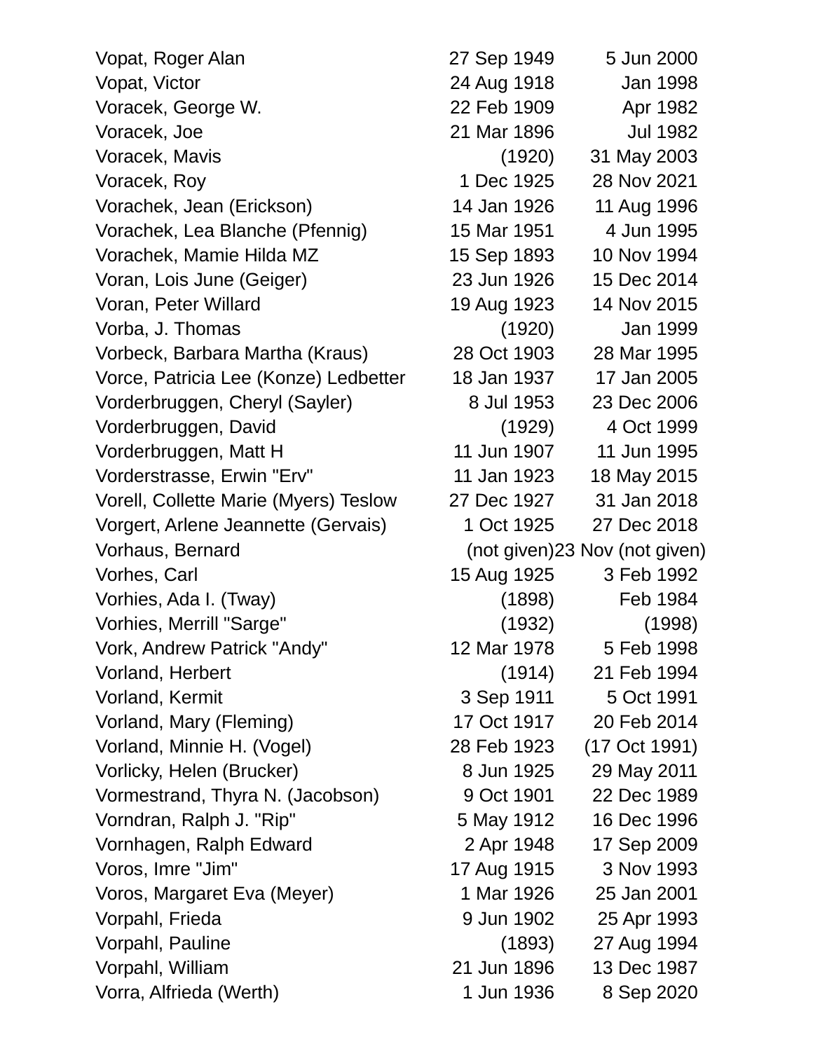| | | |
|---|---|---|
| Vopat, Roger Alan | 27 Sep 1949 | 5 Jun 2000 |
| Vopat, Victor | 24 Aug 1918 | Jan 1998 |
| Voracek, George W. | 22 Feb 1909 | Apr 1982 |
| Voracek, Joe | 21 Mar 1896 | Jul 1982 |
| Voracek, Mavis | (1920) | 31 May 2003 |
| Voracek, Roy | 1 Dec 1925 | 28 Nov 2021 |
| Vorachek, Jean (Erickson) | 14 Jan 1926 | 11 Aug 1996 |
| Vorachek, Lea Blanche (Pfennig) | 15 Mar 1951 | 4 Jun 1995 |
| Vorachek, Mamie Hilda MZ | 15 Sep 1893 | 10 Nov 1994 |
| Voran, Lois June (Geiger) | 23 Jun 1926 | 15 Dec 2014 |
| Voran, Peter Willard | 19 Aug 1923 | 14 Nov 2015 |
| Vorba, J. Thomas | (1920) | Jan 1999 |
| Vorbeck, Barbara Martha (Kraus) | 28 Oct 1903 | 28 Mar 1995 |
| Vorce, Patricia Lee (Konze) Ledbetter | 18 Jan 1937 | 17 Jan 2005 |
| Vorderbruggen, Cheryl (Sayler) | 8 Jul 1953 | 23 Dec 2006 |
| Vorderbruggen, David | (1929) | 4 Oct 1999 |
| Vorderbruggen, Matt H | 11 Jun 1907 | 11 Jun 1995 |
| Vorderstrasse, Erwin "Erv" | 11 Jan 1923 | 18 May 2015 |
| Vorell, Collette Marie (Myers) Teslow | 27 Dec 1927 | 31 Jan 2018 |
| Vorgert, Arlene Jeannette (Gervais) | 1 Oct 1925 | 27 Dec 2018 |
| Vorhaus, Bernard | (not given) | 23 Nov (not given) |
| Vorhes, Carl | 15 Aug 1925 | 3 Feb 1992 |
| Vorhies, Ada I. (Tway) | (1898) | Feb 1984 |
| Vorhies, Merrill "Sarge" | (1932) | (1998) |
| Vork, Andrew Patrick "Andy" | 12 Mar 1978 | 5 Feb 1998 |
| Vorland, Herbert | (1914) | 21 Feb 1994 |
| Vorland, Kermit | 3 Sep 1911 | 5 Oct 1991 |
| Vorland, Mary (Fleming) | 17 Oct 1917 | 20 Feb 2014 |
| Vorland, Minnie H. (Vogel) | 28 Feb 1923 | (17 Oct 1991) |
| Vorlicky, Helen (Brucker) | 8 Jun 1925 | 29 May 2011 |
| Vormestrand, Thyra N. (Jacobson) | 9 Oct 1901 | 22 Dec 1989 |
| Vorndran, Ralph J. "Rip" | 5 May 1912 | 16 Dec 1996 |
| Vornhagen, Ralph Edward | 2 Apr 1948 | 17 Sep 2009 |
| Voros, Imre "Jim" | 17 Aug 1915 | 3 Nov 1993 |
| Voros, Margaret Eva (Meyer) | 1 Mar 1926 | 25 Jan 2001 |
| Vorpahl, Frieda | 9 Jun 1902 | 25 Apr 1993 |
| Vorpahl, Pauline | (1893) | 27 Aug 1994 |
| Vorpahl, William | 21 Jun 1896 | 13 Dec 1987 |
| Vorra, Alfrieda (Werth) | 1 Jun 1936 | 8 Sep 2020 |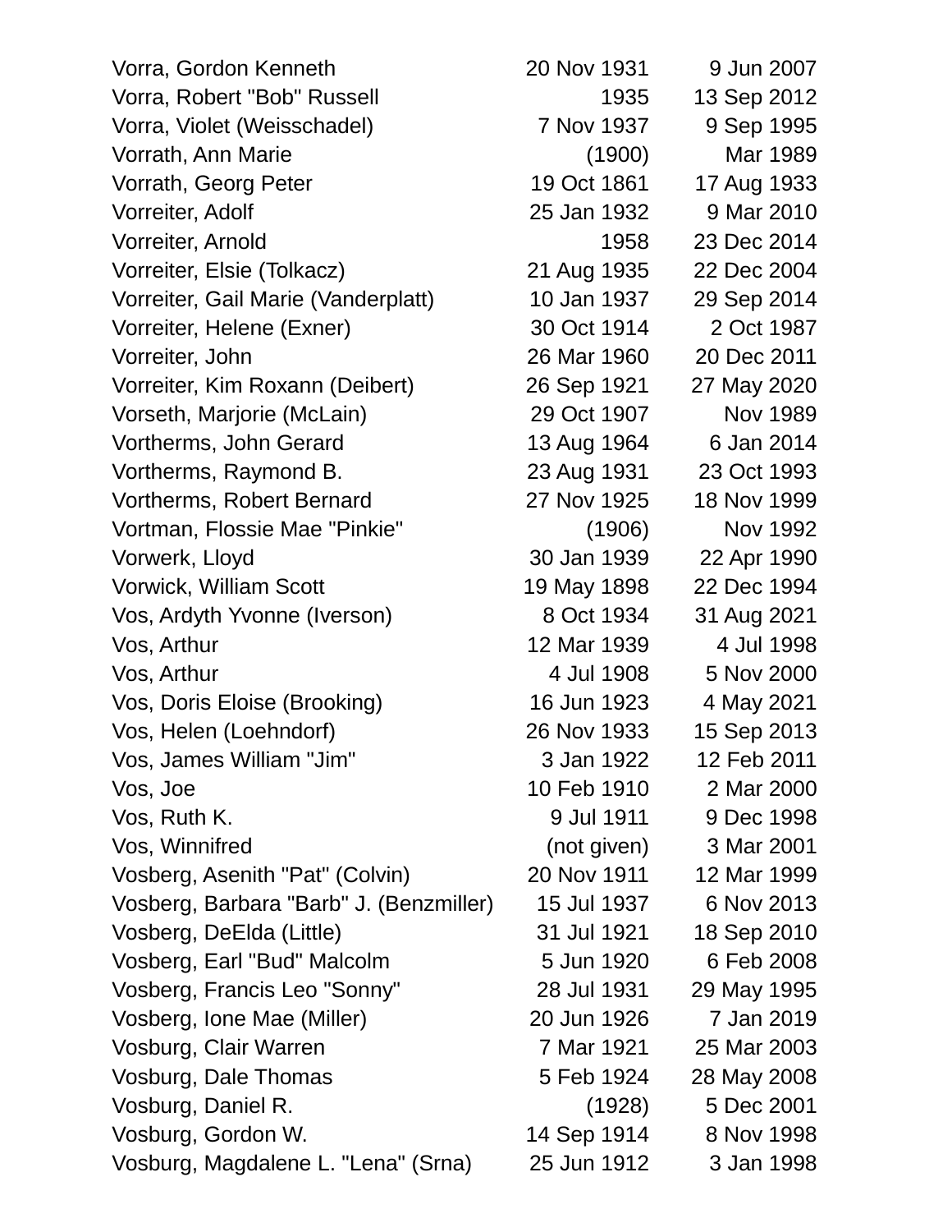| | | |
|---|---|---|
| Vorra, Gordon Kenneth | 20 Nov 1931 | 9 Jun 2007 |
| Vorra, Robert "Bob" Russell | 1935 | 13 Sep 2012 |
| Vorra, Violet (Weisschadel) | 7 Nov 1937 | 9 Sep 1995 |
| Vorrath, Ann Marie | (1900) | Mar 1989 |
| Vorrath, Georg Peter | 19 Oct 1861 | 17 Aug 1933 |
| Vorreiter, Adolf | 25 Jan 1932 | 9 Mar 2010 |
| Vorreiter, Arnold | 1958 | 23 Dec 2014 |
| Vorreiter, Elsie (Tolkacz) | 21 Aug 1935 | 22 Dec 2004 |
| Vorreiter, Gail Marie (Vanderplatt) | 10 Jan 1937 | 29 Sep 2014 |
| Vorreiter, Helene (Exner) | 30 Oct 1914 | 2 Oct 1987 |
| Vorreiter, John | 26 Mar 1960 | 20 Dec 2011 |
| Vorreiter, Kim Roxann (Deibert) | 26 Sep 1921 | 27 May 2020 |
| Vorseth, Marjorie (McLain) | 29 Oct 1907 | Nov 1989 |
| Vortherms, John Gerard | 13 Aug 1964 | 6 Jan 2014 |
| Vortherms, Raymond B. | 23 Aug 1931 | 23 Oct 1993 |
| Vortherms, Robert Bernard | 27 Nov 1925 | 18 Nov 1999 |
| Vortman, Flossie Mae "Pinkie" | (1906) | Nov 1992 |
| Vorwerk, Lloyd | 30 Jan 1939 | 22 Apr 1990 |
| Vorwick, William Scott | 19 May 1898 | 22 Dec 1994 |
| Vos, Ardyth Yvonne (Iverson) | 8 Oct 1934 | 31 Aug 2021 |
| Vos, Arthur | 12 Mar 1939 | 4 Jul 1998 |
| Vos, Arthur | 4 Jul 1908 | 5 Nov 2000 |
| Vos, Doris Eloise (Brooking) | 16 Jun 1923 | 4 May 2021 |
| Vos, Helen (Loehndorf) | 26 Nov 1933 | 15 Sep 2013 |
| Vos, James William "Jim" | 3 Jan 1922 | 12 Feb 2011 |
| Vos, Joe | 10 Feb 1910 | 2 Mar 2000 |
| Vos, Ruth K. | 9 Jul 1911 | 9 Dec 1998 |
| Vos, Winnifred | (not given) | 3 Mar 2001 |
| Vosberg, Asenith "Pat" (Colvin) | 20 Nov 1911 | 12 Mar 1999 |
| Vosberg, Barbara "Barb" J. (Benzmiller) | 15 Jul 1937 | 6 Nov 2013 |
| Vosberg, DeElda (Little) | 31 Jul 1921 | 18 Sep 2010 |
| Vosberg, Earl "Bud" Malcolm | 5 Jun 1920 | 6 Feb 2008 |
| Vosberg, Francis Leo "Sonny" | 28 Jul 1931 | 29 May 1995 |
| Vosberg, Ione Mae (Miller) | 20 Jun 1926 | 7 Jan 2019 |
| Vosburg, Clair Warren | 7 Mar 1921 | 25 Mar 2003 |
| Vosburg, Dale Thomas | 5 Feb 1924 | 28 May 2008 |
| Vosburg, Daniel R. | (1928) | 5 Dec 2001 |
| Vosburg, Gordon W. | 14 Sep 1914 | 8 Nov 1998 |
| Vosburg, Magdalene L. "Lena" (Srna) | 25 Jun 1912 | 3 Jan 1998 |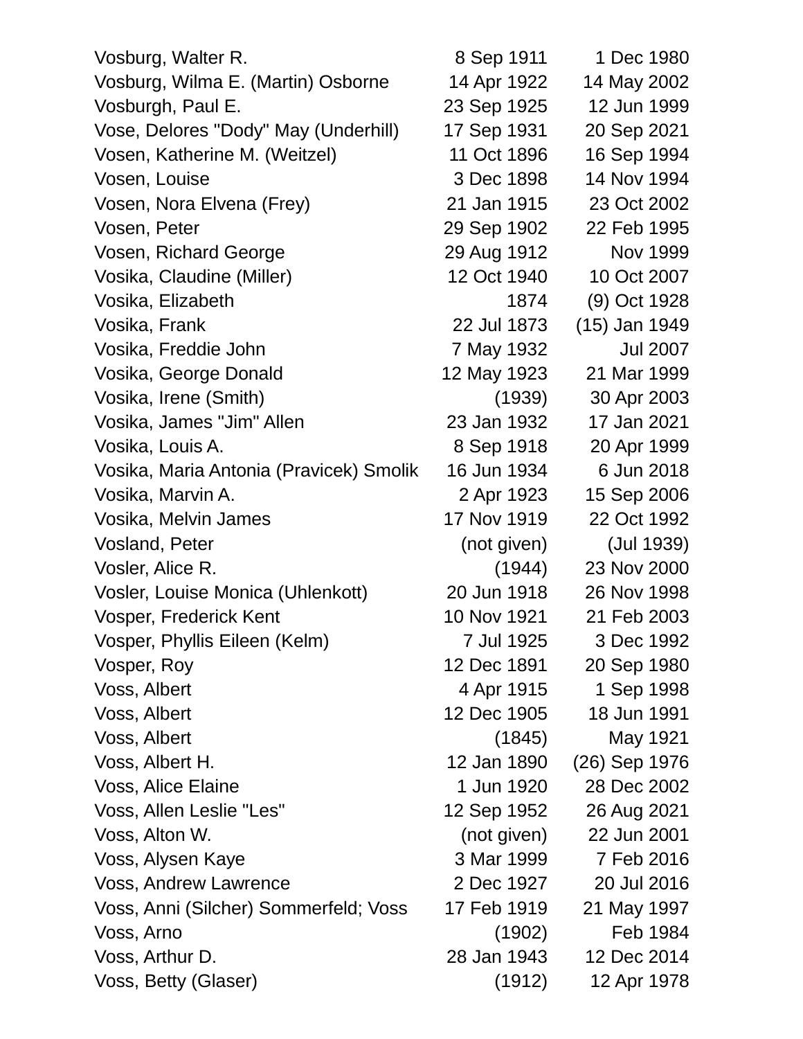| | | |
|---|---|---|
| Vosburg, Walter R. | 8 Sep 1911 | 1 Dec 1980 |
| Vosburg, Wilma E. (Martin) Osborne | 14 Apr 1922 | 14 May 2002 |
| Vosburgh, Paul E. | 23 Sep 1925 | 12 Jun 1999 |
| Vose, Delores "Dody" May (Underhill) | 17 Sep 1931 | 20 Sep 2021 |
| Vosen, Katherine M. (Weitzel) | 11 Oct 1896 | 16 Sep 1994 |
| Vosen, Louise | 3 Dec 1898 | 14 Nov 1994 |
| Vosen, Nora Elvena (Frey) | 21 Jan 1915 | 23 Oct 2002 |
| Vosen, Peter | 29 Sep 1902 | 22 Feb 1995 |
| Vosen, Richard George | 29 Aug 1912 | Nov 1999 |
| Vosika, Claudine (Miller) | 12 Oct 1940 | 10 Oct 2007 |
| Vosika, Elizabeth | 1874 | (9) Oct 1928 |
| Vosika, Frank | 22 Jul 1873 | (15) Jan 1949 |
| Vosika, Freddie John | 7 May 1932 | Jul 2007 |
| Vosika, George Donald | 12 May 1923 | 21 Mar 1999 |
| Vosika, Irene (Smith) | (1939) | 30 Apr 2003 |
| Vosika, James "Jim" Allen | 23 Jan 1932 | 17 Jan 2021 |
| Vosika, Louis A. | 8 Sep 1918 | 20 Apr 1999 |
| Vosika, Maria Antonia (Pravicek) Smolik | 16 Jun 1934 | 6 Jun 2018 |
| Vosika, Marvin A. | 2 Apr 1923 | 15 Sep 2006 |
| Vosika, Melvin James | 17 Nov 1919 | 22 Oct 1992 |
| Vosland, Peter | (not given) | (Jul 1939) |
| Vosler, Alice R. | (1944) | 23 Nov 2000 |
| Vosler, Louise Monica (Uhlenkott) | 20 Jun 1918 | 26 Nov 1998 |
| Vosper, Frederick Kent | 10 Nov 1921 | 21 Feb 2003 |
| Vosper, Phyllis Eileen (Kelm) | 7 Jul 1925 | 3 Dec 1992 |
| Vosper, Roy | 12 Dec 1891 | 20 Sep 1980 |
| Voss, Albert | 4 Apr 1915 | 1 Sep 1998 |
| Voss, Albert | 12 Dec 1905 | 18 Jun 1991 |
| Voss, Albert | (1845) | May 1921 |
| Voss, Albert H. | 12 Jan 1890 | (26) Sep 1976 |
| Voss, Alice Elaine | 1 Jun 1920 | 28 Dec 2002 |
| Voss, Allen Leslie "Les" | 12 Sep 1952 | 26 Aug 2021 |
| Voss, Alton W. | (not given) | 22 Jun 2001 |
| Voss, Alysen Kaye | 3 Mar 1999 | 7 Feb 2016 |
| Voss, Andrew Lawrence | 2 Dec 1927 | 20 Jul 2016 |
| Voss, Anni (Silcher) Sommerfeld; Voss | 17 Feb 1919 | 21 May 1997 |
| Voss, Arno | (1902) | Feb 1984 |
| Voss, Arthur D. | 28 Jan 1943 | 12 Dec 2014 |
| Voss, Betty (Glaser) | (1912) | 12 Apr 1978 |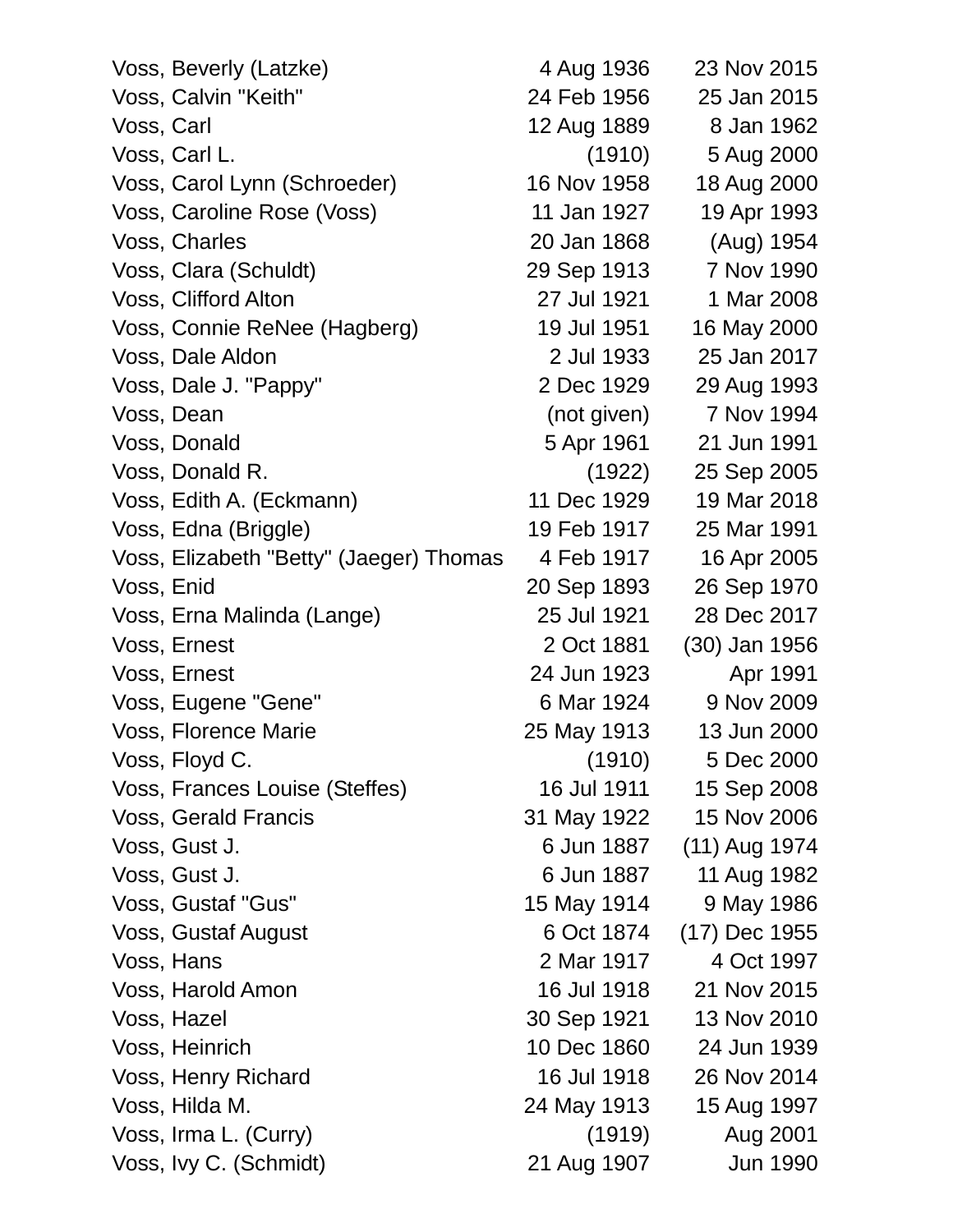| | | |
|---|---|---|
| Voss, Beverly (Latzke) | 4 Aug 1936 | 23 Nov 2015 |
| Voss, Calvin "Keith" | 24 Feb 1956 | 25 Jan 2015 |
| Voss, Carl | 12 Aug 1889 | 8 Jan 1962 |
| Voss, Carl L. | (1910) | 5 Aug 2000 |
| Voss, Carol Lynn (Schroeder) | 16 Nov 1958 | 18 Aug 2000 |
| Voss, Caroline Rose (Voss) | 11 Jan 1927 | 19 Apr 1993 |
| Voss, Charles | 20 Jan 1868 | (Aug) 1954 |
| Voss, Clara (Schuldt) | 29 Sep 1913 | 7 Nov 1990 |
| Voss, Clifford Alton | 27 Jul 1921 | 1 Mar 2008 |
| Voss, Connie ReNee (Hagberg) | 19 Jul 1951 | 16 May 2000 |
| Voss, Dale Aldon | 2 Jul 1933 | 25 Jan 2017 |
| Voss, Dale J. "Pappy" | 2 Dec 1929 | 29 Aug 1993 |
| Voss, Dean | (not given) | 7 Nov 1994 |
| Voss, Donald | 5 Apr 1961 | 21 Jun 1991 |
| Voss, Donald R. | (1922) | 25 Sep 2005 |
| Voss, Edith A. (Eckmann) | 11 Dec 1929 | 19 Mar 2018 |
| Voss, Edna (Briggle) | 19 Feb 1917 | 25 Mar 1991 |
| Voss, Elizabeth "Betty" (Jaeger) Thomas | 4 Feb 1917 | 16 Apr 2005 |
| Voss, Enid | 20 Sep 1893 | 26 Sep 1970 |
| Voss, Erna Malinda (Lange) | 25 Jul 1921 | 28 Dec 2017 |
| Voss, Ernest | 2 Oct 1881 | (30) Jan 1956 |
| Voss, Ernest | 24 Jun 1923 | Apr 1991 |
| Voss, Eugene "Gene" | 6 Mar 1924 | 9 Nov 2009 |
| Voss, Florence Marie | 25 May 1913 | 13 Jun 2000 |
| Voss, Floyd C. | (1910) | 5 Dec 2000 |
| Voss, Frances Louise (Steffes) | 16 Jul 1911 | 15 Sep 2008 |
| Voss, Gerald Francis | 31 May 1922 | 15 Nov 2006 |
| Voss, Gust J. | 6 Jun 1887 | (11) Aug 1974 |
| Voss, Gust J. | 6 Jun 1887 | 11 Aug 1982 |
| Voss, Gustaf "Gus" | 15 May 1914 | 9 May 1986 |
| Voss, Gustaf August | 6 Oct 1874 | (17) Dec 1955 |
| Voss, Hans | 2 Mar 1917 | 4 Oct 1997 |
| Voss, Harold Amon | 16 Jul 1918 | 21 Nov 2015 |
| Voss, Hazel | 30 Sep 1921 | 13 Nov 2010 |
| Voss, Heinrich | 10 Dec 1860 | 24 Jun 1939 |
| Voss, Henry Richard | 16 Jul 1918 | 26 Nov 2014 |
| Voss, Hilda M. | 24 May 1913 | 15 Aug 1997 |
| Voss, Irma L. (Curry) | (1919) | Aug 2001 |
| Voss, Ivy C. (Schmidt) | 21 Aug 1907 | Jun 1990 |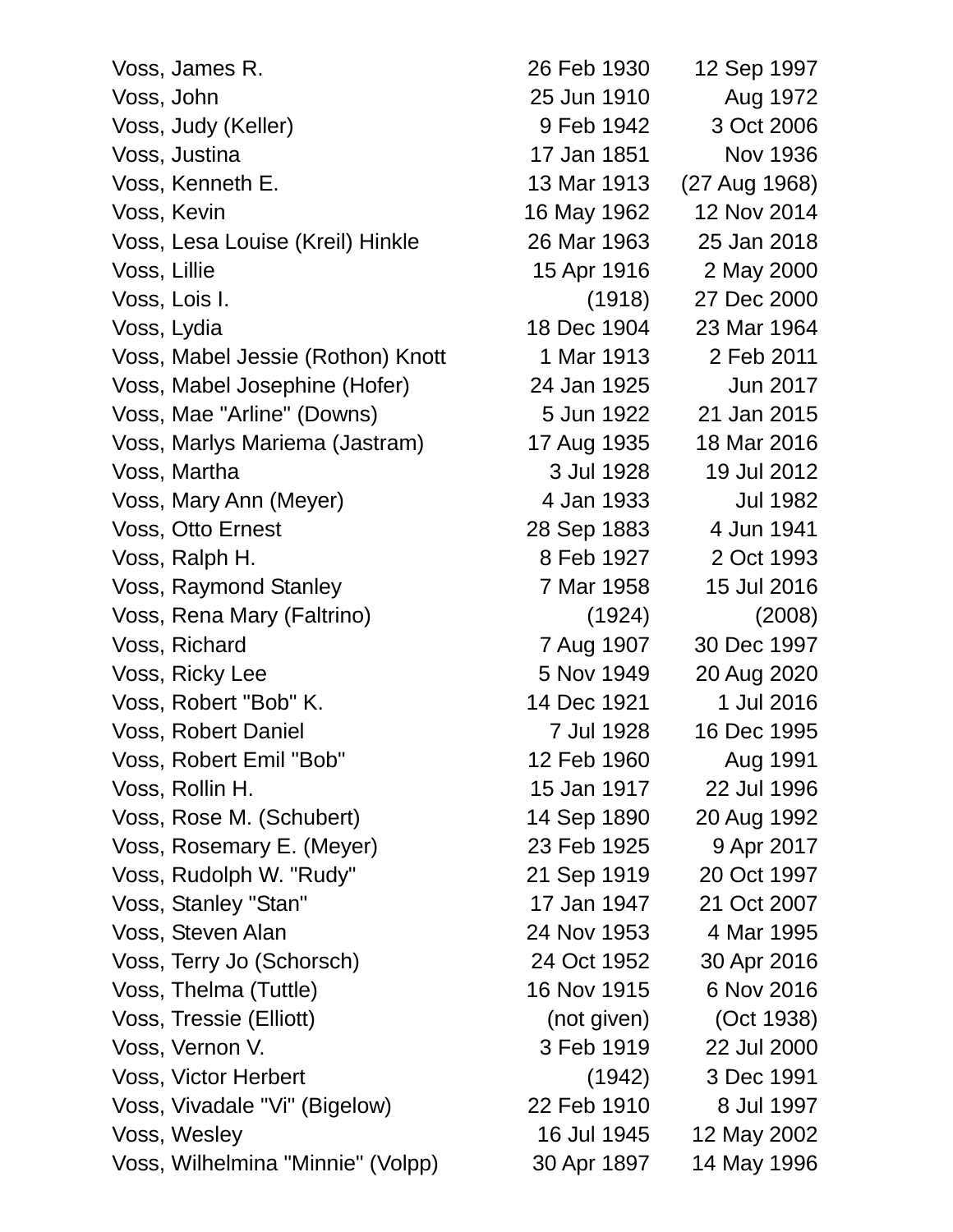| | | |
|---|---|---|
| Voss, James R. | 26 Feb 1930 | 12 Sep 1997 |
| Voss, John | 25 Jun 1910 | Aug 1972 |
| Voss, Judy (Keller) | 9 Feb 1942 | 3 Oct 2006 |
| Voss, Justina | 17 Jan 1851 | Nov 1936 |
| Voss, Kenneth E. | 13 Mar 1913 | (27 Aug 1968) |
| Voss, Kevin | 16 May 1962 | 12 Nov 2014 |
| Voss, Lesa Louise (Kreil) Hinkle | 26 Mar 1963 | 25 Jan 2018 |
| Voss, Lillie | 15 Apr 1916 | 2 May 2000 |
| Voss, Lois I. | (1918) | 27 Dec 2000 |
| Voss, Lydia | 18 Dec 1904 | 23 Mar 1964 |
| Voss, Mabel Jessie (Rothon) Knott | 1 Mar 1913 | 2 Feb 2011 |
| Voss, Mabel Josephine (Hofer) | 24 Jan 1925 | Jun 2017 |
| Voss, Mae "Arline" (Downs) | 5 Jun 1922 | 21 Jan 2015 |
| Voss, Marlys Mariema (Jastram) | 17 Aug 1935 | 18 Mar 2016 |
| Voss, Martha | 3 Jul 1928 | 19 Jul 2012 |
| Voss, Mary Ann (Meyer) | 4 Jan 1933 | Jul 1982 |
| Voss, Otto Ernest | 28 Sep 1883 | 4 Jun 1941 |
| Voss, Ralph H. | 8 Feb 1927 | 2 Oct 1993 |
| Voss, Raymond Stanley | 7 Mar 1958 | 15 Jul 2016 |
| Voss, Rena Mary (Faltrino) | (1924) | (2008) |
| Voss, Richard | 7 Aug 1907 | 30 Dec 1997 |
| Voss, Ricky Lee | 5 Nov 1949 | 20 Aug 2020 |
| Voss, Robert "Bob" K. | 14 Dec 1921 | 1 Jul 2016 |
| Voss, Robert Daniel | 7 Jul 1928 | 16 Dec 1995 |
| Voss, Robert Emil "Bob" | 12 Feb 1960 | Aug 1991 |
| Voss, Rollin H. | 15 Jan 1917 | 22 Jul 1996 |
| Voss, Rose M. (Schubert) | 14 Sep 1890 | 20 Aug 1992 |
| Voss, Rosemary E. (Meyer) | 23 Feb 1925 | 9 Apr 2017 |
| Voss, Rudolph W. "Rudy" | 21 Sep 1919 | 20 Oct 1997 |
| Voss, Stanley "Stan" | 17 Jan 1947 | 21 Oct 2007 |
| Voss, Steven Alan | 24 Nov 1953 | 4 Mar 1995 |
| Voss, Terry Jo (Schorsch) | 24 Oct 1952 | 30 Apr 2016 |
| Voss, Thelma (Tuttle) | 16 Nov 1915 | 6 Nov 2016 |
| Voss, Tressie (Elliott) | (not given) | (Oct 1938) |
| Voss, Vernon V. | 3 Feb 1919 | 22 Jul 2000 |
| Voss, Victor Herbert | (1942) | 3 Dec 1991 |
| Voss, Vivadale "Vi" (Bigelow) | 22 Feb 1910 | 8 Jul 1997 |
| Voss, Wesley | 16 Jul 1945 | 12 May 2002 |
| Voss, Wilhelmina "Minnie" (Volpp) | 30 Apr 1897 | 14 May 1996 |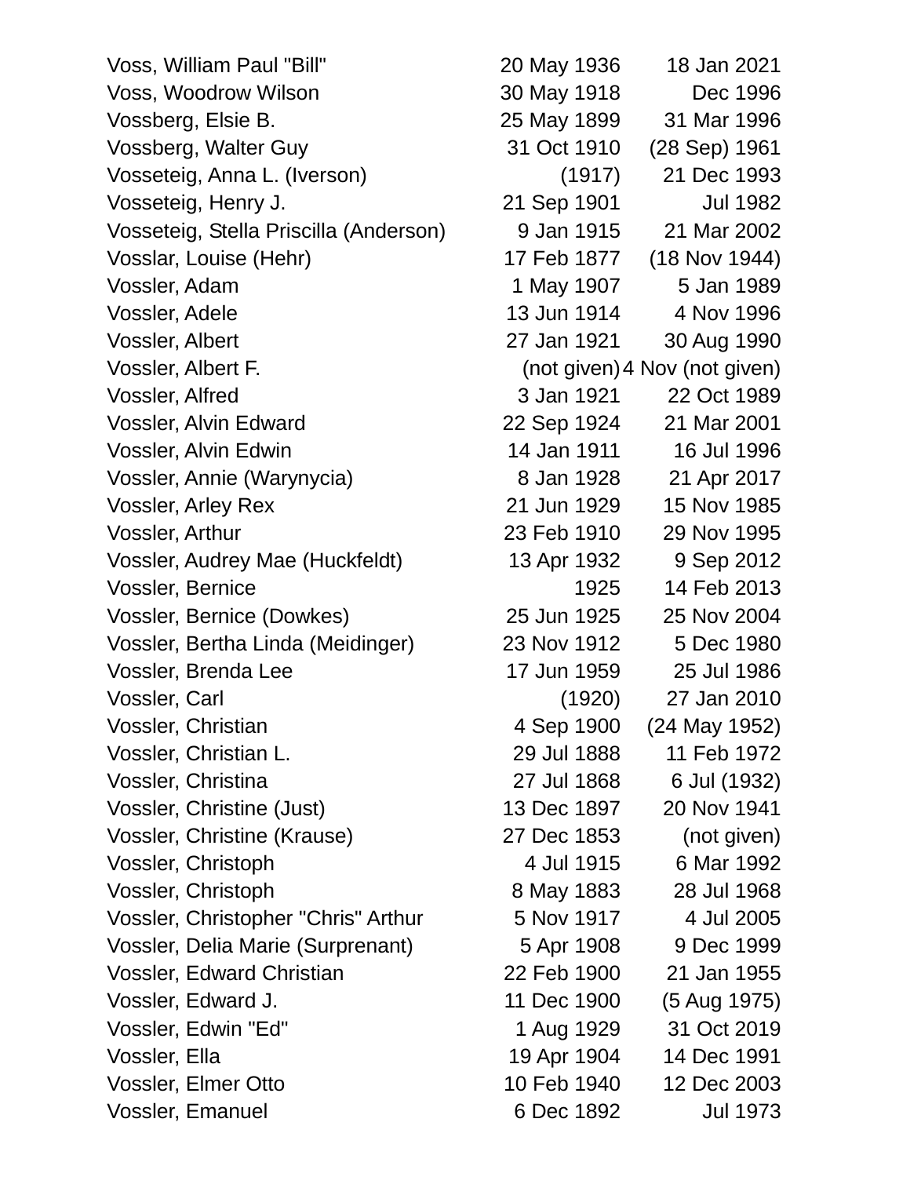| | | |
|---|---|---|
| Voss, William Paul "Bill" | 20 May 1936 | 18 Jan 2021 |
| Voss, Woodrow Wilson | 30 May 1918 | Dec 1996 |
| Vossberg, Elsie B. | 25 May 1899 | 31 Mar 1996 |
| Vossberg, Walter Guy | 31 Oct 1910 | (28 Sep) 1961 |
| Vosseteig, Anna L. (Iverson) | (1917) | 21 Dec 1993 |
| Vosseteig, Henry J. | 21 Sep 1901 | Jul 1982 |
| Vosseteig, Stella Priscilla (Anderson) | 9 Jan 1915 | 21 Mar 2002 |
| Vosslar, Louise (Hehr) | 17 Feb 1877 | (18 Nov 1944) |
| Vossler, Adam | 1 May 1907 | 5 Jan 1989 |
| Vossler, Adele | 13 Jun 1914 | 4 Nov 1996 |
| Vossler, Albert | 27 Jan 1921 | 30 Aug 1990 |
| Vossler, Albert F. | (not given) | 4 Nov (not given) |
| Vossler, Alfred | 3 Jan 1921 | 22 Oct 1989 |
| Vossler, Alvin Edward | 22 Sep 1924 | 21 Mar 2001 |
| Vossler, Alvin Edwin | 14 Jan 1911 | 16 Jul 1996 |
| Vossler, Annie (Warynycia) | 8 Jan 1928 | 21 Apr 2017 |
| Vossler, Arley Rex | 21 Jun 1929 | 15 Nov 1985 |
| Vossler, Arthur | 23 Feb 1910 | 29 Nov 1995 |
| Vossler, Audrey Mae (Huckfeldt) | 13 Apr 1932 | 9 Sep 2012 |
| Vossler, Bernice | 1925 | 14 Feb 2013 |
| Vossler, Bernice (Dowkes) | 25 Jun 1925 | 25 Nov 2004 |
| Vossler, Bertha Linda (Meidinger) | 23 Nov 1912 | 5 Dec 1980 |
| Vossler, Brenda Lee | 17 Jun 1959 | 25 Jul 1986 |
| Vossler, Carl | (1920) | 27 Jan 2010 |
| Vossler, Christian | 4 Sep 1900 | (24 May 1952) |
| Vossler, Christian L. | 29 Jul 1888 | 11 Feb 1972 |
| Vossler, Christina | 27 Jul 1868 | 6 Jul (1932) |
| Vossler, Christine (Just) | 13 Dec 1897 | 20 Nov 1941 |
| Vossler, Christine (Krause) | 27 Dec 1853 | (not given) |
| Vossler, Christoph | 4 Jul 1915 | 6 Mar 1992 |
| Vossler, Christoph | 8 May 1883 | 28 Jul 1968 |
| Vossler, Christopher "Chris" Arthur | 5 Nov 1917 | 4 Jul 2005 |
| Vossler, Delia Marie (Surprenant) | 5 Apr 1908 | 9 Dec 1999 |
| Vossler, Edward Christian | 22 Feb 1900 | 21 Jan 1955 |
| Vossler, Edward J. | 11 Dec 1900 | (5 Aug 1975) |
| Vossler, Edwin "Ed" | 1 Aug 1929 | 31 Oct 2019 |
| Vossler, Ella | 19 Apr 1904 | 14 Dec 1991 |
| Vossler, Elmer Otto | 10 Feb 1940 | 12 Dec 2003 |
| Vossler, Emanuel | 6 Dec 1892 | Jul 1973 |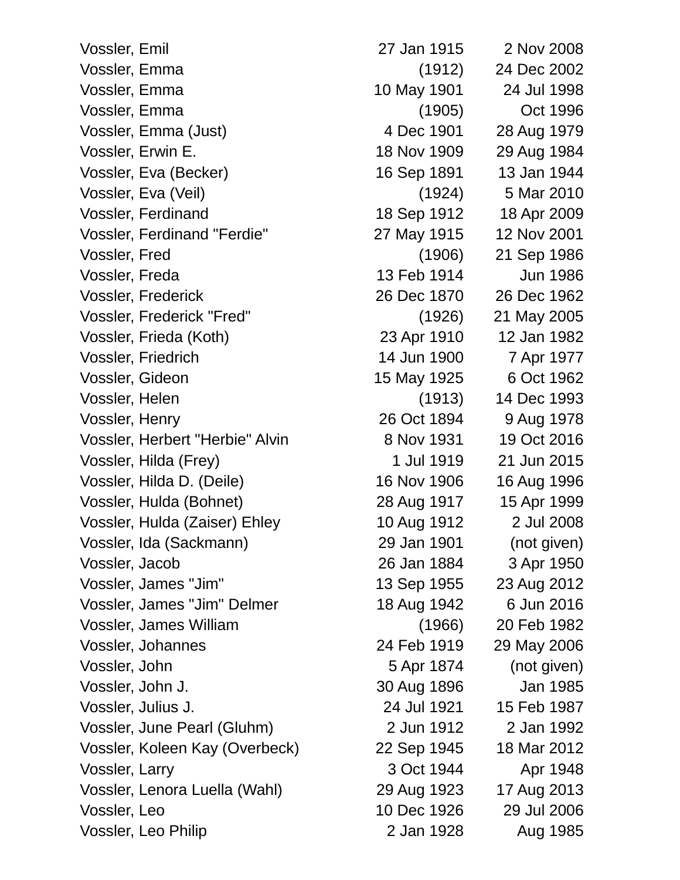| | | |
|---|---|---|
| Vossler, Emil | 27 Jan 1915 | 2 Nov 2008 |
| Vossler, Emma | (1912) | 24 Dec 2002 |
| Vossler, Emma | 10 May 1901 | 24 Jul 1998 |
| Vossler, Emma | (1905) | Oct 1996 |
| Vossler, Emma (Just) | 4 Dec 1901 | 28 Aug 1979 |
| Vossler, Erwin E. | 18 Nov 1909 | 29 Aug 1984 |
| Vossler, Eva (Becker) | 16 Sep 1891 | 13 Jan 1944 |
| Vossler, Eva (Veil) | (1924) | 5 Mar 2010 |
| Vossler, Ferdinand | 18 Sep 1912 | 18 Apr 2009 |
| Vossler, Ferdinand "Ferdie" | 27 May 1915 | 12 Nov 2001 |
| Vossler, Fred | (1906) | 21 Sep 1986 |
| Vossler, Freda | 13 Feb 1914 | Jun 1986 |
| Vossler, Frederick | 26 Dec 1870 | 26 Dec 1962 |
| Vossler, Frederick "Fred" | (1926) | 21 May 2005 |
| Vossler, Frieda (Koth) | 23 Apr 1910 | 12 Jan 1982 |
| Vossler, Friedrich | 14 Jun 1900 | 7 Apr 1977 |
| Vossler, Gideon | 15 May 1925 | 6 Oct 1962 |
| Vossler, Helen | (1913) | 14 Dec 1993 |
| Vossler, Henry | 26 Oct 1894 | 9 Aug 1978 |
| Vossler, Herbert "Herbie" Alvin | 8 Nov 1931 | 19 Oct 2016 |
| Vossler, Hilda (Frey) | 1 Jul 1919 | 21 Jun 2015 |
| Vossler, Hilda D. (Deile) | 16 Nov 1906 | 16 Aug 1996 |
| Vossler, Hulda (Bohnet) | 28 Aug 1917 | 15 Apr 1999 |
| Vossler, Hulda (Zaiser) Ehley | 10 Aug 1912 | 2 Jul 2008 |
| Vossler, Ida (Sackmann) | 29 Jan 1901 | (not given) |
| Vossler, Jacob | 26 Jan 1884 | 3 Apr 1950 |
| Vossler, James "Jim" | 13 Sep 1955 | 23 Aug 2012 |
| Vossler, James "Jim" Delmer | 18 Aug 1942 | 6 Jun 2016 |
| Vossler, James William | (1966) | 20 Feb 1982 |
| Vossler, Johannes | 24 Feb 1919 | 29 May 2006 |
| Vossler, John | 5 Apr 1874 | (not given) |
| Vossler, John J. | 30 Aug 1896 | Jan 1985 |
| Vossler, Julius J. | 24 Jul 1921 | 15 Feb 1987 |
| Vossler, June Pearl (Gluhm) | 2 Jun 1912 | 2 Jan 1992 |
| Vossler, Koleen Kay (Overbeck) | 22 Sep 1945 | 18 Mar 2012 |
| Vossler, Larry | 3 Oct 1944 | Apr 1948 |
| Vossler, Lenora Luella (Wahl) | 29 Aug 1923 | 17 Aug 2013 |
| Vossler, Leo | 10 Dec 1926 | 29 Jul 2006 |
| Vossler, Leo Philip | 2 Jan 1928 | Aug 1985 |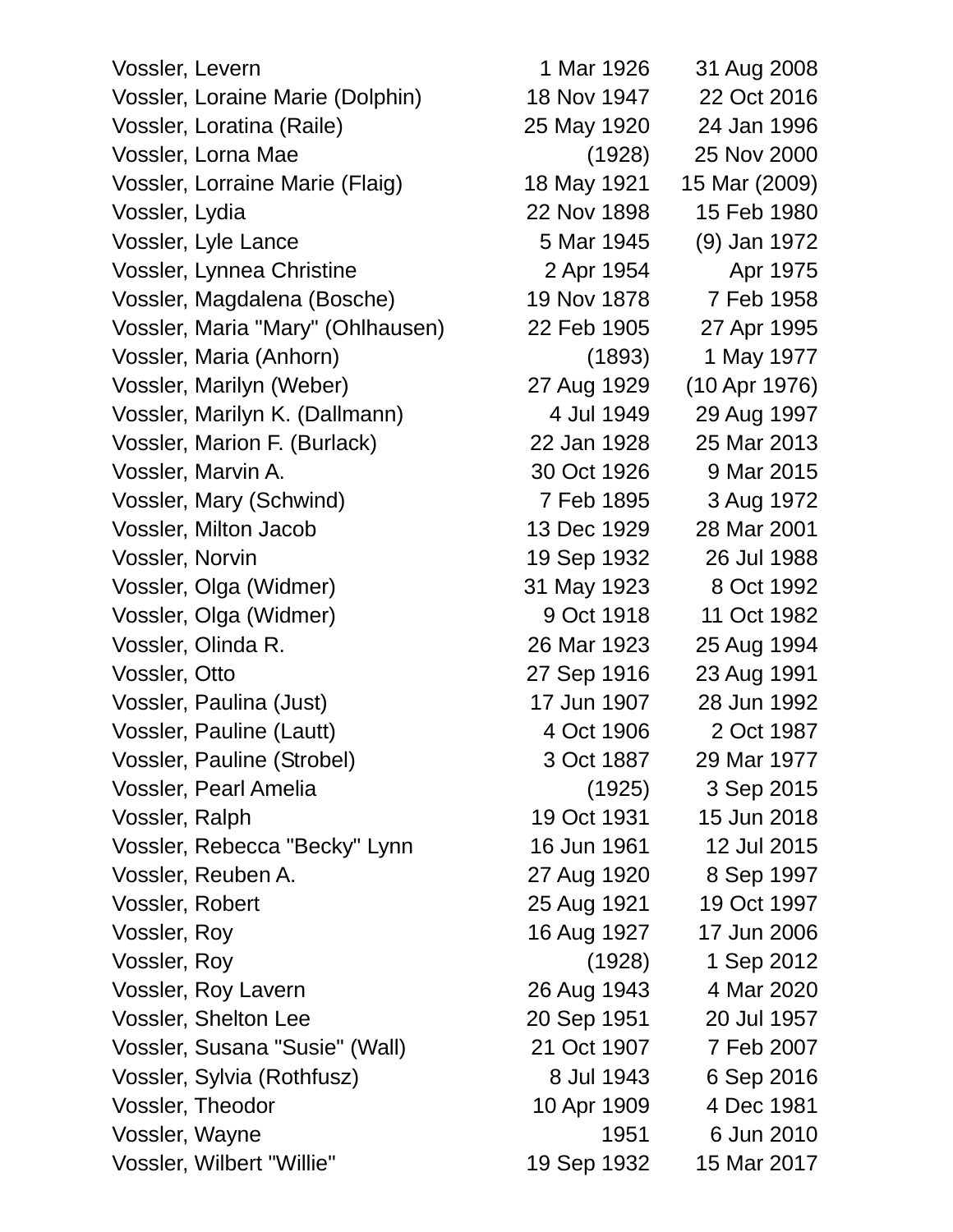| | | |
|---|---|---|
| Vossler, Levern | 1 Mar 1926 | 31 Aug 2008 |
| Vossler, Loraine Marie (Dolphin) | 18 Nov 1947 | 22 Oct 2016 |
| Vossler, Loratina (Raile) | 25 May 1920 | 24 Jan 1996 |
| Vossler, Lorna Mae | (1928) | 25 Nov 2000 |
| Vossler, Lorraine Marie (Flaig) | 18 May 1921 | 15 Mar (2009) |
| Vossler, Lydia | 22 Nov 1898 | 15 Feb 1980 |
| Vossler, Lyle Lance | 5 Mar 1945 | (9) Jan 1972 |
| Vossler, Lynnea Christine | 2 Apr 1954 | Apr 1975 |
| Vossler, Magdalena (Bosche) | 19 Nov 1878 | 7 Feb 1958 |
| Vossler, Maria "Mary" (Ohlhausen) | 22 Feb 1905 | 27 Apr 1995 |
| Vossler, Maria (Anhorn) | (1893) | 1 May 1977 |
| Vossler, Marilyn (Weber) | 27 Aug 1929 | (10 Apr 1976) |
| Vossler, Marilyn K. (Dallmann) | 4 Jul 1949 | 29 Aug 1997 |
| Vossler, Marion F. (Burlack) | 22 Jan 1928 | 25 Mar 2013 |
| Vossler, Marvin A. | 30 Oct 1926 | 9 Mar 2015 |
| Vossler, Mary (Schwind) | 7 Feb 1895 | 3 Aug 1972 |
| Vossler, Milton Jacob | 13 Dec 1929 | 28 Mar 2001 |
| Vossler, Norvin | 19 Sep 1932 | 26 Jul 1988 |
| Vossler, Olga (Widmer) | 31 May 1923 | 8 Oct 1992 |
| Vossler, Olga (Widmer) | 9 Oct 1918 | 11 Oct 1982 |
| Vossler, Olinda R. | 26 Mar 1923 | 25 Aug 1994 |
| Vossler, Otto | 27 Sep 1916 | 23 Aug 1991 |
| Vossler, Paulina (Just) | 17 Jun 1907 | 28 Jun 1992 |
| Vossler, Pauline (Lautt) | 4 Oct 1906 | 2 Oct 1987 |
| Vossler, Pauline (Strobel) | 3 Oct 1887 | 29 Mar 1977 |
| Vossler, Pearl Amelia | (1925) | 3 Sep 2015 |
| Vossler, Ralph | 19 Oct 1931 | 15 Jun 2018 |
| Vossler, Rebecca "Becky" Lynn | 16 Jun 1961 | 12 Jul 2015 |
| Vossler, Reuben A. | 27 Aug 1920 | 8 Sep 1997 |
| Vossler, Robert | 25 Aug 1921 | 19 Oct 1997 |
| Vossler, Roy | 16 Aug 1927 | 17 Jun 2006 |
| Vossler, Roy | (1928) | 1 Sep 2012 |
| Vossler, Roy Lavern | 26 Aug 1943 | 4 Mar 2020 |
| Vossler, Shelton Lee | 20 Sep 1951 | 20 Jul 1957 |
| Vossler, Susana "Susie" (Wall) | 21 Oct 1907 | 7 Feb 2007 |
| Vossler, Sylvia (Rothfusz) | 8 Jul 1943 | 6 Sep 2016 |
| Vossler, Theodor | 10 Apr 1909 | 4 Dec 1981 |
| Vossler, Wayne | 1951 | 6 Jun 2010 |
| Vossler, Wilbert "Willie" | 19 Sep 1932 | 15 Mar 2017 |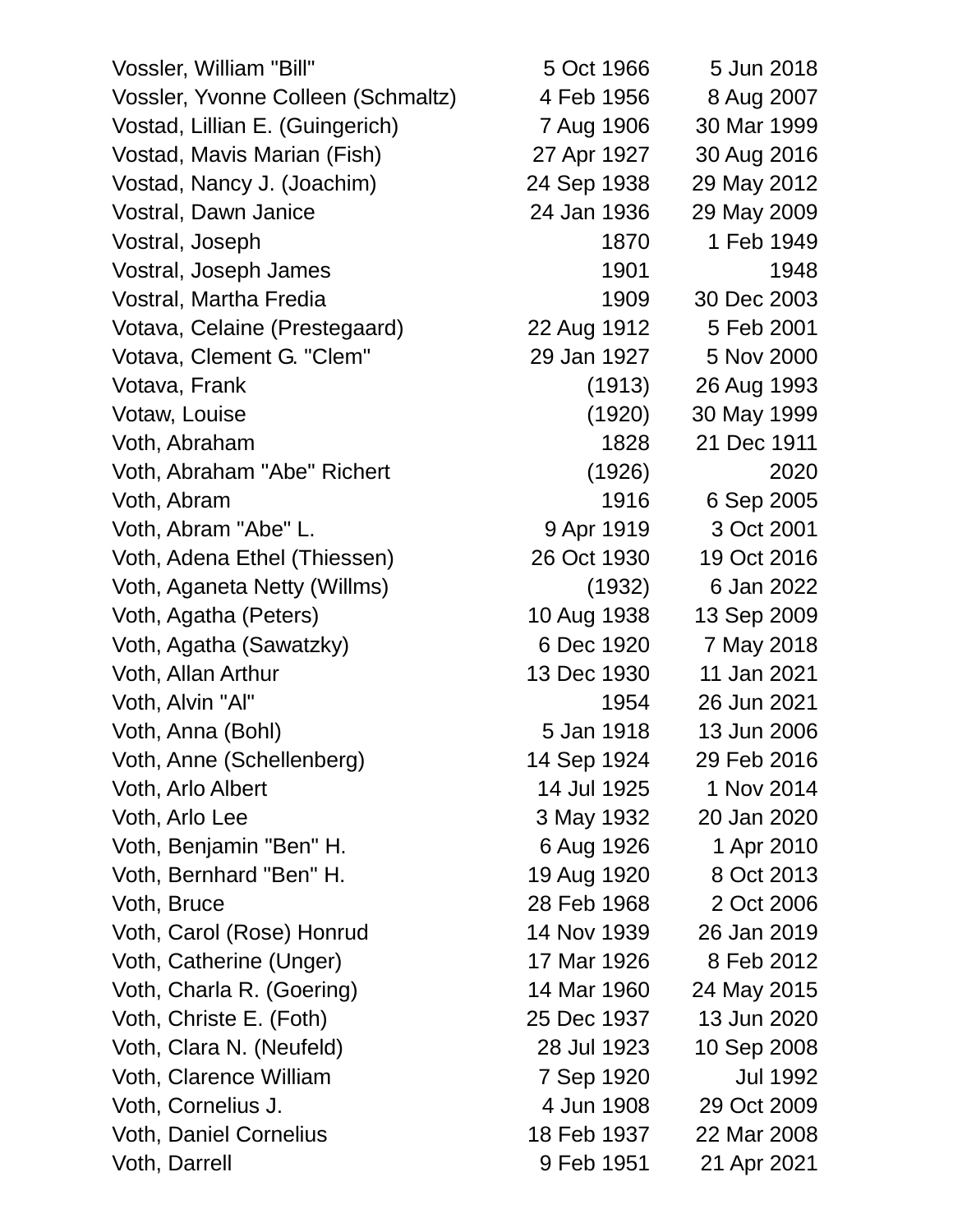| | | |
|---|---|---|
| Vossler, William "Bill" | 5 Oct 1966 | 5 Jun 2018 |
| Vossler, Yvonne Colleen (Schmaltz) | 4 Feb 1956 | 8 Aug 2007 |
| Vostad, Lillian E. (Guingerich) | 7 Aug 1906 | 30 Mar 1999 |
| Vostad, Mavis Marian (Fish) | 27 Apr 1927 | 30 Aug 2016 |
| Vostad, Nancy J. (Joachim) | 24 Sep 1938 | 29 May 2012 |
| Vostral, Dawn Janice | 24 Jan 1936 | 29 May 2009 |
| Vostral, Joseph | 1870 | 1 Feb 1949 |
| Vostral, Joseph James | 1901 | 1948 |
| Vostral, Martha Fredia | 1909 | 30 Dec 2003 |
| Votava, Celaine (Prestegaard) | 22 Aug 1912 | 5 Feb 2001 |
| Votava, Clement G. "Clem" | 29 Jan 1927 | 5 Nov 2000 |
| Votava, Frank | (1913) | 26 Aug 1993 |
| Votaw, Louise | (1920) | 30 May 1999 |
| Voth, Abraham | 1828 | 21 Dec 1911 |
| Voth, Abraham "Abe" Richert | (1926) | 2020 |
| Voth, Abram | 1916 | 6 Sep 2005 |
| Voth, Abram "Abe" L. | 9 Apr 1919 | 3 Oct 2001 |
| Voth, Adena Ethel (Thiessen) | 26 Oct 1930 | 19 Oct 2016 |
| Voth, Aganeta Netty (Willms) | (1932) | 6 Jan 2022 |
| Voth, Agatha (Peters) | 10 Aug 1938 | 13 Sep 2009 |
| Voth, Agatha (Sawatzky) | 6 Dec 1920 | 7 May 2018 |
| Voth, Allan Arthur | 13 Dec 1930 | 11 Jan 2021 |
| Voth, Alvin "Al" | 1954 | 26 Jun 2021 |
| Voth, Anna (Bohl) | 5 Jan 1918 | 13 Jun 2006 |
| Voth, Anne (Schellenberg) | 14 Sep 1924 | 29 Feb 2016 |
| Voth, Arlo Albert | 14 Jul 1925 | 1 Nov 2014 |
| Voth, Arlo Lee | 3 May 1932 | 20 Jan 2020 |
| Voth, Benjamin "Ben" H. | 6 Aug 1926 | 1 Apr 2010 |
| Voth, Bernhard "Ben" H. | 19 Aug 1920 | 8 Oct 2013 |
| Voth, Bruce | 28 Feb 1968 | 2 Oct 2006 |
| Voth, Carol (Rose) Honrud | 14 Nov 1939 | 26 Jan 2019 |
| Voth, Catherine (Unger) | 17 Mar 1926 | 8 Feb 2012 |
| Voth, Charla R. (Goering) | 14 Mar 1960 | 24 May 2015 |
| Voth, Christe E. (Foth) | 25 Dec 1937 | 13 Jun 2020 |
| Voth, Clara N. (Neufeld) | 28 Jul 1923 | 10 Sep 2008 |
| Voth, Clarence William | 7 Sep 1920 | Jul 1992 |
| Voth, Cornelius J. | 4 Jun 1908 | 29 Oct 2009 |
| Voth, Daniel Cornelius | 18 Feb 1937 | 22 Mar 2008 |
| Voth, Darrell | 9 Feb 1951 | 21 Apr 2021 |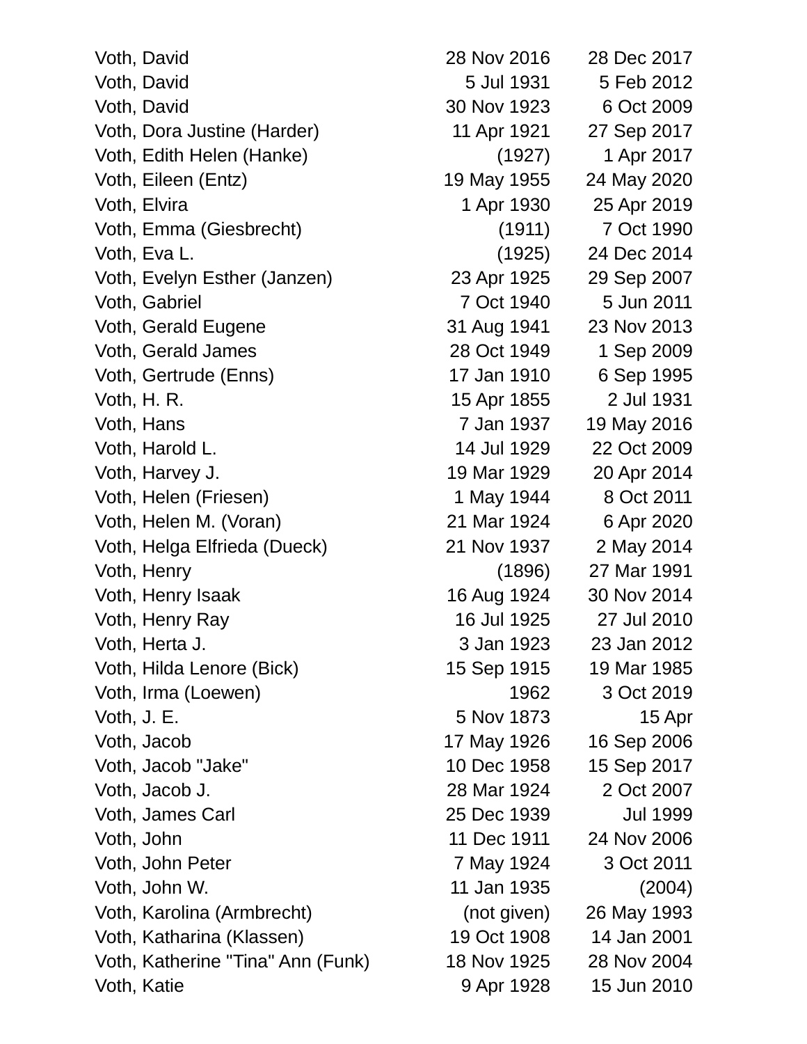| | | |
|---|---|---|
| Voth, David | 28 Nov 2016 | 28 Dec 2017 |
| Voth, David | 5 Jul 1931 | 5 Feb 2012 |
| Voth, David | 30 Nov 1923 | 6 Oct 2009 |
| Voth, Dora Justine (Harder) | 11 Apr 1921 | 27 Sep 2017 |
| Voth, Edith Helen (Hanke) | (1927) | 1 Apr 2017 |
| Voth, Eileen (Entz) | 19 May 1955 | 24 May 2020 |
| Voth, Elvira | 1 Apr 1930 | 25 Apr 2019 |
| Voth, Emma (Giesbrecht) | (1911) | 7 Oct 1990 |
| Voth, Eva L. | (1925) | 24 Dec 2014 |
| Voth, Evelyn Esther (Janzen) | 23 Apr 1925 | 29 Sep 2007 |
| Voth, Gabriel | 7 Oct 1940 | 5 Jun 2011 |
| Voth, Gerald Eugene | 31 Aug 1941 | 23 Nov 2013 |
| Voth, Gerald James | 28 Oct 1949 | 1 Sep 2009 |
| Voth, Gertrude (Enns) | 17 Jan 1910 | 6 Sep 1995 |
| Voth, H. R. | 15 Apr 1855 | 2 Jul 1931 |
| Voth, Hans | 7 Jan 1937 | 19 May 2016 |
| Voth, Harold L. | 14 Jul 1929 | 22 Oct 2009 |
| Voth, Harvey J. | 19 Mar 1929 | 20 Apr 2014 |
| Voth, Helen (Friesen) | 1 May 1944 | 8 Oct 2011 |
| Voth, Helen M. (Voran) | 21 Mar 1924 | 6 Apr 2020 |
| Voth, Helga Elfrieda (Dueck) | 21 Nov 1937 | 2 May 2014 |
| Voth, Henry | (1896) | 27 Mar 1991 |
| Voth, Henry Isaak | 16 Aug 1924 | 30 Nov 2014 |
| Voth, Henry Ray | 16 Jul 1925 | 27 Jul 2010 |
| Voth, Herta J. | 3 Jan 1923 | 23 Jan 2012 |
| Voth, Hilda Lenore (Bick) | 15 Sep 1915 | 19 Mar 1985 |
| Voth, Irma (Loewen) | 1962 | 3 Oct 2019 |
| Voth, J. E. | 5 Nov 1873 | 15 Apr |
| Voth, Jacob | 17 May 1926 | 16 Sep 2006 |
| Voth, Jacob "Jake" | 10 Dec 1958 | 15 Sep 2017 |
| Voth, Jacob J. | 28 Mar 1924 | 2 Oct 2007 |
| Voth, James Carl | 25 Dec 1939 | Jul 1999 |
| Voth, John | 11 Dec 1911 | 24 Nov 2006 |
| Voth, John Peter | 7 May 1924 | 3 Oct 2011 |
| Voth, John W. | 11 Jan 1935 | (2004) |
| Voth, Karolina (Armbrecht) | (not given) | 26 May 1993 |
| Voth, Katharina (Klassen) | 19 Oct 1908 | 14 Jan 2001 |
| Voth, Katherine "Tina" Ann (Funk) | 18 Nov 1925 | 28 Nov 2004 |
| Voth, Katie | 9 Apr 1928 | 15 Jun 2010 |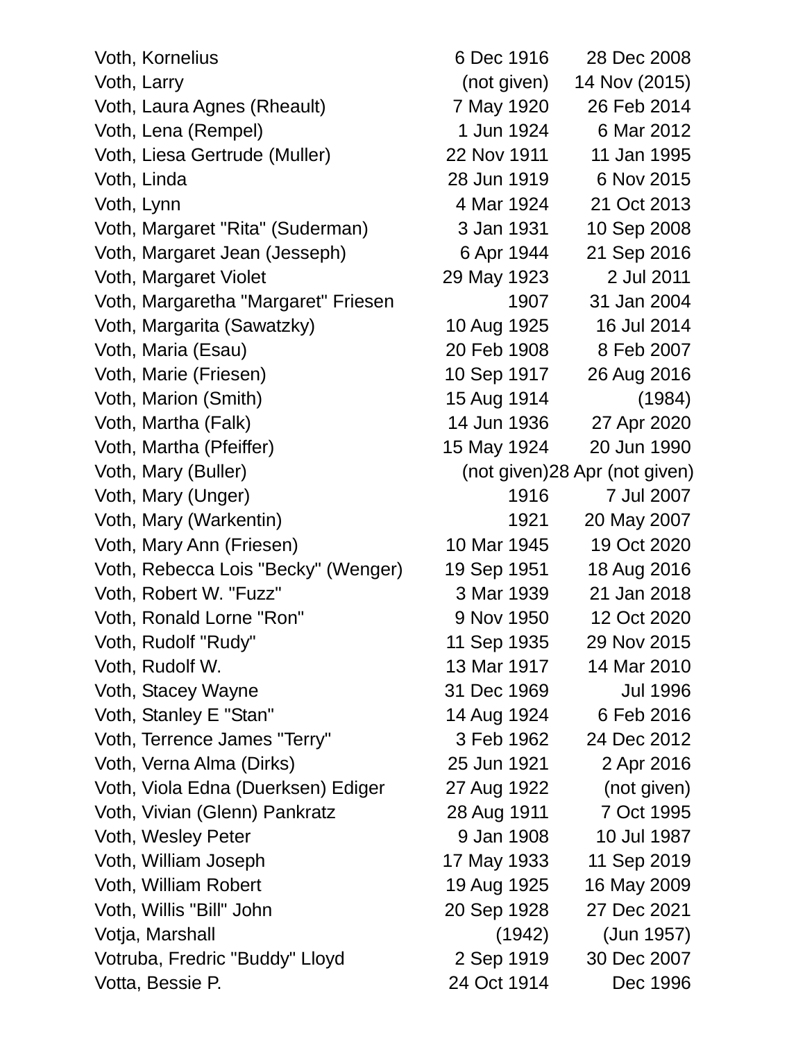| | | |
|---|---|---|
| Voth, Kornelius | 6 Dec 1916 | 28 Dec 2008 |
| Voth, Larry | (not given) | 14 Nov (2015) |
| Voth, Laura Agnes (Rheault) | 7 May 1920 | 26 Feb 2014 |
| Voth, Lena (Rempel) | 1 Jun 1924 | 6 Mar 2012 |
| Voth, Liesa Gertrude (Muller) | 22 Nov 1911 | 11 Jan 1995 |
| Voth, Linda | 28 Jun 1919 | 6 Nov 2015 |
| Voth, Lynn | 4 Mar 1924 | 21 Oct 2013 |
| Voth, Margaret "Rita" (Suderman) | 3 Jan 1931 | 10 Sep 2008 |
| Voth, Margaret Jean (Jesseph) | 6 Apr 1944 | 21 Sep 2016 |
| Voth, Margaret Violet | 29 May 1923 | 2 Jul 2011 |
| Voth, Margaretha "Margaret" Friesen | 1907 | 31 Jan 2004 |
| Voth, Margarita (Sawatzky) | 10 Aug 1925 | 16 Jul 2014 |
| Voth, Maria (Esau) | 20 Feb 1908 | 8 Feb 2007 |
| Voth, Marie (Friesen) | 10 Sep 1917 | 26 Aug 2016 |
| Voth, Marion (Smith) | 15 Aug 1914 | (1984) |
| Voth, Martha (Falk) | 14 Jun 1936 | 27 Apr 2020 |
| Voth, Martha (Pfeiffer) | 15 May 1924 | 20 Jun 1990 |
| Voth, Mary (Buller) | (not given) | 28 Apr (not given) |
| Voth, Mary (Unger) | 1916 | 7 Jul 2007 |
| Voth, Mary (Warkentin) | 1921 | 20 May 2007 |
| Voth, Mary Ann (Friesen) | 10 Mar 1945 | 19 Oct 2020 |
| Voth, Rebecca Lois "Becky" (Wenger) | 19 Sep 1951 | 18 Aug 2016 |
| Voth, Robert W. "Fuzz" | 3 Mar 1939 | 21 Jan 2018 |
| Voth, Ronald Lorne "Ron" | 9 Nov 1950 | 12 Oct 2020 |
| Voth, Rudolf "Rudy" | 11 Sep 1935 | 29 Nov 2015 |
| Voth, Rudolf W. | 13 Mar 1917 | 14 Mar 2010 |
| Voth, Stacey Wayne | 31 Dec 1969 | Jul 1996 |
| Voth, Stanley E "Stan" | 14 Aug 1924 | 6 Feb 2016 |
| Voth, Terrence James "Terry" | 3 Feb 1962 | 24 Dec 2012 |
| Voth, Verna Alma (Dirks) | 25 Jun 1921 | 2 Apr 2016 |
| Voth, Viola Edna (Duerksen) Ediger | 27 Aug 1922 | (not given) |
| Voth, Vivian (Glenn) Pankratz | 28 Aug 1911 | 7 Oct 1995 |
| Voth, Wesley Peter | 9 Jan 1908 | 10 Jul 1987 |
| Voth, William Joseph | 17 May 1933 | 11 Sep 2019 |
| Voth, William Robert | 19 Aug 1925 | 16 May 2009 |
| Voth, Willis "Bill" John | 20 Sep 1928 | 27 Dec 2021 |
| Votja, Marshall | (1942) | (Jun 1957) |
| Votruba, Fredric "Buddy" Lloyd | 2 Sep 1919 | 30 Dec 2007 |
| Votta, Bessie P. | 24 Oct 1914 | Dec 1996 |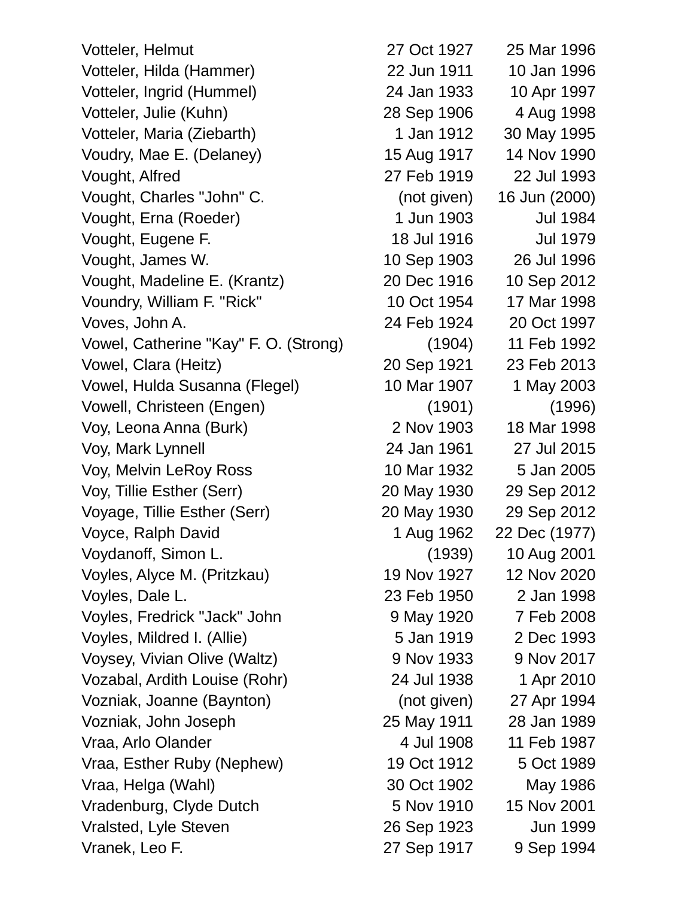| Name | Birth | Death |
|---|---|---|
| Votteler, Helmut | 27 Oct 1927 | 25 Mar 1996 |
| Votteler, Hilda (Hammer) | 22 Jun 1911 | 10 Jan 1996 |
| Votteler, Ingrid (Hummel) | 24 Jan 1933 | 10 Apr 1997 |
| Votteler, Julie (Kuhn) | 28 Sep 1906 | 4 Aug 1998 |
| Votteler, Maria (Ziebarth) | 1 Jan 1912 | 30 May 1995 |
| Voudry, Mae E. (Delaney) | 15 Aug 1917 | 14 Nov 1990 |
| Vought, Alfred | 27 Feb 1919 | 22 Jul 1993 |
| Vought, Charles "John" C. | (not given) | 16 Jun (2000) |
| Vought, Erna (Roeder) | 1 Jun 1903 | Jul 1984 |
| Vought, Eugene F. | 18 Jul 1916 | Jul 1979 |
| Vought, James W. | 10 Sep 1903 | 26 Jul 1996 |
| Vought, Madeline E. (Krantz) | 20 Dec 1916 | 10 Sep 2012 |
| Voundry, William F. "Rick" | 10 Oct 1954 | 17 Mar 1998 |
| Voves, John A. | 24 Feb 1924 | 20 Oct 1997 |
| Vowel, Catherine "Kay" F. O. (Strong) | (1904) | 11 Feb 1992 |
| Vowel, Clara (Heitz) | 20 Sep 1921 | 23 Feb 2013 |
| Vowel, Hulda Susanna (Flegel) | 10 Mar 1907 | 1 May 2003 |
| Vowell, Christeen (Engen) | (1901) | (1996) |
| Voy, Leona Anna (Burk) | 2 Nov 1903 | 18 Mar 1998 |
| Voy, Mark Lynnell | 24 Jan 1961 | 27 Jul 2015 |
| Voy, Melvin LeRoy Ross | 10 Mar 1932 | 5 Jan 2005 |
| Voy, Tillie Esther (Serr) | 20 May 1930 | 29 Sep 2012 |
| Voyage, Tillie Esther (Serr) | 20 May 1930 | 29 Sep 2012 |
| Voyce, Ralph David | 1 Aug 1962 | 22 Dec (1977) |
| Voydanoff, Simon L. | (1939) | 10 Aug 2001 |
| Voyles, Alyce M. (Pritzkau) | 19 Nov 1927 | 12 Nov 2020 |
| Voyles, Dale L. | 23 Feb 1950 | 2 Jan 1998 |
| Voyles, Fredrick "Jack" John | 9 May 1920 | 7 Feb 2008 |
| Voyles, Mildred I. (Allie) | 5 Jan 1919 | 2 Dec 1993 |
| Voysey, Vivian Olive (Waltz) | 9 Nov 1933 | 9 Nov 2017 |
| Vozabal, Ardith Louise (Rohr) | 24 Jul 1938 | 1 Apr 2010 |
| Vozniak, Joanne (Baynton) | (not given) | 27 Apr 1994 |
| Vozniak, John Joseph | 25 May 1911 | 28 Jan 1989 |
| Vraa, Arlo Olander | 4 Jul 1908 | 11 Feb 1987 |
| Vraa, Esther Ruby (Nephew) | 19 Oct 1912 | 5 Oct 1989 |
| Vraa, Helga (Wahl) | 30 Oct 1902 | May 1986 |
| Vradenburg, Clyde Dutch | 5 Nov 1910 | 15 Nov 2001 |
| Vralsted, Lyle Steven | 26 Sep 1923 | Jun 1999 |
| Vranek, Leo F. | 27 Sep 1917 | 9 Sep 1994 |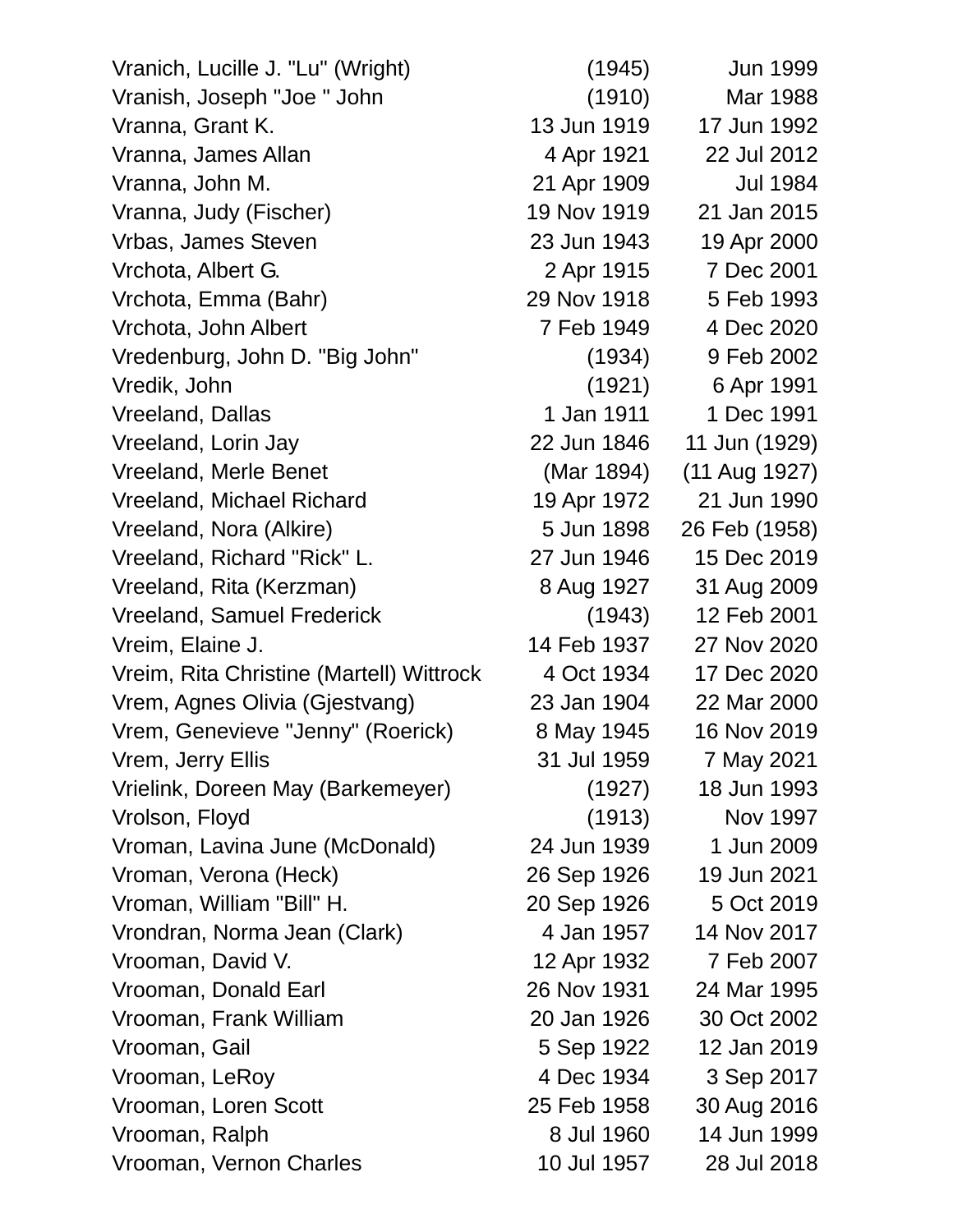| | | |
|---|---|---|
| Vranich, Lucille J. "Lu" (Wright) | (1945) | Jun 1999 |
| Vranish, Joseph "Joe " John | (1910) | Mar 1988 |
| Vranna, Grant K. | 13 Jun 1919 | 17 Jun 1992 |
| Vranna, James Allan | 4 Apr 1921 | 22 Jul 2012 |
| Vranna, John M. | 21 Apr 1909 | Jul 1984 |
| Vranna, Judy (Fischer) | 19 Nov 1919 | 21 Jan 2015 |
| Vrbas, James Steven | 23 Jun 1943 | 19 Apr 2000 |
| Vrchota, Albert G. | 2 Apr 1915 | 7 Dec 2001 |
| Vrchota, Emma (Bahr) | 29 Nov 1918 | 5 Feb 1993 |
| Vrchota, John Albert | 7 Feb 1949 | 4 Dec 2020 |
| Vredenburg, John D. "Big John" | (1934) | 9 Feb 2002 |
| Vredik, John | (1921) | 6 Apr 1991 |
| Vreeland, Dallas | 1 Jan 1911 | 1 Dec 1991 |
| Vreeland, Lorin Jay | 22 Jun 1846 | 11 Jun (1929) |
| Vreeland, Merle Benet | (Mar 1894) | (11 Aug 1927) |
| Vreeland, Michael Richard | 19 Apr 1972 | 21 Jun 1990 |
| Vreeland, Nora (Alkire) | 5 Jun 1898 | 26 Feb (1958) |
| Vreeland, Richard "Rick" L. | 27 Jun 1946 | 15 Dec 2019 |
| Vreeland, Rita (Kerzman) | 8 Aug 1927 | 31 Aug 2009 |
| Vreeland, Samuel Frederick | (1943) | 12 Feb 2001 |
| Vreim, Elaine J. | 14 Feb 1937 | 27 Nov 2020 |
| Vreim, Rita Christine (Martell) Wittrock | 4 Oct 1934 | 17 Dec 2020 |
| Vrem, Agnes Olivia (Gjestvang) | 23 Jan 1904 | 22 Mar 2000 |
| Vrem, Genevieve "Jenny" (Roerick) | 8 May 1945 | 16 Nov 2019 |
| Vrem, Jerry Ellis | 31 Jul 1959 | 7 May 2021 |
| Vrielink, Doreen May (Barkemeyer) | (1927) | 18 Jun 1993 |
| Vrolson, Floyd | (1913) | Nov 1997 |
| Vroman, Lavina June (McDonald) | 24 Jun 1939 | 1 Jun 2009 |
| Vroman, Verona (Heck) | 26 Sep 1926 | 19 Jun 2021 |
| Vroman, William "Bill" H. | 20 Sep 1926 | 5 Oct 2019 |
| Vrondran, Norma Jean (Clark) | 4 Jan 1957 | 14 Nov 2017 |
| Vrooman, David V. | 12 Apr 1932 | 7 Feb 2007 |
| Vrooman, Donald Earl | 26 Nov 1931 | 24 Mar 1995 |
| Vrooman, Frank William | 20 Jan 1926 | 30 Oct 2002 |
| Vrooman, Gail | 5 Sep 1922 | 12 Jan 2019 |
| Vrooman, LeRoy | 4 Dec 1934 | 3 Sep 2017 |
| Vrooman, Loren Scott | 25 Feb 1958 | 30 Aug 2016 |
| Vrooman, Ralph | 8 Jul 1960 | 14 Jun 1999 |
| Vrooman, Vernon Charles | 10 Jul 1957 | 28 Jul 2018 |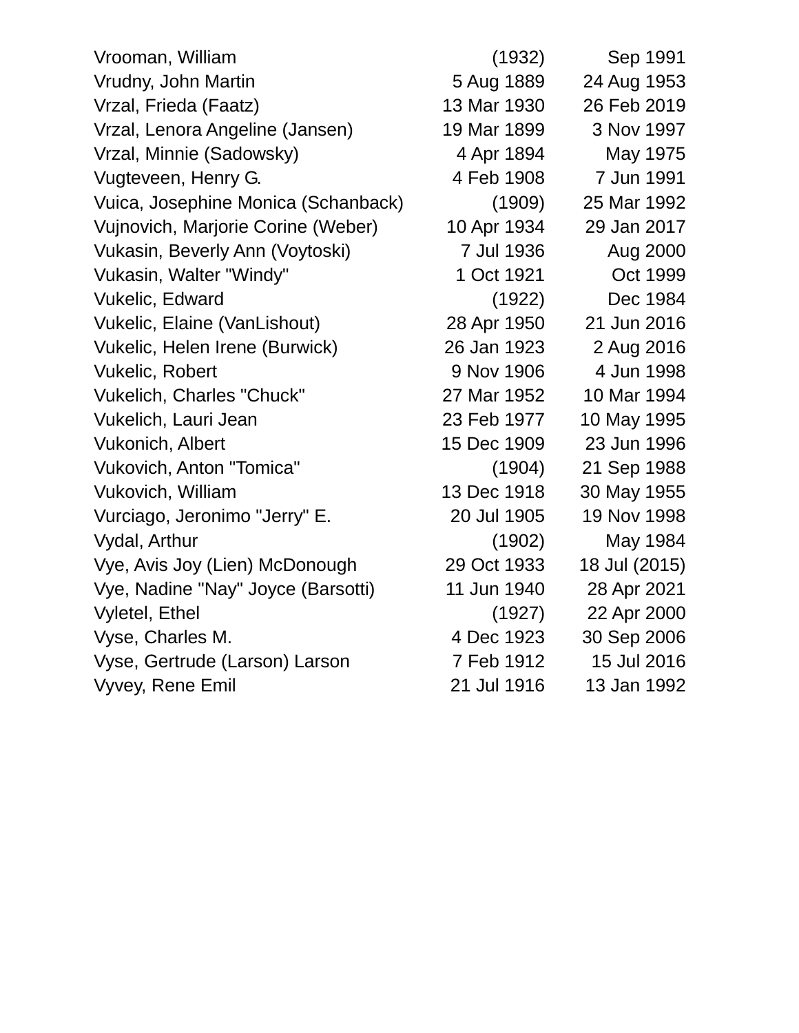| | | |
|---|---|---|
| Vrooman, William | (1932) | Sep 1991 |
| Vrudny, John Martin | 5 Aug 1889 | 24 Aug 1953 |
| Vrzal, Frieda (Faatz) | 13 Mar 1930 | 26 Feb 2019 |
| Vrzal, Lenora Angeline (Jansen) | 19 Mar 1899 | 3 Nov 1997 |
| Vrzal, Minnie (Sadowsky) | 4 Apr 1894 | May 1975 |
| Vugteveen, Henry G. | 4 Feb 1908 | 7 Jun 1991 |
| Vuica, Josephine Monica (Schanback) | (1909) | 25 Mar 1992 |
| Vujnovich, Marjorie Corine (Weber) | 10 Apr 1934 | 29 Jan 2017 |
| Vukasin, Beverly Ann (Voytoski) | 7 Jul 1936 | Aug 2000 |
| Vukasin, Walter "Windy" | 1 Oct 1921 | Oct 1999 |
| Vukelic, Edward | (1922) | Dec 1984 |
| Vukelic, Elaine (VanLishout) | 28 Apr 1950 | 21 Jun 2016 |
| Vukelic, Helen Irene (Burwick) | 26 Jan 1923 | 2 Aug 2016 |
| Vukelic, Robert | 9 Nov 1906 | 4 Jun 1998 |
| Vukelich, Charles "Chuck" | 27 Mar 1952 | 10 Mar 1994 |
| Vukelich, Lauri Jean | 23 Feb 1977 | 10 May 1995 |
| Vukonich, Albert | 15 Dec 1909 | 23 Jun 1996 |
| Vukovich, Anton "Tomica" | (1904) | 21 Sep 1988 |
| Vukovich, William | 13 Dec 1918 | 30 May 1955 |
| Vurciago, Jeronimo "Jerry" E. | 20 Jul 1905 | 19 Nov 1998 |
| Vydal, Arthur | (1902) | May 1984 |
| Vye, Avis Joy (Lien) McDonough | 29 Oct 1933 | 18 Jul (2015) |
| Vye, Nadine "Nay" Joyce (Barsotti) | 11 Jun 1940 | 28 Apr 2021 |
| Vyletel, Ethel | (1927) | 22 Apr 2000 |
| Vyse, Charles M. | 4 Dec 1923 | 30 Sep 2006 |
| Vyse, Gertrude (Larson) Larson | 7 Feb 1912 | 15 Jul 2016 |
| Vyvey, Rene Emil | 21 Jul 1916 | 13 Jan 1992 |